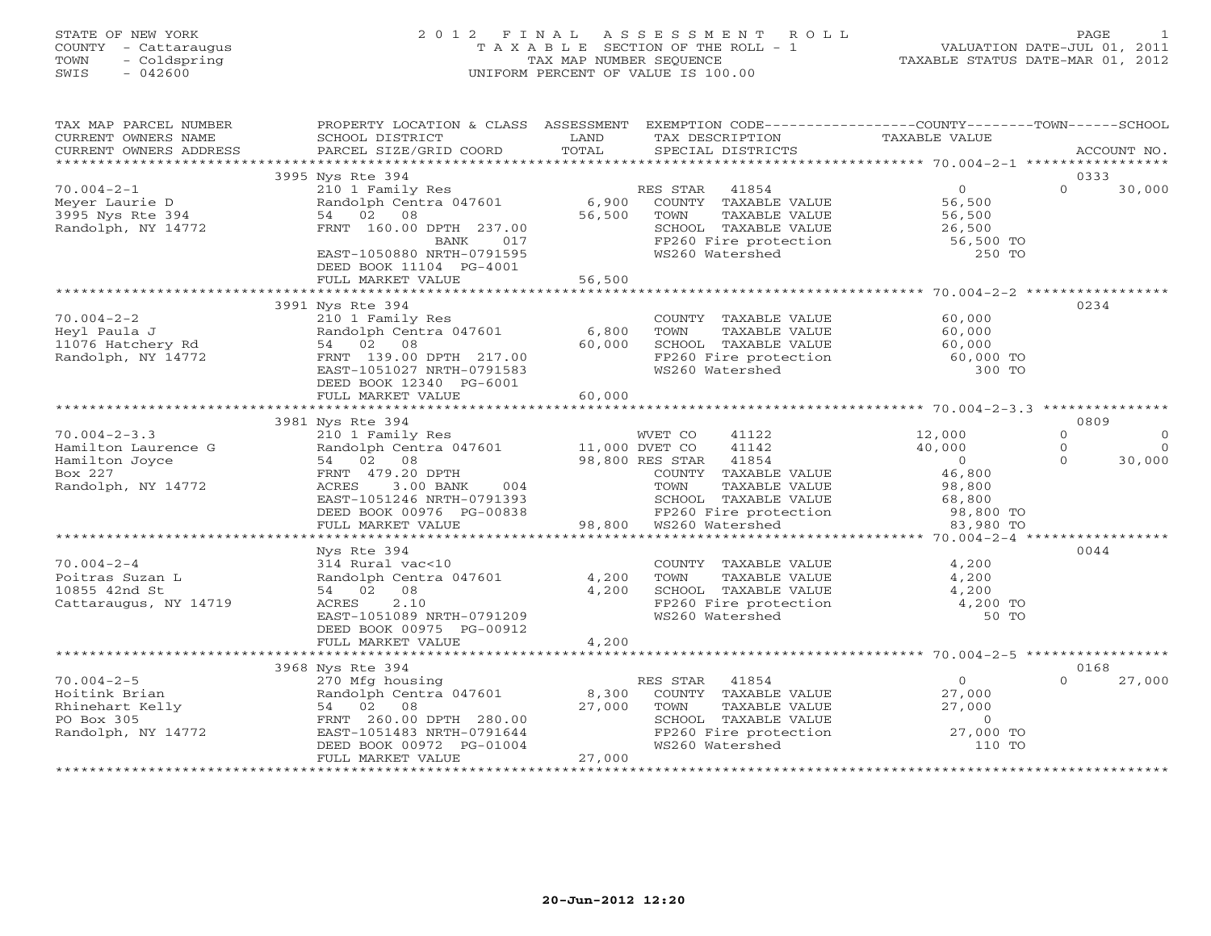STATE OF NEW YORK
COUNTY - Cattaraugus
TOWN - Coldspring
SWIS - 042600

# 2012 FINAL ASSESSMENT ROLL

TAXABLE SECTION OF THE ROLL - 1
TAX MAP NUMBER SEQUENCE
UNIFORM PERCENT OF VALUE IS 100.00

VALUATION DATE-JUL 01, 2011
TAXABLE STATUS DATE-MAR 01, 2012

| TAX MAP PARCEL NUMBER / CURRENT OWNERS NAME / CURRENT OWNERS ADDRESS | PROPERTY LOCATION & CLASS / SCHOOL DISTRICT / PARCEL SIZE/GRID COORD | ASSESSMENT LAND | TOTAL | EXEMPTION CODE / TAX DESCRIPTION / SPECIAL DISTRICTS | COUNTY TAXABLE VALUE | TOWN | SCHOOL | ACCOUNT NO. |
|---|---|---|---|---|---|---|---|---|
| 70.004-2-1 | 3995 Nys Rte 394 | | | | | | | 0333 |
| | 210 1 Family Res | | | RES STAR 41854 | 0 | 0 | 30,000 | |
| Meyer Laurie D | Randolph Centra 047601 | 6,900 | | COUNTY TAXABLE VALUE | 56,500 | | | |
| 3995 Nys Rte 394 | 54 02 08 | | 56,500 | TOWN TAXABLE VALUE | 56,500 | | | |
| Randolph, NY 14772 | FRNT 160.00 DPTH 237.00 | | | SCHOOL TAXABLE VALUE | 26,500 | | | |
| | BANK 017 | | | FP260 Fire protection | 56,500 TO | | | |
| | EAST-1050880 NRTH-0791595 | | | WS260 Watershed | 250 TO | | | |
| | DEED BOOK 11104 PG-4001 | | | | | | | |
| | FULL MARKET VALUE | | 56,500 | | | | | |
| 70.004-2-2 | 3991 Nys Rte 394 | | | | | | | 0234 |
| | 210 1 Family Res | | | COUNTY TAXABLE VALUE | 60,000 | | | |
| Heyl Paula J | Randolph Centra 047601 | 6,800 | | TOWN TAXABLE VALUE | 60,000 | | | |
| 11076 Hatchery Rd | 54 02 08 | | 60,000 | SCHOOL TAXABLE VALUE | 60,000 | | | |
| Randolph, NY 14772 | FRNT 139.00 DPTH 217.00 | | | FP260 Fire protection | 60,000 TO | | | |
| | EAST-1051027 NRTH-0791583 | | | WS260 Watershed | 300 TO | | | |
| | DEED BOOK 12340 PG-6001 | | | | | | | |
| | FULL MARKET VALUE | | 60,000 | | | | | |
| 70.004-2-3.3 | 3981 Nys Rte 394 | | | | | | | 0809 |
| | 210 1 Family Res | | | WVET CO 41122 | 12,000 | 0 | 0 | |
| Hamilton Laurence G | Randolph Centra 047601 | 11,000 | | DVET CO 41142 | 40,000 | 0 | 0 | |
| Hamilton Joyce | 54 02 08 | | 98,800 | RES STAR 41854 | 0 | 0 | 30,000 | |
| Box 227 | FRNT 479.20 DPTH | | | COUNTY TAXABLE VALUE | 46,800 | | | |
| Randolph, NY 14772 | ACRES 3.00 BANK 004 | | | TOWN TAXABLE VALUE | 98,800 | | | |
| | EAST-1051246 NRTH-0791393 | | | SCHOOL TAXABLE VALUE | 68,800 | | | |
| | DEED BOOK 00976 PG-00838 | | | FP260 Fire protection | 98,800 TO | | | |
| | FULL MARKET VALUE | | 98,800 | WS260 Watershed | 83,980 TO | | | |
| 70.004-2-4 | Nys Rte 394 | | | | | | | 0044 |
| | 314 Rural vac<10 | | | COUNTY TAXABLE VALUE | 4,200 | | | |
| Poitras Suzan L | Randolph Centra 047601 | 4,200 | | TOWN TAXABLE VALUE | 4,200 | | | |
| 10855 42nd St | 54 02 08 | | 4,200 | SCHOOL TAXABLE VALUE | 4,200 | | | |
| Cattaraugus, NY 14719 | ACRES 2.10 | | | FP260 Fire protection | 4,200 TO | | | |
| | EAST-1051089 NRTH-0791209 | | | WS260 Watershed | 50 TO | | | |
| | DEED BOOK 00975 PG-00912 | | | | | | | |
| | FULL MARKET VALUE | | 4,200 | | | | | |
| 70.004-2-5 | 3968 Nys Rte 394 | | | | | | | 0168 |
| | 270 Mfg housing | | | RES STAR 41854 | 0 | 0 | 27,000 | |
| Hoitink Brian | Randolph Centra 047601 | 8,300 | | COUNTY TAXABLE VALUE | 27,000 | | | |
| Rhinehart Kelly | 54 02 08 | | 27,000 | TOWN TAXABLE VALUE | 27,000 | | | |
| PO Box 305 | FRNT 260.00 DPTH 280.00 | | | SCHOOL TAXABLE VALUE | 0 | | | |
| Randolph, NY 14772 | EAST-1051483 NRTH-0791644 | | | FP260 Fire protection | 27,000 TO | | | |
| | DEED BOOK 00972 PG-01004 | | | WS260 Watershed | 110 TO | | | |
| | FULL MARKET VALUE | | 27,000 | | | | | |

20-Jun-2012 12:20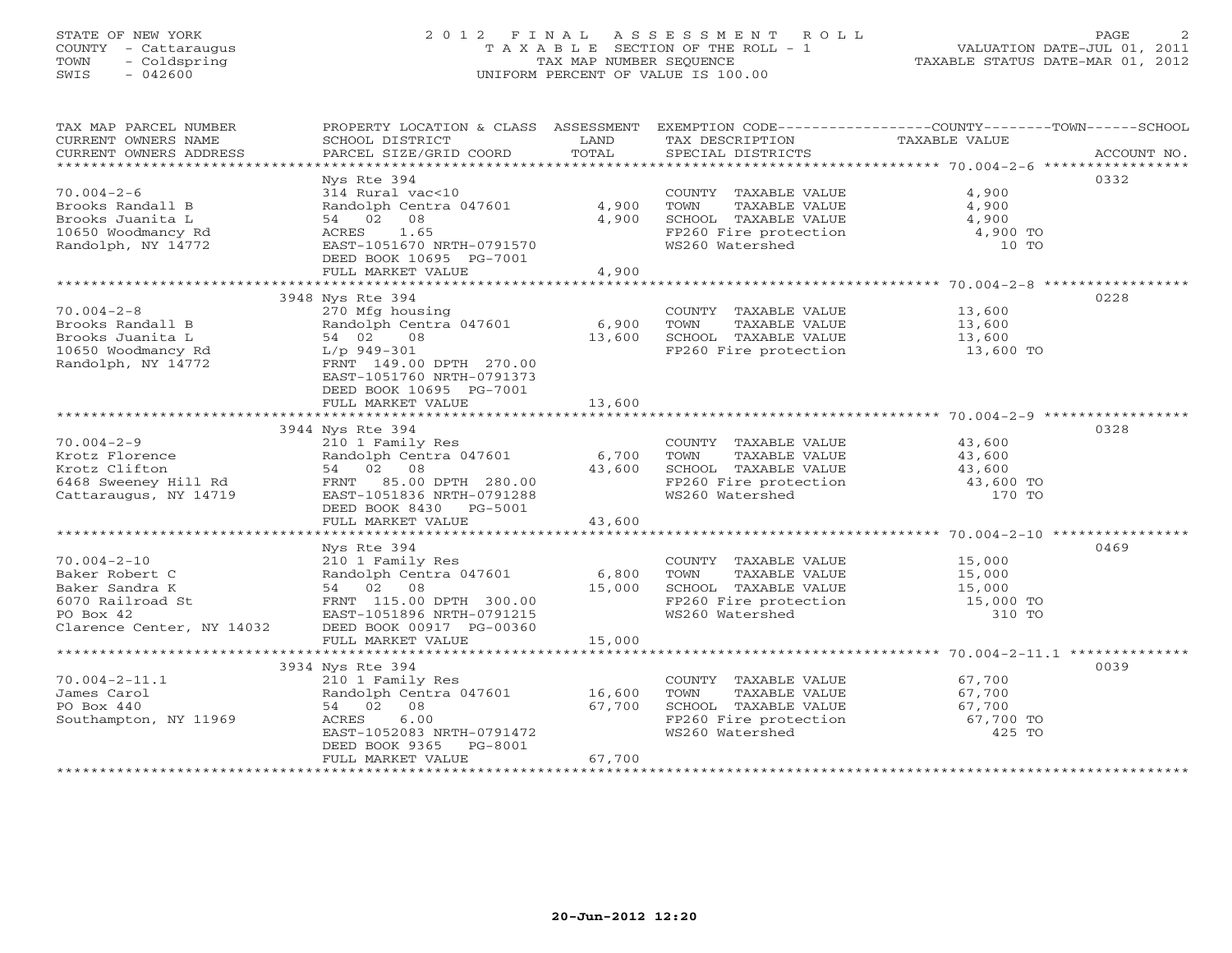STATE OF NEW YORK
COUNTY - Cattaraugus
TOWN - Coldspring
SWIS - 042600

# 2012 FINAL ASSESSMENT ROLL
TAXABLE SECTION OF THE ROLL - 1
TAX MAP NUMBER SEQUENCE
UNIFORM PERCENT OF VALUE IS 100.00

VALUATION DATE-JUL 01, 2011
TAXABLE STATUS DATE-MAR 01, 2012

| TAX MAP PARCEL NUMBER / CURRENT OWNERS NAME / CURRENT OWNERS ADDRESS | PROPERTY LOCATION & CLASS / SCHOOL DISTRICT / PARCEL SIZE/GRID COORD | ASSESSMENT LAND | TOTAL | EXEMPTION CODE / TAX DESCRIPTION / SPECIAL DISTRICTS | TAXABLE VALUE | ACCOUNT NO. |
|---|---|---|---|---|---|---|
| 70.004-2-6 | Nys Rte 394 | | | | | 0332 |
| | 314 Rural vac<10 | | | COUNTY TAXABLE VALUE | 4,900 | |
| Brooks Randall B | Randolph Centra 047601 | 4,900 | | TOWN TAXABLE VALUE | 4,900 | |
| Brooks Juanita L | 54 02 08 | | 4,900 | SCHOOL TAXABLE VALUE | 4,900 | |
| 10650 Woodmancy Rd | ACRES 1.65 | | | FP260 Fire protection | 4,900 TO | |
| Randolph, NY 14772 | EAST-1051670 NRTH-0791570 | | | WS260 Watershed | 10 TO | |
| | DEED BOOK 10695 PG-7001 | | | | | |
| | FULL MARKET VALUE | | 4,900 | | | |
| 70.004-2-8 | 3948 Nys Rte 394 | | | | | 0228 |
| | 270 Mfg housing | | | COUNTY TAXABLE VALUE | 13,600 | |
| Brooks Randall B | Randolph Centra 047601 | 6,900 | | TOWN TAXABLE VALUE | 13,600 | |
| Brooks Juanita L | 54 02 08 | | 13,600 | SCHOOL TAXABLE VALUE | 13,600 | |
| 10650 Woodmancy Rd | L/p 949-301 | | | FP260 Fire protection | 13,600 TO | |
| Randolph, NY 14772 | FRNT 149.00 DPTH 270.00 | | | | | |
| | EAST-1051760 NRTH-0791373 | | | | | |
| | DEED BOOK 10695 PG-7001 | | | | | |
| | FULL MARKET VALUE | | 13,600 | | | |
| 70.004-2-9 | 3944 Nys Rte 394 | | | | | 0328 |
| | 210 1 Family Res | | | COUNTY TAXABLE VALUE | 43,600 | |
| Krotz Florence | Randolph Centra 047601 | 6,700 | | TOWN TAXABLE VALUE | 43,600 | |
| Krotz Clifton | 54 02 08 | | 43,600 | SCHOOL TAXABLE VALUE | 43,600 | |
| 6468 Sweeney Hill Rd | FRNT 85.00 DPTH 280.00 | | | FP260 Fire protection | 43,600 TO | |
| Cattaraugus, NY 14719 | EAST-1051836 NRTH-0791288 | | | WS260 Watershed | 170 TO | |
| | DEED BOOK 8430 PG-5001 | | | | | |
| | FULL MARKET VALUE | | 43,600 | | | |
| 70.004-2-10 | Nys Rte 394 | | | | | 0469 |
| | 210 1 Family Res | | | COUNTY TAXABLE VALUE | 15,000 | |
| Baker Robert C | Randolph Centra 047601 | 6,800 | | TOWN TAXABLE VALUE | 15,000 | |
| Baker Sandra K | 54 02 08 | | 15,000 | SCHOOL TAXABLE VALUE | 15,000 | |
| 6070 Railroad St | FRNT 115.00 DPTH 300.00 | | | FP260 Fire protection | 15,000 TO | |
| PO Box 42 | EAST-1051896 NRTH-0791215 | | | WS260 Watershed | 310 TO | |
| Clarence Center, NY 14032 | DEED BOOK 00917 PG-00360 | | | | | |
| | FULL MARKET VALUE | | 15,000 | | | |
| 70.004-2-11.1 | 3934 Nys Rte 394 | | | | | 0039 |
| | 210 1 Family Res | | | COUNTY TAXABLE VALUE | 67,700 | |
| James Carol | Randolph Centra 047601 | 16,600 | | TOWN TAXABLE VALUE | 67,700 | |
| PO Box 440 | 54 02 08 | | 67,700 | SCHOOL TAXABLE VALUE | 67,700 | |
| Southampton, NY 11969 | ACRES 6.00 | | | FP260 Fire protection | 67,700 TO | |
| | EAST-1052083 NRTH-0791472 | | | WS260 Watershed | 425 TO | |
| | DEED BOOK 9365 PG-8001 | | | | | |
| | FULL MARKET VALUE | | 67,700 | | | |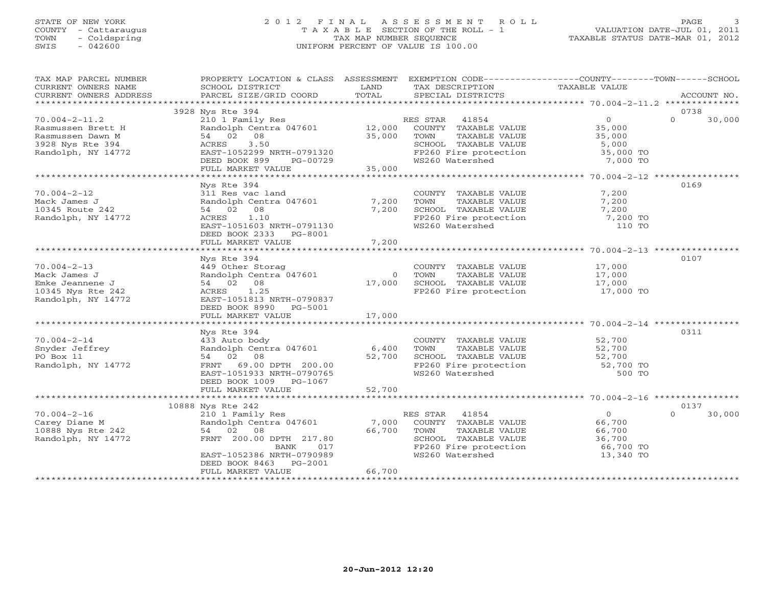STATE OF NEW YORK
COUNTY - Cattaraugus
TOWN - Coldspring
SWIS - 042600

# 2012 FINAL ASSESSMENT ROLL

TAXABLE SECTION OF THE ROLL - 1
TAX MAP NUMBER SEQUENCE
UNIFORM PERCENT OF VALUE IS 100.00

VALUATION DATE-JUL 01, 2011
TAXABLE STATUS DATE-MAR 01, 2012

| TAX MAP PARCEL NUMBER / CURRENT OWNERS NAME / CURRENT OWNERS ADDRESS | PROPERTY LOCATION & CLASS / SCHOOL DISTRICT / PARCEL SIZE/GRID COORD | ASSESSMENT LAND / TOTAL | EXEMPTION CODE / TAX DESCRIPTION / SPECIAL DISTRICTS | COUNTY / TOWN TAXABLE VALUE | SCHOOL / ACCOUNT NO. |
|---|---|---|---|---|---|
| | 3928 Nys Rte 394 | | | | 0738 |
| 70.004-2-11.2 | 210 1 Family Res | | RES STAR 41854 | 0 | 0 30,000 |
| Rasmussen Brett H | Randolph Centra 047601 | 12,000 | COUNTY TAXABLE VALUE | 35,000 | |
| Rasmussen Dawn M | 54 02 08 | 35,000 | TOWN TAXABLE VALUE | 35,000 | |
| 3928 Nys Rte 394 | ACRES 3.50 | | SCHOOL TAXABLE VALUE | 5,000 | |
| Randolph, NY 14772 | EAST-1052299 NRTH-0791320 | | FP260 Fire protection | 35,000 TO | |
| | DEED BOOK 899 PG-00729 | | WS260 Watershed | 7,000 TO | |
| | FULL MARKET VALUE | 35,000 | | | |
| | Nys Rte 394 | | | | 0169 |
| 70.004-2-12 | 311 Res vac land | | COUNTY TAXABLE VALUE | 7,200 | |
| Mack James J | Randolph Centra 047601 | 7,200 | TOWN TAXABLE VALUE | 7,200 | |
| 10345 Route 242 | 54 02 08 | 7,200 | SCHOOL TAXABLE VALUE | 7,200 | |
| Randolph, NY 14772 | ACRES 1.10 | | FP260 Fire protection | 7,200 TO | |
| | EAST-1051603 NRTH-0791130 | | WS260 Watershed | 110 TO | |
| | DEED BOOK 2333 PG-8001 | | | | |
| | FULL MARKET VALUE | 7,200 | | | |
| | Nys Rte 394 | | | | 0107 |
| 70.004-2-13 | 449 Other Storag | | COUNTY TAXABLE VALUE | 17,000 | |
| Mack James J | Randolph Centra 047601 | 0 | TOWN TAXABLE VALUE | 17,000 | |
| Emke Jeannene J | 54 02 08 | 17,000 | SCHOOL TAXABLE VALUE | 17,000 | |
| 10345 Nys Rte 242 | ACRES 1.25 | | FP260 Fire protection | 17,000 TO | |
| Randolph, NY 14772 | EAST-1051813 NRTH-0790837 | | | | |
| | DEED BOOK 8990 PG-5001 | | | | |
| | FULL MARKET VALUE | 17,000 | | | |
| | Nys Rte 394 | | | | 0311 |
| 70.004-2-14 | 433 Auto body | | COUNTY TAXABLE VALUE | 52,700 | |
| Snyder Jeffrey | Randolph Centra 047601 | 6,400 | TOWN TAXABLE VALUE | 52,700 | |
| PO Box 11 | 54 02 08 | 52,700 | SCHOOL TAXABLE VALUE | 52,700 | |
| Randolph, NY 14772 | FRNT 69.00 DPTH 200.00 | | FP260 Fire protection | 52,700 TO | |
| | EAST-1051933 NRTH-0790765 | | WS260 Watershed | 500 TO | |
| | DEED BOOK 1009 PG-1067 | | | | |
| | FULL MARKET VALUE | 52,700 | | | |
| | 10888 Nys Rte 242 | | | | 0137 |
| 70.004-2-16 | 210 1 Family Res | | RES STAR 41854 | 0 | 0 30,000 |
| Carey Diane M | Randolph Centra 047601 | 7,000 | COUNTY TAXABLE VALUE | 66,700 | |
| 10888 Nys Rte 242 | 54 02 08 | 66,700 | TOWN TAXABLE VALUE | 66,700 | |
| Randolph, NY 14772 | FRNT 200.00 DPTH 217.80 | | SCHOOL TAXABLE VALUE | 36,700 | |
| | BANK 017 | | FP260 Fire protection | 66,700 TO | |
| | EAST-1052386 NRTH-0790989 | | WS260 Watershed | 13,340 TO | |
| | DEED BOOK 8463 PG-2001 | | | | |
| | FULL MARKET VALUE | 66,700 | | | |

20-Jun-2012 12:20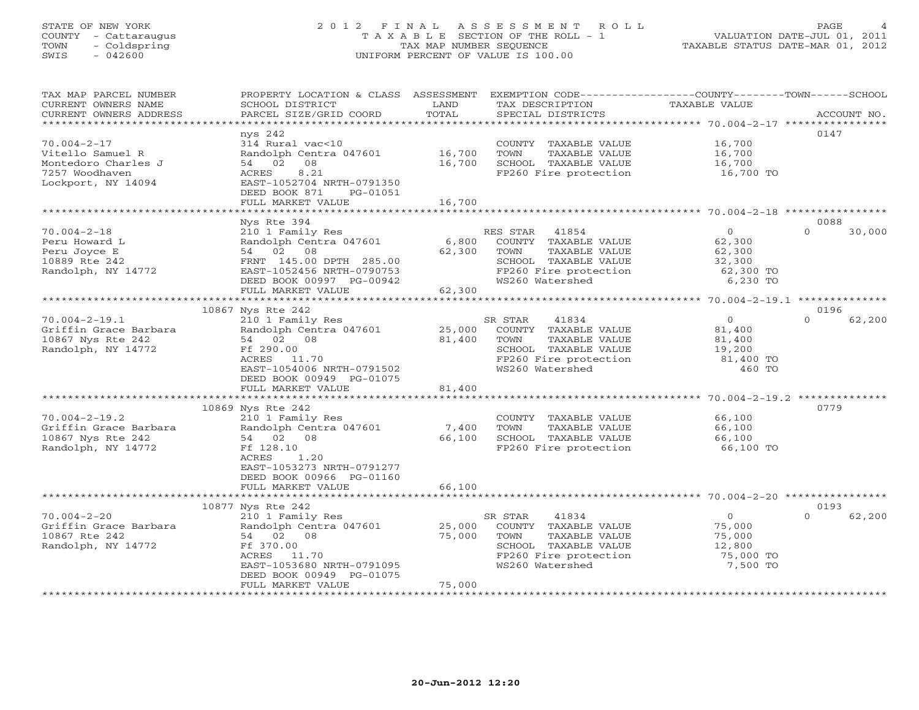STATE OF NEW YORK
COUNTY - Cattaraugus
TOWN - Coldspring
SWIS - 042600

# 2012 FINAL ASSESSMENT ROLL
TAXABLE SECTION OF THE ROLL - 1
TAX MAP NUMBER SEQUENCE
UNIFORM PERCENT OF VALUE IS 100.00

VALUATION DATE-JUL 01, 2011
TAXABLE STATUS DATE-MAR 01, 2012

| TAX MAP PARCEL NUMBER / CURRENT OWNERS NAME / CURRENT OWNERS ADDRESS | PROPERTY LOCATION & CLASS / SCHOOL DISTRICT / PARCEL SIZE/GRID COORD | ASSESSMENT LAND | TOTAL | EXEMPTION CODE / TAX DESCRIPTION / SPECIAL DISTRICTS | COUNTY TAXABLE VALUE | TOWN | SCHOOL | ACCOUNT NO. |
|---|---|---|---|---|---|---|---|---|
| **70.004-2-17** | nys 242 | | | | | | | 0147 |
| Vitello Samuel R | 314 Rural vac<10 | | | COUNTY TAXABLE VALUE | 16,700 | | | |
| Montedoro Charles J | Randolph Centra 047601 | 16,700 | | TOWN TAXABLE VALUE | 16,700 | | | |
| 7257 Woodhaven | 54 02 08 | | 16,700 | SCHOOL TAXABLE VALUE | 16,700 | | | |
| Lockport, NY 14094 | ACRES 8.21 | | | FP260 Fire protection | 16,700 TO | | | |
| | EAST-1052704 NRTH-0791350 | | | | | | | |
| | DEED BOOK 871 PG-01051 | | | | | | | |
| | FULL MARKET VALUE | | 16,700 | | | | | |
| **70.004-2-18** | Nys Rte 394 | | | | | | | 0088 |
| Peru Howard L | 210 1 Family Res | | | RES STAR 41854 | 0 | | 0 | 30,000 |
| Peru Joyce E | Randolph Centra 047601 | 6,800 | | COUNTY TAXABLE VALUE | 62,300 | | | |
| 10889 Rte 242 | 54 02 08 | | 62,300 | TOWN TAXABLE VALUE | 62,300 | | | |
| Randolph, NY 14772 | FRNT 145.00 DPTH 285.00 | | | SCHOOL TAXABLE VALUE | 32,300 | | | |
| | EAST-1052456 NRTH-0790753 | | | FP260 Fire protection | 62,300 TO | | | |
| | DEED BOOK 00997 PG-00942 | | | WS260 Watershed | 6,230 TO | | | |
| | FULL MARKET VALUE | | 62,300 | | | | | |
| **70.004-2-19.1** | 10867 Nys Rte 242 | | | | | | | 0196 |
| Griffin Grace Barbara | 210 1 Family Res | | | SR STAR 41834 | 0 | | 0 | 62,200 |
| 10867 Nys Rte 242 | Randolph Centra 047601 | 25,000 | | COUNTY TAXABLE VALUE | 81,400 | | | |
| Randolph, NY 14772 | 54 02 08 | | 81,400 | TOWN TAXABLE VALUE | 81,400 | | | |
| | Ff 290.00 | | | SCHOOL TAXABLE VALUE | 19,200 | | | |
| | ACRES 11.70 | | | FP260 Fire protection | 81,400 TO | | | |
| | EAST-1054006 NRTH-0791502 | | | WS260 Watershed | 460 TO | | | |
| | DEED BOOK 00949 PG-01075 | | | | | | | |
| | FULL MARKET VALUE | | 81,400 | | | | | |
| **70.004-2-19.2** | 10869 Nys Rte 242 | | | | | | | 0779 |
| Griffin Grace Barbara | 210 1 Family Res | | | COUNTY TAXABLE VALUE | 66,100 | | | |
| 10867 Nys Rte 242 | Randolph Centra 047601 | 7,400 | | TOWN TAXABLE VALUE | 66,100 | | | |
| Randolph, NY 14772 | 54 02 08 | | 66,100 | SCHOOL TAXABLE VALUE | 66,100 | | | |
| | Ff 128.10 | | | FP260 Fire protection | 66,100 TO | | | |
| | ACRES 1.20 | | | | | | | |
| | EAST-1053273 NRTH-0791277 | | | | | | | |
| | DEED BOOK 00966 PG-01160 | | | | | | | |
| | FULL MARKET VALUE | | 66,100 | | | | | |
| **70.004-2-20** | 10877 Nys Rte 242 | | | | | | | 0193 |
| Griffin Grace Barbara | 210 1 Family Res | | | SR STAR 41834 | 0 | | 0 | 62,200 |
| 10867 Rte 242 | Randolph Centra 047601 | 25,000 | | COUNTY TAXABLE VALUE | 75,000 | | | |
| Randolph, NY 14772 | 54 02 08 | | 75,000 | TOWN TAXABLE VALUE | 75,000 | | | |
| | Ff 370.00 | | | SCHOOL TAXABLE VALUE | 12,800 | | | |
| | ACRES 11.70 | | | FP260 Fire protection | 75,000 TO | | | |
| | EAST-1053680 NRTH-0791095 | | | WS260 Watershed | 7,500 TO | | | |
| | DEED BOOK 00949 PG-01075 | | | | | | | |
| | FULL MARKET VALUE | | 75,000 | | | | | |

20-Jun-2012 12:20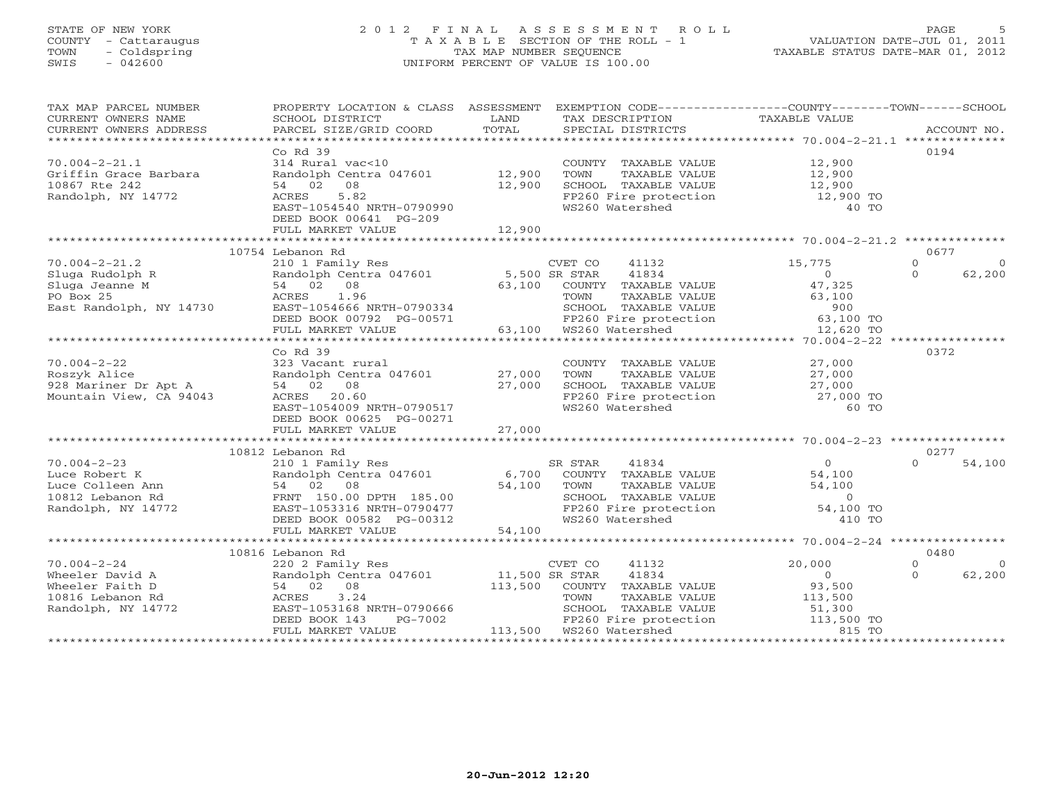STATE OF NEW YORK
COUNTY - Cattaraugus
TOWN - Coldspring
SWIS - 042600

# 2012 FINAL ASSESSMENT ROLL

TAXABLE SECTION OF THE ROLL - 1
TAX MAP NUMBER SEQUENCE
UNIFORM PERCENT OF VALUE IS 100.00

VALUATION DATE-JUL 01, 2011
TAXABLE STATUS DATE-MAR 01, 2012

| TAX MAP PARCEL NUMBER / CURRENT OWNERS NAME / CURRENT OWNERS ADDRESS | PROPERTY LOCATION & CLASS / SCHOOL DISTRICT / PARCEL SIZE/GRID COORD | ASSESSMENT LAND | TOTAL | EXEMPTION CODE / TAX DESCRIPTION / SPECIAL DISTRICTS | COUNTY | TOWN | SCHOOL | ACCOUNT NO. |
|---|---|---|---|---|---|---|---|---|
| **70.004-2-21.1** | Co Rd 39 | | | | | | | 0194 |
| Griffin Grace Barbara | 314 Rural vac<10 | | | COUNTY TAXABLE VALUE | 12,900 | | | |
| 10867 Rte 242 | Randolph Centra 047601 | 12,900 | | TOWN TAXABLE VALUE | | 12,900 | | |
| Randolph, NY 14772 | 54 02 08 | | 12,900 | SCHOOL TAXABLE VALUE | | | 12,900 | |
| | ACRES 5.82 | | | FP260 Fire protection | 12,900 TO | | | |
| | EAST-1054540 NRTH-0790990 | | | WS260 Watershed | 40 TO | | | |
| | DEED BOOK 00641 PG-209 | | | | | | | |
| | FULL MARKET VALUE | | 12,900 | | | | | |
| **70.004-2-21.2** | 10754 Lebanon Rd | | | | | | | 0677 |
| Sluga Rudolph R | 210 1 Family Res | | | CVET CO 41132 | 15,775 | 0 | 0 | |
| Sluga Jeanne M | Randolph Centra 047601 | 5,500 | | SR STAR 41834 | 0 | 0 | 62,200 | |
| PO Box 25 | 54 02 08 | | 63,100 | COUNTY TAXABLE VALUE | 47,325 | | | |
| East Randolph, NY 14730 | ACRES 1.96 | | | TOWN TAXABLE VALUE | | 63,100 | | |
| | EAST-1054666 NRTH-0790334 | | | SCHOOL TAXABLE VALUE | | | 900 | |
| | DEED BOOK 00792 PG-00571 | | | FP260 Fire protection | 63,100 TO | | | |
| | FULL MARKET VALUE | | 63,100 | WS260 Watershed | 12,620 TO | | | |
| **70.004-2-22** | Co Rd 39 | | | | | | | 0372 |
| Roszyk Alice | 323 Vacant rural | | | COUNTY TAXABLE VALUE | 27,000 | | | |
| 928 Mariner Dr Apt A | Randolph Centra 047601 | 27,000 | | TOWN TAXABLE VALUE | | 27,000 | | |
| Mountain View, CA 94043 | 54 02 08 | | 27,000 | SCHOOL TAXABLE VALUE | | | 27,000 | |
| | ACRES 20.60 | | | FP260 Fire protection | 27,000 TO | | | |
| | EAST-1054009 NRTH-0790517 | | | WS260 Watershed | 60 TO | | | |
| | DEED BOOK 00625 PG-00271 | | | | | | | |
| | FULL MARKET VALUE | | 27,000 | | | | | |
| **70.004-2-23** | 10812 Lebanon Rd | | | | | | | 0277 |
| Luce Robert K | 210 1 Family Res | | | SR STAR 41834 | 0 | 0 | 54,100 | |
| Luce Colleen Ann | Randolph Centra 047601 | 6,700 | | COUNTY TAXABLE VALUE | 54,100 | | | |
| 10812 Lebanon Rd | 54 02 08 | | 54,100 | TOWN TAXABLE VALUE | | 54,100 | | |
| Randolph, NY 14772 | FRNT 150.00 DPTH 185.00 | | | SCHOOL TAXABLE VALUE | | | 0 | |
| | EAST-1053316 NRTH-0790477 | | | FP260 Fire protection | 54,100 TO | | | |
| | DEED BOOK 00582 PG-00312 | | | WS260 Watershed | 410 TO | | | |
| | FULL MARKET VALUE | | 54,100 | | | | | |
| **70.004-2-24** | 10816 Lebanon Rd | | | | | | | 0480 |
| Wheeler David A | 220 2 Family Res | | | CVET CO 41132 | 20,000 | 0 | 0 | |
| Wheeler Faith D | Randolph Centra 047601 | 11,500 | | SR STAR 41834 | 0 | 0 | 62,200 | |
| 10816 Lebanon Rd | 54 02 08 | | 113,500 | COUNTY TAXABLE VALUE | 93,500 | | | |
| Randolph, NY 14772 | ACRES 3.24 | | | TOWN TAXABLE VALUE | | 113,500 | | |
| | EAST-1053168 NRTH-0790666 | | | SCHOOL TAXABLE VALUE | | | 51,300 | |
| | DEED BOOK 143 PG-7002 | | | FP260 Fire protection | 113,500 TO | | | |
| | FULL MARKET VALUE | | 113,500 | WS260 Watershed | 815 TO | | | |

20-Jun-2012 12:20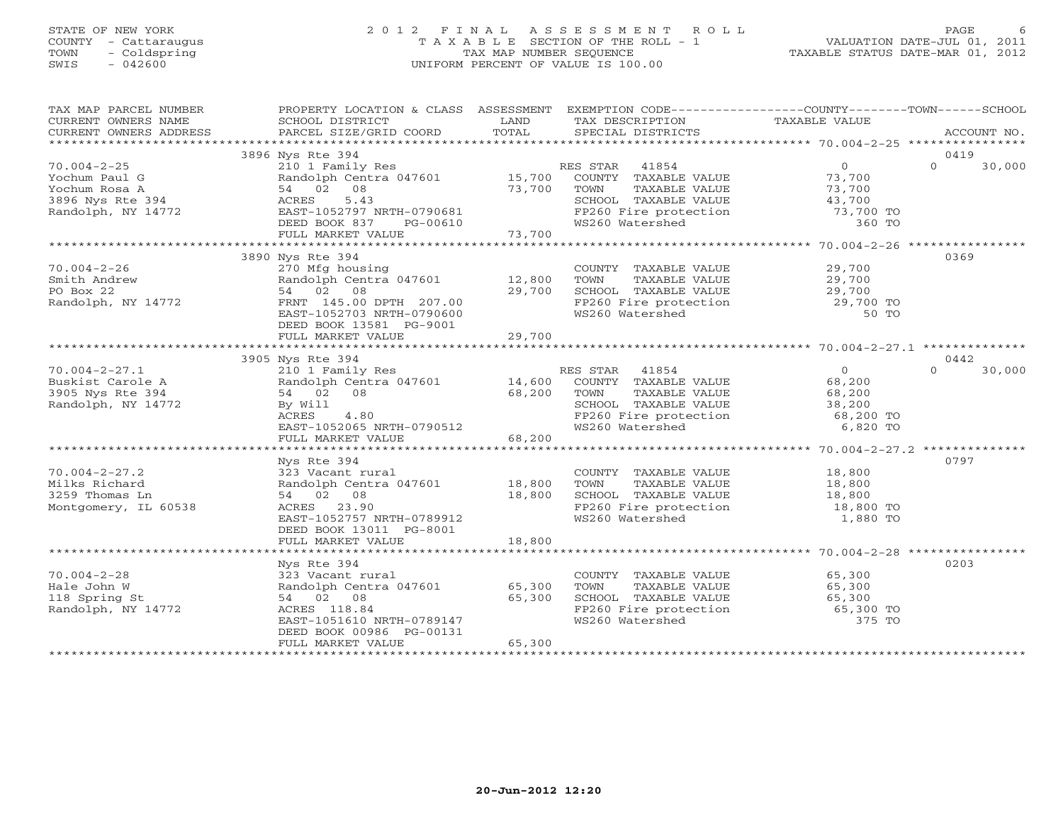STATE OF NEW YORK
COUNTY - Cattaraugus
TOWN - Coldspring
SWIS - 042600

# 2012 FINAL ASSESSMENT ROLL

TAXABLE SECTION OF THE ROLL - 1
TAX MAP NUMBER SEQUENCE
UNIFORM PERCENT OF VALUE IS 100.00

VALUATION DATE-JUL 01, 2011
TAXABLE STATUS DATE-MAR 01, 2012

| TAX MAP PARCEL NUMBER / CURRENT OWNERS NAME / CURRENT OWNERS ADDRESS | PROPERTY LOCATION & CLASS / SCHOOL DISTRICT / PARCEL SIZE/GRID COORD | ASSESSMENT LAND / TOTAL | EXEMPTION CODE / TAX DESCRIPTION / SPECIAL DISTRICTS | COUNTY TAXABLE VALUE | TOWN | SCHOOL | ACCOUNT NO. |
|---|---|---|---|---|---|---|---|
| 70.004-2-25 | 3896 Nys Rte 394 | | | | | | 0419 |
| Yochum Paul G | 210 1 Family Res | | RES STAR 41854 | 0 | 0 | 30,000 | |
| Yochum Rosa A | Randolph Centra 047601 | 15,700 | COUNTY TAXABLE VALUE | 73,700 | | | |
| 3896 Nys Rte 394 | 54 02 08 | 73,700 | TOWN TAXABLE VALUE | 73,700 | | | |
| Randolph, NY 14772 | ACRES 5.43 | | SCHOOL TAXABLE VALUE | 43,700 | | | |
| | EAST-1052797 NRTH-0790681 | | FP260 Fire protection | 73,700 TO | | | |
| | DEED BOOK 837 PG-00610 | | WS260 Watershed | 360 TO | | | |
| | FULL MARKET VALUE | 73,700 | | | | | |
| 70.004-2-26 | 3890 Nys Rte 394 | | | | | | 0369 |
| Smith Andrew | 270 Mfg housing | | COUNTY TAXABLE VALUE | 29,700 | | | |
| PO Box 22 | Randolph Centra 047601 | 12,800 | TOWN TAXABLE VALUE | 29,700 | | | |
| Randolph, NY 14772 | 54 02 08 | 29,700 | SCHOOL TAXABLE VALUE | 29,700 | | | |
| | FRNT 145.00 DPTH 207.00 | | FP260 Fire protection | 29,700 TO | | | |
| | EAST-1052703 NRTH-0790600 | | WS260 Watershed | 50 TO | | | |
| | DEED BOOK 13581 PG-9001 | | | | | | |
| | FULL MARKET VALUE | 29,700 | | | | | |
| 70.004-2-27.1 | 3905 Nys Rte 394 | | | | | | 0442 |
| Buskist Carole A | 210 1 Family Res | | RES STAR 41854 | 0 | 0 | 30,000 | |
| 3905 Nys Rte 394 | Randolph Centra 047601 | 14,600 | COUNTY TAXABLE VALUE | 68,200 | | | |
| Randolph, NY 14772 | 54 02 08 | 68,200 | TOWN TAXABLE VALUE | 68,200 | | | |
| | By Will | | SCHOOL TAXABLE VALUE | 38,200 | | | |
| | ACRES 4.80 | | FP260 Fire protection | 68,200 TO | | | |
| | EAST-1052065 NRTH-0790512 | | WS260 Watershed | 6,820 TO | | | |
| | FULL MARKET VALUE | 68,200 | | | | | |
| 70.004-2-27.2 | Nys Rte 394 | | | | | | 0797 |
| Milks Richard | 323 Vacant rural | | COUNTY TAXABLE VALUE | 18,800 | | | |
| 3259 Thomas Ln | Randolph Centra 047601 | 18,800 | TOWN TAXABLE VALUE | 18,800 | | | |
| Montgomery, IL 60538 | 54 02 08 | 18,800 | SCHOOL TAXABLE VALUE | 18,800 | | | |
| | ACRES 23.90 | | FP260 Fire protection | 18,800 TO | | | |
| | EAST-1052757 NRTH-0789912 | | WS260 Watershed | 1,880 TO | | | |
| | DEED BOOK 13011 PG-8001 | | | | | | |
| | FULL MARKET VALUE | 18,800 | | | | | |
| 70.004-2-28 | Nys Rte 394 | | | | | | 0203 |
| Hale John W | 323 Vacant rural | | COUNTY TAXABLE VALUE | 65,300 | | | |
| 118 Spring St | Randolph Centra 047601 | 65,300 | TOWN TAXABLE VALUE | 65,300 | | | |
| Randolph, NY 14772 | 54 02 08 | 65,300 | SCHOOL TAXABLE VALUE | 65,300 | | | |
| | ACRES 118.84 | | FP260 Fire protection | 65,300 TO | | | |
| | EAST-1051610 NRTH-0789147 | | WS260 Watershed | 375 TO | | | |
| | DEED BOOK 00986 PG-00131 | | | | | | |
| | FULL MARKET VALUE | 65,300 | | | | | |

20-Jun-2012 12:20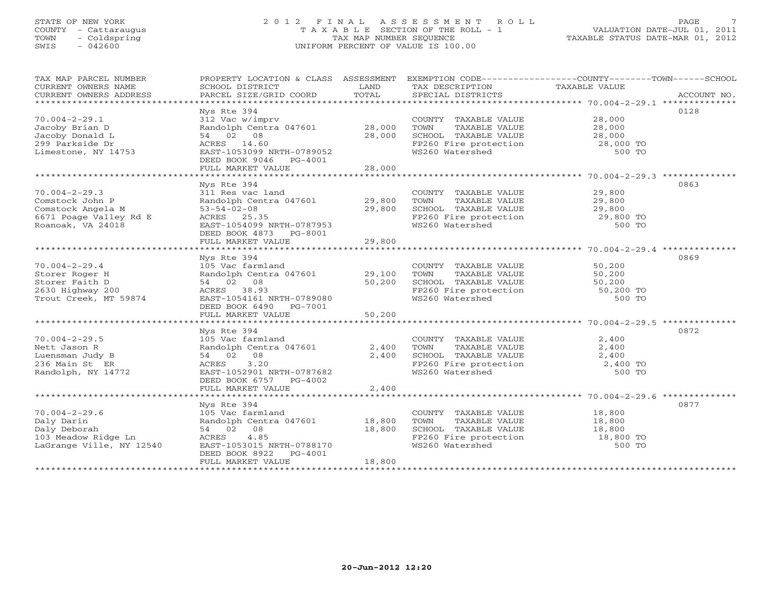STATE OF NEW YORK
COUNTY - Cattaraugus
TOWN - Coldspring
SWIS - 042600

# 2012 FINAL ASSESSMENT ROLL

TAXABLE SECTION OF THE ROLL - 1
TAX MAP NUMBER SEQUENCE
UNIFORM PERCENT OF VALUE IS 100.00

VALUATION DATE-JUL 01, 2011
TAXABLE STATUS DATE-MAR 01, 2012

| TAX MAP PARCEL NUMBER / CURRENT OWNERS NAME / CURRENT OWNERS ADDRESS | PROPERTY LOCATION & CLASS / SCHOOL DISTRICT / PARCEL SIZE/GRID COORD | ASSESSMENT LAND | TOTAL | EXEMPTION CODE / TAX DESCRIPTION / SPECIAL DISTRICTS | TAXABLE VALUE (COUNTY / TOWN / SCHOOL) | ACCOUNT NO. |
|---|---|---|---|---|---|---|
| 70.004-2-29.1 | Nys Rte 394 | | | | | 0128 |
| Jacoby Brian D | 312 Vac w/imprv | | | COUNTY TAXABLE VALUE | 28,000 | |
| Jacoby Donald L | Randolph Centra 047601 | 28,000 | | TOWN TAXABLE VALUE | 28,000 | |
| 299 Parkside Dr | 54 02 08 | | 28,000 | SCHOOL TAXABLE VALUE | 28,000 | |
| Limestone, NY 14753 | ACRES 14.60 | | | FP260 Fire protection | 28,000 TO | |
| | EAST-1053099 NRTH-0789052 | | | WS260 Watershed | 500 TO | |
| | DEED BOOK 9046 PG-4001 | | | | | |
| | FULL MARKET VALUE | | 28,000 | | | |
| 70.004-2-29.3 | Nys Rte 394 | | | | | 0863 |
| Comstock John P | 311 Res vac land | | | COUNTY TAXABLE VALUE | 29,800 | |
| Comstock Angela M | Randolph Centra 047601 | 29,800 | | TOWN TAXABLE VALUE | 29,800 | |
| 6671 Poage Valley Rd E | 53-54-02-08 | | 29,800 | SCHOOL TAXABLE VALUE | 29,800 | |
| Roanoak, VA 24018 | ACRES 25.35 | | | FP260 Fire protection | 29,800 TO | |
| | EAST-1054099 NRTH-0787953 | | | WS260 Watershed | 500 TO | |
| | DEED BOOK 4873 PG-8001 | | | | | |
| | FULL MARKET VALUE | | 29,800 | | | |
| 70.004-2-29.4 | Nys Rte 394 | | | | | 0869 |
| Storer Roger H | 105 Vac farmland | | | COUNTY TAXABLE VALUE | 50,200 | |
| Storer Faith D | Randolph Centra 047601 | 29,100 | | TOWN TAXABLE VALUE | 50,200 | |
| 2630 Highway 200 | 54 02 08 | | 50,200 | SCHOOL TAXABLE VALUE | 50,200 | |
| Trout Creek, MT 59874 | ACRES 38.93 | | | FP260 Fire protection | 50,200 TO | |
| | EAST-1054161 NRTH-0789080 | | | WS260 Watershed | 500 TO | |
| | DEED BOOK 6490 PG-7001 | | | | | |
| | FULL MARKET VALUE | | 50,200 | | | |
| 70.004-2-29.5 | Nys Rte 394 | | | | | 0872 |
| Nett Jason R | 105 Vac farmland | | | COUNTY TAXABLE VALUE | 2,400 | |
| Luensman Judy B | Randolph Centra 047601 | 2,400 | | TOWN TAXABLE VALUE | 2,400 | |
| 236 Main St ER | 54 02 08 | | 2,400 | SCHOOL TAXABLE VALUE | 2,400 | |
| Randolph, NY 14772 | ACRES 3.20 | | | FP260 Fire protection | 2,400 TO | |
| | EAST-1052901 NRTH-0787682 | | | WS260 Watershed | 500 TO | |
| | DEED BOOK 6757 PG-4002 | | | | | |
| | FULL MARKET VALUE | | 2,400 | | | |
| 70.004-2-29.6 | Nys Rte 394 | | | | | 0877 |
| Daly Darin | 105 Vac farmland | | | COUNTY TAXABLE VALUE | 18,800 | |
| Daly Deborah | Randolph Centra 047601 | 18,800 | | TOWN TAXABLE VALUE | 18,800 | |
| 103 Meadow Ridge Ln | 54 02 08 | | 18,800 | SCHOOL TAXABLE VALUE | 18,800 | |
| LaGrange Ville, NY 12540 | ACRES 4.85 | | | FP260 Fire protection | 18,800 TO | |
| | EAST-1053015 NRTH-0788170 | | | WS260 Watershed | 500 TO | |
| | DEED BOOK 8922 PG-4001 | | | | | |
| | FULL MARKET VALUE | | 18,800 | | | |

20-Jun-2012 12:20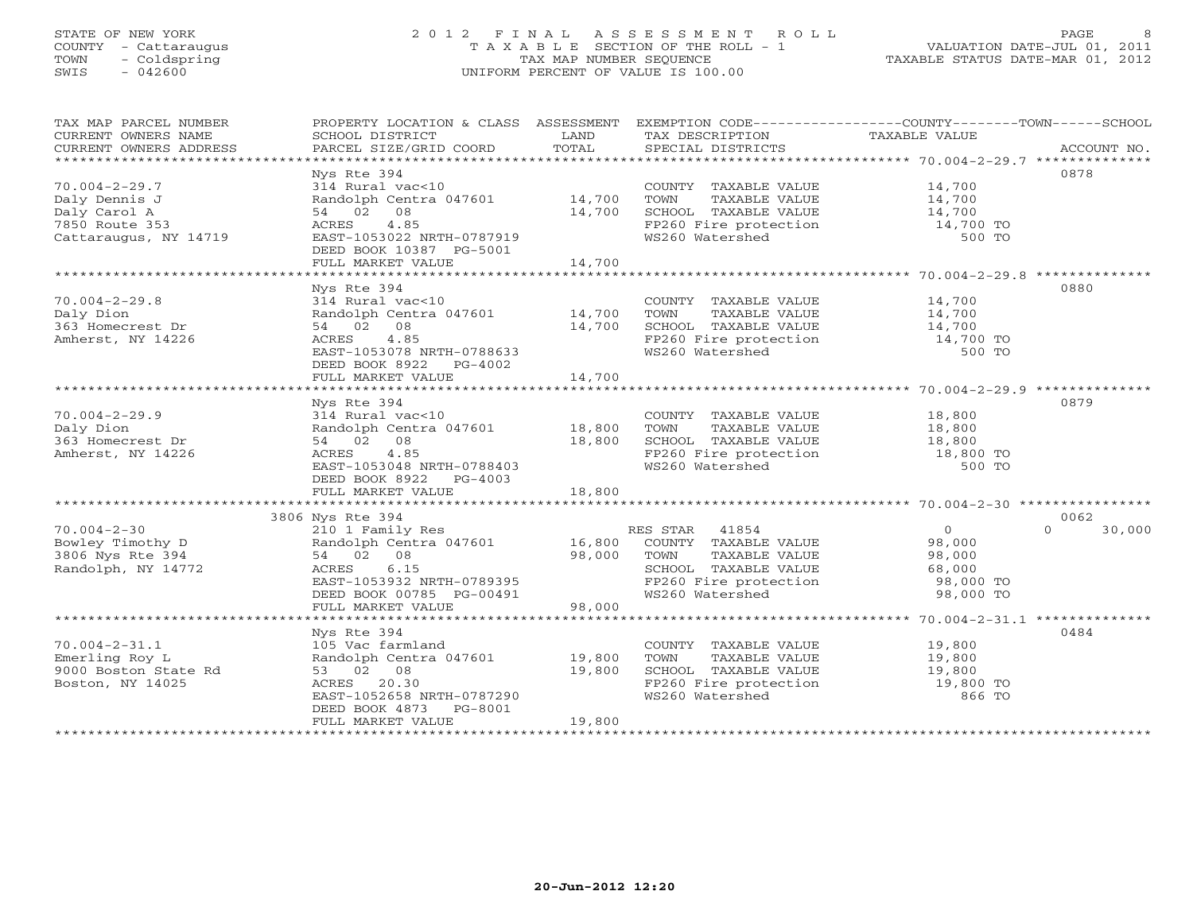STATE OF NEW YORK
COUNTY - Cattaraugus
TOWN - Coldspring
SWIS - 042600

# 2012 FINAL ASSESSMENT ROLL

TAXABLE SECTION OF THE ROLL - 1
TAX MAP NUMBER SEQUENCE
UNIFORM PERCENT OF VALUE IS 100.00

VALUATION DATE-JUL 01, 2011
TAXABLE STATUS DATE-MAR 01, 2012

| TAX MAP PARCEL NUMBER / CURRENT OWNERS NAME / CURRENT OWNERS ADDRESS | PROPERTY LOCATION & CLASS / SCHOOL DISTRICT / PARCEL SIZE/GRID COORD | ASSESSMENT LAND | ASSESSMENT TOTAL | EXEMPTION CODE / TAX DESCRIPTION / SPECIAL DISTRICTS | COUNTY TAXABLE VALUE | TOWN | SCHOOL | ACCOUNT NO. |
|---|---|---|---|---|---|---|---|---|
| 70.004-2-29.7 | Nys Rte 394 | | | | | | | 0878 |
| Daly Dennis J | 314 Rural vac<10 | | | COUNTY TAXABLE VALUE | 14,700 | | | |
| Daly Carol A | Randolph Centra 047601 | 14,700 | | TOWN TAXABLE VALUE | 14,700 | | | |
| 7850 Route 353 | 54 02 08 | | 14,700 | SCHOOL TAXABLE VALUE | 14,700 | | | |
| Cattaraugus, NY 14719 | ACRES 4.85 | | | FP260 Fire protection | 14,700 TO | | | |
| | EAST-1053022 NRTH-0787919 | | | WS260 Watershed | 500 TO | | | |
| | DEED BOOK 10387 PG-5001 | | | | | | | |
| | FULL MARKET VALUE | | 14,700 | | | | | |
| 70.004-2-29.8 | Nys Rte 394 | | | | | | | 0880 |
| Daly Dion | 314 Rural vac<10 | | | COUNTY TAXABLE VALUE | 14,700 | | | |
| 363 Homecrest Dr | Randolph Centra 047601 | 14,700 | | TOWN TAXABLE VALUE | 14,700 | | | |
| Amherst, NY 14226 | 54 02 08 | | 14,700 | SCHOOL TAXABLE VALUE | 14,700 | | | |
| | ACRES 4.85 | | | FP260 Fire protection | 14,700 TO | | | |
| | EAST-1053078 NRTH-0788633 | | | WS260 Watershed | 500 TO | | | |
| | DEED BOOK 8922 PG-4002 | | | | | | | |
| | FULL MARKET VALUE | | 14,700 | | | | | |
| 70.004-2-29.9 | Nys Rte 394 | | | | | | | 0879 |
| Daly Dion | 314 Rural vac<10 | | | COUNTY TAXABLE VALUE | 18,800 | | | |
| 363 Homecrest Dr | Randolph Centra 047601 | 18,800 | | TOWN TAXABLE VALUE | 18,800 | | | |
| Amherst, NY 14226 | 54 02 08 | | 18,800 | SCHOOL TAXABLE VALUE | 18,800 | | | |
| | ACRES 4.85 | | | FP260 Fire protection | 18,800 TO | | | |
| | EAST-1053048 NRTH-0788403 | | | WS260 Watershed | 500 TO | | | |
| | DEED BOOK 8922 PG-4003 | | | | | | | |
| | FULL MARKET VALUE | | 18,800 | | | | | |
| 70.004-2-30 | 3806 Nys Rte 394 | | | | | | | 0062 |
| Bowley Timothy D | 210 1 Family Res | | | RES STAR 41854 | 0 | | 0 | 30,000 |
| 3806 Nys Rte 394 | Randolph Centra 047601 | 16,800 | | COUNTY TAXABLE VALUE | 98,000 | | | |
| Randolph, NY 14772 | 54 02 08 | | 98,000 | TOWN TAXABLE VALUE | 98,000 | | | |
| | ACRES 6.15 | | | SCHOOL TAXABLE VALUE | 68,000 | | | |
| | EAST-1053932 NRTH-0789395 | | | FP260 Fire protection | 98,000 TO | | | |
| | DEED BOOK 00785 PG-00491 | | | WS260 Watershed | 98,000 TO | | | |
| | FULL MARKET VALUE | | 98,000 | | | | | |
| 70.004-2-31.1 | Nys Rte 394 | | | | | | | 0484 |
| Emerling Roy L | 105 Vac farmland | | | COUNTY TAXABLE VALUE | 19,800 | | | |
| 9000 Boston State Rd | Randolph Centra 047601 | 19,800 | | TOWN TAXABLE VALUE | 19,800 | | | |
| Boston, NY 14025 | 53 02 08 | | 19,800 | SCHOOL TAXABLE VALUE | 19,800 | | | |
| | ACRES 20.30 | | | FP260 Fire protection | 19,800 TO | | | |
| | EAST-1052658 NRTH-0787290 | | | WS260 Watershed | 866 TO | | | |
| | DEED BOOK 4873 PG-8001 | | | | | | | |
| | FULL MARKET VALUE | | 19,800 | | | | | |

20-Jun-2012 12:20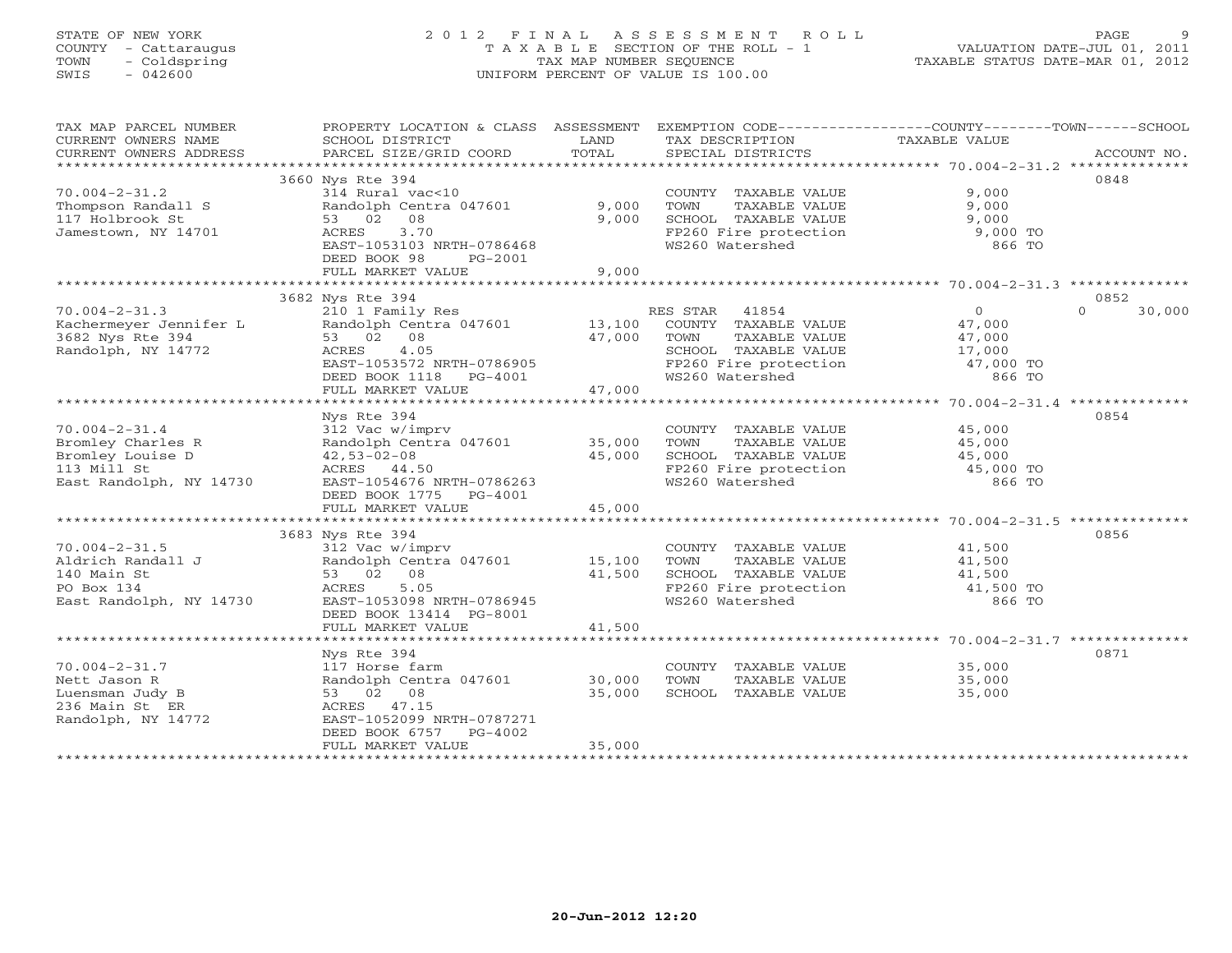STATE OF NEW YORK
COUNTY - Cattaraugus
TOWN - Coldspring
SWIS - 042600

2 0 1 2 F I N A L A S S E S S M E N T R O L L
T A X A B L E SECTION OF THE ROLL - 1
TAX MAP NUMBER SEQUENCE
UNIFORM PERCENT OF VALUE IS 100.00

VALUATION DATE-JUL 01, 2011
TAXABLE STATUS DATE-MAR 01, 2012

| TAX MAP PARCEL NUMBER / CURRENT OWNERS NAME / CURRENT OWNERS ADDRESS | PROPERTY LOCATION & CLASS / SCHOOL DISTRICT / PARCEL SIZE/GRID COORD | ASSESSMENT LAND / TOTAL | EXEMPTION CODE / TAX DESCRIPTION / SPECIAL DISTRICTS | COUNTY / TOWN / SCHOOL TAXABLE VALUE | ACCOUNT NO. |
|---|---|---|---|---|---|
| 70.004-2-31.2 | 3660 Nys Rte 394 | | | | 0848 |
| Thompson Randall S | 314 Rural vac<10 | | COUNTY TAXABLE VALUE | 9,000 | |
| 117 Holbrook St | Randolph Centra 047601 | 9,000 | TOWN TAXABLE VALUE | 9,000 | |
| Jamestown, NY 14701 | 53 02 08 | 9,000 | SCHOOL TAXABLE VALUE | 9,000 | |
| | ACRES 3.70 | | FP260 Fire protection | 9,000 TO | |
| | EAST-1053103 NRTH-0786468 | | WS260 Watershed | 866 TO | |
| | DEED BOOK 98 PG-2001 | | | | |
| | FULL MARKET VALUE | 9,000 | | | |
| 70.004-2-31.3 | 3682 Nys Rte 394 | | | | 0852 |
| Kachermeyer Jennifer L | 210 1 Family Res | | RES STAR 41854 | 0 0 30,000 | |
| 3682 Nys Rte 394 | Randolph Centra 047601 | 13,100 | COUNTY TAXABLE VALUE | 47,000 | |
| Randolph, NY 14772 | 53 02 08 | 47,000 | TOWN TAXABLE VALUE | 47,000 | |
| | ACRES 4.05 | | SCHOOL TAXABLE VALUE | 17,000 | |
| | EAST-1053572 NRTH-0786905 | | FP260 Fire protection | 47,000 TO | |
| | DEED BOOK 1118 PG-4001 | | WS260 Watershed | 866 TO | |
| | FULL MARKET VALUE | 47,000 | | | |
| 70.004-2-31.4 | Nys Rte 394 | | | | 0854 |
| Bromley Charles R | 312 Vac w/imprv | | COUNTY TAXABLE VALUE | 45,000 | |
| Bromley Louise D | Randolph Centra 047601 | 35,000 | TOWN TAXABLE VALUE | 45,000 | |
| 113 Mill St | 42,53-02-08 | 45,000 | SCHOOL TAXABLE VALUE | 45,000 | |
| East Randolph, NY 14730 | ACRES 44.50 | | FP260 Fire protection | 45,000 TO | |
| | EAST-1054676 NRTH-0786263 | | WS260 Watershed | 866 TO | |
| | DEED BOOK 1775 PG-4001 | | | | |
| | FULL MARKET VALUE | 45,000 | | | |
| 70.004-2-31.5 | 3683 Nys Rte 394 | | | | 0856 |
| Aldrich Randall J | 312 Vac w/imprv | | COUNTY TAXABLE VALUE | 41,500 | |
| 140 Main St | Randolph Centra 047601 | 15,100 | TOWN TAXABLE VALUE | 41,500 | |
| PO Box 134 | 53 02 08 | 41,500 | SCHOOL TAXABLE VALUE | 41,500 | |
| East Randolph, NY 14730 | ACRES 5.05 | | FP260 Fire protection | 41,500 TO | |
| | EAST-1053098 NRTH-0786945 | | WS260 Watershed | 866 TO | |
| | DEED BOOK 13414 PG-8001 | | | | |
| | FULL MARKET VALUE | 41,500 | | | |
| 70.004-2-31.7 | Nys Rte 394 | | | | 0871 |
| Nett Jason R | 117 Horse farm | | COUNTY TAXABLE VALUE | 35,000 | |
| Luensman Judy B | Randolph Centra 047601 | 30,000 | TOWN TAXABLE VALUE | 35,000 | |
| 236 Main St ER | 53 02 08 | 35,000 | SCHOOL TAXABLE VALUE | 35,000 | |
| Randolph, NY 14772 | ACRES 47.15 | | | | |
| | EAST-1052099 NRTH-0787271 | | | | |
| | DEED BOOK 6757 PG-4002 | | | | |
| | FULL MARKET VALUE | 35,000 | | | |

20-Jun-2012 12:20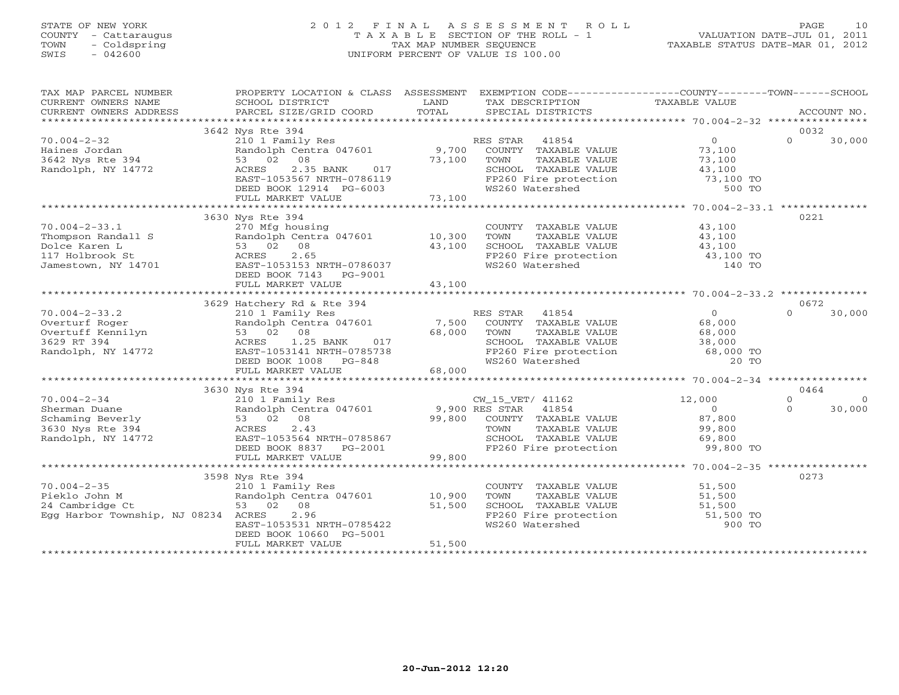STATE OF NEW YORK
COUNTY - Cattaraugus
TOWN - Coldspring
SWIS - 042600

2012 FINAL ASSESSMENT ROLL
TAXABLE SECTION OF THE ROLL - 1
TAX MAP NUMBER SEQUENCE
UNIFORM PERCENT OF VALUE IS 100.00

VALUATION DATE-JUL 01, 2011
TAXABLE STATUS DATE-MAR 01, 2012

| TAX MAP PARCEL NUMBER / CURRENT OWNERS NAME / CURRENT OWNERS ADDRESS | PROPERTY LOCATION & CLASS / SCHOOL DISTRICT / PARCEL SIZE/GRID COORD | ASSESSMENT LAND / TOTAL | EXEMPTION CODE / TAX DESCRIPTION / SPECIAL DISTRICTS | COUNTY TAXABLE VALUE | TOWN | SCHOOL / ACCOUNT NO. |
|---|---|---|---|---|---|---|
| | 3642 Nys Rte 394 | | | | | 0032 |
| 70.004-2-32 | 210 1 Family Res | | RES STAR 41854 | 0 | 0 | 30,000 |
| Haines Jordan | Randolph Centra 047601 | 9,700 | COUNTY TAXABLE VALUE | 73,100 | | |
| 3642 Nys Rte 394 | 53 02 08 | 73,100 | TOWN TAXABLE VALUE | 73,100 | | |
| Randolph, NY 14772 | ACRES 2.35 BANK 017 | | SCHOOL TAXABLE VALUE | 43,100 | | |
| | EAST-1053567 NRTH-0786119 | | FP260 Fire protection | 73,100 TO | | |
| | DEED BOOK 12914 PG-6003 | | WS260 Watershed | 500 TO | | |
| | FULL MARKET VALUE | 73,100 | | | | |
| | 3630 Nys Rte 394 | | | | | 0221 |
| 70.004-2-33.1 | 270 Mfg housing | | COUNTY TAXABLE VALUE | 43,100 | | |
| Thompson Randall S | Randolph Centra 047601 | 10,300 | TOWN TAXABLE VALUE | 43,100 | | |
| Dolce Karen L | 53 02 08 | 43,100 | SCHOOL TAXABLE VALUE | 43,100 | | |
| 117 Holbrook St | ACRES 2.65 | | FP260 Fire protection | 43,100 TO | | |
| Jamestown, NY 14701 | EAST-1053153 NRTH-0786037 | | WS260 Watershed | 140 TO | | |
| | DEED BOOK 7143 PG-9001 | | | | | |
| | FULL MARKET VALUE | 43,100 | | | | |
| | 3629 Hatchery Rd & Rte 394 | | | | | 0672 |
| 70.004-2-33.2 | 210 1 Family Res | | RES STAR 41854 | 0 | 0 | 30,000 |
| Overturf Roger | Randolph Centra 047601 | 7,500 | COUNTY TAXABLE VALUE | 68,000 | | |
| Overtuff Kennilyn | 53 02 08 | 68,000 | TOWN TAXABLE VALUE | 68,000 | | |
| 3629 RT 394 | ACRES 1.25 BANK 017 | | SCHOOL TAXABLE VALUE | 38,000 | | |
| Randolph, NY 14772 | EAST-1053141 NRTH-0785738 | | FP260 Fire protection | 68,000 TO | | |
| | DEED BOOK 1008 PG-848 | | WS260 Watershed | 20 TO | | |
| | FULL MARKET VALUE | 68,000 | | | | |
| | 3630 Nys Rte 394 | | | | | 0464 |
| 70.004-2-34 | 210 1 Family Res | | CW_15_VET/ 41162 | 12,000 | 0 | 0 |
| Sherman Duane | Randolph Centra 047601 | 9,900 | RES STAR 41854 | 0 | 0 | 30,000 |
| Schaming Beverly | 53 02 08 | 99,800 | COUNTY TAXABLE VALUE | 87,800 | | |
| 3630 Nys Rte 394 | ACRES 2.43 | | TOWN TAXABLE VALUE | 99,800 | | |
| Randolph, NY 14772 | EAST-1053564 NRTH-0785867 | | SCHOOL TAXABLE VALUE | 69,800 | | |
| | DEED BOOK 8837 PG-2001 | | FP260 Fire protection | 99,800 TO | | |
| | FULL MARKET VALUE | 99,800 | | | | |
| | 3598 Nys Rte 394 | | | | | 0273 |
| 70.004-2-35 | 210 1 Family Res | | COUNTY TAXABLE VALUE | 51,500 | | |
| Pieklo John M | Randolph Centra 047601 | 10,900 | TOWN TAXABLE VALUE | 51,500 | | |
| 24 Cambridge Ct | 53 02 08 | 51,500 | SCHOOL TAXABLE VALUE | 51,500 | | |
| Egg Harbor Township, NJ 08234 | ACRES 2.96 | | FP260 Fire protection | 51,500 TO | | |
| | EAST-1053531 NRTH-0785422 | | WS260 Watershed | 900 TO | | |
| | DEED BOOK 10660 PG-5001 | | | | | |
| | FULL MARKET VALUE | 51,500 | | | | |

20-Jun-2012 12:20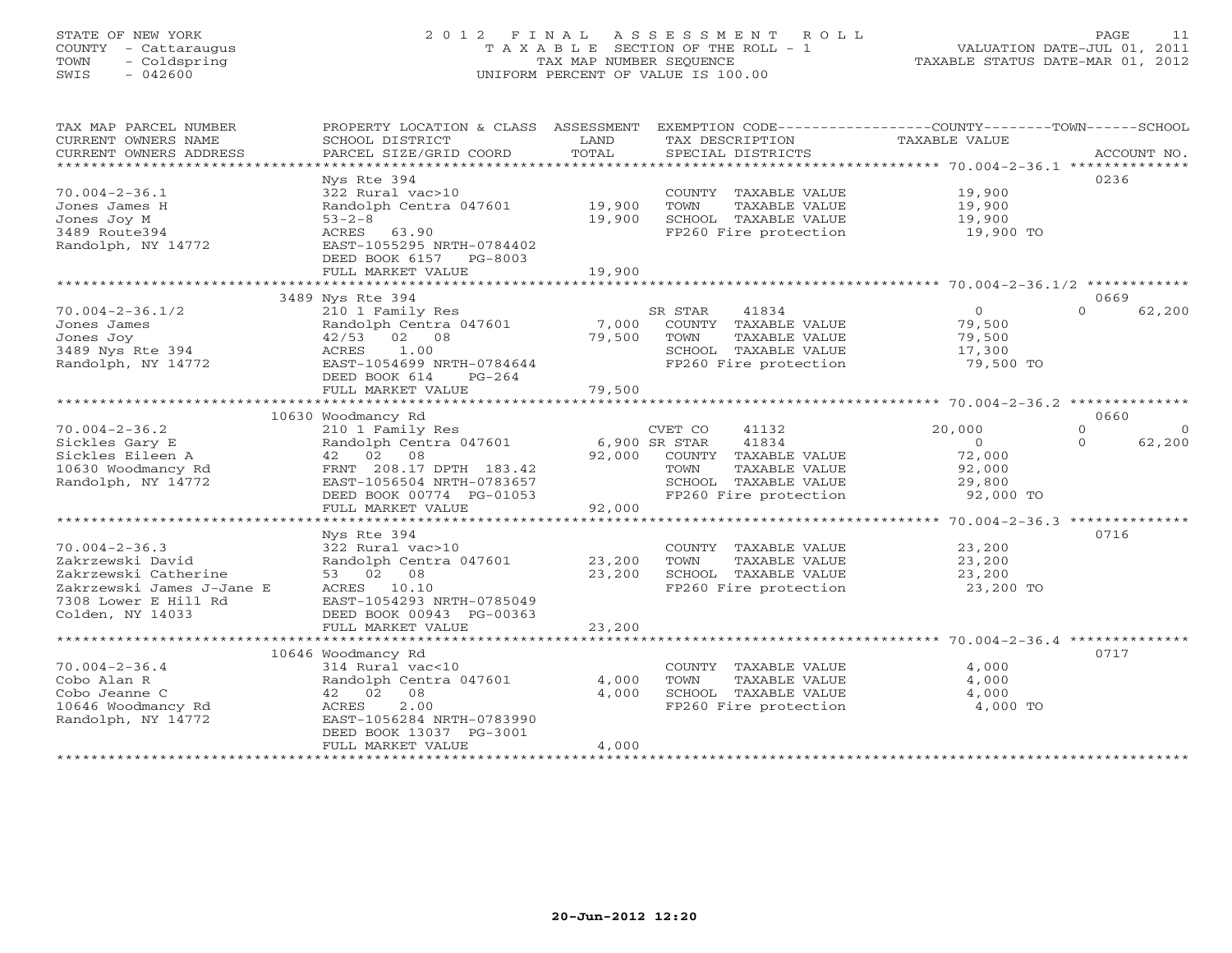STATE OF NEW YORK
COUNTY - Cattaraugus
TOWN - Coldspring
SWIS - 042600

# 2012 FINAL ASSESSMENT ROLL

TAXABLE SECTION OF THE ROLL - 1
TAX MAP NUMBER SEQUENCE
UNIFORM PERCENT OF VALUE IS 100.00

VALUATION DATE-JUL 01, 2011
TAXABLE STATUS DATE-MAR 01, 2012

| TAX MAP PARCEL NUMBER / CURRENT OWNERS NAME / CURRENT OWNERS ADDRESS | PROPERTY LOCATION & CLASS / SCHOOL DISTRICT / PARCEL SIZE/GRID COORD | ASSESSMENT LAND | TOTAL | EXEMPTION CODE / TAX DESCRIPTION / SPECIAL DISTRICTS | COUNTY TAXABLE VALUE | TOWN | SCHOOL | ACCOUNT NO. |
|---|---|---|---|---|---|---|---|---|
| 70.004-2-36.1 | Nys Rte 394 | | | | | | | 0236 |
| 70.004-2-36.1 | 322 Rural vac>10 | | | COUNTY TAXABLE VALUE | 19,900 | | | |
| Jones James H | Randolph Centra 047601 | 19,900 | | TOWN TAXABLE VALUE | 19,900 | | | |
| Jones Joy M | 53-2-8 | | 19,900 | SCHOOL TAXABLE VALUE | 19,900 | | | |
| 3489 Route394 | ACRES 63.90 | | | FP260 Fire protection | 19,900 TO | | | |
| Randolph, NY 14772 | EAST-1055295 NRTH-0784402 | | | | | | | |
| | DEED BOOK 6157 PG-8003 | | | | | | | |
| | FULL MARKET VALUE | | 19,900 | | | | | |
| 70.004-2-36.1/2 | 3489 Nys Rte 394 | | | | | | | 0669 |
| 70.004-2-36.1/2 | 210 1 Family Res | | | SR STAR 41834 | 0 | 0 | 62,200 | |
| Jones James | Randolph Centra 047601 | 7,000 | | COUNTY TAXABLE VALUE | 79,500 | | | |
| Jones Joy | 42/53 02 08 | | 79,500 | TOWN TAXABLE VALUE | 79,500 | | | |
| 3489 Nys Rte 394 | ACRES 1.00 | | | SCHOOL TAXABLE VALUE | 17,300 | | | |
| Randolph, NY 14772 | EAST-1054699 NRTH-0784644 | | | FP260 Fire protection | 79,500 TO | | | |
| | DEED BOOK 614 PG-264 | | | | | | | |
| | FULL MARKET VALUE | | 79,500 | | | | | |
| 70.004-2-36.2 | 10630 Woodmancy Rd | | | | | | | 0660 |
| 70.004-2-36.2 | 210 1 Family Res | | | CVET CO 41132 | 20,000 | 0 | 0 | |
| Sickles Gary E | Randolph Centra 047601 | 6,900 | | SR STAR 41834 | 0 | 0 | 62,200 | |
| Sickles Eileen A | 42 02 08 | | 92,000 | COUNTY TAXABLE VALUE | 72,000 | | | |
| 10630 Woodmancy Rd | FRNT 208.17 DPTH 183.42 | | | TOWN TAXABLE VALUE | 92,000 | | | |
| Randolph, NY 14772 | EAST-1056504 NRTH-0783657 | | | SCHOOL TAXABLE VALUE | 29,800 | | | |
| | DEED BOOK 00774 PG-01053 | | | FP260 Fire protection | 92,000 TO | | | |
| | FULL MARKET VALUE | | 92,000 | | | | | |
| 70.004-2-36.3 | Nys Rte 394 | | | | | | | 0716 |
| 70.004-2-36.3 | 322 Rural vac>10 | | | COUNTY TAXABLE VALUE | 23,200 | | | |
| Zakrzewski David | Randolph Centra 047601 | 23,200 | | TOWN TAXABLE VALUE | 23,200 | | | |
| Zakrzewski Catherine | 53 02 08 | | 23,200 | SCHOOL TAXABLE VALUE | 23,200 | | | |
| Zakrzewski James J-Jane E | ACRES 10.10 | | | FP260 Fire protection | 23,200 TO | | | |
| 7308 Lower E Hill Rd | EAST-1054293 NRTH-0785049 | | | | | | | |
| Colden, NY 14033 | DEED BOOK 00943 PG-00363 | | | | | | | |
| | FULL MARKET VALUE | | 23,200 | | | | | |
| 70.004-2-36.4 | 10646 Woodmancy Rd | | | | | | | 0717 |
| 70.004-2-36.4 | 314 Rural vac<10 | | | COUNTY TAXABLE VALUE | 4,000 | | | |
| Cobo Alan R | Randolph Centra 047601 | 4,000 | | TOWN TAXABLE VALUE | 4,000 | | | |
| Cobo Jeanne C | 42 02 08 | | 4,000 | SCHOOL TAXABLE VALUE | 4,000 | | | |
| 10646 Woodmancy Rd | ACRES 2.00 | | | FP260 Fire protection | 4,000 TO | | | |
| Randolph, NY 14772 | EAST-1056284 NRTH-0783990 | | | | | | | |
| | DEED BOOK 13037 PG-3001 | | | | | | | |
| | FULL MARKET VALUE | | 4,000 | | | | | |

20-Jun-2012 12:20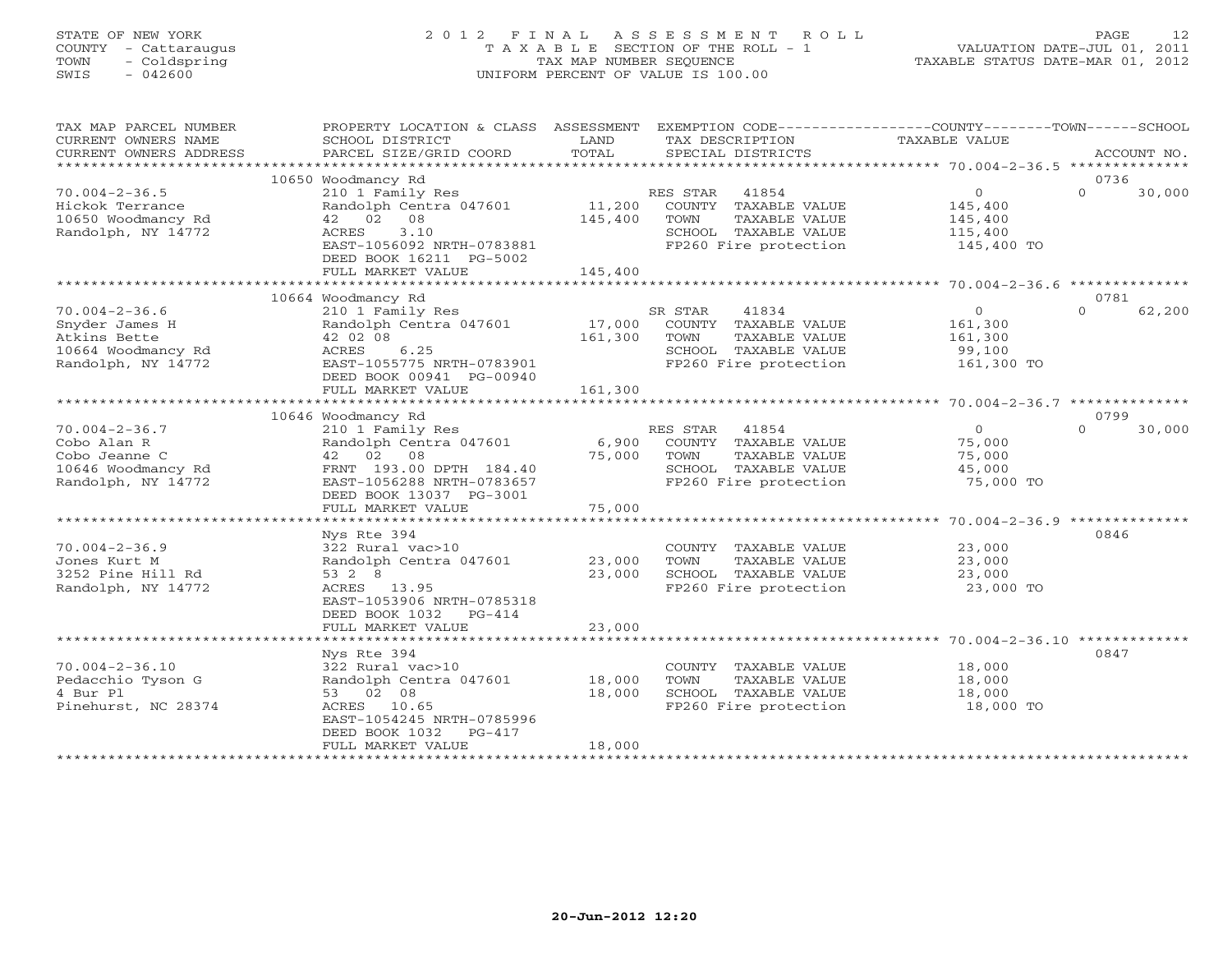STATE OF NEW YORK
COUNTY - Cattaraugus
TOWN - Coldspring
SWIS - 042600

# 2012 FINAL ASSESSMENT ROLL
TAXABLE SECTION OF THE ROLL - 1
TAX MAP NUMBER SEQUENCE
UNIFORM PERCENT OF VALUE IS 100.00

VALUATION DATE-JUL 01, 2011
TAXABLE STATUS DATE-MAR 01, 2012

| TAX MAP PARCEL NUMBER / CURRENT OWNERS NAME / CURRENT OWNERS ADDRESS | PROPERTY LOCATION & CLASS / SCHOOL DISTRICT / PARCEL SIZE/GRID COORD | ASSESSMENT LAND / TOTAL | EXEMPTION CODE / TAX DESCRIPTION / SPECIAL DISTRICTS | COUNTY TAXABLE VALUE | TOWN | SCHOOL / ACCOUNT NO. |
|---|---|---|---|---|---|---|
| | 10650 Woodmancy Rd | | | | | 0736 |
| 70.004-2-36.5 | 210 1 Family Res | | RES STAR 41854 | 0 | 0 | 30,000 |
| Hickok Terrance | Randolph Centra 047601 | 11,200 | COUNTY TAXABLE VALUE | 145,400 | | |
| 10650 Woodmancy Rd | 42 02 08 | 145,400 | TOWN TAXABLE VALUE | 145,400 | | |
| Randolph, NY 14772 | ACRES 3.10 | | SCHOOL TAXABLE VALUE | 115,400 | | |
| | EAST-1056092 NRTH-0783881 | | FP260 Fire protection | 145,400 TO | | |
| | DEED BOOK 16211 PG-5002 | | | | | |
| | FULL MARKET VALUE | 145,400 | | | | |
| | 10664 Woodmancy Rd | | | | | 0781 |
| 70.004-2-36.6 | 210 1 Family Res | | SR STAR 41834 | 0 | 0 | 62,200 |
| Snyder James H | Randolph Centra 047601 | 17,000 | COUNTY TAXABLE VALUE | 161,300 | | |
| Atkins Bette | 42 02 08 | 161,300 | TOWN TAXABLE VALUE | 161,300 | | |
| 10664 Woodmancy Rd | ACRES 6.25 | | SCHOOL TAXABLE VALUE | 99,100 | | |
| Randolph, NY 14772 | EAST-1055775 NRTH-0783901 | | FP260 Fire protection | 161,300 TO | | |
| | DEED BOOK 00941 PG-00940 | | | | | |
| | FULL MARKET VALUE | 161,300 | | | | |
| | 10646 Woodmancy Rd | | | | | 0799 |
| 70.004-2-36.7 | 210 1 Family Res | | RES STAR 41854 | 0 | 0 | 30,000 |
| Cobo Alan R | Randolph Centra 047601 | 6,900 | COUNTY TAXABLE VALUE | 75,000 | | |
| Cobo Jeanne C | 42 02 08 | 75,000 | TOWN TAXABLE VALUE | 75,000 | | |
| 10646 Woodmancy Rd | FRNT 193.00 DPTH 184.40 | | SCHOOL TAXABLE VALUE | 45,000 | | |
| Randolph, NY 14772 | EAST-1056288 NRTH-0783657 | | FP260 Fire protection | 75,000 TO | | |
| | DEED BOOK 13037 PG-3001 | | | | | |
| | FULL MARKET VALUE | 75,000 | | | | |
| | Nys Rte 394 | | | | | 0846 |
| 70.004-2-36.9 | 322 Rural vac>10 | | COUNTY TAXABLE VALUE | 23,000 | | |
| Jones Kurt M | Randolph Centra 047601 | 23,000 | TOWN TAXABLE VALUE | 23,000 | | |
| 3252 Pine Hill Rd | 53 2 8 | 23,000 | SCHOOL TAXABLE VALUE | 23,000 | | |
| Randolph, NY 14772 | ACRES 13.95 | | FP260 Fire protection | 23,000 TO | | |
| | EAST-1053906 NRTH-0785318 | | | | | |
| | DEED BOOK 1032 PG-414 | | | | | |
| | FULL MARKET VALUE | 23,000 | | | | |
| | Nys Rte 394 | | | | | 0847 |
| 70.004-2-36.10 | 322 Rural vac>10 | | COUNTY TAXABLE VALUE | 18,000 | | |
| Pedacchio Tyson G | Randolph Centra 047601 | 18,000 | TOWN TAXABLE VALUE | 18,000 | | |
| 4 Bur Pl | 53 02 08 | 18,000 | SCHOOL TAXABLE VALUE | 18,000 | | |
| Pinehurst, NC 28374 | ACRES 10.65 | | FP260 Fire protection | 18,000 TO | | |
| | EAST-1054245 NRTH-0785996 | | | | | |
| | DEED BOOK 1032 PG-417 | | | | | |
| | FULL MARKET VALUE | 18,000 | | | | |

20-Jun-2012 12:20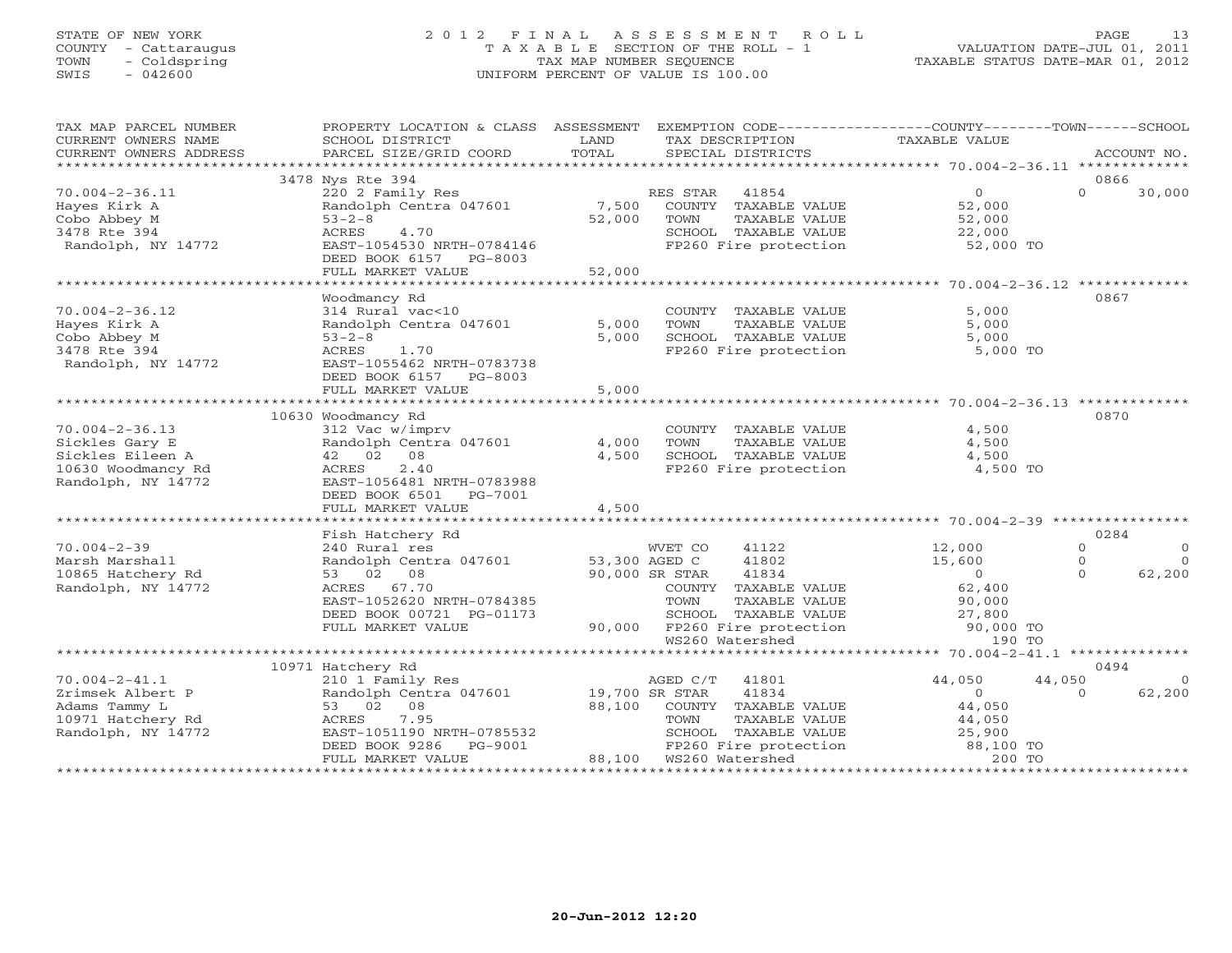STATE OF NEW YORK — COUNTY - Cattaraugus — TOWN - Coldspring — SWIS - 042600

# 2012 FINAL ASSESSMENT ROLL

TAXABLE SECTION OF THE ROLL - 1
TAX MAP NUMBER SEQUENCE
UNIFORM PERCENT OF VALUE IS 100.00

VALUATION DATE-JUL 01, 2011
TAXABLE STATUS DATE-MAR 01, 2012

| TAX MAP PARCEL NUMBER / CURRENT OWNERS NAME / CURRENT OWNERS ADDRESS | PROPERTY LOCATION & CLASS / SCHOOL DISTRICT / PARCEL SIZE/GRID COORD | ASSESSMENT LAND / TOTAL | EXEMPTION CODE / TAX DESCRIPTION / SPECIAL DISTRICTS | COUNTY TAXABLE VALUE | TOWN | SCHOOL | ACCOUNT NO. |
|---|---|---|---|---|---|---|---|
| **70.004-2-36.11** | 3478 Nys Rte 394 | | | | | | 0866 |
| Hayes Kirk A | 220 2 Family Res | | RES STAR 41854 | 0 | 0 | 30,000 | |
| Cobo Abbey M | Randolph Centra 047601 | 7,500 | COUNTY TAXABLE VALUE | 52,000 | | | |
| 3478 Rte 394 | 53-2-8 | 52,000 | TOWN TAXABLE VALUE | 52,000 | | | |
| Randolph, NY 14772 | ACRES 4.70 | | SCHOOL TAXABLE VALUE | 22,000 | | | |
| | EAST-1054530 NRTH-0784146 | | FP260 Fire protection | 52,000 TO | | | |
| | DEED BOOK 6157 PG-8003 | | | | | | |
| | FULL MARKET VALUE | 52,000 | | | | | |
| **70.004-2-36.12** | Woodmancy Rd | | | | | | 0867 |
| Hayes Kirk A | 314 Rural vac<10 | | COUNTY TAXABLE VALUE | 5,000 | | | |
| Cobo Abbey M | Randolph Centra 047601 | 5,000 | TOWN TAXABLE VALUE | 5,000 | | | |
| 3478 Rte 394 | 53-2-8 | 5,000 | SCHOOL TAXABLE VALUE | 5,000 | | | |
| Randolph, NY 14772 | ACRES 1.70 | | FP260 Fire protection | 5,000 TO | | | |
| | EAST-1055462 NRTH-0783738 | | | | | | |
| | DEED BOOK 6157 PG-8003 | | | | | | |
| | FULL MARKET VALUE | 5,000 | | | | | |
| **70.004-2-36.13** | 10630 Woodmancy Rd | | | | | | 0870 |
| Sickles Gary E | 312 Vac w/imprv | | COUNTY TAXABLE VALUE | 4,500 | | | |
| Sickles Eileen A | Randolph Centra 047601 | 4,000 | TOWN TAXABLE VALUE | 4,500 | | | |
| 10630 Woodmancy Rd | 42 02 08 | 4,500 | SCHOOL TAXABLE VALUE | 4,500 | | | |
| Randolph, NY 14772 | ACRES 2.40 | | FP260 Fire protection | 4,500 TO | | | |
| | EAST-1056481 NRTH-0783988 | | | | | | |
| | DEED BOOK 6501 PG-7001 | | | | | | |
| | FULL MARKET VALUE | 4,500 | | | | | |
| **70.004-2-39** | Fish Hatchery Rd | | | | | | 0284 |
| Marsh Marshall | 240 Rural res | | WVET CO 41122 | 12,000 | 0 | 0 | |
| 10865 Hatchery Rd | Randolph Centra 047601 | 53,300 | AGED C 41802 | 15,600 | 0 | 0 | |
| Randolph, NY 14772 | 53 02 08 | 90,000 | SR STAR 41834 | 0 | 0 | 62,200 | |
| | ACRES 67.70 | | COUNTY TAXABLE VALUE | 62,400 | | | |
| | EAST-1052620 NRTH-0784385 | | TOWN TAXABLE VALUE | 90,000 | | | |
| | DEED BOOK 00721 PG-01173 | | SCHOOL TAXABLE VALUE | 27,800 | | | |
| | FULL MARKET VALUE | 90,000 | FP260 Fire protection | 90,000 TO | | | |
| | | | WS260 Watershed | 190 TO | | | |
| **70.004-2-41.1** | 10971 Hatchery Rd | | | | | | 0494 |
| Zrimsek Albert P | 210 1 Family Res | | AGED C/T 41801 | 44,050 | 44,050 | 0 | |
| Adams Tammy L | Randolph Centra 047601 | 19,700 | SR STAR 41834 | 0 | 0 | 62,200 | |
| 10971 Hatchery Rd | 53 02 08 | 88,100 | COUNTY TAXABLE VALUE | 44,050 | | | |
| Randolph, NY 14772 | ACRES 7.95 | | TOWN TAXABLE VALUE | 44,050 | | | |
| | EAST-1051190 NRTH-0785532 | | SCHOOL TAXABLE VALUE | 25,900 | | | |
| | DEED BOOK 9286 PG-9001 | | FP260 Fire protection | 88,100 TO | | | |
| | FULL MARKET VALUE | 88,100 | WS260 Watershed | 200 TO | | | |

20-Jun-2012 12:20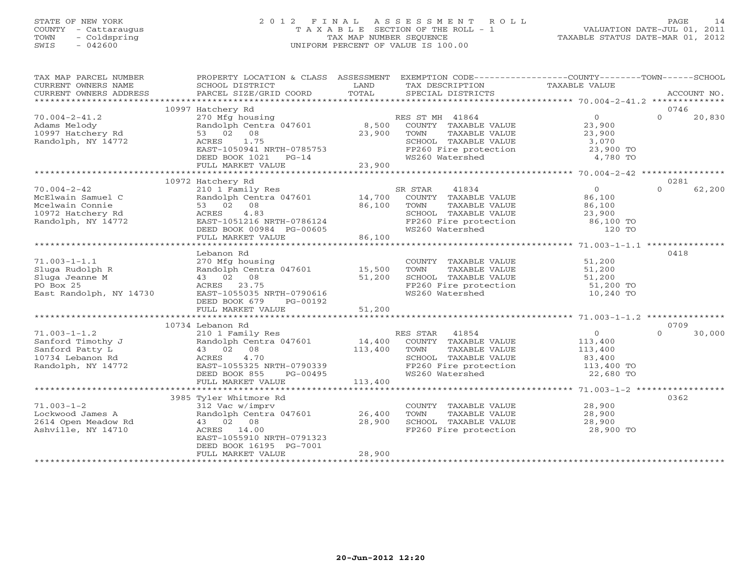STATE OF NEW YORK
COUNTY - Cattaraugus
TOWN - Coldspring
SWIS - 042600

# 2012 FINAL ASSESSMENT ROLL

TAXABLE SECTION OF THE ROLL - 1
TAX MAP NUMBER SEQUENCE
UNIFORM PERCENT OF VALUE IS 100.00

VALUATION DATE-JUL 01, 2011
TAXABLE STATUS DATE-MAR 01, 2012

| TAX MAP PARCEL NUMBER / CURRENT OWNERS NAME / CURRENT OWNERS ADDRESS | PROPERTY LOCATION & CLASS / SCHOOL DISTRICT / PARCEL SIZE/GRID COORD | ASSESSMENT LAND | TOTAL | EXEMPTION CODE / TAX DESCRIPTION / SPECIAL DISTRICTS | COUNTY TAXABLE VALUE | TOWN | SCHOOL | ACCOUNT NO. |
|---|---|---|---|---|---|---|---|---|
| 70.004-2-41.2 | 10997 Hatchery Rd | | | | | | | 0746 |
| Adams Melody | 270 Mfg housing | | | RES ST MH 41864 | 0 | 0 | 20,830 | |
| 10997 Hatchery Rd | Randolph Centra 047601 | 8,500 | | COUNTY TAXABLE VALUE | 23,900 | | | |
| Randolph, NY 14772 | 53 02 08 | | 23,900 | TOWN TAXABLE VALUE | 23,900 | | | |
| | ACRES 1.75 | | | SCHOOL TAXABLE VALUE | 3,070 | | | |
| | EAST-1050941 NRTH-0785753 | | | FP260 Fire protection | 23,900 TO | | | |
| | DEED BOOK 1021 PG-14 | | | WS260 Watershed | 4,780 TO | | | |
| | FULL MARKET VALUE | | 23,900 | | | | | |
| 70.004-2-42 | 10972 Hatchery Rd | | | | | | | 0281 |
| McElwain Samuel C | 210 1 Family Res | | | SR STAR 41834 | 0 | 0 | 62,200 | |
| Mcelwain Connie | Randolph Centra 047601 | 14,700 | | COUNTY TAXABLE VALUE | 86,100 | | | |
| 10972 Hatchery Rd | 53 02 08 | | 86,100 | TOWN TAXABLE VALUE | 86,100 | | | |
| Randolph, NY 14772 | ACRES 4.83 | | | SCHOOL TAXABLE VALUE | 23,900 | | | |
| | EAST-1051216 NRTH-0786124 | | | FP260 Fire protection | 86,100 TO | | | |
| | DEED BOOK 00984 PG-00605 | | | WS260 Watershed | 120 TO | | | |
| | FULL MARKET VALUE | | 86,100 | | | | | |
| 71.003-1-1.1 | Lebanon Rd | | | | | | | 0418 |
| Sluga Rudolph R | 270 Mfg housing | | | COUNTY TAXABLE VALUE | 51,200 | | | |
| Sluga Jeanne M | Randolph Centra 047601 | 15,500 | | TOWN TAXABLE VALUE | 51,200 | | | |
| PO Box 25 | 43 02 08 | | 51,200 | SCHOOL TAXABLE VALUE | 51,200 | | | |
| East Randolph, NY 14730 | ACRES 23.75 | | | FP260 Fire protection | 51,200 TO | | | |
| | EAST-1055035 NRTH-0790616 | | | WS260 Watershed | 10,240 TO | | | |
| | DEED BOOK 679 PG-00192 | | | | | | | |
| | FULL MARKET VALUE | | 51,200 | | | | | |
| 71.003-1-1.2 | 10734 Lebanon Rd | | | | | | | 0709 |
| Sanford Timothy J | 210 1 Family Res | | | RES STAR 41854 | 0 | 0 | 30,000 | |
| Sanford Patty L | Randolph Centra 047601 | 14,400 | | COUNTY TAXABLE VALUE | 113,400 | | | |
| 10734 Lebanon Rd | 43 02 08 | | 113,400 | TOWN TAXABLE VALUE | 113,400 | | | |
| Randolph, NY 14772 | ACRES 4.70 | | | SCHOOL TAXABLE VALUE | 83,400 | | | |
| | EAST-1055325 NRTH-0790339 | | | FP260 Fire protection | 113,400 TO | | | |
| | DEED BOOK 855 PG-00495 | | | WS260 Watershed | 22,680 TO | | | |
| | FULL MARKET VALUE | | 113,400 | | | | | |
| 71.003-1-2 | 3985 Tyler Whitmore Rd | | | | | | | 0362 |
| Lockwood James A | 312 Vac w/imprv | | | COUNTY TAXABLE VALUE | 28,900 | | | |
| 2614 Open Meadow Rd | Randolph Centra 047601 | 26,400 | | TOWN TAXABLE VALUE | 28,900 | | | |
| Ashville, NY 14710 | 43 02 08 | | 28,900 | SCHOOL TAXABLE VALUE | 28,900 | | | |
| | ACRES 14.00 | | | FP260 Fire protection | 28,900 TO | | | |
| | EAST-1055910 NRTH-0791323 | | | | | | | |
| | DEED BOOK 16195 PG-7001 | | | | | | | |
| | FULL MARKET VALUE | | 28,900 | | | | | |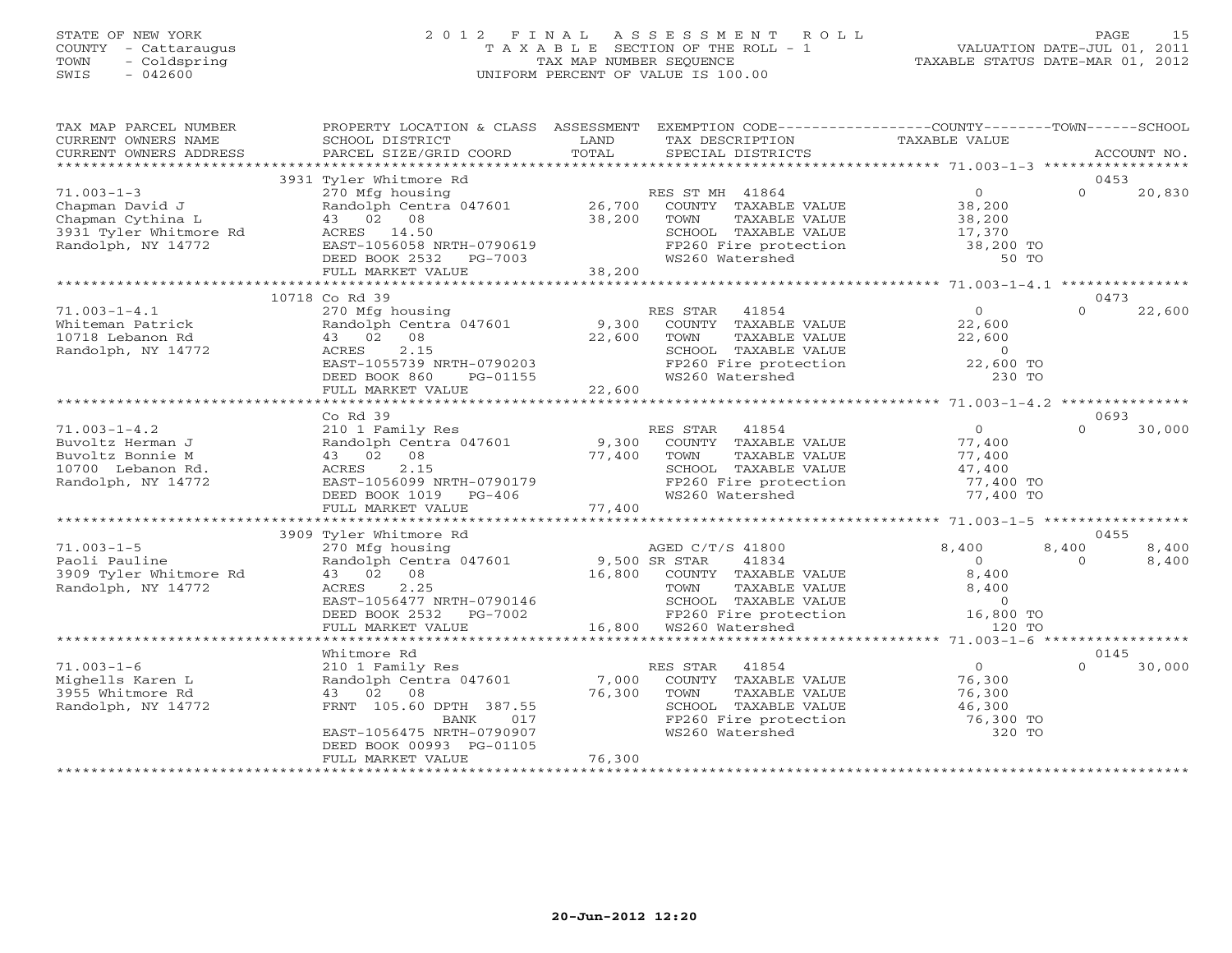STATE OF NEW YORK
COUNTY - Cattaraugus
TOWN - Coldspring
SWIS - 042600

# 2012 FINAL ASSESSMENT ROLL
T A X A B L E SECTION OF THE ROLL - 1
TAX MAP NUMBER SEQUENCE
UNIFORM PERCENT OF VALUE IS 100.00

VALUATION DATE-JUL 01, 2011
TAXABLE STATUS DATE-MAR 01, 2012

| TAX MAP PARCEL NUMBER / CURRENT OWNERS NAME / CURRENT OWNERS ADDRESS | PROPERTY LOCATION & CLASS / SCHOOL DISTRICT / PARCEL SIZE/GRID COORD | ASSESSMENT LAND / TOTAL | EXEMPTION CODE / TAX DESCRIPTION / SPECIAL DISTRICTS | COUNTY TAXABLE VALUE | TOWN | SCHOOL / ACCOUNT NO. |
|---|---|---|---|---|---|---|
| | 3931 Tyler Whitmore Rd | | | | | 0453 |
| 71.003-1-3 | 270 Mfg housing | | RES ST MH 41864 | 0 | 0 | 20,830 |
| Chapman David J | Randolph Centra 047601 | 26,700 | COUNTY TAXABLE VALUE | 38,200 | | |
| Chapman Cythina L | 43 02 08 | 38,200 | TOWN TAXABLE VALUE | 38,200 | | |
| 3931 Tyler Whitmore Rd | ACRES 14.50 | | SCHOOL TAXABLE VALUE | 17,370 | | |
| Randolph, NY 14772 | EAST-1056058 NRTH-0790619 | | FP260 Fire protection | 38,200 TO | | |
| | DEED BOOK 2532 PG-7003 | | WS260 Watershed | 50 TO | | |
| | FULL MARKET VALUE | 38,200 | | | | |
| | 10718 Co Rd 39 | | | | | 0473 |
| 71.003-1-4.1 | 270 Mfg housing | | RES STAR 41854 | 0 | 0 | 22,600 |
| Whiteman Patrick | Randolph Centra 047601 | 9,300 | COUNTY TAXABLE VALUE | 22,600 | | |
| 10718 Lebanon Rd | 43 02 08 | 22,600 | TOWN TAXABLE VALUE | 22,600 | | |
| Randolph, NY 14772 | ACRES 2.15 | | SCHOOL TAXABLE VALUE | 0 | | |
| | EAST-1055739 NRTH-0790203 | | FP260 Fire protection | 22,600 TO | | |
| | DEED BOOK 860 PG-01155 | | WS260 Watershed | 230 TO | | |
| | FULL MARKET VALUE | 22,600 | | | | |
| | Co Rd 39 | | | | | 0693 |
| 71.003-1-4.2 | 210 1 Family Res | | RES STAR 41854 | 0 | 0 | 30,000 |
| Buvoltz Herman J | Randolph Centra 047601 | 9,300 | COUNTY TAXABLE VALUE | 77,400 | | |
| Buvoltz Bonnie M | 43 02 08 | 77,400 | TOWN TAXABLE VALUE | 77,400 | | |
| 10700 Lebanon Rd. | ACRES 2.15 | | SCHOOL TAXABLE VALUE | 47,400 | | |
| Randolph, NY 14772 | EAST-1056099 NRTH-0790179 | | FP260 Fire protection | 77,400 TO | | |
| | DEED BOOK 1019 PG-406 | | WS260 Watershed | 77,400 TO | | |
| | FULL MARKET VALUE | 77,400 | | | | |
| | 3909 Tyler Whitmore Rd | | | | | 0455 |
| 71.003-1-5 | 270 Mfg housing | | AGED C/T/S 41800 | 8,400 | 8,400 | 8,400 |
| Paoli Pauline | Randolph Centra 047601 | 9,500 | SR STAR 41834 | 0 | 0 | 8,400 |
| 3909 Tyler Whitmore Rd | 43 02 08 | 16,800 | COUNTY TAXABLE VALUE | 8,400 | | |
| Randolph, NY 14772 | ACRES 2.25 | | TOWN TAXABLE VALUE | 8,400 | | |
| | EAST-1056477 NRTH-0790146 | | SCHOOL TAXABLE VALUE | 0 | | |
| | DEED BOOK 2532 PG-7002 | | FP260 Fire protection | 16,800 TO | | |
| | FULL MARKET VALUE | 16,800 | WS260 Watershed | 120 TO | | |
| | Whitmore Rd | | | | | 0145 |
| 71.003-1-6 | 210 1 Family Res | | RES STAR 41854 | 0 | 0 | 30,000 |
| Mighells Karen L | Randolph Centra 047601 | 7,000 | COUNTY TAXABLE VALUE | 76,300 | | |
| 3955 Whitmore Rd | 43 02 08 | 76,300 | TOWN TAXABLE VALUE | 76,300 | | |
| Randolph, NY 14772 | FRNT 105.60 DPTH 387.55 | | SCHOOL TAXABLE VALUE | 46,300 | | |
| | BANK 017 | | FP260 Fire protection | 76,300 TO | | |
| | EAST-1056475 NRTH-0790907 | | WS260 Watershed | 320 TO | | |
| | DEED BOOK 00993 PG-01105 | | | | | |
| | FULL MARKET VALUE | 76,300 | | | | |

20-Jun-2012 12:20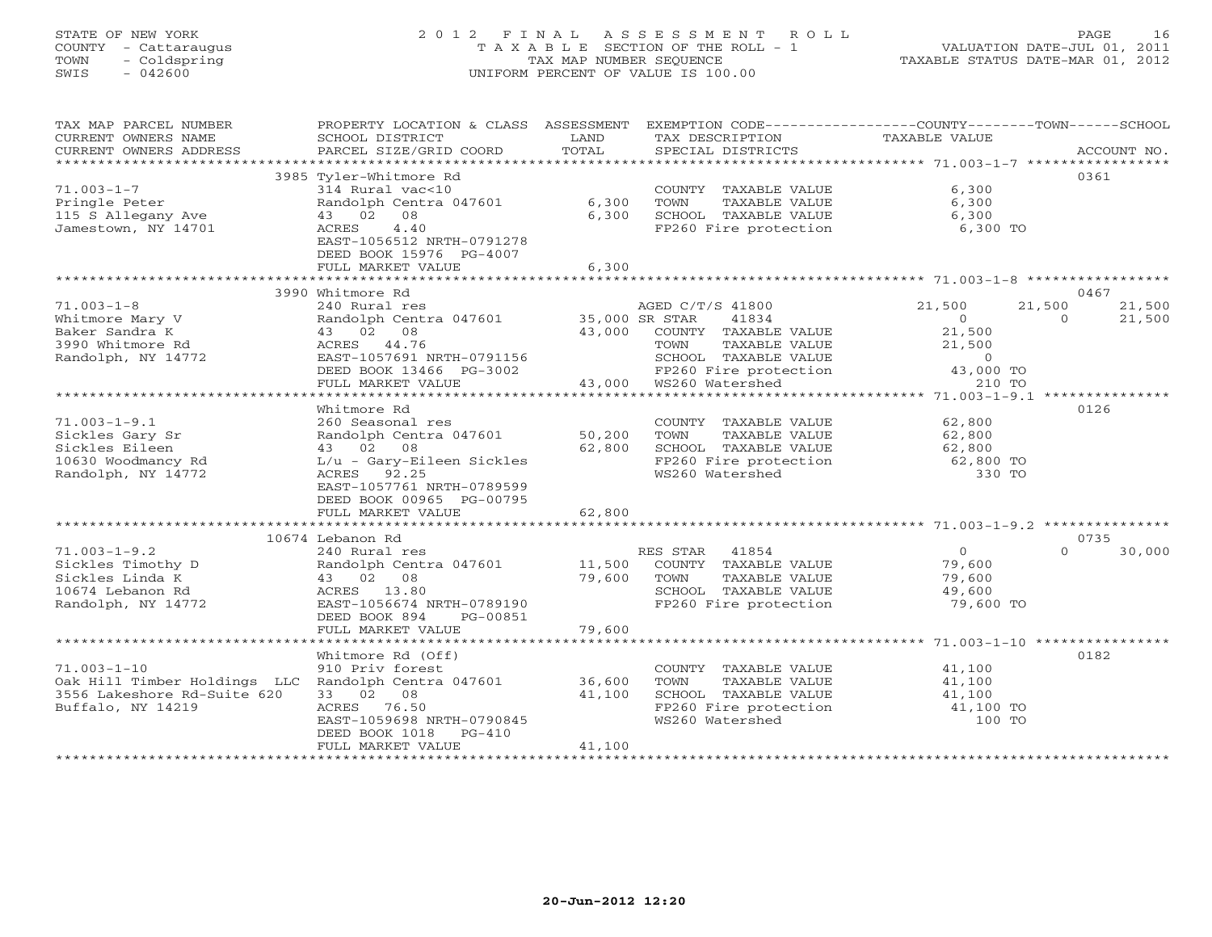STATE OF NEW YORK
COUNTY - Cattaraugus
TOWN - Coldspring
SWIS - 042600

2012 FINAL ASSESSMENT ROLL
TAXABLE SECTION OF THE ROLL - 1
TAX MAP NUMBER SEQUENCE
UNIFORM PERCENT OF VALUE IS 100.00

VALUATION DATE-JUL 01, 2011
TAXABLE STATUS DATE-MAR 01, 2012

| TAX MAP PARCEL NUMBER / CURRENT OWNERS NAME / CURRENT OWNERS ADDRESS | PROPERTY LOCATION & CLASS / SCHOOL DISTRICT / PARCEL SIZE/GRID COORD | ASSESSMENT LAND | TOTAL | EXEMPTION CODE / TAX DESCRIPTION / SPECIAL DISTRICTS | COUNTY TAXABLE VALUE | TOWN | SCHOOL | ACCOUNT NO. |
|---|---|---|---|---|---|---|---|---|
| 71.003-1-7 | 3985 Tyler-Whitmore Rd | | | | | | | 0361 |
| Pringle Peter | 314 Rural vac<10 | | | COUNTY TAXABLE VALUE | 6,300 | | | |
| 115 S Allegany Ave | Randolph Centra 047601 | 6,300 | | TOWN TAXABLE VALUE | 6,300 | | | |
| Jamestown, NY 14701 | 43 02 08 | | 6,300 | SCHOOL TAXABLE VALUE | 6,300 | | | |
| | ACRES 4.40 | | | FP260 Fire protection | 6,300 TO | | | |
| | EAST-1056512 NRTH-0791278 | | | | | | | |
| | DEED BOOK 15976 PG-4007 | | | | | | | |
| | FULL MARKET VALUE | | 6,300 | | | | | |
| 71.003-1-8 | 3990 Whitmore Rd | | | | | | | 0467 |
| Whitmore Mary V | 240 Rural res | | | AGED C/T/S 41800 | 21,500 | 21,500 | 21,500 | |
| Baker Sandra K | Randolph Centra 047601 | 35,000 | | SR STAR 41834 | 0 | 0 | 21,500 | |
| 3990 Whitmore Rd | 43 02 08 | | 43,000 | COUNTY TAXABLE VALUE | 21,500 | | | |
| Randolph, NY 14772 | ACRES 44.76 | | | TOWN TAXABLE VALUE | 21,500 | | | |
| | EAST-1057691 NRTH-0791156 | | | SCHOOL TAXABLE VALUE | 0 | | | |
| | DEED BOOK 13466 PG-3002 | | | FP260 Fire protection | 43,000 TO | | | |
| | FULL MARKET VALUE | | 43,000 | WS260 Watershed | 210 TO | | | |
| 71.003-1-9.1 | Whitmore Rd | | | | | | | 0126 |
| Sickles Gary Sr | 260 Seasonal res | | | COUNTY TAXABLE VALUE | 62,800 | | | |
| Sickles Eileen | Randolph Centra 047601 | 50,200 | | TOWN TAXABLE VALUE | 62,800 | | | |
| 10630 Woodmancy Rd | 43 02 08 | | 62,800 | SCHOOL TAXABLE VALUE | 62,800 | | | |
| Randolph, NY 14772 | L/u - Gary-Eileen Sickles | | | FP260 Fire protection | 62,800 TO | | | |
| | ACRES 92.25 | | | WS260 Watershed | 330 TO | | | |
| | EAST-1057761 NRTH-0789599 | | | | | | | |
| | DEED BOOK 00965 PG-00795 | | | | | | | |
| | FULL MARKET VALUE | | 62,800 | | | | | |
| 71.003-1-9.2 | 10674 Lebanon Rd | | | | | | | 0735 |
| Sickles Timothy D | 240 Rural res | | | RES STAR 41854 | 0 | | 30,000 | |
| Sickles Linda K | Randolph Centra 047601 | 11,500 | | COUNTY TAXABLE VALUE | 79,600 | | | |
| 10674 Lebanon Rd | 43 02 08 | | 79,600 | TOWN TAXABLE VALUE | 79,600 | | | |
| Randolph, NY 14772 | ACRES 13.80 | | | SCHOOL TAXABLE VALUE | 49,600 | | | |
| | EAST-1056674 NRTH-0789190 | | | FP260 Fire protection | 79,600 TO | | | |
| | DEED BOOK 894 PG-00851 | | | | | | | |
| | FULL MARKET VALUE | | 79,600 | | | | | |
| 71.003-1-10 | Whitmore Rd (Off) | | | | | | | 0182 |
| Oak Hill Timber Holdings LLC | 910 Priv forest | | | COUNTY TAXABLE VALUE | 41,100 | | | |
| 3556 Lakeshore Rd-Suite 620 | Randolph Centra 047601 | 36,600 | | TOWN TAXABLE VALUE | 41,100 | | | |
| Buffalo, NY 14219 | 33 02 08 | | 41,100 | SCHOOL TAXABLE VALUE | 41,100 | | | |
| | ACRES 76.50 | | | FP260 Fire protection | 41,100 TO | | | |
| | EAST-1059698 NRTH-0790845 | | | WS260 Watershed | 100 TO | | | |
| | DEED BOOK 1018 PG-410 | | | | | | | |
| | FULL MARKET VALUE | | 41,100 | | | | | |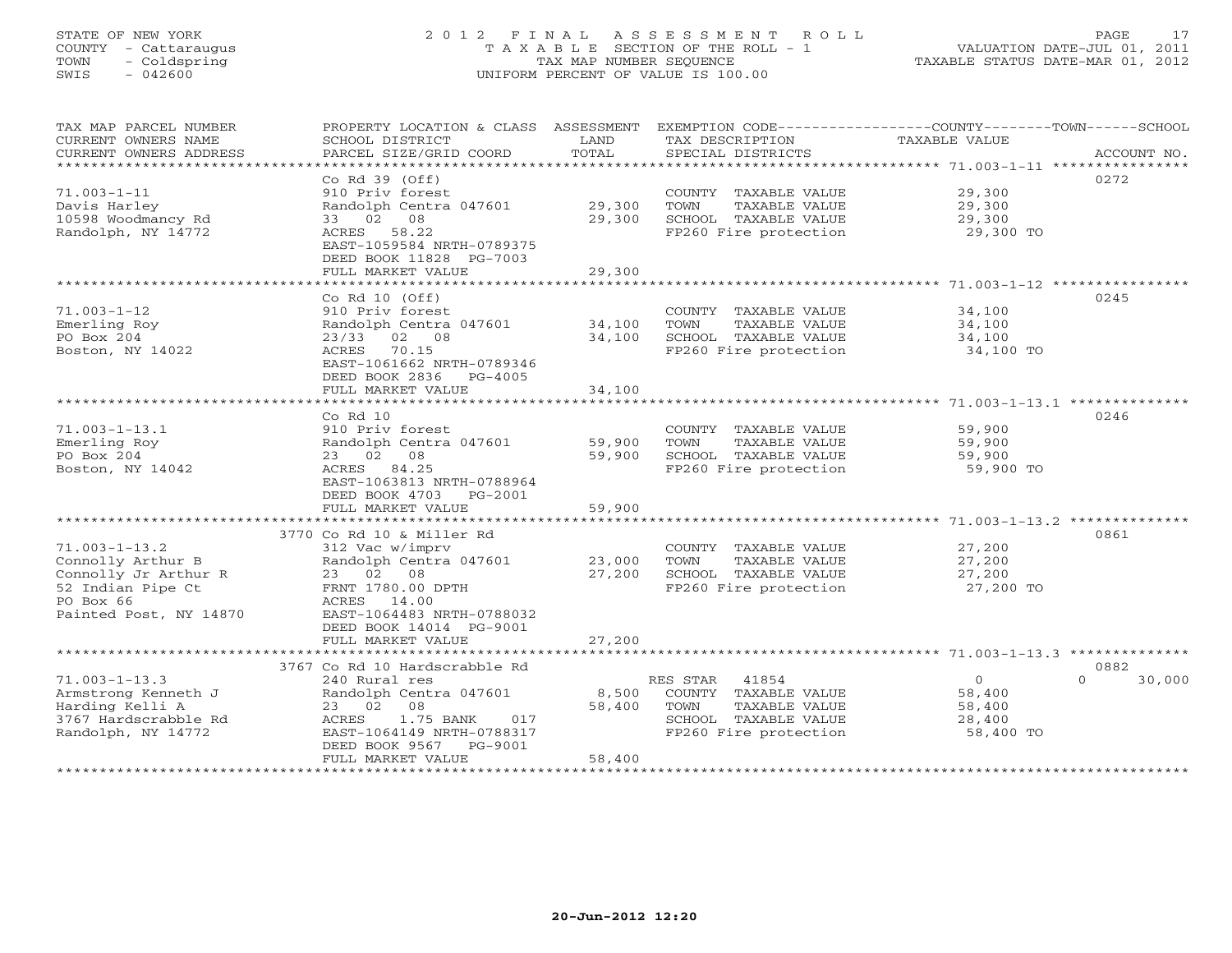STATE OF NEW YORK
COUNTY - Cattaraugus
TOWN - Coldspring
SWIS - 042600

# 2012 FINAL ASSESSMENT ROLL
TAXABLE SECTION OF THE ROLL - 1
TAX MAP NUMBER SEQUENCE
UNIFORM PERCENT OF VALUE IS 100.00

VALUATION DATE-JUL 01, 2011
TAXABLE STATUS DATE-MAR 01, 2012

| TAX MAP PARCEL NUMBER / CURRENT OWNERS NAME / CURRENT OWNERS ADDRESS | PROPERTY LOCATION & CLASS / SCHOOL DISTRICT / PARCEL SIZE/GRID COORD | ASSESSMENT LAND | TOTAL | EXEMPTION CODE / TAX DESCRIPTION / SPECIAL DISTRICTS | COUNTY TAXABLE VALUE | TOWN | SCHOOL | ACCOUNT NO. |
|---|---|---|---|---|---|---|---|---|
| 71.003-1-11 | Co Rd 39 (Off) | | | | | | | 0272 |
| Davis Harley | 910 Priv forest | | | COUNTY TAXABLE VALUE | 29,300 | | | |
| 10598 Woodmancy Rd | Randolph Centra 047601 | 29,300 | | TOWN TAXABLE VALUE | 29,300 | | | |
| Randolph, NY 14772 | 33 02 08 | | 29,300 | SCHOOL TAXABLE VALUE | 29,300 | | | |
| | ACRES 58.22 | | | FP260 Fire protection | 29,300 TO | | | |
| | EAST-1059584 NRTH-0789375 | | | | | | | |
| | DEED BOOK 11828 PG-7003 | | | | | | | |
| | FULL MARKET VALUE | | 29,300 | | | | | |
| 71.003-1-12 | Co Rd 10 (Off) | | | | | | | 0245 |
| Emerling Roy | 910 Priv forest | | | COUNTY TAXABLE VALUE | 34,100 | | | |
| PO Box 204 | Randolph Centra 047601 | 34,100 | | TOWN TAXABLE VALUE | 34,100 | | | |
| Boston, NY 14022 | 23/33 02 08 | | 34,100 | SCHOOL TAXABLE VALUE | 34,100 | | | |
| | ACRES 70.15 | | | FP260 Fire protection | 34,100 TO | | | |
| | EAST-1061662 NRTH-0789346 | | | | | | | |
| | DEED BOOK 2836 PG-4005 | | | | | | | |
| | FULL MARKET VALUE | | 34,100 | | | | | |
| 71.003-1-13.1 | Co Rd 10 | | | | | | | 0246 |
| Emerling Roy | 910 Priv forest | | | COUNTY TAXABLE VALUE | 59,900 | | | |
| PO Box 204 | Randolph Centra 047601 | 59,900 | | TOWN TAXABLE VALUE | 59,900 | | | |
| Boston, NY 14042 | 23 02 08 | | 59,900 | SCHOOL TAXABLE VALUE | 59,900 | | | |
| | ACRES 84.25 | | | FP260 Fire protection | 59,900 TO | | | |
| | EAST-1063813 NRTH-0788964 | | | | | | | |
| | DEED BOOK 4703 PG-2001 | | | | | | | |
| | FULL MARKET VALUE | | 59,900 | | | | | |
| 71.003-1-13.2 | 3770 Co Rd 10 & Miller Rd | | | | | | | 0861 |
| Connolly Arthur B | 312 Vac w/imprv | | | COUNTY TAXABLE VALUE | 27,200 | | | |
| Connolly Jr Arthur R | Randolph Centra 047601 | 23,000 | | TOWN TAXABLE VALUE | 27,200 | | | |
| 52 Indian Pipe Ct | 23 02 08 | | 27,200 | SCHOOL TAXABLE VALUE | 27,200 | | | |
| PO Box 66 | FRNT 1780.00 DPTH | | | FP260 Fire protection | 27,200 TO | | | |
| Painted Post, NY 14870 | ACRES 14.00 | | | | | | | |
| | EAST-1064483 NRTH-0788032 | | | | | | | |
| | DEED BOOK 14014 PG-9001 | | | | | | | |
| | FULL MARKET VALUE | | 27,200 | | | | | |
| 71.003-1-13.3 | 3767 Co Rd 10 Hardscrabble Rd | | | | | | | 0882 |
| Armstrong Kenneth J | 240 Rural res | | | RES STAR 41854 | 0 | | 0 | 30,000 |
| Harding Kelli A | Randolph Centra 047601 | 8,500 | | COUNTY TAXABLE VALUE | 58,400 | | | |
| 3767 Hardscrabble Rd | 23 02 08 | | 58,400 | TOWN TAXABLE VALUE | 58,400 | | | |
| Randolph, NY 14772 | ACRES 1.75 BANK 017 | | | SCHOOL TAXABLE VALUE | 28,400 | | | |
| | EAST-1064149 NRTH-0788317 | | | FP260 Fire protection | 58,400 TO | | | |
| | DEED BOOK 9567 PG-9001 | | | | | | | |
| | FULL MARKET VALUE | | 58,400 | | | | | |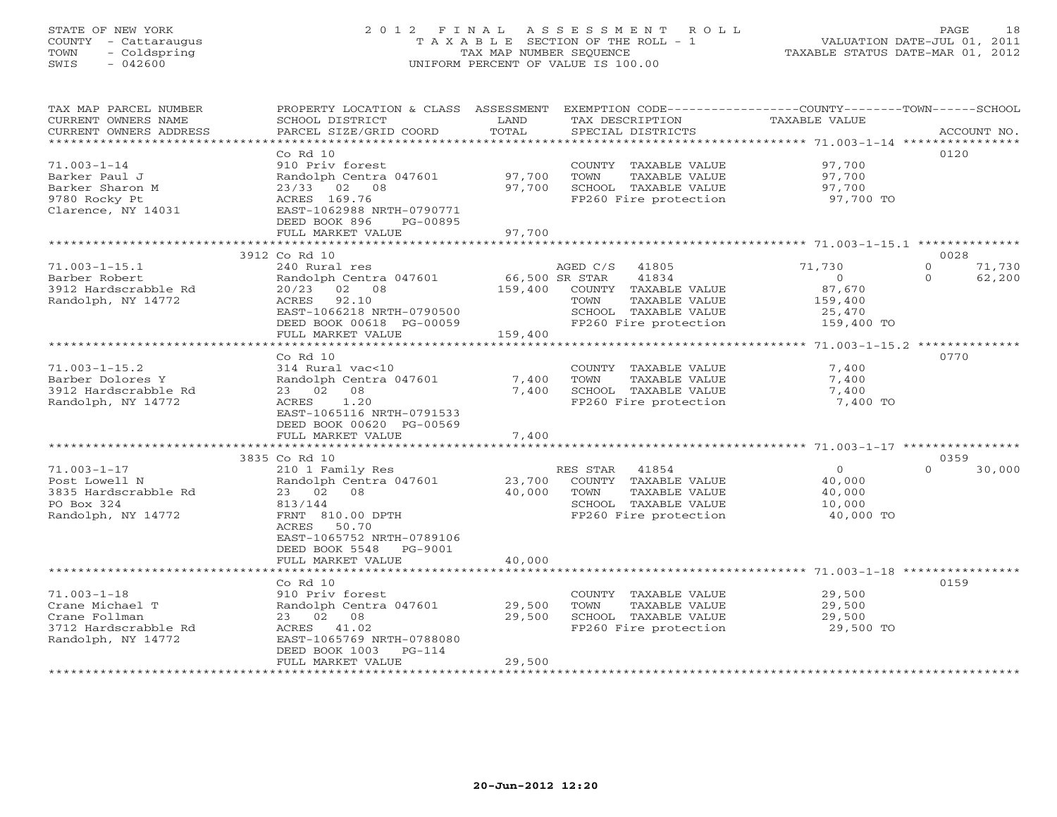STATE OF NEW YORK
COUNTY - Cattaraugus
TOWN - Coldspring
SWIS - 042600

# 2012 FINAL ASSESSMENT ROLL

TAXABLE SECTION OF THE ROLL - 1
TAX MAP NUMBER SEQUENCE
UNIFORM PERCENT OF VALUE IS 100.00

VALUATION DATE-JUL 01, 2011
TAXABLE STATUS DATE-MAR 01, 2012

| TAX MAP PARCEL NUMBER / CURRENT OWNERS NAME / CURRENT OWNERS ADDRESS | PROPERTY LOCATION & CLASS / SCHOOL DISTRICT / PARCEL SIZE/GRID COORD | ASSESSMENT LAND / TOTAL | EXEMPTION CODE / TAX DESCRIPTION / SPECIAL DISTRICTS | COUNTY / TAXABLE VALUE | TOWN | SCHOOL / ACCOUNT NO. |
|---|---|---|---|---|---|---|
| **71.003-1-14** | Co Rd 10 | | | | | 0120 |
| Barker Paul J | 910 Priv forest | | COUNTY TAXABLE VALUE | 97,700 | | |
| Barker Sharon M | Randolph Centra 047601 | 97,700 | TOWN TAXABLE VALUE | 97,700 | | |
| 9780 Rocky Pt | 23/33 02 08 | 97,700 | SCHOOL TAXABLE VALUE | 97,700 | | |
| Clarence, NY 14031 | ACRES 169.76 | | FP260 Fire protection | 97,700 TO | | |
| | EAST-1062988 NRTH-0790771 | | | | | |
| | DEED BOOK 896 PG-00895 | | | | | |
| | FULL MARKET VALUE | 97,700 | | | | |
| **71.003-1-15.1** | 3912 Co Rd 10 | | | | | 0028 |
| Barber Robert | 240 Rural res | | AGED C/S 41805 | 71,730 | 0 | 71,730 |
| 3912 Hardscrabble Rd | Randolph Centra 047601 | 66,500 | SR STAR 41834 | 0 | 0 | 62,200 |
| Randolph, NY 14772 | 20/23 02 08 | 159,400 | COUNTY TAXABLE VALUE | 87,670 | | |
| | ACRES 92.10 | | TOWN TAXABLE VALUE | 159,400 | | |
| | EAST-1066218 NRTH-0790500 | | SCHOOL TAXABLE VALUE | 25,470 | | |
| | DEED BOOK 00618 PG-00059 | | FP260 Fire protection | 159,400 TO | | |
| | FULL MARKET VALUE | 159,400 | | | | |
| **71.003-1-15.2** | Co Rd 10 | | | | | 0770 |
| Barber Dolores Y | 314 Rural vac<10 | | COUNTY TAXABLE VALUE | 7,400 | | |
| 3912 Hardscrabble Rd | Randolph Centra 047601 | 7,400 | TOWN TAXABLE VALUE | 7,400 | | |
| Randolph, NY 14772 | 23 02 08 | 7,400 | SCHOOL TAXABLE VALUE | 7,400 | | |
| | ACRES 1.20 | | FP260 Fire protection | 7,400 TO | | |
| | EAST-1065116 NRTH-0791533 | | | | | |
| | DEED BOOK 00620 PG-00569 | | | | | |
| | FULL MARKET VALUE | 7,400 | | | | |
| **71.003-1-17** | 3835 Co Rd 10 | | | | | 0359 |
| Post Lowell N | 210 1 Family Res | | RES STAR 41854 | 0 | 0 | 30,000 |
| 3835 Hardscrabble Rd | Randolph Centra 047601 | 23,700 | COUNTY TAXABLE VALUE | 40,000 | | |
| PO Box 324 | 23 02 08 | 40,000 | TOWN TAXABLE VALUE | 40,000 | | |
| Randolph, NY 14772 | 813/144 | | SCHOOL TAXABLE VALUE | 10,000 | | |
| | FRNT 810.00 DPTH | | FP260 Fire protection | 40,000 TO | | |
| | ACRES 50.70 | | | | | |
| | EAST-1065752 NRTH-0789106 | | | | | |
| | DEED BOOK 5548 PG-9001 | | | | | |
| | FULL MARKET VALUE | 40,000 | | | | |
| **71.003-1-18** | Co Rd 10 | | | | | 0159 |
| Crane Michael T | 910 Priv forest | | COUNTY TAXABLE VALUE | 29,500 | | |
| Crane Follman | Randolph Centra 047601 | 29,500 | TOWN TAXABLE VALUE | 29,500 | | |
| 3712 Hardscrabble Rd | 23 02 08 | 29,500 | SCHOOL TAXABLE VALUE | 29,500 | | |
| Randolph, NY 14772 | ACRES 41.02 | | FP260 Fire protection | 29,500 TO | | |
| | EAST-1065769 NRTH-0788080 | | | | | |
| | DEED BOOK 1003 PG-114 | | | | | |
| | FULL MARKET VALUE | 29,500 | | | | |

20-Jun-2012 12:20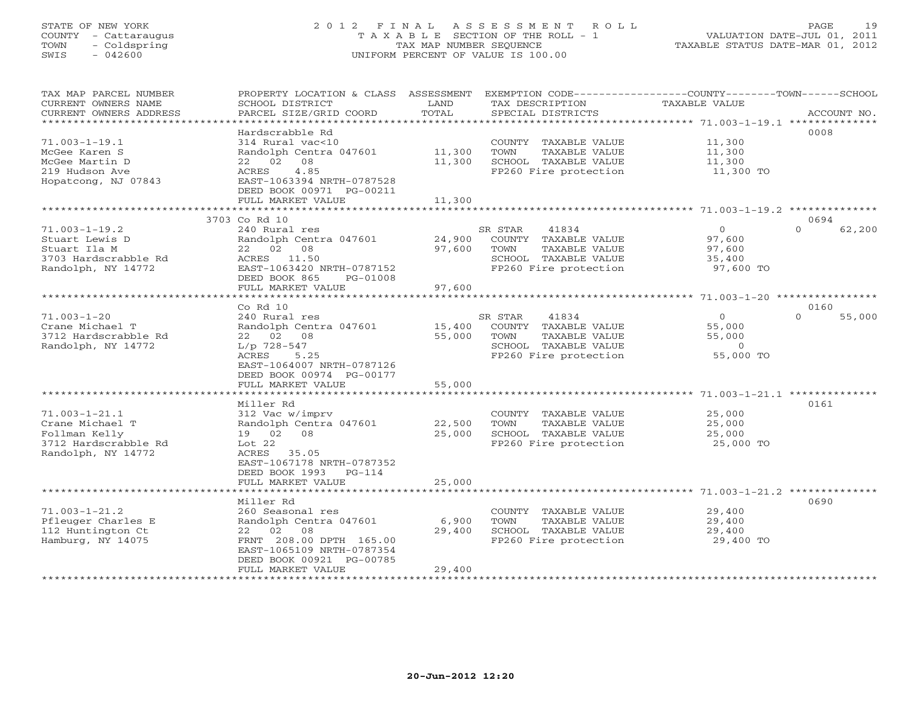STATE OF NEW YORK
COUNTY - Cattaraugus
TOWN - Coldspring
SWIS - 042600

# 2012 FINAL ASSESSMENT ROLL

TAXABLE SECTION OF THE ROLL - 1
TAX MAP NUMBER SEQUENCE
UNIFORM PERCENT OF VALUE IS 100.00

VALUATION DATE-JUL 01, 2011
TAXABLE STATUS DATE-MAR 01, 2012

| TAX MAP PARCEL NUMBER / CURRENT OWNERS NAME / CURRENT OWNERS ADDRESS | PROPERTY LOCATION & CLASS / SCHOOL DISTRICT / PARCEL SIZE/GRID COORD | ASSESSMENT LAND | TOTAL | EXEMPTION CODE / TAX DESCRIPTION / SPECIAL DISTRICTS | COUNTY TAXABLE VALUE | TOWN | SCHOOL | ACCOUNT NO. |
|---|---|---|---|---|---|---|---|---|
| 71.003-1-19.1 | Hardscrabble Rd | | | | | | | 0008 |
| | 314 Rural vac<10 | | | COUNTY TAXABLE VALUE | 11,300 | | | |
| McGee Karen S | Randolph Centra 047601 | 11,300 | | TOWN TAXABLE VALUE | 11,300 | | | |
| McGee Martin D | 22 02 08 | | 11,300 | SCHOOL TAXABLE VALUE | 11,300 | | | |
| 219 Hudson Ave | ACRES 4.85 | | | FP260 Fire protection | 11,300 TO | | | |
| Hopatcong, NJ 07843 | EAST-1063394 NRTH-0787528 | | | | | | | |
| | DEED BOOK 00971 PG-00211 | | | | | | | |
| | FULL MARKET VALUE | | 11,300 | | | | | |
| 71.003-1-19.2 | 3703 Co Rd 10 | | | | | | | 0694 |
| | 240 Rural res | | | SR STAR 41834 | 0 | | 62,200 | |
| Stuart Lewis D | Randolph Centra 047601 | 24,900 | | COUNTY TAXABLE VALUE | 97,600 | | | |
| Stuart Ila M | 22 02 08 | | 97,600 | TOWN TAXABLE VALUE | 97,600 | | | |
| 3703 Hardscrabble Rd | ACRES 11.50 | | | SCHOOL TAXABLE VALUE | 35,400 | | | |
| Randolph, NY 14772 | EAST-1063420 NRTH-0787152 | | | FP260 Fire protection | 97,600 TO | | | |
| | DEED BOOK 865 PG-01008 | | | | | | | |
| | FULL MARKET VALUE | | 97,600 | | | | | |
| 71.003-1-20 | Co Rd 10 | | | | | | | 0160 |
| | 240 Rural res | | | SR STAR 41834 | 0 | | 55,000 | |
| Crane Michael T | Randolph Centra 047601 | 15,400 | | COUNTY TAXABLE VALUE | 55,000 | | | |
| 3712 Hardscrabble Rd | 22 02 08 | | 55,000 | TOWN TAXABLE VALUE | 55,000 | | | |
| Randolph, NY 14772 | L/p 728-547 | | | SCHOOL TAXABLE VALUE | 0 | | | |
| | ACRES 5.25 | | | FP260 Fire protection | 55,000 TO | | | |
| | EAST-1064007 NRTH-0787126 | | | | | | | |
| | DEED BOOK 00974 PG-00177 | | | | | | | |
| | FULL MARKET VALUE | | 55,000 | | | | | |
| 71.003-1-21.1 | Miller Rd | | | | | | | 0161 |
| | 312 Vac w/imprv | | | COUNTY TAXABLE VALUE | 25,000 | | | |
| Crane Michael T | Randolph Centra 047601 | 22,500 | | TOWN TAXABLE VALUE | 25,000 | | | |
| Follman Kelly | 19 02 08 | | 25,000 | SCHOOL TAXABLE VALUE | 25,000 | | | |
| 3712 Hardscrabble Rd | Lot 22 | | | FP260 Fire protection | 25,000 TO | | | |
| Randolph, NY 14772 | ACRES 35.05 | | | | | | | |
| | EAST-1067178 NRTH-0787352 | | | | | | | |
| | DEED BOOK 1993 PG-114 | | | | | | | |
| | FULL MARKET VALUE | | 25,000 | | | | | |
| 71.003-1-21.2 | Miller Rd | | | | | | | 0690 |
| | 260 Seasonal res | | | COUNTY TAXABLE VALUE | 29,400 | | | |
| Pfleuger Charles E | Randolph Centra 047601 | 6,900 | | TOWN TAXABLE VALUE | 29,400 | | | |
| 112 Huntington Ct | 22 02 08 | | 29,400 | SCHOOL TAXABLE VALUE | 29,400 | | | |
| Hamburg, NY 14075 | FRNT 208.00 DPTH 165.00 | | | FP260 Fire protection | 29,400 TO | | | |
| | EAST-1065109 NRTH-0787354 | | | | | | | |
| | DEED BOOK 00921 PG-00785 | | | | | | | |
| | FULL MARKET VALUE | | 29,400 | | | | | |

20-Jun-2012 12:20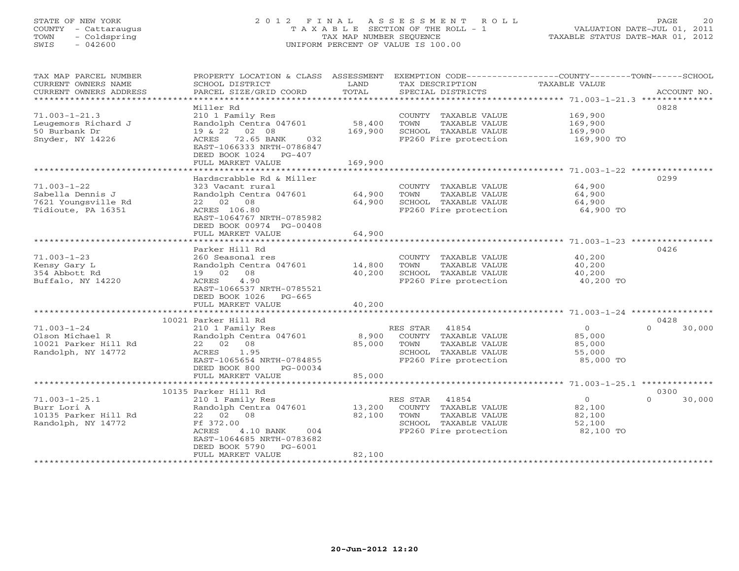STATE OF NEW YORK
COUNTY - Cattaraugus
TOWN - Coldspring
SWIS - 042600

# 2012 FINAL ASSESSMENT ROLL

TAXABLE SECTION OF THE ROLL - 1
TAX MAP NUMBER SEQUENCE
UNIFORM PERCENT OF VALUE IS 100.00

VALUATION DATE-JUL 01, 2011
TAXABLE STATUS DATE-MAR 01, 2012

| TAX MAP PARCEL NUMBER / CURRENT OWNERS NAME / CURRENT OWNERS ADDRESS | PROPERTY LOCATION & CLASS / SCHOOL DISTRICT / PARCEL SIZE/GRID COORD | ASSESSMENT LAND | TOTAL | EXEMPTION CODE / TAX DESCRIPTION / SPECIAL DISTRICTS | COUNTY / TOWN TAXABLE VALUE | SCHOOL | ACCOUNT NO. |
|---|---|---|---|---|---|---|---|
| | Miller Rd | | | | | | 0828 |
| 71.003-1-21.3 | 210 1 Family Res | | | COUNTY TAXABLE VALUE | 169,900 | | |
| Leugemors Richard J | Randolph Centra 047601 | 58,400 | | TOWN TAXABLE VALUE | 169,900 | | |
| 50 Burbank Dr | 19 & 22 02 08 | | 169,900 | SCHOOL TAXABLE VALUE | 169,900 | | |
| Snyder, NY 14226 | ACRES 72.65 BANK 032 | | | FP260 Fire protection | 169,900 TO | | |
| | EAST-1066333 NRTH-0786847 | | | | | | |
| | DEED BOOK 1024 PG-407 | | | | | | |
| | FULL MARKET VALUE | | 169,900 | | | | |
| | Hardscrabble Rd & Miller | | | | | | 0299 |
| 71.003-1-22 | 323 Vacant rural | | | COUNTY TAXABLE VALUE | 64,900 | | |
| Sabella Dennis J | Randolph Centra 047601 | 64,900 | | TOWN TAXABLE VALUE | 64,900 | | |
| 7621 Youngsville Rd | 22 02 08 | | 64,900 | SCHOOL TAXABLE VALUE | 64,900 | | |
| Tidioute, PA 16351 | ACRES 106.80 | | | FP260 Fire protection | 64,900 TO | | |
| | EAST-1064767 NRTH-0785982 | | | | | | |
| | DEED BOOK 00974 PG-00408 | | | | | | |
| | FULL MARKET VALUE | | 64,900 | | | | |
| | Parker Hill Rd | | | | | | 0426 |
| 71.003-1-23 | 260 Seasonal res | | | COUNTY TAXABLE VALUE | 40,200 | | |
| Kensy Gary L | Randolph Centra 047601 | 14,800 | | TOWN TAXABLE VALUE | 40,200 | | |
| 354 Abbott Rd | 19 02 08 | | 40,200 | SCHOOL TAXABLE VALUE | 40,200 | | |
| Buffalo, NY 14220 | ACRES 4.90 | | | FP260 Fire protection | 40,200 TO | | |
| | EAST-1066537 NRTH-0785521 | | | | | | |
| | DEED BOOK 1026 PG-665 | | | | | | |
| | FULL MARKET VALUE | | 40,200 | | | | |
| | 10021 Parker Hill Rd | | | | | | 0428 |
| 71.003-1-24 | 210 1 Family Res | | | RES STAR 41854 | 0 | 0 | 30,000 |
| Olson Michael R | Randolph Centra 047601 | 8,900 | | COUNTY TAXABLE VALUE | 85,000 | | |
| 10021 Parker Hill Rd | 22 02 08 | | 85,000 | TOWN TAXABLE VALUE | 85,000 | | |
| Randolph, NY 14772 | ACRES 1.95 | | | SCHOOL TAXABLE VALUE | 55,000 | | |
| | EAST-1065654 NRTH-0784855 | | | FP260 Fire protection | 85,000 TO | | |
| | DEED BOOK 800 PG-00034 | | | | | | |
| | FULL MARKET VALUE | | 85,000 | | | | |
| | 10135 Parker Hill Rd | | | | | | 0300 |
| 71.003-1-25.1 | 210 1 Family Res | | | RES STAR 41854 | 0 | 0 | 30,000 |
| Burr Lori A | Randolph Centra 047601 | 13,200 | | COUNTY TAXABLE VALUE | 82,100 | | |
| 10135 Parker Hill Rd | 22 02 08 | | 82,100 | TOWN TAXABLE VALUE | 82,100 | | |
| Randolph, NY 14772 | Ff 372.00 | | | SCHOOL TAXABLE VALUE | 52,100 | | |
| | ACRES 4.10 BANK 004 | | | FP260 Fire protection | 82,100 TO | | |
| | EAST-1064685 NRTH-0783682 | | | | | | |
| | DEED BOOK 5790 PG-6001 | | | | | | |
| | FULL MARKET VALUE | | 82,100 | | | | |

20-Jun-2012 12:20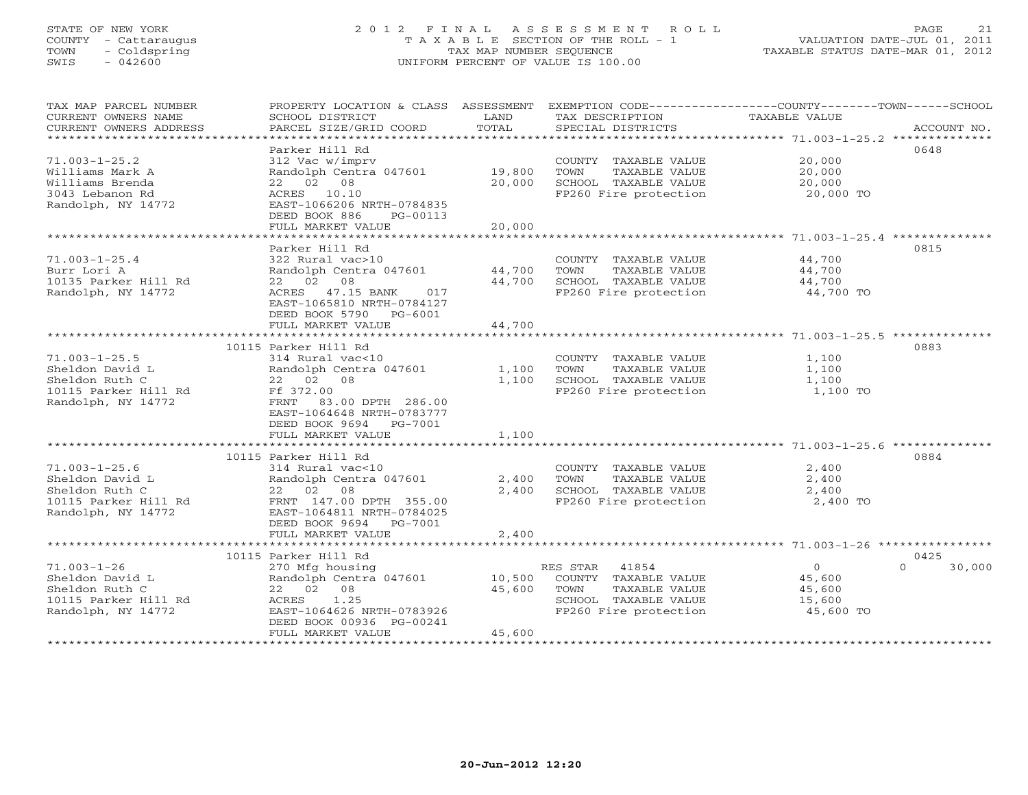STATE OF NEW YORK
COUNTY - Cattaraugus
TOWN - Coldspring
SWIS - 042600

# 2012 FINAL ASSESSMENT ROLL
TAXABLE SECTION OF THE ROLL - 1
TAX MAP NUMBER SEQUENCE
UNIFORM PERCENT OF VALUE IS 100.00

VALUATION DATE-JUL 01, 2011
TAXABLE STATUS DATE-MAR 01, 2012

| TAX MAP PARCEL NUMBER / CURRENT OWNERS NAME / CURRENT OWNERS ADDRESS | PROPERTY LOCATION & CLASS / SCHOOL DISTRICT / PARCEL SIZE/GRID COORD | ASSESSMENT LAND / TOTAL | EXEMPTION CODE / TAX DESCRIPTION / SPECIAL DISTRICTS | COUNTY / TOWN / SCHOOL TAXABLE VALUE | ACCOUNT NO. |
|---|---|---|---|---|---|
| 71.003-1-25.2 | Parker Hill Rd | | | | 0648 |
| Williams Mark A | 312 Vac w/imprv | | COUNTY TAXABLE VALUE | 20,000 | |
| Williams Brenda | Randolph Centra 047601 | 19,800 | TOWN TAXABLE VALUE | 20,000 | |
| 3043 Lebanon Rd | 22 02 08 | 20,000 | SCHOOL TAXABLE VALUE | 20,000 | |
| Randolph, NY 14772 | ACRES 10.10 | | FP260 Fire protection | 20,000 TO | |
| | EAST-1066206 NRTH-0784835 | | | | |
| | DEED BOOK 886 PG-00113 | | | | |
| | FULL MARKET VALUE | 20,000 | | | |
| 71.003-1-25.4 | Parker Hill Rd | | | | 0815 |
| Burr Lori A | 322 Rural vac>10 | | COUNTY TAXABLE VALUE | 44,700 | |
| 10135 Parker Hill Rd | Randolph Centra 047601 | 44,700 | TOWN TAXABLE VALUE | 44,700 | |
| Randolph, NY 14772 | 22 02 08 | 44,700 | SCHOOL TAXABLE VALUE | 44,700 | |
| | ACRES 47.15 BANK 017 | | FP260 Fire protection | 44,700 TO | |
| | EAST-1065810 NRTH-0784127 | | | | |
| | DEED BOOK 5790 PG-6001 | | | | |
| | FULL MARKET VALUE | 44,700 | | | |
| 71.003-1-25.5 | 10115 Parker Hill Rd | | | | 0883 |
| Sheldon David L | 314 Rural vac<10 | | COUNTY TAXABLE VALUE | 1,100 | |
| Sheldon Ruth C | Randolph Centra 047601 | 1,100 | TOWN TAXABLE VALUE | 1,100 | |
| 10115 Parker Hill Rd | 22 02 08 | 1,100 | SCHOOL TAXABLE VALUE | 1,100 | |
| Randolph, NY 14772 | Ff 372.00 | | FP260 Fire protection | 1,100 TO | |
| | FRNT 83.00 DPTH 286.00 | | | | |
| | EAST-1064648 NRTH-0783777 | | | | |
| | DEED BOOK 9694 PG-7001 | | | | |
| | FULL MARKET VALUE | 1,100 | | | |
| 71.003-1-25.6 | 10115 Parker Hill Rd | | | | 0884 |
| Sheldon David L | 314 Rural vac<10 | | COUNTY TAXABLE VALUE | 2,400 | |
| Sheldon Ruth C | Randolph Centra 047601 | 2,400 | TOWN TAXABLE VALUE | 2,400 | |
| 10115 Parker Hill Rd | 22 02 08 | 2,400 | SCHOOL TAXABLE VALUE | 2,400 | |
| Randolph, NY 14772 | FRNT 147.00 DPTH 355.00 | | FP260 Fire protection | 2,400 TO | |
| | EAST-1064811 NRTH-0784025 | | | | |
| | DEED BOOK 9694 PG-7001 | | | | |
| | FULL MARKET VALUE | 2,400 | | | |
| 71.003-1-26 | 10115 Parker Hill Rd | | | | 0425 |
| Sheldon David L | 270 Mfg housing | | RES STAR 41854 | 0 0 30,000 | |
| Sheldon Ruth C | Randolph Centra 047601 | 10,500 | COUNTY TAXABLE VALUE | 45,600 | |
| 10115 Parker Hill Rd | 22 02 08 | 45,600 | TOWN TAXABLE VALUE | 45,600 | |
| Randolph, NY 14772 | ACRES 1.25 | | SCHOOL TAXABLE VALUE | 15,600 | |
| | EAST-1064626 NRTH-0783926 | | FP260 Fire protection | 45,600 TO | |
| | DEED BOOK 00936 PG-00241 | | | | |
| | FULL MARKET VALUE | 45,600 | | | |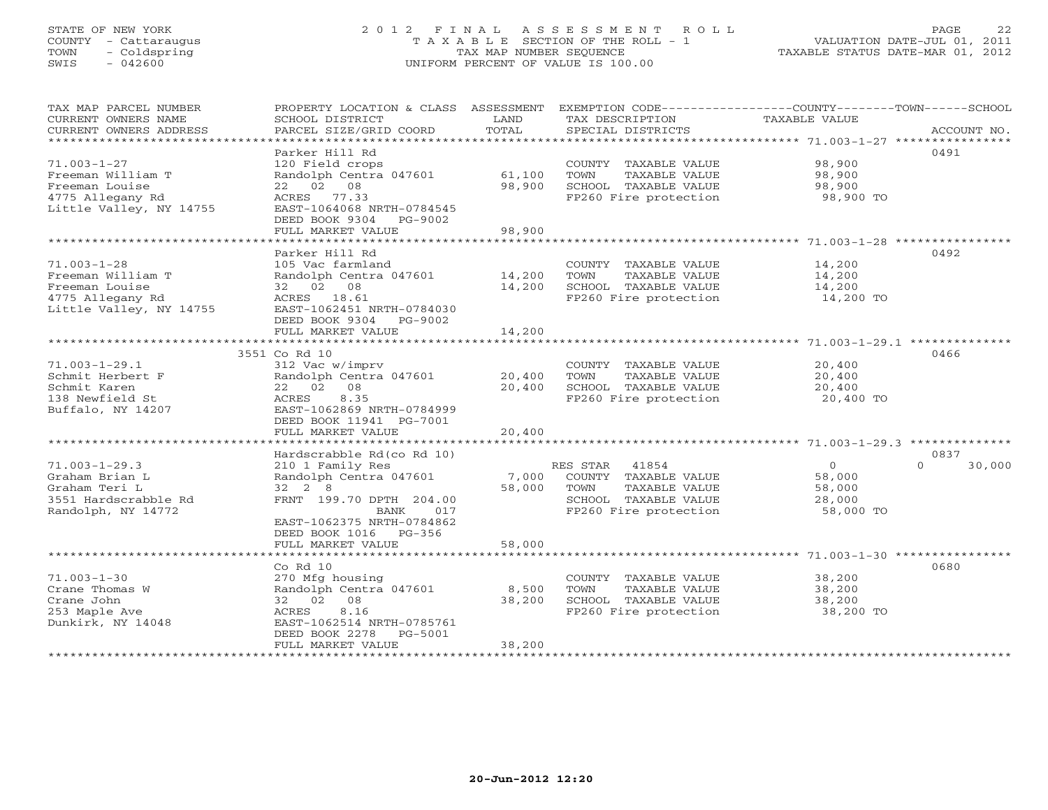STATE OF NEW YORK — 2012 FINAL ASSESSMENT ROLL — PAGE 22
COUNTY - Cattaraugus — TAXABLE SECTION OF THE ROLL - 1 — VALUATION DATE-JUL 01, 2011
TOWN - Coldspring — TAX MAP NUMBER SEQUENCE — TAXABLE STATUS DATE-MAR 01, 2012
SWIS - 042600 — UNIFORM PERCENT OF VALUE IS 100.00

| TAX MAP PARCEL NUMBER / CURRENT OWNERS NAME / CURRENT OWNERS ADDRESS | PROPERTY LOCATION & CLASS / SCHOOL DISTRICT / PARCEL SIZE/GRID COORD | ASSESSMENT LAND / TOTAL | EXEMPTION CODE / TAX DESCRIPTION / SPECIAL DISTRICTS | COUNTY | TOWN | SCHOOL | ACCOUNT NO. |
|---|---|---|---|---|---|---|---|
| **71.003-1-27** | Parker Hill Rd | | | | | | 0491 |
| Freeman William T | 120 Field crops | | COUNTY TAXABLE VALUE | 98,900 | | | |
| Freeman Louise | Randolph Centra 047601 | 61,100 | TOWN TAXABLE VALUE | | 98,900 | | |
| 4775 Allegany Rd | 22 02 08 | 98,900 | SCHOOL TAXABLE VALUE | | | 98,900 | |
| Little Valley, NY 14755 | ACRES 77.33 | | FP260 Fire protection | 98,900 TO | | | |
| | EAST-1064068 NRTH-0784545 | | | | | | |
| | DEED BOOK 9304 PG-9002 | | | | | | |
| | FULL MARKET VALUE | 98,900 | | | | | |
| **71.003-1-28** | Parker Hill Rd | | | | | | 0492 |
| Freeman William T | 105 Vac farmland | | COUNTY TAXABLE VALUE | 14,200 | | | |
| Freeman Louise | Randolph Centra 047601 | 14,200 | TOWN TAXABLE VALUE | | 14,200 | | |
| 4775 Allegany Rd | 32 02 08 | 14,200 | SCHOOL TAXABLE VALUE | | | 14,200 | |
| Little Valley, NY 14755 | ACRES 18.61 | | FP260 Fire protection | 14,200 TO | | | |
| | EAST-1062451 NRTH-0784030 | | | | | | |
| | DEED BOOK 9304 PG-9002 | | | | | | |
| | FULL MARKET VALUE | 14,200 | | | | | |
| **71.003-1-29.1** | 3551 Co Rd 10 | | | | | | 0466 |
| Schmit Herbert F | 312 Vac w/imprv | | COUNTY TAXABLE VALUE | 20,400 | | | |
| Schmit Karen | Randolph Centra 047601 | 20,400 | TOWN TAXABLE VALUE | | 20,400 | | |
| 138 Newfield St | 22 02 08 | 20,400 | SCHOOL TAXABLE VALUE | | | 20,400 | |
| Buffalo, NY 14207 | ACRES 8.35 | | FP260 Fire protection | 20,400 TO | | | |
| | EAST-1062869 NRTH-0784999 | | | | | | |
| | DEED BOOK 11941 PG-7001 | | | | | | |
| | FULL MARKET VALUE | 20,400 | | | | | |
| **71.003-1-29.3** | Hardscrabble Rd(co Rd 10) | | | | | | 0837 |
| Graham Brian L | 210 1 Family Res | | RES STAR 41854 | 0 | 0 | 30,000 | |
| Graham Teri L | Randolph Centra 047601 | 7,000 | COUNTY TAXABLE VALUE | 58,000 | | | |
| 3551 Hardscrabble Rd | 32 2 8 | 58,000 | TOWN TAXABLE VALUE | | 58,000 | | |
| Randolph, NY 14772 | FRNT 199.70 DPTH 204.00 | | SCHOOL TAXABLE VALUE | | | 28,000 | |
| | BANK 017 | | FP260 Fire protection | 58,000 TO | | | |
| | EAST-1062375 NRTH-0784862 | | | | | | |
| | DEED BOOK 1016 PG-356 | | | | | | |
| | FULL MARKET VALUE | 58,000 | | | | | |
| **71.003-1-30** | Co Rd 10 | | | | | | 0680 |
| Crane Thomas W | 270 Mfg housing | | COUNTY TAXABLE VALUE | 38,200 | | | |
| Crane John | Randolph Centra 047601 | 8,500 | TOWN TAXABLE VALUE | | 38,200 | | |
| 253 Maple Ave | 32 02 08 | 38,200 | SCHOOL TAXABLE VALUE | | | 38,200 | |
| Dunkirk, NY 14048 | ACRES 8.16 | | FP260 Fire protection | 38,200 TO | | | |
| | EAST-1062514 NRTH-0785761 | | | | | | |
| | DEED BOOK 2278 PG-5001 | | | | | | |
| | FULL MARKET VALUE | 38,200 | | | | | |

20-Jun-2012 12:20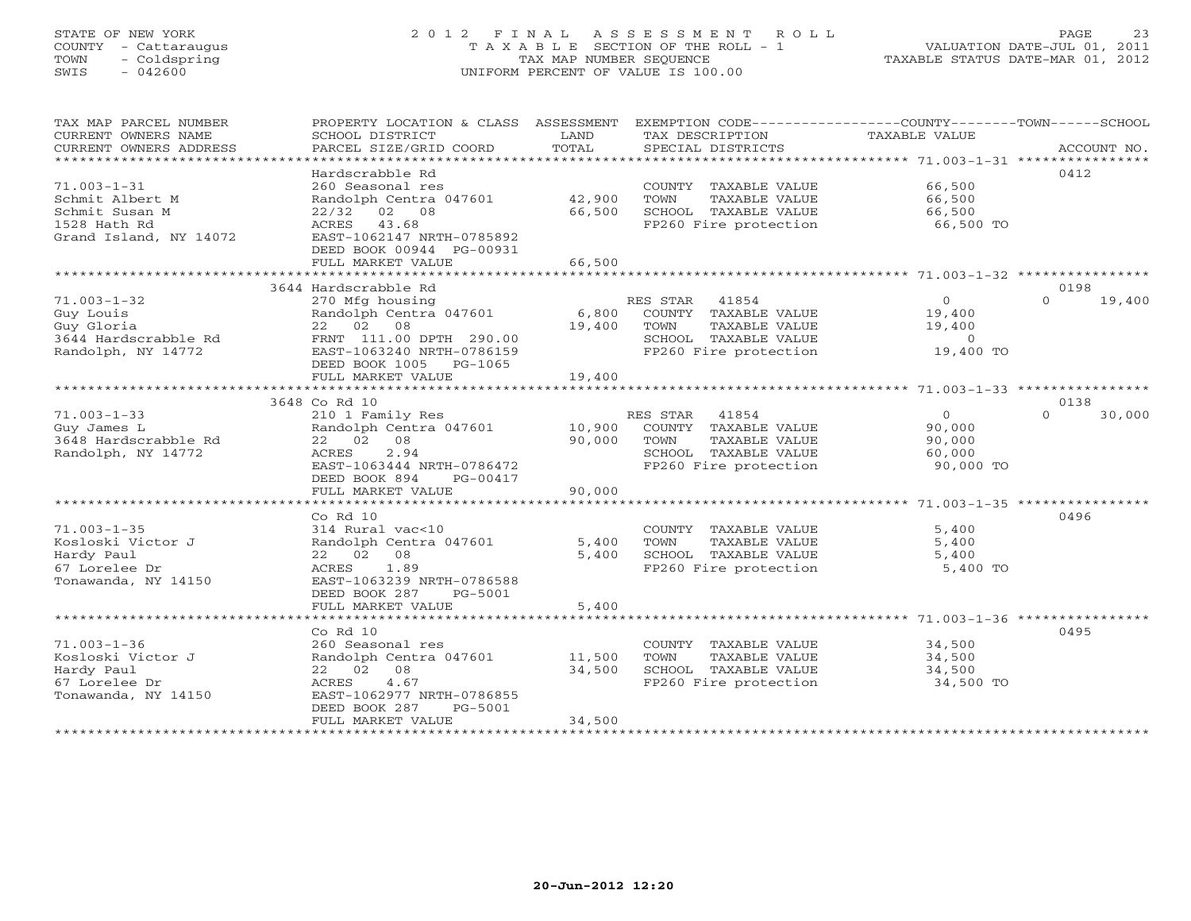STATE OF NEW YORK
COUNTY - Cattaraugus
TOWN - Coldspring
SWIS - 042600

# 2012 FINAL ASSESSMENT ROLL
TAXABLE SECTION OF THE ROLL - 1
TAX MAP NUMBER SEQUENCE
UNIFORM PERCENT OF VALUE IS 100.00

VALUATION DATE-JUL 01, 2011
TAXABLE STATUS DATE-MAR 01, 2012

| TAX MAP PARCEL NUMBER / CURRENT OWNERS NAME / CURRENT OWNERS ADDRESS | PROPERTY LOCATION & CLASS / SCHOOL DISTRICT / PARCEL SIZE/GRID COORD | ASSESSMENT LAND | TOTAL | EXEMPTION CODE / TAX DESCRIPTION / SPECIAL DISTRICTS | COUNTY / TOWN TAXABLE VALUE | SCHOOL | ACCOUNT NO. |
|---|---|---|---|---|---|---|---|
| **71.003-1-31** | Hardscrabble Rd | | | | | | 0412 |
| 71.003-1-31 | 260 Seasonal res | | | COUNTY TAXABLE VALUE | 66,500 | | |
| Schmit Albert M | Randolph Centra 047601 | 42,900 | | TOWN TAXABLE VALUE | 66,500 | | |
| Schmit Susan M | 22/32 02 08 | | 66,500 | SCHOOL TAXABLE VALUE | 66,500 | | |
| 1528 Hath Rd | ACRES 43.68 | | | FP260 Fire protection | 66,500 TO | | |
| Grand Island, NY 14072 | EAST-1062147 NRTH-0785892 | | | | | | |
| | DEED BOOK 00944 PG-00931 | | | | | | |
| | FULL MARKET VALUE | | 66,500 | | | | |
| **71.003-1-32** | 3644 Hardscrabble Rd | | | | | | 0198 |
| 71.003-1-32 | 270 Mfg housing | | | RES STAR 41854 | 0 | 0 | 19,400 |
| Guy Louis | Randolph Centra 047601 | 6,800 | | COUNTY TAXABLE VALUE | 19,400 | | |
| Guy Gloria | 22 02 08 | | 19,400 | TOWN TAXABLE VALUE | 19,400 | | |
| 3644 Hardscrabble Rd | FRNT 111.00 DPTH 290.00 | | | SCHOOL TAXABLE VALUE | 0 | | |
| Randolph, NY 14772 | EAST-1063240 NRTH-0786159 | | | FP260 Fire protection | 19,400 TO | | |
| | DEED BOOK 1005 PG-1065 | | | | | | |
| | FULL MARKET VALUE | | 19,400 | | | | |
| **71.003-1-33** | 3648 Co Rd 10 | | | | | | 0138 |
| 71.003-1-33 | 210 1 Family Res | | | RES STAR 41854 | 0 | 0 | 30,000 |
| Guy James L | Randolph Centra 047601 | 10,900 | | COUNTY TAXABLE VALUE | 90,000 | | |
| 3648 Hardscrabble Rd | 22 02 08 | | 90,000 | TOWN TAXABLE VALUE | 90,000 | | |
| Randolph, NY 14772 | ACRES 2.94 | | | SCHOOL TAXABLE VALUE | 60,000 | | |
| | EAST-1063444 NRTH-0786472 | | | FP260 Fire protection | 90,000 TO | | |
| | DEED BOOK 894 PG-00417 | | | | | | |
| | FULL MARKET VALUE | | 90,000 | | | | |
| **71.003-1-35** | Co Rd 10 | | | | | | 0496 |
| 71.003-1-35 | 314 Rural vac<10 | | | COUNTY TAXABLE VALUE | 5,400 | | |
| Kosloski Victor J | Randolph Centra 047601 | 5,400 | | TOWN TAXABLE VALUE | 5,400 | | |
| Hardy Paul | 22 02 08 | | 5,400 | SCHOOL TAXABLE VALUE | 5,400 | | |
| 67 Lorelee Dr | ACRES 1.89 | | | FP260 Fire protection | 5,400 TO | | |
| Tonawanda, NY 14150 | EAST-1063239 NRTH-0786588 | | | | | | |
| | DEED BOOK 287 PG-5001 | | | | | | |
| | FULL MARKET VALUE | | 5,400 | | | | |
| **71.003-1-36** | Co Rd 10 | | | | | | 0495 |
| 71.003-1-36 | 260 Seasonal res | | | COUNTY TAXABLE VALUE | 34,500 | | |
| Kosloski Victor J | Randolph Centra 047601 | 11,500 | | TOWN TAXABLE VALUE | 34,500 | | |
| Hardy Paul | 22 02 08 | | 34,500 | SCHOOL TAXABLE VALUE | 34,500 | | |
| 67 Lorelee Dr | ACRES 4.67 | | | FP260 Fire protection | 34,500 TO | | |
| Tonawanda, NY 14150 | EAST-1062977 NRTH-0786855 | | | | | | |
| | DEED BOOK 287 PG-5001 | | | | | | |
| | FULL MARKET VALUE | | 34,500 | | | | |

20-Jun-2012 12:20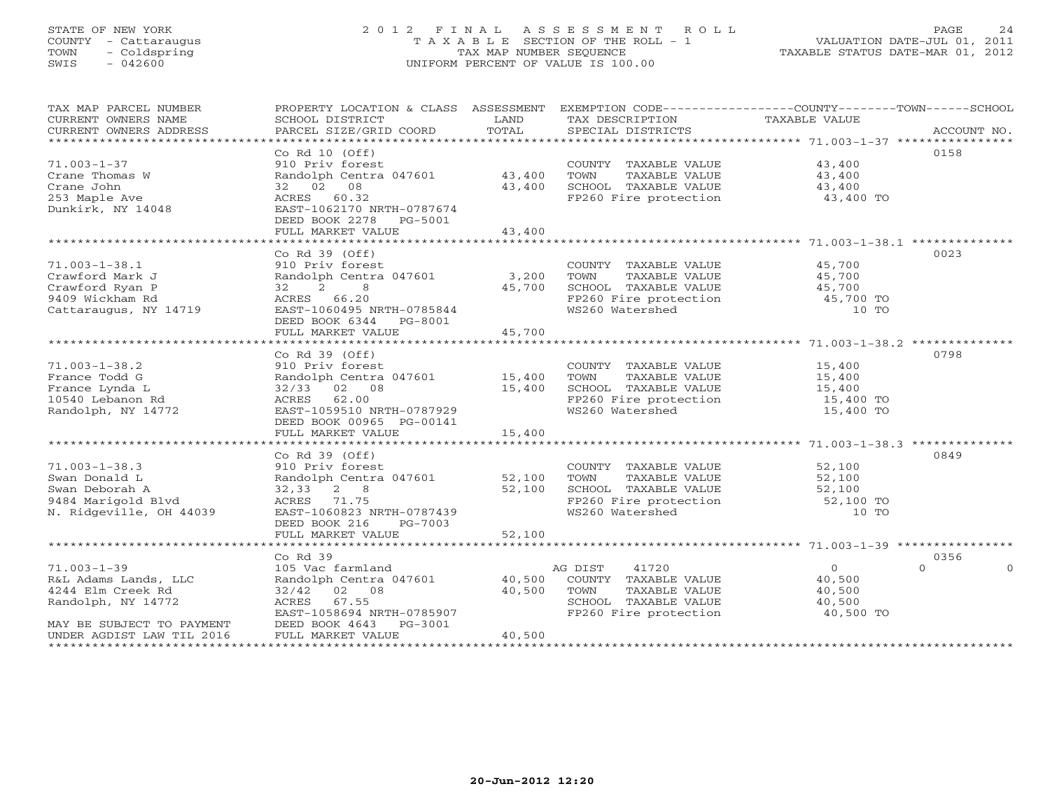STATE OF NEW YORK
COUNTY - Cattaraugus
TOWN - Coldspring
SWIS - 042600

# 2012 FINAL ASSESSMENT ROLL
TAXABLE SECTION OF THE ROLL - 1
TAX MAP NUMBER SEQUENCE
UNIFORM PERCENT OF VALUE IS 100.00

VALUATION DATE-JUL 01, 2011
TAXABLE STATUS DATE-MAR 01, 2012

| TAX MAP PARCEL NUMBER / CURRENT OWNERS NAME / CURRENT OWNERS ADDRESS | PROPERTY LOCATION & CLASS / SCHOOL DISTRICT / PARCEL SIZE/GRID COORD | ASSESSMENT LAND | TOTAL | EXEMPTION CODE / TAX DESCRIPTION / SPECIAL DISTRICTS | COUNTY / TOWN / SCHOOL TAXABLE VALUE | ACCOUNT NO. |
|---|---|---|---|---|---|---|
| 71.003-1-37 | Co Rd 10 (Off) | | | | | 0158 |
| 71.003-1-37 | 910 Priv forest | | | COUNTY TAXABLE VALUE | 43,400 | |
| Crane Thomas W | Randolph Centra 047601 | 43,400 | | TOWN TAXABLE VALUE | 43,400 | |
| Crane John | 32 02 08 | | 43,400 | SCHOOL TAXABLE VALUE | 43,400 | |
| 253 Maple Ave | ACRES 60.32 | | | FP260 Fire protection | 43,400 TO | |
| Dunkirk, NY 14048 | EAST-1062170 NRTH-0787674 | | | | | |
| | DEED BOOK 2278 PG-5001 | | | | | |
| | FULL MARKET VALUE | | 43,400 | | | |
| 71.003-1-38.1 | Co Rd 39 (Off) | | | | | 0023 |
| 71.003-1-38.1 | 910 Priv forest | | | COUNTY TAXABLE VALUE | 45,700 | |
| Crawford Mark J | Randolph Centra 047601 | 3,200 | | TOWN TAXABLE VALUE | 45,700 | |
| Crawford Ryan P | 32 2 8 | | 45,700 | SCHOOL TAXABLE VALUE | 45,700 | |
| 9409 Wickham Rd | ACRES 66.20 | | | FP260 Fire protection | 45,700 TO | |
| Cattaraugus, NY 14719 | EAST-1060495 NRTH-0785844 | | | WS260 Watershed | 10 TO | |
| | DEED BOOK 6344 PG-8001 | | | | | |
| | FULL MARKET VALUE | | 45,700 | | | |
| 71.003-1-38.2 | Co Rd 39 (Off) | | | | | 0798 |
| 71.003-1-38.2 | 910 Priv forest | | | COUNTY TAXABLE VALUE | 15,400 | |
| France Todd G | Randolph Centra 047601 | 15,400 | | TOWN TAXABLE VALUE | 15,400 | |
| France Lynda L | 32/33 02 08 | | 15,400 | SCHOOL TAXABLE VALUE | 15,400 | |
| 10540 Lebanon Rd | ACRES 62.00 | | | FP260 Fire protection | 15,400 TO | |
| Randolph, NY 14772 | EAST-1059510 NRTH-0787929 | | | WS260 Watershed | 15,400 TO | |
| | DEED BOOK 00965 PG-00141 | | | | | |
| | FULL MARKET VALUE | | 15,400 | | | |
| 71.003-1-38.3 | Co Rd 39 (Off) | | | | | 0849 |
| 71.003-1-38.3 | 910 Priv forest | | | COUNTY TAXABLE VALUE | 52,100 | |
| Swan Donald L | Randolph Centra 047601 | 52,100 | | TOWN TAXABLE VALUE | 52,100 | |
| Swan Deborah A | 32,33 2 8 | | 52,100 | SCHOOL TAXABLE VALUE | 52,100 | |
| 9484 Marigold Blvd | ACRES 71.75 | | | FP260 Fire protection | 52,100 TO | |
| N. Ridgeville, OH 44039 | EAST-1060823 NRTH-0787439 | | | WS260 Watershed | 10 TO | |
| | DEED BOOK 216 PG-7003 | | | | | |
| | FULL MARKET VALUE | | 52,100 | | | |
| 71.003-1-39 | Co Rd 39 | | | | | 0356 |
| 71.003-1-39 | 105 Vac farmland | | | AG DIST 41720 | 0 0 0 | |
| R&L Adams Lands, LLC | Randolph Centra 047601 | 40,500 | | COUNTY TAXABLE VALUE | 40,500 | |
| 4244 Elm Creek Rd | 32/42 02 08 | | 40,500 | TOWN TAXABLE VALUE | 40,500 | |
| Randolph, NY 14772 | ACRES 67.55 | | | SCHOOL TAXABLE VALUE | 40,500 | |
| | EAST-1058694 NRTH-0785907 | | | FP260 Fire protection | 40,500 TO | |
| MAY BE SUBJECT TO PAYMENT | DEED BOOK 4643 PG-3001 | | | | | |
| UNDER AGDIST LAW TIL 2016 | FULL MARKET VALUE | | 40,500 | | | |

20-Jun-2012 12:20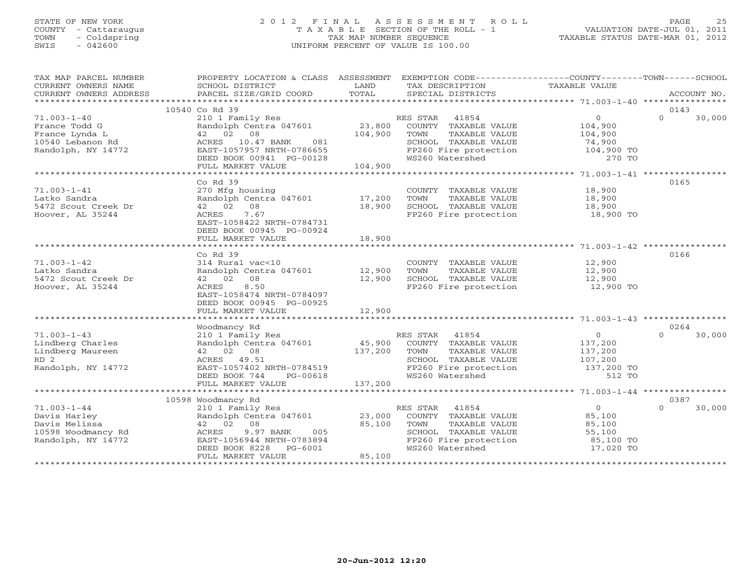STATE OF NEW YORK
COUNTY - Cattaraugus
TOWN - Coldspring
SWIS - 042600

# 2012 FINAL ASSESSMENT ROLL
TAXABLE SECTION OF THE ROLL - 1
TAX MAP NUMBER SEQUENCE
UNIFORM PERCENT OF VALUE IS 100.00

VALUATION DATE-JUL 01, 2011
TAXABLE STATUS DATE-MAR 01, 2012

| TAX MAP PARCEL NUMBER / CURRENT OWNERS NAME / CURRENT OWNERS ADDRESS | PROPERTY LOCATION & CLASS / SCHOOL DISTRICT / PARCEL SIZE/GRID COORD | ASSESSMENT LAND / TOTAL | EXEMPTION CODE / TAX DESCRIPTION / SPECIAL DISTRICTS | COUNTY TAXABLE VALUE | TOWN | SCHOOL / ACCOUNT NO. |
|---|---|---|---|---|---|---|
| **71.003-1-40** | 10540 Co Rd 39 | | | | | 0143 |
| France Todd G | 210 1 Family Res | | RES STAR 41854 | 0 | 0 | 30,000 |
| France Lynda L | Randolph Centra 047601 | 23,800 | COUNTY TAXABLE VALUE | 104,900 | | |
| 10540 Lebanon Rd | 42 02 08 | 104,900 | TOWN TAXABLE VALUE | 104,900 | | |
| Randolph, NY 14772 | ACRES 10.47 BANK 081 | | SCHOOL TAXABLE VALUE | 74,900 | | |
| | EAST-1057957 NRTH-0786655 | | FP260 Fire protection | 104,900 TO | | |
| | DEED BOOK 00941 PG-00128 | | WS260 Watershed | 270 TO | | |
| | FULL MARKET VALUE | 104,900 | | | | |
| **71.003-1-41** | Co Rd 39 | | | | | 0165 |
| Latko Sandra | 270 Mfg housing | | COUNTY TAXABLE VALUE | 18,900 | | |
| 5472 Scout Creek Dr | Randolph Centra 047601 | 17,200 | TOWN TAXABLE VALUE | 18,900 | | |
| Hoover, AL 35244 | 42 02 08 | 18,900 | SCHOOL TAXABLE VALUE | 18,900 | | |
| | ACRES 7.67 | | FP260 Fire protection | 18,900 TO | | |
| | EAST-1058422 NRTH-0784731 | | | | | |
| | DEED BOOK 00945 PG-00924 | | | | | |
| | FULL MARKET VALUE | 18,900 | | | | |
| **71.003-1-42** | Co Rd 39 | | | | | 0166 |
| Latko Sandra | 314 Rural vac<10 | | COUNTY TAXABLE VALUE | 12,900 | | |
| 5472 Scout Creek Dr | Randolph Centra 047601 | 12,900 | TOWN TAXABLE VALUE | 12,900 | | |
| Hoover, AL 35244 | 42 02 08 | 12,900 | SCHOOL TAXABLE VALUE | 12,900 | | |
| | ACRES 8.50 | | FP260 Fire protection | 12,900 TO | | |
| | EAST-1058474 NRTH-0784097 | | | | | |
| | DEED BOOK 00945 PG-00925 | | | | | |
| | FULL MARKET VALUE | 12,900 | | | | |
| **71.003-1-43** | Woodmancy Rd | | | | | 0264 |
| Lindberg Charles | 210 1 Family Res | | RES STAR 41854 | 0 | 0 | 30,000 |
| Lindberg Maureen | Randolph Centra 047601 | 45,900 | COUNTY TAXABLE VALUE | 137,200 | | |
| RD 2 | 42 02 08 | 137,200 | TOWN TAXABLE VALUE | 137,200 | | |
| Randolph, NY 14772 | ACRES 49.51 | | SCHOOL TAXABLE VALUE | 107,200 | | |
| | EAST-1057402 NRTH-0784519 | | FP260 Fire protection | 137,200 TO | | |
| | DEED BOOK 744 PG-00618 | | WS260 Watershed | 512 TO | | |
| | FULL MARKET VALUE | 137,200 | | | | |
| **71.003-1-44** | 10598 Woodmancy Rd | | | | | 0387 |
| Davis Harley | 210 1 Family Res | | RES STAR 41854 | 0 | 0 | 30,000 |
| Davis Melissa | Randolph Centra 047601 | 23,000 | COUNTY TAXABLE VALUE | 85,100 | | |
| 10598 Woodmancy Rd | 42 02 08 | 85,100 | TOWN TAXABLE VALUE | 85,100 | | |
| Randolph, NY 14772 | ACRES 9.97 BANK 005 | | SCHOOL TAXABLE VALUE | 55,100 | | |
| | EAST-1056944 NRTH-0783894 | | FP260 Fire protection | 85,100 TO | | |
| | DEED BOOK 8228 PG-6001 | | WS260 Watershed | 17,020 TO | | |
| | FULL MARKET VALUE | 85,100 | | | | |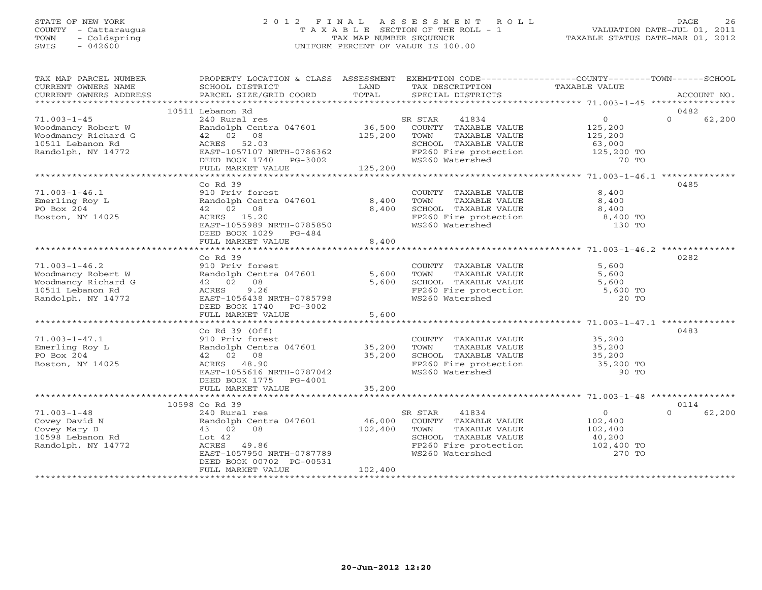STATE OF NEW YORK
COUNTY - Cattaraugus
TOWN - Coldspring
SWIS - 042600

# 2012 FINAL ASSESSMENT ROLL
TAXABLE SECTION OF THE ROLL - 1
TAX MAP NUMBER SEQUENCE
UNIFORM PERCENT OF VALUE IS 100.00

VALUATION DATE-JUL 01, 2011
TAXABLE STATUS DATE-MAR 01, 2012

| TAX MAP PARCEL NUMBER / CURRENT OWNERS NAME / CURRENT OWNERS ADDRESS | PROPERTY LOCATION & CLASS / SCHOOL DISTRICT / PARCEL SIZE/GRID COORD | ASSESSMENT LAND | TOTAL | EXEMPTION CODE / TAX DESCRIPTION / SPECIAL DISTRICTS | COUNTY TAXABLE VALUE | TOWN | SCHOOL / ACCOUNT NO. |
|---|---|---|---|---|---|---|---|
| 71.003-1-45 | 10511 Lebanon Rd | | | | | | 0482 |
| Woodmancy Robert W | 240 Rural res | | | SR STAR 41834 | 0 | 0 | 62,200 |
| Woodmancy Richard G | Randolph Centra 047601 | 36,500 | | COUNTY TAXABLE VALUE | 125,200 | | |
| 10511 Lebanon Rd | 42 02 08 | | 125,200 | TOWN TAXABLE VALUE | 125,200 | | |
| Randolph, NY 14772 | ACRES 52.03 | | | SCHOOL TAXABLE VALUE | 63,000 | | |
| | EAST-1057107 NRTH-0786362 | | | FP260 Fire protection | 125,200 TO | | |
| | DEED BOOK 1740 PG-3002 | | | WS260 Watershed | 70 TO | | |
| | FULL MARKET VALUE | | 125,200 | | | | |
| 71.003-1-46.1 | Co Rd 39 | | | | | | 0485 |
| Emerling Roy L | 910 Priv forest | | | COUNTY TAXABLE VALUE | 8,400 | | |
| PO Box 204 | Randolph Centra 047601 | 8,400 | | TOWN TAXABLE VALUE | 8,400 | | |
| Boston, NY 14025 | 42 02 08 | | 8,400 | SCHOOL TAXABLE VALUE | 8,400 | | |
| | ACRES 15.20 | | | FP260 Fire protection | 8,400 TO | | |
| | EAST-1055989 NRTH-0785850 | | | WS260 Watershed | 130 TO | | |
| | DEED BOOK 1029 PG-484 | | | | | | |
| | FULL MARKET VALUE | | 8,400 | | | | |
| 71.003-1-46.2 | Co Rd 39 | | | | | | 0282 |
| Woodmancy Robert W | 910 Priv forest | | | COUNTY TAXABLE VALUE | 5,600 | | |
| Woodmancy Richard G | Randolph Centra 047601 | 5,600 | | TOWN TAXABLE VALUE | 5,600 | | |
| 10511 Lebanon Rd | 42 02 08 | | 5,600 | SCHOOL TAXABLE VALUE | 5,600 | | |
| Randolph, NY 14772 | ACRES 9.26 | | | FP260 Fire protection | 5,600 TO | | |
| | EAST-1056438 NRTH-0785798 | | | WS260 Watershed | 20 TO | | |
| | DEED BOOK 1740 PG-3002 | | | | | | |
| | FULL MARKET VALUE | | 5,600 | | | | |
| 71.003-1-47.1 | Co Rd 39 (Off) | | | | | | 0483 |
| Emerling Roy L | 910 Priv forest | | | COUNTY TAXABLE VALUE | 35,200 | | |
| PO Box 204 | Randolph Centra 047601 | 35,200 | | TOWN TAXABLE VALUE | 35,200 | | |
| Boston, NY 14025 | 42 02 08 | | 35,200 | SCHOOL TAXABLE VALUE | 35,200 | | |
| | ACRES 48.90 | | | FP260 Fire protection | 35,200 TO | | |
| | EAST-1055616 NRTH-0787042 | | | WS260 Watershed | 90 TO | | |
| | DEED BOOK 1775 PG-4001 | | | | | | |
| | FULL MARKET VALUE | | 35,200 | | | | |
| 71.003-1-48 | 10598 Co Rd 39 | | | | | | 0114 |
| Covey David N | 240 Rural res | | | SR STAR 41834 | 0 | 0 | 62,200 |
| Covey Mary D | Randolph Centra 047601 | 46,000 | | COUNTY TAXABLE VALUE | 102,400 | | |
| 10598 Lebanon Rd | 43 02 08 | | 102,400 | TOWN TAXABLE VALUE | 102,400 | | |
| Randolph, NY 14772 | Lot 42 | | | SCHOOL TAXABLE VALUE | 40,200 | | |
| | ACRES 49.86 | | | FP260 Fire protection | 102,400 TO | | |
| | EAST-1057950 NRTH-0787789 | | | WS260 Watershed | 270 TO | | |
| | DEED BOOK 00702 PG-00531 | | | | | | |
| | FULL MARKET VALUE | | 102,400 | | | | |

20-Jun-2012 12:20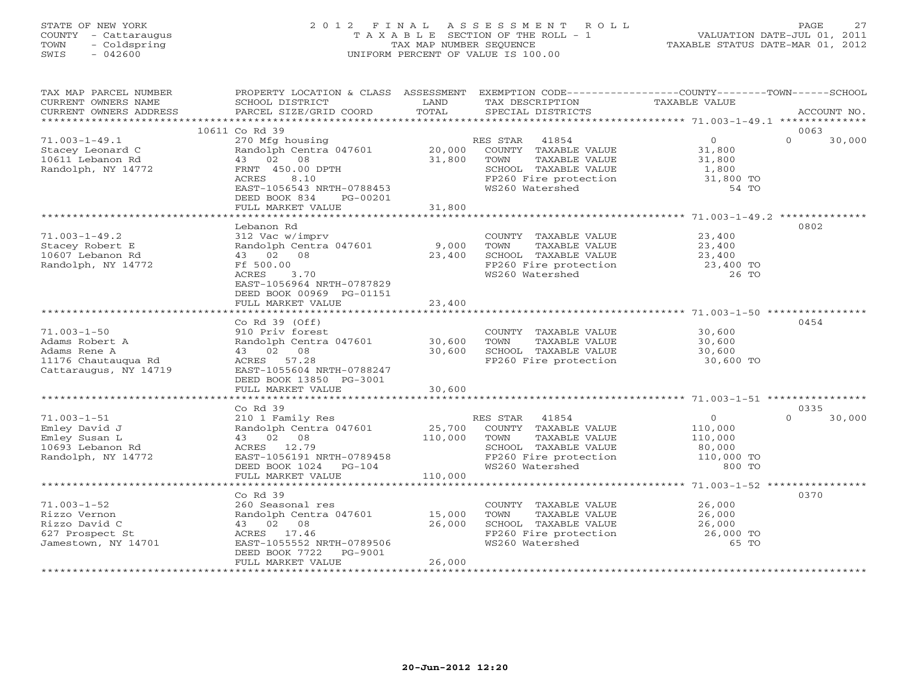STATE OF NEW YORK
COUNTY - Cattaraugus
TOWN - Coldspring
SWIS - 042600

# 2012 FINAL ASSESSMENT ROLL

TAXABLE SECTION OF THE ROLL - 1
TAX MAP NUMBER SEQUENCE
UNIFORM PERCENT OF VALUE IS 100.00

VALUATION DATE-JUL 01, 2011
TAXABLE STATUS DATE-MAR 01, 2012

| TAX MAP PARCEL NUMBER / CURRENT OWNERS NAME / CURRENT OWNERS ADDRESS | PROPERTY LOCATION & CLASS / SCHOOL DISTRICT / PARCEL SIZE/GRID COORD | ASSESSMENT LAND / TOTAL | EXEMPTION CODE / TAX DESCRIPTION / SPECIAL DISTRICTS | COUNTY / TAXABLE VALUE | TOWN | SCHOOL / ACCOUNT NO. |
|---|---|---|---|---|---|---|
| **71.003-1-49.1** | 10611 Co Rd 39 | | | | | 0063 |
| Stacey Leonard C | 270 Mfg housing | | RES STAR 41854 | 0 | 0 | 30,000 |
| 10611 Lebanon Rd | Randolph Centra 047601 | 20,000 | COUNTY TAXABLE VALUE | 31,800 | | |
| Randolph, NY 14772 | 43 02 08 | 31,800 | TOWN TAXABLE VALUE | 31,800 | | |
| | FRNT 450.00 DPTH | | SCHOOL TAXABLE VALUE | 1,800 | | |
| | ACRES 8.10 | | FP260 Fire protection | 31,800 TO | | |
| | EAST-1056543 NRTH-0788453 | | WS260 Watershed | 54 TO | | |
| | DEED BOOK 834 PG-00201 | | | | | |
| | FULL MARKET VALUE | 31,800 | | | | |
| **71.003-1-49.2** | Lebanon Rd | | | | | 0802 |
| Stacey Robert E | 312 Vac w/imprv | | COUNTY TAXABLE VALUE | 23,400 | | |
| 10607 Lebanon Rd | Randolph Centra 047601 | 9,000 | TOWN TAXABLE VALUE | 23,400 | | |
| Randolph, NY 14772 | 43 02 08 | 23,400 | SCHOOL TAXABLE VALUE | 23,400 | | |
| | Ff 500.00 | | FP260 Fire protection | 23,400 TO | | |
| | ACRES 3.70 | | WS260 Watershed | 26 TO | | |
| | EAST-1056964 NRTH-0787829 | | | | | |
| | DEED BOOK 00969 PG-01151 | | | | | |
| | FULL MARKET VALUE | 23,400 | | | | |
| **71.003-1-50** | Co Rd 39 (Off) | | | | | 0454 |
| Adams Robert A | 910 Priv forest | | COUNTY TAXABLE VALUE | 30,600 | | |
| Adams Rene A | Randolph Centra 047601 | 30,600 | TOWN TAXABLE VALUE | 30,600 | | |
| 11176 Chautauqua Rd | 43 02 08 | 30,600 | SCHOOL TAXABLE VALUE | 30,600 | | |
| Cattaraugus, NY 14719 | ACRES 57.28 | | FP260 Fire protection | 30,600 TO | | |
| | EAST-1055604 NRTH-0788247 | | | | | |
| | DEED BOOK 13850 PG-3001 | | | | | |
| | FULL MARKET VALUE | 30,600 | | | | |
| **71.003-1-51** | Co Rd 39 | | | | | 0335 |
| Emley David J | 210 1 Family Res | | RES STAR 41854 | 0 | 0 | 30,000 |
| Emley Susan L | Randolph Centra 047601 | 25,700 | COUNTY TAXABLE VALUE | 110,000 | | |
| 10693 Lebanon Rd | 43 02 08 | 110,000 | TOWN TAXABLE VALUE | 110,000 | | |
| Randolph, NY 14772 | ACRES 12.79 | | SCHOOL TAXABLE VALUE | 80,000 | | |
| | EAST-1056191 NRTH-0789458 | | FP260 Fire protection | 110,000 TO | | |
| | DEED BOOK 1024 PG-104 | | WS260 Watershed | 800 TO | | |
| | FULL MARKET VALUE | 110,000 | | | | |
| **71.003-1-52** | Co Rd 39 | | | | | 0370 |
| Rizzo Vernon | 260 Seasonal res | | COUNTY TAXABLE VALUE | 26,000 | | |
| Rizzo David C | Randolph Centra 047601 | 15,000 | TOWN TAXABLE VALUE | 26,000 | | |
| 627 Prospect St | 43 02 08 | 26,000 | SCHOOL TAXABLE VALUE | 26,000 | | |
| Jamestown, NY 14701 | ACRES 17.46 | | FP260 Fire protection | 26,000 TO | | |
| | EAST-1055552 NRTH-0789506 | | WS260 Watershed | 65 TO | | |
| | DEED BOOK 7722 PG-9001 | | | | | |
| | FULL MARKET VALUE | 26,000 | | | | |

20-Jun-2012 12:20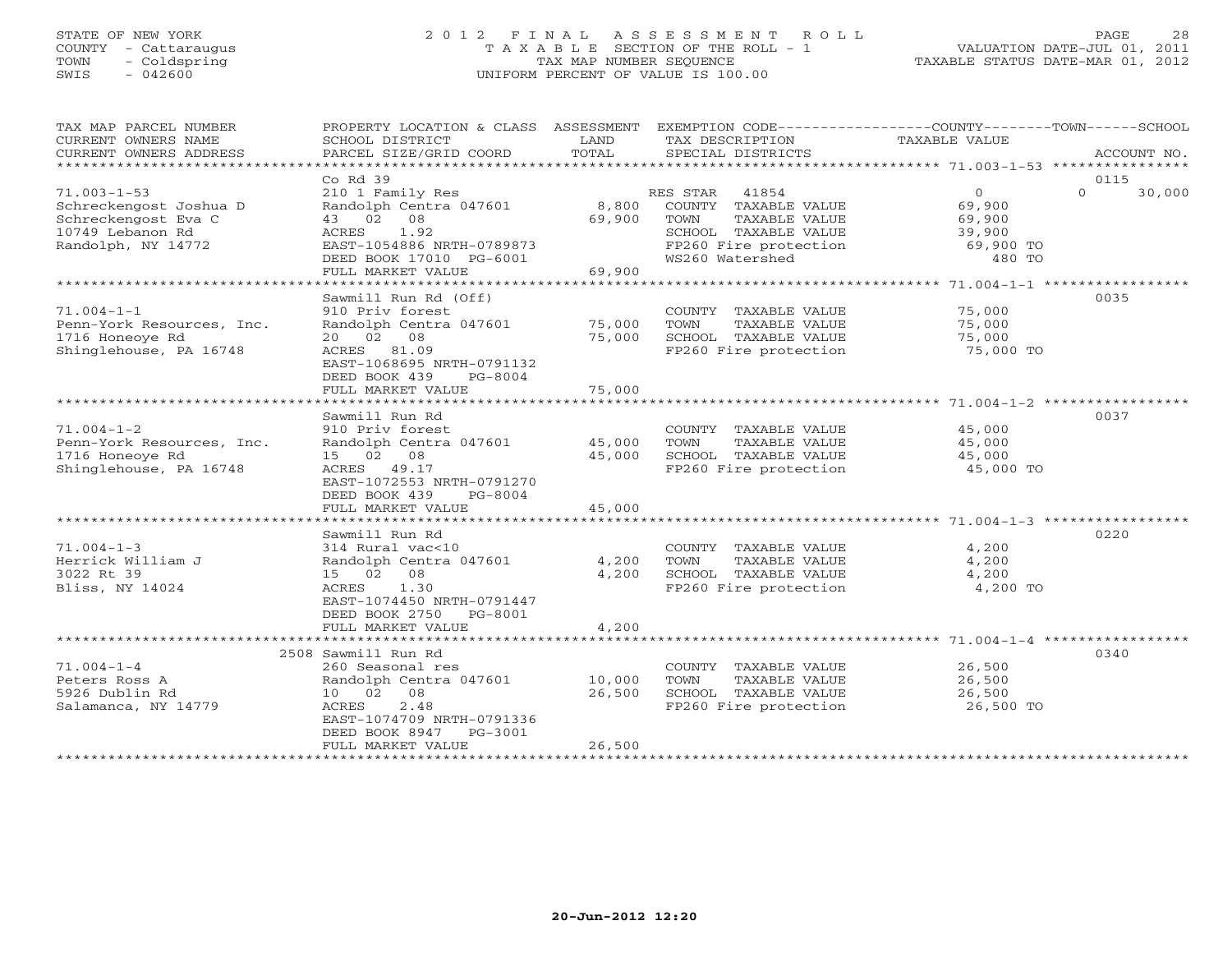STATE OF NEW YORK
COUNTY - Cattaraugus
TOWN - Coldspring
SWIS - 042600

# 2012 FINAL ASSESSMENT ROLL
TAXABLE SECTION OF THE ROLL - 1
TAX MAP NUMBER SEQUENCE
UNIFORM PERCENT OF VALUE IS 100.00

VALUATION DATE-JUL 01, 2011
TAXABLE STATUS DATE-MAR 01, 2012

| TAX MAP PARCEL NUMBER / CURRENT OWNERS NAME / CURRENT OWNERS ADDRESS | PROPERTY LOCATION & CLASS / SCHOOL DISTRICT / PARCEL SIZE/GRID COORD | ASSESSMENT LAND | TOTAL | EXEMPTION CODE / TAX DESCRIPTION / SPECIAL DISTRICTS | COUNTY TAXABLE VALUE | TOWN | SCHOOL | ACCOUNT NO. |
|---|---|---|---|---|---|---|---|---|
| 71.003-1-53 | Co Rd 39 | | | | | | | 0115 |
| Schreckengost Joshua D | 210 1 Family Res | | | RES STAR 41854 | 0 | 0 | 30,000 | |
| Schreckengost Eva C | Randolph Centra 047601 | 8,800 | | COUNTY TAXABLE VALUE | 69,900 | | | |
| 10749 Lebanon Rd | 43 02 08 | | 69,900 | TOWN TAXABLE VALUE | 69,900 | | | |
| Randolph, NY 14772 | ACRES 1.92 | | | SCHOOL TAXABLE VALUE | 39,900 | | | |
| | EAST-1054886 NRTH-0789873 | | | FP260 Fire protection | 69,900 TO | | | |
| | DEED BOOK 17010 PG-6001 | | | WS260 Watershed | 480 TO | | | |
| | FULL MARKET VALUE | | 69,900 | | | | | |
| 71.004-1-1 | Sawmill Run Rd (Off) | | | | | | | 0035 |
| Penn-York Resources, Inc. | 910 Priv forest | | | COUNTY TAXABLE VALUE | 75,000 | | | |
| 1716 Honeoye Rd | Randolph Centra 047601 | 75,000 | | TOWN TAXABLE VALUE | 75,000 | | | |
| Shinglehouse, PA 16748 | 20 02 08 | | 75,000 | SCHOOL TAXABLE VALUE | 75,000 | | | |
| | ACRES 81.09 | | | FP260 Fire protection | 75,000 TO | | | |
| | EAST-1068695 NRTH-0791132 | | | | | | | |
| | DEED BOOK 439 PG-8004 | | | | | | | |
| | FULL MARKET VALUE | | 75,000 | | | | | |
| 71.004-1-2 | Sawmill Run Rd | | | | | | | 0037 |
| Penn-York Resources, Inc. | 910 Priv forest | | | COUNTY TAXABLE VALUE | 45,000 | | | |
| 1716 Honeoye Rd | Randolph Centra 047601 | 45,000 | | TOWN TAXABLE VALUE | 45,000 | | | |
| Shinglehouse, PA 16748 | 15 02 08 | | 45,000 | SCHOOL TAXABLE VALUE | 45,000 | | | |
| | ACRES 49.17 | | | FP260 Fire protection | 45,000 TO | | | |
| | EAST-1072553 NRTH-0791270 | | | | | | | |
| | DEED BOOK 439 PG-8004 | | | | | | | |
| | FULL MARKET VALUE | | 45,000 | | | | | |
| 71.004-1-3 | Sawmill Run Rd | | | | | | | 0220 |
| Herrick William J | 314 Rural vac<10 | | | COUNTY TAXABLE VALUE | 4,200 | | | |
| 3022 Rt 39 | Randolph Centra 047601 | 4,200 | | TOWN TAXABLE VALUE | 4,200 | | | |
| Bliss, NY 14024 | 15 02 08 | | 4,200 | SCHOOL TAXABLE VALUE | 4,200 | | | |
| | ACRES 1.30 | | | FP260 Fire protection | 4,200 TO | | | |
| | EAST-1074450 NRTH-0791447 | | | | | | | |
| | DEED BOOK 2750 PG-8001 | | | | | | | |
| | FULL MARKET VALUE | | 4,200 | | | | | |
| 71.004-1-4 | 2508 Sawmill Run Rd | | | | | | | 0340 |
| Peters Ross A | 260 Seasonal res | | | COUNTY TAXABLE VALUE | 26,500 | | | |
| 5926 Dublin Rd | Randolph Centra 047601 | 10,000 | | TOWN TAXABLE VALUE | 26,500 | | | |
| Salamanca, NY 14779 | 10 02 08 | | 26,500 | SCHOOL TAXABLE VALUE | 26,500 | | | |
| | ACRES 2.48 | | | FP260 Fire protection | 26,500 TO | | | |
| | EAST-1074709 NRTH-0791336 | | | | | | | |
| | DEED BOOK 8947 PG-3001 | | | | | | | |
| | FULL MARKET VALUE | | 26,500 | | | | | |

20-Jun-2012 12:20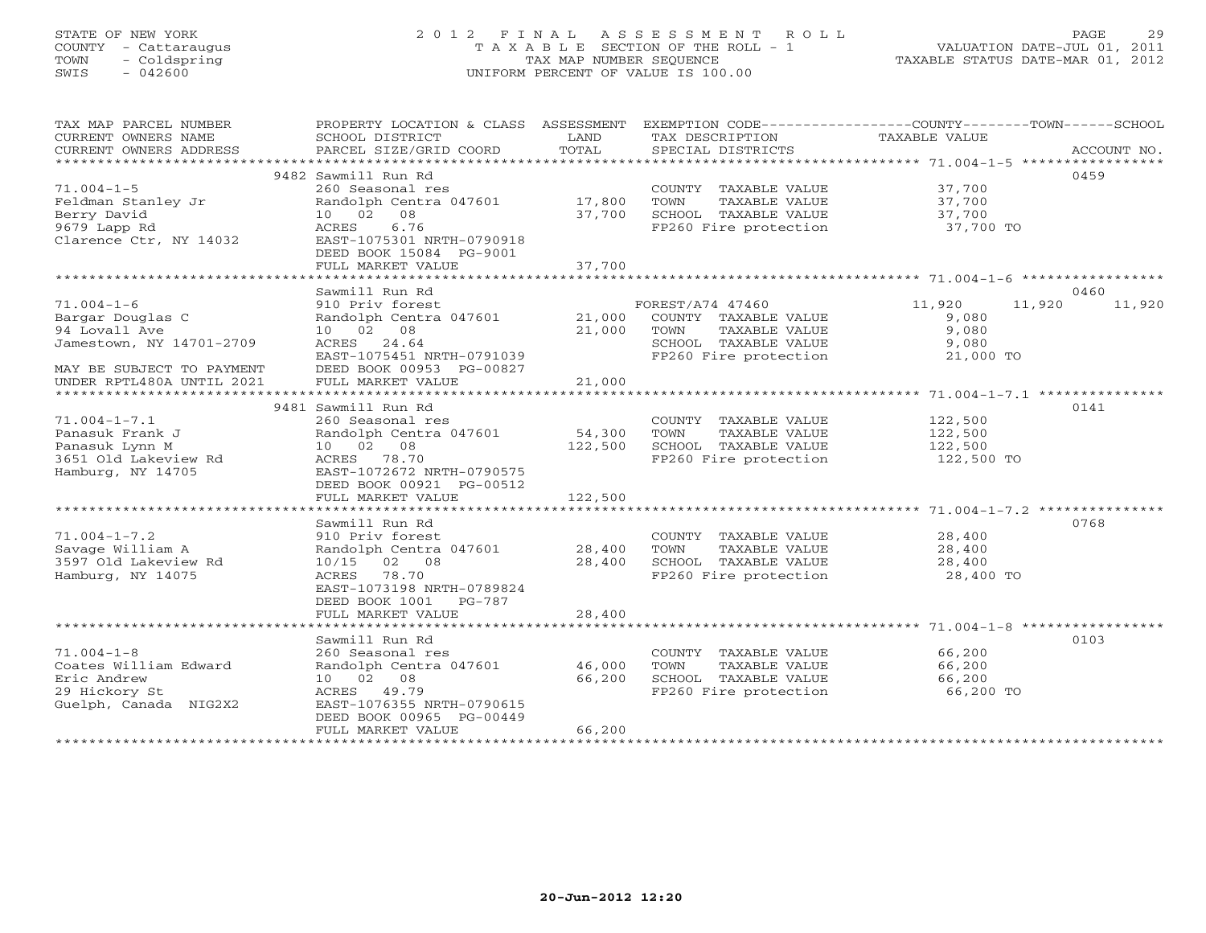STATE OF NEW YORK
COUNTY - Cattaraugus
TOWN - Coldspring
SWIS - 042600

# 2012 FINAL ASSESSMENT ROLL
TAXABLE SECTION OF THE ROLL - 1
TAX MAP NUMBER SEQUENCE
UNIFORM PERCENT OF VALUE IS 100.00

VALUATION DATE-JUL 01, 2011
TAXABLE STATUS DATE-MAR 01, 2012

| TAX MAP PARCEL NUMBER / CURRENT OWNERS NAME / CURRENT OWNERS ADDRESS | PROPERTY LOCATION & CLASS / SCHOOL DISTRICT / PARCEL SIZE/GRID COORD | ASSESSMENT LAND | TOTAL | EXEMPTION CODE / TAX DESCRIPTION / SPECIAL DISTRICTS | COUNTY | TOWN | SCHOOL / ACCOUNT NO. |
|---|---|---|---|---|---|---|---|
| 71.004-1-5 | 9482 Sawmill Run Rd | | | | | | 0459 |
| Feldman Stanley Jr | 260 Seasonal res | | | COUNTY TAXABLE VALUE | 37,700 | | |
| Berry David | Randolph Centra 047601 | 17,800 | | TOWN TAXABLE VALUE | | 37,700 | |
| 9679 Lapp Rd | 10 02 08 | | 37,700 | SCHOOL TAXABLE VALUE | | | 37,700 |
| Clarence Ctr, NY 14032 | ACRES 6.76 | | | FP260 Fire protection | 37,700 TO | | |
| | EAST-1075301 NRTH-0790918 | | | | | | |
| | DEED BOOK 15084 PG-9001 | | | | | | |
| | FULL MARKET VALUE | | 37,700 | | | | |
| 71.004-1-6 | Sawmill Run Rd | | | | | | 0460 |
| Bargar Douglas C | 910 Priv forest | | | FOREST/A74 47460 | 11,920 | 11,920 | 11,920 |
| 94 Lovall Ave | Randolph Centra 047601 | 21,000 | | COUNTY TAXABLE VALUE | 9,080 | | |
| Jamestown, NY 14701-2709 | 10 02 08 | | 21,000 | TOWN TAXABLE VALUE | | 9,080 | |
| | ACRES 24.64 | | | SCHOOL TAXABLE VALUE | | | 9,080 |
| | EAST-1075451 NRTH-0791039 | | | FP260 Fire protection | 21,000 TO | | |
| MAY BE SUBJECT TO PAYMENT | DEED BOOK 00953 PG-00827 | | | | | | |
| UNDER RPTL480A UNTIL 2021 | FULL MARKET VALUE | | 21,000 | | | | |
| 71.004-1-7.1 | 9481 Sawmill Run Rd | | | | | | 0141 |
| Panasuk Frank J | 260 Seasonal res | | | COUNTY TAXABLE VALUE | 122,500 | | |
| Panasuk Lynn M | Randolph Centra 047601 | 54,300 | | TOWN TAXABLE VALUE | | 122,500 | |
| 3651 Old Lakeview Rd | 10 02 08 | | 122,500 | SCHOOL TAXABLE VALUE | | | 122,500 |
| Hamburg, NY 14705 | ACRES 78.70 | | | FP260 Fire protection | 122,500 TO | | |
| | EAST-1072672 NRTH-0790575 | | | | | | |
| | DEED BOOK 00921 PG-00512 | | | | | | |
| | FULL MARKET VALUE | | 122,500 | | | | |
| 71.004-1-7.2 | Sawmill Run Rd | | | | | | 0768 |
| Savage William A | 910 Priv forest | | | COUNTY TAXABLE VALUE | 28,400 | | |
| 3597 Old Lakeview Rd | Randolph Centra 047601 | 28,400 | | TOWN TAXABLE VALUE | | 28,400 | |
| Hamburg, NY 14075 | 10/15 02 08 | | 28,400 | SCHOOL TAXABLE VALUE | | | 28,400 |
| | ACRES 78.70 | | | FP260 Fire protection | 28,400 TO | | |
| | EAST-1073198 NRTH-0789824 | | | | | | |
| | DEED BOOK 1001 PG-787 | | | | | | |
| | FULL MARKET VALUE | | 28,400 | | | | |
| 71.004-1-8 | Sawmill Run Rd | | | | | | 0103 |
| Coates William Edward | 260 Seasonal res | | | COUNTY TAXABLE VALUE | 66,200 | | |
| Eric Andrew | Randolph Centra 047601 | 46,000 | | TOWN TAXABLE VALUE | | 66,200 | |
| 29 Hickory St | 10 02 08 | | 66,200 | SCHOOL TAXABLE VALUE | | | 66,200 |
| Guelph, Canada NIG2X2 | ACRES 49.79 | | | FP260 Fire protection | 66,200 TO | | |
| | EAST-1076355 NRTH-0790615 | | | | | | |
| | DEED BOOK 00965 PG-00449 | | | | | | |
| | FULL MARKET VALUE | | 66,200 | | | | |

20-Jun-2012 12:20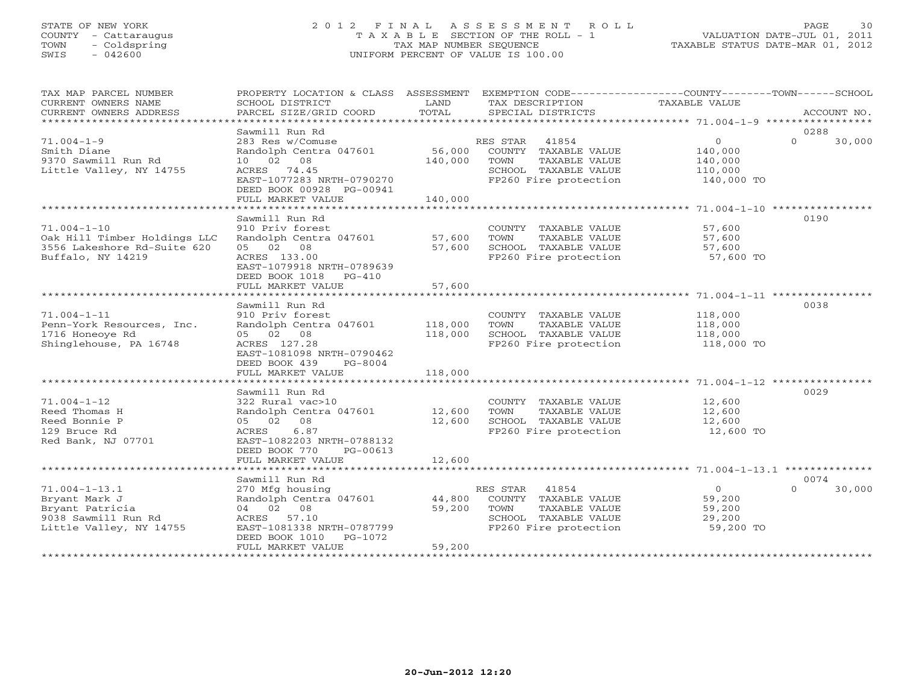STATE OF NEW YORK
COUNTY - Cattaraugus
TOWN - Coldspring
SWIS - 042600

# 2012 FINAL ASSESSMENT ROLL
TAXABLE SECTION OF THE ROLL - 1
TAX MAP NUMBER SEQUENCE
UNIFORM PERCENT OF VALUE IS 100.00

VALUATION DATE-JUL 01, 2011
TAXABLE STATUS DATE-MAR 01, 2012

| TAX MAP PARCEL NUMBER / CURRENT OWNERS NAME / CURRENT OWNERS ADDRESS | PROPERTY LOCATION & CLASS / SCHOOL DISTRICT / PARCEL SIZE/GRID COORD | ASSESSMENT LAND / TOTAL | EXEMPTION CODE / TAX DESCRIPTION / SPECIAL DISTRICTS | COUNTY / TOWN TAXABLE VALUE | SCHOOL / ACCOUNT NO. |
|---|---|---|---|---|---|
| 71.004-1-9 | Sawmill Run Rd | | | | 0288 |
| | 283 Res w/Comuse | | RES STAR 41854 | 0 | 0 30,000 |
| Smith Diane | Randolph Centra 047601 | 56,000 | COUNTY TAXABLE VALUE | 140,000 | |
| 9370 Sawmill Run Rd | 10 02 08 | 140,000 | TOWN TAXABLE VALUE | 140,000 | |
| Little Valley, NY 14755 | ACRES 74.45 | | SCHOOL TAXABLE VALUE | 110,000 | |
| | EAST-1077283 NRTH-0790270 | | FP260 Fire protection | 140,000 TO | |
| | DEED BOOK 00928 PG-00941 | | | | |
| | FULL MARKET VALUE | 140,000 | | | |
| 71.004-1-10 | Sawmill Run Rd | | | | 0190 |
| | 910 Priv forest | | COUNTY TAXABLE VALUE | 57,600 | |
| Oak Hill Timber Holdings LLC | Randolph Centra 047601 | 57,600 | TOWN TAXABLE VALUE | 57,600 | |
| 3556 Lakeshore Rd-Suite 620 | 05 02 08 | 57,600 | SCHOOL TAXABLE VALUE | 57,600 | |
| Buffalo, NY 14219 | ACRES 133.00 | | FP260 Fire protection | 57,600 TO | |
| | EAST-1079918 NRTH-0789639 | | | | |
| | DEED BOOK 1018 PG-410 | | | | |
| | FULL MARKET VALUE | 57,600 | | | |
| 71.004-1-11 | Sawmill Run Rd | | | | 0038 |
| | 910 Priv forest | | COUNTY TAXABLE VALUE | 118,000 | |
| Penn-York Resources, Inc. | Randolph Centra 047601 | 118,000 | TOWN TAXABLE VALUE | 118,000 | |
| 1716 Honeoye Rd | 05 02 08 | 118,000 | SCHOOL TAXABLE VALUE | 118,000 | |
| Shinglehouse, PA 16748 | ACRES 127.28 | | FP260 Fire protection | 118,000 TO | |
| | EAST-1081098 NRTH-0790462 | | | | |
| | DEED BOOK 439 PG-8004 | | | | |
| | FULL MARKET VALUE | 118,000 | | | |
| 71.004-1-12 | Sawmill Run Rd | | | | 0029 |
| | 322 Rural vac>10 | | COUNTY TAXABLE VALUE | 12,600 | |
| Reed Thomas H | Randolph Centra 047601 | 12,600 | TOWN TAXABLE VALUE | 12,600 | |
| Reed Bonnie P | 05 02 08 | 12,600 | SCHOOL TAXABLE VALUE | 12,600 | |
| 129 Bruce Rd | ACRES 6.87 | | FP260 Fire protection | 12,600 TO | |
| Red Bank, NJ 07701 | EAST-1082203 NRTH-0788132 | | | | |
| | DEED BOOK 770 PG-00613 | | | | |
| | FULL MARKET VALUE | 12,600 | | | |
| 71.004-1-13.1 | Sawmill Run Rd | | | | 0074 |
| | 270 Mfg housing | | RES STAR 41854 | 0 | 0 30,000 |
| Bryant Mark J | Randolph Centra 047601 | 44,800 | COUNTY TAXABLE VALUE | 59,200 | |
| Bryant Patricia | 04 02 08 | 59,200 | TOWN TAXABLE VALUE | 59,200 | |
| 9038 Sawmill Run Rd | ACRES 57.10 | | SCHOOL TAXABLE VALUE | 29,200 | |
| Little Valley, NY 14755 | EAST-1081338 NRTH-0787799 | | FP260 Fire protection | 59,200 TO | |
| | DEED BOOK 1010 PG-1072 | | | | |
| | FULL MARKET VALUE | 59,200 | | | |

20-Jun-2012 12:20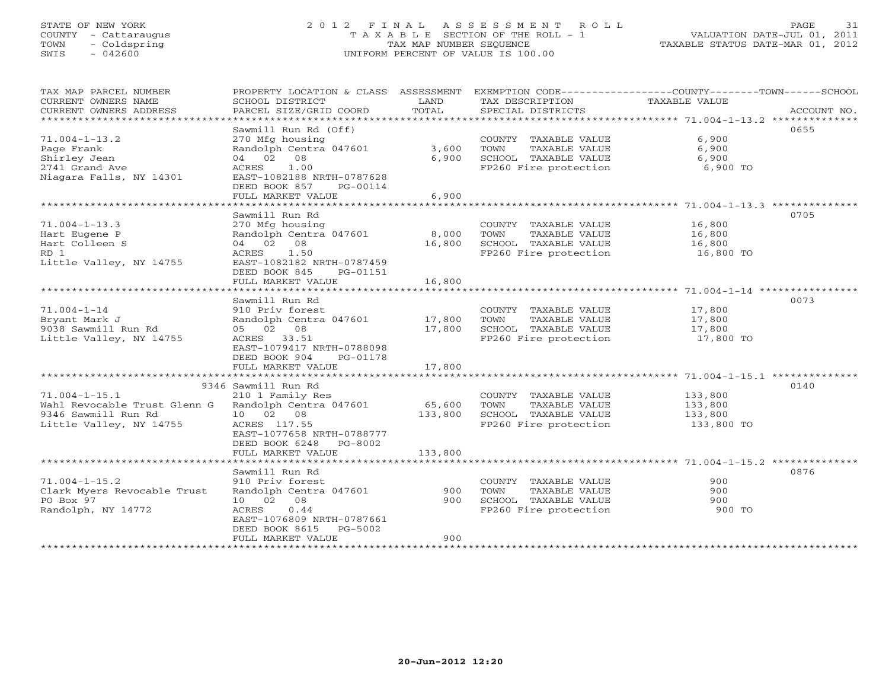STATE OF NEW YORK
COUNTY - Cattaraugus
TOWN - Coldspring
SWIS - 042600

# 2012 FINAL ASSESSMENT ROLL

TAXABLE SECTION OF THE ROLL - 1
TAX MAP NUMBER SEQUENCE
UNIFORM PERCENT OF VALUE IS 100.00

VALUATION DATE-JUL 01, 2011
TAXABLE STATUS DATE-MAR 01, 2012

| TAX MAP PARCEL NUMBER / CURRENT OWNERS NAME / CURRENT OWNERS ADDRESS | PROPERTY LOCATION & CLASS / SCHOOL DISTRICT / PARCEL SIZE/GRID COORD | ASSESSMENT LAND / TOTAL | EXEMPTION CODE / TAX DESCRIPTION / SPECIAL DISTRICTS | TAXABLE VALUE (COUNTY--TOWN--SCHOOL) | ACCOUNT NO. |
|---|---|---|---|---|---|
| 71.004-1-13.2 | Sawmill Run Rd (Off) | | | | 0655 |
| Page Frank | 270 Mfg housing | | COUNTY TAXABLE VALUE | 6,900 | |
| Shirley Jean | Randolph Centra 047601 | 3,600 | TOWN TAXABLE VALUE | 6,900 | |
| 2741 Grand Ave | 04 02 08 | 6,900 | SCHOOL TAXABLE VALUE | 6,900 | |
| Niagara Falls, NY 14301 | ACRES 1.00 | | FP260 Fire protection | 6,900 TO | |
| | EAST-1082188 NRTH-0787628 | | | | |
| | DEED BOOK 857 PG-00114 | | | | |
| | FULL MARKET VALUE | 6,900 | | | |
| 71.004-1-13.3 | Sawmill Run Rd | | | | 0705 |
| Hart Eugene P | 270 Mfg housing | | COUNTY TAXABLE VALUE | 16,800 | |
| Hart Colleen S | Randolph Centra 047601 | 8,000 | TOWN TAXABLE VALUE | 16,800 | |
| RD 1 | 04 02 08 | 16,800 | SCHOOL TAXABLE VALUE | 16,800 | |
| Little Valley, NY 14755 | ACRES 1.50 | | FP260 Fire protection | 16,800 TO | |
| | EAST-1082182 NRTH-0787459 | | | | |
| | DEED BOOK 845 PG-01151 | | | | |
| | FULL MARKET VALUE | 16,800 | | | |
| 71.004-1-14 | Sawmill Run Rd | | | | 0073 |
| Bryant Mark J | 910 Priv forest | | COUNTY TAXABLE VALUE | 17,800 | |
| 9038 Sawmill Run Rd | Randolph Centra 047601 | 17,800 | TOWN TAXABLE VALUE | 17,800 | |
| Little Valley, NY 14755 | 05 02 08 | 17,800 | SCHOOL TAXABLE VALUE | 17,800 | |
| | ACRES 33.51 | | FP260 Fire protection | 17,800 TO | |
| | EAST-1079417 NRTH-0788098 | | | | |
| | DEED BOOK 904 PG-01178 | | | | |
| | FULL MARKET VALUE | 17,800 | | | |
| 71.004-1-15.1 | 9346 Sawmill Run Rd | | | | 0140 |
| Wahl Revocable Trust Glenn G | 210 1 Family Res | | COUNTY TAXABLE VALUE | 133,800 | |
| 9346 Sawmill Run Rd | Randolph Centra 047601 | 65,600 | TOWN TAXABLE VALUE | 133,800 | |
| Little Valley, NY 14755 | 10 02 08 | 133,800 | SCHOOL TAXABLE VALUE | 133,800 | |
| | ACRES 117.55 | | FP260 Fire protection | 133,800 TO | |
| | EAST-1077658 NRTH-0788777 | | | | |
| | DEED BOOK 6248 PG-8002 | | | | |
| | FULL MARKET VALUE | 133,800 | | | |
| 71.004-1-15.2 | Sawmill Run Rd | | | | 0876 |
| Clark Myers Revocable Trust | 910 Priv forest | | COUNTY TAXABLE VALUE | 900 | |
| PO Box 97 | Randolph Centra 047601 | 900 | TOWN TAXABLE VALUE | 900 | |
| Randolph, NY 14772 | 10 02 08 | 900 | SCHOOL TAXABLE VALUE | 900 | |
| | ACRES 0.44 | | FP260 Fire protection | 900 TO | |
| | EAST-1076809 NRTH-0787661 | | | | |
| | DEED BOOK 8615 PG-5002 | | | | |
| | FULL MARKET VALUE | 900 | | | |

20-Jun-2012 12:20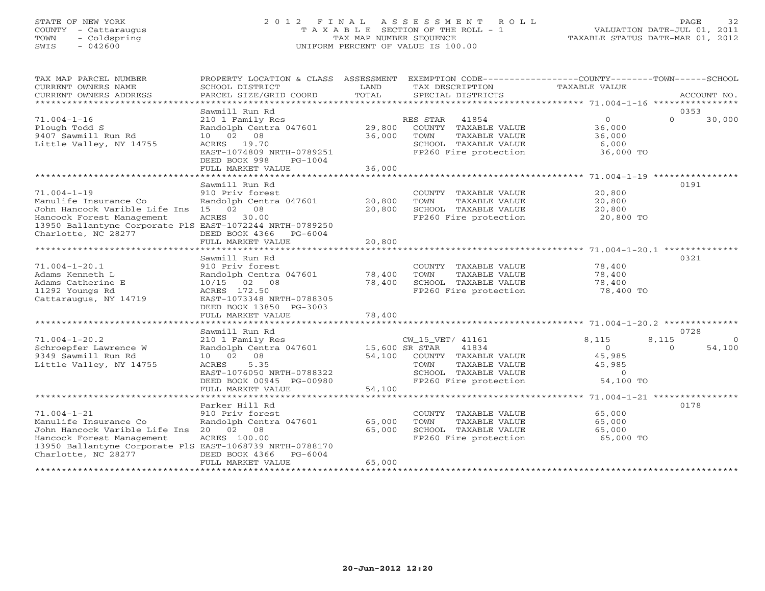STATE OF NEW YORK
COUNTY - Cattaraugus
TOWN - Coldspring
SWIS - 042600

# 2012 FINAL ASSESSMENT ROLL
TAXABLE SECTION OF THE ROLL - 1
TAX MAP NUMBER SEQUENCE
UNIFORM PERCENT OF VALUE IS 100.00

VALUATION DATE-JUL 01, 2011
TAXABLE STATUS DATE-MAR 01, 2012

| TAX MAP PARCEL NUMBER / CURRENT OWNERS NAME / CURRENT OWNERS ADDRESS | PROPERTY LOCATION & CLASS / SCHOOL DISTRICT / PARCEL SIZE/GRID COORD | ASSESSMENT LAND | TOTAL | EXEMPTION CODE / TAX DESCRIPTION / SPECIAL DISTRICTS | COUNTY TAXABLE VALUE | TOWN | SCHOOL | ACCOUNT NO. |
|---|---|---|---|---|---|---|---|---|
| 71.004-1-16 | Sawmill Run Rd | | | | | | | 0353 |
| Plough Todd S | 210 1 Family Res | | | RES STAR 41854 | 0 | 0 | 30,000 | |
| 9407 Sawmill Run Rd | Randolph Centra 047601 | 29,800 | | COUNTY TAXABLE VALUE | 36,000 | | | |
| Little Valley, NY 14755 | 10 02 08 | | 36,000 | TOWN TAXABLE VALUE | 36,000 | | | |
| | ACRES 19.70 | | | SCHOOL TAXABLE VALUE | 6,000 | | | |
| | EAST-1074809 NRTH-0789251 | | | FP260 Fire protection | 36,000 TO | | | |
| | DEED BOOK 998 PG-1004 | | | | | | | |
| | FULL MARKET VALUE | | 36,000 | | | | | |
| 71.004-1-19 | Sawmill Run Rd | | | | | | | 0191 |
| Manulife Insurance Co | 910 Priv forest | | | COUNTY TAXABLE VALUE | 20,800 | | | |
| John Hancock Varible Life Ins | Randolph Centra 047601 | 20,800 | | TOWN TAXABLE VALUE | 20,800 | | | |
| Hancock Forest Management | 15 02 08 | | 20,800 | SCHOOL TAXABLE VALUE | 20,800 | | | |
| 13950 Ballantyne Corporate PlS | ACRES 30.00 | | | FP260 Fire protection | 20,800 TO | | | |
| Charlotte, NC 28277 | EAST-1072244 NRTH-0789250 | | | | | | | |
| | DEED BOOK 4366 PG-6004 | | | | | | | |
| | FULL MARKET VALUE | | 20,800 | | | | | |
| 71.004-1-20.1 | Sawmill Run Rd | | | | | | | 0321 |
| Adams Kenneth L | 910 Priv forest | | | COUNTY TAXABLE VALUE | 78,400 | | | |
| Adams Catherine E | Randolph Centra 047601 | 78,400 | | TOWN TAXABLE VALUE | 78,400 | | | |
| 11292 Youngs Rd | 10/15 02 08 | | 78,400 | SCHOOL TAXABLE VALUE | 78,400 | | | |
| Cattaraugus, NY 14719 | ACRES 172.50 | | | FP260 Fire protection | 78,400 TO | | | |
| | EAST-1073348 NRTH-0788305 | | | | | | | |
| | DEED BOOK 13850 PG-3003 | | | | | | | |
| | FULL MARKET VALUE | | 78,400 | | | | | |
| 71.004-1-20.2 | Sawmill Run Rd | | | | | | | 0728 |
| Schroepfer Lawrence W | 210 1 Family Res | | | CW_15_VET/ 41161 | 8,115 | 8,115 | 0 | |
| 9349 Sawmill Run Rd | Randolph Centra 047601 | 15,600 | | SR STAR 41834 | 0 | 0 | 54,100 | |
| Little Valley, NY 14755 | 10 02 08 | | 54,100 | COUNTY TAXABLE VALUE | 45,985 | | | |
| | ACRES 5.35 | | | TOWN TAXABLE VALUE | 45,985 | | | |
| | EAST-1076050 NRTH-0788322 | | | SCHOOL TAXABLE VALUE | 0 | | | |
| | DEED BOOK 00945 PG-00980 | | | FP260 Fire protection | 54,100 TO | | | |
| | FULL MARKET VALUE | | 54,100 | | | | | |
| 71.004-1-21 | Parker Hill Rd | | | | | | | 0178 |
| Manulife Insurance Co | 910 Priv forest | | | COUNTY TAXABLE VALUE | 65,000 | | | |
| John Hancock Varible Life Ins | Randolph Centra 047601 | 65,000 | | TOWN TAXABLE VALUE | 65,000 | | | |
| Hancock Forest Management | 20 02 08 | | 65,000 | SCHOOL TAXABLE VALUE | 65,000 | | | |
| 13950 Ballantyne Corporate PlS | ACRES 100.00 | | | FP260 Fire protection | 65,000 TO | | | |
| Charlotte, NC 28277 | EAST-1068739 NRTH-0788170 | | | | | | | |
| | DEED BOOK 4366 PG-6004 | | | | | | | |
| | FULL MARKET VALUE | | 65,000 | | | | | |

20-Jun-2012 12:20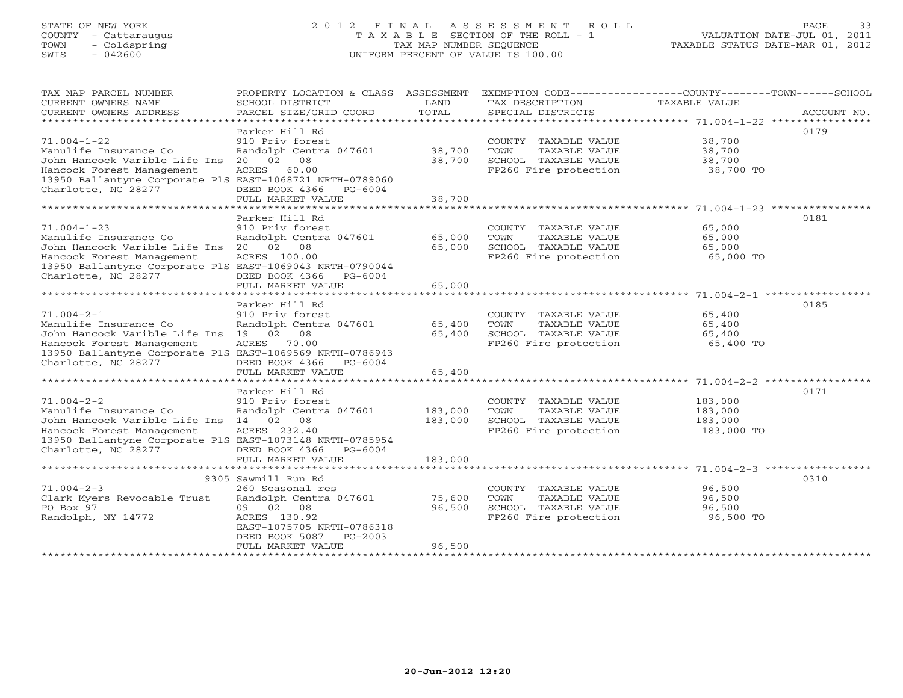STATE OF NEW YORK
COUNTY - Cattaraugus
TOWN - Coldspring
SWIS - 042600

# 2012 FINAL ASSESSMENT ROLL

TAXABLE SECTION OF THE ROLL - 1
TAX MAP NUMBER SEQUENCE
UNIFORM PERCENT OF VALUE IS 100.00

VALUATION DATE-JUL 01, 2011
TAXABLE STATUS DATE-MAR 01, 2012

| TAX MAP PARCEL NUMBER / CURRENT OWNERS NAME / CURRENT OWNERS ADDRESS | PROPERTY LOCATION & CLASS / SCHOOL DISTRICT / PARCEL SIZE/GRID COORD | ASSESSMENT LAND / TOTAL | EXEMPTION CODE / TAX DESCRIPTION / SPECIAL DISTRICTS | TAXABLE VALUE (COUNTY / TOWN / SCHOOL) | ACCOUNT NO. |
|---|---|---|---|---|---|
| 71.004-1-22 | Parker Hill Rd | | | | 0179 |
| | 910 Priv forest | | COUNTY TAXABLE VALUE | 38,700 | |
| Manulife Insurance Co | Randolph Centra 047601 | 38,700 | TOWN TAXABLE VALUE | 38,700 | |
| John Hancock Varible Life Ins | 20 02 08 | 38,700 | SCHOOL TAXABLE VALUE | 38,700 | |
| Hancock Forest Management | ACRES 60.00 | | FP260 Fire protection | 38,700 TO | |
| 13950 Ballantyne Corporate PlS | EAST-1068721 NRTH-0789060 | | | | |
| Charlotte, NC 28277 | DEED BOOK 4366 PG-6004 | | | | |
| | FULL MARKET VALUE | 38,700 | | | |
| 71.004-1-23 | Parker Hill Rd | | | | 0181 |
| | 910 Priv forest | | COUNTY TAXABLE VALUE | 65,000 | |
| Manulife Insurance Co | Randolph Centra 047601 | 65,000 | TOWN TAXABLE VALUE | 65,000 | |
| John Hancock Varible Life Ins | 20 02 08 | 65,000 | SCHOOL TAXABLE VALUE | 65,000 | |
| Hancock Forest Management | ACRES 100.00 | | FP260 Fire protection | 65,000 TO | |
| 13950 Ballantyne Corporate PlS | EAST-1069043 NRTH-0790044 | | | | |
| Charlotte, NC 28277 | DEED BOOK 4366 PG-6004 | | | | |
| | FULL MARKET VALUE | 65,000 | | | |
| 71.004-2-1 | Parker Hill Rd | | | | 0185 |
| | 910 Priv forest | | COUNTY TAXABLE VALUE | 65,400 | |
| Manulife Insurance Co | Randolph Centra 047601 | 65,400 | TOWN TAXABLE VALUE | 65,400 | |
| John Hancock Varible Life Ins | 19 02 08 | 65,400 | SCHOOL TAXABLE VALUE | 65,400 | |
| Hancock Forest Management | ACRES 70.00 | | FP260 Fire protection | 65,400 TO | |
| 13950 Ballantyne Corporate PlS | EAST-1069569 NRTH-0786943 | | | | |
| Charlotte, NC 28277 | DEED BOOK 4366 PG-6004 | | | | |
| | FULL MARKET VALUE | 65,400 | | | |
| 71.004-2-2 | Parker Hill Rd | | | | 0171 |
| | 910 Priv forest | | COUNTY TAXABLE VALUE | 183,000 | |
| Manulife Insurance Co | Randolph Centra 047601 | 183,000 | TOWN TAXABLE VALUE | 183,000 | |
| John Hancock Varible Life Ins | 14 02 08 | 183,000 | SCHOOL TAXABLE VALUE | 183,000 | |
| Hancock Forest Management | ACRES 232.40 | | FP260 Fire protection | 183,000 TO | |
| 13950 Ballantyne Corporate PlS | EAST-1073148 NRTH-0785954 | | | | |
| Charlotte, NC 28277 | DEED BOOK 4366 PG-6004 | | | | |
| | FULL MARKET VALUE | 183,000 | | | |
| 71.004-2-3 | 9305 Sawmill Run Rd | | | | 0310 |
| | 260 Seasonal res | | COUNTY TAXABLE VALUE | 96,500 | |
| Clark Myers Revocable Trust | Randolph Centra 047601 | 75,600 | TOWN TAXABLE VALUE | 96,500 | |
| PO Box 97 | 09 02 08 | 96,500 | SCHOOL TAXABLE VALUE | 96,500 | |
| Randolph, NY 14772 | ACRES 130.92 | | FP260 Fire protection | 96,500 TO | |
| | EAST-1075705 NRTH-0786318 | | | | |
| | DEED BOOK 5087 PG-2003 | | | | |
| | FULL MARKET VALUE | 96,500 | | | |

20-Jun-2012 12:20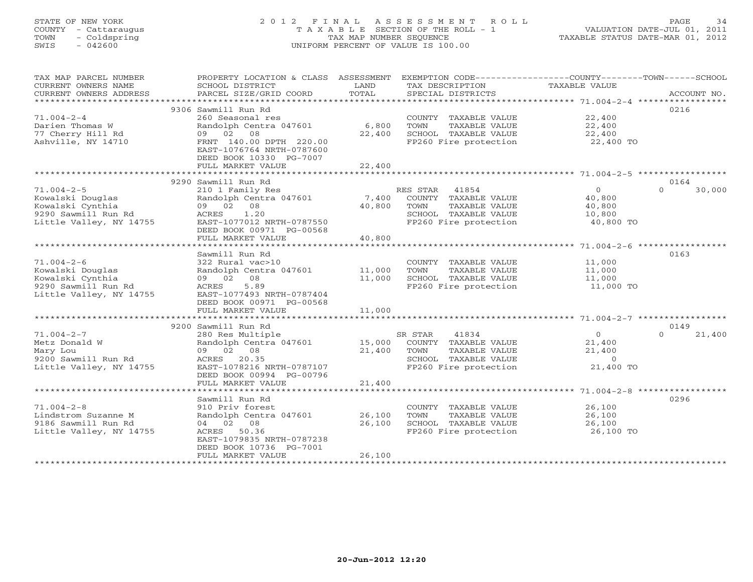STATE OF NEW YORK
COUNTY - Cattaraugus
TOWN - Coldspring
SWIS - 042600

# 2012 FINAL ASSESSMENT ROLL

TAXABLE SECTION OF THE ROLL - 1
TAX MAP NUMBER SEQUENCE
UNIFORM PERCENT OF VALUE IS 100.00

VALUATION DATE-JUL 01, 2011
TAXABLE STATUS DATE-MAR 01, 2012

| TAX MAP PARCEL NUMBER / CURRENT OWNERS NAME / CURRENT OWNERS ADDRESS | PROPERTY LOCATION & CLASS / SCHOOL DISTRICT / PARCEL SIZE/GRID COORD | ASSESSMENT LAND / TOTAL | EXEMPTION CODE / TAX DESCRIPTION / SPECIAL DISTRICTS | COUNTY TAXABLE VALUE | TOWN | SCHOOL | ACCOUNT NO. |
|---|---|---|---|---|---|---|---|
| 71.004-2-4 | 9306 Sawmill Run Rd | | | | | | 0216 |
| Darien Thomas W | 260 Seasonal res | | COUNTY TAXABLE VALUE | 22,400 | | | |
| 77 Cherry Hill Rd | Randolph Centra 047601 | 6,800 | TOWN TAXABLE VALUE | 22,400 | | | |
| Ashville, NY 14710 | 09 02 08 | 22,400 | SCHOOL TAXABLE VALUE | 22,400 | | | |
| | FRNT 140.00 DPTH 220.00 | | FP260 Fire protection | 22,400 TO | | | |
| | EAST-1076764 NRTH-0787600 | | | | | | |
| | DEED BOOK 10330 PG-7007 | | | | | | |
| | FULL MARKET VALUE | 22,400 | | | | | |
| 71.004-2-5 | 9290 Sawmill Run Rd | | | | | | 0164 |
| Kowalski Douglas | 210 1 Family Res | | RES STAR 41854 | 0 | | 0 | 30,000 |
| Kowalski Cynthia | Randolph Centra 047601 | 7,400 | COUNTY TAXABLE VALUE | 40,800 | | | |
| 9290 Sawmill Run Rd | 09 02 08 | 40,800 | TOWN TAXABLE VALUE | 40,800 | | | |
| Little Valley, NY 14755 | ACRES 1.20 | | SCHOOL TAXABLE VALUE | 10,800 | | | |
| | EAST-1077012 NRTH-0787550 | | FP260 Fire protection | 40,800 TO | | | |
| | DEED BOOK 00971 PG-00568 | | | | | | |
| | FULL MARKET VALUE | 40,800 | | | | | |
| 71.004-2-6 | Sawmill Run Rd | | | | | | 0163 |
| Kowalski Douglas | 322 Rural vac>10 | | COUNTY TAXABLE VALUE | 11,000 | | | |
| Kowalski Cynthia | Randolph Centra 047601 | 11,000 | TOWN TAXABLE VALUE | 11,000 | | | |
| 9290 Sawmill Run Rd | 09 02 08 | 11,000 | SCHOOL TAXABLE VALUE | 11,000 | | | |
| Little Valley, NY 14755 | ACRES 5.89 | | FP260 Fire protection | 11,000 TO | | | |
| | EAST-1077493 NRTH-0787404 | | | | | | |
| | DEED BOOK 00971 PG-00568 | | | | | | |
| | FULL MARKET VALUE | 11,000 | | | | | |
| 71.004-2-7 | 9200 Sawmill Run Rd | | | | | | 0149 |
| Metz Donald W | 280 Res Multiple | | SR STAR 41834 | 0 | | 0 | 21,400 |
| Mary Lou | Randolph Centra 047601 | 15,000 | COUNTY TAXABLE VALUE | 21,400 | | | |
| 9200 Sawmill Run Rd | 09 02 08 | 21,400 | TOWN TAXABLE VALUE | 21,400 | | | |
| Little Valley, NY 14755 | ACRES 20.35 | | SCHOOL TAXABLE VALUE | 0 | | | |
| | EAST-1078216 NRTH-0787107 | | FP260 Fire protection | 21,400 TO | | | |
| | DEED BOOK 00994 PG-00796 | | | | | | |
| | FULL MARKET VALUE | 21,400 | | | | | |
| 71.004-2-8 | Sawmill Run Rd | | | | | | 0296 |
| Lindstrom Suzanne M | 910 Priv forest | | COUNTY TAXABLE VALUE | 26,100 | | | |
| 9186 Sawmill Run Rd | Randolph Centra 047601 | 26,100 | TOWN TAXABLE VALUE | 26,100 | | | |
| Little Valley, NY 14755 | 04 02 08 | 26,100 | SCHOOL TAXABLE VALUE | 26,100 | | | |
| | ACRES 50.36 | | FP260 Fire protection | 26,100 TO | | | |
| | EAST-1079835 NRTH-0787238 | | | | | | |
| | DEED BOOK 10736 PG-7001 | | | | | | |
| | FULL MARKET VALUE | 26,100 | | | | | |

20-Jun-2012 12:20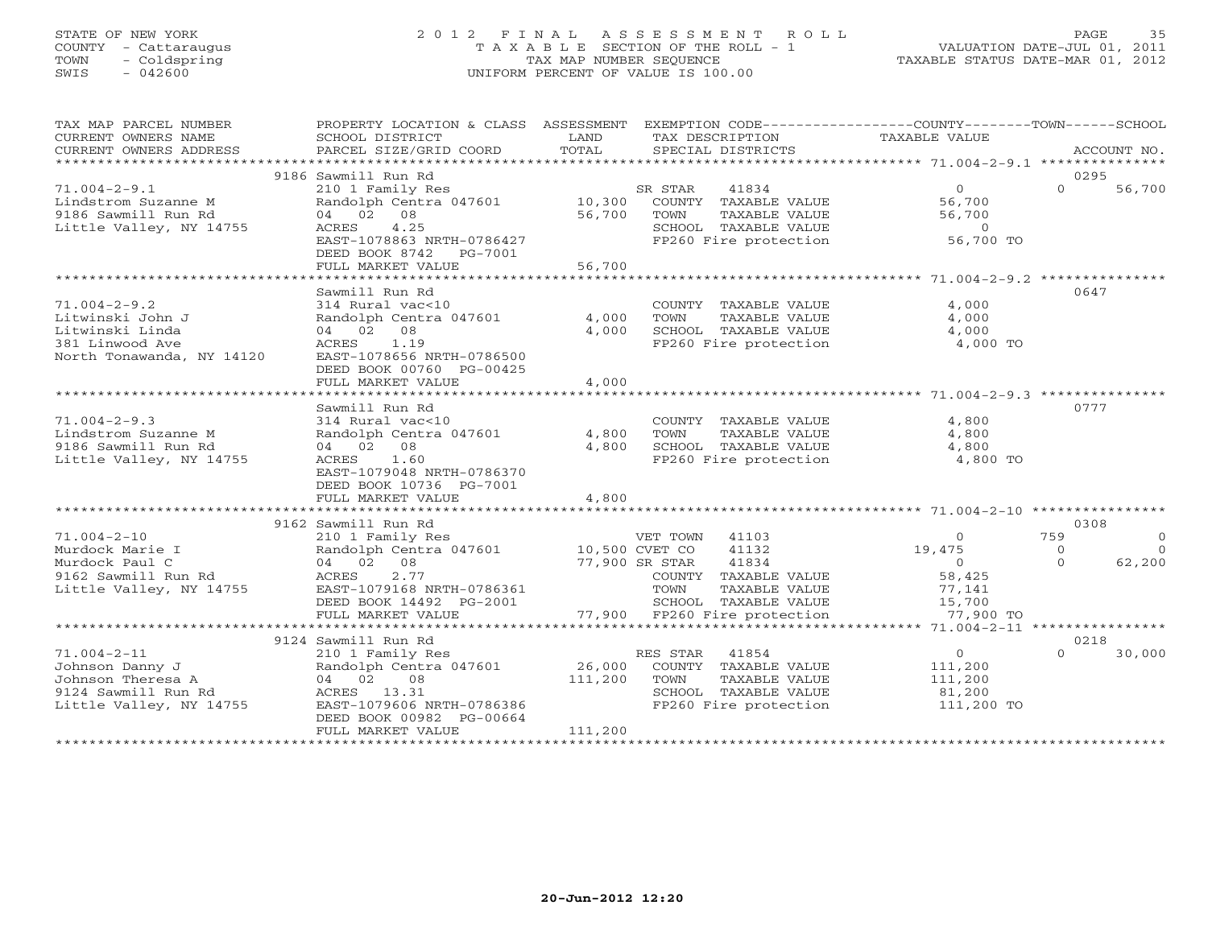STATE OF NEW YORK
COUNTY - Cattaraugus
TOWN - Coldspring
SWIS - 042600

2 0 1 2 F I N A L A S S E S S M E N T R O L L
T A X A B L E SECTION OF THE ROLL - 1
TAX MAP NUMBER SEQUENCE
UNIFORM PERCENT OF VALUE IS 100.00

VALUATION DATE-JUL 01, 2011
TAXABLE STATUS DATE-MAR 01, 2012

| TAX MAP PARCEL NUMBER / CURRENT OWNERS NAME / CURRENT OWNERS ADDRESS | PROPERTY LOCATION & CLASS / SCHOOL DISTRICT / PARCEL SIZE/GRID COORD | ASSESSMENT LAND | TOTAL | EXEMPTION CODE / TAX DESCRIPTION / SPECIAL DISTRICTS | COUNTY TAXABLE VALUE | TOWN | SCHOOL | ACCOUNT NO. |
|---|---|---|---|---|---|---|---|---|
| **71.004-2-9.1** | 9186 Sawmill Run Rd | | | | | | | 0295 |
| 71.004-2-9.1 | 210 1 Family Res | | | SR STAR 41834 | 0 | 0 | 56,700 | |
| Lindstrom Suzanne M | Randolph Centra 047601 | 10,300 | | COUNTY TAXABLE VALUE | 56,700 | | | |
| 9186 Sawmill Run Rd | 04 02 08 | | 56,700 | TOWN TAXABLE VALUE | 56,700 | | | |
| Little Valley, NY 14755 | ACRES 4.25 | | | SCHOOL TAXABLE VALUE | 0 | | | |
| | EAST-1078863 NRTH-0786427 | | | FP260 Fire protection | 56,700 TO | | | |
| | DEED BOOK 8742 PG-7001 | | | | | | | |
| | FULL MARKET VALUE | | 56,700 | | | | | |
| **71.004-2-9.2** | Sawmill Run Rd | | | | | | | 0647 |
| 71.004-2-9.2 | 314 Rural vac<10 | | | COUNTY TAXABLE VALUE | 4,000 | | | |
| Litwinski John J | Randolph Centra 047601 | 4,000 | | TOWN TAXABLE VALUE | 4,000 | | | |
| Litwinski Linda | 04 02 08 | | 4,000 | SCHOOL TAXABLE VALUE | 4,000 | | | |
| 381 Linwood Ave | ACRES 1.19 | | | FP260 Fire protection | 4,000 TO | | | |
| North Tonawanda, NY 14120 | EAST-1078656 NRTH-0786500 | | | | | | | |
| | DEED BOOK 00760 PG-00425 | | | | | | | |
| | FULL MARKET VALUE | | 4,000 | | | | | |
| **71.004-2-9.3** | Sawmill Run Rd | | | | | | | 0777 |
| 71.004-2-9.3 | 314 Rural vac<10 | | | COUNTY TAXABLE VALUE | 4,800 | | | |
| Lindstrom Suzanne M | Randolph Centra 047601 | 4,800 | | TOWN TAXABLE VALUE | 4,800 | | | |
| 9186 Sawmill Run Rd | 04 02 08 | | 4,800 | SCHOOL TAXABLE VALUE | 4,800 | | | |
| Little Valley, NY 14755 | ACRES 1.60 | | | FP260 Fire protection | 4,800 TO | | | |
| | EAST-1079048 NRTH-0786370 | | | | | | | |
| | DEED BOOK 10736 PG-7001 | | | | | | | |
| | FULL MARKET VALUE | | 4,800 | | | | | |
| **71.004-2-10** | 9162 Sawmill Run Rd | | | | | | | 0308 |
| 71.004-2-10 | 210 1 Family Res | | | VET TOWN 41103 | 0 | 759 | 0 | |
| Murdock Marie I | Randolph Centra 047601 | 10,500 | | CVET CO 41132 | 19,475 | 0 | 0 | |
| Murdock Paul C | 04 02 08 | | 77,900 | SR STAR 41834 | 0 | 0 | 62,200 | |
| 9162 Sawmill Run Rd | ACRES 2.77 | | | COUNTY TAXABLE VALUE | 58,425 | | | |
| Little Valley, NY 14755 | EAST-1079168 NRTH-0786361 | | | TOWN TAXABLE VALUE | 77,141 | | | |
| | DEED BOOK 14492 PG-2001 | | | SCHOOL TAXABLE VALUE | 15,700 | | | |
| | FULL MARKET VALUE | | 77,900 | FP260 Fire protection | 77,900 TO | | | |
| **71.004-2-11** | 9124 Sawmill Run Rd | | | | | | | 0218 |
| 71.004-2-11 | 210 1 Family Res | | | RES STAR 41854 | 0 | 0 | 30,000 | |
| Johnson Danny J | Randolph Centra 047601 | 26,000 | | COUNTY TAXABLE VALUE | 111,200 | | | |
| Johnson Theresa A | 04 02 08 | | 111,200 | TOWN TAXABLE VALUE | 111,200 | | | |
| 9124 Sawmill Run Rd | ACRES 13.31 | | | SCHOOL TAXABLE VALUE | 81,200 | | | |
| Little Valley, NY 14755 | EAST-1079606 NRTH-0786386 | | | FP260 Fire protection | 111,200 TO | | | |
| | DEED BOOK 00982 PG-00664 | | | | | | | |
| | FULL MARKET VALUE | | 111,200 | | | | | |

20-Jun-2012 12:20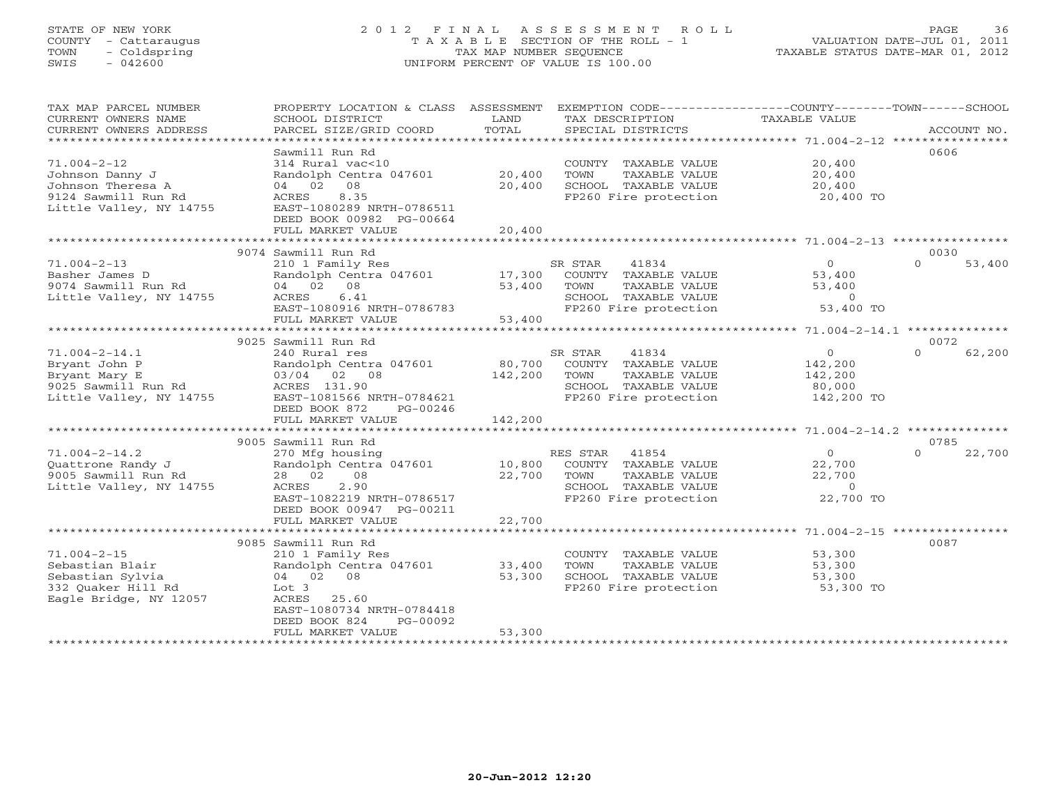STATE OF NEW YORK
COUNTY - Cattaraugus
TOWN - Coldspring
SWIS - 042600

# 2012 FINAL ASSESSMENT ROLL

TAXABLE SECTION OF THE ROLL - 1
TAX MAP NUMBER SEQUENCE
UNIFORM PERCENT OF VALUE IS 100.00

VALUATION DATE-JUL 01, 2011
TAXABLE STATUS DATE-MAR 01, 2012

| TAX MAP PARCEL NUMBER / CURRENT OWNERS NAME / CURRENT OWNERS ADDRESS | PROPERTY LOCATION & CLASS / SCHOOL DISTRICT / PARCEL SIZE/GRID COORD | ASSESSMENT LAND | TOTAL | EXEMPTION CODE / TAX DESCRIPTION / SPECIAL DISTRICTS | COUNTY / TOWN TAXABLE VALUE | SCHOOL | ACCOUNT NO. |
|---|---|---|---|---|---|---|---|
| | Sawmill Run Rd | | | | | | 0606 |
| 71.004-2-12 | 314 Rural vac<10 | | | COUNTY TAXABLE VALUE | 20,400 | | |
| Johnson Danny J | Randolph Centra 047601 | 20,400 | | TOWN TAXABLE VALUE | 20,400 | | |
| Johnson Theresa A | 04 02 08 | | 20,400 | SCHOOL TAXABLE VALUE | 20,400 | | |
| 9124 Sawmill Run Rd | ACRES 8.35 | | | FP260 Fire protection | 20,400 TO | | |
| Little Valley, NY 14755 | EAST-1080289 NRTH-0786511 | | | | | | |
| | DEED BOOK 00982 PG-00664 | | | | | | |
| | FULL MARKET VALUE | | 20,400 | | | | |
| | 9074 Sawmill Run Rd | | | | | | 0030 |
| 71.004-2-13 | 210 1 Family Res | | | SR STAR 41834 | 0 | 0 | 53,400 |
| Basher James D | Randolph Centra 047601 | 17,300 | | COUNTY TAXABLE VALUE | 53,400 | | |
| 9074 Sawmill Run Rd | 04 02 08 | | 53,400 | TOWN TAXABLE VALUE | 53,400 | | |
| Little Valley, NY 14755 | ACRES 6.41 | | | SCHOOL TAXABLE VALUE | 0 | | |
| | EAST-1080916 NRTH-0786783 | | | FP260 Fire protection | 53,400 TO | | |
| | FULL MARKET VALUE | | 53,400 | | | | |
| | 9025 Sawmill Run Rd | | | | | | 0072 |
| 71.004-2-14.1 | 240 Rural res | | | SR STAR 41834 | 0 | 0 | 62,200 |
| Bryant John P | Randolph Centra 047601 | 80,700 | | COUNTY TAXABLE VALUE | 142,200 | | |
| Bryant Mary E | 03/04 02 08 | | 142,200 | TOWN TAXABLE VALUE | 142,200 | | |
| 9025 Sawmill Run Rd | ACRES 131.90 | | | SCHOOL TAXABLE VALUE | 80,000 | | |
| Little Valley, NY 14755 | EAST-1081566 NRTH-0784621 | | | FP260 Fire protection | 142,200 TO | | |
| | DEED BOOK 872 PG-00246 | | | | | | |
| | FULL MARKET VALUE | | 142,200 | | | | |
| | 9005 Sawmill Run Rd | | | | | | 0785 |
| 71.004-2-14.2 | 270 Mfg housing | | | RES STAR 41854 | 0 | 0 | 22,700 |
| Quattrone Randy J | Randolph Centra 047601 | 10,800 | | COUNTY TAXABLE VALUE | 22,700 | | |
| 9005 Sawmill Run Rd | 28 02 08 | | 22,700 | TOWN TAXABLE VALUE | 22,700 | | |
| Little Valley, NY 14755 | ACRES 2.90 | | | SCHOOL TAXABLE VALUE | 0 | | |
| | EAST-1082219 NRTH-0786517 | | | FP260 Fire protection | 22,700 TO | | |
| | DEED BOOK 00947 PG-00211 | | | | | | |
| | FULL MARKET VALUE | | 22,700 | | | | |
| | 9085 Sawmill Run Rd | | | | | | 0087 |
| 71.004-2-15 | 210 1 Family Res | | | COUNTY TAXABLE VALUE | 53,300 | | |
| Sebastian Blair | Randolph Centra 047601 | 33,400 | | TOWN TAXABLE VALUE | 53,300 | | |
| Sebastian Sylvia | 04 02 08 | | 53,300 | SCHOOL TAXABLE VALUE | 53,300 | | |
| 332 Quaker Hill Rd | Lot 3 | | | FP260 Fire protection | 53,300 TO | | |
| Eagle Bridge, NY 12057 | ACRES 25.60 | | | | | | |
| | EAST-1080734 NRTH-0784418 | | | | | | |
| | DEED BOOK 824 PG-00092 | | | | | | |
| | FULL MARKET VALUE | | 53,300 | | | | |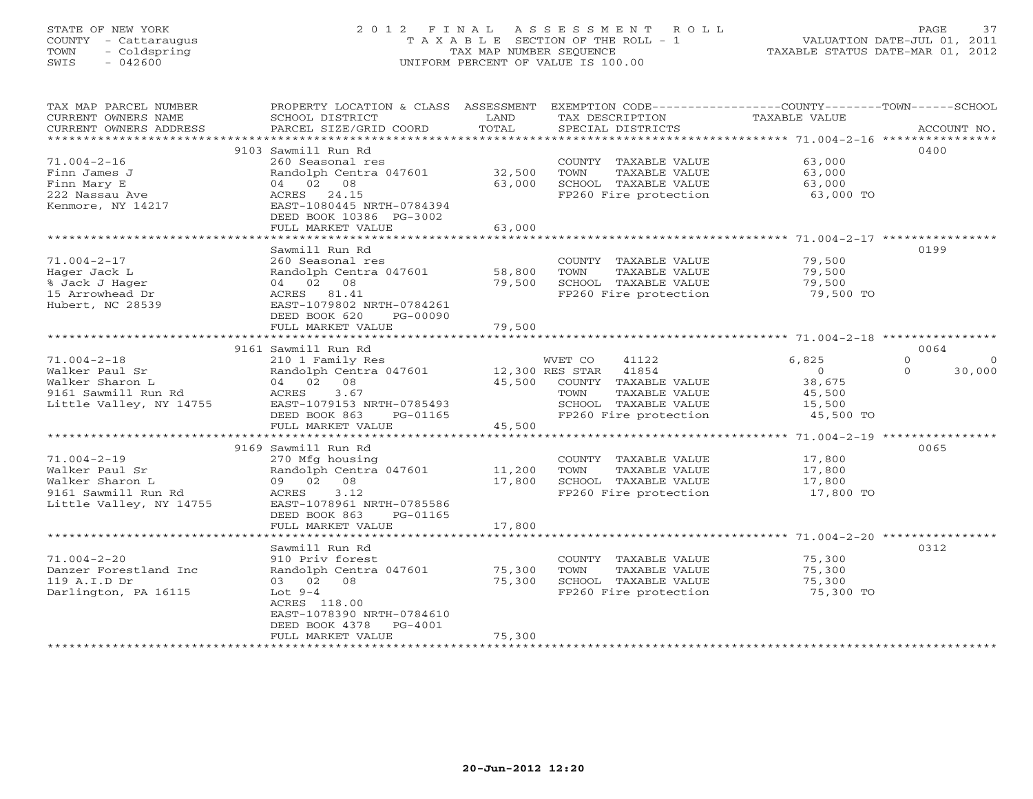STATE OF NEW YORK
COUNTY - Cattaraugus
TOWN - Coldspring
SWIS - 042600

2012 FINAL ASSESSMENT ROLL
TAXABLE SECTION OF THE ROLL - 1
TAX MAP NUMBER SEQUENCE
UNIFORM PERCENT OF VALUE IS 100.00

VALUATION DATE-JUL 01, 2011
TAXABLE STATUS DATE-MAR 01, 2012

| TAX MAP PARCEL NUMBER / CURRENT OWNERS NAME / CURRENT OWNERS ADDRESS | PROPERTY LOCATION & CLASS / SCHOOL DISTRICT / PARCEL SIZE/GRID COORD | ASSESSMENT LAND / TOTAL | EXEMPTION CODE / TAX DESCRIPTION / SPECIAL DISTRICTS | COUNTY TAXABLE VALUE | TOWN | SCHOOL | ACCOUNT NO. |
|---|---|---|---|---|---|---|---|
| **71.004-2-16** | 9103 Sawmill Run Rd | | | | | | 0400 |
| 71.004-2-16 | 260 Seasonal res | | COUNTY TAXABLE VALUE | 63,000 | | | |
| Finn James J | Randolph Centra 047601 | 32,500 | TOWN TAXABLE VALUE | 63,000 | | | |
| Finn Mary E | 04 02 08 | 63,000 | SCHOOL TAXABLE VALUE | 63,000 | | | |
| 222 Nassau Ave | ACRES 24.15 | | FP260 Fire protection | 63,000 TO | | | |
| Kenmore, NY 14217 | EAST-1080445 NRTH-0784394 | | | | | | |
| | DEED BOOK 10386 PG-3002 | | | | | | |
| | FULL MARKET VALUE | 63,000 | | | | | |
| **71.004-2-17** | Sawmill Run Rd | | | | | | 0199 |
| 71.004-2-17 | 260 Seasonal res | | COUNTY TAXABLE VALUE | 79,500 | | | |
| Hager Jack L | Randolph Centra 047601 | 58,800 | TOWN TAXABLE VALUE | 79,500 | | | |
| % Jack J Hager | 04 02 08 | 79,500 | SCHOOL TAXABLE VALUE | 79,500 | | | |
| 15 Arrowhead Dr | ACRES 81.41 | | FP260 Fire protection | 79,500 TO | | | |
| Hubert, NC 28539 | EAST-1079802 NRTH-0784261 | | | | | | |
| | DEED BOOK 620 PG-00090 | | | | | | |
| | FULL MARKET VALUE | 79,500 | | | | | |
| **71.004-2-18** | 9161 Sawmill Run Rd | | | | | | 0064 |
| 71.004-2-18 | 210 1 Family Res | | WVET CO 41122 | 6,825 | 0 | 0 | |
| Walker Paul Sr | Randolph Centra 047601 | 12,300 | RES STAR 41854 | 0 | 0 | 30,000 | |
| Walker Sharon L | 04 02 08 | 45,500 | COUNTY TAXABLE VALUE | 38,675 | | | |
| 9161 Sawmill Run Rd | ACRES 3.67 | | TOWN TAXABLE VALUE | 45,500 | | | |
| Little Valley, NY 14755 | EAST-1079153 NRTH-0785493 | | SCHOOL TAXABLE VALUE | 15,500 | | | |
| | DEED BOOK 863 PG-01165 | | FP260 Fire protection | 45,500 TO | | | |
| | FULL MARKET VALUE | 45,500 | | | | | |
| **71.004-2-19** | 9169 Sawmill Run Rd | | | | | | 0065 |
| 71.004-2-19 | 270 Mfg housing | | COUNTY TAXABLE VALUE | 17,800 | | | |
| Walker Paul Sr | Randolph Centra 047601 | 11,200 | TOWN TAXABLE VALUE | 17,800 | | | |
| Walker Sharon L | 09 02 08 | 17,800 | SCHOOL TAXABLE VALUE | 17,800 | | | |
| 9161 Sawmill Run Rd | ACRES 3.12 | | FP260 Fire protection | 17,800 TO | | | |
| Little Valley, NY 14755 | EAST-1078961 NRTH-0785586 | | | | | | |
| | DEED BOOK 863 PG-01165 | | | | | | |
| | FULL MARKET VALUE | 17,800 | | | | | |
| **71.004-2-20** | Sawmill Run Rd | | | | | | 0312 |
| 71.004-2-20 | 910 Priv forest | | COUNTY TAXABLE VALUE | 75,300 | | | |
| Danzer Forestland Inc | Randolph Centra 047601 | 75,300 | TOWN TAXABLE VALUE | 75,300 | | | |
| 119 A.I.D Dr | 03 02 08 | 75,300 | SCHOOL TAXABLE VALUE | 75,300 | | | |
| Darlington, PA 16115 | Lot 9-4 | | FP260 Fire protection | 75,300 TO | | | |
| | ACRES 118.00 | | | | | | |
| | EAST-1078390 NRTH-0784610 | | | | | | |
| | DEED BOOK 4378 PG-4001 | | | | | | |
| | FULL MARKET VALUE | 75,300 | | | | | |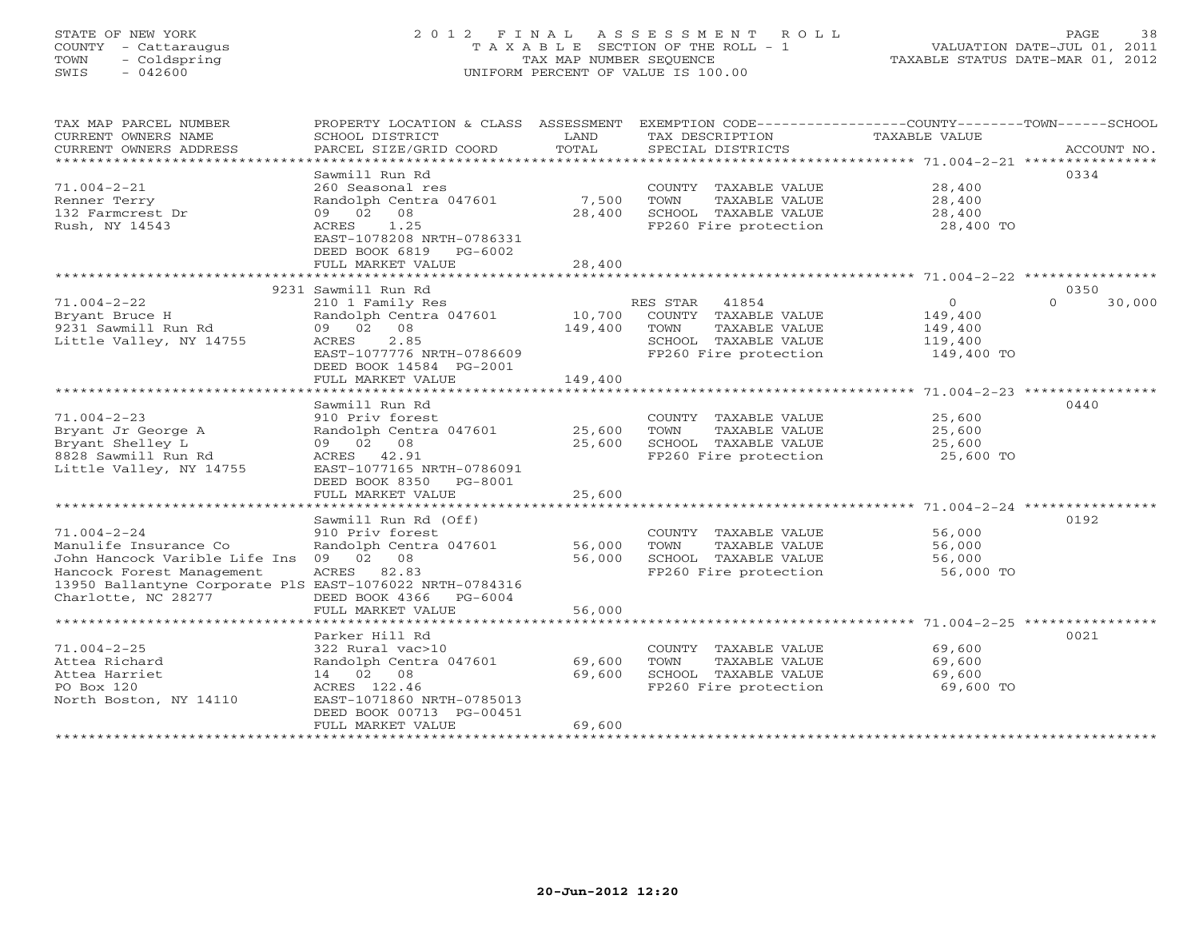STATE OF NEW YORK
COUNTY - Cattaraugus
TOWN - Coldspring
SWIS - 042600

# 2012 FINAL ASSESSMENT ROLL

TAXABLE SECTION OF THE ROLL - 1
TAX MAP NUMBER SEQUENCE
UNIFORM PERCENT OF VALUE IS 100.00

VALUATION DATE-JUL 01, 2011
TAXABLE STATUS DATE-MAR 01, 2012

| TAX MAP PARCEL NUMBER / CURRENT OWNERS NAME / CURRENT OWNERS ADDRESS | PROPERTY LOCATION & CLASS / SCHOOL DISTRICT / PARCEL SIZE/GRID COORD | ASSESSMENT LAND / TOTAL | EXEMPTION CODE / TAX DESCRIPTION / SPECIAL DISTRICTS | COUNTY / TOWN / SCHOOL TAXABLE VALUE | ACCOUNT NO. |
|---|---|---|---|---|---|
| 71.004-2-21 | Sawmill Run Rd | | | | 0334 |
| Renner Terry | 260 Seasonal res | | COUNTY TAXABLE VALUE | 28,400 | |
| 132 Farmcrest Dr | Randolph Centra 047601 | 7,500 | TOWN TAXABLE VALUE | 28,400 | |
| Rush, NY 14543 | 09 02 08 | 28,400 | SCHOOL TAXABLE VALUE | 28,400 | |
| | ACRES 1.25 | | FP260 Fire protection | 28,400 TO | |
| | EAST-1078208 NRTH-0786331 | | | | |
| | DEED BOOK 6819 PG-6002 | | | | |
| | FULL MARKET VALUE | 28,400 | | | |
| 71.004-2-22 | 9231 Sawmill Run Rd | | | | 0350 |
| Bryant Bruce H | 210 1 Family Res | | RES STAR 41854 | 0 / 0 / 30,000 | |
| 9231 Sawmill Run Rd | Randolph Centra 047601 | 10,700 | COUNTY TAXABLE VALUE | 149,400 | |
| Little Valley, NY 14755 | 09 02 08 | 149,400 | TOWN TAXABLE VALUE | 149,400 | |
| | ACRES 2.85 | | SCHOOL TAXABLE VALUE | 119,400 | |
| | EAST-1077776 NRTH-0786609 | | FP260 Fire protection | 149,400 TO | |
| | DEED BOOK 14584 PG-2001 | | | | |
| | FULL MARKET VALUE | 149,400 | | | |
| 71.004-2-23 | Sawmill Run Rd | | | | 0440 |
| Bryant Jr George A | 910 Priv forest | | COUNTY TAXABLE VALUE | 25,600 | |
| Bryant Shelley L | Randolph Centra 047601 | 25,600 | TOWN TAXABLE VALUE | 25,600 | |
| 8828 Sawmill Run Rd | 09 02 08 | 25,600 | SCHOOL TAXABLE VALUE | 25,600 | |
| Little Valley, NY 14755 | ACRES 42.91 | | FP260 Fire protection | 25,600 TO | |
| | EAST-1077165 NRTH-0786091 | | | | |
| | DEED BOOK 8350 PG-8001 | | | | |
| | FULL MARKET VALUE | 25,600 | | | |
| 71.004-2-24 | Sawmill Run Rd (Off) | | | | 0192 |
| Manulife Insurance Co | 910 Priv forest | | COUNTY TAXABLE VALUE | 56,000 | |
| John Hancock Varible Life Ins | Randolph Centra 047601 | 56,000 | TOWN TAXABLE VALUE | 56,000 | |
| Hancock Forest Management | 09 02 08 | 56,000 | SCHOOL TAXABLE VALUE | 56,000 | |
| 13950 Ballantyne Corporate PlS | ACRES 82.83 | | FP260 Fire protection | 56,000 TO | |
| Charlotte, NC 28277 | EAST-1076022 NRTH-0784316 | | | | |
| | DEED BOOK 4366 PG-6004 | | | | |
| | FULL MARKET VALUE | 56,000 | | | |
| 71.004-2-25 | Parker Hill Rd | | | | 0021 |
| Attea Richard | 322 Rural vac>10 | | COUNTY TAXABLE VALUE | 69,600 | |
| Attea Harriet | Randolph Centra 047601 | 69,600 | TOWN TAXABLE VALUE | 69,600 | |
| PO Box 120 | 14 02 08 | 69,600 | SCHOOL TAXABLE VALUE | 69,600 | |
| North Boston, NY 14110 | ACRES 122.46 | | FP260 Fire protection | 69,600 TO | |
| | EAST-1071860 NRTH-0785013 | | | | |
| | DEED BOOK 00713 PG-00451 | | | | |
| | FULL MARKET VALUE | 69,600 | | | |

20-Jun-2012 12:20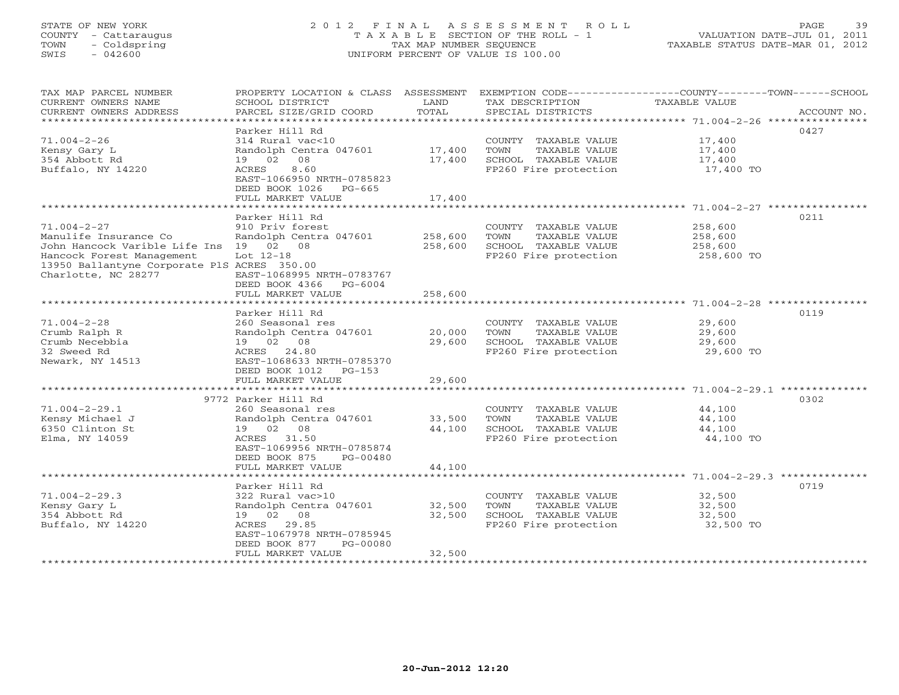STATE OF NEW YORK
COUNTY - Cattaraugus
TOWN - Coldspring
SWIS - 042600

# 2012 FINAL ASSESSMENT ROLL

TAXABLE SECTION OF THE ROLL - 1
TAX MAP NUMBER SEQUENCE
UNIFORM PERCENT OF VALUE IS 100.00

VALUATION DATE-JUL 01, 2011
TAXABLE STATUS DATE-MAR 01, 2012

| TAX MAP PARCEL NUMBER / CURRENT OWNERS NAME / CURRENT OWNERS ADDRESS | PROPERTY LOCATION & CLASS / SCHOOL DISTRICT / PARCEL SIZE/GRID COORD | ASSESSMENT LAND | TOTAL | EXEMPTION CODE / TAX DESCRIPTION / SPECIAL DISTRICTS | COUNTY--------TOWN------SCHOOL TAXABLE VALUE | ACCOUNT NO. |
|---|---|---|---|---|---|---|
| 71.004-2-26 | Parker Hill Rd | | | | | 0427 |
| Kensy Gary L | 314 Rural vac<10 | | | COUNTY TAXABLE VALUE | 17,400 | |
| 354 Abbott Rd | Randolph Centra 047601 | 17,400 | | TOWN TAXABLE VALUE | 17,400 | |
| Buffalo, NY 14220 | 19 02 08 | | 17,400 | SCHOOL TAXABLE VALUE | 17,400 | |
| | ACRES 8.60 | | | FP260 Fire protection | 17,400 TO | |
| | EAST-1066950 NRTH-0785823 | | | | | |
| | DEED BOOK 1026 PG-665 | | | | | |
| | FULL MARKET VALUE | | 17,400 | | | |
| 71.004-2-27 | Parker Hill Rd | | | | | 0211 |
| Manulife Insurance Co | 910 Priv forest | | | COUNTY TAXABLE VALUE | 258,600 | |
| John Hancock Varible Life Ins | Randolph Centra 047601 | 258,600 | | TOWN TAXABLE VALUE | 258,600 | |
| Hancock Forest Management | 19 02 08 | | 258,600 | SCHOOL TAXABLE VALUE | 258,600 | |
| 13950 Ballantyne Corporate PlS | Lot 12-18 | | | FP260 Fire protection | 258,600 TO | |
| Charlotte, NC 28277 | ACRES 350.00 | | | | | |
| | EAST-1068995 NRTH-0783767 | | | | | |
| | DEED BOOK 4366 PG-6004 | | | | | |
| | FULL MARKET VALUE | | 258,600 | | | |
| 71.004-2-28 | Parker Hill Rd | | | | | 0119 |
| Crumb Ralph R | 260 Seasonal res | | | COUNTY TAXABLE VALUE | 29,600 | |
| Crumb Necebbia | Randolph Centra 047601 | 20,000 | | TOWN TAXABLE VALUE | 29,600 | |
| 32 Sweed Rd | 19 02 08 | | 29,600 | SCHOOL TAXABLE VALUE | 29,600 | |
| Newark, NY 14513 | ACRES 24.80 | | | FP260 Fire protection | 29,600 TO | |
| | EAST-1068633 NRTH-0785370 | | | | | |
| | DEED BOOK 1012 PG-153 | | | | | |
| | FULL MARKET VALUE | | 29,600 | | | |
| 71.004-2-29.1 | 9772 Parker Hill Rd | | | | | 0302 |
| Kensy Michael J | 260 Seasonal res | | | COUNTY TAXABLE VALUE | 44,100 | |
| 6350 Clinton St | Randolph Centra 047601 | 33,500 | | TOWN TAXABLE VALUE | 44,100 | |
| Elma, NY 14059 | 19 02 08 | | 44,100 | SCHOOL TAXABLE VALUE | 44,100 | |
| | ACRES 31.50 | | | FP260 Fire protection | 44,100 TO | |
| | EAST-1069956 NRTH-0785874 | | | | | |
| | DEED BOOK 875 PG-00480 | | | | | |
| | FULL MARKET VALUE | | 44,100 | | | |
| 71.004-2-29.3 | Parker Hill Rd | | | | | 0719 |
| Kensy Gary L | 322 Rural vac>10 | | | COUNTY TAXABLE VALUE | 32,500 | |
| 354 Abbott Rd | Randolph Centra 047601 | 32,500 | | TOWN TAXABLE VALUE | 32,500 | |
| Buffalo, NY 14220 | 19 02 08 | | 32,500 | SCHOOL TAXABLE VALUE | 32,500 | |
| | ACRES 29.85 | | | FP260 Fire protection | 32,500 TO | |
| | EAST-1067978 NRTH-0785945 | | | | | |
| | DEED BOOK 877 PG-00080 | | | | | |
| | FULL MARKET VALUE | | 32,500 | | | |

20-Jun-2012 12:20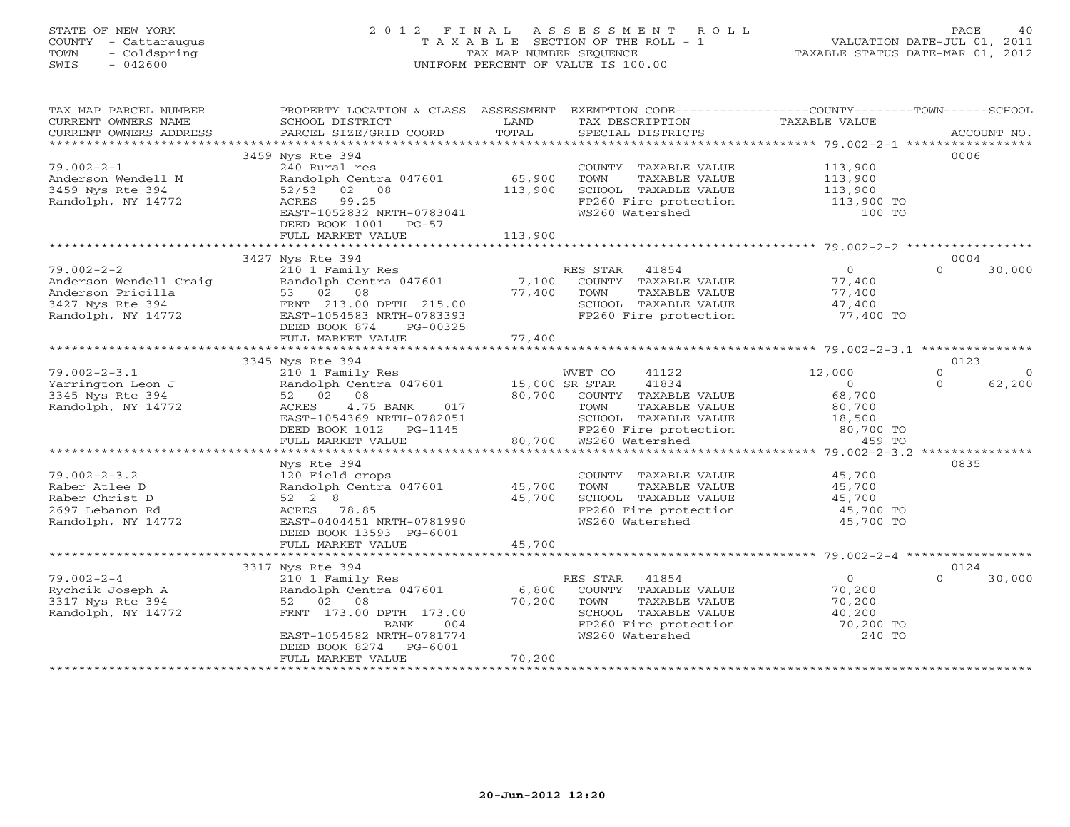STATE OF NEW YORK
COUNTY - Cattaraugus
TOWN - Coldspring
SWIS - 042600

# 2012 FINAL ASSESSMENT ROLL
TAXABLE SECTION OF THE ROLL - 1
TAX MAP NUMBER SEQUENCE
UNIFORM PERCENT OF VALUE IS 100.00

VALUATION DATE-JUL 01, 2011
TAXABLE STATUS DATE-MAR 01, 2012

| TAX MAP PARCEL NUMBER / CURRENT OWNERS NAME / CURRENT OWNERS ADDRESS | PROPERTY LOCATION & CLASS / SCHOOL DISTRICT / PARCEL SIZE/GRID COORD | ASSESSMENT LAND / TOTAL | EXEMPTION CODE / TAX DESCRIPTION / SPECIAL DISTRICTS | COUNTY TAXABLE VALUE | TOWN | SCHOOL | ACCOUNT NO. |
|---|---|---|---|---|---|---|---|
| 79.002-2-1 | 3459 Nys Rte 394 | | | | | | 0006 |
| Anderson Wendell M | 240 Rural res | | COUNTY TAXABLE VALUE | 113,900 | | | |
| 3459 Nys Rte 394 | Randolph Centra 047601 | 65,900 | TOWN TAXABLE VALUE | 113,900 | | | |
| Randolph, NY 14772 | 52/53 02 08 | 113,900 | SCHOOL TAXABLE VALUE | 113,900 | | | |
| | ACRES 99.25 | | FP260 Fire protection | 113,900 TO | | | |
| | EAST-1052832 NRTH-0783041 | | WS260 Watershed | 100 TO | | | |
| | DEED BOOK 1001 PG-57 | | | | | | |
| | FULL MARKET VALUE | 113,900 | | | | | |
| 79.002-2-2 | 3427 Nys Rte 394 | | | | | | 0004 |
| Anderson Wendell Craig | 210 1 Family Res | | RES STAR 41854 | 0 | 0 | 30,000 | |
| Anderson Pricilla | Randolph Centra 047601 | 7,100 | COUNTY TAXABLE VALUE | 77,400 | | | |
| 3427 Nys Rte 394 | 53 02 08 | 77,400 | TOWN TAXABLE VALUE | 77,400 | | | |
| Randolph, NY 14772 | FRNT 213.00 DPTH 215.00 | | SCHOOL TAXABLE VALUE | 47,400 | | | |
| | EAST-1054583 NRTH-0783393 | | FP260 Fire protection | 77,400 TO | | | |
| | DEED BOOK 874 PG-00325 | | | | | | |
| | FULL MARKET VALUE | 77,400 | | | | | |
| 79.002-2-3.1 | 3345 Nys Rte 394 | | | | | | 0123 |
| Yarrington Leon J | 210 1 Family Res | | WVET CO 41122 | 12,000 | 0 | 0 | |
| 3345 Nys Rte 394 | Randolph Centra 047601 | 15,000 | SR STAR 41834 | 0 | 0 | 62,200 | |
| Randolph, NY 14772 | 52 02 08 | 80,700 | COUNTY TAXABLE VALUE | 68,700 | | | |
| | ACRES 4.75 BANK 017 | | TOWN TAXABLE VALUE | 80,700 | | | |
| | EAST-1054369 NRTH-0782051 | | SCHOOL TAXABLE VALUE | 18,500 | | | |
| | DEED BOOK 1012 PG-1145 | | FP260 Fire protection | 80,700 TO | | | |
| | FULL MARKET VALUE | 80,700 | WS260 Watershed | 459 TO | | | |
| 79.002-2-3.2 | Nys Rte 394 | | | | | | 0835 |
| Raber Atlee D | 120 Field crops | | COUNTY TAXABLE VALUE | 45,700 | | | |
| Raber Christ D | Randolph Centra 047601 | 45,700 | TOWN TAXABLE VALUE | 45,700 | | | |
| 2697 Lebanon Rd | 52 2 8 | 45,700 | SCHOOL TAXABLE VALUE | 45,700 | | | |
| Randolph, NY 14772 | ACRES 78.85 | | FP260 Fire protection | 45,700 TO | | | |
| | EAST-0404451 NRTH-0781990 | | WS260 Watershed | 45,700 TO | | | |
| | DEED BOOK 13593 PG-6001 | | | | | | |
| | FULL MARKET VALUE | 45,700 | | | | | |
| 79.002-2-4 | 3317 Nys Rte 394 | | | | | | 0124 |
| Rychcik Joseph A | 210 1 Family Res | | RES STAR 41854 | 0 | 0 | 30,000 | |
| 3317 Nys Rte 394 | Randolph Centra 047601 | 6,800 | COUNTY TAXABLE VALUE | 70,200 | | | |
| Randolph, NY 14772 | 52 02 08 | 70,200 | TOWN TAXABLE VALUE | 70,200 | | | |
| | FRNT 173.00 DPTH 173.00 | | SCHOOL TAXABLE VALUE | 40,200 | | | |
| | BANK 004 | | FP260 Fire protection | 70,200 TO | | | |
| | EAST-1054582 NRTH-0781774 | | WS260 Watershed | 240 TO | | | |
| | DEED BOOK 8274 PG-6001 | | | | | | |
| | FULL MARKET VALUE | 70,200 | | | | | |

20-Jun-2012 12:20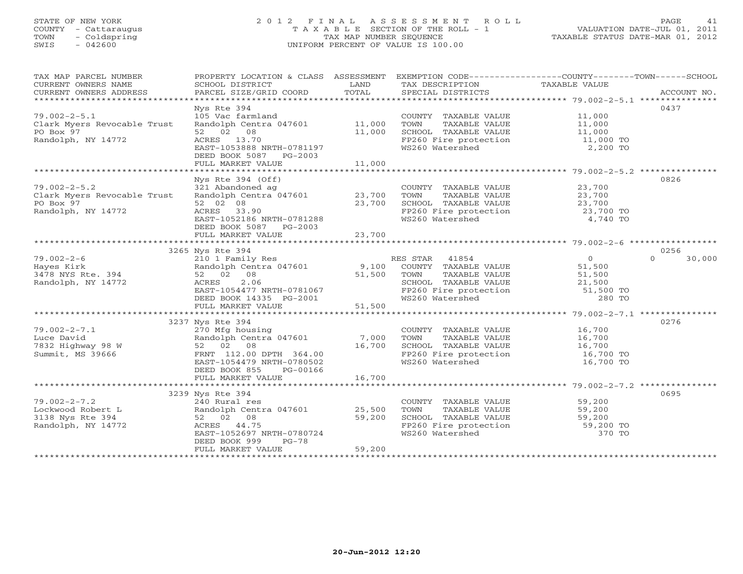STATE OF NEW YORK
COUNTY - Cattaraugus
TOWN - Coldspring
SWIS - 042600

# 2012 FINAL ASSESSMENT ROLL
TAXABLE SECTION OF THE ROLL - 1
TAX MAP NUMBER SEQUENCE
UNIFORM PERCENT OF VALUE IS 100.00

VALUATION DATE-JUL 01, 2011
TAXABLE STATUS DATE-MAR 01, 2012

| TAX MAP PARCEL NUMBER / CURRENT OWNERS NAME / CURRENT OWNERS ADDRESS | PROPERTY LOCATION & CLASS / SCHOOL DISTRICT / PARCEL SIZE/GRID COORD | ASSESSMENT LAND | TOTAL | EXEMPTION CODE / TAX DESCRIPTION / SPECIAL DISTRICTS | COUNTY TAXABLE VALUE | TOWN | SCHOOL | ACCOUNT NO. |
|---|---|---|---|---|---|---|---|---|
| 79.002-2-5.1 | Nys Rte 394 | | | | | | | 0437 |
| Clark Myers Revocable Trust | 105 Vac farmland | | | COUNTY TAXABLE VALUE | 11,000 | | | |
| PO Box 97 | Randolph Centra 047601 | 11,000 | | TOWN TAXABLE VALUE | 11,000 | | | |
| Randolph, NY 14772 | 52 02 08 | | 11,000 | SCHOOL TAXABLE VALUE | 11,000 | | | |
| | ACRES 13.70 | | | FP260 Fire protection | 11,000 TO | | | |
| | EAST-1053888 NRTH-0781197 | | | WS260 Watershed | 2,200 TO | | | |
| | DEED BOOK 5087 PG-2003 | | | | | | | |
| | FULL MARKET VALUE | | 11,000 | | | | | |
| 79.002-2-5.2 | Nys Rte 394 (Off) | | | | | | | 0826 |
| Clark Myers Revocable Trust | 321 Abandoned ag | | | COUNTY TAXABLE VALUE | 23,700 | | | |
| PO Box 97 | Randolph Centra 047601 | 23,700 | | TOWN TAXABLE VALUE | 23,700 | | | |
| Randolph, NY 14772 | 52 02 08 | | 23,700 | SCHOOL TAXABLE VALUE | 23,700 | | | |
| | ACRES 33.90 | | | FP260 Fire protection | 23,700 TO | | | |
| | EAST-1052186 NRTH-0781288 | | | WS260 Watershed | 4,740 TO | | | |
| | DEED BOOK 5087 PG-2003 | | | | | | | |
| | FULL MARKET VALUE | | 23,700 | | | | | |
| 79.002-2-6 | 3265 Nys Rte 394 | | | | | | | 0256 |
| Hayes Kirk | 210 1 Family Res | | | RES STAR 41854 | 0 | 0 | 30,000 | |
| 3478 NYS Rte. 394 | Randolph Centra 047601 | 9,100 | | COUNTY TAXABLE VALUE | 51,500 | | | |
| Randolph, NY 14772 | 52 02 08 | | 51,500 | TOWN TAXABLE VALUE | 51,500 | | | |
| | ACRES 2.06 | | | SCHOOL TAXABLE VALUE | 21,500 | | | |
| | EAST-1054477 NRTH-0781067 | | | FP260 Fire protection | 51,500 TO | | | |
| | DEED BOOK 14335 PG-2001 | | | WS260 Watershed | 280 TO | | | |
| | FULL MARKET VALUE | | 51,500 | | | | | |
| 79.002-2-7.1 | 3237 Nys Rte 394 | | | | | | | 0276 |
| Luce David | 270 Mfg housing | | | COUNTY TAXABLE VALUE | 16,700 | | | |
| 7832 Highway 98 W | Randolph Centra 047601 | 7,000 | | TOWN TAXABLE VALUE | 16,700 | | | |
| Summit, MS 39666 | 52 02 08 | | 16,700 | SCHOOL TAXABLE VALUE | 16,700 | | | |
| | FRNT 112.00 DPTH 364.00 | | | FP260 Fire protection | 16,700 TO | | | |
| | EAST-1054479 NRTH-0780502 | | | WS260 Watershed | 16,700 TO | | | |
| | DEED BOOK 855 PG-00166 | | | | | | | |
| | FULL MARKET VALUE | | 16,700 | | | | | |
| 79.002-2-7.2 | 3239 Nys Rte 394 | | | | | | | 0695 |
| Lockwood Robert L | 240 Rural res | | | COUNTY TAXABLE VALUE | 59,200 | | | |
| 3138 Nys Rte 394 | Randolph Centra 047601 | 25,500 | | TOWN TAXABLE VALUE | 59,200 | | | |
| Randolph, NY 14772 | 52 02 08 | | 59,200 | SCHOOL TAXABLE VALUE | 59,200 | | | |
| | ACRES 44.75 | | | FP260 Fire protection | 59,200 TO | | | |
| | EAST-1052697 NRTH-0780724 | | | WS260 Watershed | 370 TO | | | |
| | DEED BOOK 999 PG-78 | | | | | | | |
| | FULL MARKET VALUE | | 59,200 | | | | | |

20-Jun-2012 12:20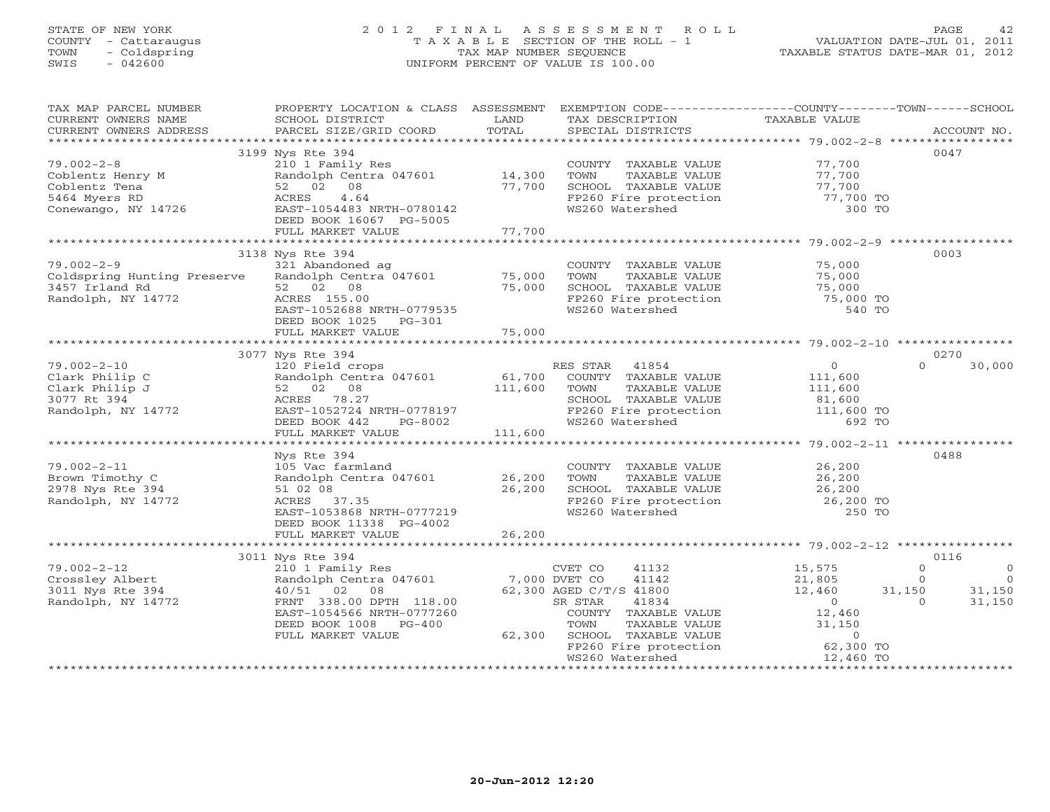STATE OF NEW YORK
COUNTY - Cattaraugus
TOWN - Coldspring
SWIS - 042600

# 2012 FINAL ASSESSMENT ROLL
TAXABLE SECTION OF THE ROLL - 1
TAX MAP NUMBER SEQUENCE
UNIFORM PERCENT OF VALUE IS 100.00

VALUATION DATE-JUL 01, 2011
TAXABLE STATUS DATE-MAR 01, 2012

| TAX MAP PARCEL NUMBER / CURRENT OWNERS NAME / CURRENT OWNERS ADDRESS | PROPERTY LOCATION & CLASS / SCHOOL DISTRICT / PARCEL SIZE/GRID COORD | ASSESSMENT LAND | TOTAL | EXEMPTION CODE / TAX DESCRIPTION / SPECIAL DISTRICTS | COUNTY TAXABLE VALUE | TOWN | SCHOOL | ACCOUNT NO. |
|---|---|---|---|---|---|---|---|---|
| **79.002-2-8** | 3199 Nys Rte 394 | | | | | | | 0047 |
| Coblentz Henry M | 210 1 Family Res | | | COUNTY TAXABLE VALUE | 77,700 | | | |
| Coblentz Tena | Randolph Centra 047601 | 14,300 | | TOWN TAXABLE VALUE | 77,700 | | | |
| 5464 Myers RD | 52 02 08 | | 77,700 | SCHOOL TAXABLE VALUE | 77,700 | | | |
| Conewango, NY 14726 | ACRES 4.64 | | | FP260 Fire protection | 77,700 TO | | | |
| | EAST-1054483 NRTH-0780142 | | | WS260 Watershed | 300 TO | | | |
| | DEED BOOK 16067 PG-5005 | | | | | | | |
| | FULL MARKET VALUE | | 77,700 | | | | | |
| **79.002-2-9** | 3138 Nys Rte 394 | | | | | | | 0003 |
| Coldspring Hunting Preserve | 321 Abandoned ag | | | COUNTY TAXABLE VALUE | 75,000 | | | |
| 3457 Irland Rd | Randolph Centra 047601 | 75,000 | | TOWN TAXABLE VALUE | 75,000 | | | |
| Randolph, NY 14772 | 52 02 08 | | 75,000 | SCHOOL TAXABLE VALUE | 75,000 | | | |
| | ACRES 155.00 | | | FP260 Fire protection | 75,000 TO | | | |
| | EAST-1052688 NRTH-0779535 | | | WS260 Watershed | 540 TO | | | |
| | DEED BOOK 1025 PG-301 | | | | | | | |
| | FULL MARKET VALUE | | 75,000 | | | | | |
| **79.002-2-10** | 3077 Nys Rte 394 | | | | | | | 0270 |
| Clark Philip C | 120 Field crops | | | RES STAR 41854 | 0 | 0 | 30,000 | |
| Clark Philip J | Randolph Centra 047601 | 61,700 | | COUNTY TAXABLE VALUE | 111,600 | | | |
| 3077 Rt 394 | 52 02 08 | | 111,600 | TOWN TAXABLE VALUE | 111,600 | | | |
| Randolph, NY 14772 | ACRES 78.27 | | | SCHOOL TAXABLE VALUE | 81,600 | | | |
| | EAST-1052724 NRTH-0778197 | | | FP260 Fire protection | 111,600 TO | | | |
| | DEED BOOK 442 PG-8002 | | | WS260 Watershed | 692 TO | | | |
| | FULL MARKET VALUE | | 111,600 | | | | | |
| **79.002-2-11** | Nys Rte 394 | | | | | | | 0488 |
| Brown Timothy C | 105 Vac farmland | | | COUNTY TAXABLE VALUE | 26,200 | | | |
| 2978 Nys Rte 394 | Randolph Centra 047601 | 26,200 | | TOWN TAXABLE VALUE | 26,200 | | | |
| Randolph, NY 14772 | 51 02 08 | | 26,200 | SCHOOL TAXABLE VALUE | 26,200 | | | |
| | ACRES 37.35 | | | FP260 Fire protection | 26,200 TO | | | |
| | EAST-1053868 NRTH-0777219 | | | WS260 Watershed | 250 TO | | | |
| | DEED BOOK 11338 PG-4002 | | | | | | | |
| | FULL MARKET VALUE | | 26,200 | | | | | |
| **79.002-2-12** | 3011 Nys Rte 394 | | | | | | | 0116 |
| Crossley Albert | 210 1 Family Res | | | CVET CO 41132 | 15,575 | 0 | 0 | |
| 3011 Nys Rte 394 | Randolph Centra 047601 | 7,000 | | DVET CO 41142 | 21,805 | 0 | 0 | |
| Randolph, NY 14772 | 40/51 02 08 | | 62,300 | AGED C/T/S 41800 | 12,460 | 31,150 | 31,150 | |
| | FRNT 338.00 DPTH 118.00 | | | SR STAR 41834 | 0 | 0 | 31,150 | |
| | EAST-1054566 NRTH-0777260 | | | COUNTY TAXABLE VALUE | 12,460 | | | |
| | DEED BOOK 1008 PG-400 | | | TOWN TAXABLE VALUE | 31,150 | | | |
| | FULL MARKET VALUE | | 62,300 | SCHOOL TAXABLE VALUE | 0 | | | |
| | | | | FP260 Fire protection | 62,300 TO | | | |
| | | | | WS260 Watershed | 12,460 TO | | | |

20-Jun-2012 12:20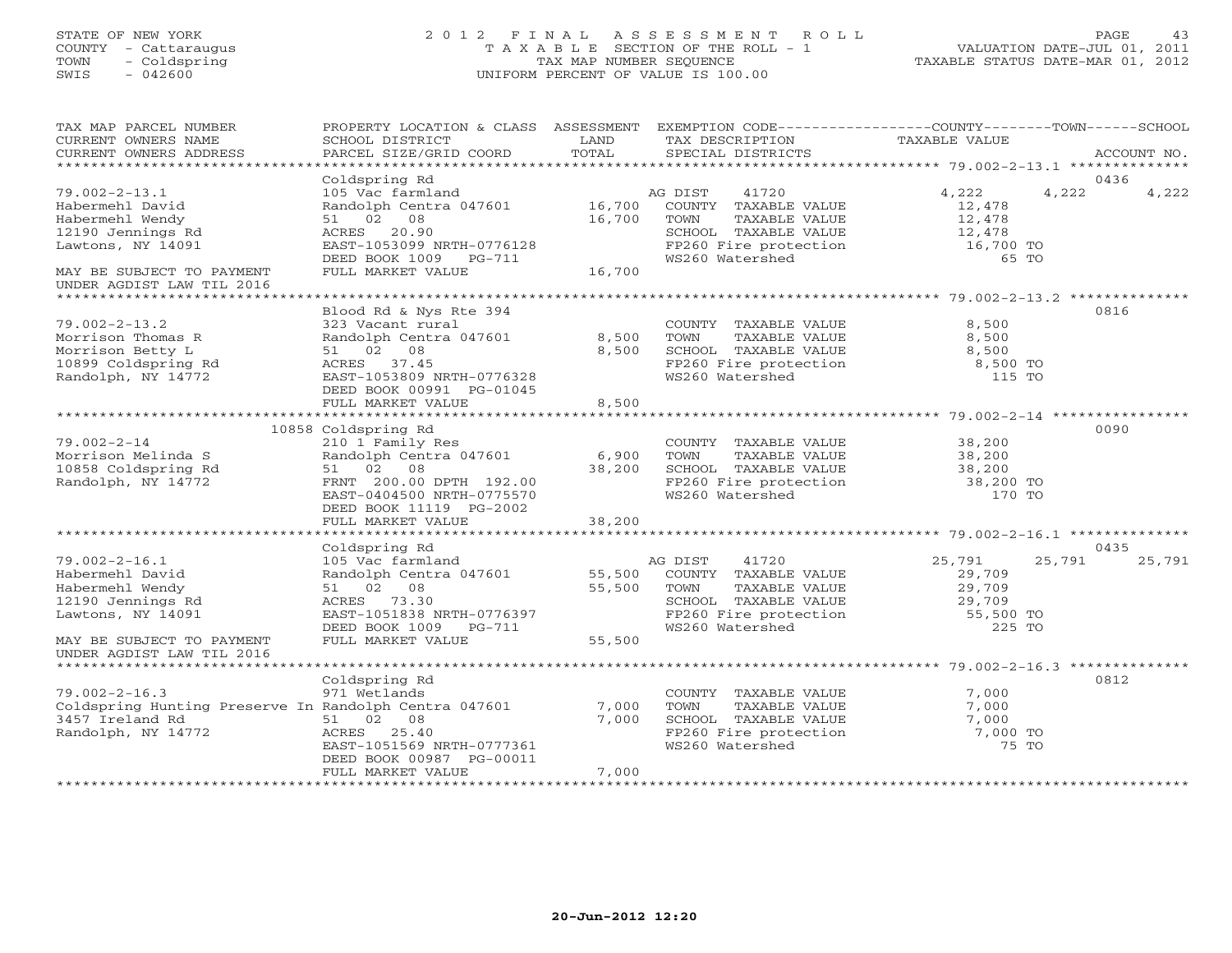STATE OF NEW YORK
COUNTY - Cattaraugus
TOWN - Coldspring
SWIS - 042600

2 0 1 2 F I N A L A S S E S S M E N T R O L L
T A X A B L E SECTION OF THE ROLL - 1
TAX MAP NUMBER SEQUENCE
UNIFORM PERCENT OF VALUE IS 100.00

VALUATION DATE-JUL 01, 2011
TAXABLE STATUS DATE-MAR 01, 2012

| TAX MAP PARCEL NUMBER / CURRENT OWNERS NAME / CURRENT OWNERS ADDRESS | PROPERTY LOCATION & CLASS / SCHOOL DISTRICT / PARCEL SIZE/GRID COORD | ASSESSMENT LAND / TOTAL | EXEMPTION CODE / TAX DESCRIPTION / SPECIAL DISTRICTS | COUNTY / TAXABLE VALUE | TOWN | SCHOOL / ACCOUNT NO. |
|---|---|---|---|---|---|---|
| 79.002-2-13.1 | Coldspring Rd | | | | | 0436 |
| Habermehl David | 105 Vac farmland | | AG DIST 41720 | 4,222 | 4,222 | 4,222 |
| Habermehl Wendy | Randolph Centra 047601 | 16,700 | COUNTY TAXABLE VALUE | 12,478 | | |
| 12190 Jennings Rd | 51 02 08 | 16,700 | TOWN TAXABLE VALUE | 12,478 | | |
| Lawtons, NY 14091 | ACRES 20.90 | | SCHOOL TAXABLE VALUE | 12,478 | | |
| | EAST-1053099 NRTH-0776128 | | FP260 Fire protection | 16,700 TO | | |
| | DEED BOOK 1009 PG-711 | | WS260 Watershed | 65 TO | | |
| MAY BE SUBJECT TO PAYMENT UNDER AGDIST LAW TIL 2016 | FULL MARKET VALUE | 16,700 | | | | |
| 79.002-2-13.2 | Blood Rd & Nys Rte 394 | | | | | 0816 |
| Morrison Thomas R | 323 Vacant rural | | COUNTY TAXABLE VALUE | 8,500 | | |
| Morrison Betty L | Randolph Centra 047601 | 8,500 | TOWN TAXABLE VALUE | 8,500 | | |
| 10899 Coldspring Rd | 51 02 08 | 8,500 | SCHOOL TAXABLE VALUE | 8,500 | | |
| Randolph, NY 14772 | ACRES 37.45 | | FP260 Fire protection | 8,500 TO | | |
| | EAST-1053809 NRTH-0776328 | | WS260 Watershed | 115 TO | | |
| | DEED BOOK 00991 PG-01045 | | | | | |
| | FULL MARKET VALUE | 8,500 | | | | |
| 79.002-2-14 | 10858 Coldspring Rd | | | | | 0090 |
| Morrison Melinda S | 210 1 Family Res | | COUNTY TAXABLE VALUE | 38,200 | | |
| 10858 Coldspring Rd | Randolph Centra 047601 | 6,900 | TOWN TAXABLE VALUE | 38,200 | | |
| Randolph, NY 14772 | 51 02 08 | 38,200 | SCHOOL TAXABLE VALUE | 38,200 | | |
| | FRNT 200.00 DPTH 192.00 | | FP260 Fire protection | 38,200 TO | | |
| | EAST-0404500 NRTH-0775570 | | WS260 Watershed | 170 TO | | |
| | DEED BOOK 11119 PG-2002 | | | | | |
| | FULL MARKET VALUE | 38,200 | | | | |
| 79.002-2-16.1 | Coldspring Rd | | | | | 0435 |
| Habermehl David | 105 Vac farmland | | AG DIST 41720 | 25,791 | 25,791 | 25,791 |
| Habermehl Wendy | Randolph Centra 047601 | 55,500 | COUNTY TAXABLE VALUE | 29,709 | | |
| 12190 Jennings Rd | 51 02 08 | 55,500 | TOWN TAXABLE VALUE | 29,709 | | |
| Lawtons, NY 14091 | ACRES 73.30 | | SCHOOL TAXABLE VALUE | 29,709 | | |
| | EAST-1051838 NRTH-0776397 | | FP260 Fire protection | 55,500 TO | | |
| | DEED BOOK 1009 PG-711 | | WS260 Watershed | 225 TO | | |
| MAY BE SUBJECT TO PAYMENT UNDER AGDIST LAW TIL 2016 | FULL MARKET VALUE | 55,500 | | | | |
| 79.002-2-16.3 | Coldspring Rd | | | | | 0812 |
| Coldspring Hunting Preserve In | 971 Wetlands | | COUNTY TAXABLE VALUE | 7,000 | | |
| 3457 Ireland Rd | Randolph Centra 047601 | 7,000 | TOWN TAXABLE VALUE | 7,000 | | |
| Randolph, NY 14772 | 51 02 08 | 7,000 | SCHOOL TAXABLE VALUE | 7,000 | | |
| | ACRES 25.40 | | FP260 Fire protection | 7,000 TO | | |
| | EAST-1051569 NRTH-0777361 | | WS260 Watershed | 75 TO | | |
| | DEED BOOK 00987 PG-00011 | | | | | |
| | FULL MARKET VALUE | 7,000 | | | | |

20-Jun-2012 12:20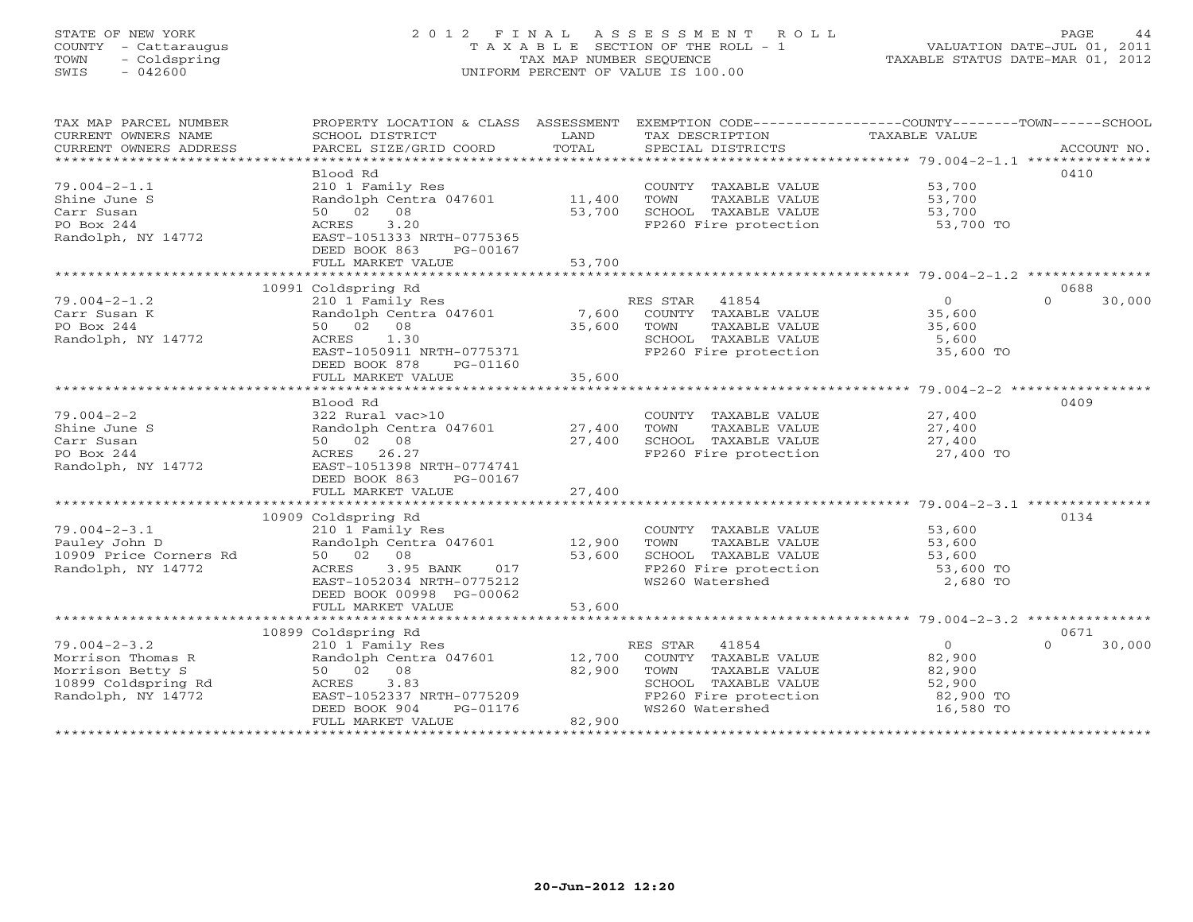STATE OF NEW YORK
COUNTY - Cattaraugus
TOWN - Coldspring
SWIS - 042600

# 2012 FINAL ASSESSMENT ROLL
TAXABLE SECTION OF THE ROLL - 1
TAX MAP NUMBER SEQUENCE
UNIFORM PERCENT OF VALUE IS 100.00

VALUATION DATE-JUL 01, 2011
TAXABLE STATUS DATE-MAR 01, 2012

| TAX MAP PARCEL NUMBER / CURRENT OWNERS NAME / CURRENT OWNERS ADDRESS | PROPERTY LOCATION & CLASS / SCHOOL DISTRICT / PARCEL SIZE/GRID COORD | ASSESSMENT LAND | TOTAL | EXEMPTION CODE / TAX DESCRIPTION / SPECIAL DISTRICTS | COUNTY/TOWN TAXABLE VALUE | SCHOOL | ACCOUNT NO. |
|---|---|---|---|---|---|---|---|
| 79.004-2-1.1 | Blood Rd | | | | | | 0410 |
| 79.004-2-1.1 | 210 1 Family Res | | | COUNTY TAXABLE VALUE | 53,700 | | |
| Shine June S | Randolph Centra 047601 | 11,400 | | TOWN TAXABLE VALUE | 53,700 | | |
| Carr Susan | 50 02 08 | | 53,700 | SCHOOL TAXABLE VALUE | 53,700 | | |
| PO Box 244 | ACRES 3.20 | | | FP260 Fire protection | 53,700 TO | | |
| Randolph, NY 14772 | EAST-1051333 NRTH-0775365 | | | | | | |
| | DEED BOOK 863 PG-00167 | | | | | | |
| | FULL MARKET VALUE | | 53,700 | | | | |
| 79.004-2-1.2 | 10991 Coldspring Rd | | | | | | 0688 |
| 79.004-2-1.2 | 210 1 Family Res | | | RES STAR 41854 | 0 | 0 | 30,000 |
| Carr Susan K | Randolph Centra 047601 | 7,600 | | COUNTY TAXABLE VALUE | 35,600 | | |
| PO Box 244 | 50 02 08 | | 35,600 | TOWN TAXABLE VALUE | 35,600 | | |
| Randolph, NY 14772 | ACRES 1.30 | | | SCHOOL TAXABLE VALUE | 5,600 | | |
| | EAST-1050911 NRTH-0775371 | | | FP260 Fire protection | 35,600 TO | | |
| | DEED BOOK 878 PG-01160 | | | | | | |
| | FULL MARKET VALUE | | 35,600 | | | | |
| 79.004-2-2 | Blood Rd | | | | | | 0409 |
| 79.004-2-2 | 322 Rural vac>10 | | | COUNTY TAXABLE VALUE | 27,400 | | |
| Shine June S | Randolph Centra 047601 | 27,400 | | TOWN TAXABLE VALUE | 27,400 | | |
| Carr Susan | 50 02 08 | | 27,400 | SCHOOL TAXABLE VALUE | 27,400 | | |
| PO Box 244 | ACRES 26.27 | | | FP260 Fire protection | 27,400 TO | | |
| Randolph, NY 14772 | EAST-1051398 NRTH-0774741 | | | | | | |
| | DEED BOOK 863 PG-00167 | | | | | | |
| | FULL MARKET VALUE | | 27,400 | | | | |
| 79.004-2-3.1 | 10909 Coldspring Rd | | | | | | 0134 |
| 79.004-2-3.1 | 210 1 Family Res | | | COUNTY TAXABLE VALUE | 53,600 | | |
| Pauley John D | Randolph Centra 047601 | 12,900 | | TOWN TAXABLE VALUE | 53,600 | | |
| 10909 Price Corners Rd | 50 02 08 | | 53,600 | SCHOOL TAXABLE VALUE | 53,600 | | |
| Randolph, NY 14772 | ACRES 3.95 BANK 017 | | | FP260 Fire protection | 53,600 TO | | |
| | EAST-1052034 NRTH-0775212 | | | WS260 Watershed | 2,680 TO | | |
| | DEED BOOK 00998 PG-00062 | | | | | | |
| | FULL MARKET VALUE | | 53,600 | | | | |
| 79.004-2-3.2 | 10899 Coldspring Rd | | | | | | 0671 |
| 79.004-2-3.2 | 210 1 Family Res | | | RES STAR 41854 | 0 | 0 | 30,000 |
| Morrison Thomas R | Randolph Centra 047601 | 12,700 | | COUNTY TAXABLE VALUE | 82,900 | | |
| Morrison Betty S | 50 02 08 | | 82,900 | TOWN TAXABLE VALUE | 82,900 | | |
| 10899 Coldspring Rd | ACRES 3.83 | | | SCHOOL TAXABLE VALUE | 52,900 | | |
| Randolph, NY 14772 | EAST-1052337 NRTH-0775209 | | | FP260 Fire protection | 82,900 TO | | |
| | DEED BOOK 904 PG-01176 | | | WS260 Watershed | 16,580 TO | | |
| | FULL MARKET VALUE | | 82,900 | | | | |

20-Jun-2012 12:20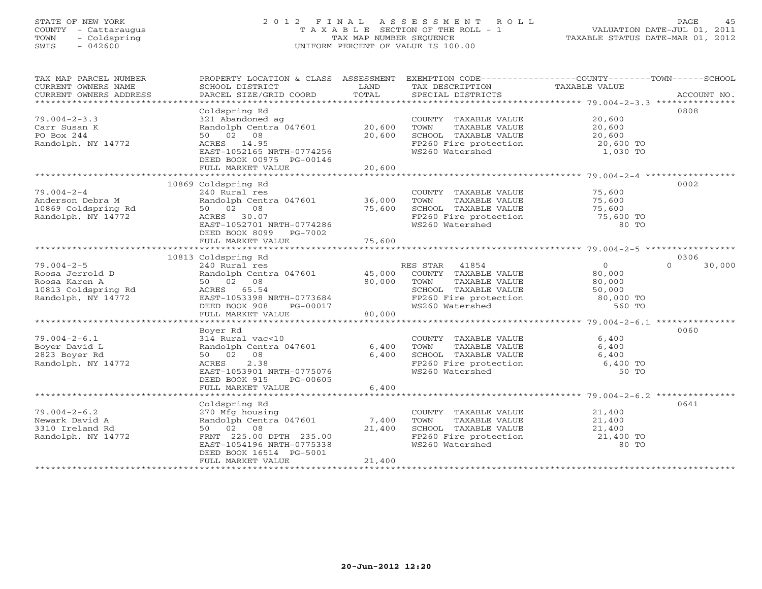STATE OF NEW YORK
COUNTY - Cattaraugus
TOWN - Coldspring
SWIS - 042600

# 2012 FINAL ASSESSMENT ROLL

TAXABLE SECTION OF THE ROLL - 1
TAX MAP NUMBER SEQUENCE
UNIFORM PERCENT OF VALUE IS 100.00

VALUATION DATE-JUL 01, 2011
TAXABLE STATUS DATE-MAR 01, 2012

| TAX MAP PARCEL NUMBER / CURRENT OWNERS NAME / CURRENT OWNERS ADDRESS | PROPERTY LOCATION & CLASS / SCHOOL DISTRICT / PARCEL SIZE/GRID COORD | ASSESSMENT LAND | TOTAL | EXEMPTION CODE / TAX DESCRIPTION / SPECIAL DISTRICTS | COUNTY / TOWN TAXABLE VALUE | SCHOOL | ACCOUNT NO. |
|---|---|---|---|---|---|---|---|
| 79.004-2-3.3 | Coldspring Rd | | | | | | 0808 |
| 79.004-2-3.3 | 321 Abandoned ag | | | COUNTY TAXABLE VALUE | 20,600 | | |
| Carr Susan K | Randolph Centra 047601 | 20,600 | | TOWN TAXABLE VALUE | 20,600 | | |
| PO Box 244 | 50 02 08 | | 20,600 | SCHOOL TAXABLE VALUE | 20,600 | | |
| Randolph, NY 14772 | ACRES 14.95 | | | FP260 Fire protection | 20,600 TO | | |
| | EAST-1052165 NRTH-0774256 | | | WS260 Watershed | 1,030 TO | | |
| | DEED BOOK 00975 PG-00146 | | | | | | |
| | FULL MARKET VALUE | | 20,600 | | | | |
| 79.004-2-4 | 10869 Coldspring Rd | | | | | | 0002 |
| 79.004-2-4 | 240 Rural res | | | COUNTY TAXABLE VALUE | 75,600 | | |
| Anderson Debra M | Randolph Centra 047601 | 36,000 | | TOWN TAXABLE VALUE | 75,600 | | |
| 10869 Coldspring Rd | 50 02 08 | | 75,600 | SCHOOL TAXABLE VALUE | 75,600 | | |
| Randolph, NY 14772 | ACRES 30.07 | | | FP260 Fire protection | 75,600 TO | | |
| | EAST-1052701 NRTH-0774286 | | | WS260 Watershed | 80 TO | | |
| | DEED BOOK 8099 PG-7002 | | | | | | |
| | FULL MARKET VALUE | | 75,600 | | | | |
| 79.004-2-5 | 10813 Coldspring Rd | | | | | | 0306 |
| 79.004-2-5 | 240 Rural res | | | RES STAR 41854 | 0 | 0 | 30,000 |
| Roosa Jerrold D | Randolph Centra 047601 | 45,000 | | COUNTY TAXABLE VALUE | 80,000 | | |
| Roosa Karen A | 50 02 08 | | 80,000 | TOWN TAXABLE VALUE | 80,000 | | |
| 10813 Coldspring Rd | ACRES 65.54 | | | SCHOOL TAXABLE VALUE | 50,000 | | |
| Randolph, NY 14772 | EAST-1053398 NRTH-0773684 | | | FP260 Fire protection | 80,000 TO | | |
| | DEED BOOK 908 PG-00017 | | | WS260 Watershed | 560 TO | | |
| | FULL MARKET VALUE | | 80,000 | | | | |
| 79.004-2-6.1 | Boyer Rd | | | | | | 0060 |
| 79.004-2-6.1 | 314 Rural vac<10 | | | COUNTY TAXABLE VALUE | 6,400 | | |
| Boyer David L | Randolph Centra 047601 | 6,400 | | TOWN TAXABLE VALUE | 6,400 | | |
| 2823 Boyer Rd | 50 02 08 | | 6,400 | SCHOOL TAXABLE VALUE | 6,400 | | |
| Randolph, NY 14772 | ACRES 2.38 | | | FP260 Fire protection | 6,400 TO | | |
| | EAST-1053901 NRTH-0775076 | | | WS260 Watershed | 50 TO | | |
| | DEED BOOK 915 PG-00605 | | | | | | |
| | FULL MARKET VALUE | | 6,400 | | | | |
| 79.004-2-6.2 | Coldspring Rd | | | | | | 0641 |
| 79.004-2-6.2 | 270 Mfg housing | | | COUNTY TAXABLE VALUE | 21,400 | | |
| Newark David A | Randolph Centra 047601 | 7,400 | | TOWN TAXABLE VALUE | 21,400 | | |
| 3310 Ireland Rd | 50 02 08 | | 21,400 | SCHOOL TAXABLE VALUE | 21,400 | | |
| Randolph, NY 14772 | FRNT 225.00 DPTH 235.00 | | | FP260 Fire protection | 21,400 TO | | |
| | EAST-1054196 NRTH-0775338 | | | WS260 Watershed | 80 TO | | |
| | DEED BOOK 16514 PG-5001 | | | | | | |
| | FULL MARKET VALUE | | 21,400 | | | | |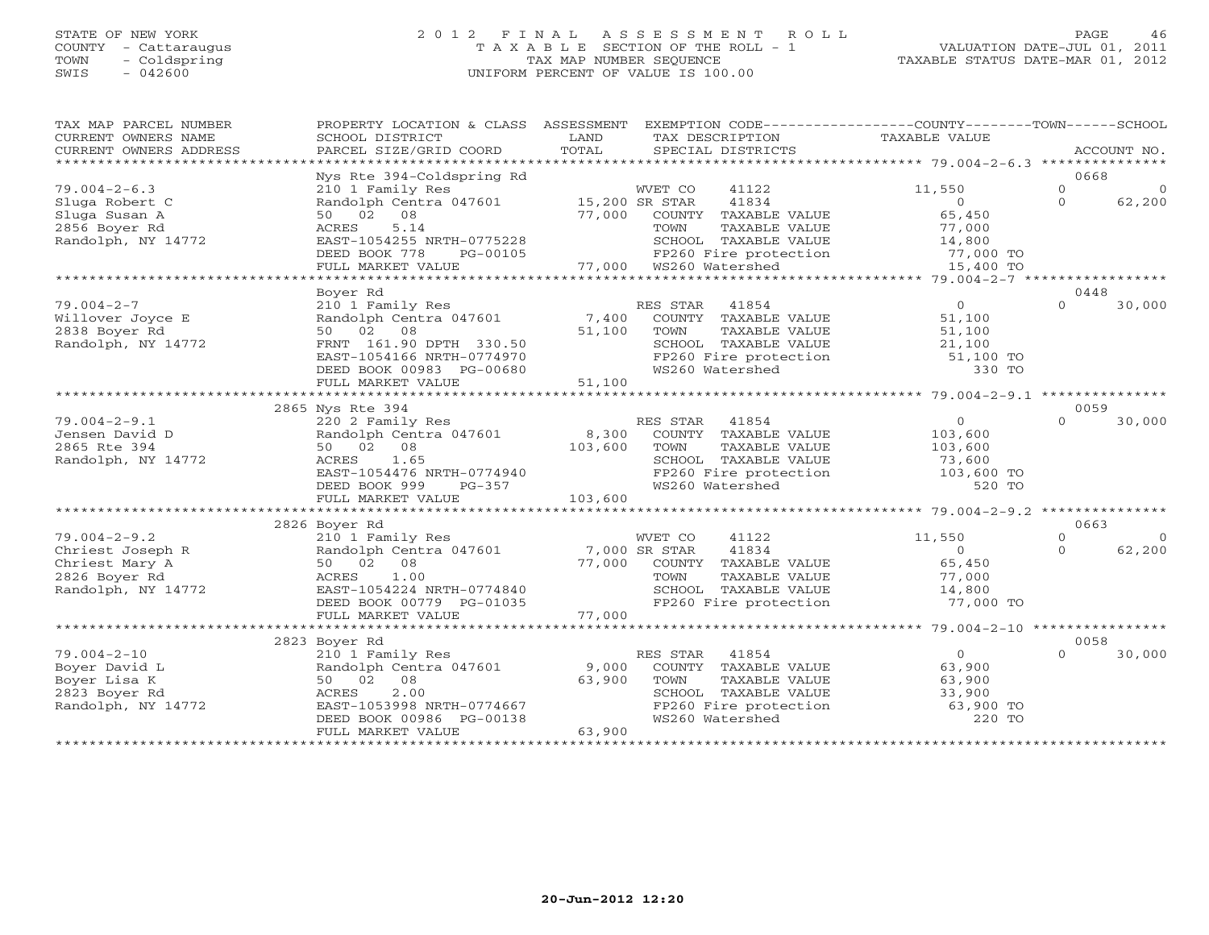STATE OF NEW YORK — COUNTY - Cattaraugus — TOWN - Coldspring — SWIS - 042600

# 2012 FINAL ASSESSMENT ROLL
TAXABLE SECTION OF THE ROLL - 1
TAX MAP NUMBER SEQUENCE
UNIFORM PERCENT OF VALUE IS 100.00

VALUATION DATE-JUL 01, 2011
TAXABLE STATUS DATE-MAR 01, 2012

| TAX MAP PARCEL NUMBER / CURRENT OWNERS NAME / CURRENT OWNERS ADDRESS | PROPERTY LOCATION & CLASS / SCHOOL DISTRICT / PARCEL SIZE/GRID COORD | ASSESSMENT LAND / TOTAL | EXEMPTION CODE / TAX DESCRIPTION / SPECIAL DISTRICTS | COUNTY TAXABLE VALUE | TOWN | SCHOOL | ACCOUNT NO. |
|---|---|---|---|---|---|---|---|
| | Nys Rte 394-Coldspring Rd | | | | | | 0668 |
| 79.004-2-6.3 | 210 1 Family Res | | WVET CO 41122 | 11,550 | 0 | 0 | |
| Sluga Robert C | Randolph Centra 047601 | 15,200 | SR STAR 41834 | 0 | 0 | 62,200 | |
| Sluga Susan A | 50 02 08 | 77,000 | COUNTY TAXABLE VALUE | 65,450 | | | |
| 2856 Boyer Rd | ACRES 5.14 | | TOWN TAXABLE VALUE | 77,000 | | | |
| Randolph, NY 14772 | EAST-1054255 NRTH-0775228 | | SCHOOL TAXABLE VALUE | 14,800 | | | |
| | DEED BOOK 778 PG-00105 | | FP260 Fire protection | 77,000 TO | | | |
| | FULL MARKET VALUE | 77,000 | WS260 Watershed | 15,400 TO | | | |
| | Boyer Rd | | | | | | 0448 |
| 79.004-2-7 | 210 1 Family Res | | RES STAR 41854 | 0 | 0 | 30,000 | |
| Willover Joyce E | Randolph Centra 047601 | 7,400 | COUNTY TAXABLE VALUE | 51,100 | | | |
| 2838 Boyer Rd | 50 02 08 | 51,100 | TOWN TAXABLE VALUE | 51,100 | | | |
| Randolph, NY 14772 | FRNT 161.90 DPTH 330.50 | | SCHOOL TAXABLE VALUE | 21,100 | | | |
| | EAST-1054166 NRTH-0774970 | | FP260 Fire protection | 51,100 TO | | | |
| | DEED BOOK 00983 PG-00680 | | WS260 Watershed | 330 TO | | | |
| | FULL MARKET VALUE | 51,100 | | | | | |
| | 2865 Nys Rte 394 | | | | | | 0059 |
| 79.004-2-9.1 | 220 2 Family Res | | RES STAR 41854 | 0 | 0 | 30,000 | |
| Jensen David D | Randolph Centra 047601 | 8,300 | COUNTY TAXABLE VALUE | 103,600 | | | |
| 2865 Rte 394 | 50 02 08 | 103,600 | TOWN TAXABLE VALUE | 103,600 | | | |
| Randolph, NY 14772 | ACRES 1.65 | | SCHOOL TAXABLE VALUE | 73,600 | | | |
| | EAST-1054476 NRTH-0774940 | | FP260 Fire protection | 103,600 TO | | | |
| | DEED BOOK 999 PG-357 | | WS260 Watershed | 520 TO | | | |
| | FULL MARKET VALUE | 103,600 | | | | | |
| | 2826 Boyer Rd | | | | | | 0663 |
| 79.004-2-9.2 | 210 1 Family Res | | WVET CO 41122 | 11,550 | 0 | 0 | |
| Chriest Joseph R | Randolph Centra 047601 | 7,000 | SR STAR 41834 | 0 | 0 | 62,200 | |
| Chriest Mary A | 50 02 08 | 77,000 | COUNTY TAXABLE VALUE | 65,450 | | | |
| 2826 Boyer Rd | ACRES 1.00 | | TOWN TAXABLE VALUE | 77,000 | | | |
| Randolph, NY 14772 | EAST-1054224 NRTH-0774840 | | SCHOOL TAXABLE VALUE | 14,800 | | | |
| | DEED BOOK 00779 PG-01035 | | FP260 Fire protection | 77,000 TO | | | |
| | FULL MARKET VALUE | 77,000 | | | | | |
| | 2823 Boyer Rd | | | | | | 0058 |
| 79.004-2-10 | 210 1 Family Res | | RES STAR 41854 | 0 | 0 | 30,000 | |
| Boyer David L | Randolph Centra 047601 | 9,000 | COUNTY TAXABLE VALUE | 63,900 | | | |
| Boyer Lisa K | 50 02 08 | 63,900 | TOWN TAXABLE VALUE | 63,900 | | | |
| 2823 Boyer Rd | ACRES 2.00 | | SCHOOL TAXABLE VALUE | 33,900 | | | |
| Randolph, NY 14772 | EAST-1053998 NRTH-0774667 | | FP260 Fire protection | 63,900 TO | | | |
| | DEED BOOK 00986 PG-00138 | | WS260 Watershed | 220 TO | | | |
| | FULL MARKET VALUE | 63,900 | | | | | |

20-Jun-2012 12:20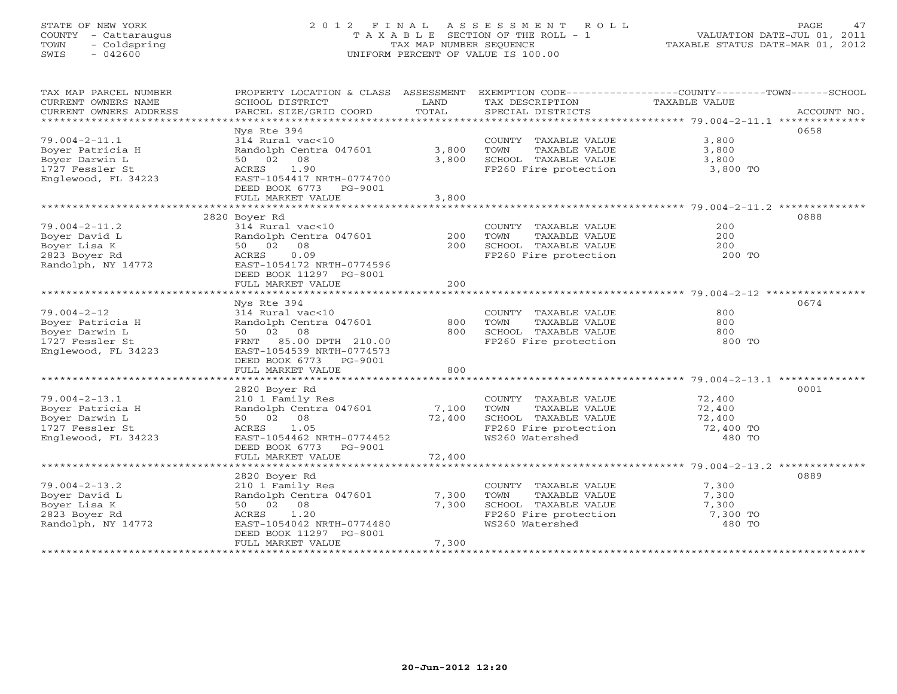STATE OF NEW YORK
COUNTY - Cattaraugus
TOWN - Coldspring
SWIS - 042600

# 2012 FINAL ASSESSMENT ROLL

TAXABLE SECTION OF THE ROLL - 1
TAX MAP NUMBER SEQUENCE
UNIFORM PERCENT OF VALUE IS 100.00

VALUATION DATE-JUL 01, 2011
TAXABLE STATUS DATE-MAR 01, 2012

| TAX MAP PARCEL NUMBER / CURRENT OWNERS NAME / CURRENT OWNERS ADDRESS | PROPERTY LOCATION & CLASS / SCHOOL DISTRICT / PARCEL SIZE/GRID COORD | ASSESSMENT LAND | TOTAL | EXEMPTION CODE / TAX DESCRIPTION / SPECIAL DISTRICTS | TAXABLE VALUE (COUNTY / TOWN / SCHOOL) | ACCOUNT NO. |
|---|---|---|---|---|---|---|
| 79.004-2-11.1 | Nys Rte 394 | | | | | 0658 |
| Boyer Patricia H | 314 Rural vac<10 | | | COUNTY TAXABLE VALUE | 3,800 | |
| Boyer Darwin L | Randolph Centra 047601 | 3,800 | | TOWN TAXABLE VALUE | 3,800 | |
| 1727 Fessler St | 50 02 08 | | 3,800 | SCHOOL TAXABLE VALUE | 3,800 | |
| Englewood, FL 34223 | ACRES 1.90 | | | FP260 Fire protection | 3,800 TO | |
| | EAST-1054417 NRTH-0774700 | | | | | |
| | DEED BOOK 6773 PG-9001 | | | | | |
| | FULL MARKET VALUE | | 3,800 | | | |
| 79.004-2-11.2 | 2820 Boyer Rd | | | | | 0888 |
| Boyer David L | 314 Rural vac<10 | | | COUNTY TAXABLE VALUE | 200 | |
| Boyer Lisa K | Randolph Centra 047601 | 200 | | TOWN TAXABLE VALUE | 200 | |
| 2823 Boyer Rd | 50 02 08 | | 200 | SCHOOL TAXABLE VALUE | 200 | |
| Randolph, NY 14772 | ACRES 0.09 | | | FP260 Fire protection | 200 TO | |
| | EAST-1054172 NRTH-0774596 | | | | | |
| | DEED BOOK 11297 PG-8001 | | | | | |
| | FULL MARKET VALUE | | 200 | | | |
| 79.004-2-12 | Nys Rte 394 | | | | | 0674 |
| Boyer Patricia H | 314 Rural vac<10 | | | COUNTY TAXABLE VALUE | 800 | |
| Boyer Darwin L | Randolph Centra 047601 | 800 | | TOWN TAXABLE VALUE | 800 | |
| 1727 Fessler St | 50 02 08 | | 800 | SCHOOL TAXABLE VALUE | 800 | |
| Englewood, FL 34223 | FRNT 85.00 DPTH 210.00 | | | FP260 Fire protection | 800 TO | |
| | EAST-1054539 NRTH-0774573 | | | | | |
| | DEED BOOK 6773 PG-9001 | | | | | |
| | FULL MARKET VALUE | | 800 | | | |
| 79.004-2-13.1 | 2820 Boyer Rd | | | | | 0001 |
| Boyer Patricia H | 210 1 Family Res | | | COUNTY TAXABLE VALUE | 72,400 | |
| Boyer Darwin L | Randolph Centra 047601 | 7,100 | | TOWN TAXABLE VALUE | 72,400 | |
| 1727 Fessler St | 50 02 08 | | 72,400 | SCHOOL TAXABLE VALUE | 72,400 | |
| Englewood, FL 34223 | ACRES 1.05 | | | FP260 Fire protection | 72,400 TO | |
| | EAST-1054462 NRTH-0774452 | | | WS260 Watershed | 480 TO | |
| | DEED BOOK 6773 PG-9001 | | | | | |
| | FULL MARKET VALUE | | 72,400 | | | |
| 79.004-2-13.2 | 2820 Boyer Rd | | | | | 0889 |
| Boyer David L | 210 1 Family Res | | | COUNTY TAXABLE VALUE | 7,300 | |
| Boyer Lisa K | Randolph Centra 047601 | 7,300 | | TOWN TAXABLE VALUE | 7,300 | |
| 2823 Boyer Rd | 50 02 08 | | 7,300 | SCHOOL TAXABLE VALUE | 7,300 | |
| Randolph, NY 14772 | ACRES 1.20 | | | FP260 Fire protection | 7,300 TO | |
| | EAST-1054042 NRTH-0774480 | | | WS260 Watershed | 480 TO | |
| | DEED BOOK 11297 PG-8001 | | | | | |
| | FULL MARKET VALUE | | 7,300 | | | |

20-Jun-2012 12:20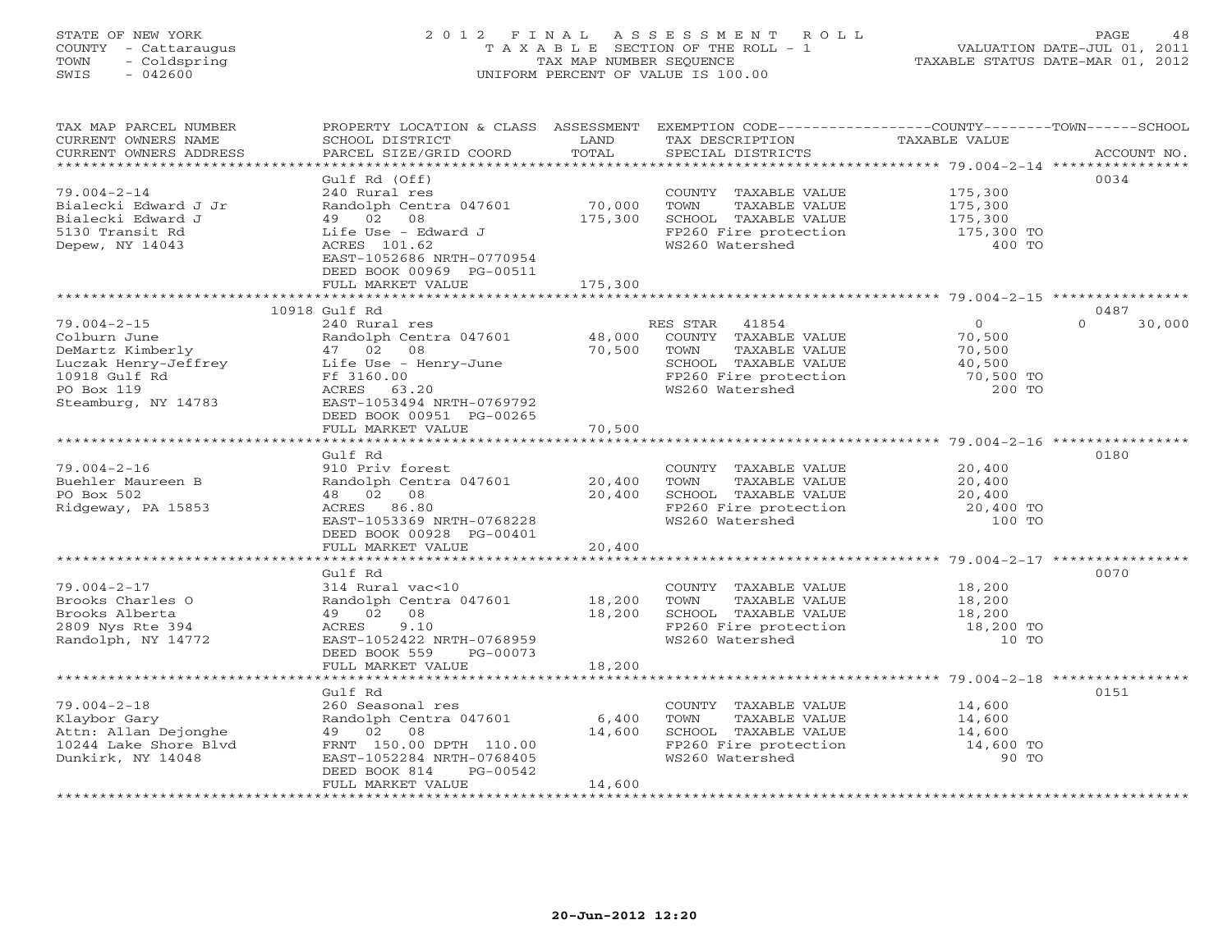STATE OF NEW YORK
COUNTY - Cattaraugus
TOWN - Coldspring
SWIS - 042600

2 0 1 2 F I N A L A S S E S S M E N T R O L L
T A X A B L E SECTION OF THE ROLL - 1
TAX MAP NUMBER SEQUENCE
UNIFORM PERCENT OF VALUE IS 100.00

VALUATION DATE-JUL 01, 2011
TAXABLE STATUS DATE-MAR 01, 2012

| TAX MAP PARCEL NUMBER / CURRENT OWNERS NAME / CURRENT OWNERS ADDRESS | PROPERTY LOCATION & CLASS / SCHOOL DISTRICT / PARCEL SIZE/GRID COORD | ASSESSMENT LAND / TOTAL | EXEMPTION CODE / TAX DESCRIPTION / SPECIAL DISTRICTS | COUNTY / TOWN TAXABLE VALUE | SCHOOL / ACCOUNT NO. |
|---|---|---|---|---|---|
| **79.004-2-14** | Gulf Rd (Off) | | | | 0034 |
| 79.004-2-14 | 240 Rural res | | COUNTY TAXABLE VALUE | 175,300 | |
| Bialecki Edward J Jr | Randolph Centra 047601 | 70,000 | TOWN TAXABLE VALUE | 175,300 | |
| Bialecki Edward J | 49 02 08 | 175,300 | SCHOOL TAXABLE VALUE | 175,300 | |
| 5130 Transit Rd | Life Use - Edward J | | FP260 Fire protection | 175,300 TO | |
| Depew, NY 14043 | ACRES 101.62 | | WS260 Watershed | 400 TO | |
| | EAST-1052686 NRTH-0770954 | | | | |
| | DEED BOOK 00969 PG-00511 | | | | |
| | FULL MARKET VALUE | 175,300 | | | |
| **79.004-2-15** | 10918 Gulf Rd | | | | 0487 |
| 79.004-2-15 | 240 Rural res | | RES STAR 41854 | 0 | 0 / 30,000 |
| Colburn June | Randolph Centra 047601 | 48,000 | COUNTY TAXABLE VALUE | 70,500 | |
| DeMartz Kimberly | 47 02 08 | 70,500 | TOWN TAXABLE VALUE | 70,500 | |
| Luczak Henry-Jeffrey | Life Use - Henry-June | | SCHOOL TAXABLE VALUE | 40,500 | |
| 10918 Gulf Rd | Ff 3160.00 | | FP260 Fire protection | 70,500 TO | |
| PO Box 119 | ACRES 63.20 | | WS260 Watershed | 200 TO | |
| Steamburg, NY 14783 | EAST-1053494 NRTH-0769792 | | | | |
| | DEED BOOK 00951 PG-00265 | | | | |
| | FULL MARKET VALUE | 70,500 | | | |
| **79.004-2-16** | Gulf Rd | | | | 0180 |
| 79.004-2-16 | 910 Priv forest | | COUNTY TAXABLE VALUE | 20,400 | |
| Buehler Maureen B | Randolph Centra 047601 | 20,400 | TOWN TAXABLE VALUE | 20,400 | |
| PO Box 502 | 48 02 08 | 20,400 | SCHOOL TAXABLE VALUE | 20,400 | |
| Ridgeway, PA 15853 | ACRES 86.80 | | FP260 Fire protection | 20,400 TO | |
| | EAST-1053369 NRTH-0768228 | | WS260 Watershed | 100 TO | |
| | DEED BOOK 00928 PG-00401 | | | | |
| | FULL MARKET VALUE | 20,400 | | | |
| **79.004-2-17** | Gulf Rd | | | | 0070 |
| 79.004-2-17 | 314 Rural vac<10 | | COUNTY TAXABLE VALUE | 18,200 | |
| Brooks Charles O | Randolph Centra 047601 | 18,200 | TOWN TAXABLE VALUE | 18,200 | |
| Brooks Alberta | 49 02 08 | 18,200 | SCHOOL TAXABLE VALUE | 18,200 | |
| 2809 Nys Rte 394 | ACRES 9.10 | | FP260 Fire protection | 18,200 TO | |
| Randolph, NY 14772 | EAST-1052422 NRTH-0768959 | | WS260 Watershed | 10 TO | |
| | DEED BOOK 559 PG-00073 | | | | |
| | FULL MARKET VALUE | 18,200 | | | |
| **79.004-2-18** | Gulf Rd | | | | 0151 |
| 79.004-2-18 | 260 Seasonal res | | COUNTY TAXABLE VALUE | 14,600 | |
| Klaybor Gary | Randolph Centra 047601 | 6,400 | TOWN TAXABLE VALUE | 14,600 | |
| Attn: Allan Dejonghe | 49 02 08 | 14,600 | SCHOOL TAXABLE VALUE | 14,600 | |
| 10244 Lake Shore Blvd | FRNT 150.00 DPTH 110.00 | | FP260 Fire protection | 14,600 TO | |
| Dunkirk, NY 14048 | EAST-1052284 NRTH-0768405 | | WS260 Watershed | 90 TO | |
| | DEED BOOK 814 PG-00542 | | | | |
| | FULL MARKET VALUE | 14,600 | | | |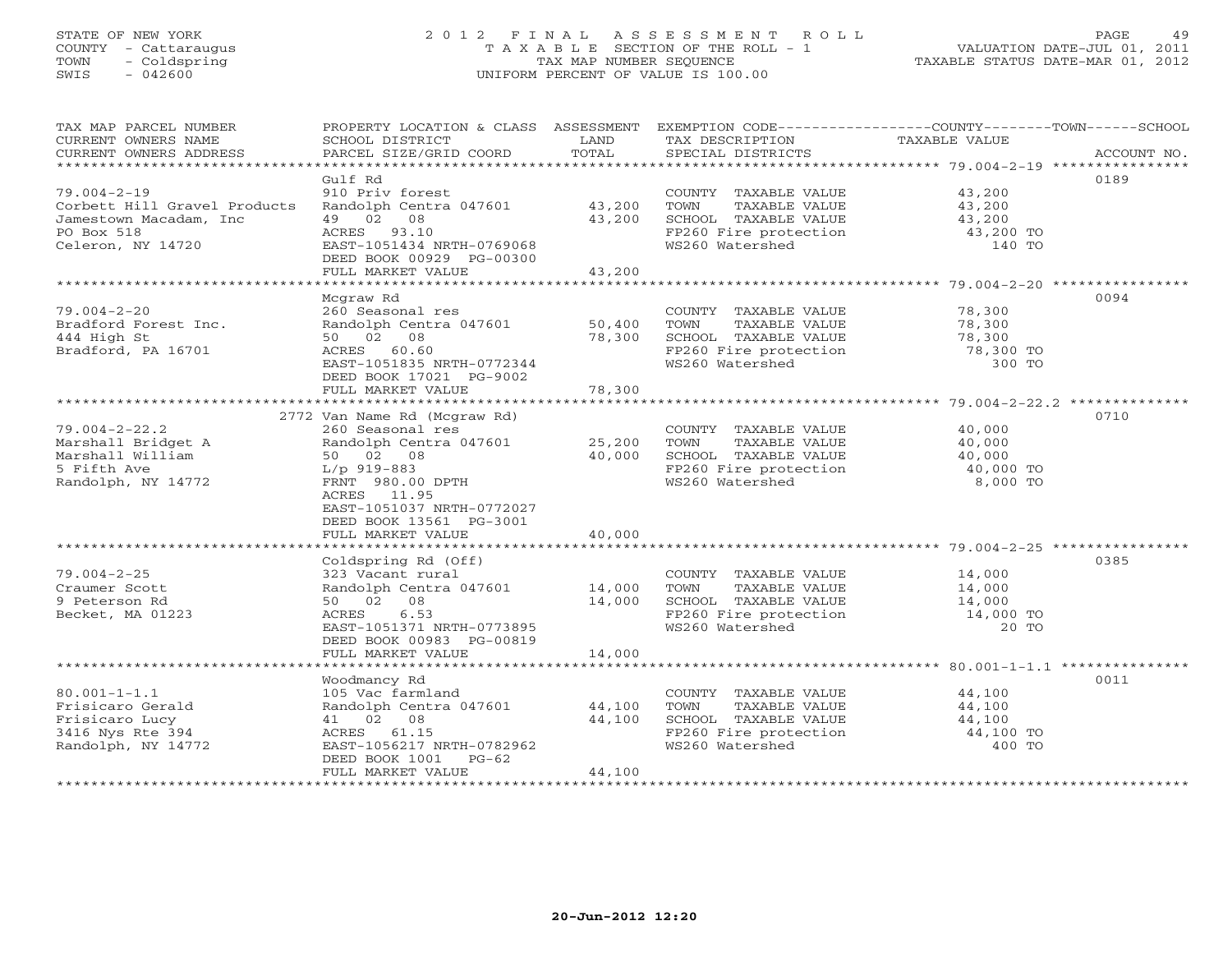STATE OF NEW YORK
COUNTY - Cattaraugus
TOWN - Coldspring
SWIS - 042600

# 2012 FINAL ASSESSMENT ROLL
TAXABLE SECTION OF THE ROLL - 1
TAX MAP NUMBER SEQUENCE
UNIFORM PERCENT OF VALUE IS 100.00

VALUATION DATE-JUL 01, 2011
TAXABLE STATUS DATE-MAR 01, 2012

| TAX MAP PARCEL NUMBER / CURRENT OWNERS NAME / CURRENT OWNERS ADDRESS | PROPERTY LOCATION & CLASS / SCHOOL DISTRICT / PARCEL SIZE/GRID COORD | ASSESSMENT LAND / TOTAL | EXEMPTION CODE / TAX DESCRIPTION / SPECIAL DISTRICTS | COUNTY--------TOWN------SCHOOL TAXABLE VALUE | ACCOUNT NO. |
|---|---|---|---|---|---|
| 79.004-2-19 | Gulf Rd | | | | 0189 |
| 79.004-2-19 | 910 Priv forest | | COUNTY TAXABLE VALUE | 43,200 | |
| Corbett Hill Gravel Products | Randolph Centra 047601 | 43,200 | TOWN TAXABLE VALUE | 43,200 | |
| Jamestown Macadam, Inc | 49 02 08 | 43,200 | SCHOOL TAXABLE VALUE | 43,200 | |
| PO Box 518 | ACRES 93.10 | | FP260 Fire protection | 43,200 TO | |
| Celeron, NY 14720 | EAST-1051434 NRTH-0769068 | | WS260 Watershed | 140 TO | |
| | DEED BOOK 00929 PG-00300 | | | | |
| | FULL MARKET VALUE | 43,200 | | | |
| 79.004-2-20 | Mcgraw Rd | | | | 0094 |
| 79.004-2-20 | 260 Seasonal res | | COUNTY TAXABLE VALUE | 78,300 | |
| Bradford Forest Inc. | Randolph Centra 047601 | 50,400 | TOWN TAXABLE VALUE | 78,300 | |
| 444 High St | 50 02 08 | 78,300 | SCHOOL TAXABLE VALUE | 78,300 | |
| Bradford, PA 16701 | ACRES 60.60 | | FP260 Fire protection | 78,300 TO | |
| | EAST-1051835 NRTH-0772344 | | WS260 Watershed | 300 TO | |
| | DEED BOOK 17021 PG-9002 | | | | |
| | FULL MARKET VALUE | 78,300 | | | |
| 79.004-2-22.2 | 2772 Van Name Rd (Mcgraw Rd) | | | | 0710 |
| 79.004-2-22.2 | 260 Seasonal res | | COUNTY TAXABLE VALUE | 40,000 | |
| Marshall Bridget A | Randolph Centra 047601 | 25,200 | TOWN TAXABLE VALUE | 40,000 | |
| Marshall William | 50 02 08 | 40,000 | SCHOOL TAXABLE VALUE | 40,000 | |
| 5 Fifth Ave | L/p 919-883 | | FP260 Fire protection | 40,000 TO | |
| Randolph, NY 14772 | FRNT 980.00 DPTH | | WS260 Watershed | 8,000 TO | |
| | ACRES 11.95 | | | | |
| | EAST-1051037 NRTH-0772027 | | | | |
| | DEED BOOK 13561 PG-3001 | | | | |
| | FULL MARKET VALUE | 40,000 | | | |
| 79.004-2-25 | Coldspring Rd (Off) | | | | 0385 |
| 79.004-2-25 | 323 Vacant rural | | COUNTY TAXABLE VALUE | 14,000 | |
| Craumer Scott | Randolph Centra 047601 | 14,000 | TOWN TAXABLE VALUE | 14,000 | |
| 9 Peterson Rd | 50 02 08 | 14,000 | SCHOOL TAXABLE VALUE | 14,000 | |
| Becket, MA 01223 | ACRES 6.53 | | FP260 Fire protection | 14,000 TO | |
| | EAST-1051371 NRTH-0773895 | | WS260 Watershed | 20 TO | |
| | DEED BOOK 00983 PG-00819 | | | | |
| | FULL MARKET VALUE | 14,000 | | | |
| 80.001-1-1.1 | Woodmancy Rd | | | | 0011 |
| 80.001-1-1.1 | 105 Vac farmland | | COUNTY TAXABLE VALUE | 44,100 | |
| Frisicaro Gerald | Randolph Centra 047601 | 44,100 | TOWN TAXABLE VALUE | 44,100 | |
| Frisicaro Lucy | 41 02 08 | 44,100 | SCHOOL TAXABLE VALUE | 44,100 | |
| 3416 Nys Rte 394 | ACRES 61.15 | | FP260 Fire protection | 44,100 TO | |
| Randolph, NY 14772 | EAST-1056217 NRTH-0782962 | | WS260 Watershed | 400 TO | |
| | DEED BOOK 1001 PG-62 | | | | |
| | FULL MARKET VALUE | 44,100 | | | |

20-Jun-2012 12:20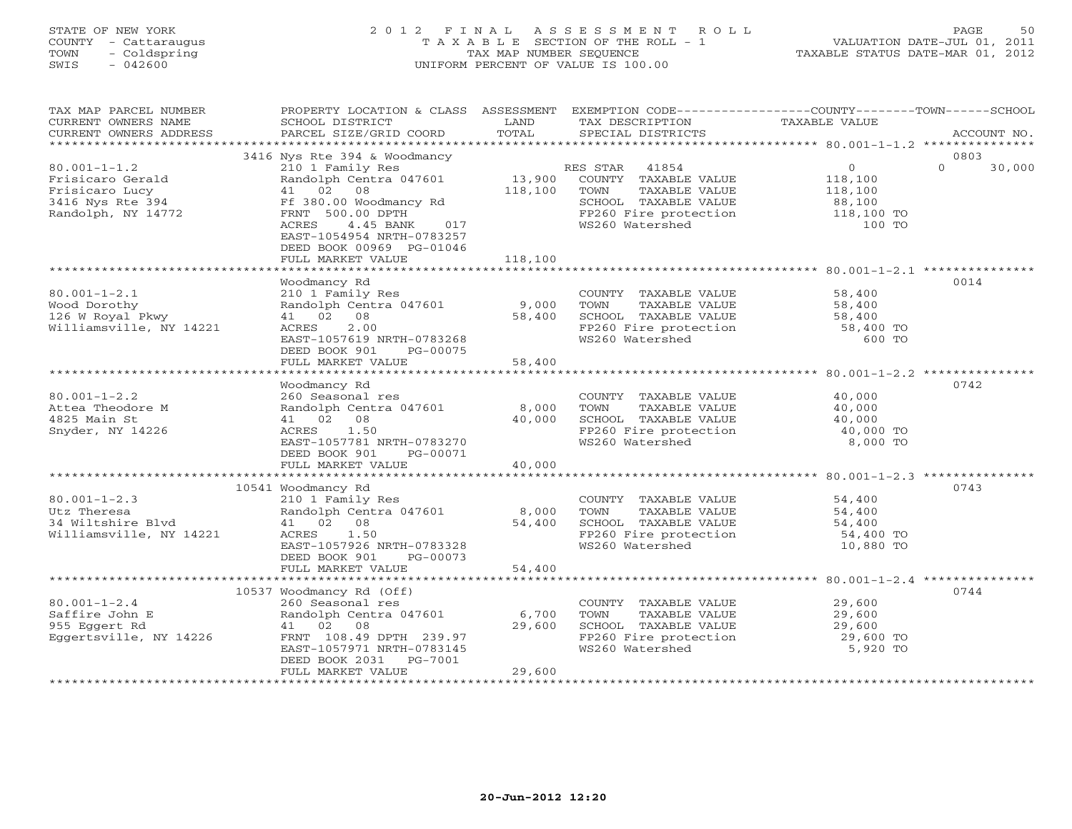STATE OF NEW YORK
COUNTY - Cattaraugus
TOWN - Coldspring
SWIS - 042600

# 2012 FINAL ASSESSMENT ROLL

TAXABLE SECTION OF THE ROLL - 1
TAX MAP NUMBER SEQUENCE
UNIFORM PERCENT OF VALUE IS 100.00

VALUATION DATE-JUL 01, 2011
TAXABLE STATUS DATE-MAR 01, 2012

| TAX MAP PARCEL NUMBER / CURRENT OWNERS NAME / CURRENT OWNERS ADDRESS | PROPERTY LOCATION & CLASS / SCHOOL DISTRICT / PARCEL SIZE/GRID COORD | ASSESSMENT LAND | TOTAL | EXEMPTION CODE / TAX DESCRIPTION / SPECIAL DISTRICTS | COUNTY / TOWN / SCHOOL TAXABLE VALUE | ACCOUNT NO. |
|---|---|---|---|---|---|---|
| 80.001-1-1.2 | 3416 Nys Rte 394 & Woodmancy | | | | | 0803 |
| Frisicaro Gerald | 210 1 Family Res | | | RES STAR 41854 | 0 | 0 30,000 |
| Frisicaro Lucy | Randolph Centra 047601 | 13,900 | | COUNTY TAXABLE VALUE | 118,100 | |
| 3416 Nys Rte 394 | 41 02 08 | | 118,100 | TOWN TAXABLE VALUE | 118,100 | |
| Randolph, NY 14772 | Ff 380.00 Woodmancy Rd | | | SCHOOL TAXABLE VALUE | 88,100 | |
| | FRNT 500.00 DPTH | | | FP260 Fire protection | 118,100 TO | |
| | ACRES 4.45 BANK 017 | | | WS260 Watershed | 100 TO | |
| | EAST-1054954 NRTH-0783257 | | | | | |
| | DEED BOOK 00969 PG-01046 | | | | | |
| | FULL MARKET VALUE | | 118,100 | | | |
| 80.001-1-2.1 | Woodmancy Rd | | | | | 0014 |
| Wood Dorothy | 210 1 Family Res | | | COUNTY TAXABLE VALUE | 58,400 | |
| 126 W Royal Pkwy | Randolph Centra 047601 | 9,000 | | TOWN TAXABLE VALUE | 58,400 | |
| Williamsville, NY 14221 | 41 02 08 | | 58,400 | SCHOOL TAXABLE VALUE | 58,400 | |
| | ACRES 2.00 | | | FP260 Fire protection | 58,400 TO | |
| | EAST-1057619 NRTH-0783268 | | | WS260 Watershed | 600 TO | |
| | DEED BOOK 901 PG-00075 | | | | | |
| | FULL MARKET VALUE | | 58,400 | | | |
| 80.001-1-2.2 | Woodmancy Rd | | | | | 0742 |
| Attea Theodore M | 260 Seasonal res | | | COUNTY TAXABLE VALUE | 40,000 | |
| 4825 Main St | Randolph Centra 047601 | 8,000 | | TOWN TAXABLE VALUE | 40,000 | |
| Snyder, NY 14226 | 41 02 08 | | 40,000 | SCHOOL TAXABLE VALUE | 40,000 | |
| | ACRES 1.50 | | | FP260 Fire protection | 40,000 TO | |
| | EAST-1057781 NRTH-0783270 | | | WS260 Watershed | 8,000 TO | |
| | DEED BOOK 901 PG-00071 | | | | | |
| | FULL MARKET VALUE | | 40,000 | | | |
| 80.001-1-2.3 | 10541 Woodmancy Rd | | | | | 0743 |
| Utz Theresa | 210 1 Family Res | | | COUNTY TAXABLE VALUE | 54,400 | |
| 34 Wiltshire Blvd | Randolph Centra 047601 | 8,000 | | TOWN TAXABLE VALUE | 54,400 | |
| Williamsville, NY 14221 | 41 02 08 | | 54,400 | SCHOOL TAXABLE VALUE | 54,400 | |
| | ACRES 1.50 | | | FP260 Fire protection | 54,400 TO | |
| | EAST-1057926 NRTH-0783328 | | | WS260 Watershed | 10,880 TO | |
| | DEED BOOK 901 PG-00073 | | | | | |
| | FULL MARKET VALUE | | 54,400 | | | |
| 80.001-1-2.4 | 10537 Woodmancy Rd (Off) | | | | | 0744 |
| Saffire John E | 260 Seasonal res | | | COUNTY TAXABLE VALUE | 29,600 | |
| 955 Eggert Rd | Randolph Centra 047601 | 6,700 | | TOWN TAXABLE VALUE | 29,600 | |
| Eggertsville, NY 14226 | 41 02 08 | | 29,600 | SCHOOL TAXABLE VALUE | 29,600 | |
| | FRNT 108.49 DPTH 239.97 | | | FP260 Fire protection | 29,600 TO | |
| | EAST-1057971 NRTH-0783145 | | | WS260 Watershed | 5,920 TO | |
| | DEED BOOK 2031 PG-7001 | | | | | |
| | FULL MARKET VALUE | | 29,600 | | | |

20-Jun-2012 12:20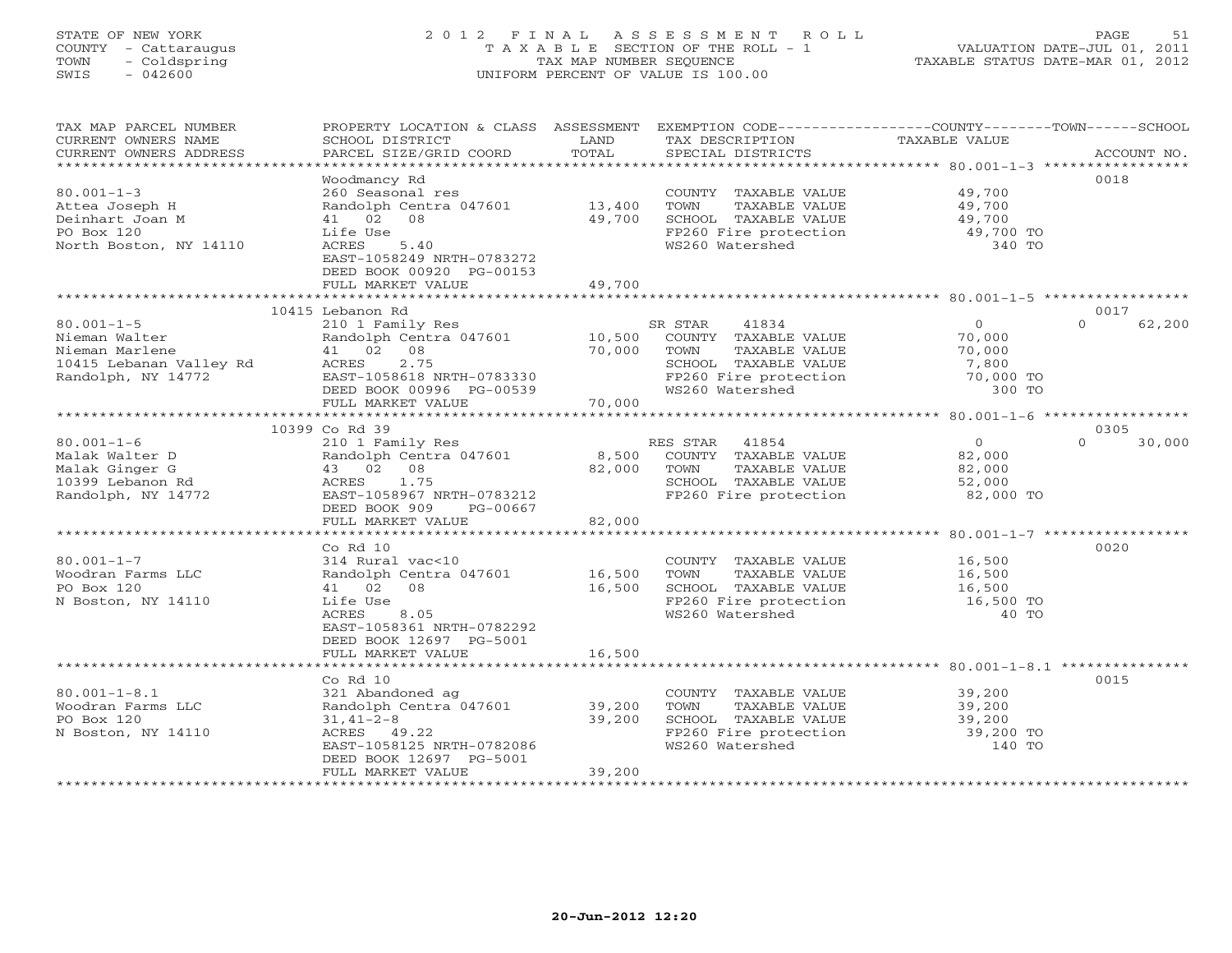STATE OF NEW YORK
COUNTY - Cattaraugus
TOWN - Coldspring
SWIS - 042600

2 0 1 2 F I N A L A S S E S S M E N T R O L L
T A X A B L E SECTION OF THE ROLL - 1
TAX MAP NUMBER SEQUENCE
UNIFORM PERCENT OF VALUE IS 100.00

VALUATION DATE-JUL 01, 2011
TAXABLE STATUS DATE-MAR 01, 2012

| TAX MAP PARCEL NUMBER / CURRENT OWNERS NAME / CURRENT OWNERS ADDRESS | PROPERTY LOCATION & CLASS / SCHOOL DISTRICT / PARCEL SIZE/GRID COORD | ASSESSMENT LAND / TOTAL | EXEMPTION CODE / TAX DESCRIPTION / SPECIAL DISTRICTS | COUNTY / TOWN / SCHOOL TAXABLE VALUE | ACCOUNT NO. |
|---|---|---|---|---|---|
| 80.001-1-3 | Woodmancy Rd | | | | 0018 |
| | 260 Seasonal res | | COUNTY TAXABLE VALUE | 49,700 | |
| Attea Joseph H | Randolph Centra 047601 | 13,400 | TOWN TAXABLE VALUE | 49,700 | |
| Deinhart Joan M | 41 02 08 | 49,700 | SCHOOL TAXABLE VALUE | 49,700 | |
| PO Box 120 | Life Use | | FP260 Fire protection | 49,700 TO | |
| North Boston, NY 14110 | ACRES 5.40 | | WS260 Watershed | 340 TO | |
| | EAST-1058249 NRTH-0783272 | | | | |
| | DEED BOOK 00920 PG-00153 | | | | |
| | FULL MARKET VALUE | 49,700 | | | |
| 80.001-1-5 | 10415 Lebanon Rd | | | | 0017 |
| | 210 1 Family Res | | SR STAR 41834 | 0 0 62,200 | |
| Nieman Walter | Randolph Centra 047601 | 10,500 | COUNTY TAXABLE VALUE | 70,000 | |
| Nieman Marlene | 41 02 08 | 70,000 | TOWN TAXABLE VALUE | 70,000 | |
| 10415 Lebanan Valley Rd | ACRES 2.75 | | SCHOOL TAXABLE VALUE | 7,800 | |
| Randolph, NY 14772 | EAST-1058618 NRTH-0783330 | | FP260 Fire protection | 70,000 TO | |
| | DEED BOOK 00996 PG-00539 | | WS260 Watershed | 300 TO | |
| | FULL MARKET VALUE | 70,000 | | | |
| 80.001-1-6 | 10399 Co Rd 39 | | | | 0305 |
| | 210 1 Family Res | | RES STAR 41854 | 0 0 30,000 | |
| Malak Walter D | Randolph Centra 047601 | 8,500 | COUNTY TAXABLE VALUE | 82,000 | |
| Malak Ginger G | 43 02 08 | 82,000 | TOWN TAXABLE VALUE | 82,000 | |
| 10399 Lebanon Rd | ACRES 1.75 | | SCHOOL TAXABLE VALUE | 52,000 | |
| Randolph, NY 14772 | EAST-1058967 NRTH-0783212 | | FP260 Fire protection | 82,000 TO | |
| | DEED BOOK 909 PG-00667 | | | | |
| | FULL MARKET VALUE | 82,000 | | | |
| 80.001-1-7 | Co Rd 10 | | | | 0020 |
| | 314 Rural vac<10 | | COUNTY TAXABLE VALUE | 16,500 | |
| Woodran Farms LLC | Randolph Centra 047601 | 16,500 | TOWN TAXABLE VALUE | 16,500 | |
| PO Box 120 | 41 02 08 | 16,500 | SCHOOL TAXABLE VALUE | 16,500 | |
| N Boston, NY 14110 | Life Use | | FP260 Fire protection | 16,500 TO | |
| | ACRES 8.05 | | WS260 Watershed | 40 TO | |
| | EAST-1058361 NRTH-0782292 | | | | |
| | DEED BOOK 12697 PG-5001 | | | | |
| | FULL MARKET VALUE | 16,500 | | | |
| 80.001-1-8.1 | Co Rd 10 | | | | 0015 |
| | 321 Abandoned ag | | COUNTY TAXABLE VALUE | 39,200 | |
| Woodran Farms LLC | Randolph Centra 047601 | 39,200 | TOWN TAXABLE VALUE | 39,200 | |
| PO Box 120 | 31,41-2-8 | 39,200 | SCHOOL TAXABLE VALUE | 39,200 | |
| N Boston, NY 14110 | ACRES 49.22 | | FP260 Fire protection | 39,200 TO | |
| | EAST-1058125 NRTH-0782086 | | WS260 Watershed | 140 TO | |
| | DEED BOOK 12697 PG-5001 | | | | |
| | FULL MARKET VALUE | 39,200 | | | |

20-Jun-2012 12:20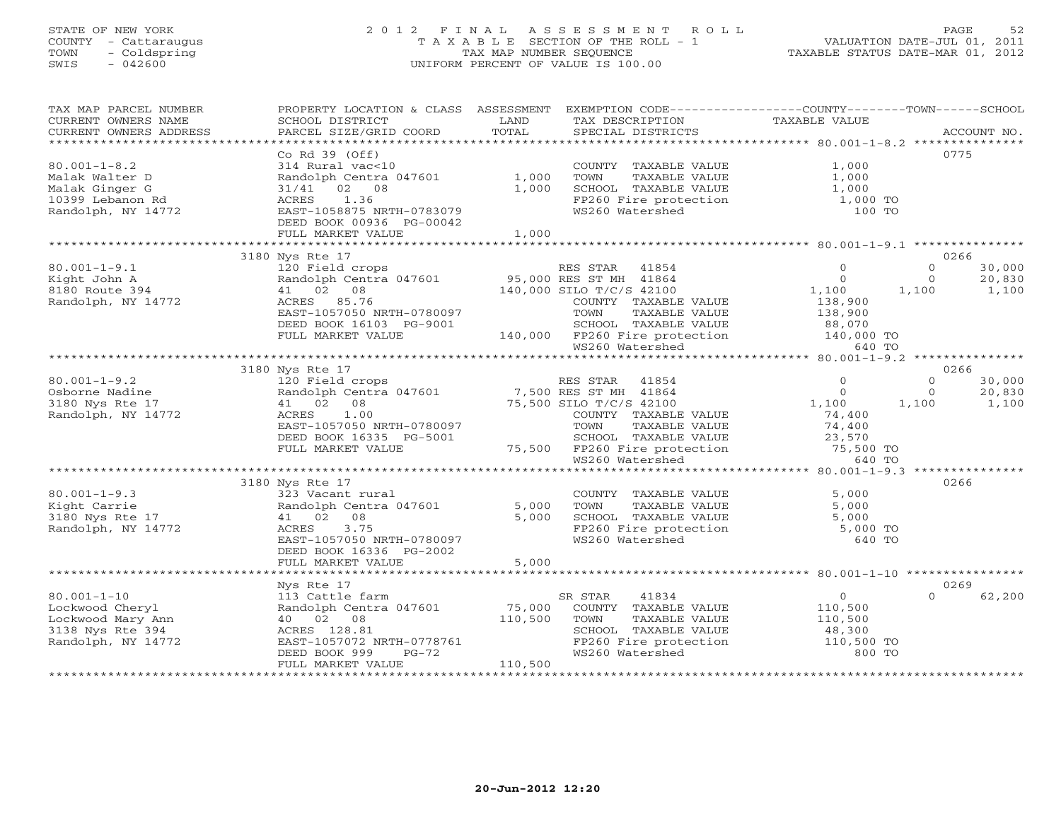STATE OF NEW YORK
COUNTY - Cattaraugus
TOWN - Coldspring
SWIS - 042600

# 2012 FINAL ASSESSMENT ROLL
TAXABLE SECTION OF THE ROLL - 1
TAX MAP NUMBER SEQUENCE
UNIFORM PERCENT OF VALUE IS 100.00

VALUATION DATE-JUL 01, 2011
TAXABLE STATUS DATE-MAR 01, 2012

| TAX MAP PARCEL NUMBER / CURRENT OWNERS NAME / CURRENT OWNERS ADDRESS | PROPERTY LOCATION & CLASS / SCHOOL DISTRICT / PARCEL SIZE/GRID COORD | ASSESSMENT LAND / TOTAL | EXEMPTION CODE / TAX DESCRIPTION / SPECIAL DISTRICTS | COUNTY TAXABLE VALUE | TOWN | SCHOOL | ACCOUNT NO. |
|---|---|---|---|---|---|---|---|
| 80.001-1-8.2 | Co Rd 39 (Off) | | | | | | 0775 |
| Malak Walter D | 314 Rural vac<10 | | COUNTY TAXABLE VALUE | 1,000 | | | |
| Malak Ginger G | Randolph Centra 047601 | 1,000 | TOWN TAXABLE VALUE | 1,000 | | | |
| 10399 Lebanon Rd | 31/41 02 08 | 1,000 | SCHOOL TAXABLE VALUE | 1,000 | | | |
| Randolph, NY 14772 | ACRES 1.36 | | FP260 Fire protection | 1,000 TO | | | |
| | EAST-1058875 NRTH-0783079 | | WS260 Watershed | 100 TO | | | |
| | DEED BOOK 00936 PG-00042 | | | | | | |
| | FULL MARKET VALUE | 1,000 | | | | | |
| 80.001-1-9.1 | 3180 Nys Rte 17 | | | | | | 0266 |
| Kight John A | 120 Field crops | | RES STAR 41854 | 0 | 0 | 30,000 | |
| 8180 Route 394 | Randolph Centra 047601 | 95,000 | RES ST MH 41864 | 0 | 0 | 20,830 | |
| Randolph, NY 14772 | 41 02 08 | 140,000 | SILO T/C/S 42100 | 1,100 | 1,100 | 1,100 | |
| | ACRES 85.76 | | COUNTY TAXABLE VALUE | 138,900 | | | |
| | EAST-1057050 NRTH-0780097 | | TOWN TAXABLE VALUE | 138,900 | | | |
| | DEED BOOK 16103 PG-9001 | | SCHOOL TAXABLE VALUE | 88,070 | | | |
| | FULL MARKET VALUE | 140,000 | FP260 Fire protection | 140,000 TO | | | |
| | | | WS260 Watershed | 640 TO | | | |
| 80.001-1-9.2 | 3180 Nys Rte 17 | | | | | | 0266 |
| Osborne Nadine | 120 Field crops | | RES STAR 41854 | 0 | 0 | 30,000 | |
| 3180 Nys Rte 17 | Randolph Centra 047601 | 7,500 | RES ST MH 41864 | 0 | 0 | 20,830 | |
| Randolph, NY 14772 | 41 02 08 | 75,500 | SILO T/C/S 42100 | 1,100 | 1,100 | 1,100 | |
| | ACRES 1.00 | | COUNTY TAXABLE VALUE | 74,400 | | | |
| | EAST-1057050 NRTH-0780097 | | TOWN TAXABLE VALUE | 74,400 | | | |
| | DEED BOOK 16335 PG-5001 | | SCHOOL TAXABLE VALUE | 23,570 | | | |
| | FULL MARKET VALUE | 75,500 | FP260 Fire protection | 75,500 TO | | | |
| | | | WS260 Watershed | 640 TO | | | |
| 80.001-1-9.3 | 3180 Nys Rte 17 | | | | | | 0266 |
| Kight Carrie | 323 Vacant rural | | COUNTY TAXABLE VALUE | 5,000 | | | |
| 3180 Nys Rte 17 | Randolph Centra 047601 | 5,000 | TOWN TAXABLE VALUE | 5,000 | | | |
| Randolph, NY 14772 | 41 02 08 | 5,000 | SCHOOL TAXABLE VALUE | 5,000 | | | |
| | ACRES 3.75 | | FP260 Fire protection | 5,000 TO | | | |
| | EAST-1057050 NRTH-0780097 | | WS260 Watershed | 640 TO | | | |
| | DEED BOOK 16336 PG-2002 | | | | | | |
| | FULL MARKET VALUE | 5,000 | | | | | |
| 80.001-1-10 | Nys Rte 17 | | | | | | 0269 |
| Lockwood Cheryl | 113 Cattle farm | | SR STAR 41834 | 0 | 0 | 62,200 | |
| Lockwood Mary Ann | Randolph Centra 047601 | 75,000 | COUNTY TAXABLE VALUE | 110,500 | | | |
| 3138 Nys Rte 394 | 40 02 08 | 110,500 | TOWN TAXABLE VALUE | 110,500 | | | |
| Randolph, NY 14772 | ACRES 128.81 | | SCHOOL TAXABLE VALUE | 48,300 | | | |
| | EAST-1057072 NRTH-0778761 | | FP260 Fire protection | 110,500 TO | | | |
| | DEED BOOK 999 PG-72 | | WS260 Watershed | 800 TO | | | |
| | FULL MARKET VALUE | 110,500 | | | | | |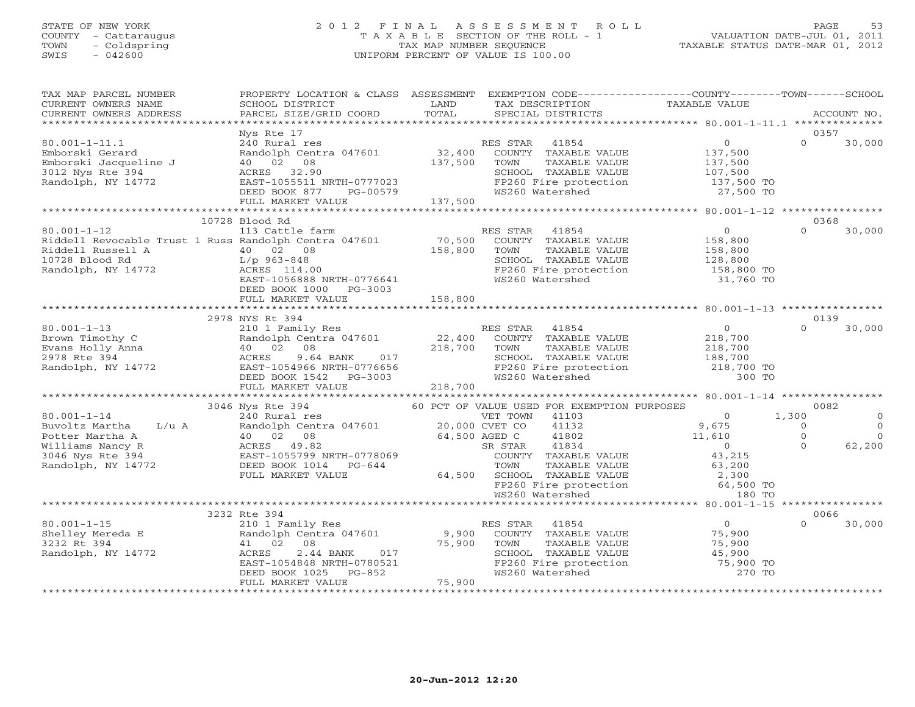STATE OF NEW YORK
COUNTY - Cattaraugus
TOWN - Coldspring
SWIS - 042600

# 2012 FINAL ASSESSMENT ROLL
TAXABLE SECTION OF THE ROLL - 1
TAX MAP NUMBER SEQUENCE
UNIFORM PERCENT OF VALUE IS 100.00

VALUATION DATE-JUL 01, 2011
TAXABLE STATUS DATE-MAR 01, 2012

| TAX MAP PARCEL NUMBER / CURRENT OWNERS NAME / CURRENT OWNERS ADDRESS | PROPERTY LOCATION & CLASS / SCHOOL DISTRICT / PARCEL SIZE/GRID COORD | ASSESSMENT LAND / TOTAL | EXEMPTION CODE / TAX DESCRIPTION / SPECIAL DISTRICTS | COUNTY TAXABLE VALUE | TOWN | SCHOOL / ACCOUNT NO. |
|---|---|---|---|---|---|---|
| 80.001-1-11.1 | Nys Rte 17 | | | | | 0357 |
| Emborski Gerard | 240 Rural res | | RES STAR 41854 | 0 | 0 | 30,000 |
| Emborski Jacqueline J | Randolph Centra 047601 | 32,400 | COUNTY TAXABLE VALUE | 137,500 | | |
| 3012 Nys Rte 394 | 40 02 08 | 137,500 | TOWN TAXABLE VALUE | 137,500 | | |
| Randolph, NY 14772 | ACRES 32.90 | | SCHOOL TAXABLE VALUE | 107,500 | | |
| | EAST-1055511 NRTH-0777023 | | FP260 Fire protection | 137,500 TO | | |
| | DEED BOOK 877 PG-00579 | | WS260 Watershed | 27,500 TO | | |
| | FULL MARKET VALUE | 137,500 | | | | |
| 80.001-1-12 | 10728 Blood Rd | | | | | 0368 |
| Riddell Revocable Trust 1 Russ | 113 Cattle farm | | RES STAR 41854 | 0 | 0 | 30,000 |
| Riddell Russell A | Randolph Centra 047601 | 70,500 | COUNTY TAXABLE VALUE | 158,800 | | |
| 10728 Blood Rd | 40 02 08 | 158,800 | TOWN TAXABLE VALUE | 158,800 | | |
| Randolph, NY 14772 | L/p 963-848 | | SCHOOL TAXABLE VALUE | 128,800 | | |
| | ACRES 114.00 | | FP260 Fire protection | 158,800 TO | | |
| | EAST-1056888 NRTH-0776641 | | WS260 Watershed | 31,760 TO | | |
| | DEED BOOK 1000 PG-3003 | | | | | |
| | FULL MARKET VALUE | 158,800 | | | | |
| 80.001-1-13 | 2978 NYS Rt 394 | | | | | 0139 |
| Brown Timothy C | 210 1 Family Res | | RES STAR 41854 | 0 | 0 | 30,000 |
| Evans Holly Anna | Randolph Centra 047601 | 22,400 | COUNTY TAXABLE VALUE | 218,700 | | |
| 2978 Rte 394 | 40 02 08 | 218,700 | TOWN TAXABLE VALUE | 218,700 | | |
| Randolph, NY 14772 | ACRES 9.64 BANK 017 | | SCHOOL TAXABLE VALUE | 188,700 | | |
| | EAST-1054966 NRTH-0776656 | | FP260 Fire protection | 218,700 TO | | |
| | DEED BOOK 1542 PG-3003 | | WS260 Watershed | 300 TO | | |
| | FULL MARKET VALUE | 218,700 | | | | |
| 80.001-1-14 | 3046 Nys Rte 394 | | 60 PCT OF VALUE USED FOR EXEMPTION PURPOSES | | | 0082 |
| Buvoltz Martha L/u A | 240 Rural res | | VET TOWN 41103 | 0 | 1,300 | 0 |
| Potter Martha A | Randolph Centra 047601 | 20,000 | CVET CO 41132 | 9,675 | 0 | 0 |
| Williams Nancy R | 40 02 08 | 64,500 | AGED C 41802 | 11,610 | 0 | 0 |
| 3046 Nys Rte 394 | ACRES 49.82 | | SR STAR 41834 | 0 | 0 | 62,200 |
| Randolph, NY 14772 | EAST-1055799 NRTH-0778069 | | COUNTY TAXABLE VALUE | 43,215 | | |
| | DEED BOOK 1014 PG-644 | | TOWN TAXABLE VALUE | 63,200 | | |
| | FULL MARKET VALUE | 64,500 | SCHOOL TAXABLE VALUE | 2,300 | | |
| | | | FP260 Fire protection | 64,500 TO | | |
| | | | WS260 Watershed | 180 TO | | |
| 80.001-1-15 | 3232 Rte 394 | | | | | 0066 |
| Shelley Mereda E | 210 1 Family Res | | RES STAR 41854 | 0 | 0 | 30,000 |
| 3232 Rt 394 | Randolph Centra 047601 | 9,900 | COUNTY TAXABLE VALUE | 75,900 | | |
| Randolph, NY 14772 | 41 02 08 | 75,900 | TOWN TAXABLE VALUE | 75,900 | | |
| | ACRES 2.44 BANK 017 | | SCHOOL TAXABLE VALUE | 45,900 | | |
| | EAST-1054848 NRTH-0780521 | | FP260 Fire protection | 75,900 TO | | |
| | DEED BOOK 1025 PG-852 | | WS260 Watershed | 270 TO | | |
| | FULL MARKET VALUE | 75,900 | | | | |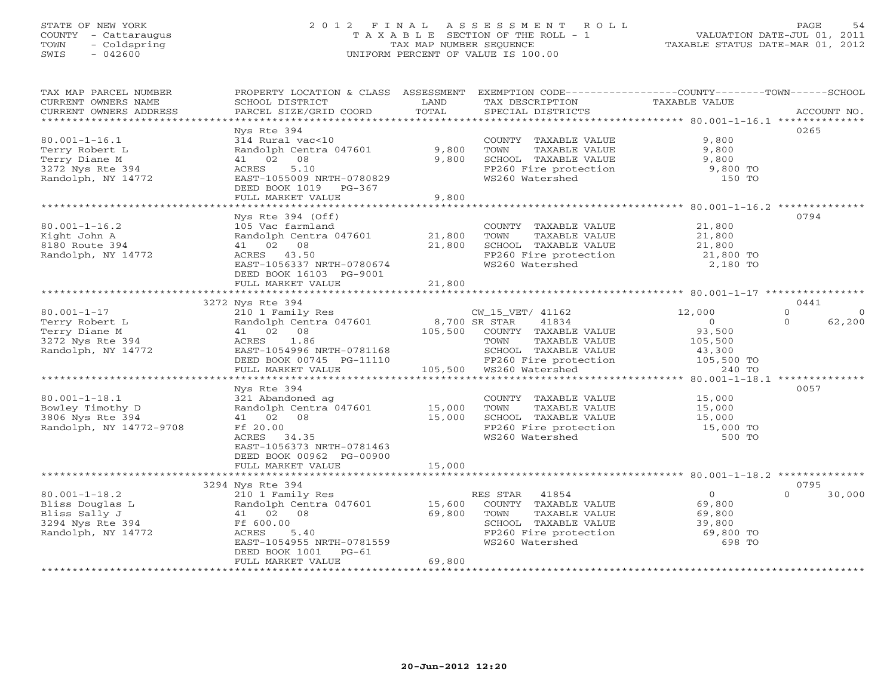STATE OF NEW YORK
COUNTY - Cattaraugus
TOWN - Coldspring
SWIS - 042600

# 2012 FINAL ASSESSMENT ROLL

TAXABLE SECTION OF THE ROLL - 1
TAX MAP NUMBER SEQUENCE
UNIFORM PERCENT OF VALUE IS 100.00

VALUATION DATE-JUL 01, 2011
TAXABLE STATUS DATE-MAR 01, 2012

| TAX MAP PARCEL NUMBER / CURRENT OWNERS NAME / CURRENT OWNERS ADDRESS | PROPERTY LOCATION & CLASS / SCHOOL DISTRICT / PARCEL SIZE/GRID COORD | ASSESSMENT LAND | TOTAL | EXEMPTION CODE / TAX DESCRIPTION / SPECIAL DISTRICTS | COUNTY TAXABLE VALUE | TOWN | SCHOOL | ACCOUNT NO. |
|---|---|---|---|---|---|---|---|---|
| **80.001-1-16.1** | Nys Rte 394 | | | | | | | 0265 |
| Terry Robert L | 314 Rural vac<10 | | | COUNTY TAXABLE VALUE | 9,800 | | | |
| Terry Diane M | Randolph Centra 047601 | 9,800 | | TOWN TAXABLE VALUE | 9,800 | | | |
| 3272 Nys Rte 394 | 41 02 08 | | 9,800 | SCHOOL TAXABLE VALUE | 9,800 | | | |
| Randolph, NY 14772 | ACRES 5.10 | | | FP260 Fire protection | 9,800 TO | | | |
| | EAST-1055009 NRTH-0780829 | | | WS260 Watershed | 150 TO | | | |
| | DEED BOOK 1019 PG-367 | | | | | | | |
| | FULL MARKET VALUE | | 9,800 | | | | | |
| **80.001-1-16.2** | Nys Rte 394 (Off) | | | | | | | 0794 |
| Kight John A | 105 Vac farmland | | | COUNTY TAXABLE VALUE | 21,800 | | | |
| 8180 Route 394 | Randolph Centra 047601 | 21,800 | | TOWN TAXABLE VALUE | 21,800 | | | |
| Randolph, NY 14772 | 41 02 08 | | 21,800 | SCHOOL TAXABLE VALUE | 21,800 | | | |
| | ACRES 43.50 | | | FP260 Fire protection | 21,800 TO | | | |
| | EAST-1056337 NRTH-0780674 | | | WS260 Watershed | 2,180 TO | | | |
| | DEED BOOK 16103 PG-9001 | | | | | | | |
| | FULL MARKET VALUE | | 21,800 | | | | | |
| **80.001-1-17** | 3272 Nys Rte 394 | | | | | | | 0441 |
| Terry Robert L | 210 1 Family Res | | | CW_15_VET/ 41162 | 12,000 | 0 | 0 | |
| Terry Diane M | Randolph Centra 047601 | 8,700 | | SR STAR 41834 | 0 | 0 | 62,200 | |
| 3272 Nys Rte 394 | 41 02 08 | | 105,500 | COUNTY TAXABLE VALUE | 93,500 | | | |
| Randolph, NY 14772 | ACRES 1.86 | | | TOWN TAXABLE VALUE | 105,500 | | | |
| | EAST-1054996 NRTH-0781168 | | | SCHOOL TAXABLE VALUE | 43,300 | | | |
| | DEED BOOK 00745 PG-11110 | | | FP260 Fire protection | 105,500 TO | | | |
| | FULL MARKET VALUE | | 105,500 | WS260 Watershed | 240 TO | | | |
| **80.001-1-18.1** | Nys Rte 394 | | | | | | | 0057 |
| Bowley Timothy D | 321 Abandoned ag | | | COUNTY TAXABLE VALUE | 15,000 | | | |
| 3806 Nys Rte 394 | Randolph Centra 047601 | 15,000 | | TOWN TAXABLE VALUE | 15,000 | | | |
| Randolph, NY 14772-9708 | 41 02 08 | | 15,000 | SCHOOL TAXABLE VALUE | 15,000 | | | |
| | Ff 20.00 | | | FP260 Fire protection | 15,000 TO | | | |
| | ACRES 34.35 | | | WS260 Watershed | 500 TO | | | |
| | EAST-1056373 NRTH-0781463 | | | | | | | |
| | DEED BOOK 00962 PG-00900 | | | | | | | |
| | FULL MARKET VALUE | | 15,000 | | | | | |
| **80.001-1-18.2** | 3294 Nys Rte 394 | | | | | | | 0795 |
| Bliss Douglas L | 210 1 Family Res | | | RES STAR 41854 | 0 | 0 | 30,000 | |
| Bliss Sally J | Randolph Centra 047601 | 15,600 | | COUNTY TAXABLE VALUE | 69,800 | | | |
| 3294 Nys Rte 394 | 41 02 08 | | 69,800 | TOWN TAXABLE VALUE | 69,800 | | | |
| Randolph, NY 14772 | Ff 600.00 | | | SCHOOL TAXABLE VALUE | 39,800 | | | |
| | ACRES 5.40 | | | FP260 Fire protection | 69,800 TO | | | |
| | EAST-1054955 NRTH-0781559 | | | WS260 Watershed | 698 TO | | | |
| | DEED BOOK 1001 PG-61 | | | | | | | |
| | FULL MARKET VALUE | | 69,800 | | | | | |

20-Jun-2012 12:20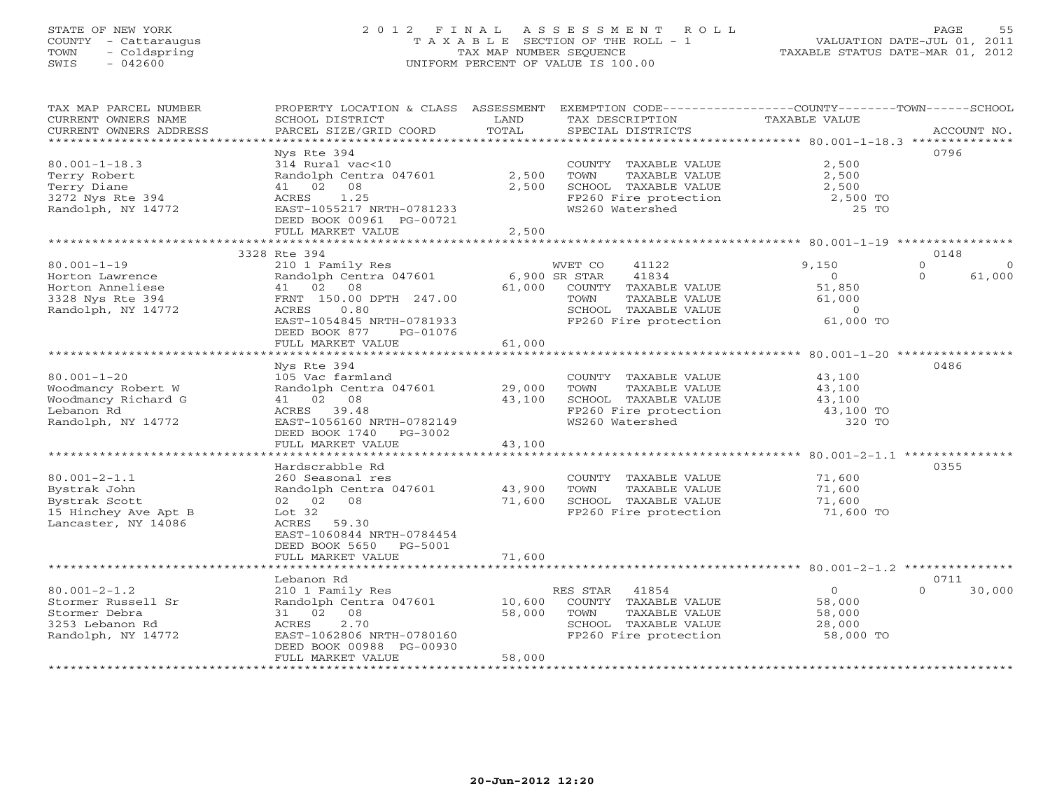STATE OF NEW YORK
COUNTY - Cattaraugus
TOWN - Coldspring
SWIS - 042600

2012 FINAL ASSESSMENT ROLL
TAXABLE SECTION OF THE ROLL - 1
TAX MAP NUMBER SEQUENCE
UNIFORM PERCENT OF VALUE IS 100.00

VALUATION DATE-JUL 01, 2011
TAXABLE STATUS DATE-MAR 01, 2012

| TAX MAP PARCEL NUMBER / CURRENT OWNERS NAME / CURRENT OWNERS ADDRESS | PROPERTY LOCATION & CLASS / SCHOOL DISTRICT / PARCEL SIZE/GRID COORD | ASSESSMENT LAND | TOTAL | EXEMPTION CODE / TAX DESCRIPTION / SPECIAL DISTRICTS | COUNTY TAXABLE VALUE | TOWN | SCHOOL | ACCOUNT NO. |
|---|---|---|---|---|---|---|---|---|
| 80.001-1-18.3 | Nys Rte 394 | | | | | | | 0796 |
| 80.001-1-18.3 | 314 Rural vac<10 | | | COUNTY TAXABLE VALUE | 2,500 | | | |
| Terry Robert | Randolph Centra 047601 | 2,500 | | TOWN TAXABLE VALUE | 2,500 | | | |
| Terry Diane | 41 02 08 | | 2,500 | SCHOOL TAXABLE VALUE | 2,500 | | | |
| 3272 Nys Rte 394 | ACRES 1.25 | | | FP260 Fire protection | 2,500 TO | | | |
| Randolph, NY 14772 | EAST-1055217 NRTH-0781233 | | | WS260 Watershed | 25 TO | | | |
| | DEED BOOK 00961 PG-00721 | | | | | | | |
| | FULL MARKET VALUE | | 2,500 | | | | | |
| 80.001-1-19 | 3328 Rte 394 | | | | | | | 0148 |
| 80.001-1-19 | 210 1 Family Res | | | WVET CO 41122 | 9,150 | 0 | 0 | |
| Horton Lawrence | Randolph Centra 047601 | 6,900 | | SR STAR 41834 | 0 | 0 | 61,000 | |
| Horton Anneliese | 41 02 08 | | 61,000 | COUNTY TAXABLE VALUE | 51,850 | | | |
| 3328 Nys Rte 394 | FRNT 150.00 DPTH 247.00 | | | TOWN TAXABLE VALUE | 61,000 | | | |
| Randolph, NY 14772 | ACRES 0.80 | | | SCHOOL TAXABLE VALUE | 0 | | | |
| | EAST-1054845 NRTH-0781933 | | | FP260 Fire protection | 61,000 TO | | | |
| | DEED BOOK 877 PG-01076 | | | | | | | |
| | FULL MARKET VALUE | | 61,000 | | | | | |
| 80.001-1-20 | Nys Rte 394 | | | | | | | 0486 |
| 80.001-1-20 | 105 Vac farmland | | | COUNTY TAXABLE VALUE | 43,100 | | | |
| Woodmancy Robert W | Randolph Centra 047601 | 29,000 | | TOWN TAXABLE VALUE | 43,100 | | | |
| Woodmancy Richard G | 41 02 08 | | 43,100 | SCHOOL TAXABLE VALUE | 43,100 | | | |
| Lebanon Rd | ACRES 39.48 | | | FP260 Fire protection | 43,100 TO | | | |
| Randolph, NY 14772 | EAST-1056160 NRTH-0782149 | | | WS260 Watershed | 320 TO | | | |
| | DEED BOOK 1740 PG-3002 | | | | | | | |
| | FULL MARKET VALUE | | 43,100 | | | | | |
| 80.001-2-1.1 | Hardscrabble Rd | | | | | | | 0355 |
| 80.001-2-1.1 | 260 Seasonal res | | | COUNTY TAXABLE VALUE | 71,600 | | | |
| Bystrak John | Randolph Centra 047601 | 43,900 | | TOWN TAXABLE VALUE | 71,600 | | | |
| Bystrak Scott | 02 02 08 | | 71,600 | SCHOOL TAXABLE VALUE | 71,600 | | | |
| 15 Hinchey Ave Apt B | Lot 32 | | | FP260 Fire protection | 71,600 TO | | | |
| Lancaster, NY 14086 | ACRES 59.30 | | | | | | | |
| | EAST-1060844 NRTH-0784454 | | | | | | | |
| | DEED BOOK 5650 PG-5001 | | | | | | | |
| | FULL MARKET VALUE | | 71,600 | | | | | |
| 80.001-2-1.2 | Lebanon Rd | | | | | | | 0711 |
| 80.001-2-1.2 | 210 1 Family Res | | | RES STAR 41854 | 0 | | 30,000 | |
| Stormer Russell Sr | Randolph Centra 047601 | 10,600 | | COUNTY TAXABLE VALUE | 58,000 | | | |
| Stormer Debra | 31 02 08 | | 58,000 | TOWN TAXABLE VALUE | 58,000 | | | |
| 3253 Lebanon Rd | ACRES 2.70 | | | SCHOOL TAXABLE VALUE | 28,000 | | | |
| Randolph, NY 14772 | EAST-1062806 NRTH-0780160 | | | FP260 Fire protection | 58,000 TO | | | |
| | DEED BOOK 00988 PG-00930 | | | | | | | |
| | FULL MARKET VALUE | | 58,000 | | | | | |

20-Jun-2012 12:20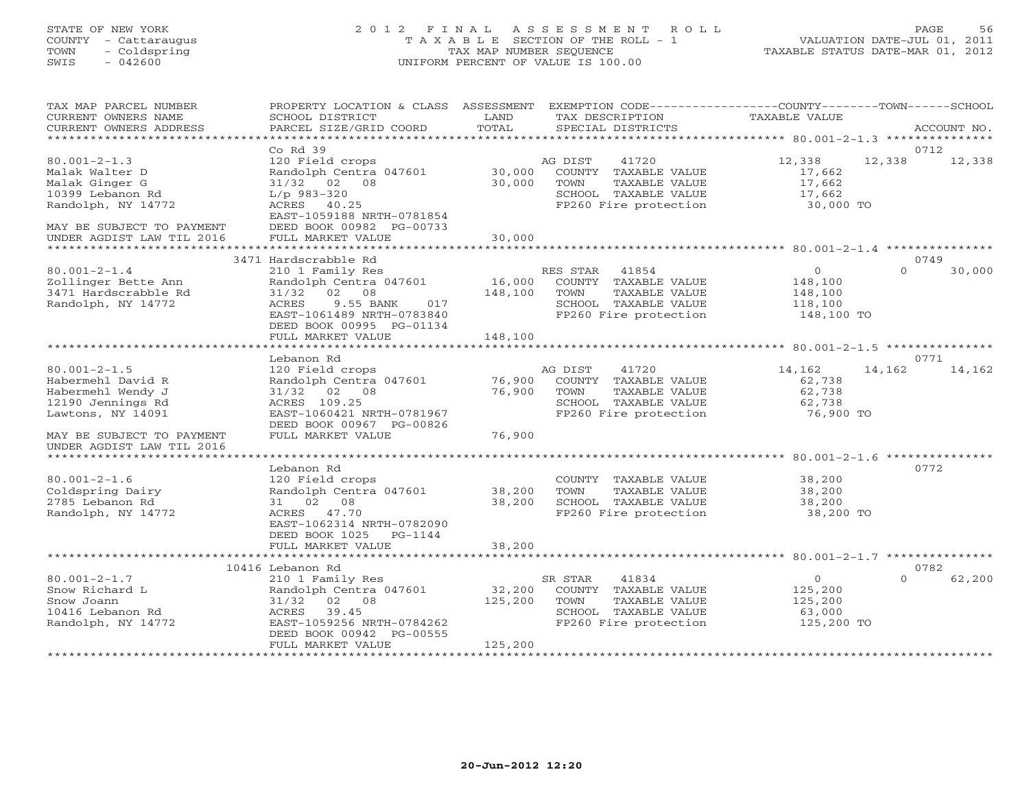STATE OF NEW YORK
COUNTY - Cattaraugus
TOWN - Coldspring
SWIS - 042600

# 2012 FINAL ASSESSMENT ROLL

TAXABLE SECTION OF THE ROLL - 1
TAX MAP NUMBER SEQUENCE
UNIFORM PERCENT OF VALUE IS 100.00

VALUATION DATE-JUL 01, 2011
TAXABLE STATUS DATE-MAR 01, 2012

| TAX MAP PARCEL NUMBER / CURRENT OWNERS NAME / CURRENT OWNERS ADDRESS | PROPERTY LOCATION & CLASS / SCHOOL DISTRICT / PARCEL SIZE/GRID COORD | ASSESSMENT LAND / TOTAL | EXEMPTION CODE / TAX DESCRIPTION / SPECIAL DISTRICTS | COUNTY | TOWN | SCHOOL | ACCOUNT NO. |
|---|---|---|---|---|---|---|---|
| 80.001-2-1.3 | Co Rd 39 | | | | | | 0712 |
| | 120 Field crops | | AG DIST 41720 | 12,338 | 12,338 | 12,338 | |
| Malak Walter D | Randolph Centra 047601 | 30,000 | COUNTY TAXABLE VALUE | 17,662 | | | |
| Malak Ginger G | 31/32 02 08 | 30,000 | TOWN TAXABLE VALUE | | 17,662 | | |
| 10399 Lebanon Rd | L/p 983-320 | | SCHOOL TAXABLE VALUE | | | 17,662 | |
| Randolph, NY 14772 | ACRES 40.25 | | FP260 Fire protection | 30,000 TO | | | |
| | EAST-1059188 NRTH-0781854 | | | | | | |
| MAY BE SUBJECT TO PAYMENT | DEED BOOK 00982 PG-00733 | | | | | | |
| UNDER AGDIST LAW TIL 2016 | FULL MARKET VALUE | 30,000 | | | | | |
| 80.001-2-1.4 | 3471 Hardscrabble Rd | | | | | | 0749 |
| | 210 1 Family Res | | RES STAR 41854 | 0 | 0 | 30,000 | |
| Zollinger Bette Ann | Randolph Centra 047601 | 16,000 | COUNTY TAXABLE VALUE | 148,100 | | | |
| 3471 Hardscrabble Rd | 31/32 02 08 | 148,100 | TOWN TAXABLE VALUE | | 148,100 | | |
| Randolph, NY 14772 | ACRES 9.55 BANK 017 | | SCHOOL TAXABLE VALUE | | | 118,100 | |
| | EAST-1061489 NRTH-0783840 | | FP260 Fire protection | 148,100 TO | | | |
| | DEED BOOK 00995 PG-01134 | | | | | | |
| | FULL MARKET VALUE | 148,100 | | | | | |
| 80.001-2-1.5 | Lebanon Rd | | | | | | 0771 |
| | 120 Field crops | | AG DIST 41720 | 14,162 | 14,162 | 14,162 | |
| Habermehl David R | Randolph Centra 047601 | 76,900 | COUNTY TAXABLE VALUE | 62,738 | | | |
| Habermehl Wendy J | 31/32 02 08 | 76,900 | TOWN TAXABLE VALUE | | 62,738 | | |
| 12190 Jennings Rd | ACRES 109.25 | | SCHOOL TAXABLE VALUE | | | 62,738 | |
| Lawtons, NY 14091 | EAST-1060421 NRTH-0781967 | | FP260 Fire protection | 76,900 TO | | | |
| | DEED BOOK 00967 PG-00826 | | | | | | |
| MAY BE SUBJECT TO PAYMENT | FULL MARKET VALUE | 76,900 | | | | | |
| UNDER AGDIST LAW TIL 2016 | | | | | | | |
| 80.001-2-1.6 | Lebanon Rd | | | | | | 0772 |
| | 120 Field crops | | COUNTY TAXABLE VALUE | 38,200 | | | |
| Coldspring Dairy | Randolph Centra 047601 | 38,200 | TOWN TAXABLE VALUE | | 38,200 | | |
| 2785 Lebanon Rd | 31 02 08 | 38,200 | SCHOOL TAXABLE VALUE | | | 38,200 | |
| Randolph, NY 14772 | ACRES 47.70 | | FP260 Fire protection | 38,200 TO | | | |
| | EAST-1062314 NRTH-0782090 | | | | | | |
| | DEED BOOK 1025 PG-1144 | | | | | | |
| | FULL MARKET VALUE | 38,200 | | | | | |
| 80.001-2-1.7 | 10416 Lebanon Rd | | | | | | 0782 |
| | 210 1 Family Res | | SR STAR 41834 | 0 | 0 | 62,200 | |
| Snow Richard L | Randolph Centra 047601 | 32,200 | COUNTY TAXABLE VALUE | 125,200 | | | |
| Snow Joann | 31/32 02 08 | 125,200 | TOWN TAXABLE VALUE | | 125,200 | | |
| 10416 Lebanon Rd | ACRES 39.45 | | SCHOOL TAXABLE VALUE | | | 63,000 | |
| Randolph, NY 14772 | EAST-1059256 NRTH-0784262 | | FP260 Fire protection | 125,200 TO | | | |
| | DEED BOOK 00942 PG-00555 | | | | | | |
| | FULL MARKET VALUE | 125,200 | | | | | |

20-Jun-2012 12:20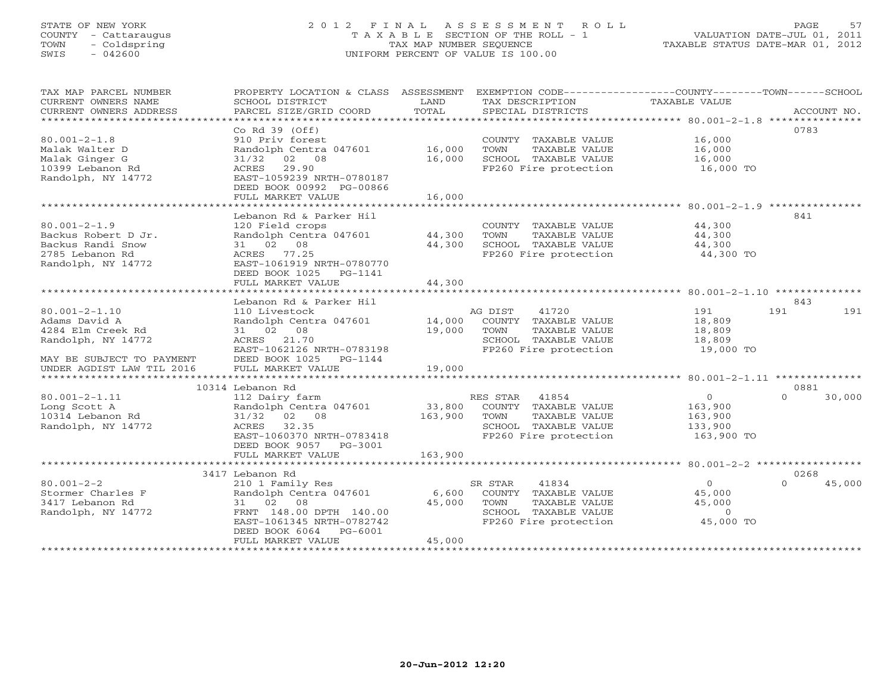STATE OF NEW YORK
COUNTY - Cattaraugus
TOWN - Coldspring
SWIS - 042600

# 2012 FINAL ASSESSMENT ROLL

TAXABLE SECTION OF THE ROLL - 1
TAX MAP NUMBER SEQUENCE
UNIFORM PERCENT OF VALUE IS 100.00

VALUATION DATE-JUL 01, 2011
TAXABLE STATUS DATE-MAR 01, 2012

| TAX MAP PARCEL NUMBER / CURRENT OWNERS NAME / CURRENT OWNERS ADDRESS | PROPERTY LOCATION & CLASS / SCHOOL DISTRICT / PARCEL SIZE/GRID COORD | ASSESSMENT LAND / TOTAL | EXEMPTION CODE / TAX DESCRIPTION / SPECIAL DISTRICTS | COUNTY | TOWN | SCHOOL | ACCOUNT NO. |
|---|---|---|---|---|---|---|---|
| 80.001-2-1.8 | Co Rd 39 (Off) | | | | | | 0783 |
| Malak Walter D | 910 Priv forest | | COUNTY TAXABLE VALUE | 16,000 | | | |
| Malak Ginger G | Randolph Centra 047601 | 16,000 | TOWN TAXABLE VALUE | | 16,000 | | |
| 10399 Lebanon Rd | 31/32 02 08 | 16,000 | SCHOOL TAXABLE VALUE | | | 16,000 | |
| Randolph, NY 14772 | ACRES 29.90 | | FP260 Fire protection | 16,000 TO | | | |
| | EAST-1059239 NRTH-0780187 | | | | | | |
| | DEED BOOK 00992 PG-00866 | | | | | | |
| | FULL MARKET VALUE | 16,000 | | | | | |
| 80.001-2-1.9 | Lebanon Rd & Parker Hil | | | | | | 841 |
| Backus Robert D Jr. | 120 Field crops | | COUNTY TAXABLE VALUE | 44,300 | | | |
| Backus Randi Snow | Randolph Centra 047601 | 44,300 | TOWN TAXABLE VALUE | | 44,300 | | |
| 2785 Lebanon Rd | 31 02 08 | 44,300 | SCHOOL TAXABLE VALUE | | | 44,300 | |
| Randolph, NY 14772 | ACRES 77.25 | | FP260 Fire protection | 44,300 TO | | | |
| | EAST-1061919 NRTH-0780770 | | | | | | |
| | DEED BOOK 1025 PG-1141 | | | | | | |
| | FULL MARKET VALUE | 44,300 | | | | | |
| 80.001-2-1.10 | Lebanon Rd & Parker Hil | | | | | | 843 |
| Adams David A | 110 Livestock | | AG DIST 41720 | 191 | 191 | 191 | |
| 4284 Elm Creek Rd | Randolph Centra 047601 | 14,000 | COUNTY TAXABLE VALUE | 18,809 | | | |
| Randolph, NY 14772 | 31 02 08 | 19,000 | TOWN TAXABLE VALUE | | 18,809 | | |
| | ACRES 21.70 | | SCHOOL TAXABLE VALUE | | | 18,809 | |
| | EAST-1062126 NRTH-0783198 | | FP260 Fire protection | 19,000 TO | | | |
| MAY BE SUBJECT TO PAYMENT | DEED BOOK 1025 PG-1144 | | | | | | |
| UNDER AGDIST LAW TIL 2016 | FULL MARKET VALUE | 19,000 | | | | | |
| 80.001-2-1.11 | 10314 Lebanon Rd | | | | | | 0881 |
| Long Scott A | 112 Dairy farm | | RES STAR 41854 | 0 | 0 | 30,000 | |
| 10314 Lebanon Rd | Randolph Centra 047601 | 33,800 | COUNTY TAXABLE VALUE | 163,900 | | | |
| Randolph, NY 14772 | 31/32 02 08 | 163,900 | TOWN TAXABLE VALUE | | 163,900 | | |
| | ACRES 32.35 | | SCHOOL TAXABLE VALUE | | | 133,900 | |
| | EAST-1060370 NRTH-0783418 | | FP260 Fire protection | 163,900 TO | | | |
| | DEED BOOK 9057 PG-3001 | | | | | | |
| | FULL MARKET VALUE | 163,900 | | | | | |
| 80.001-2-2 | 3417 Lebanon Rd | | | | | | 0268 |
| Stormer Charles F | 210 1 Family Res | | SR STAR 41834 | 0 | 0 | 45,000 | |
| 3417 Lebanon Rd | Randolph Centra 047601 | 6,600 | COUNTY TAXABLE VALUE | 45,000 | | | |
| Randolph, NY 14772 | 31 02 08 | 45,000 | TOWN TAXABLE VALUE | | 45,000 | | |
| | FRNT 148.00 DPTH 140.00 | | SCHOOL TAXABLE VALUE | | | 0 | |
| | EAST-1061345 NRTH-0782742 | | FP260 Fire protection | 45,000 TO | | | |
| | DEED BOOK 6064 PG-6001 | | | | | | |
| | FULL MARKET VALUE | 45,000 | | | | | |

20-Jun-2012 12:20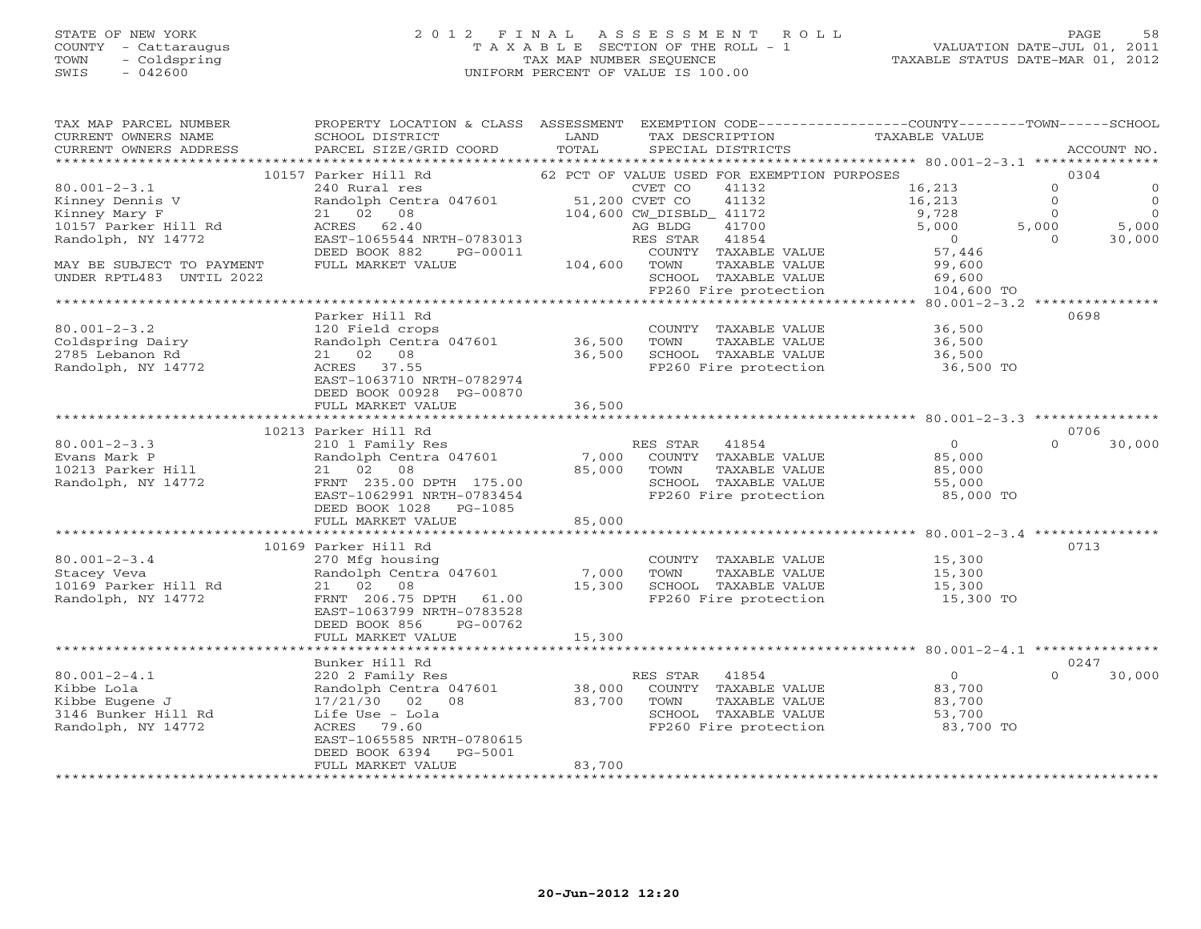STATE OF NEW YORK
COUNTY - Cattaraugus
TOWN - Coldspring
SWIS - 042600

2012 FINAL ASSESSMENT ROLL
TAXABLE SECTION OF THE ROLL - 1
TAX MAP NUMBER SEQUENCE
UNIFORM PERCENT OF VALUE IS 100.00

VALUATION DATE-JUL 01, 2011
TAXABLE STATUS DATE-MAR 01, 2012

| TAX MAP PARCEL NUMBER / CURRENT OWNERS NAME / CURRENT OWNERS ADDRESS | PROPERTY LOCATION & CLASS / SCHOOL DISTRICT / PARCEL SIZE/GRID COORD | ASSESSMENT LAND / TOTAL | EXEMPTION CODE / TAX DESCRIPTION / SPECIAL DISTRICTS | COUNTY TAXABLE VALUE | TOWN | SCHOOL | ACCOUNT NO. |
|---|---|---|---|---|---|---|---|
| | 10157 Parker Hill Rd | | 62 PCT OF VALUE USED FOR EXEMPTION PURPOSES | | | | 0304 |
| 80.001-2-3.1 | 240 Rural res | | CVET CO 41132 | 16,213 | 0 | 0 | |
| Kinney Dennis V | Randolph Centra 047601 | 51,200 | CVET CO 41132 | 16,213 | 0 | 0 | |
| Kinney Mary F | 21 02 08 | 104,600 | CW_DISBLD_ 41172 | 9,728 | 0 | 0 | |
| 10157 Parker Hill Rd | ACRES 62.40 | | AG BLDG 41700 | 5,000 | 5,000 | 5,000 | |
| Randolph, NY 14772 | EAST-1065544 NRTH-0783013 | | RES STAR 41854 | 0 | 0 | 30,000 | |
| | DEED BOOK 882 PG-00011 | | COUNTY TAXABLE VALUE | 57,446 | | | |
| MAY BE SUBJECT TO PAYMENT | FULL MARKET VALUE | 104,600 | TOWN TAXABLE VALUE | 99,600 | | | |
| UNDER RPTL483 UNTIL 2022 | | | SCHOOL TAXABLE VALUE | 69,600 | | | |
| | | | FP260 Fire protection | 104,600 TO | | | |
| | Parker Hill Rd | | | | | | 0698 |
| 80.001-2-3.2 | 120 Field crops | | COUNTY TAXABLE VALUE | 36,500 | | | |
| Coldspring Dairy | Randolph Centra 047601 | 36,500 | TOWN TAXABLE VALUE | 36,500 | | | |
| 2785 Lebanon Rd | 21 02 08 | 36,500 | SCHOOL TAXABLE VALUE | 36,500 | | | |
| Randolph, NY 14772 | ACRES 37.55 | | FP260 Fire protection | 36,500 TO | | | |
| | EAST-1063710 NRTH-0782974 | | | | | | |
| | DEED BOOK 00928 PG-00870 | | | | | | |
| | FULL MARKET VALUE | 36,500 | | | | | |
| | 10213 Parker Hill Rd | | | | | | 0706 |
| 80.001-2-3.3 | 210 1 Family Res | | RES STAR 41854 | 0 | 0 | 30,000 | |
| Evans Mark P | Randolph Centra 047601 | 7,000 | COUNTY TAXABLE VALUE | 85,000 | | | |
| 10213 Parker Hill | 21 02 08 | 85,000 | TOWN TAXABLE VALUE | 85,000 | | | |
| Randolph, NY 14772 | FRNT 235.00 DPTH 175.00 | | SCHOOL TAXABLE VALUE | 55,000 | | | |
| | EAST-1062991 NRTH-0783454 | | FP260 Fire protection | 85,000 TO | | | |
| | DEED BOOK 1028 PG-1085 | | | | | | |
| | FULL MARKET VALUE | 85,000 | | | | | |
| | 10169 Parker Hill Rd | | | | | | 0713 |
| 80.001-2-3.4 | 270 Mfg housing | | COUNTY TAXABLE VALUE | 15,300 | | | |
| Stacey Veva | Randolph Centra 047601 | 7,000 | TOWN TAXABLE VALUE | 15,300 | | | |
| 10169 Parker Hill Rd | 21 02 08 | 15,300 | SCHOOL TAXABLE VALUE | 15,300 | | | |
| Randolph, NY 14772 | FRNT 206.75 DPTH 61.00 | | FP260 Fire protection | 15,300 TO | | | |
| | EAST-1063799 NRTH-0783528 | | | | | | |
| | DEED BOOK 856 PG-00762 | | | | | | |
| | FULL MARKET VALUE | 15,300 | | | | | |
| | Bunker Hill Rd | | | | | | 0247 |
| 80.001-2-4.1 | 220 2 Family Res | | RES STAR 41854 | 0 | 0 | 30,000 | |
| Kibbe Lola | Randolph Centra 047601 | 38,000 | COUNTY TAXABLE VALUE | 83,700 | | | |
| Kibbe Eugene J | 17/21/30 02 08 | 83,700 | TOWN TAXABLE VALUE | 83,700 | | | |
| 3146 Bunker Hill Rd | Life Use - Lola | | SCHOOL TAXABLE VALUE | 53,700 | | | |
| Randolph, NY 14772 | ACRES 79.60 | | FP260 Fire protection | 83,700 TO | | | |
| | EAST-1065585 NRTH-0780615 | | | | | | |
| | DEED BOOK 6394 PG-5001 | | | | | | |
| | FULL MARKET VALUE | 83,700 | | | | | |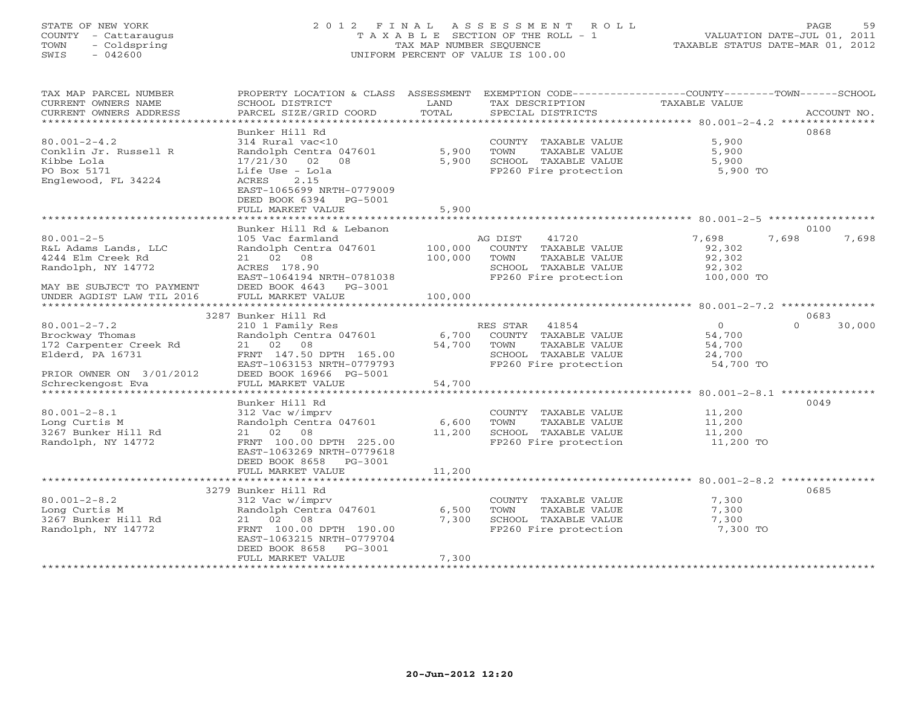STATE OF NEW YORK
COUNTY - Cattaraugus
TOWN - Coldspring
SWIS - 042600

# 2012 FINAL ASSESSMENT ROLL

TAXABLE SECTION OF THE ROLL - 1
TAX MAP NUMBER SEQUENCE
UNIFORM PERCENT OF VALUE IS 100.00

VALUATION DATE-JUL 01, 2011
TAXABLE STATUS DATE-MAR 01, 2012

| TAX MAP PARCEL NUMBER / CURRENT OWNERS NAME / CURRENT OWNERS ADDRESS | PROPERTY LOCATION & CLASS / SCHOOL DISTRICT / PARCEL SIZE/GRID COORD | ASSESSMENT LAND | TOTAL | EXEMPTION CODE / TAX DESCRIPTION / SPECIAL DISTRICTS | COUNTY TAXABLE VALUE | TOWN | SCHOOL | ACCOUNT NO. |
|---|---|---|---|---|---|---|---|---|
| 80.001-2-4.2 | Bunker Hill Rd | | | | | | | 0868 |
| Conklin Jr. Russell R | 314 Rural vac<10 | | | COUNTY TAXABLE VALUE | 5,900 | | | |
| Kibbe Lola | Randolph Centra 047601 | 5,900 | | TOWN TAXABLE VALUE | 5,900 | | | |
| PO Box 5171 | 17/21/30 02 08 | | 5,900 | SCHOOL TAXABLE VALUE | 5,900 | | | |
| Englewood, FL 34224 | Life Use - Lola | | | FP260 Fire protection | 5,900 TO | | | |
| | ACRES 2.15 | | | | | | | |
| | EAST-1065699 NRTH-0779009 | | | | | | | |
| | DEED BOOK 6394 PG-5001 | | | | | | | |
| | FULL MARKET VALUE | | 5,900 | | | | | |
| 80.001-2-5 | Bunker Hill Rd & Lebanon | | | | | | | 0100 |
| R&L Adams Lands, LLC | 105 Vac farmland | | | AG DIST 41720 | 7,698 | 7,698 | 7,698 | |
| 4244 Elm Creek Rd | Randolph Centra 047601 | 100,000 | | COUNTY TAXABLE VALUE | 92,302 | | | |
| Randolph, NY 14772 | 21 02 08 | | 100,000 | TOWN TAXABLE VALUE | 92,302 | | | |
| | ACRES 178.90 | | | SCHOOL TAXABLE VALUE | 92,302 | | | |
| | EAST-1064194 NRTH-0781038 | | | FP260 Fire protection | 100,000 TO | | | |
| MAY BE SUBJECT TO PAYMENT | DEED BOOK 4643 PG-3001 | | | | | | | |
| UNDER AGDIST LAW TIL 2016 | FULL MARKET VALUE | | 100,000 | | | | | |
| 80.001-2-7.2 | 3287 Bunker Hill Rd | | | | | | | 0683 |
| Brockway Thomas | 210 1 Family Res | | | RES STAR 41854 | 0 | 0 | 30,000 | |
| 172 Carpenter Creek Rd | Randolph Centra 047601 | 6,700 | | COUNTY TAXABLE VALUE | 54,700 | | | |
| Elderd, PA 16731 | 21 02 08 | | 54,700 | TOWN TAXABLE VALUE | 54,700 | | | |
| | FRNT 147.50 DPTH 165.00 | | | SCHOOL TAXABLE VALUE | 24,700 | | | |
| | EAST-1063153 NRTH-0779793 | | | FP260 Fire protection | 54,700 TO | | | |
| PRIOR OWNER ON 3/01/2012 | DEED BOOK 16966 PG-5001 | | | | | | | |
| Schreckengost Eva | FULL MARKET VALUE | | 54,700 | | | | | |
| 80.001-2-8.1 | Bunker Hill Rd | | | | | | | 0049 |
| Long Curtis M | 312 Vac w/imprv | | | COUNTY TAXABLE VALUE | 11,200 | | | |
| 3267 Bunker Hill Rd | Randolph Centra 047601 | 6,600 | | TOWN TAXABLE VALUE | 11,200 | | | |
| Randolph, NY 14772 | 21 02 08 | | 11,200 | SCHOOL TAXABLE VALUE | 11,200 | | | |
| | FRNT 100.00 DPTH 225.00 | | | FP260 Fire protection | 11,200 TO | | | |
| | EAST-1063269 NRTH-0779618 | | | | | | | |
| | DEED BOOK 8658 PG-3001 | | | | | | | |
| | FULL MARKET VALUE | | 11,200 | | | | | |
| 80.001-2-8.2 | 3279 Bunker Hill Rd | | | | | | | 0685 |
| Long Curtis M | 312 Vac w/imprv | | | COUNTY TAXABLE VALUE | 7,300 | | | |
| 3267 Bunker Hill Rd | Randolph Centra 047601 | 6,500 | | TOWN TAXABLE VALUE | 7,300 | | | |
| Randolph, NY 14772 | 21 02 08 | | 7,300 | SCHOOL TAXABLE VALUE | 7,300 | | | |
| | FRNT 100.00 DPTH 190.00 | | | FP260 Fire protection | 7,300 TO | | | |
| | EAST-1063215 NRTH-0779704 | | | | | | | |
| | DEED BOOK 8658 PG-3001 | | | | | | | |
| | FULL MARKET VALUE | | 7,300 | | | | | |

20-Jun-2012 12:20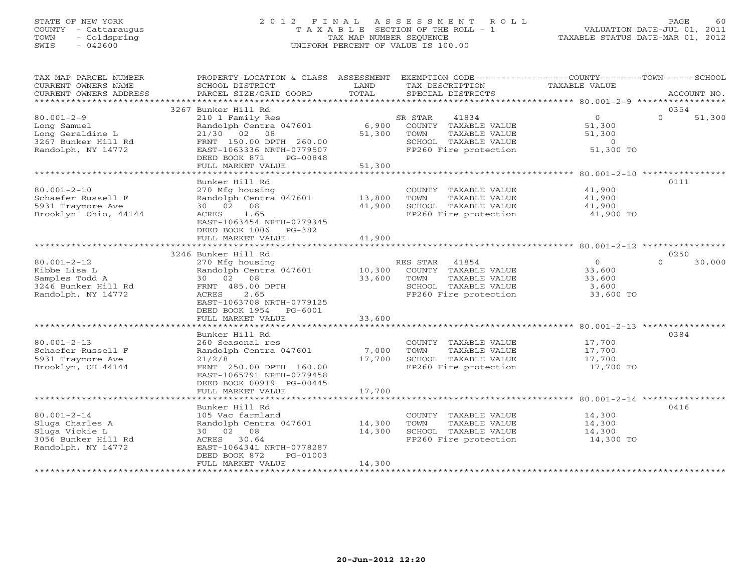STATE OF NEW YORK
COUNTY - Cattaraugus
TOWN - Coldspring
SWIS - 042600

# 2012 FINAL ASSESSMENT ROLL

TAXABLE SECTION OF THE ROLL - 1
TAX MAP NUMBER SEQUENCE
UNIFORM PERCENT OF VALUE IS 100.00

VALUATION DATE-JUL 01, 2011
TAXABLE STATUS DATE-MAR 01, 2012

| TAX MAP PARCEL NUMBER / CURRENT OWNERS NAME / CURRENT OWNERS ADDRESS | PROPERTY LOCATION & CLASS / SCHOOL DISTRICT / PARCEL SIZE/GRID COORD | ASSESSMENT LAND / TOTAL | EXEMPTION CODE / TAX DESCRIPTION / SPECIAL DISTRICTS | COUNTY / TOWN TAXABLE VALUE | SCHOOL / ACCOUNT NO. |
|---|---|---|---|---|---|
| | 3267 Bunker Hill Rd | | | | 0354 |
| 80.001-2-9 | 210 1 Family Res | | SR STAR 41834 | 0 | 0 51,300 |
| Long Samuel | Randolph Centra 047601 | 6,900 | COUNTY TAXABLE VALUE | 51,300 | |
| Long Geraldine L | 21/30 02 08 | 51,300 | TOWN TAXABLE VALUE | 51,300 | |
| 3267 Bunker Hill Rd | FRNT 150.00 DPTH 260.00 | | SCHOOL TAXABLE VALUE | 0 | |
| Randolph, NY 14772 | EAST-1063336 NRTH-0779507 | | FP260 Fire protection | 51,300 TO | |
| | DEED BOOK 871 PG-00848 | | | | |
| | FULL MARKET VALUE | 51,300 | | | |
| | Bunker Hill Rd | | | | 0111 |
| 80.001-2-10 | 270 Mfg housing | | COUNTY TAXABLE VALUE | 41,900 | |
| Schaefer Russell F | Randolph Centra 047601 | 13,800 | TOWN TAXABLE VALUE | 41,900 | |
| 5931 Traymore Ave | 30 02 08 | 41,900 | SCHOOL TAXABLE VALUE | 41,900 | |
| Brooklyn Ohio, 44144 | ACRES 1.65 | | FP260 Fire protection | 41,900 TO | |
| | EAST-1063454 NRTH-0779345 | | | | |
| | DEED BOOK 1006 PG-382 | | | | |
| | FULL MARKET VALUE | 41,900 | | | |
| | 3246 Bunker Hill Rd | | | | 0250 |
| 80.001-2-12 | 270 Mfg housing | | RES STAR 41854 | 0 | 0 30,000 |
| Kibbe Lisa L | Randolph Centra 047601 | 10,300 | COUNTY TAXABLE VALUE | 33,600 | |
| Samples Todd A | 30 02 08 | 33,600 | TOWN TAXABLE VALUE | 33,600 | |
| 3246 Bunker Hill Rd | FRNT 485.00 DPTH | | SCHOOL TAXABLE VALUE | 3,600 | |
| Randolph, NY 14772 | ACRES 2.65 | | FP260 Fire protection | 33,600 TO | |
| | EAST-1063708 NRTH-0779125 | | | | |
| | DEED BOOK 1954 PG-6001 | | | | |
| | FULL MARKET VALUE | 33,600 | | | |
| | Bunker Hill Rd | | | | 0384 |
| 80.001-2-13 | 260 Seasonal res | | COUNTY TAXABLE VALUE | 17,700 | |
| Schaefer Russell F | Randolph Centra 047601 | 7,000 | TOWN TAXABLE VALUE | 17,700 | |
| 5931 Traymore Ave | 21/2/8 | 17,700 | SCHOOL TAXABLE VALUE | 17,700 | |
| Brooklyn, OH 44144 | FRNT 250.00 DPTH 160.00 | | FP260 Fire protection | 17,700 TO | |
| | EAST-1065791 NRTH-0779458 | | | | |
| | DEED BOOK 00919 PG-00445 | | | | |
| | FULL MARKET VALUE | 17,700 | | | |
| | Bunker Hill Rd | | | | 0416 |
| 80.001-2-14 | 105 Vac farmland | | COUNTY TAXABLE VALUE | 14,300 | |
| Sluga Charles A | Randolph Centra 047601 | 14,300 | TOWN TAXABLE VALUE | 14,300 | |
| Sluga Vickie L | 30 02 08 | 14,300 | SCHOOL TAXABLE VALUE | 14,300 | |
| 3056 Bunker Hill Rd | ACRES 30.64 | | FP260 Fire protection | 14,300 TO | |
| Randolph, NY 14772 | EAST-1064341 NRTH-0778287 | | | | |
| | DEED BOOK 872 PG-01003 | | | | |
| | FULL MARKET VALUE | 14,300 | | | |

20-Jun-2012 12:20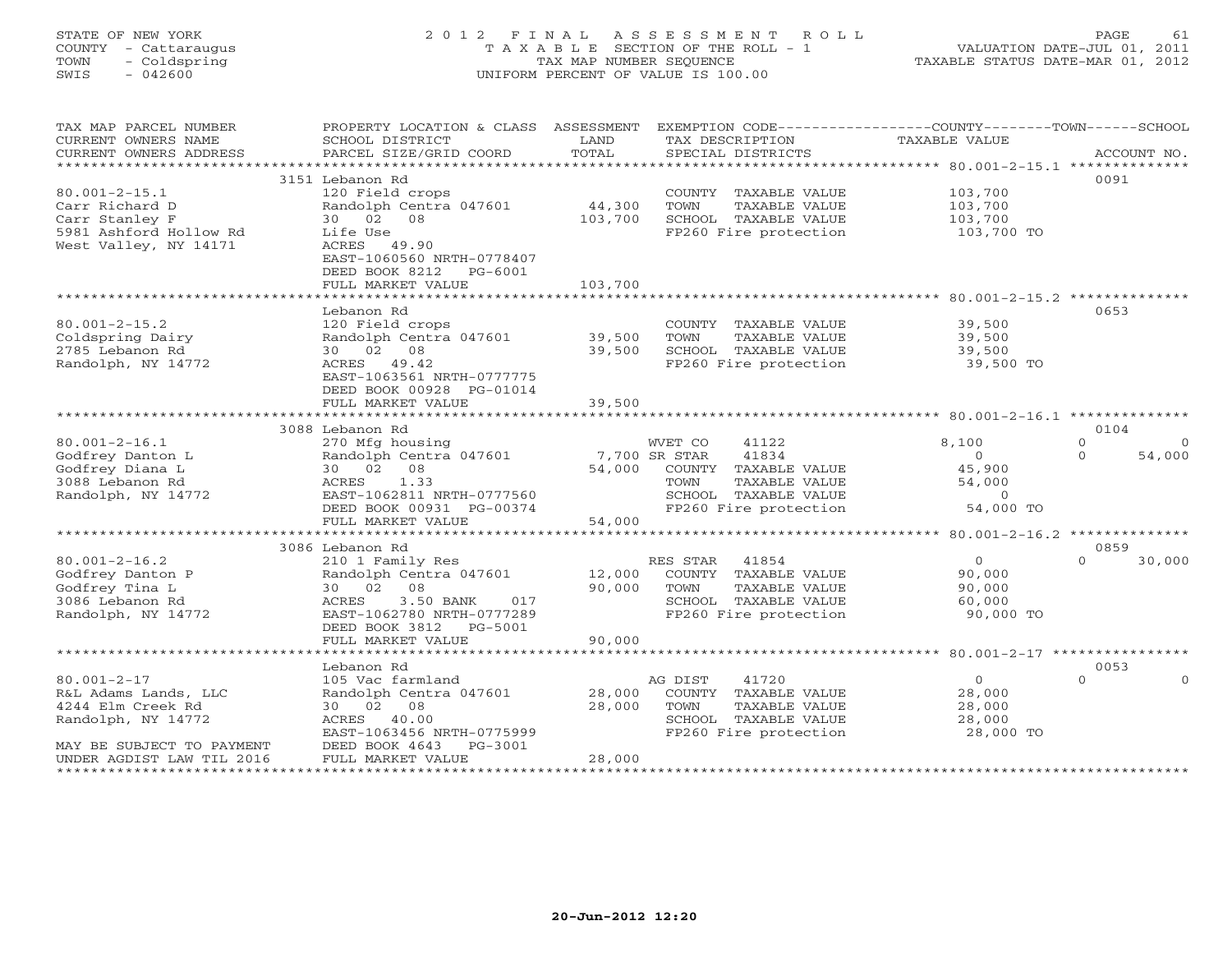STATE OF NEW YORK
COUNTY - Cattaraugus
TOWN - Coldspring
SWIS - 042600

2012 FINAL ASSESSMENT ROLL
TAXABLE SECTION OF THE ROLL - 1
TAX MAP NUMBER SEQUENCE
UNIFORM PERCENT OF VALUE IS 100.00

VALUATION DATE-JUL 01, 2011
TAXABLE STATUS DATE-MAR 01, 2012

| TAX MAP PARCEL NUMBER / CURRENT OWNERS NAME / CURRENT OWNERS ADDRESS | PROPERTY LOCATION & CLASS / SCHOOL DISTRICT / PARCEL SIZE/GRID COORD | ASSESSMENT LAND / TOTAL | EXEMPTION CODE / TAX DESCRIPTION / SPECIAL DISTRICTS | COUNTY TAXABLE VALUE | TOWN | SCHOOL | ACCOUNT NO. |
|---|---|---|---|---|---|---|---|
| 80.001-2-15.1 | 3151 Lebanon Rd | | | | | | 0091 |
| 80.001-2-15.1 | 120 Field crops | | COUNTY TAXABLE VALUE | 103,700 | | | |
| Carr Richard D | Randolph Centra 047601 | 44,300 | TOWN TAXABLE VALUE | 103,700 | | | |
| Carr Stanley F | 30 02 08 | 103,700 | SCHOOL TAXABLE VALUE | 103,700 | | | |
| 5981 Ashford Hollow Rd | Life Use | | FP260 Fire protection | 103,700 TO | | | |
| West Valley, NY 14171 | ACRES 49.90 | | | | | | |
| | EAST-1060560 NRTH-0778407 | | | | | | |
| | DEED BOOK 8212 PG-6001 | | | | | | |
| | FULL MARKET VALUE | 103,700 | | | | | |
| 80.001-2-15.2 | Lebanon Rd | | | | | | 0653 |
| 80.001-2-15.2 | 120 Field crops | | COUNTY TAXABLE VALUE | 39,500 | | | |
| Coldspring Dairy | Randolph Centra 047601 | 39,500 | TOWN TAXABLE VALUE | 39,500 | | | |
| 2785 Lebanon Rd | 30 02 08 | 39,500 | SCHOOL TAXABLE VALUE | 39,500 | | | |
| Randolph, NY 14772 | ACRES 49.42 | | FP260 Fire protection | 39,500 TO | | | |
| | EAST-1063561 NRTH-0777775 | | | | | | |
| | DEED BOOK 00928 PG-01014 | | | | | | |
| | FULL MARKET VALUE | 39,500 | | | | | |
| 80.001-2-16.1 | 3088 Lebanon Rd | | | | | | 0104 |
| 80.001-2-16.1 | 270 Mfg housing | | WVET CO 41122 | 8,100 | 0 | 0 | |
| Godfrey Danton L | Randolph Centra 047601 | 7,700 | SR STAR 41834 | 0 | 0 | 54,000 | |
| Godfrey Diana L | 30 02 08 | 54,000 | COUNTY TAXABLE VALUE | 45,900 | | | |
| 3088 Lebanon Rd | ACRES 1.33 | | TOWN TAXABLE VALUE | 54,000 | | | |
| Randolph, NY 14772 | EAST-1062811 NRTH-0777560 | | SCHOOL TAXABLE VALUE | 0 | | | |
| | DEED BOOK 00931 PG-00374 | | FP260 Fire protection | 54,000 TO | | | |
| | FULL MARKET VALUE | 54,000 | | | | | |
| 80.001-2-16.2 | 3086 Lebanon Rd | | | | | | 0859 |
| 80.001-2-16.2 | 210 1 Family Res | | RES STAR 41854 | 0 | 0 | 30,000 | |
| Godfrey Danton P | Randolph Centra 047601 | 12,000 | COUNTY TAXABLE VALUE | 90,000 | | | |
| Godfrey Tina L | 30 02 08 | 90,000 | TOWN TAXABLE VALUE | 90,000 | | | |
| 3086 Lebanon Rd | ACRES 3.50 BANK 017 | | SCHOOL TAXABLE VALUE | 60,000 | | | |
| Randolph, NY 14772 | EAST-1062780 NRTH-0777289 | | FP260 Fire protection | 90,000 TO | | | |
| | DEED BOOK 3812 PG-5001 | | | | | | |
| | FULL MARKET VALUE | 90,000 | | | | | |
| 80.001-2-17 | Lebanon Rd | | | | | | 0053 |
| 80.001-2-17 | 105 Vac farmland | | AG DIST 41720 | 0 | 0 | 0 | |
| R&L Adams Lands, LLC | Randolph Centra 047601 | 28,000 | COUNTY TAXABLE VALUE | 28,000 | | | |
| 4244 Elm Creek Rd | 30 02 08 | 28,000 | TOWN TAXABLE VALUE | 28,000 | | | |
| Randolph, NY 14772 | ACRES 40.00 | | SCHOOL TAXABLE VALUE | 28,000 | | | |
| | EAST-1063456 NRTH-0775999 | | FP260 Fire protection | 28,000 TO | | | |
| MAY BE SUBJECT TO PAYMENT | DEED BOOK 4643 PG-3001 | | | | | | |
| UNDER AGDIST LAW TIL 2016 | FULL MARKET VALUE | 28,000 | | | | | |

20-Jun-2012 12:20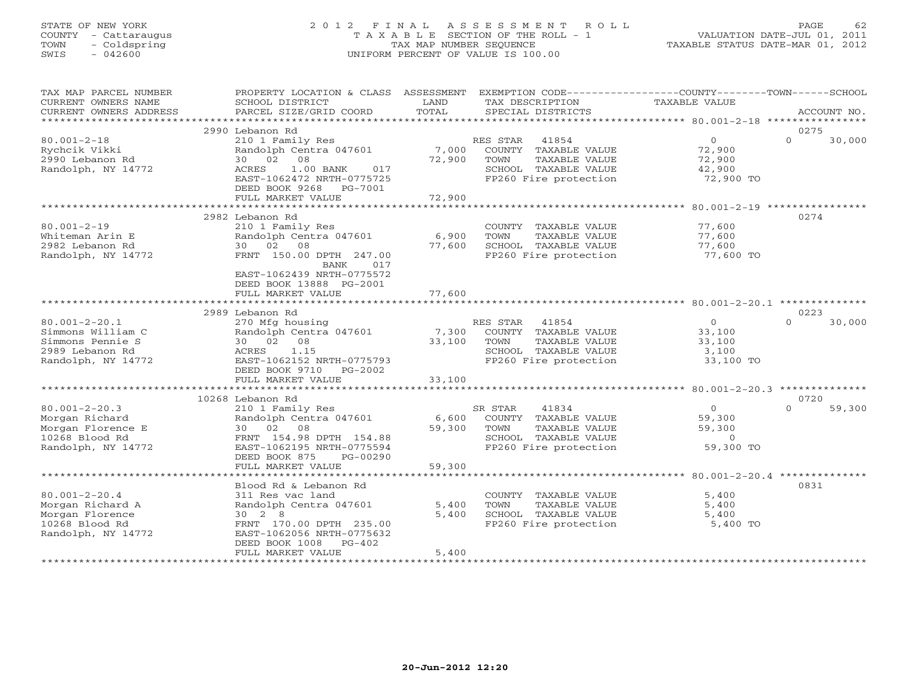STATE OF NEW YORK
COUNTY - Cattaraugus
TOWN - Coldspring
SWIS - 042600

# 2012 FINAL ASSESSMENT ROLL
TAXABLE SECTION OF THE ROLL - 1
TAX MAP NUMBER SEQUENCE
UNIFORM PERCENT OF VALUE IS 100.00

VALUATION DATE-JUL 01, 2011
TAXABLE STATUS DATE-MAR 01, 2012

| TAX MAP PARCEL NUMBER / CURRENT OWNERS NAME / CURRENT OWNERS ADDRESS | PROPERTY LOCATION & CLASS / SCHOOL DISTRICT / PARCEL SIZE/GRID COORD | ASSESSMENT LAND | TOTAL | EXEMPTION CODE / TAX DESCRIPTION / SPECIAL DISTRICTS | COUNTY TAXABLE VALUE | TOWN | SCHOOL / ACCOUNT NO. |
|---|---|---|---|---|---|---|---|
| | 2990 Lebanon Rd | | | | | | 0275 |
| 80.001-2-18 | 210 1 Family Res | | | RES STAR 41854 | 0 | 0 | 30,000 |
| Rychcik Vikki | Randolph Centra 047601 | 7,000 | | COUNTY TAXABLE VALUE | 72,900 | | |
| 2990 Lebanon Rd | 30 02 08 | | 72,900 | TOWN TAXABLE VALUE | 72,900 | | |
| Randolph, NY 14772 | ACRES 1.00 BANK 017 | | | SCHOOL TAXABLE VALUE | 42,900 | | |
| | EAST-1062472 NRTH-0775725 | | | FP260 Fire protection | 72,900 TO | | |
| | DEED BOOK 9268 PG-7001 | | | | | | |
| | FULL MARKET VALUE | | 72,900 | | | | |
| | 2982 Lebanon Rd | | | | | | 0274 |
| 80.001-2-19 | 210 1 Family Res | | | COUNTY TAXABLE VALUE | 77,600 | | |
| Whiteman Arin E | Randolph Centra 047601 | 6,900 | | TOWN TAXABLE VALUE | 77,600 | | |
| 2982 Lebanon Rd | 30 02 08 | | 77,600 | SCHOOL TAXABLE VALUE | 77,600 | | |
| Randolph, NY 14772 | FRNT 150.00 DPTH 247.00 | | | FP260 Fire protection | 77,600 TO | | |
| | BANK 017 | | | | | | |
| | EAST-1062439 NRTH-0775572 | | | | | | |
| | DEED BOOK 13888 PG-2001 | | | | | | |
| | FULL MARKET VALUE | | 77,600 | | | | |
| | 2989 Lebanon Rd | | | | | | 0223 |
| 80.001-2-20.1 | 270 Mfg housing | | | RES STAR 41854 | 0 | 0 | 30,000 |
| Simmons William C | Randolph Centra 047601 | 7,300 | | COUNTY TAXABLE VALUE | 33,100 | | |
| Simmons Pennie S | 30 02 08 | | 33,100 | TOWN TAXABLE VALUE | 33,100 | | |
| 2989 Lebanon Rd | ACRES 1.15 | | | SCHOOL TAXABLE VALUE | 3,100 | | |
| Randolph, NY 14772 | EAST-1062152 NRTH-0775793 | | | FP260 Fire protection | 33,100 TO | | |
| | DEED BOOK 9710 PG-2002 | | | | | | |
| | FULL MARKET VALUE | | 33,100 | | | | |
| | 10268 Lebanon Rd | | | | | | 0720 |
| 80.001-2-20.3 | 210 1 Family Res | | | SR STAR 41834 | 0 | 0 | 59,300 |
| Morgan Richard | Randolph Centra 047601 | 6,600 | | COUNTY TAXABLE VALUE | 59,300 | | |
| Morgan Florence E | 30 02 08 | | 59,300 | TOWN TAXABLE VALUE | 59,300 | | |
| 10268 Blood Rd | FRNT 154.98 DPTH 154.88 | | | SCHOOL TAXABLE VALUE | 0 | | |
| Randolph, NY 14772 | EAST-1062195 NRTH-0775594 | | | FP260 Fire protection | 59,300 TO | | |
| | DEED BOOK 875 PG-00290 | | | | | | |
| | FULL MARKET VALUE | | 59,300 | | | | |
| | Blood Rd & Lebanon Rd | | | | | | 0831 |
| 80.001-2-20.4 | 311 Res vac land | | | COUNTY TAXABLE VALUE | 5,400 | | |
| Morgan Richard A | Randolph Centra 047601 | 5,400 | | TOWN TAXABLE VALUE | 5,400 | | |
| Morgan Florence | 30 2 8 | | 5,400 | SCHOOL TAXABLE VALUE | 5,400 | | |
| 10268 Blood Rd | FRNT 170.00 DPTH 235.00 | | | FP260 Fire protection | 5,400 TO | | |
| Randolph, NY 14772 | EAST-1062056 NRTH-0775632 | | | | | | |
| | DEED BOOK 1008 PG-402 | | | | | | |
| | FULL MARKET VALUE | | 5,400 | | | | |

20-Jun-2012 12:20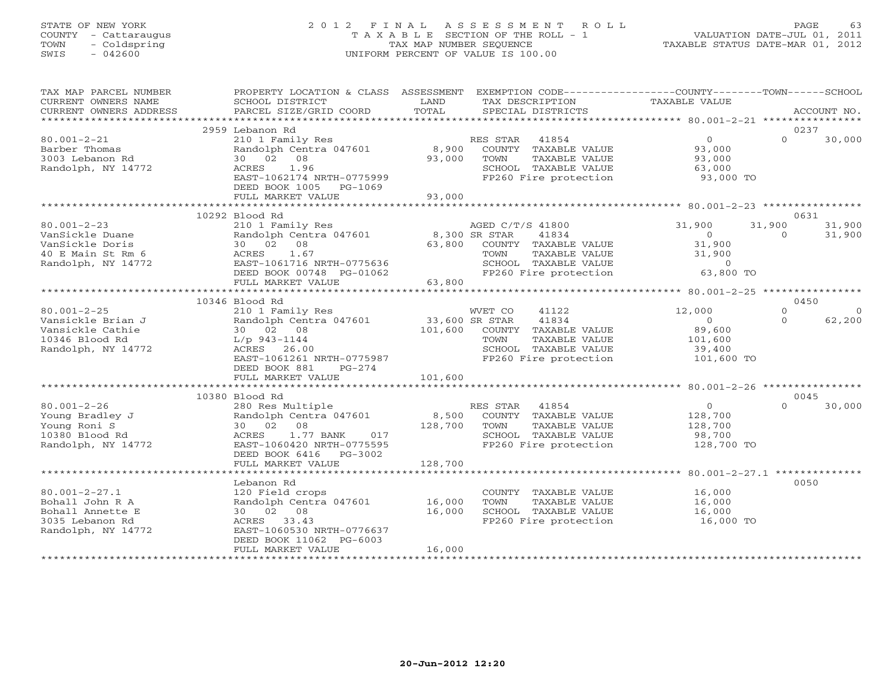STATE OF NEW YORK
COUNTY - Cattaraugus
TOWN - Coldspring
SWIS - 042600

# 2012 FINAL ASSESSMENT ROLL
TAXABLE SECTION OF THE ROLL - 1
TAX MAP NUMBER SEQUENCE
UNIFORM PERCENT OF VALUE IS 100.00

VALUATION DATE-JUL 01, 2011
TAXABLE STATUS DATE-MAR 01, 2012

| TAX MAP PARCEL NUMBER / CURRENT OWNERS NAME / CURRENT OWNERS ADDRESS | PROPERTY LOCATION & CLASS / SCHOOL DISTRICT / PARCEL SIZE/GRID COORD | ASSESSMENT LAND | TOTAL | EXEMPTION CODE / TAX DESCRIPTION / SPECIAL DISTRICTS | COUNTY TAXABLE VALUE | TOWN | SCHOOL / ACCOUNT NO. |
|---|---|---|---|---|---|---|---|
| | 2959 Lebanon Rd | | | | | | 0237 |
| 80.001-2-21 | 210 1 Family Res | | | RES STAR 41854 | 0 | 0 | 30,000 |
| Barber Thomas | Randolph Centra 047601 | 8,900 | | COUNTY TAXABLE VALUE | 93,000 | | |
| 3003 Lebanon Rd | 30 02 08 | | 93,000 | TOWN TAXABLE VALUE | 93,000 | | |
| Randolph, NY 14772 | ACRES 1.96 | | | SCHOOL TAXABLE VALUE | 63,000 | | |
| | EAST-1062174 NRTH-0775999 | | | FP260 Fire protection | 93,000 TO | | |
| | DEED BOOK 1005 PG-1069 | | | | | | |
| | FULL MARKET VALUE | | 93,000 | | | | |
| | 10292 Blood Rd | | | | | | 0631 |
| 80.001-2-23 | 210 1 Family Res | | | AGED C/T/S 41800 | 31,900 | 31,900 | 31,900 |
| VanSickle Duane | Randolph Centra 047601 | 8,300 | | SR STAR 41834 | 0 | 0 | 31,900 |
| VanSickle Doris | 30 02 08 | | 63,800 | COUNTY TAXABLE VALUE | 31,900 | | |
| 40 E Main St Rm 6 | ACRES 1.67 | | | TOWN TAXABLE VALUE | 31,900 | | |
| Randolph, NY 14772 | EAST-1061716 NRTH-0775636 | | | SCHOOL TAXABLE VALUE | 0 | | |
| | DEED BOOK 00748 PG-01062 | | | FP260 Fire protection | 63,800 TO | | |
| | FULL MARKET VALUE | | 63,800 | | | | |
| | 10346 Blood Rd | | | | | | 0450 |
| 80.001-2-25 | 210 1 Family Res | | | WVET CO 41122 | 12,000 | 0 | 0 |
| Vansickle Brian J | Randolph Centra 047601 | 33,600 | | SR STAR 41834 | 0 | 0 | 62,200 |
| Vansickle Cathie | 30 02 08 | | 101,600 | COUNTY TAXABLE VALUE | 89,600 | | |
| 10346 Blood Rd | L/p 943-1144 | | | TOWN TAXABLE VALUE | 101,600 | | |
| Randolph, NY 14772 | ACRES 26.00 | | | SCHOOL TAXABLE VALUE | 39,400 | | |
| | EAST-1061261 NRTH-0775987 | | | FP260 Fire protection | 101,600 TO | | |
| | DEED BOOK 881 PG-274 | | | | | | |
| | FULL MARKET VALUE | | 101,600 | | | | |
| | 10380 Blood Rd | | | | | | 0045 |
| 80.001-2-26 | 280 Res Multiple | | | RES STAR 41854 | 0 | 0 | 30,000 |
| Young Bradley J | Randolph Centra 047601 | 8,500 | | COUNTY TAXABLE VALUE | 128,700 | | |
| Young Roni S | 30 02 08 | | 128,700 | TOWN TAXABLE VALUE | 128,700 | | |
| 10380 Blood Rd | ACRES 1.77 BANK 017 | | | SCHOOL TAXABLE VALUE | 98,700 | | |
| Randolph, NY 14772 | EAST-1060420 NRTH-0775595 | | | FP260 Fire protection | 128,700 TO | | |
| | DEED BOOK 6416 PG-3002 | | | | | | |
| | FULL MARKET VALUE | | 128,700 | | | | |
| | Lebanon Rd | | | | | | 0050 |
| 80.001-2-27.1 | 120 Field crops | | | COUNTY TAXABLE VALUE | 16,000 | | |
| Bohall John R A | Randolph Centra 047601 | 16,000 | | TOWN TAXABLE VALUE | 16,000 | | |
| Bohall Annette E | 30 02 08 | | 16,000 | SCHOOL TAXABLE VALUE | 16,000 | | |
| 3035 Lebanon Rd | ACRES 33.43 | | | FP260 Fire protection | 16,000 TO | | |
| Randolph, NY 14772 | EAST-1060530 NRTH-0776637 | | | | | | |
| | DEED BOOK 11062 PG-6003 | | | | | | |
| | FULL MARKET VALUE | | 16,000 | | | | |

20-Jun-2012 12:20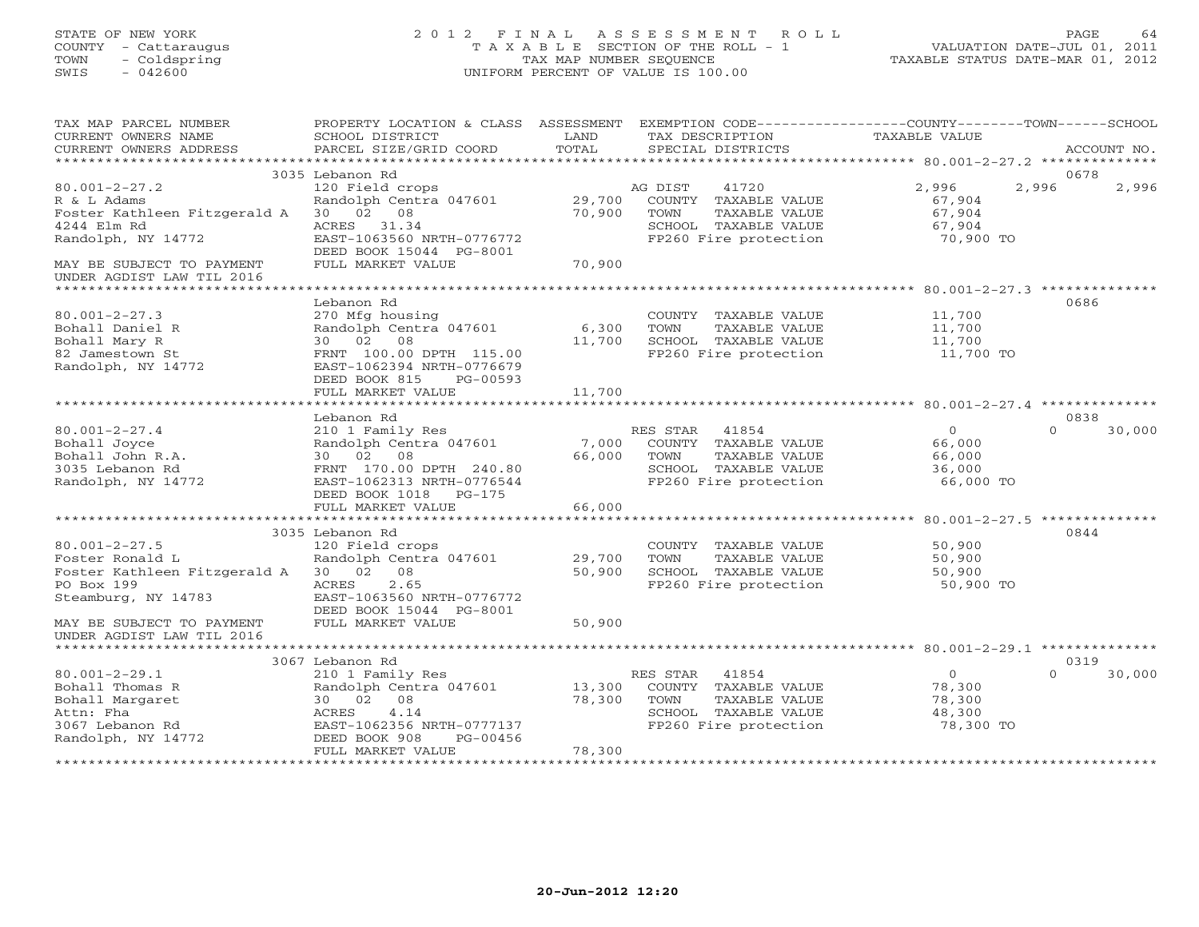STATE OF NEW YORK
COUNTY - Cattaraugus
TOWN - Coldspring
SWIS - 042600

# 2012 FINAL ASSESSMENT ROLL
TAXABLE SECTION OF THE ROLL - 1
TAX MAP NUMBER SEQUENCE
UNIFORM PERCENT OF VALUE IS 100.00

VALUATION DATE-JUL 01, 2011
TAXABLE STATUS DATE-MAR 01, 2012

| TAX MAP PARCEL NUMBER / CURRENT OWNERS NAME / CURRENT OWNERS ADDRESS | PROPERTY LOCATION & CLASS / SCHOOL DISTRICT / PARCEL SIZE/GRID COORD | ASSESSMENT LAND / TOTAL | EXEMPTION CODE / TAX DESCRIPTION / SPECIAL DISTRICTS | COUNTY TAXABLE VALUE | TOWN | SCHOOL | ACCOUNT NO. |
|---|---|---|---|---|---|---|---|
| 80.001-2-27.2 | 3035 Lebanon Rd | | | | | | 0678 |
| R & L Adams | 120 Field crops | | AG DIST 41720 | 2,996 | 2,996 | 2,996 | |
| Foster Kathleen Fitzgerald A | Randolph Centra 047601 | 29,700 | COUNTY TAXABLE VALUE | 67,904 | | | |
| 4244 Elm Rd | 30 02 08 | 70,900 | TOWN TAXABLE VALUE | 67,904 | | | |
| Randolph, NY 14772 | ACRES 31.34 | | SCHOOL TAXABLE VALUE | 67,904 | | | |
| | EAST-1063560 NRTH-0776772 | | FP260 Fire protection | 70,900 TO | | | |
| MAY BE SUBJECT TO PAYMENT | DEED BOOK 15044 PG-8001 | | | | | | |
| UNDER AGDIST LAW TIL 2016 | FULL MARKET VALUE | 70,900 | | | | | |
| 80.001-2-27.3 | Lebanon Rd | | | | | | 0686 |
| Bohall Daniel R | 270 Mfg housing | | COUNTY TAXABLE VALUE | 11,700 | | | |
| Bohall Mary R | Randolph Centra 047601 | 6,300 | TOWN TAXABLE VALUE | 11,700 | | | |
| 82 Jamestown St | 30 02 08 | 11,700 | SCHOOL TAXABLE VALUE | 11,700 | | | |
| Randolph, NY 14772 | FRNT 100.00 DPTH 115.00 | | FP260 Fire protection | 11,700 TO | | | |
| | EAST-1062394 NRTH-0776679 | | | | | | |
| | DEED BOOK 815 PG-00593 | | | | | | |
| | FULL MARKET VALUE | 11,700 | | | | | |
| 80.001-2-27.4 | Lebanon Rd | | | | | | 0838 |
| Bohall Joyce | 210 1 Family Res | | RES STAR 41854 | 0 | 0 | 30,000 | |
| Bohall John R.A. | Randolph Centra 047601 | 7,000 | COUNTY TAXABLE VALUE | 66,000 | | | |
| 3035 Lebanon Rd | 30 02 08 | 66,000 | TOWN TAXABLE VALUE | 66,000 | | | |
| Randolph, NY 14772 | FRNT 170.00 DPTH 240.80 | | SCHOOL TAXABLE VALUE | 36,000 | | | |
| | EAST-1062313 NRTH-0776544 | | FP260 Fire protection | 66,000 TO | | | |
| | DEED BOOK 1018 PG-175 | | | | | | |
| | FULL MARKET VALUE | 66,000 | | | | | |
| 80.001-2-27.5 | 3035 Lebanon Rd | | | | | | 0844 |
| Foster Ronald L | 120 Field crops | | COUNTY TAXABLE VALUE | 50,900 | | | |
| Foster Kathleen Fitzgerald A | Randolph Centra 047601 | 29,700 | TOWN TAXABLE VALUE | 50,900 | | | |
| PO Box 199 | 30 02 08 | 50,900 | SCHOOL TAXABLE VALUE | 50,900 | | | |
| Steamburg, NY 14783 | ACRES 2.65 | | FP260 Fire protection | 50,900 TO | | | |
| | EAST-1063560 NRTH-0776772 | | | | | | |
| MAY BE SUBJECT TO PAYMENT | DEED BOOK 15044 PG-8001 | | | | | | |
| UNDER AGDIST LAW TIL 2016 | FULL MARKET VALUE | 50,900 | | | | | |
| 80.001-2-29.1 | 3067 Lebanon Rd | | | | | | 0319 |
| Bohall Thomas R | 210 1 Family Res | | RES STAR 41854 | 0 | 0 | 30,000 | |
| Bohall Margaret | Randolph Centra 047601 | 13,300 | COUNTY TAXABLE VALUE | 78,300 | | | |
| Attn: Fha | 30 02 08 | 78,300 | TOWN TAXABLE VALUE | 78,300 | | | |
| 3067 Lebanon Rd | ACRES 4.14 | | SCHOOL TAXABLE VALUE | 48,300 | | | |
| Randolph, NY 14772 | EAST-1062356 NRTH-0777137 | | FP260 Fire protection | 78,300 TO | | | |
| | DEED BOOK 908 PG-00456 | | | | | | |
| | FULL MARKET VALUE | 78,300 | | | | | |

20-Jun-2012 12:20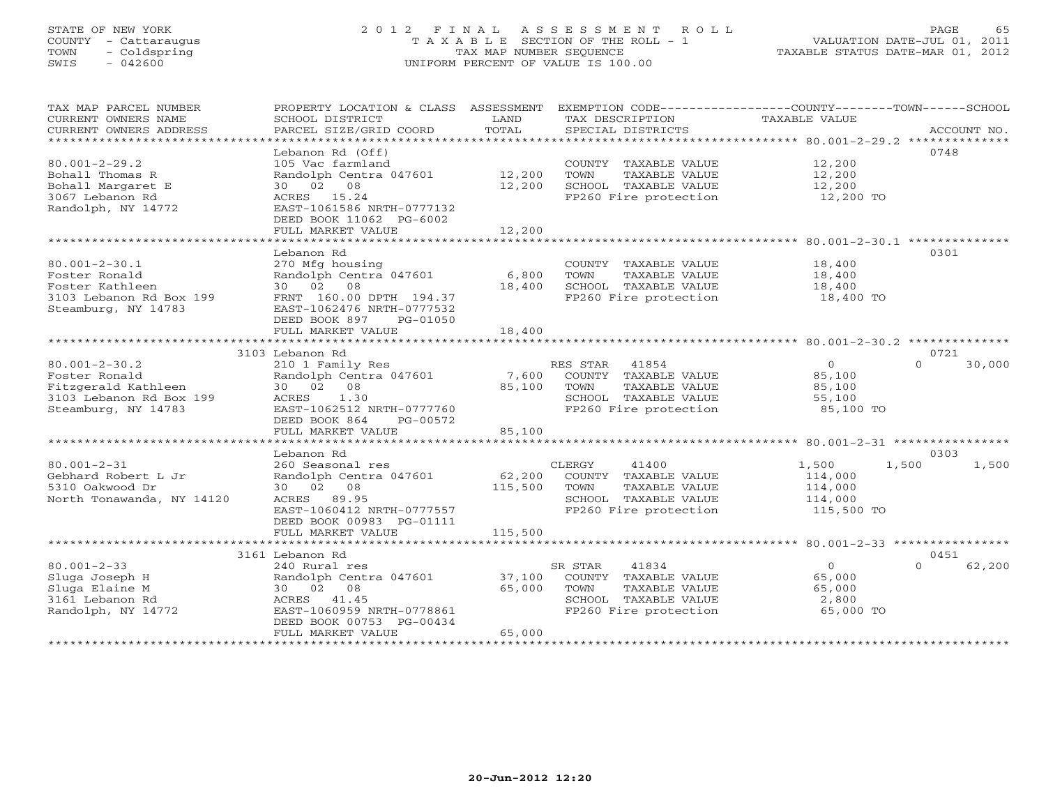STATE OF NEW YORK
COUNTY - Cattaraugus
TOWN - Coldspring
SWIS - 042600

# 2012 FINAL ASSESSMENT ROLL

TAXABLE SECTION OF THE ROLL - 1
TAX MAP NUMBER SEQUENCE
UNIFORM PERCENT OF VALUE IS 100.00

VALUATION DATE-JUL 01, 2011
TAXABLE STATUS DATE-MAR 01, 2012

| TAX MAP PARCEL NUMBER / CURRENT OWNERS NAME / CURRENT OWNERS ADDRESS | PROPERTY LOCATION & CLASS / SCHOOL DISTRICT / PARCEL SIZE/GRID COORD | ASSESSMENT LAND | TOTAL | EXEMPTION CODE / TAX DESCRIPTION / SPECIAL DISTRICTS | COUNTY TAXABLE VALUE | TOWN | SCHOOL | ACCOUNT NO. |
|---|---|---|---|---|---|---|---|---|
| 80.001-2-29.2 | Lebanon Rd (Off) | | | | | | | 0748 |
| Bohall Thomas R | 105 Vac farmland | | | COUNTY TAXABLE VALUE | 12,200 | | | |
| Bohall Margaret E | Randolph Centra 047601 | 12,200 | | TOWN TAXABLE VALUE | 12,200 | | | |
| 3067 Lebanon Rd | 30 02 08 | | 12,200 | SCHOOL TAXABLE VALUE | 12,200 | | | |
| Randolph, NY 14772 | ACRES 15.24 | | | FP260 Fire protection | 12,200 TO | | | |
| | EAST-1061586 NRTH-0777132 | | | | | | | |
| | DEED BOOK 11062 PG-6002 | | | | | | | |
| | FULL MARKET VALUE | | 12,200 | | | | | |
| 80.001-2-30.1 | Lebanon Rd | | | | | | | 0301 |
| Foster Ronald | 270 Mfg housing | | | COUNTY TAXABLE VALUE | 18,400 | | | |
| Foster Kathleen | Randolph Centra 047601 | 6,800 | | TOWN TAXABLE VALUE | 18,400 | | | |
| 3103 Lebanon Rd Box 199 | 30 02 08 | | 18,400 | SCHOOL TAXABLE VALUE | 18,400 | | | |
| Steamburg, NY 14783 | FRNT 160.00 DPTH 194.37 | | | FP260 Fire protection | 18,400 TO | | | |
| | EAST-1062476 NRTH-0777532 | | | | | | | |
| | DEED BOOK 897 PG-01050 | | | | | | | |
| | FULL MARKET VALUE | | 18,400 | | | | | |
| 80.001-2-30.2 | 3103 Lebanon Rd | | | | | | | 0721 |
| Foster Ronald | 210 1 Family Res | | | RES STAR 41854 | 0 | 0 | 30,000 | |
| Fitzgerald Kathleen | Randolph Centra 047601 | 7,600 | | COUNTY TAXABLE VALUE | 85,100 | | | |
| 3103 Lebanon Rd Box 199 | 30 02 08 | | 85,100 | TOWN TAXABLE VALUE | 85,100 | | | |
| Steamburg, NY 14783 | ACRES 1.30 | | | SCHOOL TAXABLE VALUE | 55,100 | | | |
| | EAST-1062512 NRTH-0777760 | | | FP260 Fire protection | 85,100 TO | | | |
| | DEED BOOK 864 PG-00572 | | | | | | | |
| | FULL MARKET VALUE | | 85,100 | | | | | |
| 80.001-2-31 | Lebanon Rd | | | | | | | 0303 |
| Gebhard Robert L Jr | 260 Seasonal res | | | CLERGY 41400 | 1,500 | 1,500 | 1,500 | |
| 5310 Oakwood Dr | Randolph Centra 047601 | 62,200 | | COUNTY TAXABLE VALUE | 114,000 | | | |
| North Tonawanda, NY 14120 | 30 02 08 | | 115,500 | TOWN TAXABLE VALUE | 114,000 | | | |
| | ACRES 89.95 | | | SCHOOL TAXABLE VALUE | 114,000 | | | |
| | EAST-1060412 NRTH-0777557 | | | FP260 Fire protection | 115,500 TO | | | |
| | DEED BOOK 00983 PG-01111 | | | | | | | |
| | FULL MARKET VALUE | | 115,500 | | | | | |
| 80.001-2-33 | 3161 Lebanon Rd | | | | | | | 0451 |
| Sluga Joseph H | 240 Rural res | | | SR STAR 41834 | 0 | 0 | 62,200 | |
| Sluga Elaine M | Randolph Centra 047601 | 37,100 | | COUNTY TAXABLE VALUE | 65,000 | | | |
| 3161 Lebanon Rd | 30 02 08 | | 65,000 | TOWN TAXABLE VALUE | 65,000 | | | |
| Randolph, NY 14772 | ACRES 41.45 | | | SCHOOL TAXABLE VALUE | 2,800 | | | |
| | EAST-1060959 NRTH-0778861 | | | FP260 Fire protection | 65,000 TO | | | |
| | DEED BOOK 00753 PG-00434 | | | | | | | |
| | FULL MARKET VALUE | | 65,000 | | | | | |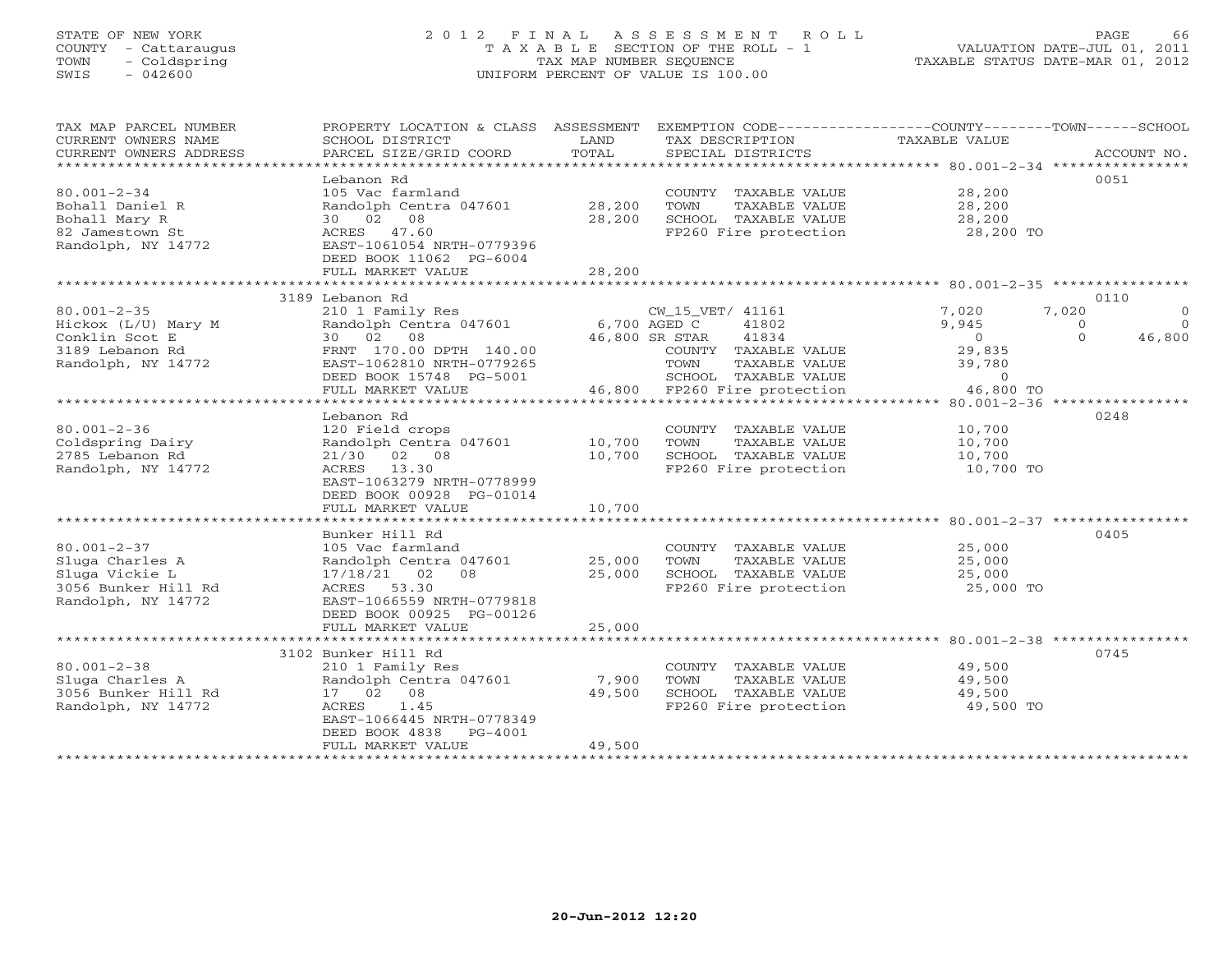STATE OF NEW YORK
COUNTY - Cattaraugus
TOWN - Coldspring
SWIS - 042600

# 2012 FINAL ASSESSMENT ROLL

TAXABLE SECTION OF THE ROLL - 1
TAX MAP NUMBER SEQUENCE
UNIFORM PERCENT OF VALUE IS 100.00

VALUATION DATE-JUL 01, 2011
TAXABLE STATUS DATE-MAR 01, 2012

| TAX MAP PARCEL NUMBER / CURRENT OWNERS NAME / CURRENT OWNERS ADDRESS | PROPERTY LOCATION & CLASS / SCHOOL DISTRICT / PARCEL SIZE/GRID COORD | ASSESSMENT LAND / TOTAL | EXEMPTION CODE / TAX DESCRIPTION / SPECIAL DISTRICTS | COUNTY TAXABLE VALUE | TOWN | SCHOOL | ACCOUNT NO. |
|---|---|---|---|---|---|---|---|
| **80.001-2-34** | Lebanon Rd | | | | | | 0051 |
| Bohall Daniel R | 105 Vac farmland | | COUNTY TAXABLE VALUE | 28,200 | | | |
| Bohall Mary R | Randolph Centra 047601 | 28,200 | TOWN TAXABLE VALUE | 28,200 | | | |
| 82 Jamestown St | 30 02 08 | 28,200 | SCHOOL TAXABLE VALUE | 28,200 | | | |
| Randolph, NY 14772 | ACRES 47.60 | | FP260 Fire protection | 28,200 TO | | | |
| | EAST-1061054 NRTH-0779396 | | | | | | |
| | DEED BOOK 11062 PG-6004 | | | | | | |
| | FULL MARKET VALUE | 28,200 | | | | | |
| **80.001-2-35** | 3189 Lebanon Rd | | | | | | 0110 |
| Hickox (L/U) Mary M | 210 1 Family Res | | CW_15_VET/ 41161 | 7,020 | 7,020 | 0 | |
| Conklin Scot E | Randolph Centra 047601 | 6,700 | AGED C 41802 | 9,945 | 0 | 0 | |
| 3189 Lebanon Rd | 30 02 08 | 46,800 | SR STAR 41834 | 0 | 0 | 46,800 | |
| Randolph, NY 14772 | FRNT 170.00 DPTH 140.00 | | COUNTY TAXABLE VALUE | 29,835 | | | |
| | EAST-1062810 NRTH-0779265 | | TOWN TAXABLE VALUE | 39,780 | | | |
| | DEED BOOK 15748 PG-5001 | | SCHOOL TAXABLE VALUE | 0 | | | |
| | FULL MARKET VALUE | 46,800 | FP260 Fire protection | 46,800 TO | | | |
| **80.001-2-36** | Lebanon Rd | | | | | | 0248 |
| Coldspring Dairy | 120 Field crops | | COUNTY TAXABLE VALUE | 10,700 | | | |
| 2785 Lebanon Rd | Randolph Centra 047601 | 10,700 | TOWN TAXABLE VALUE | 10,700 | | | |
| Randolph, NY 14772 | 21/30 02 08 | 10,700 | SCHOOL TAXABLE VALUE | 10,700 | | | |
| | ACRES 13.30 | | FP260 Fire protection | 10,700 TO | | | |
| | EAST-1063279 NRTH-0778999 | | | | | | |
| | DEED BOOK 00928 PG-01014 | | | | | | |
| | FULL MARKET VALUE | 10,700 | | | | | |
| **80.001-2-37** | Bunker Hill Rd | | | | | | 0405 |
| Sluga Charles A | 105 Vac farmland | | COUNTY TAXABLE VALUE | 25,000 | | | |
| Sluga Vickie L | Randolph Centra 047601 | 25,000 | TOWN TAXABLE VALUE | 25,000 | | | |
| 3056 Bunker Hill Rd | 17/18/21 02 08 | 25,000 | SCHOOL TAXABLE VALUE | 25,000 | | | |
| Randolph, NY 14772 | ACRES 53.30 | | FP260 Fire protection | 25,000 TO | | | |
| | EAST-1066559 NRTH-0779818 | | | | | | |
| | DEED BOOK 00925 PG-00126 | | | | | | |
| | FULL MARKET VALUE | 25,000 | | | | | |
| **80.001-2-38** | 3102 Bunker Hill Rd | | | | | | 0745 |
| Sluga Charles A | 210 1 Family Res | | COUNTY TAXABLE VALUE | 49,500 | | | |
| 3056 Bunker Hill Rd | Randolph Centra 047601 | 7,900 | TOWN TAXABLE VALUE | 49,500 | | | |
| Randolph, NY 14772 | 17 02 08 | 49,500 | SCHOOL TAXABLE VALUE | 49,500 | | | |
| | ACRES 1.45 | | FP260 Fire protection | 49,500 TO | | | |
| | EAST-1066445 NRTH-0778349 | | | | | | |
| | DEED BOOK 4838 PG-4001 | | | | | | |
| | FULL MARKET VALUE | 49,500 | | | | | |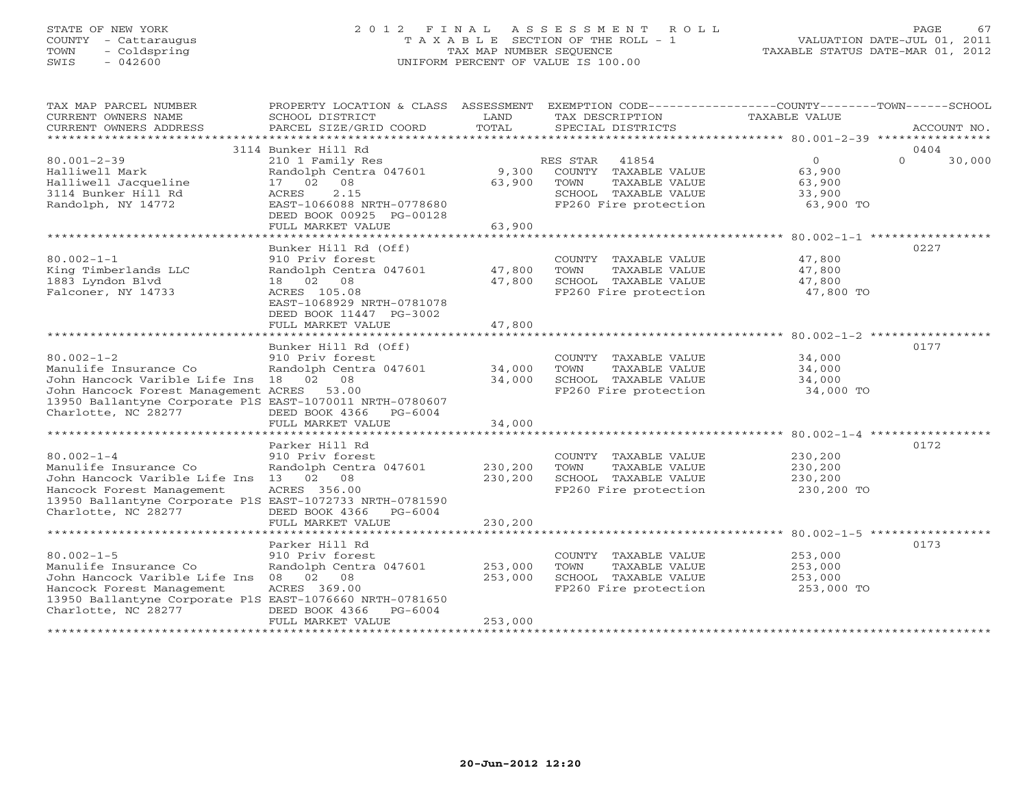STATE OF NEW YORK
COUNTY - Cattaraugus
TOWN - Coldspring
SWIS - 042600

# 2012 FINAL ASSESSMENT ROLL
TAXABLE SECTION OF THE ROLL - 1
TAX MAP NUMBER SEQUENCE
UNIFORM PERCENT OF VALUE IS 100.00

VALUATION DATE-JUL 01, 2011
TAXABLE STATUS DATE-MAR 01, 2012

| TAX MAP PARCEL NUMBER / CURRENT OWNERS NAME / CURRENT OWNERS ADDRESS | PROPERTY LOCATION & CLASS / SCHOOL DISTRICT / PARCEL SIZE/GRID COORD | ASSESSMENT LAND / TOTAL | EXEMPTION CODE / TAX DESCRIPTION / SPECIAL DISTRICTS | COUNTY / TOWN / SCHOOL TAXABLE VALUE | ACCOUNT NO. |
|---|---|---|---|---|---|
| 80.001-2-39 | 3114 Bunker Hill Rd | | | | 0404 |
| | 210 1 Family Res | | RES STAR 41854 | 0 | 0 30,000 |
| Halliwell Mark | Randolph Centra 047601 | 9,300 | COUNTY TAXABLE VALUE | 63,900 | |
| Halliwell Jacqueline | 17 02 08 | 63,900 | TOWN TAXABLE VALUE | 63,900 | |
| 3114 Bunker Hill Rd | ACRES 2.15 | | SCHOOL TAXABLE VALUE | 33,900 | |
| Randolph, NY 14772 | EAST-1066088 NRTH-0778680 | | FP260 Fire protection | 63,900 TO | |
| | DEED BOOK 00925 PG-00128 | | | | |
| | FULL MARKET VALUE | 63,900 | | | |
| 80.002-1-1 | Bunker Hill Rd (Off) | | | | 0227 |
| | 910 Priv forest | | COUNTY TAXABLE VALUE | 47,800 | |
| King Timberlands LLC | Randolph Centra 047601 | 47,800 | TOWN TAXABLE VALUE | 47,800 | |
| 1883 Lyndon Blvd | 18 02 08 | 47,800 | SCHOOL TAXABLE VALUE | 47,800 | |
| Falconer, NY 14733 | ACRES 105.08 | | FP260 Fire protection | 47,800 TO | |
| | EAST-1068929 NRTH-0781078 | | | | |
| | DEED BOOK 11447 PG-3002 | | | | |
| | FULL MARKET VALUE | 47,800 | | | |
| 80.002-1-2 | Bunker Hill Rd (Off) | | | | 0177 |
| | 910 Priv forest | | COUNTY TAXABLE VALUE | 34,000 | |
| Manulife Insurance Co | Randolph Centra 047601 | 34,000 | TOWN TAXABLE VALUE | 34,000 | |
| John Hancock Varible Life Ins | 18 02 08 | 34,000 | SCHOOL TAXABLE VALUE | 34,000 | |
| John Hancock Forest Management | ACRES 53.00 | | FP260 Fire protection | 34,000 TO | |
| 13950 Ballantyne Corporate PlS | EAST-1070011 NRTH-0780607 | | | | |
| Charlotte, NC 28277 | DEED BOOK 4366 PG-6004 | | | | |
| | FULL MARKET VALUE | 34,000 | | | |
| 80.002-1-4 | Parker Hill Rd | | | | 0172 |
| | 910 Priv forest | | COUNTY TAXABLE VALUE | 230,200 | |
| Manulife Insurance Co | Randolph Centra 047601 | 230,200 | TOWN TAXABLE VALUE | 230,200 | |
| John Hancock Varible Life Ins | 13 02 08 | 230,200 | SCHOOL TAXABLE VALUE | 230,200 | |
| Hancock Forest Management | ACRES 356.00 | | FP260 Fire protection | 230,200 TO | |
| 13950 Ballantyne Corporate PlS | EAST-1072733 NRTH-0781590 | | | | |
| Charlotte, NC 28277 | DEED BOOK 4366 PG-6004 | | | | |
| | FULL MARKET VALUE | 230,200 | | | |
| 80.002-1-5 | Parker Hill Rd | | | | 0173 |
| | 910 Priv forest | | COUNTY TAXABLE VALUE | 253,000 | |
| Manulife Insurance Co | Randolph Centra 047601 | 253,000 | TOWN TAXABLE VALUE | 253,000 | |
| John Hancock Varible Life Ins | 08 02 08 | 253,000 | SCHOOL TAXABLE VALUE | 253,000 | |
| Hancock Forest Management | ACRES 369.00 | | FP260 Fire protection | 253,000 TO | |
| 13950 Ballantyne Corporate PlS | EAST-1076660 NRTH-0781650 | | | | |
| Charlotte, NC 28277 | DEED BOOK 4366 PG-6004 | | | | |
| | FULL MARKET VALUE | 253,000 | | | |

20-Jun-2012 12:20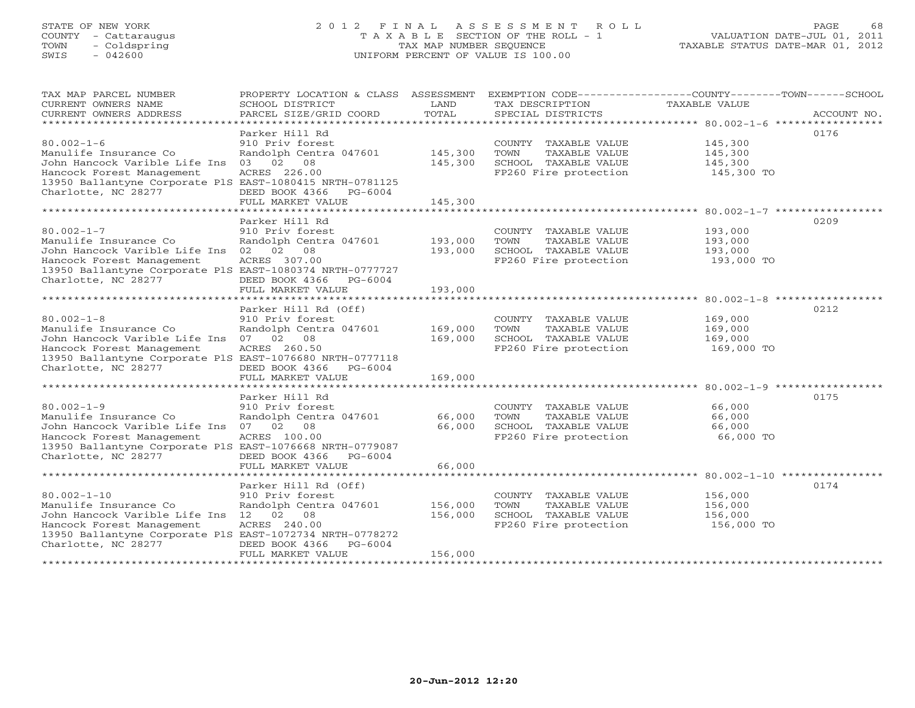STATE OF NEW YORK
COUNTY - Cattaraugus
TOWN - Coldspring
SWIS - 042600

# 2012 FINAL ASSESSMENT ROLL

TAXABLE SECTION OF THE ROLL - 1
TAX MAP NUMBER SEQUENCE
UNIFORM PERCENT OF VALUE IS 100.00

VALUATION DATE-JUL 01, 2011
TAXABLE STATUS DATE-MAR 01, 2012

| TAX MAP PARCEL NUMBER / CURRENT OWNERS NAME / CURRENT OWNERS ADDRESS | PROPERTY LOCATION & CLASS / SCHOOL DISTRICT / PARCEL SIZE/GRID COORD | ASSESSMENT LAND | TOTAL | EXEMPTION CODE / TAX DESCRIPTION / SPECIAL DISTRICTS | COUNTY/TOWN/SCHOOL TAXABLE VALUE | ACCOUNT NO. |
|---|---|---|---|---|---|---|
| 80.002-1-6 | Parker Hill Rd | | | | | 0176 |
| Manulife Insurance Co | 910 Priv forest | | | COUNTY TAXABLE VALUE | 145,300 | |
| John Hancock Varible Life Ins | Randolph Centra 047601 | 145,300 | | TOWN TAXABLE VALUE | 145,300 | |
| Hancock Forest Management | 03 02 08 | | 145,300 | SCHOOL TAXABLE VALUE | 145,300 | |
| 13950 Ballantyne Corporate PlS | ACRES 226.00 | | | FP260 Fire protection | 145,300 TO | |
| Charlotte, NC 28277 | EAST-1080415 NRTH-0781125 | | | | | |
| | DEED BOOK 4366 PG-6004 | | | | | |
| | FULL MARKET VALUE | | 145,300 | | | |
| 80.002-1-7 | Parker Hill Rd | | | | | 0209 |
| Manulife Insurance Co | 910 Priv forest | | | COUNTY TAXABLE VALUE | 193,000 | |
| John Hancock Varible Life Ins | Randolph Centra 047601 | 193,000 | | TOWN TAXABLE VALUE | 193,000 | |
| Hancock Forest Management | 02 02 08 | | 193,000 | SCHOOL TAXABLE VALUE | 193,000 | |
| 13950 Ballantyne Corporate PlS | ACRES 307.00 | | | FP260 Fire protection | 193,000 TO | |
| Charlotte, NC 28277 | EAST-1080374 NRTH-0777727 | | | | | |
| | DEED BOOK 4366 PG-6004 | | | | | |
| | FULL MARKET VALUE | | 193,000 | | | |
| 80.002-1-8 | Parker Hill Rd (Off) | | | | | 0212 |
| Manulife Insurance Co | 910 Priv forest | | | COUNTY TAXABLE VALUE | 169,000 | |
| John Hancock Varible Life Ins | Randolph Centra 047601 | 169,000 | | TOWN TAXABLE VALUE | 169,000 | |
| Hancock Forest Management | 07 02 08 | | 169,000 | SCHOOL TAXABLE VALUE | 169,000 | |
| 13950 Ballantyne Corporate PlS | ACRES 260.50 | | | FP260 Fire protection | 169,000 TO | |
| Charlotte, NC 28277 | EAST-1076680 NRTH-0777118 | | | | | |
| | DEED BOOK 4366 PG-6004 | | | | | |
| | FULL MARKET VALUE | | 169,000 | | | |
| 80.002-1-9 | Parker Hill Rd | | | | | 0175 |
| Manulife Insurance Co | 910 Priv forest | | | COUNTY TAXABLE VALUE | 66,000 | |
| John Hancock Varible Life Ins | Randolph Centra 047601 | 66,000 | | TOWN TAXABLE VALUE | 66,000 | |
| Hancock Forest Management | 07 02 08 | | 66,000 | SCHOOL TAXABLE VALUE | 66,000 | |
| 13950 Ballantyne Corporate PlS | ACRES 100.00 | | | FP260 Fire protection | 66,000 TO | |
| Charlotte, NC 28277 | EAST-1076668 NRTH-0779087 | | | | | |
| | DEED BOOK 4366 PG-6004 | | | | | |
| | FULL MARKET VALUE | | 66,000 | | | |
| 80.002-1-10 | Parker Hill Rd (Off) | | | | | 0174 |
| Manulife Insurance Co | 910 Priv forest | | | COUNTY TAXABLE VALUE | 156,000 | |
| John Hancock Varible Life Ins | Randolph Centra 047601 | 156,000 | | TOWN TAXABLE VALUE | 156,000 | |
| Hancock Forest Management | 12 02 08 | | 156,000 | SCHOOL TAXABLE VALUE | 156,000 | |
| 13950 Ballantyne Corporate PlS | ACRES 240.00 | | | FP260 Fire protection | 156,000 TO | |
| Charlotte, NC 28277 | EAST-1072734 NRTH-0778272 | | | | | |
| | DEED BOOK 4366 PG-6004 | | | | | |
| | FULL MARKET VALUE | | 156,000 | | | |

20-Jun-2012 12:20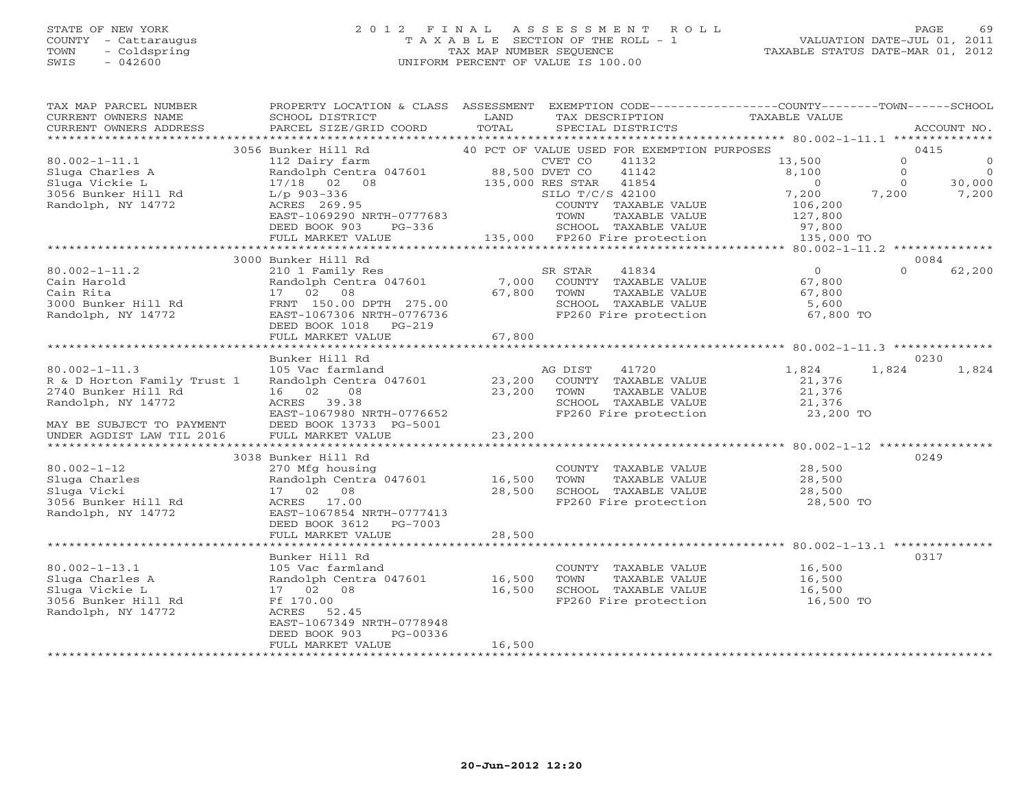STATE OF NEW YORK
COUNTY - Cattaraugus
TOWN - Coldspring
SWIS - 042600

# 2012 FINAL ASSESSMENT ROLL
TAXABLE SECTION OF THE ROLL - 1
TAX MAP NUMBER SEQUENCE
UNIFORM PERCENT OF VALUE IS 100.00

VALUATION DATE-JUL 01, 2011
TAXABLE STATUS DATE-MAR 01, 2012

| TAX MAP PARCEL NUMBER / CURRENT OWNERS NAME / CURRENT OWNERS ADDRESS | PROPERTY LOCATION & CLASS / SCHOOL DISTRICT / PARCEL SIZE/GRID COORD | ASSESSMENT LAND | TOTAL | EXEMPTION CODE / TAX DESCRIPTION / SPECIAL DISTRICTS | COUNTY TAXABLE VALUE | TOWN | SCHOOL | ACCOUNT NO. |
|---|---|---|---|---|---|---|---|---|
| 80.002-1-11.1 | 3056 Bunker Hill Rd | | | 40 PCT OF VALUE USED FOR EXEMPTION PURPOSES | | | | 0415 |
| | 112 Dairy farm | | | CVET CO 41132 | 13,500 | 0 | 0 | |
| Sluga Charles A | Randolph Centra 047601 | 88,500 | | DVET CO 41142 | 8,100 | 0 | 0 | |
| Sluga Vickie L | 17/18 02 08 | | 135,000 | RES STAR 41854 | 0 | 0 | 30,000 | |
| 3056 Bunker Hill Rd | L/p 903-336 | | | SILO T/C/S 42100 | 7,200 | 7,200 | 7,200 | |
| Randolph, NY 14772 | ACRES 269.95 | | | COUNTY TAXABLE VALUE | 106,200 | | | |
| | EAST-1069290 NRTH-0777683 | | | TOWN TAXABLE VALUE | 127,800 | | | |
| | DEED BOOK 903 PG-336 | | | SCHOOL TAXABLE VALUE | 97,800 | | | |
| | FULL MARKET VALUE | | 135,000 | FP260 Fire protection | 135,000 TO | | | |
| 80.002-1-11.2 | 3000 Bunker Hill Rd | | | | | | | 0084 |
| | 210 1 Family Res | | | SR STAR 41834 | 0 | 0 | 62,200 | |
| Cain Harold | Randolph Centra 047601 | 7,000 | | COUNTY TAXABLE VALUE | 67,800 | | | |
| Cain Rita | 17 02 08 | | 67,800 | TOWN TAXABLE VALUE | 67,800 | | | |
| 3000 Bunker Hill Rd | FRNT 150.00 DPTH 275.00 | | | SCHOOL TAXABLE VALUE | 5,600 | | | |
| Randolph, NY 14772 | EAST-1067306 NRTH-0776736 | | | FP260 Fire protection | 67,800 TO | | | |
| | DEED BOOK 1018 PG-219 | | | | | | | |
| | FULL MARKET VALUE | | 67,800 | | | | | |
| 80.002-1-11.3 | Bunker Hill Rd | | | | | | | 0230 |
| | 105 Vac farmland | | | AG DIST 41720 | 1,824 | 1,824 | 1,824 | |
| R & D Horton Family Trust 1 | Randolph Centra 047601 | 23,200 | | COUNTY TAXABLE VALUE | 21,376 | | | |
| 2740 Bunker Hill Rd | 16 02 08 | | 23,200 | TOWN TAXABLE VALUE | 21,376 | | | |
| Randolph, NY 14772 | ACRES 39.38 | | | SCHOOL TAXABLE VALUE | 21,376 | | | |
| | EAST-1067980 NRTH-0776652 | | | FP260 Fire protection | 23,200 TO | | | |
| MAY BE SUBJECT TO PAYMENT | DEED BOOK 13733 PG-5001 | | | | | | | |
| UNDER AGDIST LAW TIL 2016 | FULL MARKET VALUE | | 23,200 | | | | | |
| 80.002-1-12 | 3038 Bunker Hill Rd | | | | | | | 0249 |
| | 270 Mfg housing | | | COUNTY TAXABLE VALUE | 28,500 | | | |
| Sluga Charles | Randolph Centra 047601 | 16,500 | | TOWN TAXABLE VALUE | 28,500 | | | |
| Sluga Vicki | 17 02 08 | | 28,500 | SCHOOL TAXABLE VALUE | 28,500 | | | |
| 3056 Bunker Hill Rd | ACRES 17.00 | | | FP260 Fire protection | 28,500 TO | | | |
| Randolph, NY 14772 | EAST-1067854 NRTH-0777413 | | | | | | | |
| | DEED BOOK 3612 PG-7003 | | | | | | | |
| | FULL MARKET VALUE | | 28,500 | | | | | |
| 80.002-1-13.1 | Bunker Hill Rd | | | | | | | 0317 |
| | 105 Vac farmland | | | COUNTY TAXABLE VALUE | 16,500 | | | |
| Sluga Charles A | Randolph Centra 047601 | 16,500 | | TOWN TAXABLE VALUE | 16,500 | | | |
| Sluga Vickie L | 17 02 08 | | 16,500 | SCHOOL TAXABLE VALUE | 16,500 | | | |
| 3056 Bunker Hill Rd | Ff 170.00 | | | FP260 Fire protection | 16,500 TO | | | |
| Randolph, NY 14772 | ACRES 52.45 | | | | | | | |
| | EAST-1067349 NRTH-0778948 | | | | | | | |
| | DEED BOOK 903 PG-00336 | | | | | | | |
| | FULL MARKET VALUE | | 16,500 | | | | | |

20-Jun-2012 12:20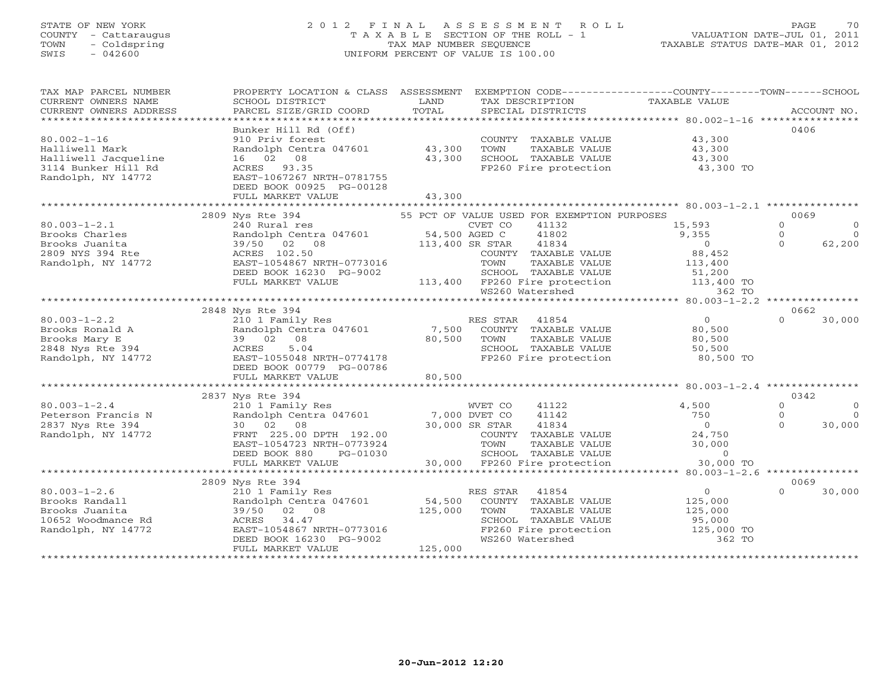STATE OF NEW YORK
COUNTY - Cattaraugus
TOWN - Coldspring
SWIS - 042600

# 2012 FINAL ASSESSMENT ROLL
TAXABLE SECTION OF THE ROLL - 1
TAX MAP NUMBER SEQUENCE
UNIFORM PERCENT OF VALUE IS 100.00

VALUATION DATE-JUL 01, 2011
TAXABLE STATUS DATE-MAR 01, 2012

| TAX MAP PARCEL NUMBER / CURRENT OWNERS NAME / CURRENT OWNERS ADDRESS | PROPERTY LOCATION & CLASS / SCHOOL DISTRICT / PARCEL SIZE/GRID COORD | ASSESSMENT LAND / TOTAL | EXEMPTION CODE / TAX DESCRIPTION / SPECIAL DISTRICTS | COUNTY TAXABLE VALUE | TOWN | SCHOOL / ACCOUNT NO. |
|---|---|---|---|---|---|---|
| | Bunker Hill Rd (Off) | | | | | 0406 |
| 80.002-1-16 | 910 Priv forest | | COUNTY TAXABLE VALUE | 43,300 | | |
| Halliwell Mark | Randolph Centra 047601 | 43,300 | TOWN TAXABLE VALUE | 43,300 | | |
| Halliwell Jacqueline | 16 02 08 | 43,300 | SCHOOL TAXABLE VALUE | 43,300 | | |
| 3114 Bunker Hill Rd | ACRES 93.35 | | FP260 Fire protection | 43,300 TO | | |
| Randolph, NY 14772 | EAST-1067267 NRTH-0781755 | | | | | |
| | DEED BOOK 00925 PG-00128 | | | | | |
| | FULL MARKET VALUE | 43,300 | | | | |
| | 2809 Nys Rte 394 | | 55 PCT OF VALUE USED FOR EXEMPTION PURPOSES | | | 0069 |
| 80.003-1-2.1 | 240 Rural res | | CVET CO 41132 | 15,593 | 0 | 0 |
| Brooks Charles | Randolph Centra 047601 | 54,500 | AGED C 41802 | 9,355 | 0 | 0 |
| Brooks Juanita | 39/50 02 08 | 113,400 | SR STAR 41834 | 0 | 0 | 62,200 |
| 2809 NYS 394 Rte | ACRES 102.50 | | COUNTY TAXABLE VALUE | 88,452 | | |
| Randolph, NY 14772 | EAST-1054867 NRTH-0773016 | | TOWN TAXABLE VALUE | 113,400 | | |
| | DEED BOOK 16230 PG-9002 | | SCHOOL TAXABLE VALUE | 51,200 | | |
| | FULL MARKET VALUE | 113,400 | FP260 Fire protection | 113,400 TO | | |
| | | | WS260 Watershed | 362 TO | | |
| | 2848 Nys Rte 394 | | | | | 0662 |
| 80.003-1-2.2 | 210 1 Family Res | | RES STAR 41854 | 0 | 0 | 30,000 |
| Brooks Ronald A | Randolph Centra 047601 | 7,500 | COUNTY TAXABLE VALUE | 80,500 | | |
| Brooks Mary E | 39 02 08 | 80,500 | TOWN TAXABLE VALUE | 80,500 | | |
| 2848 Nys Rte 394 | ACRES 5.04 | | SCHOOL TAXABLE VALUE | 50,500 | | |
| Randolph, NY 14772 | EAST-1055048 NRTH-0774178 | | FP260 Fire protection | 80,500 TO | | |
| | DEED BOOK 00779 PG-00786 | | | | | |
| | FULL MARKET VALUE | 80,500 | | | | |
| | 2837 Nys Rte 394 | | | | | 0342 |
| 80.003-1-2.4 | 210 1 Family Res | | WVET CO 41122 | 4,500 | 0 | 0 |
| Peterson Francis N | Randolph Centra 047601 | 7,000 | DVET CO 41142 | 750 | 0 | 0 |
| 2837 Nys Rte 394 | 30 02 08 | 30,000 | SR STAR 41834 | 0 | 0 | 30,000 |
| Randolph, NY 14772 | FRNT 225.00 DPTH 192.00 | | COUNTY TAXABLE VALUE | 24,750 | | |
| | EAST-1054723 NRTH-0773924 | | TOWN TAXABLE VALUE | 30,000 | | |
| | DEED BOOK 880 PG-01030 | | SCHOOL TAXABLE VALUE | 0 | | |
| | FULL MARKET VALUE | 30,000 | FP260 Fire protection | 30,000 TO | | |
| | 2809 Nys Rte 394 | | | | | 0069 |
| 80.003-1-2.6 | 210 1 Family Res | | RES STAR 41854 | 0 | 0 | 30,000 |
| Brooks Randall | Randolph Centra 047601 | 54,500 | COUNTY TAXABLE VALUE | 125,000 | | |
| Brooks Juanita | 39/50 02 08 | 125,000 | TOWN TAXABLE VALUE | 125,000 | | |
| 10652 Woodmance Rd | ACRES 34.47 | | SCHOOL TAXABLE VALUE | 95,000 | | |
| Randolph, NY 14772 | EAST-1054867 NRTH-0773016 | | FP260 Fire protection | 125,000 TO | | |
| | DEED BOOK 16230 PG-9002 | | WS260 Watershed | 362 TO | | |
| | FULL MARKET VALUE | 125,000 | | | | |

20-Jun-2012 12:20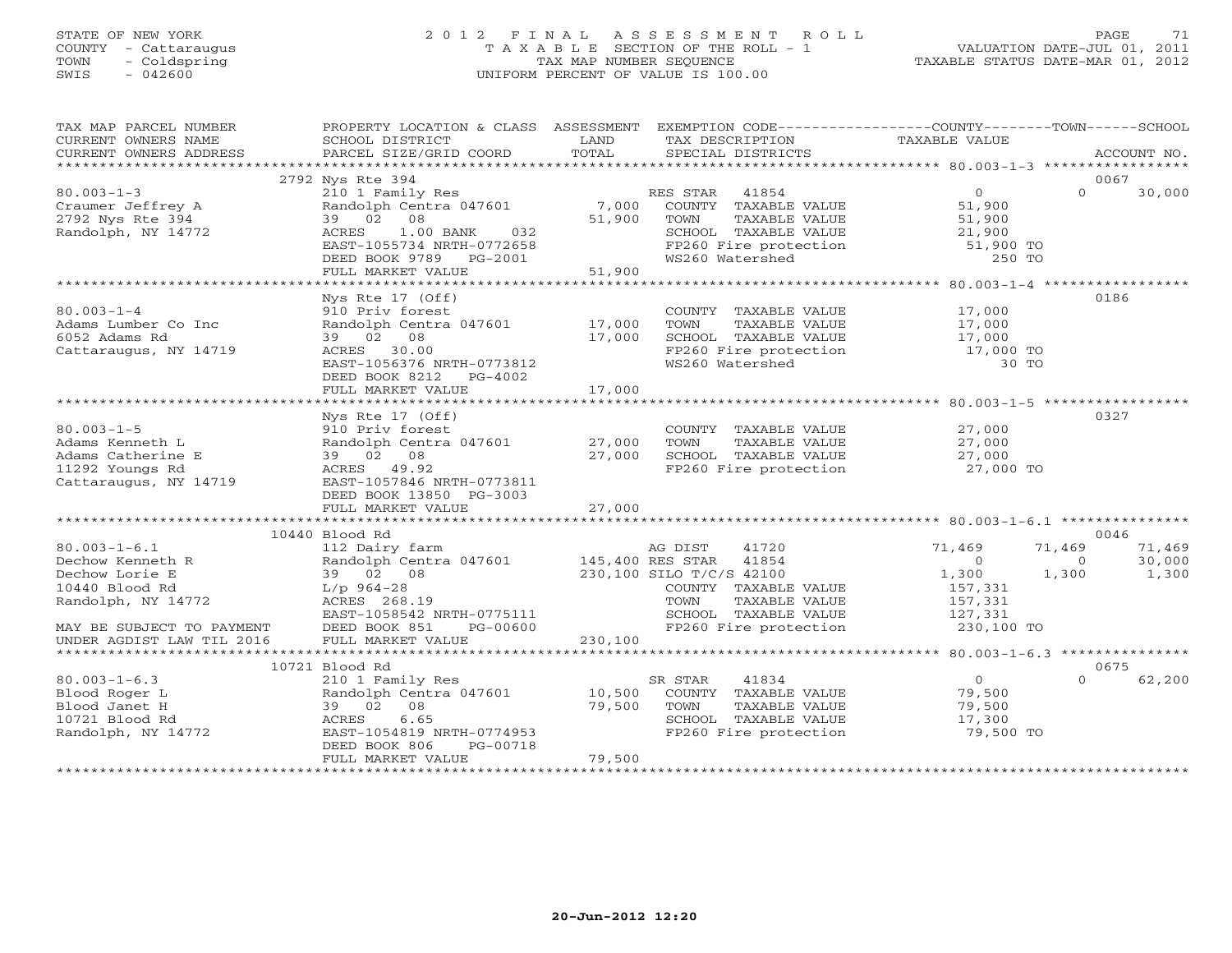STATE OF NEW YORK
COUNTY - Cattaraugus
TOWN - Coldspring
SWIS - 042600

# 2012 FINAL ASSESSMENT ROLL
TAXABLE SECTION OF THE ROLL - 1
TAX MAP NUMBER SEQUENCE
UNIFORM PERCENT OF VALUE IS 100.00

VALUATION DATE-JUL 01, 2011
TAXABLE STATUS DATE-MAR 01, 2012

| TAX MAP PARCEL NUMBER / CURRENT OWNERS NAME / CURRENT OWNERS ADDRESS | PROPERTY LOCATION & CLASS / SCHOOL DISTRICT / PARCEL SIZE/GRID COORD | ASSESSMENT LAND | TOTAL | EXEMPTION CODE / TAX DESCRIPTION / SPECIAL DISTRICTS | COUNTY TAXABLE VALUE | TOWN | SCHOOL | ACCOUNT NO. |
|---|---|---|---|---|---|---|---|---|
| 80.003-1-3 | 2792 Nys Rte 394 | | | | | | | 0067 |
| Craumer Jeffrey A | 210 1 Family Res | | | RES STAR 41854 | 0 | 0 | 30,000 | |
| 2792 Nys Rte 394 | Randolph Centra 047601 | 7,000 | | COUNTY TAXABLE VALUE | 51,900 | | | |
| Randolph, NY 14772 | 39 02 08 | | 51,900 | TOWN TAXABLE VALUE | 51,900 | | | |
| | ACRES 1.00 BANK 032 | | | SCHOOL TAXABLE VALUE | 21,900 | | | |
| | EAST-1055734 NRTH-0772658 | | | FP260 Fire protection | 51,900 TO | | | |
| | DEED BOOK 9789 PG-2001 | | | WS260 Watershed | 250 TO | | | |
| | FULL MARKET VALUE | | 51,900 | | | | | |
| 80.003-1-4 | Nys Rte 17 (Off) | | | | | | | 0186 |
| Adams Lumber Co Inc | 910 Priv forest | | | COUNTY TAXABLE VALUE | 17,000 | | | |
| 6052 Adams Rd | Randolph Centra 047601 | 17,000 | | TOWN TAXABLE VALUE | 17,000 | | | |
| Cattaraugus, NY 14719 | 39 02 08 | | 17,000 | SCHOOL TAXABLE VALUE | 17,000 | | | |
| | ACRES 30.00 | | | FP260 Fire protection | 17,000 TO | | | |
| | EAST-1056376 NRTH-0773812 | | | WS260 Watershed | 30 TO | | | |
| | DEED BOOK 8212 PG-4002 | | | | | | | |
| | FULL MARKET VALUE | | 17,000 | | | | | |
| 80.003-1-5 | Nys Rte 17 (Off) | | | | | | | 0327 |
| Adams Kenneth L | 910 Priv forest | | | COUNTY TAXABLE VALUE | 27,000 | | | |
| Adams Catherine E | Randolph Centra 047601 | 27,000 | | TOWN TAXABLE VALUE | 27,000 | | | |
| 11292 Youngs Rd | 39 02 08 | | 27,000 | SCHOOL TAXABLE VALUE | 27,000 | | | |
| Cattaraugus, NY 14719 | ACRES 49.92 | | | FP260 Fire protection | 27,000 TO | | | |
| | EAST-1057846 NRTH-0773811 | | | | | | | |
| | DEED BOOK 13850 PG-3003 | | | | | | | |
| | FULL MARKET VALUE | | 27,000 | | | | | |
| 80.003-1-6.1 | 10440 Blood Rd | | | | | | | 0046 |
| Dechow Kenneth R | 112 Dairy farm | | | AG DIST 41720 | 71,469 | 71,469 | 71,469 | |
| Dechow Lorie E | Randolph Centra 047601 | 145,400 | | RES STAR 41854 | 0 | 0 | 30,000 | |
| 10440 Blood Rd | 39 02 08 | | 230,100 | SILO T/C/S 42100 | 1,300 | 1,300 | 1,300 | |
| Randolph, NY 14772 | L/p 964-28 | | | COUNTY TAXABLE VALUE | 157,331 | | | |
| | ACRES 268.19 | | | TOWN TAXABLE VALUE | 157,331 | | | |
| MAY BE SUBJECT TO PAYMENT | EAST-1058542 NRTH-0775111 | | | SCHOOL TAXABLE VALUE | 127,331 | | | |
| UNDER AGDIST LAW TIL 2016 | DEED BOOK 851 PG-00600 | | | FP260 Fire protection | 230,100 TO | | | |
| | FULL MARKET VALUE | | 230,100 | | | | | |
| 80.003-1-6.3 | 10721 Blood Rd | | | | | | | 0675 |
| Blood Roger L | 210 1 Family Res | | | SR STAR 41834 | 0 | 0 | 62,200 | |
| Blood Janet H | Randolph Centra 047601 | 10,500 | | COUNTY TAXABLE VALUE | 79,500 | | | |
| 10721 Blood Rd | 39 02 08 | | 79,500 | TOWN TAXABLE VALUE | 79,500 | | | |
| Randolph, NY 14772 | ACRES 6.65 | | | SCHOOL TAXABLE VALUE | 17,300 | | | |
| | EAST-1054819 NRTH-0774953 | | | FP260 Fire protection | 79,500 TO | | | |
| | DEED BOOK 806 PG-00718 | | | | | | | |
| | FULL MARKET VALUE | | 79,500 | | | | | |

20-Jun-2012 12:20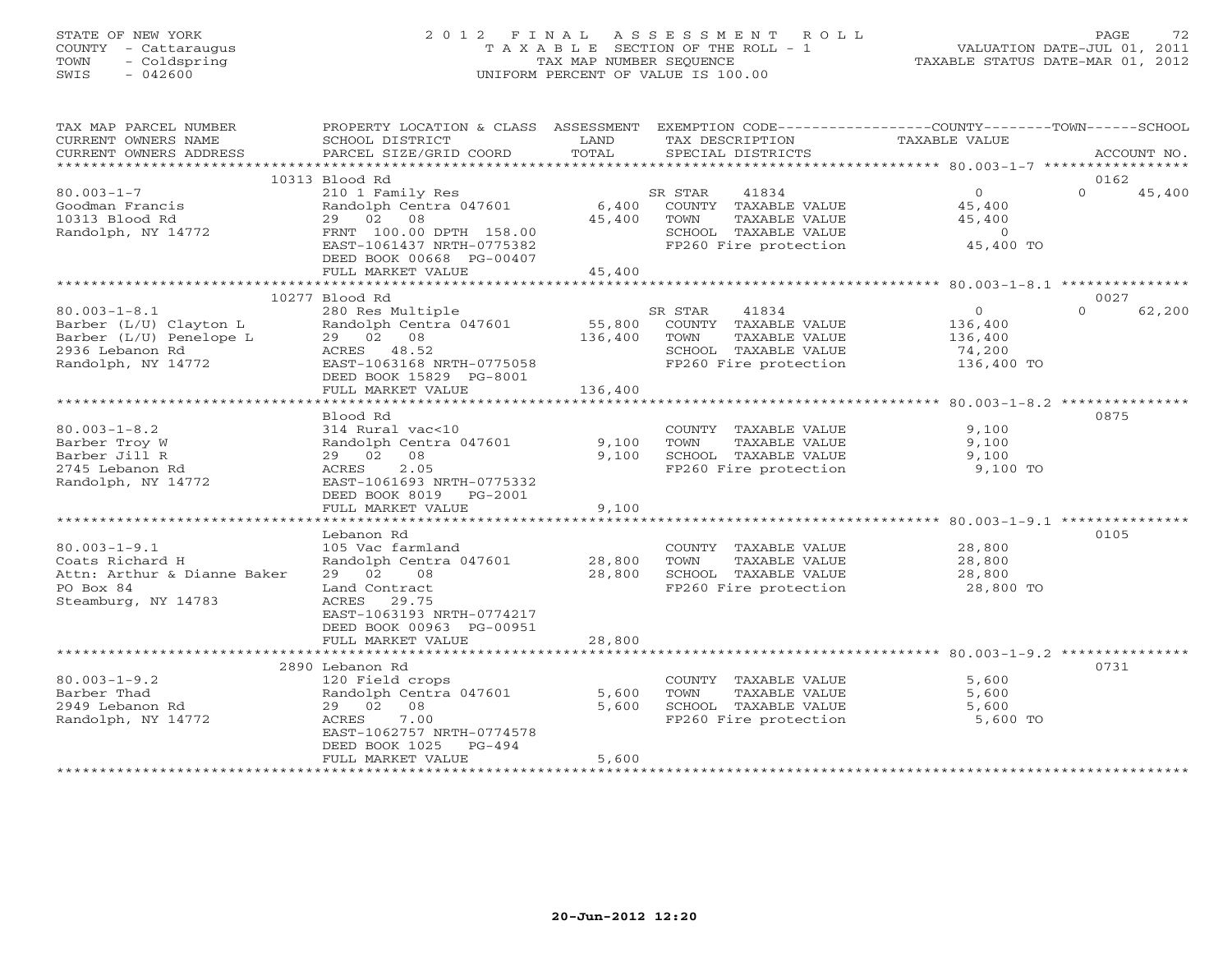STATE OF NEW YORK
COUNTY - Cattaraugus
TOWN - Coldspring
SWIS - 042600

# 2012 FINAL ASSESSMENT ROLL
TAXABLE SECTION OF THE ROLL - 1
TAX MAP NUMBER SEQUENCE
UNIFORM PERCENT OF VALUE IS 100.00

VALUATION DATE-JUL 01, 2011
TAXABLE STATUS DATE-MAR 01, 2012

| TAX MAP PARCEL NUMBER / CURRENT OWNERS NAME / CURRENT OWNERS ADDRESS | PROPERTY LOCATION & CLASS / SCHOOL DISTRICT / PARCEL SIZE/GRID COORD | ASSESSMENT LAND / TOTAL | EXEMPTION CODE / TAX DESCRIPTION / SPECIAL DISTRICTS | COUNTY / TOWN TAXABLE VALUE | SCHOOL / ACCOUNT NO. |
|---|---|---|---|---|---|
| | 10313 Blood Rd | | | | 0162 |
| 80.003-1-7 | 210 1 Family Res | | SR STAR 41834 | 0 | 0 45,400 |
| Goodman Francis | Randolph Centra 047601 | 6,400 | COUNTY TAXABLE VALUE | 45,400 | |
| 10313 Blood Rd | 29 02 08 | 45,400 | TOWN TAXABLE VALUE | 45,400 | |
| Randolph, NY 14772 | FRNT 100.00 DPTH 158.00 | | SCHOOL TAXABLE VALUE | 0 | |
| | EAST-1061437 NRTH-0775382 | | FP260 Fire protection | 45,400 TO | |
| | DEED BOOK 00668 PG-00407 | | | | |
| | FULL MARKET VALUE | 45,400 | | | |
| | 10277 Blood Rd | | | | 0027 |
| 80.003-1-8.1 | 280 Res Multiple | | SR STAR 41834 | 0 | 0 62,200 |
| Barber (L/U) Clayton L | Randolph Centra 047601 | 55,800 | COUNTY TAXABLE VALUE | 136,400 | |
| Barber (L/U) Penelope L | 29 02 08 | 136,400 | TOWN TAXABLE VALUE | 136,400 | |
| 2936 Lebanon Rd | ACRES 48.52 | | SCHOOL TAXABLE VALUE | 74,200 | |
| Randolph, NY 14772 | EAST-1063168 NRTH-0775058 | | FP260 Fire protection | 136,400 TO | |
| | DEED BOOK 15829 PG-8001 | | | | |
| | FULL MARKET VALUE | 136,400 | | | |
| | Blood Rd | | | | 0875 |
| 80.003-1-8.2 | 314 Rural vac<10 | | COUNTY TAXABLE VALUE | 9,100 | |
| Barber Troy W | Randolph Centra 047601 | 9,100 | TOWN TAXABLE VALUE | 9,100 | |
| Barber Jill R | 29 02 08 | 9,100 | SCHOOL TAXABLE VALUE | 9,100 | |
| 2745 Lebanon Rd | ACRES 2.05 | | FP260 Fire protection | 9,100 TO | |
| Randolph, NY 14772 | EAST-1061693 NRTH-0775332 | | | | |
| | DEED BOOK 8019 PG-2001 | | | | |
| | FULL MARKET VALUE | 9,100 | | | |
| | Lebanon Rd | | | | 0105 |
| 80.003-1-9.1 | 105 Vac farmland | | COUNTY TAXABLE VALUE | 28,800 | |
| Coats Richard H | Randolph Centra 047601 | 28,800 | TOWN TAXABLE VALUE | 28,800 | |
| Attn: Arthur & Dianne Baker | 29 02 08 | 28,800 | SCHOOL TAXABLE VALUE | 28,800 | |
| PO Box 84 | Land Contract | | FP260 Fire protection | 28,800 TO | |
| Steamburg, NY 14783 | ACRES 29.75 | | | | |
| | EAST-1063193 NRTH-0774217 | | | | |
| | DEED BOOK 00963 PG-00951 | | | | |
| | FULL MARKET VALUE | 28,800 | | | |
| | 2890 Lebanon Rd | | | | 0731 |
| 80.003-1-9.2 | 120 Field crops | | COUNTY TAXABLE VALUE | 5,600 | |
| Barber Thad | Randolph Centra 047601 | 5,600 | TOWN TAXABLE VALUE | 5,600 | |
| 2949 Lebanon Rd | 29 02 08 | 5,600 | SCHOOL TAXABLE VALUE | 5,600 | |
| Randolph, NY 14772 | ACRES 7.00 | | FP260 Fire protection | 5,600 TO | |
| | EAST-1062757 NRTH-0774578 | | | | |
| | DEED BOOK 1025 PG-494 | | | | |
| | FULL MARKET VALUE | 5,600 | | | |

20-Jun-2012 12:20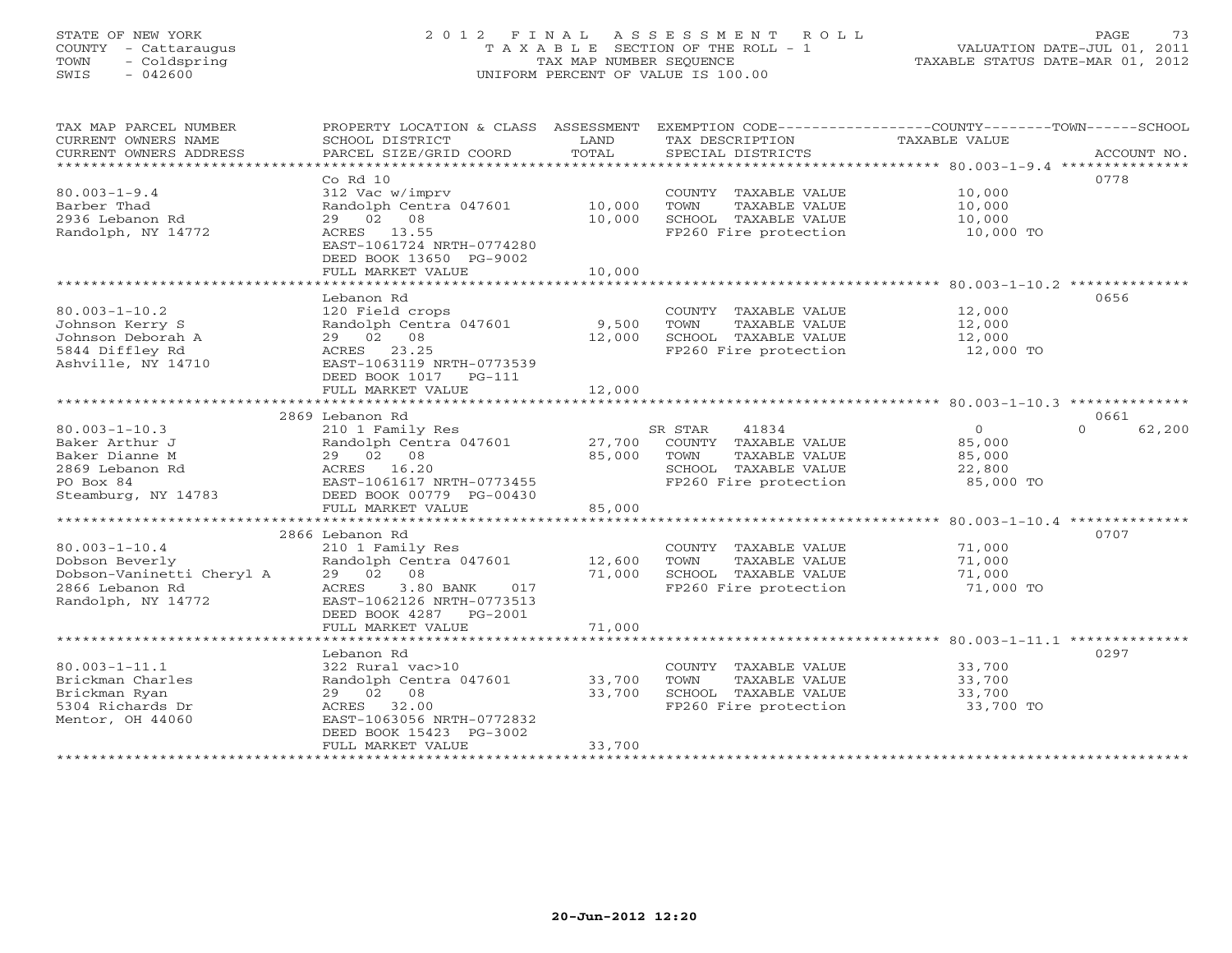STATE OF NEW YORK
COUNTY - Cattaraugus
TOWN - Coldspring
SWIS - 042600

# 2012 FINAL ASSESSMENT ROLL

TAXABLE SECTION OF THE ROLL - 1
TAX MAP NUMBER SEQUENCE
UNIFORM PERCENT OF VALUE IS 100.00

VALUATION DATE-JUL 01, 2011
TAXABLE STATUS DATE-MAR 01, 2012

| TAX MAP PARCEL NUMBER / CURRENT OWNERS NAME / CURRENT OWNERS ADDRESS | PROPERTY LOCATION & CLASS / SCHOOL DISTRICT / PARCEL SIZE/GRID COORD | ASSESSMENT LAND / TOTAL | EXEMPTION CODE / TAX DESCRIPTION / SPECIAL DISTRICTS | COUNTY / TOWN / SCHOOL TAXABLE VALUE | ACCOUNT NO. |
|---|---|---|---|---|---|
| 80.003-1-9.4 | Co Rd 10 | | | | 0778 |
| Barber Thad | 312 Vac w/imprv | | COUNTY TAXABLE VALUE | 10,000 | |
| 2936 Lebanon Rd | Randolph Centra 047601 | 10,000 | TOWN TAXABLE VALUE | 10,000 | |
| Randolph, NY 14772 | 29 02 08 | 10,000 | SCHOOL TAXABLE VALUE | 10,000 | |
| | ACRES 13.55 | | FP260 Fire protection | 10,000 TO | |
| | EAST-1061724 NRTH-0774280 | | | | |
| | DEED BOOK 13650 PG-9002 | | | | |
| | FULL MARKET VALUE | 10,000 | | | |
| 80.003-1-10.2 | Lebanon Rd | | | | 0656 |
| Johnson Kerry S | 120 Field crops | | COUNTY TAXABLE VALUE | 12,000 | |
| Johnson Deborah A | Randolph Centra 047601 | 9,500 | TOWN TAXABLE VALUE | 12,000 | |
| 5844 Diffley Rd | 29 02 08 | 12,000 | SCHOOL TAXABLE VALUE | 12,000 | |
| Ashville, NY 14710 | ACRES 23.25 | | FP260 Fire protection | 12,000 TO | |
| | EAST-1063119 NRTH-0773539 | | | | |
| | DEED BOOK 1017 PG-111 | | | | |
| | FULL MARKET VALUE | 12,000 | | | |
| 80.003-1-10.3 | 2869 Lebanon Rd | | | | 0661 |
| Baker Arthur J | 210 1 Family Res | | SR STAR 41834 | 0 / 0 / 62,200 | |
| Baker Dianne M | Randolph Centra 047601 | 27,700 | COUNTY TAXABLE VALUE | 85,000 | |
| 2869 Lebanon Rd | 29 02 08 | 85,000 | TOWN TAXABLE VALUE | 85,000 | |
| PO Box 84 | ACRES 16.20 | | SCHOOL TAXABLE VALUE | 22,800 | |
| Steamburg, NY 14783 | EAST-1061617 NRTH-0773455 | | FP260 Fire protection | 85,000 TO | |
| | DEED BOOK 00779 PG-00430 | | | | |
| | FULL MARKET VALUE | 85,000 | | | |
| 80.003-1-10.4 | 2866 Lebanon Rd | | | | 0707 |
| Dobson Beverly | 210 1 Family Res | | COUNTY TAXABLE VALUE | 71,000 | |
| Dobson-Vaninetti Cheryl A | Randolph Centra 047601 | 12,600 | TOWN TAXABLE VALUE | 71,000 | |
| 2866 Lebanon Rd | 29 02 08 | 71,000 | SCHOOL TAXABLE VALUE | 71,000 | |
| Randolph, NY 14772 | ACRES 3.80 BANK 017 | | FP260 Fire protection | 71,000 TO | |
| | EAST-1062126 NRTH-0773513 | | | | |
| | DEED BOOK 4287 PG-2001 | | | | |
| | FULL MARKET VALUE | 71,000 | | | |
| 80.003-1-11.1 | Lebanon Rd | | | | 0297 |
| Brickman Charles | 322 Rural vac>10 | | COUNTY TAXABLE VALUE | 33,700 | |
| Brickman Ryan | Randolph Centra 047601 | 33,700 | TOWN TAXABLE VALUE | 33,700 | |
| 5304 Richards Dr | 29 02 08 | 33,700 | SCHOOL TAXABLE VALUE | 33,700 | |
| Mentor, OH 44060 | ACRES 32.00 | | FP260 Fire protection | 33,700 TO | |
| | EAST-1063056 NRTH-0772832 | | | | |
| | DEED BOOK 15423 PG-3002 | | | | |
| | FULL MARKET VALUE | 33,700 | | | |

20-Jun-2012 12:20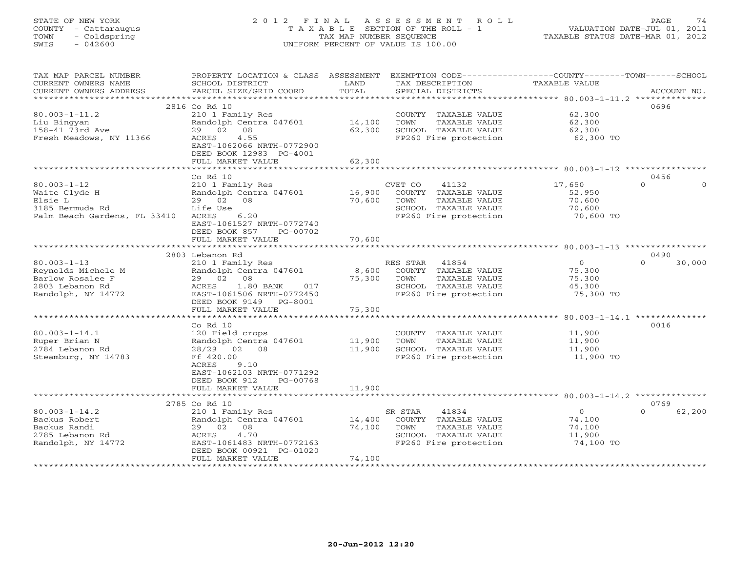STATE OF NEW YORK
COUNTY - Cattaraugus
TOWN - Coldspring
SWIS - 042600

# 2012 FINAL ASSESSMENT ROLL

TAXABLE SECTION OF THE ROLL - 1
TAX MAP NUMBER SEQUENCE
UNIFORM PERCENT OF VALUE IS 100.00

VALUATION DATE-JUL 01, 2011
TAXABLE STATUS DATE-MAR 01, 2012

| TAX MAP PARCEL NUMBER / CURRENT OWNERS NAME / CURRENT OWNERS ADDRESS | PROPERTY LOCATION & CLASS / SCHOOL DISTRICT / PARCEL SIZE/GRID COORD | ASSESSMENT LAND | ASSESSMENT TOTAL | EXEMPTION CODE / TAX DESCRIPTION / SPECIAL DISTRICTS | COUNTY TAXABLE VALUE | TOWN | SCHOOL / ACCOUNT NO. |
|---|---|---|---|---|---|---|---|
| 80.003-1-11.2 | 2816 Co Rd 10 | | | | | | 0696 |
| Liu Bingyan | 210 1 Family Res | | | COUNTY TAXABLE VALUE | 62,300 | | |
| 158-41 73rd Ave | Randolph Centra 047601 | 14,100 | | TOWN TAXABLE VALUE | 62,300 | | |
| Fresh Meadows, NY 11366 | 29 02 08 | | 62,300 | SCHOOL TAXABLE VALUE | 62,300 | | |
| | ACRES 4.55 | | | FP260 Fire protection | 62,300 TO | | |
| | EAST-1062066 NRTH-0772900 | | | | | | |
| | DEED BOOK 12983 PG-4001 | | | | | | |
| | FULL MARKET VALUE | | 62,300 | | | | |
| 80.003-1-12 | Co Rd 10 | | | | | | 0456 |
| Waite Clyde H | 210 1 Family Res | | | CVET CO 41132 | 17,650 | 0 | 0 |
| Elsie L | Randolph Centra 047601 | 16,900 | | COUNTY TAXABLE VALUE | 52,950 | | |
| 3185 Bermuda Rd | 29 02 08 | | 70,600 | TOWN TAXABLE VALUE | 70,600 | | |
| Palm Beach Gardens, FL 33410 | Life Use | | | SCHOOL TAXABLE VALUE | 70,600 | | |
| | ACRES 6.20 | | | FP260 Fire protection | 70,600 TO | | |
| | EAST-1061527 NRTH-0772740 | | | | | | |
| | DEED BOOK 857 PG-00702 | | | | | | |
| | FULL MARKET VALUE | | 70,600 | | | | |
| 80.003-1-13 | 2803 Lebanon Rd | | | | | | 0490 |
| Reynolds Michele M | 210 1 Family Res | | | RES STAR 41854 | 0 | 0 | 30,000 |
| Barlow Rosalee F | Randolph Centra 047601 | 8,600 | | COUNTY TAXABLE VALUE | 75,300 | | |
| 2803 Lebanon Rd | 29 02 08 | | 75,300 | TOWN TAXABLE VALUE | 75,300 | | |
| Randolph, NY 14772 | ACRES 1.80 BANK 017 | | | SCHOOL TAXABLE VALUE | 45,300 | | |
| | EAST-1061506 NRTH-0772450 | | | FP260 Fire protection | 75,300 TO | | |
| | DEED BOOK 9149 PG-8001 | | | | | | |
| | FULL MARKET VALUE | | 75,300 | | | | |
| 80.003-1-14.1 | Co Rd 10 | | | | | | 0016 |
| Ruper Brian N | 120 Field crops | | | COUNTY TAXABLE VALUE | 11,900 | | |
| 2784 Lebanon Rd | Randolph Centra 047601 | 11,900 | | TOWN TAXABLE VALUE | 11,900 | | |
| Steamburg, NY 14783 | 28/29 02 08 | | 11,900 | SCHOOL TAXABLE VALUE | 11,900 | | |
| | Ff 420.00 | | | FP260 Fire protection | 11,900 TO | | |
| | ACRES 9.10 | | | | | | |
| | EAST-1062103 NRTH-0771292 | | | | | | |
| | DEED BOOK 912 PG-00768 | | | | | | |
| | FULL MARKET VALUE | | 11,900 | | | | |
| 80.003-1-14.2 | 2785 Co Rd 10 | | | | | | 0769 |
| Backus Robert | 210 1 Family Res | | | SR STAR 41834 | 0 | 0 | 62,200 |
| Backus Randi | Randolph Centra 047601 | 14,400 | | COUNTY TAXABLE VALUE | 74,100 | | |
| 2785 Lebanon Rd | 29 02 08 | | 74,100 | TOWN TAXABLE VALUE | 74,100 | | |
| Randolph, NY 14772 | ACRES 4.70 | | | SCHOOL TAXABLE VALUE | 11,900 | | |
| | EAST-1061483 NRTH-0772163 | | | FP260 Fire protection | 74,100 TO | | |
| | DEED BOOK 00921 PG-01020 | | | | | | |
| | FULL MARKET VALUE | | 74,100 | | | | |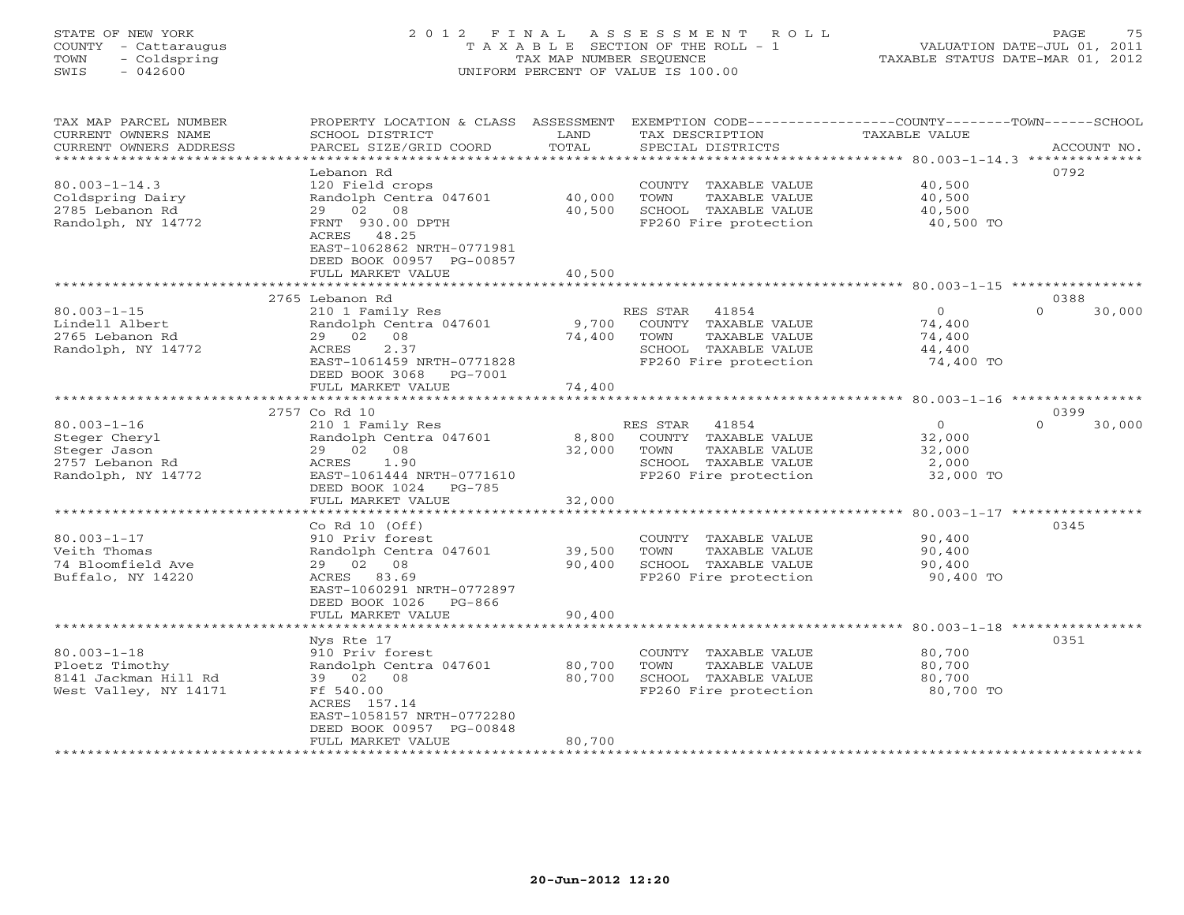STATE OF NEW YORK
COUNTY - Cattaraugus
TOWN - Coldspring
SWIS - 042600

# 2012 FINAL ASSESSMENT ROLL

TAXABLE SECTION OF THE ROLL - 1
TAX MAP NUMBER SEQUENCE
UNIFORM PERCENT OF VALUE IS 100.00

VALUATION DATE-JUL 01, 2011
TAXABLE STATUS DATE-MAR 01, 2012

| TAX MAP PARCEL NUMBER / CURRENT OWNERS NAME / CURRENT OWNERS ADDRESS | PROPERTY LOCATION & CLASS / SCHOOL DISTRICT / PARCEL SIZE/GRID COORD | ASSESSMENT LAND / TOTAL | EXEMPTION CODE / TAX DESCRIPTION / SPECIAL DISTRICTS | COUNTY / TOWN / SCHOOL TAXABLE VALUE | ACCOUNT NO. |
|---|---|---|---|---|---|
| 80.003-1-14.3 | Lebanon Rd | | | | 0792 |
| 80.003-1-14.3 | 120 Field crops | | COUNTY TAXABLE VALUE | 40,500 | |
| Coldspring Dairy | Randolph Centra 047601 | 40,000 | TOWN TAXABLE VALUE | 40,500 | |
| 2785 Lebanon Rd | 29 02 08 | 40,500 | SCHOOL TAXABLE VALUE | 40,500 | |
| Randolph, NY 14772 | FRNT 930.00 DPTH | | FP260 Fire protection | 40,500 TO | |
| | ACRES 48.25 | | | | |
| | EAST-1062862 NRTH-0771981 | | | | |
| | DEED BOOK 00957 PG-00857 | | | | |
| | FULL MARKET VALUE | 40,500 | | | |
| 80.003-1-15 | 2765 Lebanon Rd | | | | 0388 |
| 80.003-1-15 | 210 1 Family Res | | RES STAR 41854 | 0 / 0 / 30,000 | |
| Lindell Albert | Randolph Centra 047601 | 9,700 | COUNTY TAXABLE VALUE | 74,400 | |
| 2765 Lebanon Rd | 29 02 08 | 74,400 | TOWN TAXABLE VALUE | 74,400 | |
| Randolph, NY 14772 | ACRES 2.37 | | SCHOOL TAXABLE VALUE | 44,400 | |
| | EAST-1061459 NRTH-0771828 | | FP260 Fire protection | 74,400 TO | |
| | DEED BOOK 3068 PG-7001 | | | | |
| | FULL MARKET VALUE | 74,400 | | | |
| 80.003-1-16 | 2757 Co Rd 10 | | | | 0399 |
| 80.003-1-16 | 210 1 Family Res | | RES STAR 41854 | 0 / 0 / 30,000 | |
| Steger Cheryl | Randolph Centra 047601 | 8,800 | COUNTY TAXABLE VALUE | 32,000 | |
| Steger Jason | 29 02 08 | 32,000 | TOWN TAXABLE VALUE | 32,000 | |
| 2757 Lebanon Rd | ACRES 1.90 | | SCHOOL TAXABLE VALUE | 2,000 | |
| Randolph, NY 14772 | EAST-1061444 NRTH-0771610 | | FP260 Fire protection | 32,000 TO | |
| | DEED BOOK 1024 PG-785 | | | | |
| | FULL MARKET VALUE | 32,000 | | | |
| 80.003-1-17 | Co Rd 10 (Off) | | | | 0345 |
| 80.003-1-17 | 910 Priv forest | | COUNTY TAXABLE VALUE | 90,400 | |
| Veith Thomas | Randolph Centra 047601 | 39,500 | TOWN TAXABLE VALUE | 90,400 | |
| 74 Bloomfield Ave | 29 02 08 | 90,400 | SCHOOL TAXABLE VALUE | 90,400 | |
| Buffalo, NY 14220 | ACRES 83.69 | | FP260 Fire protection | 90,400 TO | |
| | EAST-1060291 NRTH-0772897 | | | | |
| | DEED BOOK 1026 PG-866 | | | | |
| | FULL MARKET VALUE | 90,400 | | | |
| 80.003-1-18 | Nys Rte 17 | | | | 0351 |
| 80.003-1-18 | 910 Priv forest | | COUNTY TAXABLE VALUE | 80,700 | |
| Ploetz Timothy | Randolph Centra 047601 | 80,700 | TOWN TAXABLE VALUE | 80,700 | |
| 8141 Jackman Hill Rd | 39 02 08 | 80,700 | SCHOOL TAXABLE VALUE | 80,700 | |
| West Valley, NY 14171 | Ff 540.00 | | FP260 Fire protection | 80,700 TO | |
| | ACRES 157.14 | | | | |
| | EAST-1058157 NRTH-0772280 | | | | |
| | DEED BOOK 00957 PG-00848 | | | | |
| | FULL MARKET VALUE | 80,700 | | | |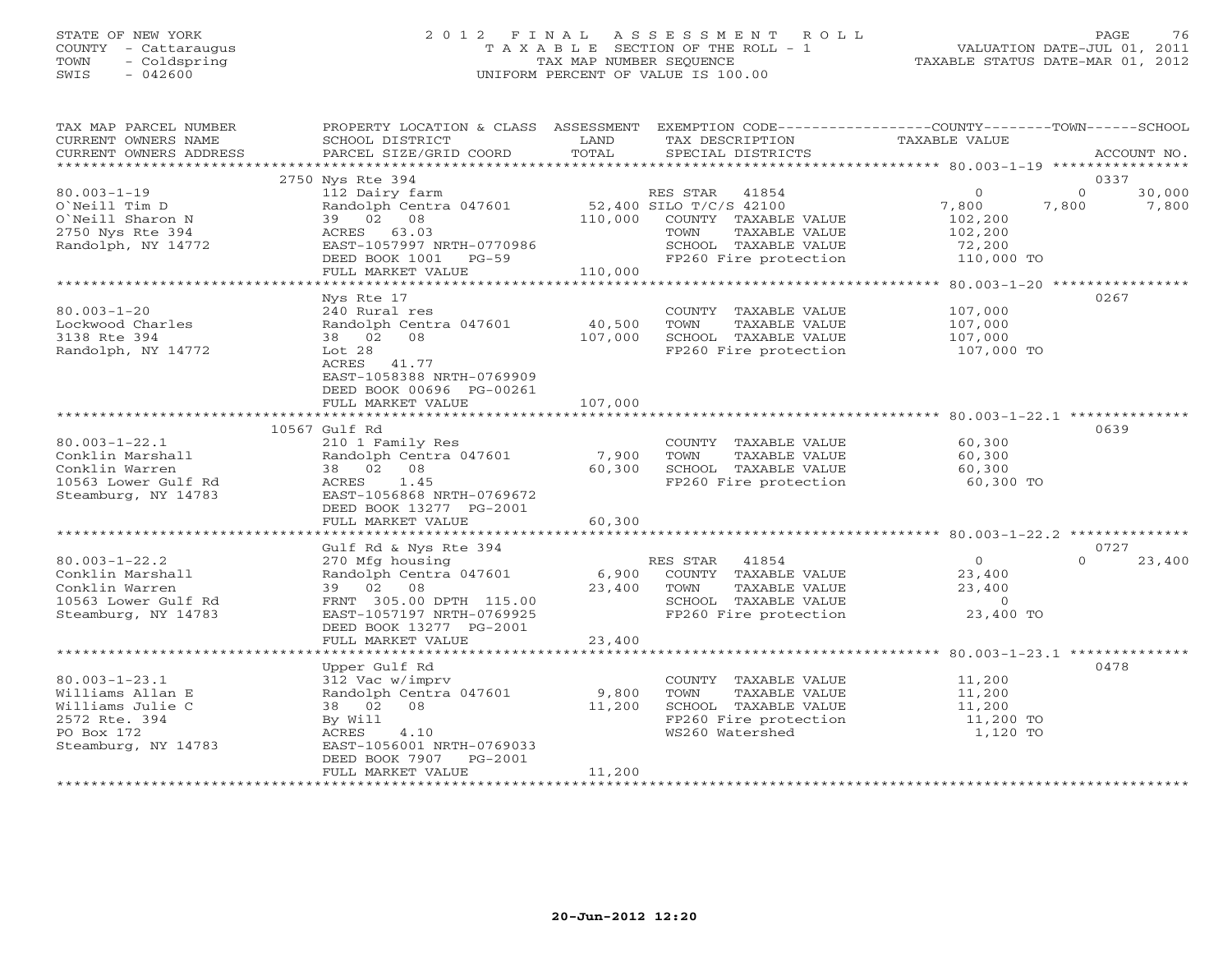STATE OF NEW YORK
COUNTY - Cattaraugus
TOWN - Coldspring
SWIS - 042600

# 2012 FINAL ASSESSMENT ROLL

TAXABLE SECTION OF THE ROLL - 1
TAX MAP NUMBER SEQUENCE
UNIFORM PERCENT OF VALUE IS 100.00

VALUATION DATE-JUL 01, 2011
TAXABLE STATUS DATE-MAR 01, 2012

| TAX MAP PARCEL NUMBER / CURRENT OWNERS NAME / CURRENT OWNERS ADDRESS | PROPERTY LOCATION & CLASS / SCHOOL DISTRICT / PARCEL SIZE/GRID COORD | ASSESSMENT LAND / TOTAL | EXEMPTION CODE / TAX DESCRIPTION / SPECIAL DISTRICTS | COUNTY TAXABLE VALUE | TOWN | SCHOOL | ACCOUNT NO. |
|---|---|---|---|---|---|---|---|
| 80.003-1-19 | 2750 Nys Rte 394 | | | | | | 0337 |
| O`Neill Tim D | 112 Dairy farm | | RES STAR 41854 | 0 | 0 | 30,000 | |
| O`Neill Sharon N | Randolph Centra 047601 | 52,400 | SILO T/C/S 42100 | 7,800 | 7,800 | 7,800 | |
| 2750 Nys Rte 394 | 39 02 08 | 110,000 | COUNTY TAXABLE VALUE | 102,200 | | | |
| Randolph, NY 14772 | ACRES 63.03 | | TOWN TAXABLE VALUE | 102,200 | | | |
| | EAST-1057997 NRTH-0770986 | | SCHOOL TAXABLE VALUE | 72,200 | | | |
| | DEED BOOK 1001 PG-59 | | FP260 Fire protection | 110,000 TO | | | |
| | FULL MARKET VALUE | 110,000 | | | | | |
| 80.003-1-20 | Nys Rte 17 | | | | | | 0267 |
| Lockwood Charles | 240 Rural res | | COUNTY TAXABLE VALUE | 107,000 | | | |
| 3138 Rte 394 | Randolph Centra 047601 | 40,500 | TOWN TAXABLE VALUE | 107,000 | | | |
| Randolph, NY 14772 | 38 02 08 | 107,000 | SCHOOL TAXABLE VALUE | 107,000 | | | |
| | Lot 28 | | FP260 Fire protection | 107,000 TO | | | |
| | ACRES 41.77 | | | | | | |
| | EAST-1058388 NRTH-0769909 | | | | | | |
| | DEED BOOK 00696 PG-00261 | | | | | | |
| | FULL MARKET VALUE | 107,000 | | | | | |
| 80.003-1-22.1 | 10567 Gulf Rd | | | | | | 0639 |
| Conklin Marshall | 210 1 Family Res | | COUNTY TAXABLE VALUE | 60,300 | | | |
| Conklin Warren | Randolph Centra 047601 | 7,900 | TOWN TAXABLE VALUE | 60,300 | | | |
| 10563 Lower Gulf Rd | 38 02 08 | 60,300 | SCHOOL TAXABLE VALUE | 60,300 | | | |
| Steamburg, NY 14783 | ACRES 1.45 | | FP260 Fire protection | 60,300 TO | | | |
| | EAST-1056868 NRTH-0769672 | | | | | | |
| | DEED BOOK 13277 PG-2001 | | | | | | |
| | FULL MARKET VALUE | 60,300 | | | | | |
| 80.003-1-22.2 | Gulf Rd & Nys Rte 394 | | | | | | 0727 |
| Conklin Marshall | 270 Mfg housing | | RES STAR 41854 | 0 | 0 | 23,400 | |
| Conklin Warren | Randolph Centra 047601 | 6,900 | COUNTY TAXABLE VALUE | 23,400 | | | |
| 10563 Lower Gulf Rd | 39 02 08 | 23,400 | TOWN TAXABLE VALUE | 23,400 | | | |
| Steamburg, NY 14783 | FRNT 305.00 DPTH 115.00 | | SCHOOL TAXABLE VALUE | 0 | | | |
| | EAST-1057197 NRTH-0769925 | | FP260 Fire protection | 23,400 TO | | | |
| | DEED BOOK 13277 PG-2001 | | | | | | |
| | FULL MARKET VALUE | 23,400 | | | | | |
| 80.003-1-23.1 | Upper Gulf Rd | | | | | | 0478 |
| Williams Allan E | 312 Vac w/imprv | | COUNTY TAXABLE VALUE | 11,200 | | | |
| Williams Julie C | Randolph Centra 047601 | 9,800 | TOWN TAXABLE VALUE | 11,200 | | | |
| 2572 Rte. 394 | 38 02 08 | 11,200 | SCHOOL TAXABLE VALUE | 11,200 | | | |
| PO Box 172 | By Will | | FP260 Fire protection | 11,200 TO | | | |
| Steamburg, NY 14783 | ACRES 4.10 | | WS260 Watershed | 1,120 TO | | | |
| | EAST-1056001 NRTH-0769033 | | | | | | |
| | DEED BOOK 7907 PG-2001 | | | | | | |
| | FULL MARKET VALUE | 11,200 | | | | | |

20-Jun-2012 12:20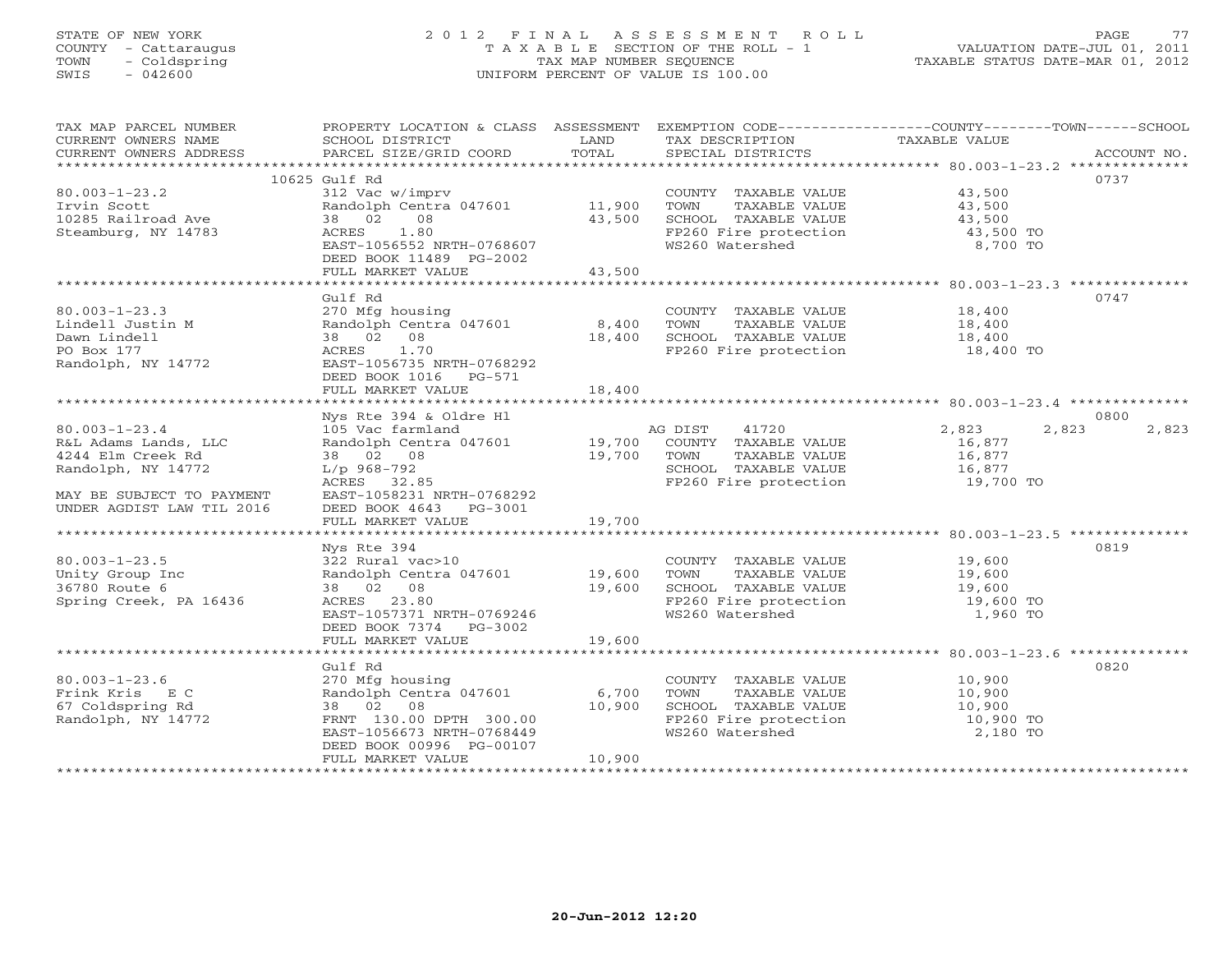STATE OF NEW YORK
COUNTY - Cattaraugus
TOWN - Coldspring
SWIS - 042600

# 2012 FINAL ASSESSMENT ROLL
TAXABLE SECTION OF THE ROLL - 1
TAX MAP NUMBER SEQUENCE
UNIFORM PERCENT OF VALUE IS 100.00

VALUATION DATE-JUL 01, 2011
TAXABLE STATUS DATE-MAR 01, 2012

| TAX MAP PARCEL NUMBER / CURRENT OWNERS NAME / CURRENT OWNERS ADDRESS | PROPERTY LOCATION & CLASS / SCHOOL DISTRICT / PARCEL SIZE/GRID COORD | ASSESSMENT LAND | TOTAL | EXEMPTION CODE / TAX DESCRIPTION / SPECIAL DISTRICTS | COUNTY TAXABLE VALUE | TOWN | SCHOOL | ACCOUNT NO. |
|---|---|---|---|---|---|---|---|---|
| 80.003-1-23.2 | 10625 Gulf Rd | | | | | | | 0737 |
| Irvin Scott | 312 Vac w/imprv | | | COUNTY TAXABLE VALUE | 43,500 | | | |
| 10285 Railroad Ave | Randolph Centra 047601 | 11,900 | | TOWN TAXABLE VALUE | 43,500 | | | |
| Steamburg, NY 14783 | 38 02 08 | | 43,500 | SCHOOL TAXABLE VALUE | 43,500 | | | |
| | ACRES 1.80 | | | FP260 Fire protection | 43,500 TO | | | |
| | EAST-1056552 NRTH-0768607 | | | WS260 Watershed | 8,700 TO | | | |
| | DEED BOOK 11489 PG-2002 | | | | | | | |
| | FULL MARKET VALUE | | 43,500 | | | | | |
| 80.003-1-23.3 | Gulf Rd | | | | | | | 0747 |
| Lindell Justin M | 270 Mfg housing | | | COUNTY TAXABLE VALUE | 18,400 | | | |
| Dawn Lindell | Randolph Centra 047601 | 8,400 | | TOWN TAXABLE VALUE | 18,400 | | | |
| PO Box 177 | 38 02 08 | | 18,400 | SCHOOL TAXABLE VALUE | 18,400 | | | |
| Randolph, NY 14772 | ACRES 1.70 | | | FP260 Fire protection | 18,400 TO | | | |
| | EAST-1056735 NRTH-0768292 | | | | | | | |
| | DEED BOOK 1016 PG-571 | | | | | | | |
| | FULL MARKET VALUE | | 18,400 | | | | | |
| 80.003-1-23.4 | Nys Rte 394 & Oldre Hl | | | | | | | 0800 |
| R&L Adams Lands, LLC | 105 Vac farmland | | | AG DIST 41720 | 2,823 | 2,823 | 2,823 | |
| 4244 Elm Creek Rd | Randolph Centra 047601 | 19,700 | | COUNTY TAXABLE VALUE | 16,877 | | | |
| Randolph, NY 14772 | 38 02 08 | | 19,700 | TOWN TAXABLE VALUE | 16,877 | | | |
| | L/p 968-792 | | | SCHOOL TAXABLE VALUE | 16,877 | | | |
| | ACRES 32.85 | | | FP260 Fire protection | 19,700 TO | | | |
| MAY BE SUBJECT TO PAYMENT | EAST-1058231 NRTH-0768292 | | | | | | | |
| UNDER AGDIST LAW TIL 2016 | DEED BOOK 4643 PG-3001 | | | | | | | |
| | FULL MARKET VALUE | | 19,700 | | | | | |
| 80.003-1-23.5 | Nys Rte 394 | | | | | | | 0819 |
| Unity Group Inc | 322 Rural vac>10 | | | COUNTY TAXABLE VALUE | 19,600 | | | |
| 36780 Route 6 | Randolph Centra 047601 | 19,600 | | TOWN TAXABLE VALUE | 19,600 | | | |
| Spring Creek, PA 16436 | 38 02 08 | | 19,600 | SCHOOL TAXABLE VALUE | 19,600 | | | |
| | ACRES 23.80 | | | FP260 Fire protection | 19,600 TO | | | |
| | EAST-1057371 NRTH-0769246 | | | WS260 Watershed | 1,960 TO | | | |
| | DEED BOOK 7374 PG-3002 | | | | | | | |
| | FULL MARKET VALUE | | 19,600 | | | | | |
| 80.003-1-23.6 | Gulf Rd | | | | | | | 0820 |
| Frink Kris E C | 270 Mfg housing | | | COUNTY TAXABLE VALUE | 10,900 | | | |
| 67 Coldspring Rd | Randolph Centra 047601 | 6,700 | | TOWN TAXABLE VALUE | 10,900 | | | |
| Randolph, NY 14772 | 38 02 08 | | 10,900 | SCHOOL TAXABLE VALUE | 10,900 | | | |
| | FRNT 130.00 DPTH 300.00 | | | FP260 Fire protection | 10,900 TO | | | |
| | EAST-1056673 NRTH-0768449 | | | WS260 Watershed | 2,180 TO | | | |
| | DEED BOOK 00996 PG-00107 | | | | | | | |
| | FULL MARKET VALUE | | 10,900 | | | | | |

20-Jun-2012 12:20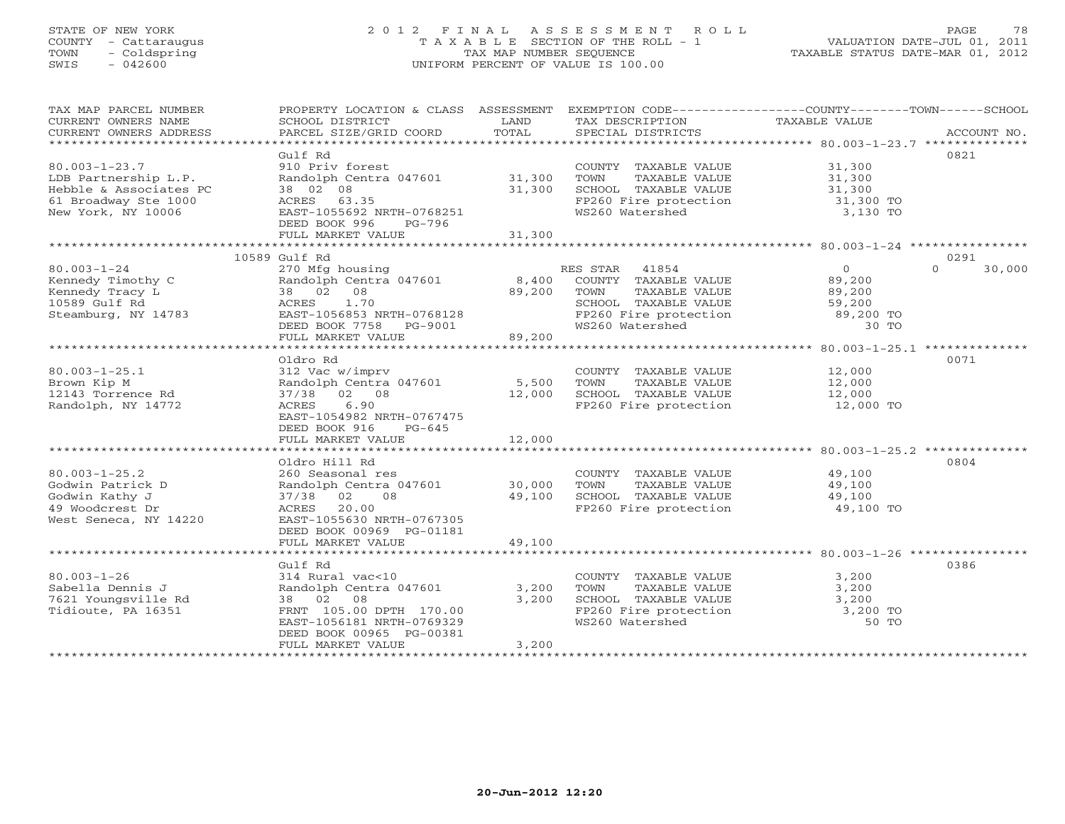STATE OF NEW YORK
COUNTY - Cattaraugus
TOWN - Coldspring
SWIS - 042600

# 2012 FINAL ASSESSMENT ROLL
TAXABLE SECTION OF THE ROLL - 1
TAX MAP NUMBER SEQUENCE
UNIFORM PERCENT OF VALUE IS 100.00

VALUATION DATE-JUL 01, 2011
TAXABLE STATUS DATE-MAR 01, 2012

| TAX MAP PARCEL NUMBER / CURRENT OWNERS NAME / CURRENT OWNERS ADDRESS | PROPERTY LOCATION & CLASS / SCHOOL DISTRICT / PARCEL SIZE/GRID COORD | ASSESSMENT LAND | ASSESSMENT TOTAL | EXEMPTION CODE / TAX DESCRIPTION / SPECIAL DISTRICTS | COUNTY / TOWN TAXABLE VALUE | SCHOOL | ACCOUNT NO. |
|---|---|---|---|---|---|---|---|
| 80.003-1-23.7 | Gulf Rd | | | | | | 0821 |
| | 910 Priv forest | | | COUNTY TAXABLE VALUE | 31,300 | | |
| LDB Partnership L.P. | Randolph Centra 047601 | 31,300 | | TOWN TAXABLE VALUE | 31,300 | | |
| Hebble & Associates PC | 38 02 08 | | 31,300 | SCHOOL TAXABLE VALUE | 31,300 | | |
| 61 Broadway Ste 1000 | ACRES 63.35 | | | FP260 Fire protection | 31,300 TO | | |
| New York, NY 10006 | EAST-1055692 NRTH-0768251 | | | WS260 Watershed | 3,130 TO | | |
| | DEED BOOK 996 PG-796 | | | | | | |
| | FULL MARKET VALUE | | 31,300 | | | | |
| 80.003-1-24 | 10589 Gulf Rd | | | | | | 0291 |
| | 270 Mfg housing | | | RES STAR 41854 | 0 | 0 | 30,000 |
| Kennedy Timothy C | Randolph Centra 047601 | 8,400 | | COUNTY TAXABLE VALUE | 89,200 | | |
| Kennedy Tracy L | 38 02 08 | | 89,200 | TOWN TAXABLE VALUE | 89,200 | | |
| 10589 Gulf Rd | ACRES 1.70 | | | SCHOOL TAXABLE VALUE | 59,200 | | |
| Steamburg, NY 14783 | EAST-1056853 NRTH-0768128 | | | FP260 Fire protection | 89,200 TO | | |
| | DEED BOOK 7758 PG-9001 | | | WS260 Watershed | 30 TO | | |
| | FULL MARKET VALUE | | 89,200 | | | | |
| 80.003-1-25.1 | Oldro Rd | | | | | | 0071 |
| | 312 Vac w/imprv | | | COUNTY TAXABLE VALUE | 12,000 | | |
| Brown Kip M | Randolph Centra 047601 | 5,500 | | TOWN TAXABLE VALUE | 12,000 | | |
| 12143 Torrence Rd | 37/38 02 08 | | 12,000 | SCHOOL TAXABLE VALUE | 12,000 | | |
| Randolph, NY 14772 | ACRES 6.90 | | | FP260 Fire protection | 12,000 TO | | |
| | EAST-1054982 NRTH-0767475 | | | | | | |
| | DEED BOOK 916 PG-645 | | | | | | |
| | FULL MARKET VALUE | | 12,000 | | | | |
| 80.003-1-25.2 | Oldro Hill Rd | | | | | | 0804 |
| | 260 Seasonal res | | | COUNTY TAXABLE VALUE | 49,100 | | |
| Godwin Patrick D | Randolph Centra 047601 | 30,000 | | TOWN TAXABLE VALUE | 49,100 | | |
| Godwin Kathy J | 37/38 02 08 | | 49,100 | SCHOOL TAXABLE VALUE | 49,100 | | |
| 49 Woodcrest Dr | ACRES 20.00 | | | FP260 Fire protection | 49,100 TO | | |
| West Seneca, NY 14220 | EAST-1055630 NRTH-0767305 | | | | | | |
| | DEED BOOK 00969 PG-01181 | | | | | | |
| | FULL MARKET VALUE | | 49,100 | | | | |
| 80.003-1-26 | Gulf Rd | | | | | | 0386 |
| | 314 Rural vac<10 | | | COUNTY TAXABLE VALUE | 3,200 | | |
| Sabella Dennis J | Randolph Centra 047601 | 3,200 | | TOWN TAXABLE VALUE | 3,200 | | |
| 7621 Youngsville Rd | 38 02 08 | | 3,200 | SCHOOL TAXABLE VALUE | 3,200 | | |
| Tidioute, PA 16351 | FRNT 105.00 DPTH 170.00 | | | FP260 Fire protection | 3,200 TO | | |
| | EAST-1056181 NRTH-0769329 | | | WS260 Watershed | 50 TO | | |
| | DEED BOOK 00965 PG-00381 | | | | | | |
| | FULL MARKET VALUE | | 3,200 | | | | |

20-Jun-2012 12:20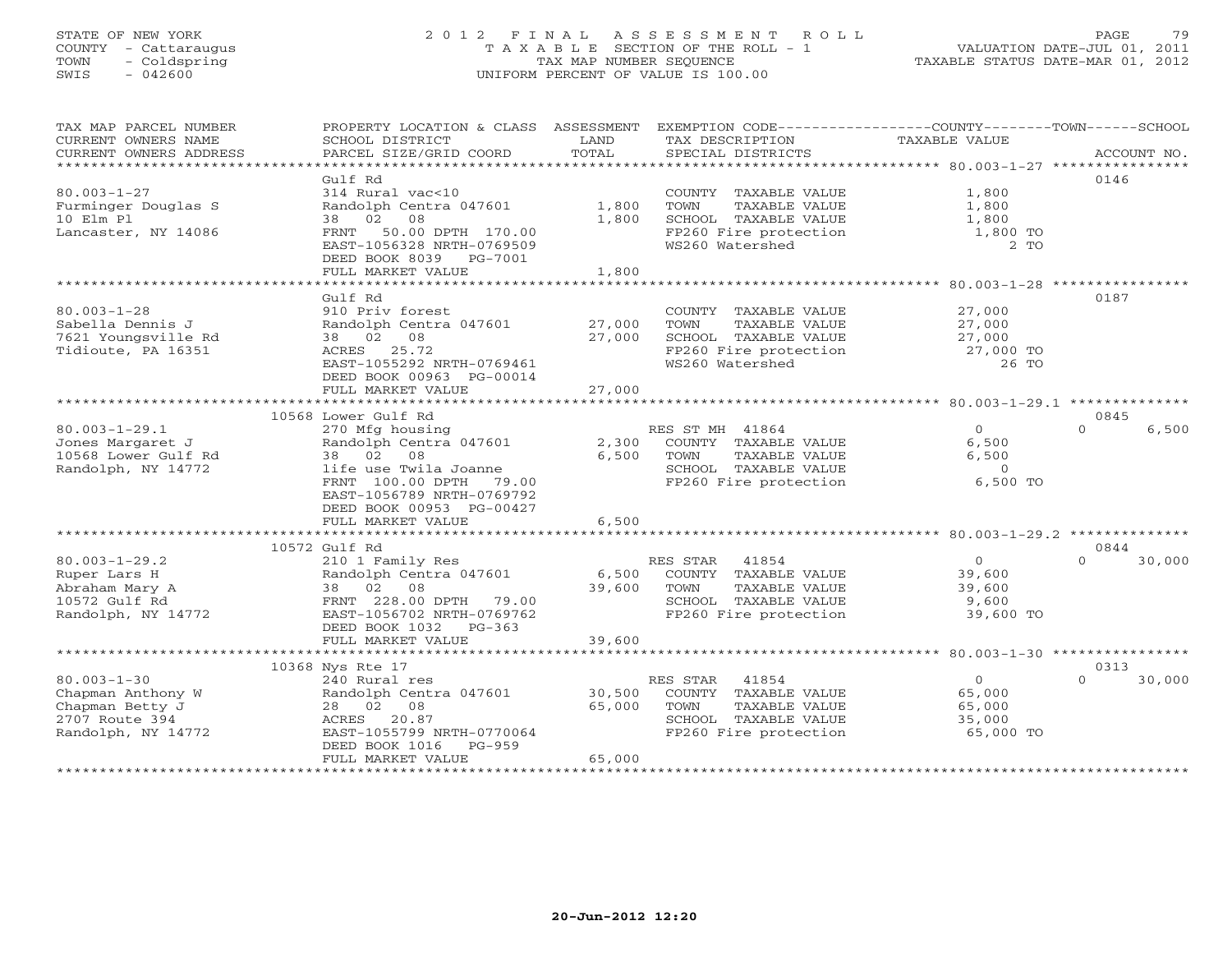STATE OF NEW YORK
COUNTY - Cattaraugus
TOWN - Coldspring
SWIS - 042600

# 2012 FINAL ASSESSMENT ROLL

TAXABLE SECTION OF THE ROLL - 1
TAX MAP NUMBER SEQUENCE
UNIFORM PERCENT OF VALUE IS 100.00

VALUATION DATE-JUL 01, 2011
TAXABLE STATUS DATE-MAR 01, 2012

| TAX MAP PARCEL NUMBER / CURRENT OWNERS NAME / CURRENT OWNERS ADDRESS | PROPERTY LOCATION & CLASS / SCHOOL DISTRICT / PARCEL SIZE/GRID COORD | ASSESSMENT LAND | TOTAL | EXEMPTION CODE / TAX DESCRIPTION / SPECIAL DISTRICTS | COUNTY TAXABLE VALUE | TOWN | SCHOOL | ACCOUNT NO. |
|---|---|---|---|---|---|---|---|---|
| **80.003-1-27** | Gulf Rd | | | | | | | 0146 |
| Furminger Douglas S | 314 Rural vac<10 | | | COUNTY TAXABLE VALUE | 1,800 | | | |
| 10 Elm Pl | Randolph Centra 047601 | 1,800 | | TOWN TAXABLE VALUE | 1,800 | | | |
| Lancaster, NY 14086 | 38 02 08 | | 1,800 | SCHOOL TAXABLE VALUE | 1,800 | | | |
| | FRNT 50.00 DPTH 170.00 | | | FP260 Fire protection | 1,800 TO | | | |
| | EAST-1056328 NRTH-0769509 | | | WS260 Watershed | 2 TO | | | |
| | DEED BOOK 8039 PG-7001 | | | | | | | |
| | FULL MARKET VALUE | | 1,800 | | | | | |
| **80.003-1-28** | Gulf Rd | | | | | | | 0187 |
| Sabella Dennis J | 910 Priv forest | | | COUNTY TAXABLE VALUE | 27,000 | | | |
| 7621 Youngsville Rd | Randolph Centra 047601 | 27,000 | | TOWN TAXABLE VALUE | 27,000 | | | |
| Tidioute, PA 16351 | 38 02 08 | | 27,000 | SCHOOL TAXABLE VALUE | 27,000 | | | |
| | ACRES 25.72 | | | FP260 Fire protection | 27,000 TO | | | |
| | EAST-1055292 NRTH-0769461 | | | WS260 Watershed | 26 TO | | | |
| | DEED BOOK 00963 PG-00014 | | | | | | | |
| | FULL MARKET VALUE | | 27,000 | | | | | |
| **80.003-1-29.1** | 10568 Lower Gulf Rd | | | | | | | 0845 |
| Jones Margaret J | 270 Mfg housing | | | RES ST MH 41864 | 0 | 0 | 6,500 | |
| 10568 Lower Gulf Rd | Randolph Centra 047601 | 2,300 | | COUNTY TAXABLE VALUE | 6,500 | | | |
| Randolph, NY 14772 | 38 02 08 | | 6,500 | TOWN TAXABLE VALUE | 6,500 | | | |
| | life use Twila Joanne | | | SCHOOL TAXABLE VALUE | 0 | | | |
| | FRNT 100.00 DPTH 79.00 | | | FP260 Fire protection | 6,500 TO | | | |
| | EAST-1056789 NRTH-0769792 | | | | | | | |
| | DEED BOOK 00953 PG-00427 | | | | | | | |
| | FULL MARKET VALUE | | 6,500 | | | | | |
| **80.003-1-29.2** | 10572 Gulf Rd | | | | | | | 0844 |
| Ruper Lars H | 210 1 Family Res | | | RES STAR 41854 | 0 | 0 | 30,000 | |
| Abraham Mary A | Randolph Centra 047601 | 6,500 | | COUNTY TAXABLE VALUE | 39,600 | | | |
| 10572 Gulf Rd | 38 02 08 | | 39,600 | TOWN TAXABLE VALUE | 39,600 | | | |
| Randolph, NY 14772 | FRNT 228.00 DPTH 79.00 | | | SCHOOL TAXABLE VALUE | 9,600 | | | |
| | EAST-1056702 NRTH-0769762 | | | FP260 Fire protection | 39,600 TO | | | |
| | DEED BOOK 1032 PG-363 | | | | | | | |
| | FULL MARKET VALUE | | 39,600 | | | | | |
| **80.003-1-30** | 10368 Nys Rte 17 | | | | | | | 0313 |
| Chapman Anthony W | 240 Rural res | | | RES STAR 41854 | 0 | 0 | 30,000 | |
| Chapman Betty J | Randolph Centra 047601 | 30,500 | | COUNTY TAXABLE VALUE | 65,000 | | | |
| 2707 Route 394 | 28 02 08 | | 65,000 | TOWN TAXABLE VALUE | 65,000 | | | |
| Randolph, NY 14772 | ACRES 20.87 | | | SCHOOL TAXABLE VALUE | 35,000 | | | |
| | EAST-1055799 NRTH-0770064 | | | FP260 Fire protection | 65,000 TO | | | |
| | DEED BOOK 1016 PG-959 | | | | | | | |
| | FULL MARKET VALUE | | 65,000 | | | | | |

20-Jun-2012 12:20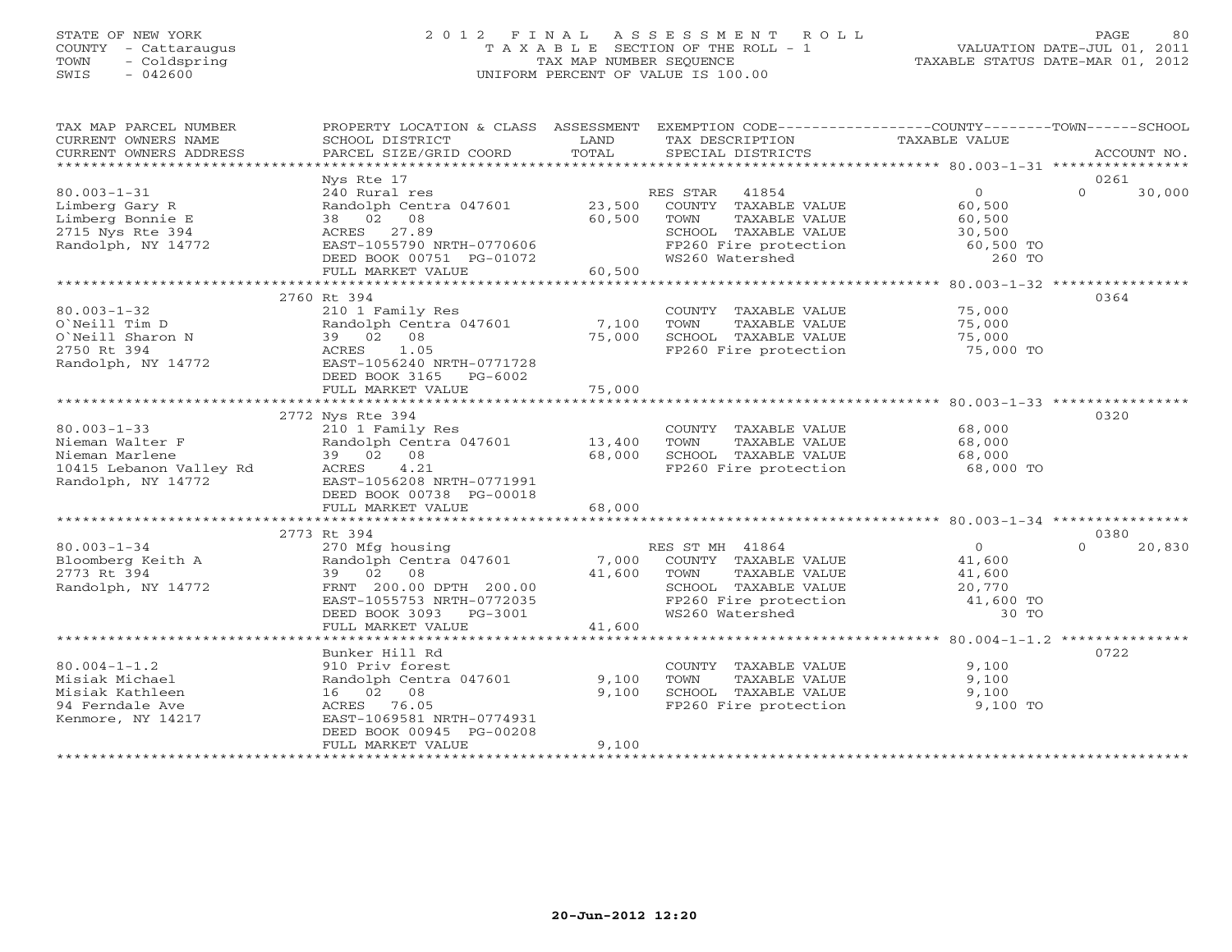STATE OF NEW YORK
COUNTY - Cattaraugus
TOWN - Coldspring
SWIS - 042600

# 2012 FINAL ASSESSMENT ROLL
TAXABLE SECTION OF THE ROLL - 1
TAX MAP NUMBER SEQUENCE
UNIFORM PERCENT OF VALUE IS 100.00

VALUATION DATE-JUL 01, 2011
TAXABLE STATUS DATE-MAR 01, 2012

| TAX MAP PARCEL NUMBER / CURRENT OWNERS NAME / CURRENT OWNERS ADDRESS | PROPERTY LOCATION & CLASS / SCHOOL DISTRICT / PARCEL SIZE/GRID COORD | ASSESSMENT LAND | TOTAL | EXEMPTION CODE / TAX DESCRIPTION / SPECIAL DISTRICTS | COUNTY TAXABLE VALUE | TOWN | SCHOOL | ACCOUNT NO. |
|---|---|---|---|---|---|---|---|---|
| | Nys Rte 17 | | | | | | | 0261 |
| 80.003-1-31 | 240 Rural res | | | RES STAR 41854 | 0 | 0 | 30,000 | |
| Limberg Gary R | Randolph Centra 047601 | 23,500 | | COUNTY TAXABLE VALUE | 60,500 | | | |
| Limberg Bonnie E | 38 02 08 | | 60,500 | TOWN TAXABLE VALUE | 60,500 | | | |
| 2715 Nys Rte 394 | ACRES 27.89 | | | SCHOOL TAXABLE VALUE | 30,500 | | | |
| Randolph, NY 14772 | EAST-1055790 NRTH-0770606 | | | FP260 Fire protection | 60,500 TO | | | |
| | DEED BOOK 00751 PG-01072 | | | WS260 Watershed | 260 TO | | | |
| | FULL MARKET VALUE | | 60,500 | | | | | |
| | 2760 Rt 394 | | | | | | | 0364 |
| 80.003-1-32 | 210 1 Family Res | | | COUNTY TAXABLE VALUE | 75,000 | | | |
| O`Neill Tim D | Randolph Centra 047601 | 7,100 | | TOWN TAXABLE VALUE | 75,000 | | | |
| O`Neill Sharon N | 39 02 08 | | 75,000 | SCHOOL TAXABLE VALUE | 75,000 | | | |
| 2750 Rt 394 | ACRES 1.05 | | | FP260 Fire protection | 75,000 TO | | | |
| Randolph, NY 14772 | EAST-1056240 NRTH-0771728 | | | | | | | |
| | DEED BOOK 3165 PG-6002 | | | | | | | |
| | FULL MARKET VALUE | | 75,000 | | | | | |
| | 2772 Nys Rte 394 | | | | | | | 0320 |
| 80.003-1-33 | 210 1 Family Res | | | COUNTY TAXABLE VALUE | 68,000 | | | |
| Nieman Walter F | Randolph Centra 047601 | 13,400 | | TOWN TAXABLE VALUE | 68,000 | | | |
| Nieman Marlene | 39 02 08 | | 68,000 | SCHOOL TAXABLE VALUE | 68,000 | | | |
| 10415 Lebanon Valley Rd | ACRES 4.21 | | | FP260 Fire protection | 68,000 TO | | | |
| Randolph, NY 14772 | EAST-1056208 NRTH-0771991 | | | | | | | |
| | DEED BOOK 00738 PG-00018 | | | | | | | |
| | FULL MARKET VALUE | | 68,000 | | | | | |
| | 2773 Rt 394 | | | | | | | 0380 |
| 80.003-1-34 | 270 Mfg housing | | | RES ST MH 41864 | 0 | 0 | 20,830 | |
| Bloomberg Keith A | Randolph Centra 047601 | 7,000 | | COUNTY TAXABLE VALUE | 41,600 | | | |
| 2773 Rt 394 | 39 02 08 | | 41,600 | TOWN TAXABLE VALUE | 41,600 | | | |
| Randolph, NY 14772 | FRNT 200.00 DPTH 200.00 | | | SCHOOL TAXABLE VALUE | 20,770 | | | |
| | EAST-1055753 NRTH-0772035 | | | FP260 Fire protection | 41,600 TO | | | |
| | DEED BOOK 3093 PG-3001 | | | WS260 Watershed | 30 TO | | | |
| | FULL MARKET VALUE | | 41,600 | | | | | |
| | Bunker Hill Rd | | | | | | | 0722 |
| 80.004-1-1.2 | 910 Priv forest | | | COUNTY TAXABLE VALUE | 9,100 | | | |
| Misiak Michael | Randolph Centra 047601 | 9,100 | | TOWN TAXABLE VALUE | 9,100 | | | |
| Misiak Kathleen | 16 02 08 | | 9,100 | SCHOOL TAXABLE VALUE | 9,100 | | | |
| 94 Ferndale Ave | ACRES 76.05 | | | FP260 Fire protection | 9,100 TO | | | |
| Kenmore, NY 14217 | EAST-1069581 NRTH-0774931 | | | | | | | |
| | DEED BOOK 00945 PG-00208 | | | | | | | |
| | FULL MARKET VALUE | | 9,100 | | | | | |

20-Jun-2012 12:20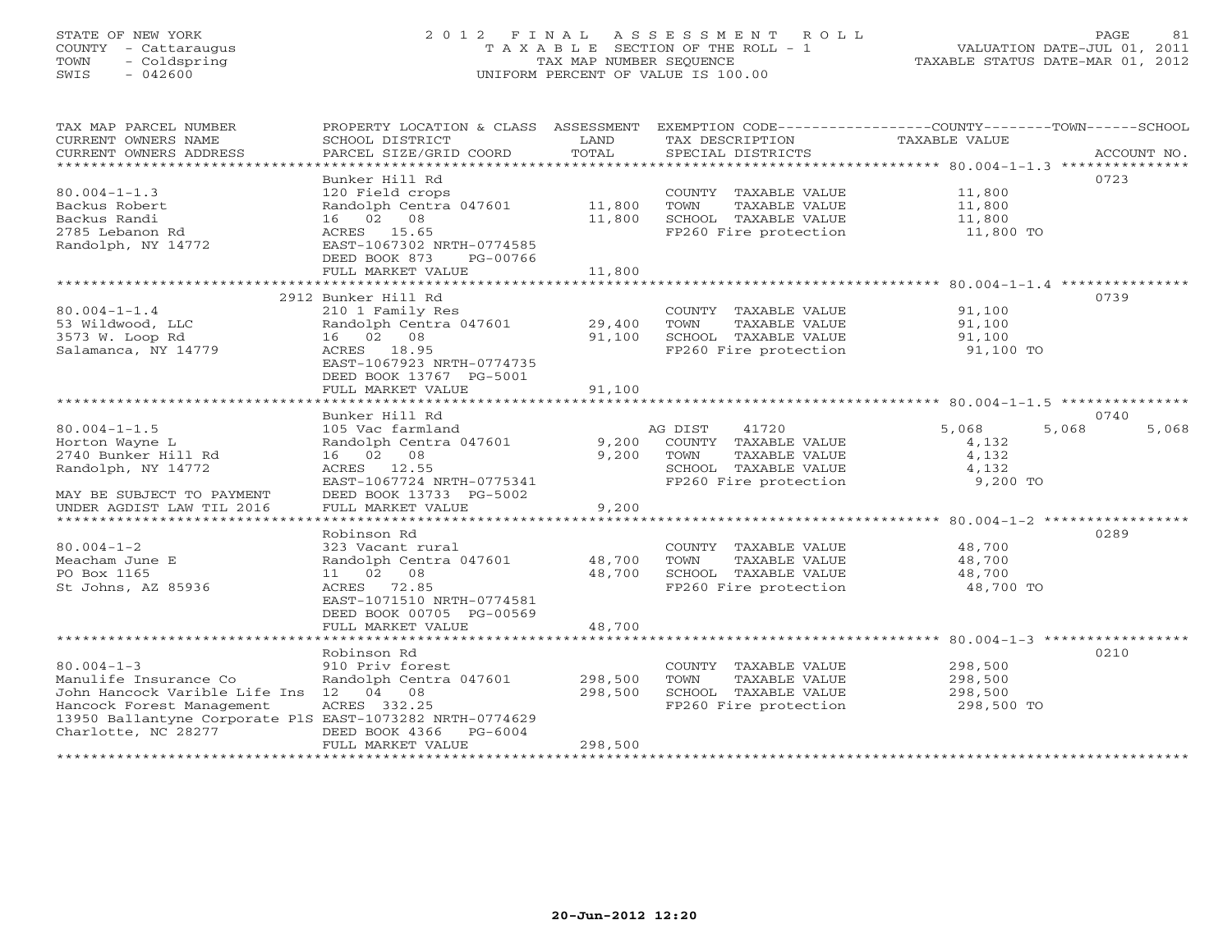STATE OF NEW YORK
COUNTY - Cattaraugus
TOWN - Coldspring
SWIS - 042600

# 2012 FINAL ASSESSMENT ROLL
TAXABLE SECTION OF THE ROLL - 1
TAX MAP NUMBER SEQUENCE
UNIFORM PERCENT OF VALUE IS 100.00

VALUATION DATE-JUL 01, 2011
TAXABLE STATUS DATE-MAR 01, 2012

| TAX MAP PARCEL NUMBER / CURRENT OWNERS NAME / CURRENT OWNERS ADDRESS | PROPERTY LOCATION & CLASS / SCHOOL DISTRICT / PARCEL SIZE/GRID COORD | ASSESSMENT LAND | ASSESSMENT TOTAL | EXEMPTION CODE / TAX DESCRIPTION / SPECIAL DISTRICTS | COUNTY TAXABLE VALUE | TOWN | SCHOOL | ACCOUNT NO. |
|---|---|---|---|---|---|---|---|---|
| **80.004-1-1.3** | Bunker Hill Rd | | | | | | | 0723 |
| 80.004-1-1.3 | 120 Field crops | | | COUNTY TAXABLE VALUE | 11,800 | | | |
| Backus Robert | Randolph Centra 047601 | 11,800 | | TOWN TAXABLE VALUE | 11,800 | | | |
| Backus Randi | 16 02 08 | | 11,800 | SCHOOL TAXABLE VALUE | 11,800 | | | |
| 2785 Lebanon Rd | ACRES 15.65 | | | FP260 Fire protection | 11,800 TO | | | |
| Randolph, NY 14772 | EAST-1067302 NRTH-0774585 | | | | | | | |
| | DEED BOOK 873 PG-00766 | | | | | | | |
| | FULL MARKET VALUE | | 11,800 | | | | | |
| **80.004-1-1.4** | 2912 Bunker Hill Rd | | | | | | | 0739 |
| 80.004-1-1.4 | 210 1 Family Res | | | COUNTY TAXABLE VALUE | 91,100 | | | |
| 53 Wildwood, LLC | Randolph Centra 047601 | 29,400 | | TOWN TAXABLE VALUE | 91,100 | | | |
| 3573 W. Loop Rd | 16 02 08 | | 91,100 | SCHOOL TAXABLE VALUE | 91,100 | | | |
| Salamanca, NY 14779 | ACRES 18.95 | | | FP260 Fire protection | 91,100 TO | | | |
| | EAST-1067923 NRTH-0774735 | | | | | | | |
| | DEED BOOK 13767 PG-5001 | | | | | | | |
| | FULL MARKET VALUE | | 91,100 | | | | | |
| **80.004-1-1.5** | Bunker Hill Rd | | | | | | | 0740 |
| 80.004-1-1.5 | 105 Vac farmland | | | AG DIST 41720 | 5,068 | 5,068 | 5,068 | |
| Horton Wayne L | Randolph Centra 047601 | 9,200 | | COUNTY TAXABLE VALUE | 4,132 | | | |
| 2740 Bunker Hill Rd | 16 02 08 | | 9,200 | TOWN TAXABLE VALUE | 4,132 | | | |
| Randolph, NY 14772 | ACRES 12.55 | | | SCHOOL TAXABLE VALUE | 4,132 | | | |
| | EAST-1067724 NRTH-0775341 | | | FP260 Fire protection | 9,200 TO | | | |
| MAY BE SUBJECT TO PAYMENT | DEED BOOK 13733 PG-5002 | | | | | | | |
| UNDER AGDIST LAW TIL 2016 | FULL MARKET VALUE | | 9,200 | | | | | |
| **80.004-1-2** | Robinson Rd | | | | | | | 0289 |
| 80.004-1-2 | 323 Vacant rural | | | COUNTY TAXABLE VALUE | 48,700 | | | |
| Meacham June E | Randolph Centra 047601 | 48,700 | | TOWN TAXABLE VALUE | 48,700 | | | |
| PO Box 1165 | 11 02 08 | | 48,700 | SCHOOL TAXABLE VALUE | 48,700 | | | |
| St Johns, AZ 85936 | ACRES 72.85 | | | FP260 Fire protection | 48,700 TO | | | |
| | EAST-1071510 NRTH-0774581 | | | | | | | |
| | DEED BOOK 00705 PG-00569 | | | | | | | |
| | FULL MARKET VALUE | | 48,700 | | | | | |
| **80.004-1-3** | Robinson Rd | | | | | | | 0210 |
| 80.004-1-3 | 910 Priv forest | | | COUNTY TAXABLE VALUE | 298,500 | | | |
| Manulife Insurance Co | Randolph Centra 047601 | 298,500 | | TOWN TAXABLE VALUE | 298,500 | | | |
| John Hancock Varible Life Ins | 12 04 08 | | 298,500 | SCHOOL TAXABLE VALUE | 298,500 | | | |
| Hancock Forest Management | ACRES 332.25 | | | FP260 Fire protection | 298,500 TO | | | |
| 13950 Ballantyne Corporate PlS | EAST-1073282 NRTH-0774629 | | | | | | | |
| Charlotte, NC 28277 | DEED BOOK 4366 PG-6004 | | | | | | | |
| | FULL MARKET VALUE | | 298,500 | | | | | |

20-Jun-2012 12:20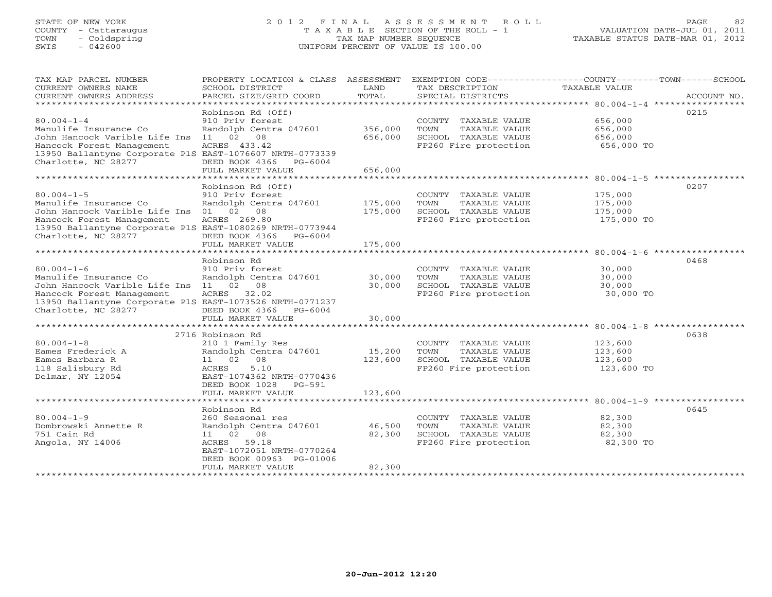STATE OF NEW YORK
COUNTY - Cattaraugus
TOWN - Coldspring
SWIS - 042600

2012 FINAL ASSESSMENT ROLL
TAXABLE SECTION OF THE ROLL - 1
TAX MAP NUMBER SEQUENCE
UNIFORM PERCENT OF VALUE IS 100.00

VALUATION DATE-JUL 01, 2011
TAXABLE STATUS DATE-MAR 01, 2012

| TAX MAP PARCEL NUMBER / CURRENT OWNERS NAME / CURRENT OWNERS ADDRESS | PROPERTY LOCATION & CLASS / SCHOOL DISTRICT / PARCEL SIZE/GRID COORD | ASSESSMENT LAND / TOTAL | EXEMPTION CODE / TAX DESCRIPTION / SPECIAL DISTRICTS | COUNTY--------TOWN------SCHOOL TAXABLE VALUE | ACCOUNT NO. |
|---|---|---|---|---|---|
| **80.004-1-4** | Robinson Rd (Off) | | | | 0215 |
| 80.004-1-4 | 910 Priv forest | | COUNTY TAXABLE VALUE | 656,000 | |
| Manulife Insurance Co | Randolph Centra 047601 | 356,000 | TOWN TAXABLE VALUE | 656,000 | |
| John Hancock Varible Life Ins | 11 02 08 | 656,000 | SCHOOL TAXABLE VALUE | 656,000 | |
| Hancock Forest Management | ACRES 433.42 | | FP260 Fire protection | 656,000 TO | |
| 13950 Ballantyne Corporate PlS | EAST-1076607 NRTH-0773339 | | | | |
| Charlotte, NC 28277 | DEED BOOK 4366 PG-6004 | | | | |
| | FULL MARKET VALUE | 656,000 | | | |
| **80.004-1-5** | Robinson Rd (Off) | | | | 0207 |
| 80.004-1-5 | 910 Priv forest | | COUNTY TAXABLE VALUE | 175,000 | |
| Manulife Insurance Co | Randolph Centra 047601 | 175,000 | TOWN TAXABLE VALUE | 175,000 | |
| John Hancock Varible Life Ins | 01 02 08 | 175,000 | SCHOOL TAXABLE VALUE | 175,000 | |
| Hancock Forest Management | ACRES 269.80 | | FP260 Fire protection | 175,000 TO | |
| 13950 Ballantyne Corporate PlS | EAST-1080269 NRTH-0773944 | | | | |
| Charlotte, NC 28277 | DEED BOOK 4366 PG-6004 | | | | |
| | FULL MARKET VALUE | 175,000 | | | |
| **80.004-1-6** | Robinson Rd | | | | 0468 |
| 80.004-1-6 | 910 Priv forest | | COUNTY TAXABLE VALUE | 30,000 | |
| Manulife Insurance Co | Randolph Centra 047601 | 30,000 | TOWN TAXABLE VALUE | 30,000 | |
| John Hancock Varible Life Ins | 11 02 08 | 30,000 | SCHOOL TAXABLE VALUE | 30,000 | |
| Hancock Forest Management | ACRES 32.02 | | FP260 Fire protection | 30,000 TO | |
| 13950 Ballantyne Corporate PlS | EAST-1073526 NRTH-0771237 | | | | |
| Charlotte, NC 28277 | DEED BOOK 4366 PG-6004 | | | | |
| | FULL MARKET VALUE | 30,000 | | | |
| **80.004-1-8** | 2716 Robinson Rd | | | | 0638 |
| 80.004-1-8 | 210 1 Family Res | | COUNTY TAXABLE VALUE | 123,600 | |
| Eames Frederick A | Randolph Centra 047601 | 15,200 | TOWN TAXABLE VALUE | 123,600 | |
| Eames Barbara R | 11 02 08 | 123,600 | SCHOOL TAXABLE VALUE | 123,600 | |
| 118 Salisbury Rd | ACRES 5.10 | | FP260 Fire protection | 123,600 TO | |
| Delmar, NY 12054 | EAST-1074362 NRTH-0770436 | | | | |
| | DEED BOOK 1028 PG-591 | | | | |
| | FULL MARKET VALUE | 123,600 | | | |
| **80.004-1-9** | Robinson Rd | | | | 0645 |
| 80.004-1-9 | 260 Seasonal res | | COUNTY TAXABLE VALUE | 82,300 | |
| Dombrowski Annette R | Randolph Centra 047601 | 46,500 | TOWN TAXABLE VALUE | 82,300 | |
| 751 Cain Rd | 11 02 08 | 82,300 | SCHOOL TAXABLE VALUE | 82,300 | |
| Angola, NY 14006 | ACRES 59.18 | | FP260 Fire protection | 82,300 TO | |
| | EAST-1072051 NRTH-0770264 | | | | |
| | DEED BOOK 00963 PG-01006 | | | | |
| | FULL MARKET VALUE | 82,300 | | | |

20-Jun-2012 12:20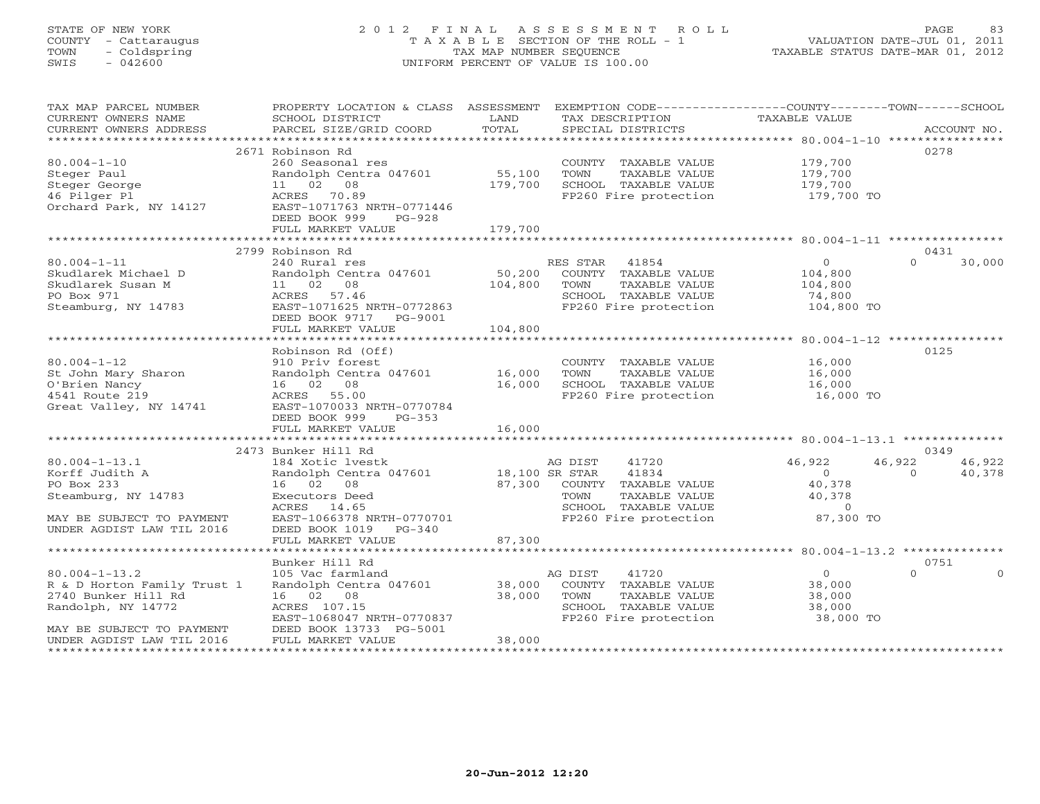STATE OF NEW YORK
COUNTY - Cattaraugus
TOWN - Coldspring
SWIS - 042600

# 2012 FINAL ASSESSMENT ROLL
TAXABLE SECTION OF THE ROLL - 1
TAX MAP NUMBER SEQUENCE
UNIFORM PERCENT OF VALUE IS 100.00

VALUATION DATE-JUL 01, 2011
TAXABLE STATUS DATE-MAR 01, 2012

| TAX MAP PARCEL NUMBER / CURRENT OWNERS NAME / CURRENT OWNERS ADDRESS | PROPERTY LOCATION & CLASS / SCHOOL DISTRICT / PARCEL SIZE/GRID COORD | ASSESSMENT LAND | TOTAL | EXEMPTION CODE / TAX DESCRIPTION / SPECIAL DISTRICTS | COUNTY TAXABLE VALUE | TOWN | SCHOOL | ACCOUNT NO. |
|---|---|---|---|---|---|---|---|---|
| 80.004-1-10 | 2671 Robinson Rd | | | | | | | 0278 |
| | 260 Seasonal res | | | COUNTY TAXABLE VALUE | 179,700 | | | |
| Steger Paul | Randolph Centra 047601 | 55,100 | | TOWN TAXABLE VALUE | | 179,700 | | |
| Steger George | 11 02 08 | | 179,700 | SCHOOL TAXABLE VALUE | | | 179,700 | |
| 46 Pilger Pl | ACRES 70.89 | | | FP260 Fire protection | 179,700 TO | | | |
| Orchard Park, NY 14127 | EAST-1071763 NRTH-0771446 | | | | | | | |
| | DEED BOOK 999 PG-928 | | | | | | | |
| | FULL MARKET VALUE | | 179,700 | | | | | |
| 80.004-1-11 | 2799 Robinson Rd | | | | | | | 0431 |
| | 240 Rural res | | | RES STAR 41854 | 0 | 0 | 30,000 | |
| Skudlarek Michael D | Randolph Centra 047601 | 50,200 | | COUNTY TAXABLE VALUE | 104,800 | | | |
| Skudlarek Susan M | 11 02 08 | | 104,800 | TOWN TAXABLE VALUE | | 104,800 | | |
| PO Box 971 | ACRES 57.46 | | | SCHOOL TAXABLE VALUE | | | 74,800 | |
| Steamburg, NY 14783 | EAST-1071625 NRTH-0772863 | | | FP260 Fire protection | 104,800 TO | | | |
| | DEED BOOK 9717 PG-9001 | | | | | | | |
| | FULL MARKET VALUE | | 104,800 | | | | | |
| 80.004-1-12 | Robinson Rd (Off) | | | | | | | 0125 |
| | 910 Priv forest | | | COUNTY TAXABLE VALUE | 16,000 | | | |
| St John Mary Sharon | Randolph Centra 047601 | 16,000 | | TOWN TAXABLE VALUE | | 16,000 | | |
| O'Brien Nancy | 16 02 08 | | 16,000 | SCHOOL TAXABLE VALUE | | | 16,000 | |
| 4541 Route 219 | ACRES 55.00 | | | FP260 Fire protection | 16,000 TO | | | |
| Great Valley, NY 14741 | EAST-1070033 NRTH-0770784 | | | | | | | |
| | DEED BOOK 999 PG-353 | | | | | | | |
| | FULL MARKET VALUE | | 16,000 | | | | | |
| 80.004-1-13.1 | 2473 Bunker Hill Rd | | | | | | | 0349 |
| | 184 Xotic lvestk | | | AG DIST 41720 | 46,922 | 46,922 | 46,922 | |
| Korff Judith A | Randolph Centra 047601 | 18,100 | | SR STAR 41834 | 0 | 0 | 40,378 | |
| PO Box 233 | 16 02 08 | | 87,300 | COUNTY TAXABLE VALUE | 40,378 | | | |
| Steamburg, NY 14783 | Executors Deed | | | TOWN TAXABLE VALUE | | 40,378 | | |
| | ACRES 14.65 | | | SCHOOL TAXABLE VALUE | | | 0 | |
| MAY BE SUBJECT TO PAYMENT | EAST-1066378 NRTH-0770701 | | | FP260 Fire protection | 87,300 TO | | | |
| UNDER AGDIST LAW TIL 2016 | DEED BOOK 1019 PG-340 | | | | | | | |
| | FULL MARKET VALUE | | 87,300 | | | | | |
| 80.004-1-13.2 | Bunker Hill Rd | | | | | | | 0751 |
| | 105 Vac farmland | | | AG DIST 41720 | 0 | 0 | 0 | |
| R & D Horton Family Trust 1 | Randolph Centra 047601 | 38,000 | | COUNTY TAXABLE VALUE | 38,000 | | | |
| 2740 Bunker Hill Rd | 16 02 08 | | 38,000 | TOWN TAXABLE VALUE | | 38,000 | | |
| Randolph, NY 14772 | ACRES 107.15 | | | SCHOOL TAXABLE VALUE | | | 38,000 | |
| | EAST-1068047 NRTH-0770837 | | | FP260 Fire protection | 38,000 TO | | | |
| MAY BE SUBJECT TO PAYMENT | DEED BOOK 13733 PG-5001 | | | | | | | |
| UNDER AGDIST LAW TIL 2016 | FULL MARKET VALUE | | 38,000 | | | | | |

20-Jun-2012 12:20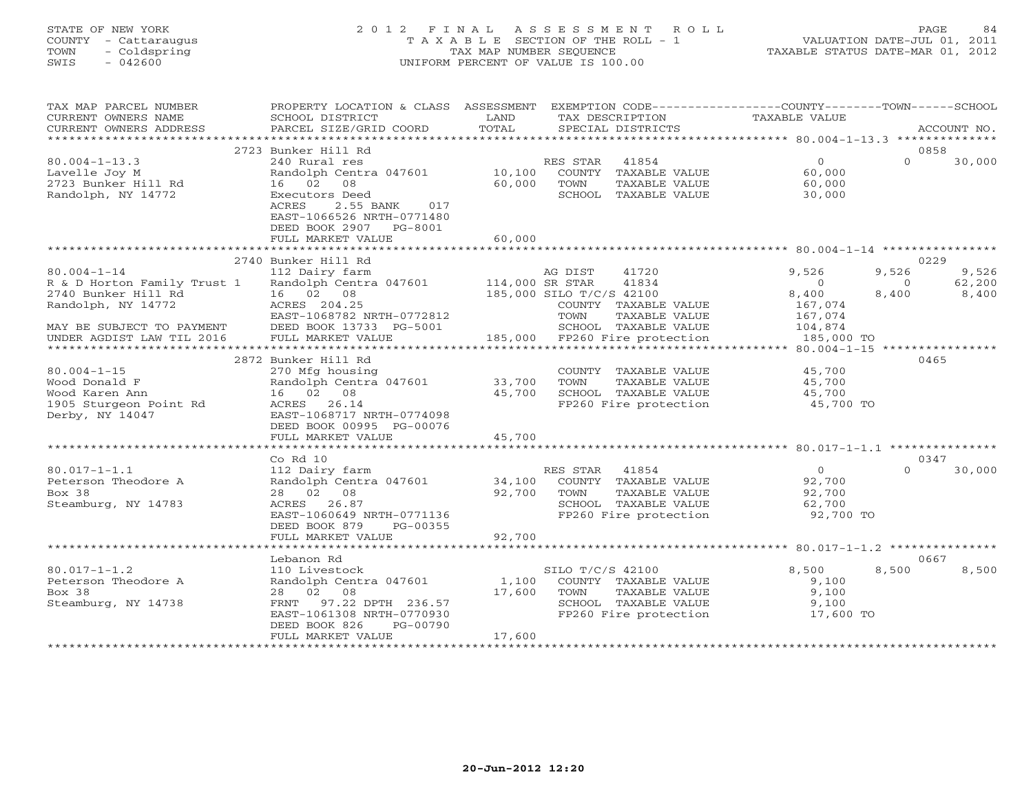STATE OF NEW YORK
COUNTY - Cattaraugus
TOWN - Coldspring
SWIS - 042600

# 2012 FINAL ASSESSMENT ROLL

TAXABLE SECTION OF THE ROLL - 1
TAX MAP NUMBER SEQUENCE
UNIFORM PERCENT OF VALUE IS 100.00

VALUATION DATE-JUL 01, 2011
TAXABLE STATUS DATE-MAR 01, 2012

| TAX MAP PARCEL NUMBER / CURRENT OWNERS NAME / CURRENT OWNERS ADDRESS | PROPERTY LOCATION & CLASS / SCHOOL DISTRICT / PARCEL SIZE/GRID COORD | ASSESSMENT LAND | TOTAL | EXEMPTION CODE / TAX DESCRIPTION / SPECIAL DISTRICTS | COUNTY | TOWN | SCHOOL | ACCOUNT NO. |
|---|---|---|---|---|---|---|---|---|
| 80.004-1-13.3 | 2723 Bunker Hill Rd | | | | | | | 0858 |
| Lavelle Joy M | 240 Rural res | | | RES STAR 41854 | 0 | 0 | 30,000 | |
| 2723 Bunker Hill Rd | Randolph Centra 047601 | 10,100 | | COUNTY TAXABLE VALUE | 60,000 | | | |
| Randolph, NY 14772 | 16 02 08 | | 60,000 | TOWN TAXABLE VALUE | | 60,000 | | |
| | Executors Deed | | | SCHOOL TAXABLE VALUE | | | 30,000 | |
| | ACRES 2.55 BANK 017 | | | | | | | |
| | EAST-1066526 NRTH-0771480 | | | | | | | |
| | DEED BOOK 2907 PG-8001 | | | | | | | |
| | FULL MARKET VALUE | | 60,000 | | | | | |
| 80.004-1-14 | 2740 Bunker Hill Rd | | | | | | | 0229 |
| R & D Horton Family Trust 1 | 112 Dairy farm | | | AG DIST 41720 | 9,526 | 9,526 | 9,526 | |
| 2740 Bunker Hill Rd | Randolph Centra 047601 | 114,000 | | SR STAR 41834 | 0 | 0 | 62,200 | |
| Randolph, NY 14772 | 16 02 08 | | 185,000 | SILO T/C/S 42100 | 8,400 | 8,400 | 8,400 | |
| | ACRES 204.25 | | | COUNTY TAXABLE VALUE | 167,074 | | | |
| | EAST-1068782 NRTH-0772812 | | | TOWN TAXABLE VALUE | | 167,074 | | |
| MAY BE SUBJECT TO PAYMENT | DEED BOOK 13733 PG-5001 | | | SCHOOL TAXABLE VALUE | | | 104,874 | |
| UNDER AGDIST LAW TIL 2016 | FULL MARKET VALUE | | 185,000 | FP260 Fire protection | 185,000 TO | | | |
| 80.004-1-15 | 2872 Bunker Hill Rd | | | | | | | 0465 |
| Wood Donald F | 270 Mfg housing | | | COUNTY TAXABLE VALUE | 45,700 | | | |
| Wood Karen Ann | Randolph Centra 047601 | 33,700 | | TOWN TAXABLE VALUE | | 45,700 | | |
| 1905 Sturgeon Point Rd | 16 02 08 | | 45,700 | SCHOOL TAXABLE VALUE | | | 45,700 | |
| Derby, NY 14047 | ACRES 26.14 | | | FP260 Fire protection | 45,700 TO | | | |
| | EAST-1068717 NRTH-0774098 | | | | | | | |
| | DEED BOOK 00995 PG-00076 | | | | | | | |
| | FULL MARKET VALUE | | 45,700 | | | | | |
| 80.017-1-1.1 | Co Rd 10 | | | | | | | 0347 |
| Peterson Theodore A | 112 Dairy farm | | | RES STAR 41854 | 0 | 0 | 30,000 | |
| Box 38 | Randolph Centra 047601 | 34,100 | | COUNTY TAXABLE VALUE | 92,700 | | | |
| Steamburg, NY 14783 | 28 02 08 | | 92,700 | TOWN TAXABLE VALUE | | 92,700 | | |
| | ACRES 26.87 | | | SCHOOL TAXABLE VALUE | | | 62,700 | |
| | EAST-1060649 NRTH-0771136 | | | FP260 Fire protection | 92,700 TO | | | |
| | DEED BOOK 879 PG-00355 | | | | | | | |
| | FULL MARKET VALUE | | 92,700 | | | | | |
| 80.017-1-1.2 | Lebanon Rd | | | | | | | 0667 |
| Peterson Theodore A | 110 Livestock | | | SILO T/C/S 42100 | 8,500 | 8,500 | 8,500 | |
| Box 38 | Randolph Centra 047601 | 1,100 | | COUNTY TAXABLE VALUE | 9,100 | | | |
| Steamburg, NY 14738 | 28 02 08 | | 17,600 | TOWN TAXABLE VALUE | | 9,100 | | |
| | FRNT 97.22 DPTH 236.57 | | | SCHOOL TAXABLE VALUE | | | 9,100 | |
| | EAST-1061308 NRTH-0770930 | | | FP260 Fire protection | 17,600 TO | | | |
| | DEED BOOK 826 PG-00790 | | | | | | | |
| | FULL MARKET VALUE | | 17,600 | | | | | |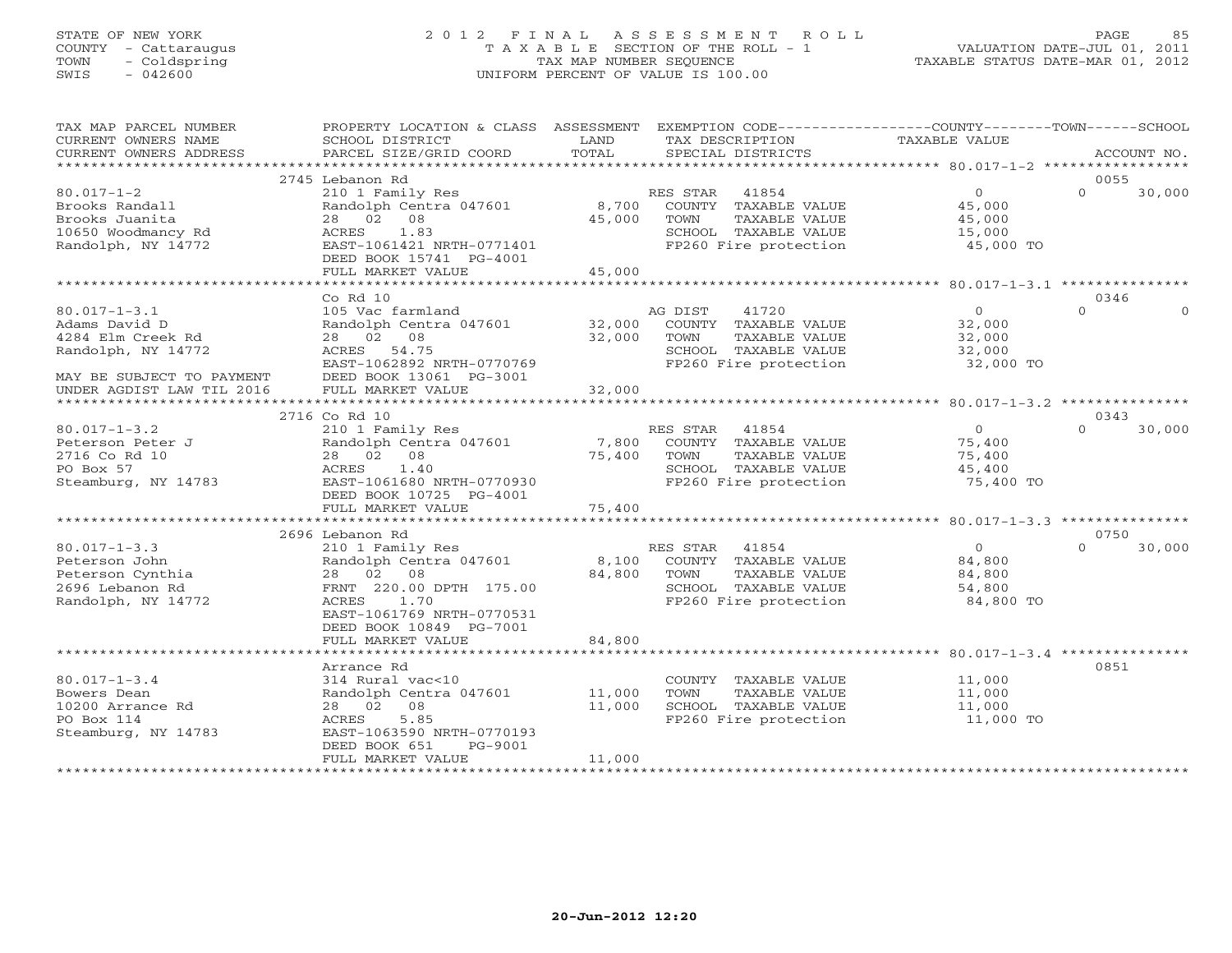STATE OF NEW YORK
COUNTY - Cattaraugus
TOWN - Coldspring
SWIS - 042600

# 2012 FINAL ASSESSMENT ROLL
TAXABLE SECTION OF THE ROLL - 1
TAX MAP NUMBER SEQUENCE
UNIFORM PERCENT OF VALUE IS 100.00

VALUATION DATE-JUL 01, 2011
TAXABLE STATUS DATE-MAR 01, 2012

| TAX MAP PARCEL NUMBER / CURRENT OWNERS NAME / CURRENT OWNERS ADDRESS | PROPERTY LOCATION & CLASS / SCHOOL DISTRICT / PARCEL SIZE/GRID COORD | ASSESSMENT LAND | TOTAL | EXEMPTION CODE / TAX DESCRIPTION / SPECIAL DISTRICTS | COUNTY TAXABLE VALUE | TOWN | SCHOOL | ACCOUNT NO. |
|---|---|---|---|---|---|---|---|---|
| | 2745 Lebanon Rd | | | | | | | 0055 |
| 80.017-1-2 | 210 1 Family Res | | | RES STAR 41854 | 0 | 0 | 30,000 | |
| Brooks Randall | Randolph Centra 047601 | 8,700 | | COUNTY TAXABLE VALUE | 45,000 | | | |
| Brooks Juanita | 28 02 08 | | 45,000 | TOWN TAXABLE VALUE | 45,000 | | | |
| 10650 Woodmancy Rd | ACRES 1.83 | | | SCHOOL TAXABLE VALUE | 15,000 | | | |
| Randolph, NY 14772 | EAST-1061421 NRTH-0771401 | | | FP260 Fire protection | 45,000 TO | | | |
| | DEED BOOK 15741 PG-4001 | | | | | | | |
| | FULL MARKET VALUE | | 45,000 | | | | | |
| | Co Rd 10 | | | | | | | 0346 |
| 80.017-1-3.1 | 105 Vac farmland | | | AG DIST 41720 | 0 | 0 | 0 | |
| Adams David D | Randolph Centra 047601 | 32,000 | | COUNTY TAXABLE VALUE | 32,000 | | | |
| 4284 Elm Creek Rd | 28 02 08 | | 32,000 | TOWN TAXABLE VALUE | 32,000 | | | |
| Randolph, NY 14772 | ACRES 54.75 | | | SCHOOL TAXABLE VALUE | 32,000 | | | |
| | EAST-1062892 NRTH-0770769 | | | FP260 Fire protection | 32,000 TO | | | |
| MAY BE SUBJECT TO PAYMENT | DEED BOOK 13061 PG-3001 | | | | | | | |
| UNDER AGDIST LAW TIL 2016 | FULL MARKET VALUE | | 32,000 | | | | | |
| | 2716 Co Rd 10 | | | | | | | 0343 |
| 80.017-1-3.2 | 210 1 Family Res | | | RES STAR 41854 | 0 | 0 | 30,000 | |
| Peterson Peter J | Randolph Centra 047601 | 7,800 | | COUNTY TAXABLE VALUE | 75,400 | | | |
| 2716 Co Rd 10 | 28 02 08 | | 75,400 | TOWN TAXABLE VALUE | 75,400 | | | |
| PO Box 57 | ACRES 1.40 | | | SCHOOL TAXABLE VALUE | 45,400 | | | |
| Steamburg, NY 14783 | EAST-1061680 NRTH-0770930 | | | FP260 Fire protection | 75,400 TO | | | |
| | DEED BOOK 10725 PG-4001 | | | | | | | |
| | FULL MARKET VALUE | | 75,400 | | | | | |
| | 2696 Lebanon Rd | | | | | | | 0750 |
| 80.017-1-3.3 | 210 1 Family Res | | | RES STAR 41854 | 0 | 0 | 30,000 | |
| Peterson John | Randolph Centra 047601 | 8,100 | | COUNTY TAXABLE VALUE | 84,800 | | | |
| Peterson Cynthia | 28 02 08 | | 84,800 | TOWN TAXABLE VALUE | 84,800 | | | |
| 2696 Lebanon Rd | FRNT 220.00 DPTH 175.00 | | | SCHOOL TAXABLE VALUE | 54,800 | | | |
| Randolph, NY 14772 | ACRES 1.70 | | | FP260 Fire protection | 84,800 TO | | | |
| | EAST-1061769 NRTH-0770531 | | | | | | | |
| | DEED BOOK 10849 PG-7001 | | | | | | | |
| | FULL MARKET VALUE | | 84,800 | | | | | |
| | Arrance Rd | | | | | | | 0851 |
| 80.017-1-3.4 | 314 Rural vac<10 | | | COUNTY TAXABLE VALUE | 11,000 | | | |
| Bowers Dean | Randolph Centra 047601 | 11,000 | | TOWN TAXABLE VALUE | 11,000 | | | |
| 10200 Arrance Rd | 28 02 08 | | 11,000 | SCHOOL TAXABLE VALUE | 11,000 | | | |
| PO Box 114 | ACRES 5.85 | | | FP260 Fire protection | 11,000 TO | | | |
| Steamburg, NY 14783 | EAST-1063590 NRTH-0770193 | | | | | | | |
| | DEED BOOK 651 PG-9001 | | | | | | | |
| | FULL MARKET VALUE | | 11,000 | | | | | |

20-Jun-2012 12:20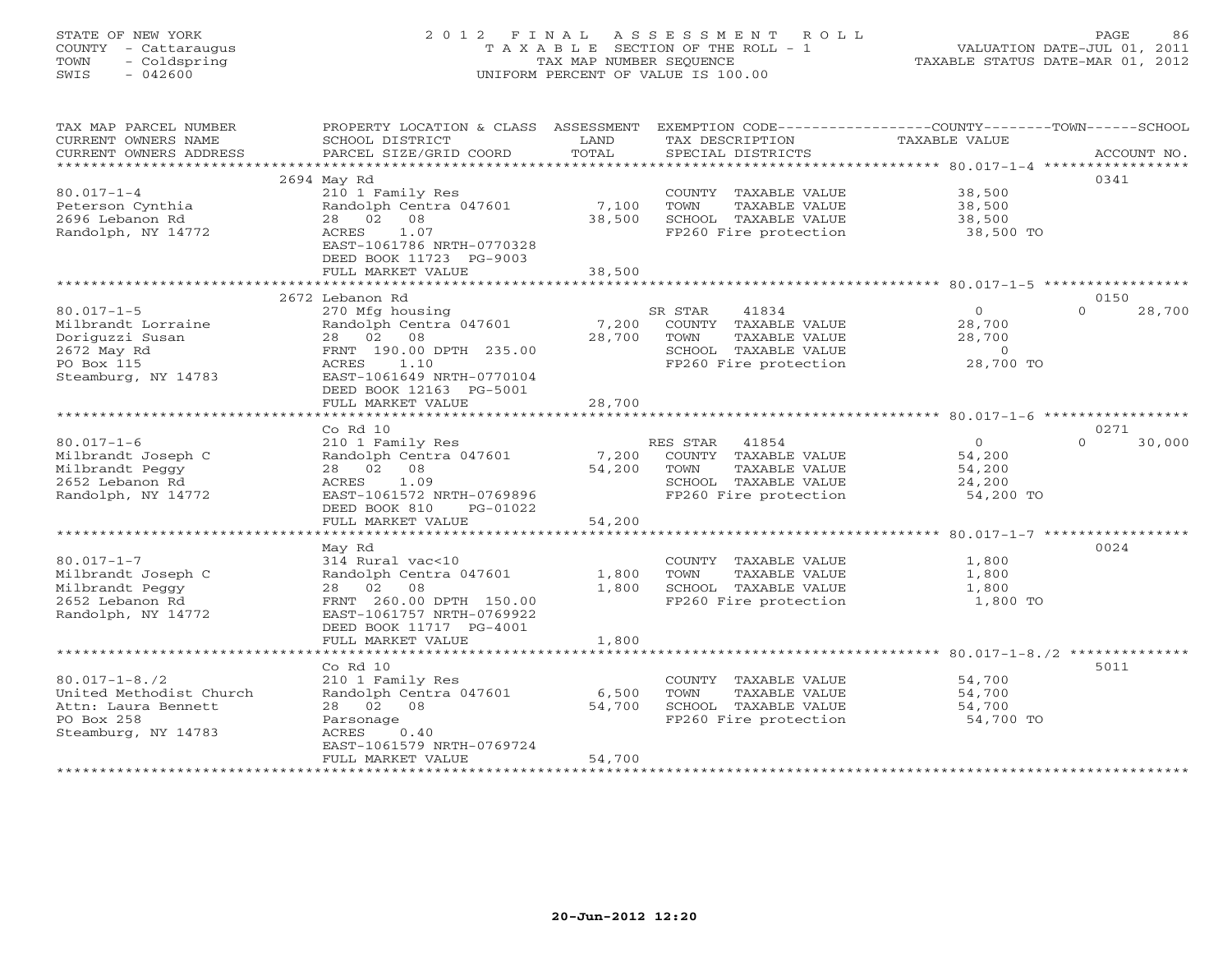STATE OF NEW YORK
COUNTY - Cattaraugus
TOWN - Coldspring
SWIS - 042600

# 2012 FINAL ASSESSMENT ROLL

TAXABLE SECTION OF THE ROLL - 1
TAX MAP NUMBER SEQUENCE
UNIFORM PERCENT OF VALUE IS 100.00

VALUATION DATE-JUL 01, 2011
TAXABLE STATUS DATE-MAR 01, 2012

| TAX MAP PARCEL NUMBER / CURRENT OWNERS NAME / CURRENT OWNERS ADDRESS | PROPERTY LOCATION & CLASS / SCHOOL DISTRICT / PARCEL SIZE/GRID COORD | ASSESSMENT LAND / TOTAL | EXEMPTION CODE / TAX DESCRIPTION / SPECIAL DISTRICTS | COUNTY / TOWN / SCHOOL TAXABLE VALUE | ACCOUNT NO. |
|---|---|---|---|---|---|
| 80.017-1-4 | 2694 May Rd | | | | 0341 |
| Peterson Cynthia | 210 1 Family Res | | COUNTY TAXABLE VALUE | 38,500 | |
| 2696 Lebanon Rd | Randolph Centra 047601 | 7,100 | TOWN TAXABLE VALUE | 38,500 | |
| Randolph, NY 14772 | 28 02 08 | 38,500 | SCHOOL TAXABLE VALUE | 38,500 | |
| | ACRES 1.07 | | FP260 Fire protection | 38,500 TO | |
| | EAST-1061786 NRTH-0770328 | | | | |
| | DEED BOOK 11723 PG-9003 | | | | |
| | FULL MARKET VALUE | 38,500 | | | |
| 80.017-1-5 | 2672 Lebanon Rd | | | | 0150 |
| Milbrandt Lorraine | 270 Mfg housing | | SR STAR 41834 | 0 0 28,700 | |
| Doriguzzi Susan | Randolph Centra 047601 | 7,200 | COUNTY TAXABLE VALUE | 28,700 | |
| 2672 May Rd | 28 02 08 | 28,700 | TOWN TAXABLE VALUE | 28,700 | |
| PO Box 115 | FRNT 190.00 DPTH 235.00 | | SCHOOL TAXABLE VALUE | 0 | |
| Steamburg, NY 14783 | ACRES 1.10 | | FP260 Fire protection | 28,700 TO | |
| | EAST-1061649 NRTH-0770104 | | | | |
| | DEED BOOK 12163 PG-5001 | | | | |
| | FULL MARKET VALUE | 28,700 | | | |
| 80.017-1-6 | Co Rd 10 | | | | 0271 |
| Milbrandt Joseph C | 210 1 Family Res | | RES STAR 41854 | 0 0 30,000 | |
| Milbrandt Peggy | Randolph Centra 047601 | 7,200 | COUNTY TAXABLE VALUE | 54,200 | |
| 2652 Lebanon Rd | 28 02 08 | 54,200 | TOWN TAXABLE VALUE | 54,200 | |
| Randolph, NY 14772 | ACRES 1.09 | | SCHOOL TAXABLE VALUE | 24,200 | |
| | EAST-1061572 NRTH-0769896 | | FP260 Fire protection | 54,200 TO | |
| | DEED BOOK 810 PG-01022 | | | | |
| | FULL MARKET VALUE | 54,200 | | | |
| 80.017-1-7 | May Rd | | | | 0024 |
| Milbrandt Joseph C | 314 Rural vac<10 | | COUNTY TAXABLE VALUE | 1,800 | |
| Milbrandt Peggy | Randolph Centra 047601 | 1,800 | TOWN TAXABLE VALUE | 1,800 | |
| 2652 Lebanon Rd | 28 02 08 | 1,800 | SCHOOL TAXABLE VALUE | 1,800 | |
| Randolph, NY 14772 | FRNT 260.00 DPTH 150.00 | | FP260 Fire protection | 1,800 TO | |
| | EAST-1061757 NRTH-0769922 | | | | |
| | DEED BOOK 11717 PG-4001 | | | | |
| | FULL MARKET VALUE | 1,800 | | | |
| 80.017-1-8./2 | Co Rd 10 | | | | 5011 |
| United Methodist Church | 210 1 Family Res | | COUNTY TAXABLE VALUE | 54,700 | |
| Attn: Laura Bennett | Randolph Centra 047601 | 6,500 | TOWN TAXABLE VALUE | 54,700 | |
| PO Box 258 | 28 02 08 | 54,700 | SCHOOL TAXABLE VALUE | 54,700 | |
| Steamburg, NY 14783 | Parsonage | | FP260 Fire protection | 54,700 TO | |
| | ACRES 0.40 | | | | |
| | EAST-1061579 NRTH-0769724 | | | | |
| | FULL MARKET VALUE | 54,700 | | | |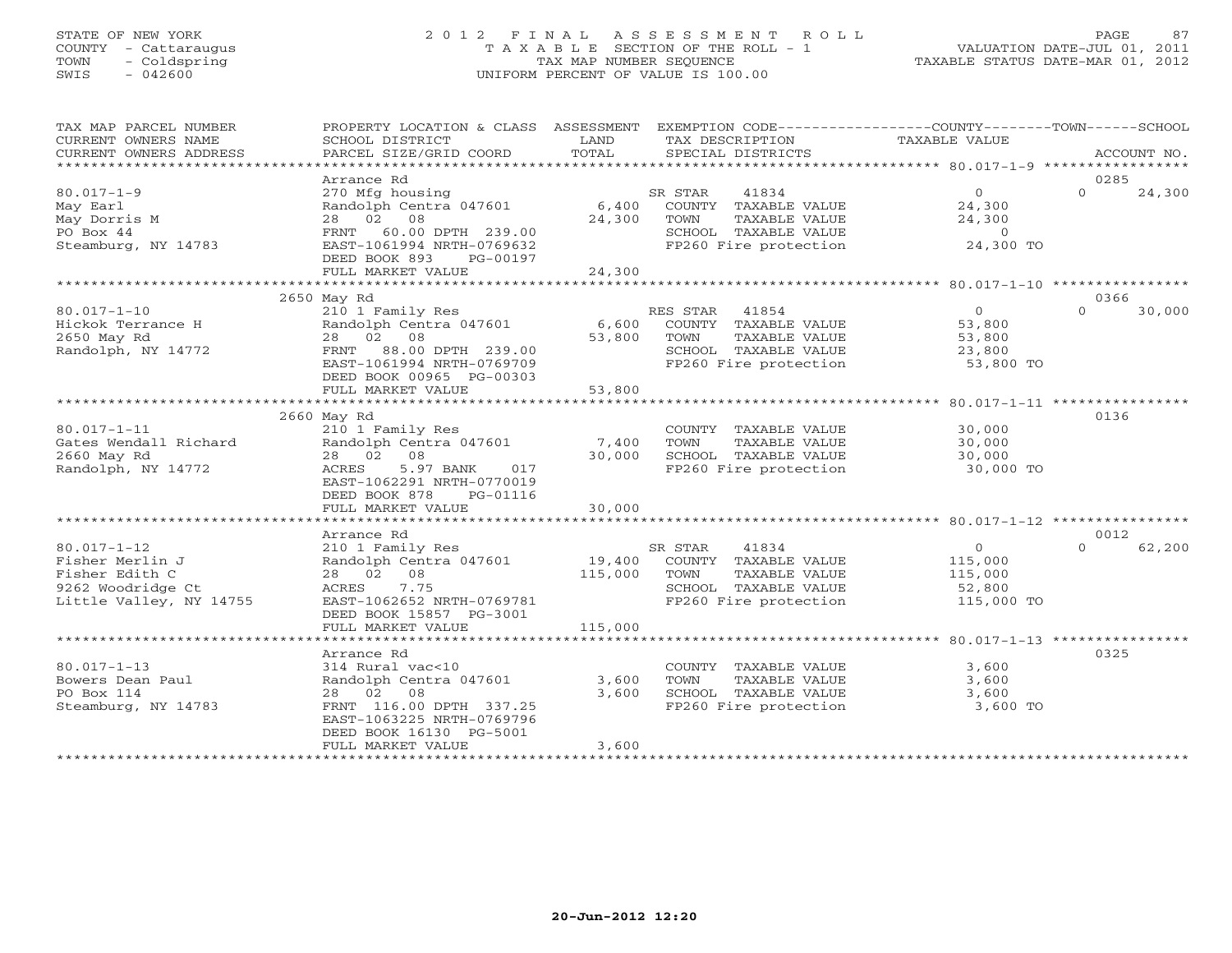STATE OF NEW YORK
COUNTY - Cattaraugus
TOWN - Coldspring
SWIS - 042600

2 0 1 2 F I N A L A S S E S S M E N T R O L L
T A X A B L E SECTION OF THE ROLL - 1
TAX MAP NUMBER SEQUENCE
UNIFORM PERCENT OF VALUE IS 100.00

VALUATION DATE-JUL 01, 2011
TAXABLE STATUS DATE-MAR 01, 2012

| TAX MAP PARCEL NUMBER / CURRENT OWNERS NAME / CURRENT OWNERS ADDRESS | PROPERTY LOCATION & CLASS / SCHOOL DISTRICT / PARCEL SIZE/GRID COORD | ASSESSMENT LAND / TOTAL | EXEMPTION CODE / TAX DESCRIPTION / SPECIAL DISTRICTS | COUNTY / TOWN / SCHOOL TAXABLE VALUE | ACCOUNT NO. |
|---|---|---|---|---|---|
| 80.017-1-9 | Arrance Rd | | | | 0285 |
| 80.017-1-9 | 270 Mfg housing | | SR STAR 41834 | 0 | 0 24,300 |
| May Earl | Randolph Centra 047601 | 6,400 | COUNTY TAXABLE VALUE | 24,300 | |
| May Dorris M | 28 02 08 | 24,300 | TOWN TAXABLE VALUE | 24,300 | |
| PO Box 44 | FRNT 60.00 DPTH 239.00 | | SCHOOL TAXABLE VALUE | 0 | |
| Steamburg, NY 14783 | EAST-1061994 NRTH-0769632 | | FP260 Fire protection | 24,300 TO | |
| | DEED BOOK 893 PG-00197 | | | | |
| | FULL MARKET VALUE | 24,300 | | | |
| 80.017-1-10 | 2650 May Rd | | | | 0366 |
| 80.017-1-10 | 210 1 Family Res | | RES STAR 41854 | 0 | 0 30,000 |
| Hickok Terrance H | Randolph Centra 047601 | 6,600 | COUNTY TAXABLE VALUE | 53,800 | |
| 2650 May Rd | 28 02 08 | 53,800 | TOWN TAXABLE VALUE | 53,800 | |
| Randolph, NY 14772 | FRNT 88.00 DPTH 239.00 | | SCHOOL TAXABLE VALUE | 23,800 | |
| | EAST-1061994 NRTH-0769709 | | FP260 Fire protection | 53,800 TO | |
| | DEED BOOK 00965 PG-00303 | | | | |
| | FULL MARKET VALUE | 53,800 | | | |
| 80.017-1-11 | 2660 May Rd | | | | 0136 |
| 80.017-1-11 | 210 1 Family Res | | COUNTY TAXABLE VALUE | 30,000 | |
| Gates Wendall Richard | Randolph Centra 047601 | 7,400 | TOWN TAXABLE VALUE | 30,000 | |
| 2660 May Rd | 28 02 08 | 30,000 | SCHOOL TAXABLE VALUE | 30,000 | |
| Randolph, NY 14772 | ACRES 5.97 BANK 017 | | FP260 Fire protection | 30,000 TO | |
| | EAST-1062291 NRTH-0770019 | | | | |
| | DEED BOOK 878 PG-01116 | | | | |
| | FULL MARKET VALUE | 30,000 | | | |
| 80.017-1-12 | Arrance Rd | | | | 0012 |
| 80.017-1-12 | 210 1 Family Res | | SR STAR 41834 | 0 | 0 62,200 |
| Fisher Merlin J | Randolph Centra 047601 | 19,400 | COUNTY TAXABLE VALUE | 115,000 | |
| Fisher Edith C | 28 02 08 | 115,000 | TOWN TAXABLE VALUE | 115,000 | |
| 9262 Woodridge Ct | ACRES 7.75 | | SCHOOL TAXABLE VALUE | 52,800 | |
| Little Valley, NY 14755 | EAST-1062652 NRTH-0769781 | | FP260 Fire protection | 115,000 TO | |
| | DEED BOOK 15857 PG-3001 | | | | |
| | FULL MARKET VALUE | 115,000 | | | |
| 80.017-1-13 | Arrance Rd | | | | 0325 |
| 80.017-1-13 | 314 Rural vac<10 | | COUNTY TAXABLE VALUE | 3,600 | |
| Bowers Dean Paul | Randolph Centra 047601 | 3,600 | TOWN TAXABLE VALUE | 3,600 | |
| PO Box 114 | 28 02 08 | 3,600 | SCHOOL TAXABLE VALUE | 3,600 | |
| Steamburg, NY 14783 | FRNT 116.00 DPTH 337.25 | | FP260 Fire protection | 3,600 TO | |
| | EAST-1063225 NRTH-0769796 | | | | |
| | DEED BOOK 16130 PG-5001 | | | | |
| | FULL MARKET VALUE | 3,600 | | | |

20-Jun-2012 12:20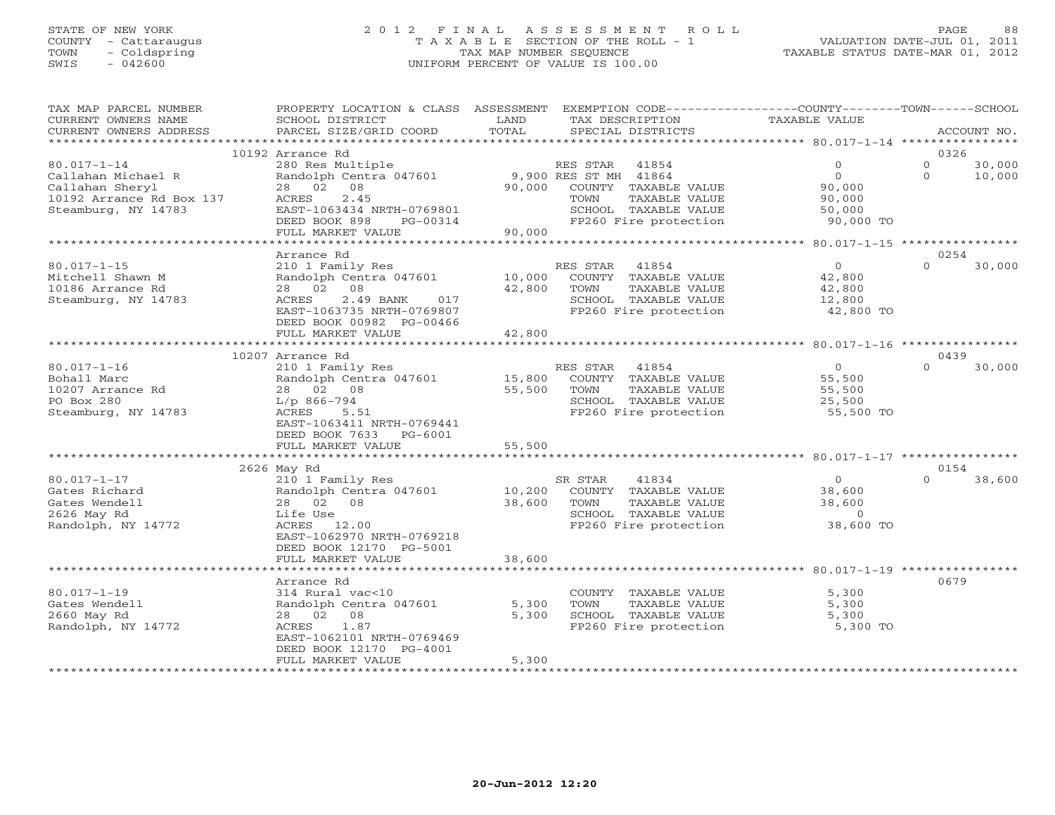STATE OF NEW YORK
COUNTY - Cattaraugus
TOWN - Coldspring
SWIS - 042600

2012 FINAL ASSESSMENT ROLL
TAXABLE SECTION OF THE ROLL - 1
TAX MAP NUMBER SEQUENCE
UNIFORM PERCENT OF VALUE IS 100.00

VALUATION DATE-JUL 01, 2011
TAXABLE STATUS DATE-MAR 01, 2012

| TAX MAP PARCEL NUMBER / CURRENT OWNERS NAME / CURRENT OWNERS ADDRESS | PROPERTY LOCATION & CLASS / SCHOOL DISTRICT / PARCEL SIZE/GRID COORD | ASSESSMENT LAND | TOTAL | EXEMPTION CODE / TAX DESCRIPTION / SPECIAL DISTRICTS | COUNTY TAXABLE VALUE | TOWN | SCHOOL | ACCOUNT NO. |
|---|---|---|---|---|---|---|---|---|
| | 10192 Arrance Rd | | | | | | | 0326 |
| 80.017-1-14 | 280 Res Multiple | | | RES STAR 41854 | 0 | 0 | 30,000 | |
| Callahan Michael R | Randolph Centra 047601 | 9,900 | | RES ST MH 41864 | 0 | 0 | 10,000 | |
| Callahan Sheryl | 28 02 08 | | 90,000 | COUNTY TAXABLE VALUE | 90,000 | | | |
| 10192 Arrance Rd Box 137 | ACRES 2.45 | | | TOWN TAXABLE VALUE | 90,000 | | | |
| Steamburg, NY 14783 | EAST-1063434 NRTH-0769801 | | | SCHOOL TAXABLE VALUE | 50,000 | | | |
| | DEED BOOK 898 PG-00314 | | | FP260 Fire protection | 90,000 TO | | | |
| | FULL MARKET VALUE | | 90,000 | | | | | |
| | Arrance Rd | | | | | | | 0254 |
| 80.017-1-15 | 210 1 Family Res | | | RES STAR 41854 | 0 | 0 | 30,000 | |
| Mitchell Shawn M | Randolph Centra 047601 | 10,000 | | COUNTY TAXABLE VALUE | 42,800 | | | |
| 10186 Arrance Rd | 28 02 08 | | 42,800 | TOWN TAXABLE VALUE | 42,800 | | | |
| Steamburg, NY 14783 | ACRES 2.49 BANK 017 | | | SCHOOL TAXABLE VALUE | 12,800 | | | |
| | EAST-1063735 NRTH-0769807 | | | FP260 Fire protection | 42,800 TO | | | |
| | DEED BOOK 00982 PG-00466 | | | | | | | |
| | FULL MARKET VALUE | | 42,800 | | | | | |
| | 10207 Arrance Rd | | | | | | | 0439 |
| 80.017-1-16 | 210 1 Family Res | | | RES STAR 41854 | 0 | 0 | 30,000 | |
| Bohall Marc | Randolph Centra 047601 | 15,800 | | COUNTY TAXABLE VALUE | 55,500 | | | |
| 10207 Arrance Rd | 28 02 08 | | 55,500 | TOWN TAXABLE VALUE | 55,500 | | | |
| PO Box 280 | L/p 866-794 | | | SCHOOL TAXABLE VALUE | 25,500 | | | |
| Steamburg, NY 14783 | ACRES 5.51 | | | FP260 Fire protection | 55,500 TO | | | |
| | EAST-1063411 NRTH-0769441 | | | | | | | |
| | DEED BOOK 7633 PG-6001 | | | | | | | |
| | FULL MARKET VALUE | | 55,500 | | | | | |
| | 2626 May Rd | | | | | | | 0154 |
| 80.017-1-17 | 210 1 Family Res | | | SR STAR 41834 | 0 | 0 | 38,600 | |
| Gates Richard | Randolph Centra 047601 | 10,200 | | COUNTY TAXABLE VALUE | 38,600 | | | |
| Gates Wendell | 28 02 08 | | 38,600 | TOWN TAXABLE VALUE | 38,600 | | | |
| 2626 May Rd | Life Use | | | SCHOOL TAXABLE VALUE | 0 | | | |
| Randolph, NY 14772 | ACRES 12.00 | | | FP260 Fire protection | 38,600 TO | | | |
| | EAST-1062970 NRTH-0769218 | | | | | | | |
| | DEED BOOK 12170 PG-5001 | | | | | | | |
| | FULL MARKET VALUE | | 38,600 | | | | | |
| | Arrance Rd | | | | | | | 0679 |
| 80.017-1-19 | 314 Rural vac<10 | | | COUNTY TAXABLE VALUE | 5,300 | | | |
| Gates Wendell | Randolph Centra 047601 | 5,300 | | TOWN TAXABLE VALUE | 5,300 | | | |
| 2660 May Rd | 28 02 08 | | 5,300 | SCHOOL TAXABLE VALUE | 5,300 | | | |
| Randolph, NY 14772 | ACRES 1.87 | | | FP260 Fire protection | 5,300 TO | | | |
| | EAST-1062101 NRTH-0769469 | | | | | | | |
| | DEED BOOK 12170 PG-4001 | | | | | | | |
| | FULL MARKET VALUE | | 5,300 | | | | | |

20-Jun-2012 12:20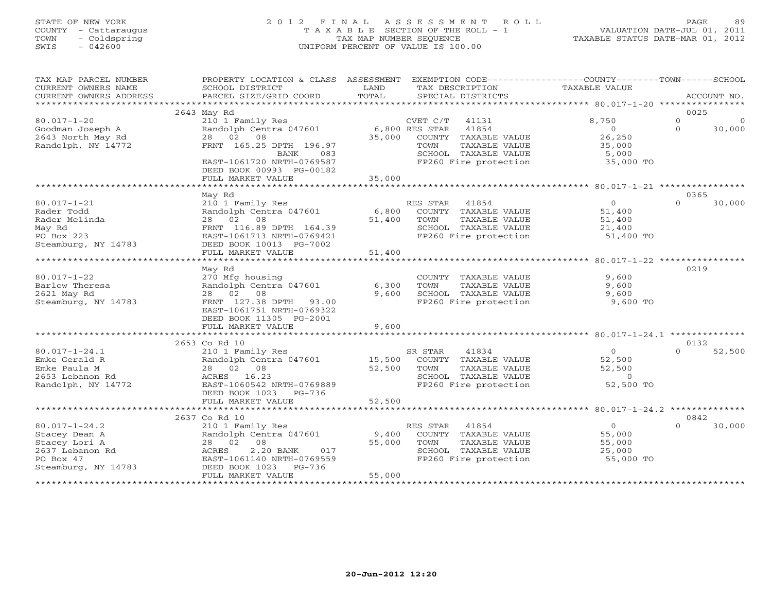STATE OF NEW YORK
COUNTY - Cattaraugus
TOWN - Coldspring
SWIS - 042600

2012 FINAL ASSESSMENT ROLL
TAXABLE SECTION OF THE ROLL - 1
TAX MAP NUMBER SEQUENCE
UNIFORM PERCENT OF VALUE IS 100.00

VALUATION DATE-JUL 01, 2011
TAXABLE STATUS DATE-MAR 01, 2012

| TAX MAP PARCEL NUMBER / CURRENT OWNERS NAME / CURRENT OWNERS ADDRESS | PROPERTY LOCATION & CLASS / SCHOOL DISTRICT / PARCEL SIZE/GRID COORD | ASSESSMENT LAND / TOTAL | EXEMPTION CODE / TAX DESCRIPTION / SPECIAL DISTRICTS | COUNTY TAXABLE VALUE | TOWN | SCHOOL / ACCOUNT NO. |
|---|---|---|---|---|---|---|
| | 2643 May Rd | | | | | 0025 |
| 80.017-1-20 | 210 1 Family Res | | CVET C/T 41131 | 8,750 | 0 | 0 |
| Goodman Joseph A | Randolph Centra 047601 | 6,800 | RES STAR 41854 | 0 | 0 | 30,000 |
| 2643 North May Rd | 28 02 08 | 35,000 | COUNTY TAXABLE VALUE | 26,250 | | |
| Randolph, NY 14772 | FRNT 165.25 DPTH 196.97 | | TOWN TAXABLE VALUE | 35,000 | | |
| | BANK 083 | | SCHOOL TAXABLE VALUE | 5,000 | | |
| | EAST-1061720 NRTH-0769587 | | FP260 Fire protection | 35,000 TO | | |
| | DEED BOOK 00993 PG-00182 | | | | | |
| | FULL MARKET VALUE | 35,000 | | | | |
| | May Rd | | | | | 0365 |
| 80.017-1-21 | 210 1 Family Res | | RES STAR 41854 | 0 | 0 | 30,000 |
| Rader Todd | Randolph Centra 047601 | 6,800 | COUNTY TAXABLE VALUE | 51,400 | | |
| Rader Melinda | 28 02 08 | 51,400 | TOWN TAXABLE VALUE | 51,400 | | |
| May Rd | FRNT 116.89 DPTH 164.39 | | SCHOOL TAXABLE VALUE | 21,400 | | |
| PO Box 223 | EAST-1061713 NRTH-0769421 | | FP260 Fire protection | 51,400 TO | | |
| Steamburg, NY 14783 | DEED BOOK 10013 PG-7002 | | | | | |
| | FULL MARKET VALUE | 51,400 | | | | |
| | May Rd | | | | | 0219 |
| 80.017-1-22 | 270 Mfg housing | | COUNTY TAXABLE VALUE | 9,600 | | |
| Barlow Theresa | Randolph Centra 047601 | 6,300 | TOWN TAXABLE VALUE | 9,600 | | |
| 2621 May Rd | 28 02 08 | 9,600 | SCHOOL TAXABLE VALUE | 9,600 | | |
| Steamburg, NY 14783 | FRNT 127.38 DPTH 93.00 | | FP260 Fire protection | 9,600 TO | | |
| | EAST-1061751 NRTH-0769322 | | | | | |
| | DEED BOOK 11305 PG-2001 | | | | | |
| | FULL MARKET VALUE | 9,600 | | | | |
| | 2653 Co Rd 10 | | | | | 0132 |
| 80.017-1-24.1 | 210 1 Family Res | | SR STAR 41834 | 0 | 0 | 52,500 |
| Emke Gerald R | Randolph Centra 047601 | 15,500 | COUNTY TAXABLE VALUE | 52,500 | | |
| Emke Paula M | 28 02 08 | 52,500 | TOWN TAXABLE VALUE | 52,500 | | |
| 2653 Lebanon Rd | ACRES 16.23 | | SCHOOL TAXABLE VALUE | 0 | | |
| Randolph, NY 14772 | EAST-1060542 NRTH-0769889 | | FP260 Fire protection | 52,500 TO | | |
| | DEED BOOK 1023 PG-736 | | | | | |
| | FULL MARKET VALUE | 52,500 | | | | |
| | 2637 Co Rd 10 | | | | | 0842 |
| 80.017-1-24.2 | 210 1 Family Res | | RES STAR 41854 | 0 | 0 | 30,000 |
| Stacey Dean A | Randolph Centra 047601 | 9,400 | COUNTY TAXABLE VALUE | 55,000 | | |
| Stacey Lori A | 28 02 08 | 55,000 | TOWN TAXABLE VALUE | 55,000 | | |
| 2637 Lebanon Rd | ACRES 2.20 BANK 017 | | SCHOOL TAXABLE VALUE | 25,000 | | |
| PO Box 47 | EAST-1061140 NRTH-0769559 | | FP260 Fire protection | 55,000 TO | | |
| Steamburg, NY 14783 | DEED BOOK 1023 PG-736 | | | | | |
| | FULL MARKET VALUE | 55,000 | | | | |

20-Jun-2012 12:20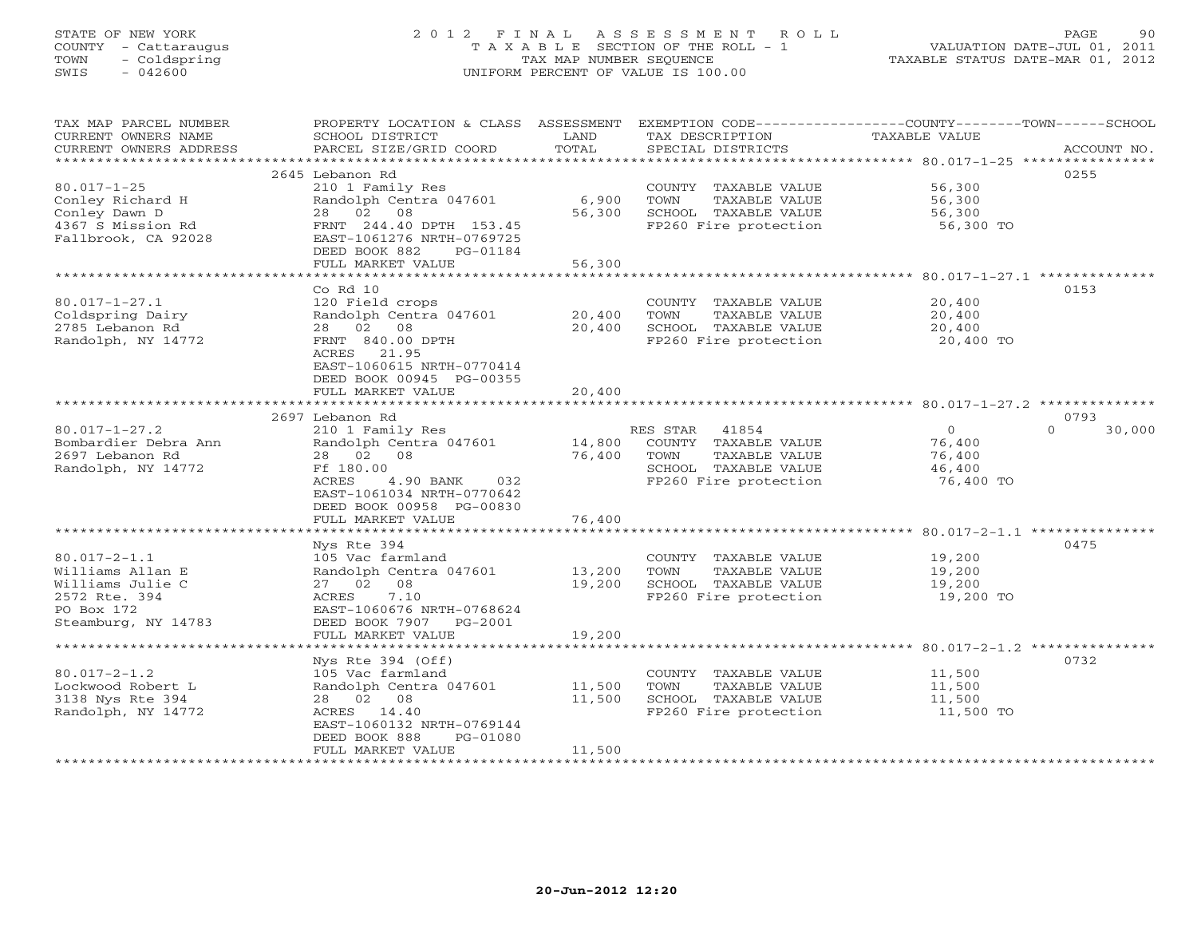STATE OF NEW YORK
COUNTY - Cattaraugus
TOWN - Coldspring
SWIS - 042600

# 2012 FINAL ASSESSMENT ROLL

TAXABLE SECTION OF THE ROLL - 1
TAX MAP NUMBER SEQUENCE
UNIFORM PERCENT OF VALUE IS 100.00

VALUATION DATE-JUL 01, 2011
TAXABLE STATUS DATE-MAR 01, 2012

| TAX MAP PARCEL NUMBER / CURRENT OWNERS NAME / CURRENT OWNERS ADDRESS | PROPERTY LOCATION & CLASS / SCHOOL DISTRICT / PARCEL SIZE/GRID COORD | ASSESSMENT LAND | TOTAL | EXEMPTION CODE / TAX DESCRIPTION / SPECIAL DISTRICTS | COUNTY / TOWN / SCHOOL TAXABLE VALUE | ACCOUNT NO. |
|---|---|---|---|---|---|---|
| **80.017-1-25** | 2645 Lebanon Rd | | | | | 0255 |
| 80.017-1-25 | 210 1 Family Res | | | COUNTY TAXABLE VALUE | 56,300 | |
| Conley Richard H | Randolph Centra 047601 | 6,900 | | TOWN TAXABLE VALUE | 56,300 | |
| Conley Dawn D | 28 02 08 | | 56,300 | SCHOOL TAXABLE VALUE | 56,300 | |
| 4367 S Mission Rd | FRNT 244.40 DPTH 153.45 | | | FP260 Fire protection | 56,300 TO | |
| Fallbrook, CA 92028 | EAST-1061276 NRTH-0769725 | | | | | |
| | DEED BOOK 882 PG-01184 | | | | | |
| | FULL MARKET VALUE | | 56,300 | | | |
| **80.017-1-27.1** | Co Rd 10 | | | | | 0153 |
| 80.017-1-27.1 | 120 Field crops | | | COUNTY TAXABLE VALUE | 20,400 | |
| Coldspring Dairy | Randolph Centra 047601 | 20,400 | | TOWN TAXABLE VALUE | 20,400 | |
| 2785 Lebanon Rd | 28 02 08 | | 20,400 | SCHOOL TAXABLE VALUE | 20,400 | |
| Randolph, NY 14772 | FRNT 840.00 DPTH | | | FP260 Fire protection | 20,400 TO | |
| | ACRES 21.95 | | | | | |
| | EAST-1060615 NRTH-0770414 | | | | | |
| | DEED BOOK 00945 PG-00355 | | | | | |
| | FULL MARKET VALUE | | 20,400 | | | |
| **80.017-1-27.2** | 2697 Lebanon Rd | | | | | 0793 |
| 80.017-1-27.2 | 210 1 Family Res | | | RES STAR 41854 | 0 / 0 / 30,000 | |
| Bombardier Debra Ann | Randolph Centra 047601 | 14,800 | | COUNTY TAXABLE VALUE | 76,400 | |
| 2697 Lebanon Rd | 28 02 08 | | 76,400 | TOWN TAXABLE VALUE | 76,400 | |
| Randolph, NY 14772 | Ff 180.00 | | | SCHOOL TAXABLE VALUE | 46,400 | |
| | ACRES 4.90 BANK 032 | | | FP260 Fire protection | 76,400 TO | |
| | EAST-1061034 NRTH-0770642 | | | | | |
| | DEED BOOK 00958 PG-00830 | | | | | |
| | FULL MARKET VALUE | | 76,400 | | | |
| **80.017-2-1.1** | Nys Rte 394 | | | | | 0475 |
| 80.017-2-1.1 | 105 Vac farmland | | | COUNTY TAXABLE VALUE | 19,200 | |
| Williams Allan E | Randolph Centra 047601 | 13,200 | | TOWN TAXABLE VALUE | 19,200 | |
| Williams Julie C | 27 02 08 | | 19,200 | SCHOOL TAXABLE VALUE | 19,200 | |
| 2572 Rte. 394 | ACRES 7.10 | | | FP260 Fire protection | 19,200 TO | |
| PO Box 172 | EAST-1060676 NRTH-0768624 | | | | | |
| Steamburg, NY 14783 | DEED BOOK 7907 PG-2001 | | | | | |
| | FULL MARKET VALUE | | 19,200 | | | |
| **80.017-2-1.2** | Nys Rte 394 (Off) | | | | | 0732 |
| 80.017-2-1.2 | 105 Vac farmland | | | COUNTY TAXABLE VALUE | 11,500 | |
| Lockwood Robert L | Randolph Centra 047601 | 11,500 | | TOWN TAXABLE VALUE | 11,500 | |
| 3138 Nys Rte 394 | 28 02 08 | | 11,500 | SCHOOL TAXABLE VALUE | 11,500 | |
| Randolph, NY 14772 | ACRES 14.40 | | | FP260 Fire protection | 11,500 TO | |
| | EAST-1060132 NRTH-0769144 | | | | | |
| | DEED BOOK 888 PG-01080 | | | | | |
| | FULL MARKET VALUE | | 11,500 | | | |

20-Jun-2012 12:20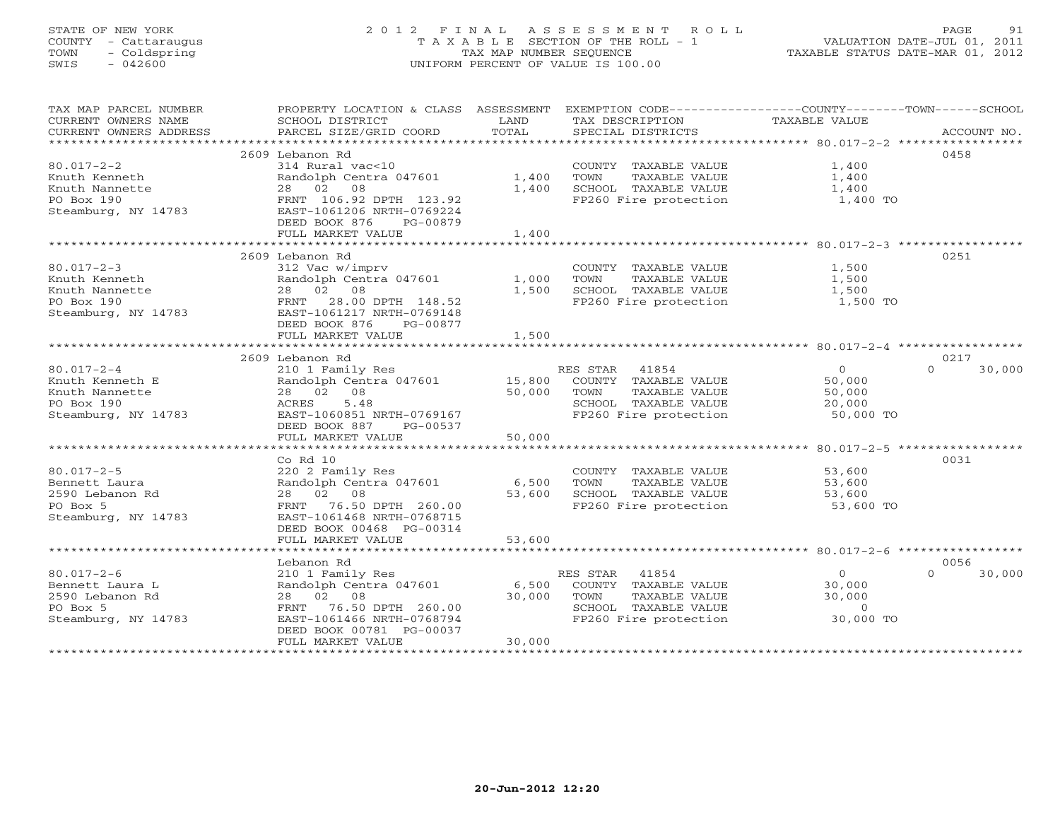STATE OF NEW YORK
COUNTY - Cattaraugus
TOWN - Coldspring
SWIS - 042600

# 2012 FINAL ASSESSMENT ROLL
TAXABLE SECTION OF THE ROLL - 1
TAX MAP NUMBER SEQUENCE
UNIFORM PERCENT OF VALUE IS 100.00

VALUATION DATE-JUL 01, 2011
TAXABLE STATUS DATE-MAR 01, 2012

| TAX MAP PARCEL NUMBER / CURRENT OWNERS NAME / CURRENT OWNERS ADDRESS | PROPERTY LOCATION & CLASS / SCHOOL DISTRICT / PARCEL SIZE/GRID COORD | ASSESSMENT LAND | ASSESSMENT TOTAL | EXEMPTION CODE / TAX DESCRIPTION / SPECIAL DISTRICTS | COUNTY TAXABLE VALUE | TOWN | SCHOOL | ACCOUNT NO. |
|---|---|---|---|---|---|---|---|---|
| 80.017-2-2 | 2609 Lebanon Rd | | | | | | | 0458 |
| Knuth Kenneth | 314 Rural vac<10 | | | COUNTY TAXABLE VALUE | 1,400 | | | |
| Knuth Nannette | Randolph Centra 047601 | 1,400 | | TOWN TAXABLE VALUE | 1,400 | | | |
| PO Box 190 | 28 02 08 | | 1,400 | SCHOOL TAXABLE VALUE | 1,400 | | | |
| Steamburg, NY 14783 | FRNT 106.92 DPTH 123.92 | | | FP260 Fire protection | 1,400 TO | | | |
| | EAST-1061206 NRTH-0769224 | | | | | | | |
| | DEED BOOK 876 PG-00879 | | | | | | | |
| | FULL MARKET VALUE | | 1,400 | | | | | |
| 80.017-2-3 | 2609 Lebanon Rd | | | | | | | 0251 |
| Knuth Kenneth | 312 Vac w/imprv | | | COUNTY TAXABLE VALUE | 1,500 | | | |
| Knuth Nannette | Randolph Centra 047601 | 1,000 | | TOWN TAXABLE VALUE | 1,500 | | | |
| PO Box 190 | 28 02 08 | | 1,500 | SCHOOL TAXABLE VALUE | 1,500 | | | |
| Steamburg, NY 14783 | FRNT 28.00 DPTH 148.52 | | | FP260 Fire protection | 1,500 TO | | | |
| | EAST-1061217 NRTH-0769148 | | | | | | | |
| | DEED BOOK 876 PG-00877 | | | | | | | |
| | FULL MARKET VALUE | | 1,500 | | | | | |
| 80.017-2-4 | 2609 Lebanon Rd | | | | | | | 0217 |
| Knuth Kenneth E | 210 1 Family Res | | | RES STAR 41854 | 0 | 0 | 30,000 | |
| Knuth Nannette | Randolph Centra 047601 | 15,800 | | COUNTY TAXABLE VALUE | 50,000 | | | |
| PO Box 190 | 28 02 08 | | 50,000 | TOWN TAXABLE VALUE | 50,000 | | | |
| Steamburg, NY 14783 | ACRES 5.48 | | | SCHOOL TAXABLE VALUE | 20,000 | | | |
| | EAST-1060851 NRTH-0769167 | | | FP260 Fire protection | 50,000 TO | | | |
| | DEED BOOK 887 PG-00537 | | | | | | | |
| | FULL MARKET VALUE | | 50,000 | | | | | |
| 80.017-2-5 | Co Rd 10 | | | | | | | 0031 |
| Bennett Laura | 220 2 Family Res | | | COUNTY TAXABLE VALUE | 53,600 | | | |
| 2590 Lebanon Rd | Randolph Centra 047601 | 6,500 | | TOWN TAXABLE VALUE | 53,600 | | | |
| PO Box 5 | 28 02 08 | | 53,600 | SCHOOL TAXABLE VALUE | 53,600 | | | |
| Steamburg, NY 14783 | FRNT 76.50 DPTH 260.00 | | | FP260 Fire protection | 53,600 TO | | | |
| | EAST-1061468 NRTH-0768715 | | | | | | | |
| | DEED BOOK 00468 PG-00314 | | | | | | | |
| | FULL MARKET VALUE | | 53,600 | | | | | |
| 80.017-2-6 | Lebanon Rd | | | | | | | 0056 |
| Bennett Laura L | 210 1 Family Res | | | RES STAR 41854 | 0 | 0 | 30,000 | |
| 2590 Lebanon Rd | Randolph Centra 047601 | 6,500 | | COUNTY TAXABLE VALUE | 30,000 | | | |
| PO Box 5 | 28 02 08 | | 30,000 | TOWN TAXABLE VALUE | 30,000 | | | |
| Steamburg, NY 14783 | FRNT 76.50 DPTH 260.00 | | | SCHOOL TAXABLE VALUE | 0 | | | |
| | EAST-1061466 NRTH-0768794 | | | FP260 Fire protection | 30,000 TO | | | |
| | DEED BOOK 00781 PG-00037 | | | | | | | |
| | FULL MARKET VALUE | | 30,000 | | | | | |

20-Jun-2012 12:20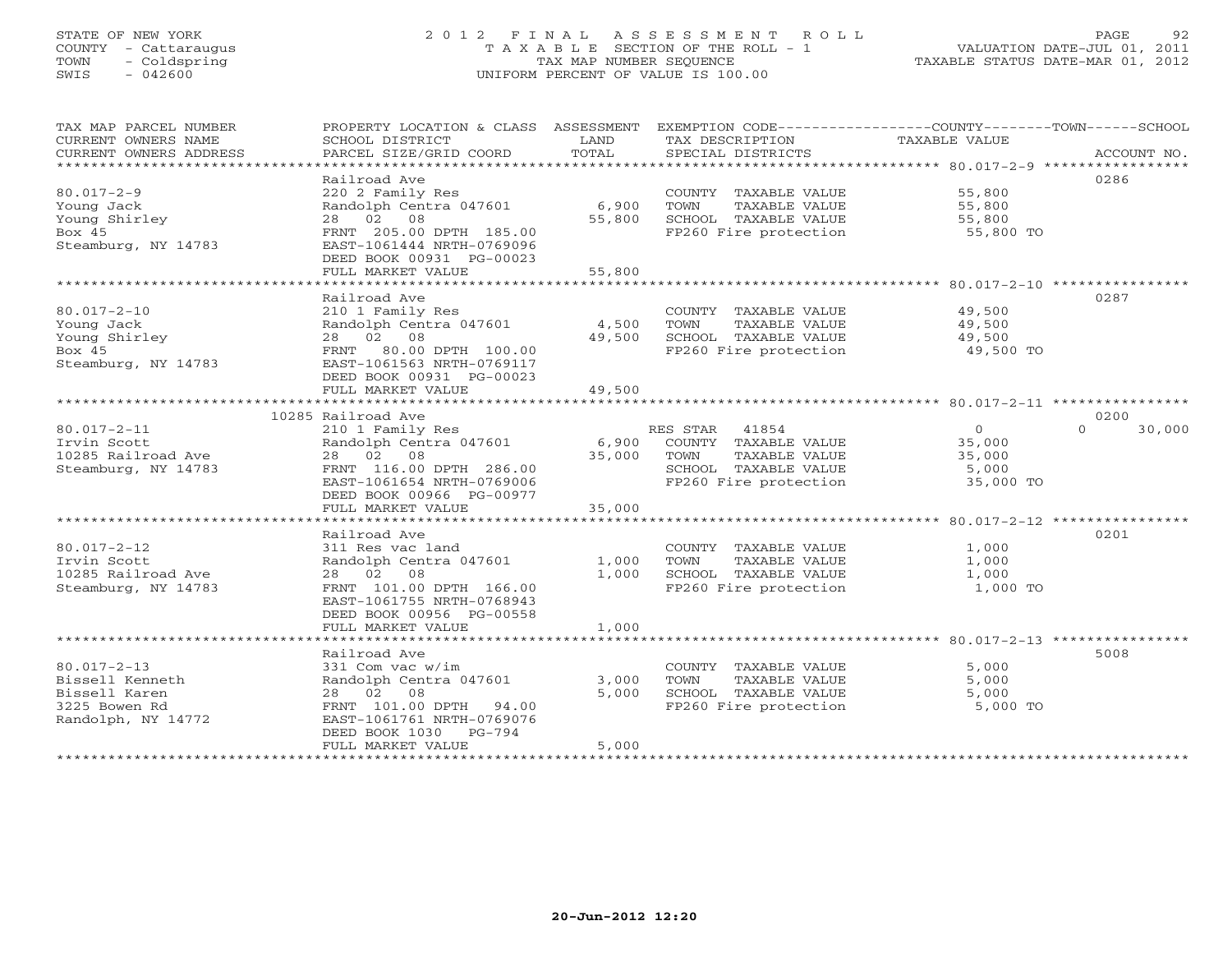STATE OF NEW YORK
COUNTY - Cattaraugus
TOWN - Coldspring
SWIS - 042600

# 2012 FINAL ASSESSMENT ROLL
TAXABLE SECTION OF THE ROLL - 1
TAX MAP NUMBER SEQUENCE
UNIFORM PERCENT OF VALUE IS 100.00

VALUATION DATE-JUL 01, 2011
TAXABLE STATUS DATE-MAR 01, 2012

| TAX MAP PARCEL NUMBER / CURRENT OWNERS NAME / CURRENT OWNERS ADDRESS | PROPERTY LOCATION & CLASS / SCHOOL DISTRICT / PARCEL SIZE/GRID COORD | ASSESSMENT LAND / TOTAL | EXEMPTION CODE / TAX DESCRIPTION / SPECIAL DISTRICTS | COUNTY / TOWN / SCHOOL TAXABLE VALUE | ACCOUNT NO. |
|---|---|---|---|---|---|
| 80.017-2-9 | Railroad Ave | | | | 0286 |
| Young Jack | 220 2 Family Res | | COUNTY TAXABLE VALUE | 55,800 | |
| Young Shirley | Randolph Centra 047601 | 6,900 | TOWN TAXABLE VALUE | 55,800 | |
| Box 45 | 28 02 08 | 55,800 | SCHOOL TAXABLE VALUE | 55,800 | |
| Steamburg, NY 14783 | FRNT 205.00 DPTH 185.00 | | FP260 Fire protection | 55,800 TO | |
| | EAST-1061444 NRTH-0769096 | | | | |
| | DEED BOOK 00931 PG-00023 | | | | |
| | FULL MARKET VALUE | 55,800 | | | |
| 80.017-2-10 | Railroad Ave | | | | 0287 |
| Young Jack | 210 1 Family Res | | COUNTY TAXABLE VALUE | 49,500 | |
| Young Shirley | Randolph Centra 047601 | 4,500 | TOWN TAXABLE VALUE | 49,500 | |
| Box 45 | 28 02 08 | 49,500 | SCHOOL TAXABLE VALUE | 49,500 | |
| Steamburg, NY 14783 | FRNT 80.00 DPTH 100.00 | | FP260 Fire protection | 49,500 TO | |
| | EAST-1061563 NRTH-0769117 | | | | |
| | DEED BOOK 00931 PG-00023 | | | | |
| | FULL MARKET VALUE | 49,500 | | | |
| 80.017-2-11 | 10285 Railroad Ave | | | | 0200 |
| Irvin Scott | 210 1 Family Res | | RES STAR 41854 | 0 / 0 / 30,000 | |
| 10285 Railroad Ave | Randolph Centra 047601 | 6,900 | COUNTY TAXABLE VALUE | 35,000 | |
| Steamburg, NY 14783 | 28 02 08 | 35,000 | TOWN TAXABLE VALUE | 35,000 | |
| | FRNT 116.00 DPTH 286.00 | | SCHOOL TAXABLE VALUE | 5,000 | |
| | EAST-1061654 NRTH-0769006 | | FP260 Fire protection | 35,000 TO | |
| | DEED BOOK 00966 PG-00977 | | | | |
| | FULL MARKET VALUE | 35,000 | | | |
| 80.017-2-12 | Railroad Ave | | | | 0201 |
| Irvin Scott | 311 Res vac land | | COUNTY TAXABLE VALUE | 1,000 | |
| 10285 Railroad Ave | Randolph Centra 047601 | 1,000 | TOWN TAXABLE VALUE | 1,000 | |
| Steamburg, NY 14783 | 28 02 08 | 1,000 | SCHOOL TAXABLE VALUE | 1,000 | |
| | FRNT 101.00 DPTH 166.00 | | FP260 Fire protection | 1,000 TO | |
| | EAST-1061755 NRTH-0768943 | | | | |
| | DEED BOOK 00956 PG-00558 | | | | |
| | FULL MARKET VALUE | 1,000 | | | |
| 80.017-2-13 | Railroad Ave | | | | 5008 |
| Bissell Kenneth | 331 Com vac w/im | | COUNTY TAXABLE VALUE | 5,000 | |
| Bissell Karen | Randolph Centra 047601 | 3,000 | TOWN TAXABLE VALUE | 5,000 | |
| 3225 Bowen Rd | 28 02 08 | 5,000 | SCHOOL TAXABLE VALUE | 5,000 | |
| Randolph, NY 14772 | FRNT 101.00 DPTH 94.00 | | FP260 Fire protection | 5,000 TO | |
| | EAST-1061761 NRTH-0769076 | | | | |
| | DEED BOOK 1030 PG-794 | | | | |
| | FULL MARKET VALUE | 5,000 | | | |

20-Jun-2012 12:20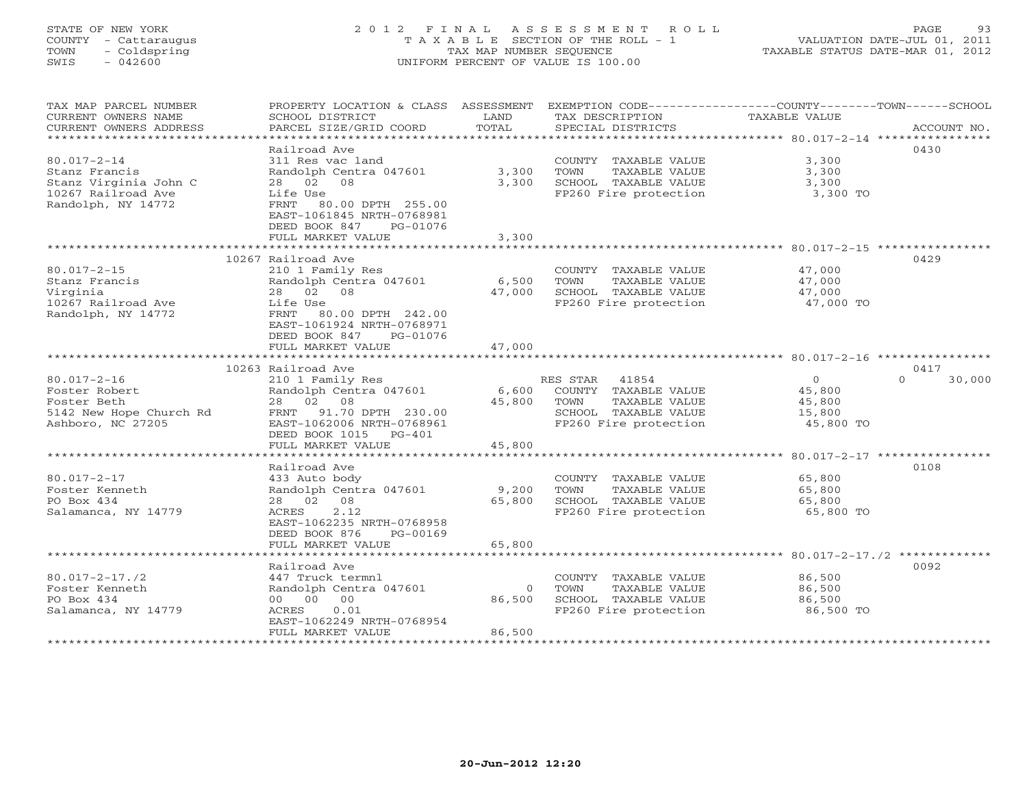STATE OF NEW YORK
COUNTY - Cattaraugus
TOWN - Coldspring
SWIS - 042600

# 2012 FINAL ASSESSMENT ROLL
TAXABLE SECTION OF THE ROLL - 1
TAX MAP NUMBER SEQUENCE
UNIFORM PERCENT OF VALUE IS 100.00

VALUATION DATE-JUL 01, 2011
TAXABLE STATUS DATE-MAR 01, 2012

| TAX MAP PARCEL NUMBER / CURRENT OWNERS NAME / CURRENT OWNERS ADDRESS | PROPERTY LOCATION & CLASS / SCHOOL DISTRICT / PARCEL SIZE/GRID COORD | ASSESSMENT LAND / TOTAL | EXEMPTION CODE / TAX DESCRIPTION / SPECIAL DISTRICTS | COUNTY / TOWN / SCHOOL TAXABLE VALUE | ACCOUNT NO. |
|---|---|---|---|---|---|
| 80.017-2-14 | Railroad Ave | | | | 0430 |
| Stanz Francis | 311 Res vac land | | COUNTY TAXABLE VALUE | 3,300 | |
| Stanz Virginia John C | Randolph Centra 047601 | 3,300 | TOWN TAXABLE VALUE | 3,300 | |
| 10267 Railroad Ave | 28 02 08 | 3,300 | SCHOOL TAXABLE VALUE | 3,300 | |
| Randolph, NY 14772 | Life Use | | FP260 Fire protection | 3,300 TO | |
| | FRNT 80.00 DPTH 255.00 | | | | |
| | EAST-1061845 NRTH-0768981 | | | | |
| | DEED BOOK 847 PG-01076 | | | | |
| | FULL MARKET VALUE | 3,300 | | | |
| 80.017-2-15 | 10267 Railroad Ave | | | | 0429 |
| Stanz Francis | 210 1 Family Res | | COUNTY TAXABLE VALUE | 47,000 | |
| Virginia | Randolph Centra 047601 | 6,500 | TOWN TAXABLE VALUE | 47,000 | |
| 10267 Railroad Ave | 28 02 08 | 47,000 | SCHOOL TAXABLE VALUE | 47,000 | |
| Randolph, NY 14772 | Life Use | | FP260 Fire protection | 47,000 TO | |
| | FRNT 80.00 DPTH 242.00 | | | | |
| | EAST-1061924 NRTH-0768971 | | | | |
| | DEED BOOK 847 PG-01076 | | | | |
| | FULL MARKET VALUE | 47,000 | | | |
| 80.017-2-16 | 10263 Railroad Ave | | | | 0417 |
| Foster Robert | 210 1 Family Res | | RES STAR 41854 | 0 / 0 / 30,000 | |
| Foster Beth | Randolph Centra 047601 | 6,600 | COUNTY TAXABLE VALUE | 45,800 | |
| 5142 New Hope Church Rd | 28 02 08 | 45,800 | TOWN TAXABLE VALUE | 45,800 | |
| Ashboro, NC 27205 | FRNT 91.70 DPTH 230.00 | | SCHOOL TAXABLE VALUE | 15,800 | |
| | EAST-1062006 NRTH-0768961 | | FP260 Fire protection | 45,800 TO | |
| | DEED BOOK 1015 PG-401 | | | | |
| | FULL MARKET VALUE | 45,800 | | | |
| 80.017-2-17 | Railroad Ave | | | | 0108 |
| Foster Kenneth | 433 Auto body | | COUNTY TAXABLE VALUE | 65,800 | |
| PO Box 434 | Randolph Centra 047601 | 9,200 | TOWN TAXABLE VALUE | 65,800 | |
| Salamanca, NY 14779 | 28 02 08 | 65,800 | SCHOOL TAXABLE VALUE | 65,800 | |
| | ACRES 2.12 | | FP260 Fire protection | 65,800 TO | |
| | EAST-1062235 NRTH-0768958 | | | | |
| | DEED BOOK 876 PG-00169 | | | | |
| | FULL MARKET VALUE | 65,800 | | | |
| 80.017-2-17./2 | Railroad Ave | | | | 0092 |
| Foster Kenneth | 447 Truck termnl | | COUNTY TAXABLE VALUE | 86,500 | |
| PO Box 434 | Randolph Centra 047601 | 0 | TOWN TAXABLE VALUE | 86,500 | |
| Salamanca, NY 14779 | 00 00 00 | 86,500 | SCHOOL TAXABLE VALUE | 86,500 | |
| | ACRES 0.01 | | FP260 Fire protection | 86,500 TO | |
| | EAST-1062249 NRTH-0768954 | | | | |
| | FULL MARKET VALUE | 86,500 | | | |

20-Jun-2012 12:20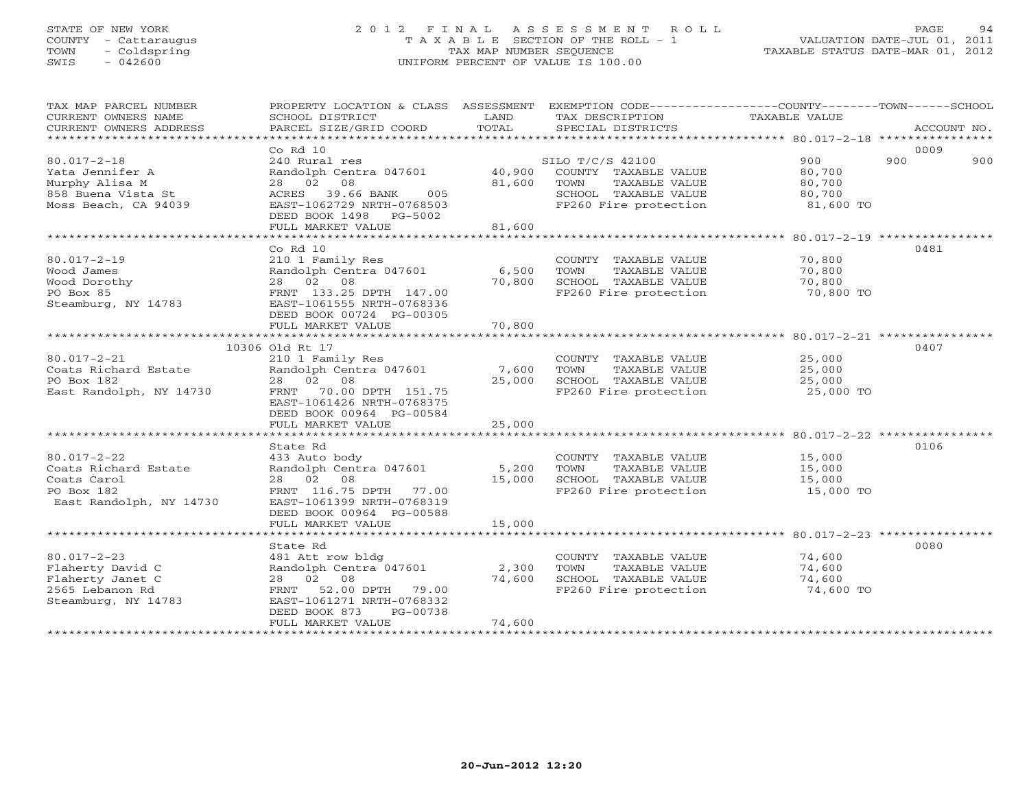STATE OF NEW YORK
COUNTY - Cattaraugus
TOWN - Coldspring
SWIS - 042600

# 2012 FINAL ASSESSMENT ROLL
TAXABLE SECTION OF THE ROLL - 1
TAX MAP NUMBER SEQUENCE
UNIFORM PERCENT OF VALUE IS 100.00

VALUATION DATE-JUL 01, 2011
TAXABLE STATUS DATE-MAR 01, 2012

| TAX MAP PARCEL NUMBER / CURRENT OWNERS NAME / CURRENT OWNERS ADDRESS | PROPERTY LOCATION & CLASS / SCHOOL DISTRICT / PARCEL SIZE/GRID COORD | ASSESSMENT LAND / TOTAL | EXEMPTION CODE / TAX DESCRIPTION / SPECIAL DISTRICTS | COUNTY TAXABLE VALUE | TOWN | SCHOOL | ACCOUNT NO. |
|---|---|---|---|---|---|---|---|
| 80.017-2-18 | Co Rd 10 | | | | | | 0009 |
| Yata Jennifer A | 240 Rural res | | SILO T/C/S 42100 | 900 | 900 | 900 | |
| Murphy Alisa M | Randolph Centra 047601 | 40,900 | COUNTY TAXABLE VALUE | 80,700 | | | |
| 858 Buena Vista St | 28 02 08 | 81,600 | TOWN TAXABLE VALUE | 80,700 | | | |
| Moss Beach, CA 94039 | ACRES 39.66 BANK 005 | | SCHOOL TAXABLE VALUE | 80,700 | | | |
| | EAST-1062729 NRTH-0768503 | | FP260 Fire protection | 81,600 TO | | | |
| | DEED BOOK 1498 PG-5002 | | | | | | |
| | FULL MARKET VALUE | 81,600 | | | | | |
| 80.017-2-19 | Co Rd 10 | | | | | | 0481 |
| Wood James | 210 1 Family Res | | COUNTY TAXABLE VALUE | 70,800 | | | |
| Wood Dorothy | Randolph Centra 047601 | 6,500 | TOWN TAXABLE VALUE | 70,800 | | | |
| PO Box 85 | 28 02 08 | 70,800 | SCHOOL TAXABLE VALUE | 70,800 | | | |
| Steamburg, NY 14783 | FRNT 133.25 DPTH 147.00 | | FP260 Fire protection | 70,800 TO | | | |
| | EAST-1061555 NRTH-0768336 | | | | | | |
| | DEED BOOK 00724 PG-00305 | | | | | | |
| | FULL MARKET VALUE | 70,800 | | | | | |
| 80.017-2-21 | 10306 Old Rt 17 | | | | | | 0407 |
| Coats Richard Estate | 210 1 Family Res | | COUNTY TAXABLE VALUE | 25,000 | | | |
| PO Box 182 | Randolph Centra 047601 | 7,600 | TOWN TAXABLE VALUE | 25,000 | | | |
| East Randolph, NY 14730 | 28 02 08 | 25,000 | SCHOOL TAXABLE VALUE | 25,000 | | | |
| | FRNT 70.00 DPTH 151.75 | | FP260 Fire protection | 25,000 TO | | | |
| | EAST-1061426 NRTH-0768375 | | | | | | |
| | DEED BOOK 00964 PG-00584 | | | | | | |
| | FULL MARKET VALUE | 25,000 | | | | | |
| 80.017-2-22 | State Rd | | | | | | 0106 |
| Coats Richard Estate | 433 Auto body | | COUNTY TAXABLE VALUE | 15,000 | | | |
| Coats Carol | Randolph Centra 047601 | 5,200 | TOWN TAXABLE VALUE | 15,000 | | | |
| PO Box 182 | 28 02 08 | 15,000 | SCHOOL TAXABLE VALUE | 15,000 | | | |
| East Randolph, NY 14730 | FRNT 116.75 DPTH 77.00 | | FP260 Fire protection | 15,000 TO | | | |
| | EAST-1061399 NRTH-0768319 | | | | | | |
| | DEED BOOK 00964 PG-00588 | | | | | | |
| | FULL MARKET VALUE | 15,000 | | | | | |
| 80.017-2-23 | State Rd | | | | | | 0080 |
| Flaherty David C | 481 Att row bldg | | COUNTY TAXABLE VALUE | 74,600 | | | |
| Flaherty Janet C | Randolph Centra 047601 | 2,300 | TOWN TAXABLE VALUE | 74,600 | | | |
| 2565 Lebanon Rd | 28 02 08 | 74,600 | SCHOOL TAXABLE VALUE | 74,600 | | | |
| Steamburg, NY 14783 | FRNT 52.00 DPTH 79.00 | | FP260 Fire protection | 74,600 TO | | | |
| | EAST-1061271 NRTH-0768332 | | | | | | |
| | DEED BOOK 873 PG-00738 | | | | | | |
| | FULL MARKET VALUE | 74,600 | | | | | |

20-Jun-2012 12:20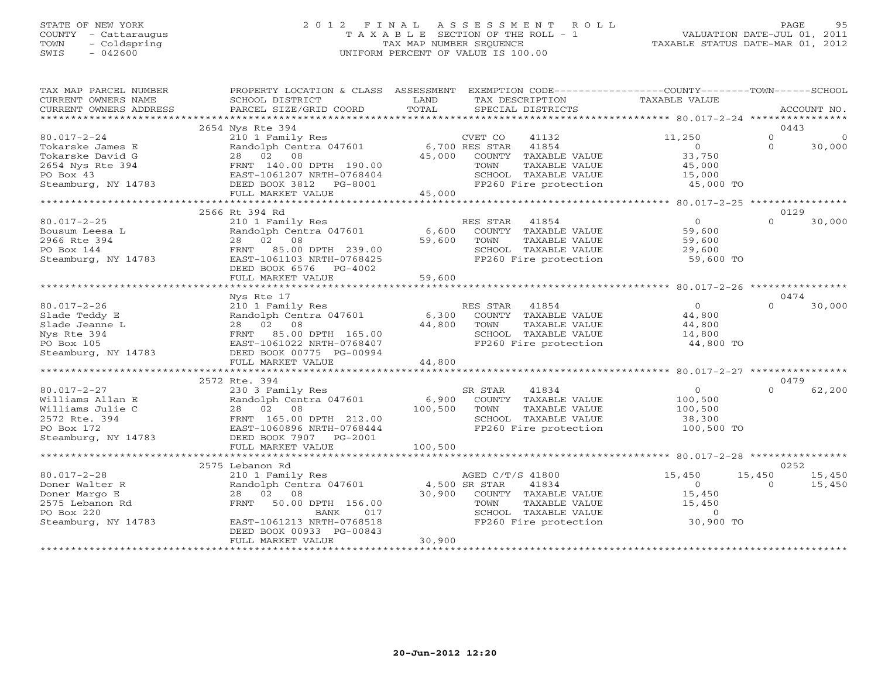STATE OF NEW YORK
COUNTY - Cattaraugus
TOWN - Coldspring
SWIS - 042600

# 2012 FINAL ASSESSMENT ROLL
TAXABLE SECTION OF THE ROLL - 1
TAX MAP NUMBER SEQUENCE
UNIFORM PERCENT OF VALUE IS 100.00

VALUATION DATE-JUL 01, 2011
TAXABLE STATUS DATE-MAR 01, 2012

| TAX MAP PARCEL NUMBER / CURRENT OWNERS NAME / CURRENT OWNERS ADDRESS | PROPERTY LOCATION & CLASS / SCHOOL DISTRICT / PARCEL SIZE/GRID COORD | ASSESSMENT LAND | TOTAL | EXEMPTION CODE / TAX DESCRIPTION / SPECIAL DISTRICTS | COUNTY TAXABLE VALUE | TOWN | SCHOOL | ACCOUNT NO. |
|---|---|---|---|---|---|---|---|---|
| | 2654 Nys Rte 394 | | | | | | | 0443 |
| 80.017-2-24 | 210 1 Family Res | | | CVET CO 41132 | 11,250 | 0 | 0 | |
| Tokarske James E | Randolph Centra 047601 | 6,700 | | RES STAR 41854 | 0 | 0 | 30,000 | |
| Tokarske David G | 28 02 08 | | 45,000 | COUNTY TAXABLE VALUE | 33,750 | | | |
| 2654 Nys Rte 394 | FRNT 140.00 DPTH 190.00 | | | TOWN TAXABLE VALUE | 45,000 | | | |
| PO Box 43 | EAST-1061207 NRTH-0768404 | | | SCHOOL TAXABLE VALUE | 15,000 | | | |
| Steamburg, NY 14783 | DEED BOOK 3812 PG-8001 | | | FP260 Fire protection | 45,000 TO | | | |
| | FULL MARKET VALUE | | 45,000 | | | | | |
| | 2566 Rt 394 Rd | | | | | | | 0129 |
| 80.017-2-25 | 210 1 Family Res | | | RES STAR 41854 | 0 | 0 | 30,000 | |
| Bousum Leesa L | Randolph Centra 047601 | 6,600 | | COUNTY TAXABLE VALUE | 59,600 | | | |
| 2966 Rte 394 | 28 02 08 | | 59,600 | TOWN TAXABLE VALUE | 59,600 | | | |
| PO Box 144 | FRNT 85.00 DPTH 239.00 | | | SCHOOL TAXABLE VALUE | 29,600 | | | |
| Steamburg, NY 14783 | EAST-1061103 NRTH-0768425 | | | FP260 Fire protection | 59,600 TO | | | |
| | DEED BOOK 6576 PG-4002 | | | | | | | |
| | FULL MARKET VALUE | | 59,600 | | | | | |
| | Nys Rte 17 | | | | | | | 0474 |
| 80.017-2-26 | 210 1 Family Res | | | RES STAR 41854 | 0 | 0 | 30,000 | |
| Slade Teddy E | Randolph Centra 047601 | 6,300 | | COUNTY TAXABLE VALUE | 44,800 | | | |
| Slade Jeanne L | 28 02 08 | | 44,800 | TOWN TAXABLE VALUE | 44,800 | | | |
| Nys Rte 394 | FRNT 85.00 DPTH 165.00 | | | SCHOOL TAXABLE VALUE | 14,800 | | | |
| PO Box 105 | EAST-1061022 NRTH-0768407 | | | FP260 Fire protection | 44,800 TO | | | |
| Steamburg, NY 14783 | DEED BOOK 00775 PG-00994 | | | | | | | |
| | FULL MARKET VALUE | | 44,800 | | | | | |
| | 2572 Rte. 394 | | | | | | | 0479 |
| 80.017-2-27 | 230 3 Family Res | | | SR STAR 41834 | 0 | 0 | 62,200 | |
| Williams Allan E | Randolph Centra 047601 | 6,900 | | COUNTY TAXABLE VALUE | 100,500 | | | |
| Williams Julie C | 28 02 08 | | 100,500 | TOWN TAXABLE VALUE | 100,500 | | | |
| 2572 Rte. 394 | FRNT 165.00 DPTH 212.00 | | | SCHOOL TAXABLE VALUE | 38,300 | | | |
| PO Box 172 | EAST-1060896 NRTH-0768444 | | | FP260 Fire protection | 100,500 TO | | | |
| Steamburg, NY 14783 | DEED BOOK 7907 PG-2001 | | | | | | | |
| | FULL MARKET VALUE | | 100,500 | | | | | |
| | 2575 Lebanon Rd | | | | | | | 0252 |
| 80.017-2-28 | 210 1 Family Res | | | AGED C/T/S 41800 | 15,450 | 15,450 | 15,450 | |
| Doner Walter R | Randolph Centra 047601 | 4,500 | | SR STAR 41834 | 0 | 0 | 15,450 | |
| Doner Margo E | 28 02 08 | | 30,900 | COUNTY TAXABLE VALUE | 15,450 | | | |
| 2575 Lebanon Rd | FRNT 50.00 DPTH 156.00 | | | TOWN TAXABLE VALUE | 15,450 | | | |
| PO Box 220 | BANK 017 | | | SCHOOL TAXABLE VALUE | 0 | | | |
| Steamburg, NY 14783 | EAST-1061213 NRTH-0768518 | | | FP260 Fire protection | 30,900 TO | | | |
| | DEED BOOK 00933 PG-00843 | | | | | | | |
| | FULL MARKET VALUE | | 30,900 | | | | | |

20-Jun-2012 12:20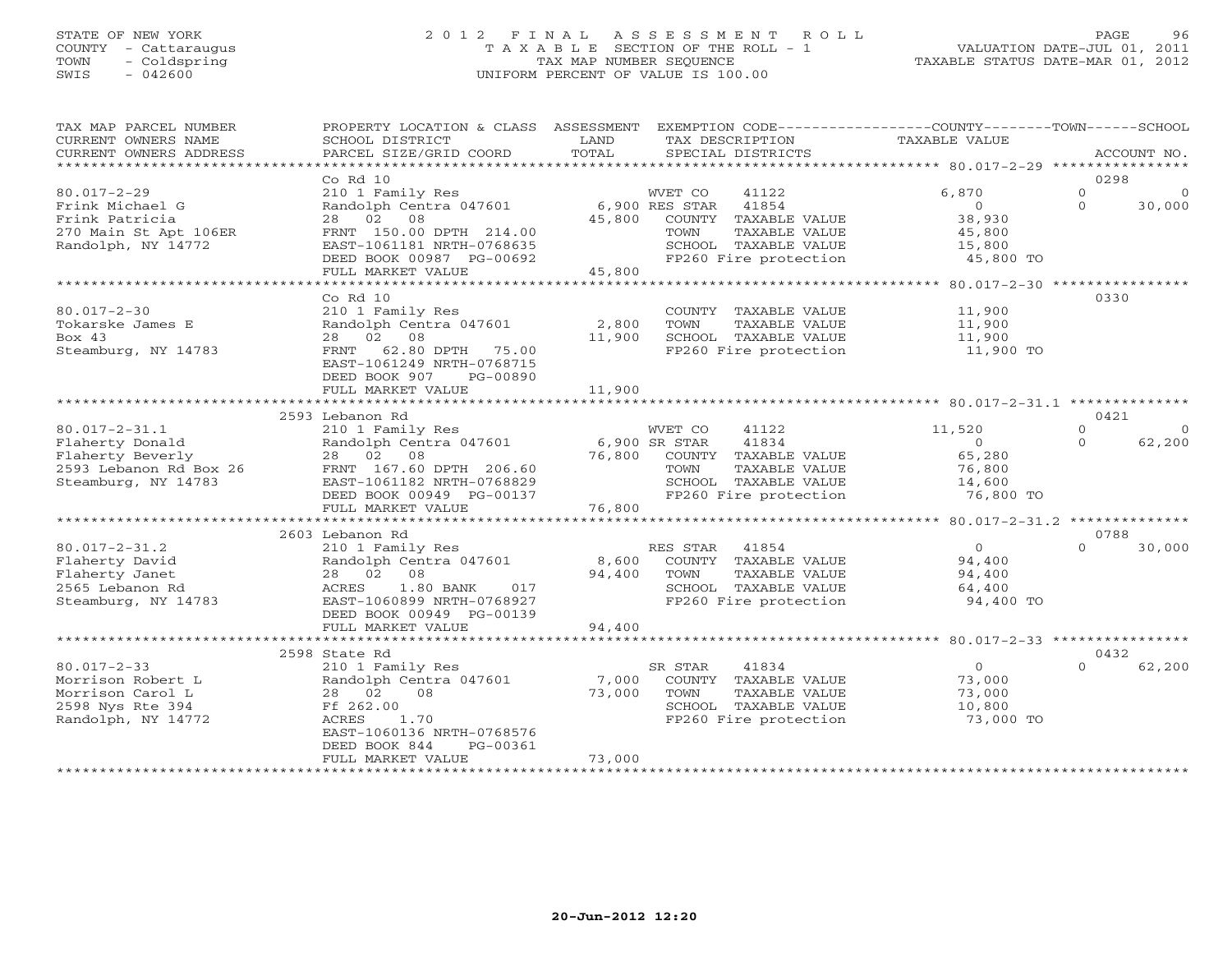STATE OF NEW YORK
COUNTY - Cattaraugus
TOWN - Coldspring
SWIS - 042600

# 2012 FINAL ASSESSMENT ROLL
TAXABLE SECTION OF THE ROLL - 1
TAX MAP NUMBER SEQUENCE
UNIFORM PERCENT OF VALUE IS 100.00

VALUATION DATE-JUL 01, 2011
TAXABLE STATUS DATE-MAR 01, 2012

| TAX MAP PARCEL NUMBER / CURRENT OWNERS NAME / CURRENT OWNERS ADDRESS | PROPERTY LOCATION & CLASS / SCHOOL DISTRICT / PARCEL SIZE/GRID COORD | ASSESSMENT LAND | TOTAL | EXEMPTION CODE / TAX DESCRIPTION / SPECIAL DISTRICTS | COUNTY TAXABLE VALUE | TOWN | SCHOOL | ACCOUNT NO. |
|---|---|---|---|---|---|---|---|---|
| 80.017-2-29 | Co Rd 10 | | | | | | | 0298 |
| Frink Michael G | 210 1 Family Res | | | WVET CO 41122 | 6,870 | 0 | 0 | |
| Frink Patricia | Randolph Centra 047601 | 6,900 | | RES STAR 41854 | 0 | 0 | 30,000 | |
| 270 Main St Apt 106ER | 28 02 08 | | 45,800 | COUNTY TAXABLE VALUE | 38,930 | | | |
| Randolph, NY 14772 | FRNT 150.00 DPTH 214.00 | | | TOWN TAXABLE VALUE | 45,800 | | | |
| | EAST-1061181 NRTH-0768635 | | | SCHOOL TAXABLE VALUE | 15,800 | | | |
| | DEED BOOK 00987 PG-00692 | | | FP260 Fire protection | 45,800 TO | | | |
| | FULL MARKET VALUE | | 45,800 | | | | | |
| 80.017-2-30 | Co Rd 10 | | | | | | | 0330 |
| Tokarske James E | 210 1 Family Res | | | COUNTY TAXABLE VALUE | 11,900 | | | |
| Box 43 | Randolph Centra 047601 | 2,800 | | TOWN TAXABLE VALUE | 11,900 | | | |
| Steamburg, NY 14783 | 28 02 08 | | 11,900 | SCHOOL TAXABLE VALUE | 11,900 | | | |
| | FRNT 62.80 DPTH 75.00 | | | FP260 Fire protection | 11,900 TO | | | |
| | EAST-1061249 NRTH-0768715 | | | | | | | |
| | DEED BOOK 907 PG-00890 | | | | | | | |
| | FULL MARKET VALUE | | 11,900 | | | | | |
| 80.017-2-31.1 | 2593 Lebanon Rd | | | | | | | 0421 |
| Flaherty Donald | 210 1 Family Res | | | WVET CO 41122 | 11,520 | 0 | 0 | |
| Flaherty Beverly | Randolph Centra 047601 | 6,900 | | SR STAR 41834 | 0 | 0 | 62,200 | |
| 2593 Lebanon Rd Box 26 | 28 02 08 | | 76,800 | COUNTY TAXABLE VALUE | 65,280 | | | |
| Steamburg, NY 14783 | FRNT 167.60 DPTH 206.60 | | | TOWN TAXABLE VALUE | 76,800 | | | |
| | EAST-1061182 NRTH-0768829 | | | SCHOOL TAXABLE VALUE | 14,600 | | | |
| | DEED BOOK 00949 PG-00137 | | | FP260 Fire protection | 76,800 TO | | | |
| | FULL MARKET VALUE | | 76,800 | | | | | |
| 80.017-2-31.2 | 2603 Lebanon Rd | | | | | | | 0788 |
| Flaherty David | 210 1 Family Res | | | RES STAR 41854 | 0 | 0 | 30,000 | |
| Flaherty Janet | Randolph Centra 047601 | 8,600 | | COUNTY TAXABLE VALUE | 94,400 | | | |
| 2565 Lebanon Rd | 28 02 08 | | 94,400 | TOWN TAXABLE VALUE | 94,400 | | | |
| Steamburg, NY 14783 | ACRES 1.80 BANK 017 | | | SCHOOL TAXABLE VALUE | 64,400 | | | |
| | EAST-1060899 NRTH-0768927 | | | FP260 Fire protection | 94,400 TO | | | |
| | DEED BOOK 00949 PG-00139 | | | | | | | |
| | FULL MARKET VALUE | | 94,400 | | | | | |
| 80.017-2-33 | 2598 State Rd | | | | | | | 0432 |
| Morrison Robert L | 210 1 Family Res | | | SR STAR 41834 | 0 | 0 | 62,200 | |
| Morrison Carol L | Randolph Centra 047601 | 7,000 | | COUNTY TAXABLE VALUE | 73,000 | | | |
| 2598 Nys Rte 394 | 28 02 08 | | 73,000 | TOWN TAXABLE VALUE | 73,000 | | | |
| Randolph, NY 14772 | Ff 262.00 | | | SCHOOL TAXABLE VALUE | 10,800 | | | |
| | ACRES 1.70 | | | FP260 Fire protection | 73,000 TO | | | |
| | EAST-1060136 NRTH-0768576 | | | | | | | |
| | DEED BOOK 844 PG-00361 | | | | | | | |
| | FULL MARKET VALUE | | 73,000 | | | | | |

20-Jun-2012 12:20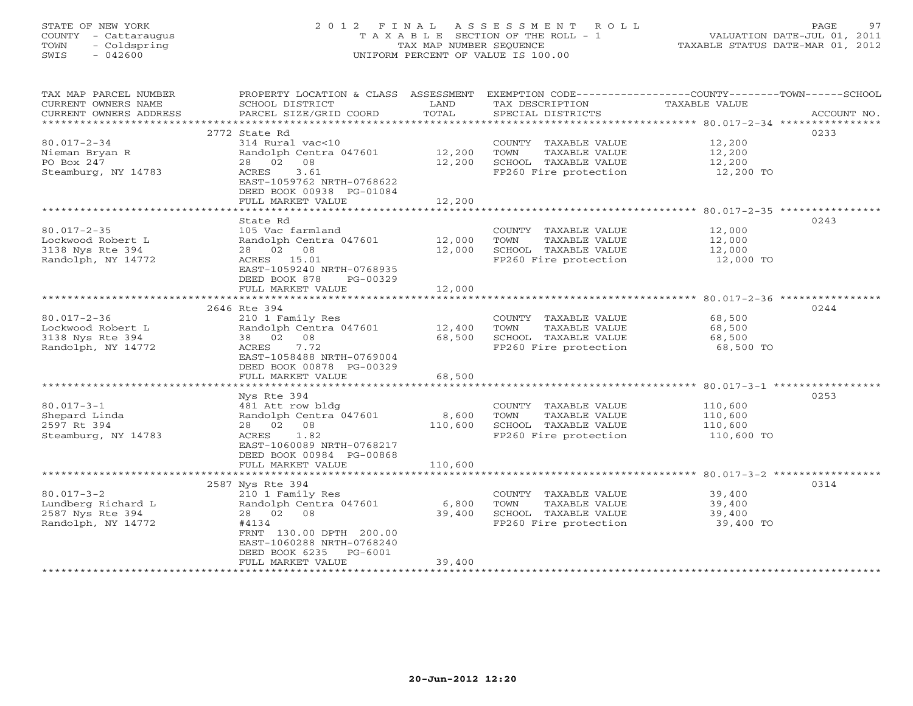STATE OF NEW YORK
COUNTY - Cattaraugus
TOWN - Coldspring
SWIS - 042600

# 2012 FINAL ASSESSMENT ROLL
TAXABLE SECTION OF THE ROLL - 1
TAX MAP NUMBER SEQUENCE
UNIFORM PERCENT OF VALUE IS 100.00

VALUATION DATE-JUL 01, 2011
TAXABLE STATUS DATE-MAR 01, 2012

| TAX MAP PARCEL NUMBER / CURRENT OWNERS NAME / CURRENT OWNERS ADDRESS | PROPERTY LOCATION & CLASS / SCHOOL DISTRICT / PARCEL SIZE/GRID COORD | ASSESSMENT LAND | TOTAL | EXEMPTION CODE / TAX DESCRIPTION / SPECIAL DISTRICTS | COUNTY--------TOWN------SCHOOL TAXABLE VALUE | ACCOUNT NO. |
|---|---|---|---|---|---|---|
| 80.017-2-34 | 2772 State Rd | | | | | 0233 |
| 80.017-2-34 | 314 Rural vac<10 | | | COUNTY TAXABLE VALUE | 12,200 | |
| Nieman Bryan R | Randolph Centra 047601 | 12,200 | | TOWN TAXABLE VALUE | 12,200 | |
| PO Box 247 | 28 02 08 | | 12,200 | SCHOOL TAXABLE VALUE | 12,200 | |
| Steamburg, NY 14783 | ACRES 3.61 | | | FP260 Fire protection | 12,200 TO | |
| | EAST-1059762 NRTH-0768622 | | | | | |
| | DEED BOOK 00938 PG-01084 | | | | | |
| | FULL MARKET VALUE | | 12,200 | | | |
| 80.017-2-35 | State Rd | | | | | 0243 |
| 80.017-2-35 | 105 Vac farmland | | | COUNTY TAXABLE VALUE | 12,000 | |
| Lockwood Robert L | Randolph Centra 047601 | 12,000 | | TOWN TAXABLE VALUE | 12,000 | |
| 3138 Nys Rte 394 | 28 02 08 | | 12,000 | SCHOOL TAXABLE VALUE | 12,000 | |
| Randolph, NY 14772 | ACRES 15.01 | | | FP260 Fire protection | 12,000 TO | |
| | EAST-1059240 NRTH-0768935 | | | | | |
| | DEED BOOK 878 PG-00329 | | | | | |
| | FULL MARKET VALUE | | 12,000 | | | |
| 80.017-2-36 | 2646 Rte 394 | | | | | 0244 |
| 80.017-2-36 | 210 1 Family Res | | | COUNTY TAXABLE VALUE | 68,500 | |
| Lockwood Robert L | Randolph Centra 047601 | 12,400 | | TOWN TAXABLE VALUE | 68,500 | |
| 3138 Nys Rte 394 | 38 02 08 | | 68,500 | SCHOOL TAXABLE VALUE | 68,500 | |
| Randolph, NY 14772 | ACRES 7.72 | | | FP260 Fire protection | 68,500 TO | |
| | EAST-1058488 NRTH-0769004 | | | | | |
| | DEED BOOK 00878 PG-00329 | | | | | |
| | FULL MARKET VALUE | | 68,500 | | | |
| 80.017-3-1 | Nys Rte 394 | | | | | 0253 |
| 80.017-3-1 | 481 Att row bldg | | | COUNTY TAXABLE VALUE | 110,600 | |
| Shepard Linda | Randolph Centra 047601 | 8,600 | | TOWN TAXABLE VALUE | 110,600 | |
| 2597 Rt 394 | 28 02 08 | | 110,600 | SCHOOL TAXABLE VALUE | 110,600 | |
| Steamburg, NY 14783 | ACRES 1.82 | | | FP260 Fire protection | 110,600 TO | |
| | EAST-1060089 NRTH-0768217 | | | | | |
| | DEED BOOK 00984 PG-00868 | | | | | |
| | FULL MARKET VALUE | | 110,600 | | | |
| 80.017-3-2 | 2587 Nys Rte 394 | | | | | 0314 |
| 80.017-3-2 | 210 1 Family Res | | | COUNTY TAXABLE VALUE | 39,400 | |
| Lundberg Richard L | Randolph Centra 047601 | 6,800 | | TOWN TAXABLE VALUE | 39,400 | |
| 2587 Nys Rte 394 | 28 02 08 | | 39,400 | SCHOOL TAXABLE VALUE | 39,400 | |
| Randolph, NY 14772 | #4134 | | | FP260 Fire protection | 39,400 TO | |
| | FRNT 130.00 DPTH 200.00 | | | | | |
| | EAST-1060288 NRTH-0768240 | | | | | |
| | DEED BOOK 6235 PG-6001 | | | | | |
| | FULL MARKET VALUE | | 39,400 | | | |

20-Jun-2012 12:20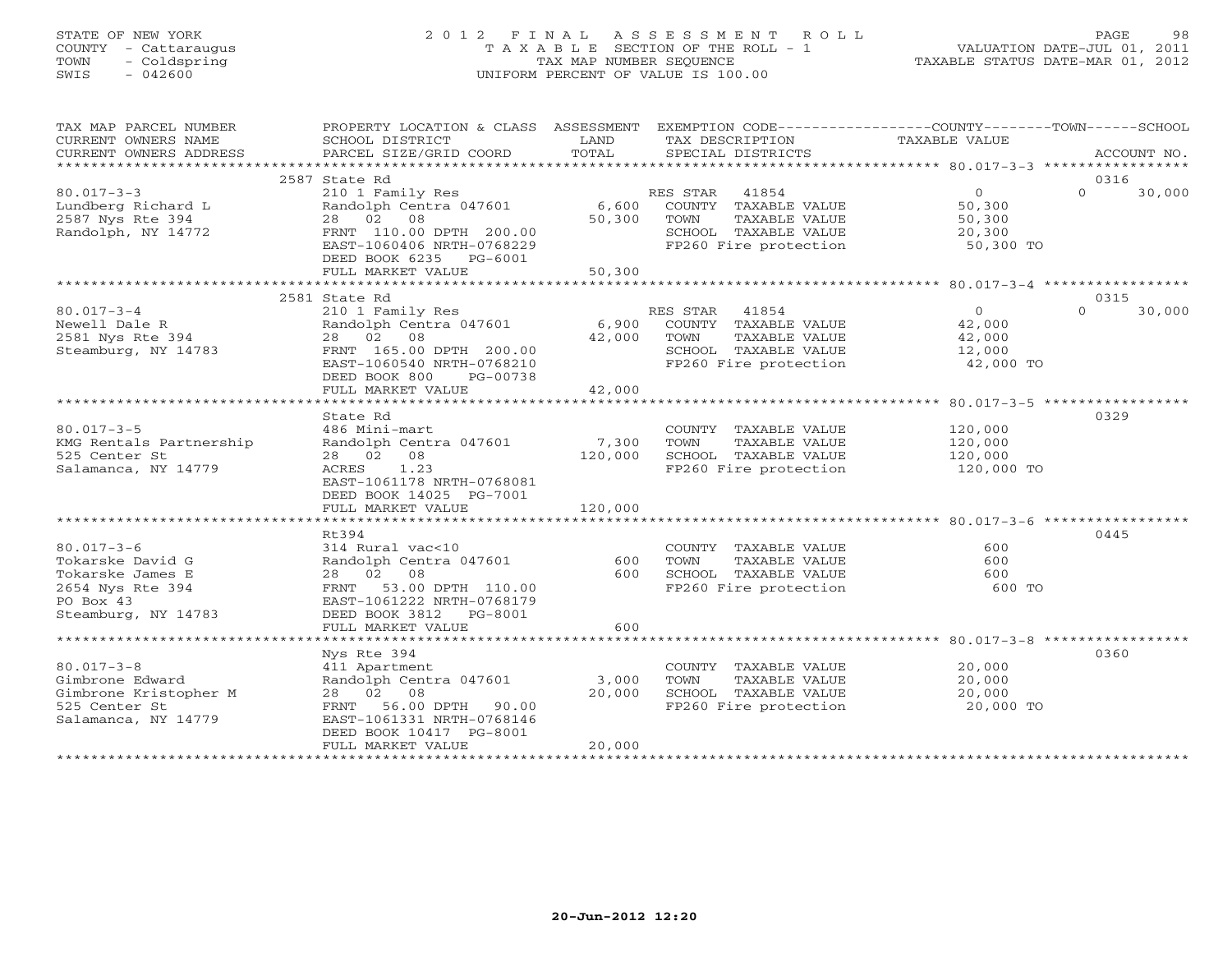STATE OF NEW YORK
COUNTY - Cattaraugus
TOWN - Coldspring
SWIS - 042600

# 2012 FINAL ASSESSMENT ROLL

TAXABLE SECTION OF THE ROLL - 1
TAX MAP NUMBER SEQUENCE
UNIFORM PERCENT OF VALUE IS 100.00

VALUATION DATE-JUL 01, 2011
TAXABLE STATUS DATE-MAR 01, 2012

| TAX MAP PARCEL NUMBER / CURRENT OWNERS NAME / CURRENT OWNERS ADDRESS | PROPERTY LOCATION & CLASS / SCHOOL DISTRICT / PARCEL SIZE/GRID COORD | ASSESSMENT LAND / TOTAL | EXEMPTION CODE / TAX DESCRIPTION / SPECIAL DISTRICTS | COUNTY | TOWN | SCHOOL | ACCOUNT NO. |
|---|---|---|---|---|---|---|---|
| 80.017-3-3 | 2587 State Rd | | | | | | 0316 |
| Lundberg Richard L | 210 1 Family Res | | RES STAR 41854 | 0 | 0 | 30,000 | |
| 2587 Nys Rte 394 | Randolph Centra 047601 | 6,600 | COUNTY TAXABLE VALUE | 50,300 | | | |
| Randolph, NY 14772 | 28 02 08 | 50,300 | TOWN TAXABLE VALUE | | 50,300 | | |
| | FRNT 110.00 DPTH 200.00 | | SCHOOL TAXABLE VALUE | | | 20,300 | |
| | EAST-1060406 NRTH-0768229 | | FP260 Fire protection | 50,300 TO | | | |
| | DEED BOOK 6235 PG-6001 | | | | | | |
| | FULL MARKET VALUE | 50,300 | | | | | |
| 80.017-3-4 | 2581 State Rd | | | | | | 0315 |
| Newell Dale R | 210 1 Family Res | | RES STAR 41854 | 0 | 0 | 30,000 | |
| 2581 Nys Rte 394 | Randolph Centra 047601 | 6,900 | COUNTY TAXABLE VALUE | 42,000 | | | |
| Steamburg, NY 14783 | 28 02 08 | 42,000 | TOWN TAXABLE VALUE | | 42,000 | | |
| | FRNT 165.00 DPTH 200.00 | | SCHOOL TAXABLE VALUE | | | 12,000 | |
| | EAST-1060540 NRTH-0768210 | | FP260 Fire protection | 42,000 TO | | | |
| | DEED BOOK 800 PG-00738 | | | | | | |
| | FULL MARKET VALUE | 42,000 | | | | | |
| 80.017-3-5 | State Rd | | | | | | 0329 |
| KMG Rentals Partnership | 486 Mini-mart | | COUNTY TAXABLE VALUE | 120,000 | | | |
| 525 Center St | Randolph Centra 047601 | 7,300 | TOWN TAXABLE VALUE | | 120,000 | | |
| Salamanca, NY 14779 | 28 02 08 | 120,000 | SCHOOL TAXABLE VALUE | | | 120,000 | |
| | ACRES 1.23 | | FP260 Fire protection | 120,000 TO | | | |
| | EAST-1061178 NRTH-0768081 | | | | | | |
| | DEED BOOK 14025 PG-7001 | | | | | | |
| | FULL MARKET VALUE | 120,000 | | | | | |
| 80.017-3-6 | Rt394 | | | | | | 0445 |
| Tokarske David G | 314 Rural vac<10 | | COUNTY TAXABLE VALUE | 600 | | | |
| Tokarske James E | Randolph Centra 047601 | 600 | TOWN TAXABLE VALUE | | 600 | | |
| 2654 Nys Rte 394 | 28 02 08 | 600 | SCHOOL TAXABLE VALUE | | | 600 | |
| PO Box 43 | FRNT 53.00 DPTH 110.00 | | FP260 Fire protection | 600 TO | | | |
| Steamburg, NY 14783 | EAST-1061222 NRTH-0768179 | | | | | | |
| | DEED BOOK 3812 PG-8001 | | | | | | |
| | FULL MARKET VALUE | 600 | | | | | |
| 80.017-3-8 | Nys Rte 394 | | | | | | 0360 |
| Gimbrone Edward | 411 Apartment | | COUNTY TAXABLE VALUE | 20,000 | | | |
| Gimbrone Kristopher M | Randolph Centra 047601 | 3,000 | TOWN TAXABLE VALUE | | 20,000 | | |
| 525 Center St | 28 02 08 | 20,000 | SCHOOL TAXABLE VALUE | | | 20,000 | |
| Salamanca, NY 14779 | FRNT 56.00 DPTH 90.00 | | FP260 Fire protection | 20,000 TO | | | |
| | EAST-1061331 NRTH-0768146 | | | | | | |
| | DEED BOOK 10417 PG-8001 | | | | | | |
| | FULL MARKET VALUE | 20,000 | | | | | |

20-Jun-2012 12:20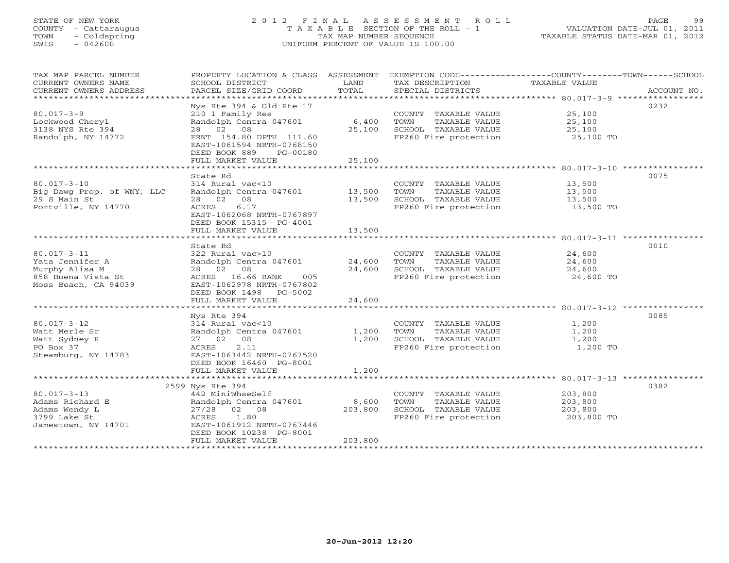STATE OF NEW YORK
COUNTY - Cattaraugus
TOWN - Coldspring
SWIS - 042600

# 2012 FINAL ASSESSMENT ROLL
TAXABLE SECTION OF THE ROLL - 1
TAX MAP NUMBER SEQUENCE
UNIFORM PERCENT OF VALUE IS 100.00

VALUATION DATE-JUL 01, 2011
TAXABLE STATUS DATE-MAR 01, 2012

| TAX MAP PARCEL NUMBER / CURRENT OWNERS NAME / CURRENT OWNERS ADDRESS | PROPERTY LOCATION & CLASS / SCHOOL DISTRICT / PARCEL SIZE/GRID COORD | ASSESSMENT LAND / TOTAL | EXEMPTION CODE / TAX DESCRIPTION / SPECIAL DISTRICTS | COUNTY--------TOWN------SCHOOL TAXABLE VALUE | ACCOUNT NO. |
|---|---|---|---|---|---|
| 80.017-3-9 | Nys Rte 394 & Old Rte 17 | | | | 0232 |
| Lockwood Cheryl | 210 1 Family Res | | COUNTY TAXABLE VALUE | 25,100 | |
| 3138 NYS Rte 394 | Randolph Centra 047601 | 6,400 | TOWN TAXABLE VALUE | 25,100 | |
| Randolph, NY 14772 | 28 02 08 | 25,100 | SCHOOL TAXABLE VALUE | 25,100 | |
| | FRNT 154.80 DPTH 111.60 | | FP260 Fire protection | 25,100 TO | |
| | EAST-1061594 NRTH-0768150 | | | | |
| | DEED BOOK 889 PG-00180 | | | | |
| | FULL MARKET VALUE | 25,100 | | | |
| 80.017-3-10 | State Rd | | | | 0075 |
| Big Dawg Prop. of WNY, LLC | 314 Rural vac<10 | | COUNTY TAXABLE VALUE | 13,500 | |
| 29 S Main St | Randolph Centra 047601 | 13,500 | TOWN TAXABLE VALUE | 13,500 | |
| Portville, NY 14770 | 28 02 08 | 13,500 | SCHOOL TAXABLE VALUE | 13,500 | |
| | ACRES 6.17 | | FP260 Fire protection | 13,500 TO | |
| | EAST-1062068 NRTH-0767897 | | | | |
| | DEED BOOK 15315 PG-4001 | | | | |
| | FULL MARKET VALUE | 13,500 | | | |
| 80.017-3-11 | State Rd | | | | 0010 |
| Yata Jennifer A | 322 Rural vac>10 | | COUNTY TAXABLE VALUE | 24,600 | |
| Murphy Alisa M | Randolph Centra 047601 | 24,600 | TOWN TAXABLE VALUE | 24,600 | |
| 858 Buena Vista St | 28 02 08 | 24,600 | SCHOOL TAXABLE VALUE | 24,600 | |
| Moss Beach, CA 94039 | ACRES 16.66 BANK 005 | | FP260 Fire protection | 24,600 TO | |
| | EAST-1062978 NRTH-0767802 | | | | |
| | DEED BOOK 1498 PG-5002 | | | | |
| | FULL MARKET VALUE | 24,600 | | | |
| 80.017-3-12 | Nys Rte 394 | | | | 0085 |
| Watt Merle Sr | 314 Rural vac<10 | | COUNTY TAXABLE VALUE | 1,200 | |
| Watt Sydney R | Randolph Centra 047601 | 1,200 | TOWN TAXABLE VALUE | 1,200 | |
| PO Box 37 | 27 02 08 | 1,200 | SCHOOL TAXABLE VALUE | 1,200 | |
| Steamburg, NY 14783 | ACRES 2.11 | | FP260 Fire protection | 1,200 TO | |
| | EAST-1063442 NRTH-0767520 | | | | |
| | DEED BOOK 16460 PG-8001 | | | | |
| | FULL MARKET VALUE | 1,200 | | | |
| 80.017-3-13 | 2599 Nys Rte 394 | | | | 0382 |
| Adams Richard E | 442 MiniWhseSelf | | COUNTY TAXABLE VALUE | 203,800 | |
| Adams Wendy L | Randolph Centra 047601 | 8,600 | TOWN TAXABLE VALUE | 203,800 | |
| 3799 Lake St | 27/28 02 08 | 203,800 | SCHOOL TAXABLE VALUE | 203,800 | |
| Jamestown, NY 14701 | ACRES 1.80 | | FP260 Fire protection | 203,800 TO | |
| | EAST-1061912 NRTH-0767446 | | | | |
| | DEED BOOK 10238 PG-8001 | | | | |
| | FULL MARKET VALUE | 203,800 | | | |

20-Jun-2012 12:20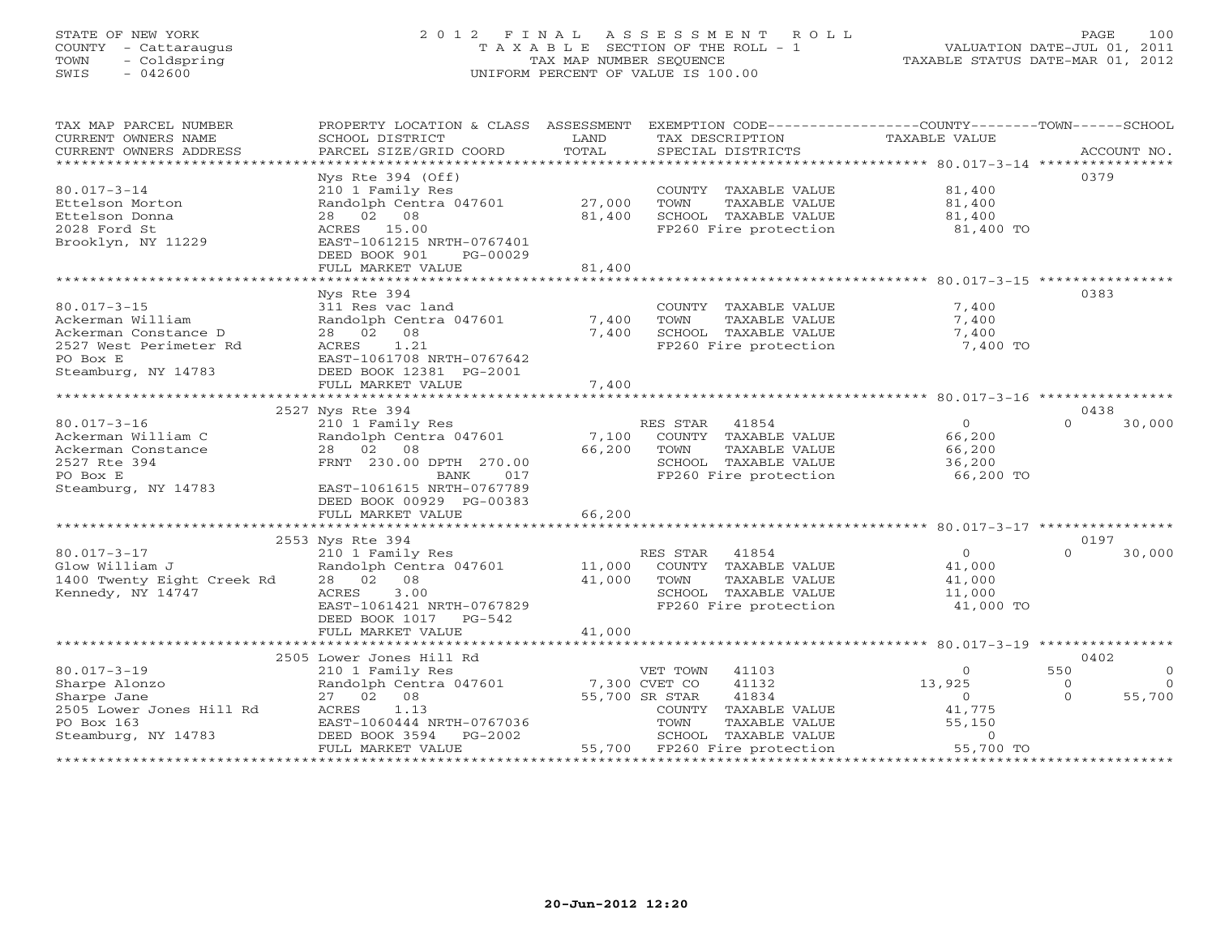STATE OF NEW YORK
COUNTY - Cattaraugus
TOWN - Coldspring
SWIS - 042600

2 0 1 2 F I N A L A S S E S S M E N T R O L L
T A X A B L E SECTION OF THE ROLL - 1
TAX MAP NUMBER SEQUENCE
UNIFORM PERCENT OF VALUE IS 100.00

VALUATION DATE-JUL 01, 2011
TAXABLE STATUS DATE-MAR 01, 2012

| TAX MAP PARCEL NUMBER / CURRENT OWNERS NAME / CURRENT OWNERS ADDRESS | PROPERTY LOCATION & CLASS / SCHOOL DISTRICT / PARCEL SIZE/GRID COORD | ASSESSMENT LAND | TOTAL | EXEMPTION CODE / TAX DESCRIPTION / SPECIAL DISTRICTS | COUNTY TAXABLE VALUE | TOWN | SCHOOL | ACCOUNT NO. |
|---|---|---|---|---|---|---|---|---|
| 80.017-3-14 | Nys Rte 394 (Off) | | | | | | | 0379 |
| Ettelson Morton | 210 1 Family Res | | | COUNTY TAXABLE VALUE | 81,400 | | | |
| Ettelson Donna | Randolph Centra 047601 | 27,000 | | TOWN TAXABLE VALUE | 81,400 | | | |
| 2028 Ford St | 28 02 08 | | 81,400 | SCHOOL TAXABLE VALUE | 81,400 | | | |
| Brooklyn, NY 11229 | ACRES 15.00 | | | FP260 Fire protection | 81,400 TO | | | |
| | EAST-1061215 NRTH-0767401 | | | | | | | |
| | DEED BOOK 901 PG-00029 | | | | | | | |
| | FULL MARKET VALUE | | 81,400 | | | | | |
| 80.017-3-15 | Nys Rte 394 | | | | | | | 0383 |
| Ackerman William | 311 Res vac land | | | COUNTY TAXABLE VALUE | 7,400 | | | |
| Ackerman Constance D | Randolph Centra 047601 | 7,400 | | TOWN TAXABLE VALUE | 7,400 | | | |
| 2527 West Perimeter Rd | 28 02 08 | | 7,400 | SCHOOL TAXABLE VALUE | 7,400 | | | |
| PO Box E | ACRES 1.21 | | | FP260 Fire protection | 7,400 TO | | | |
| Steamburg, NY 14783 | EAST-1061708 NRTH-0767642 | | | | | | | |
| | DEED BOOK 12381 PG-2001 | | | | | | | |
| | FULL MARKET VALUE | | 7,400 | | | | | |
| 80.017-3-16 | 2527 Nys Rte 394 | | | | | | | 0438 |
| Ackerman William C | 210 1 Family Res | | | RES STAR 41854 | 0 | 0 | 30,000 | |
| Ackerman Constance | Randolph Centra 047601 | 7,100 | | COUNTY TAXABLE VALUE | 66,200 | | | |
| 2527 Rte 394 | 28 02 08 | | 66,200 | TOWN TAXABLE VALUE | 66,200 | | | |
| PO Box E | FRNT 230.00 DPTH 270.00 | | | SCHOOL TAXABLE VALUE | 36,200 | | | |
| Steamburg, NY 14783 | BANK 017 | | | FP260 Fire protection | 66,200 TO | | | |
| | EAST-1061615 NRTH-0767789 | | | | | | | |
| | DEED BOOK 00929 PG-00383 | | | | | | | |
| | FULL MARKET VALUE | | 66,200 | | | | | |
| 80.017-3-17 | 2553 Nys Rte 394 | | | | | | | 0197 |
| Glow William J | 210 1 Family Res | | | RES STAR 41854 | 0 | 0 | 30,000 | |
| 1400 Twenty Eight Creek Rd | Randolph Centra 047601 | 11,000 | | COUNTY TAXABLE VALUE | 41,000 | | | |
| Kennedy, NY 14747 | 28 02 08 | | 41,000 | TOWN TAXABLE VALUE | 41,000 | | | |
| | ACRES 3.00 | | | SCHOOL TAXABLE VALUE | 11,000 | | | |
| | EAST-1061421 NRTH-0767829 | | | FP260 Fire protection | 41,000 TO | | | |
| | DEED BOOK 1017 PG-542 | | | | | | | |
| | FULL MARKET VALUE | | 41,000 | | | | | |
| 80.017-3-19 | 2505 Lower Jones Hill Rd | | | | | | | 0402 |
| Sharpe Alonzo | 210 1 Family Res | | | VET TOWN 41103 | 0 | 550 | 0 | |
| Sharpe Jane | Randolph Centra 047601 | 7,300 | | CVET CO 41132 | 13,925 | 0 | 0 | |
| 2505 Lower Jones Hill Rd | 27 02 08 | | 55,700 | SR STAR 41834 | 0 | 0 | 55,700 | |
| PO Box 163 | ACRES 1.13 | | | COUNTY TAXABLE VALUE | 41,775 | | | |
| Steamburg, NY 14783 | EAST-1060444 NRTH-0767036 | | | TOWN TAXABLE VALUE | 55,150 | | | |
| | DEED BOOK 3594 PG-2002 | | | SCHOOL TAXABLE VALUE | 0 | | | |
| | FULL MARKET VALUE | | 55,700 | FP260 Fire protection | 55,700 TO | | | |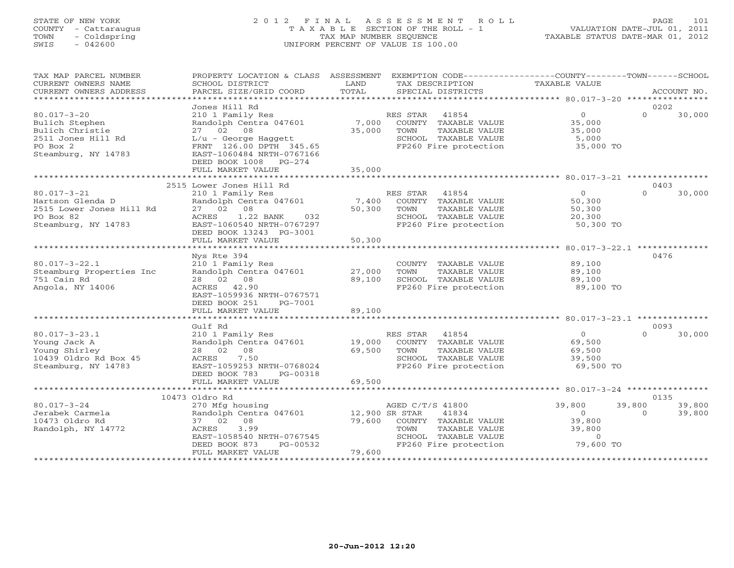STATE OF NEW YORK
COUNTY - Cattaraugus
TOWN - Coldspring
SWIS - 042600

# 2012 FINAL ASSESSMENT ROLL
TAXABLE SECTION OF THE ROLL - 1
TAX MAP NUMBER SEQUENCE
UNIFORM PERCENT OF VALUE IS 100.00

VALUATION DATE-JUL 01, 2011
TAXABLE STATUS DATE-MAR 01, 2012

| TAX MAP PARCEL NUMBER / CURRENT OWNERS NAME / CURRENT OWNERS ADDRESS | PROPERTY LOCATION & CLASS / SCHOOL DISTRICT / PARCEL SIZE/GRID COORD | ASSESSMENT LAND | TOTAL | EXEMPTION CODE / TAX DESCRIPTION / SPECIAL DISTRICTS | COUNTY TAXABLE VALUE | TOWN | SCHOOL | ACCOUNT NO. |
|---|---|---|---|---|---|---|---|---|
| | Jones Hill Rd | | | | | | | 0202 |
| 80.017-3-20 | 210 1 Family Res | | | RES STAR 41854 | 0 | 0 | 30,000 | |
| Bulich Stephen | Randolph Centra 047601 | 7,000 | | COUNTY TAXABLE VALUE | 35,000 | | | |
| Bulich Christie | 27 02 08 | | 35,000 | TOWN TAXABLE VALUE | 35,000 | | | |
| 2511 Jones Hill Rd | L/u - George Haggett | | | SCHOOL TAXABLE VALUE | 5,000 | | | |
| PO Box 2 | FRNT 126.00 DPTH 345.65 | | | FP260 Fire protection | 35,000 TO | | | |
| Steamburg, NY 14783 | EAST-1060484 NRTH-0767166 | | | | | | | |
| | DEED BOOK 1008 PG-274 | | | | | | | |
| | FULL MARKET VALUE | | 35,000 | | | | | |
| | 2515 Lower Jones Hill Rd | | | | | | | 0403 |
| 80.017-3-21 | 210 1 Family Res | | | RES STAR 41854 | 0 | 0 | 30,000 | |
| Hartson Glenda D | Randolph Centra 047601 | 7,400 | | COUNTY TAXABLE VALUE | 50,300 | | | |
| 2515 Lower Jones Hill Rd | 27 02 08 | | 50,300 | TOWN TAXABLE VALUE | 50,300 | | | |
| PO Box 82 | ACRES 1.22 BANK 032 | | | SCHOOL TAXABLE VALUE | 20,300 | | | |
| Steamburg, NY 14783 | EAST-1060540 NRTH-0767297 | | | FP260 Fire protection | 50,300 TO | | | |
| | DEED BOOK 13243 PG-3001 | | | | | | | |
| | FULL MARKET VALUE | | 50,300 | | | | | |
| | Nys Rte 394 | | | | | | | 0476 |
| 80.017-3-22.1 | 210 1 Family Res | | | COUNTY TAXABLE VALUE | 89,100 | | | |
| Steamburg Properties Inc | Randolph Centra 047601 | 27,000 | | TOWN TAXABLE VALUE | 89,100 | | | |
| 751 Cain Rd | 28 02 08 | | 89,100 | SCHOOL TAXABLE VALUE | 89,100 | | | |
| Angola, NY 14006 | ACRES 42.90 | | | FP260 Fire protection | 89,100 TO | | | |
| | EAST-1059936 NRTH-0767571 | | | | | | | |
| | DEED BOOK 251 PG-7001 | | | | | | | |
| | FULL MARKET VALUE | | 89,100 | | | | | |
| | Gulf Rd | | | | | | | 0093 |
| 80.017-3-23.1 | 210 1 Family Res | | | RES STAR 41854 | 0 | 0 | 30,000 | |
| Young Jack A | Randolph Centra 047601 | 19,000 | | COUNTY TAXABLE VALUE | 69,500 | | | |
| Young Shirley | 28 02 08 | | 69,500 | TOWN TAXABLE VALUE | 69,500 | | | |
| 10439 Oldro Rd Box 45 | ACRES 7.50 | | | SCHOOL TAXABLE VALUE | 39,500 | | | |
| Steamburg, NY 14783 | EAST-1059253 NRTH-0768024 | | | FP260 Fire protection | 69,500 TO | | | |
| | DEED BOOK 783 PG-00318 | | | | | | | |
| | FULL MARKET VALUE | | 69,500 | | | | | |
| | 10473 Oldro Rd | | | | | | | 0135 |
| 80.017-3-24 | 270 Mfg housing | | | AGED C/T/S 41800 | 39,800 | 39,800 | 39,800 | |
| Jerabek Carmela | Randolph Centra 047601 | 12,900 | | SR STAR 41834 | 0 | 0 | 39,800 | |
| 10473 Oldro Rd | 37 02 08 | | 79,600 | COUNTY TAXABLE VALUE | 39,800 | | | |
| Randolph, NY 14772 | ACRES 3.99 | | | TOWN TAXABLE VALUE | 39,800 | | | |
| | EAST-1058540 NRTH-0767545 | | | SCHOOL TAXABLE VALUE | 0 | | | |
| | DEED BOOK 873 PG-00532 | | | FP260 Fire protection | 79,600 TO | | | |
| | FULL MARKET VALUE | | 79,600 | | | | | |

20-Jun-2012 12:20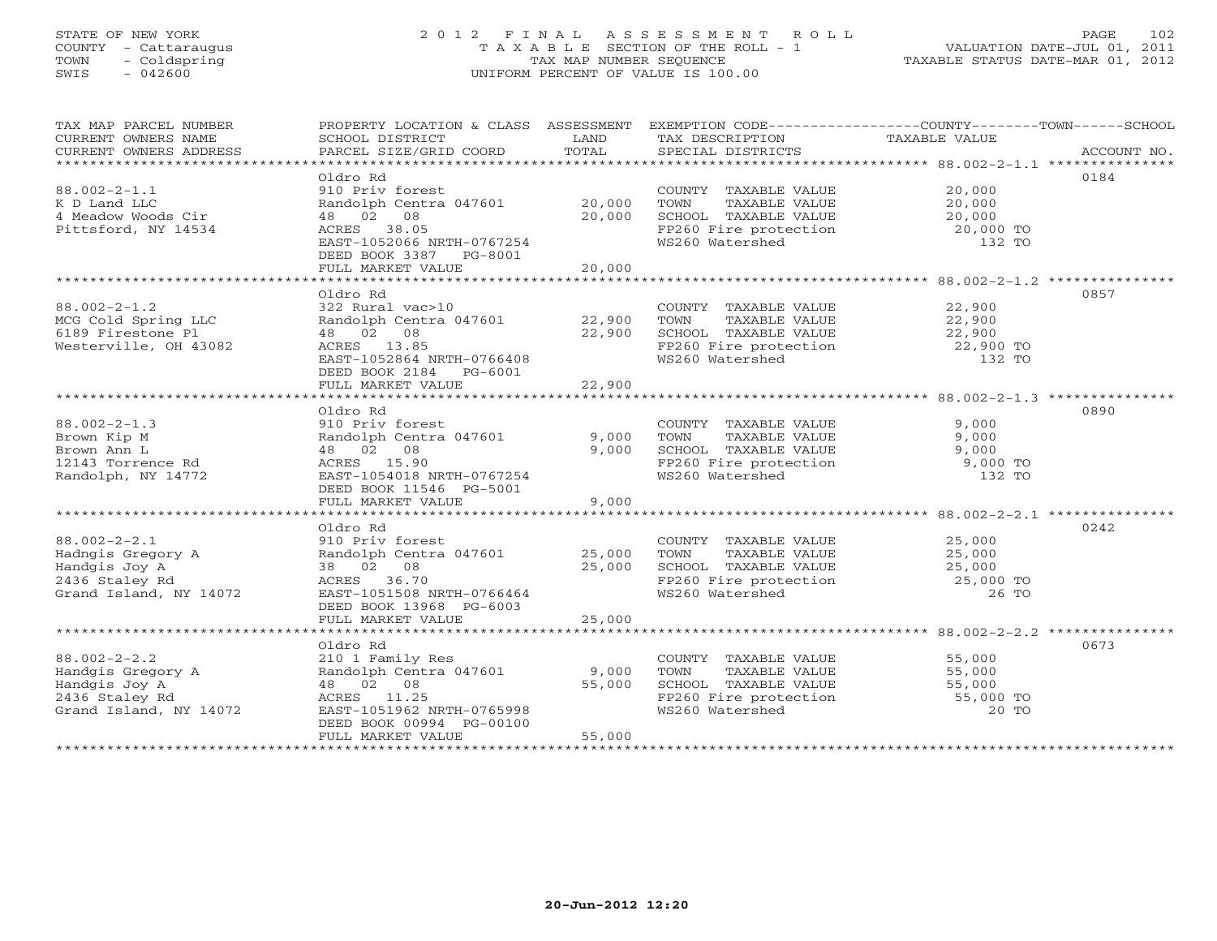STATE OF NEW YORK
COUNTY - Cattaraugus
TOWN - Coldspring
SWIS - 042600

# 2012 FINAL ASSESSMENT ROLL
TAXABLE SECTION OF THE ROLL - 1
TAX MAP NUMBER SEQUENCE
UNIFORM PERCENT OF VALUE IS 100.00

VALUATION DATE-JUL 01, 2011
TAXABLE STATUS DATE-MAR 01, 2012

| TAX MAP PARCEL NUMBER / CURRENT OWNERS NAME / CURRENT OWNERS ADDRESS | PROPERTY LOCATION & CLASS / SCHOOL DISTRICT / PARCEL SIZE/GRID COORD | ASSESSMENT LAND / TOTAL | EXEMPTION CODE / TAX DESCRIPTION / SPECIAL DISTRICTS | COUNTY--------TOWN------SCHOOL TAXABLE VALUE | ACCOUNT NO. |
|---|---|---|---|---|---|
| 88.002-2-1.1 | Oldro Rd | | | | 0184 |
| | 910 Priv forest | | COUNTY TAXABLE VALUE | 20,000 | |
| K D Land LLC | Randolph Centra 047601 | 20,000 | TOWN TAXABLE VALUE | 20,000 | |
| 4 Meadow Woods Cir | 48 02 08 | 20,000 | SCHOOL TAXABLE VALUE | 20,000 | |
| Pittsford, NY 14534 | ACRES 38.05 | | FP260 Fire protection | 20,000 TO | |
| | EAST-1052066 NRTH-0767254 | | WS260 Watershed | 132 TO | |
| | DEED BOOK 3387 PG-8001 | | | | |
| | FULL MARKET VALUE | 20,000 | | | |
| 88.002-2-1.2 | Oldro Rd | | | | 0857 |
| | 322 Rural vac>10 | | COUNTY TAXABLE VALUE | 22,900 | |
| MCG Cold Spring LLC | Randolph Centra 047601 | 22,900 | TOWN TAXABLE VALUE | 22,900 | |
| 6189 Firestone Pl | 48 02 08 | 22,900 | SCHOOL TAXABLE VALUE | 22,900 | |
| Westerville, OH 43082 | ACRES 13.85 | | FP260 Fire protection | 22,900 TO | |
| | EAST-1052864 NRTH-0766408 | | WS260 Watershed | 132 TO | |
| | DEED BOOK 2184 PG-6001 | | | | |
| | FULL MARKET VALUE | 22,900 | | | |
| 88.002-2-1.3 | Oldro Rd | | | | 0890 |
| | 910 Priv forest | | COUNTY TAXABLE VALUE | 9,000 | |
| Brown Kip M | Randolph Centra 047601 | 9,000 | TOWN TAXABLE VALUE | 9,000 | |
| Brown Ann L | 48 02 08 | 9,000 | SCHOOL TAXABLE VALUE | 9,000 | |
| 12143 Torrence Rd | ACRES 15.90 | | FP260 Fire protection | 9,000 TO | |
| Randolph, NY 14772 | EAST-1054018 NRTH-0767254 | | WS260 Watershed | 132 TO | |
| | DEED BOOK 11546 PG-5001 | | | | |
| | FULL MARKET VALUE | 9,000 | | | |
| 88.002-2-2.1 | Oldro Rd | | | | 0242 |
| | 910 Priv forest | | COUNTY TAXABLE VALUE | 25,000 | |
| Hadngis Gregory A | Randolph Centra 047601 | 25,000 | TOWN TAXABLE VALUE | 25,000 | |
| Handgis Joy A | 38 02 08 | 25,000 | SCHOOL TAXABLE VALUE | 25,000 | |
| 2436 Staley Rd | ACRES 36.70 | | FP260 Fire protection | 25,000 TO | |
| Grand Island, NY 14072 | EAST-1051508 NRTH-0766464 | | WS260 Watershed | 26 TO | |
| | DEED BOOK 13968 PG-6003 | | | | |
| | FULL MARKET VALUE | 25,000 | | | |
| 88.002-2-2.2 | Oldro Rd | | | | 0673 |
| | 210 1 Family Res | | COUNTY TAXABLE VALUE | 55,000 | |
| Handgis Gregory A | Randolph Centra 047601 | 9,000 | TOWN TAXABLE VALUE | 55,000 | |
| Handgis Joy A | 48 02 08 | 55,000 | SCHOOL TAXABLE VALUE | 55,000 | |
| 2436 Staley Rd | ACRES 11.25 | | FP260 Fire protection | 55,000 TO | |
| Grand Island, NY 14072 | EAST-1051962 NRTH-0765998 | | WS260 Watershed | 20 TO | |
| | DEED BOOK 00994 PG-00100 | | | | |
| | FULL MARKET VALUE | 55,000 | | | |

20-Jun-2012 12:20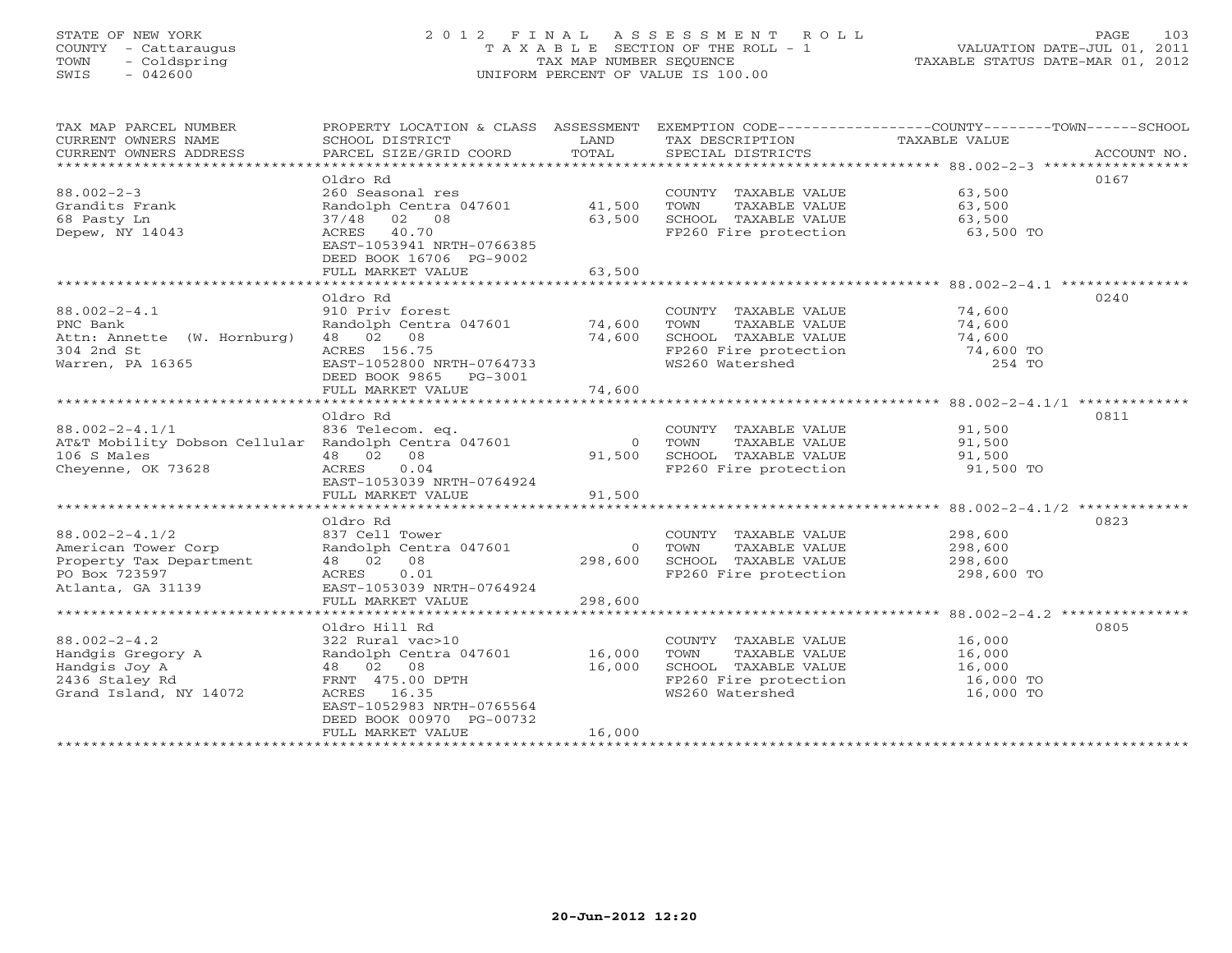STATE OF NEW YORK
COUNTY - Cattaraugus
TOWN - Coldspring
SWIS - 042600

# 2012 FINAL ASSESSMENT ROLL
TAXABLE SECTION OF THE ROLL - 1
TAX MAP NUMBER SEQUENCE
UNIFORM PERCENT OF VALUE IS 100.00

VALUATION DATE-JUL 01, 2011
TAXABLE STATUS DATE-MAR 01, 2012

| TAX MAP PARCEL NUMBER / CURRENT OWNERS NAME / CURRENT OWNERS ADDRESS | PROPERTY LOCATION & CLASS / SCHOOL DISTRICT / PARCEL SIZE/GRID COORD | ASSESSMENT LAND / TOTAL | EXEMPTION CODE / TAX DESCRIPTION / SPECIAL DISTRICTS | TAXABLE VALUE | ACCOUNT NO. |
|---|---|---|---|---|---|
| 88.002-2-3 | Oldro Rd | | | | 0167 |
| 88.002-2-3 | 260 Seasonal res | | COUNTY TAXABLE VALUE | 63,500 | |
| Grandits Frank | Randolph Centra 047601 | 41,500 | TOWN TAXABLE VALUE | 63,500 | |
| 68 Pasty Ln | 37/48 02 08 | 63,500 | SCHOOL TAXABLE VALUE | 63,500 | |
| Depew, NY 14043 | ACRES 40.70 | | FP260 Fire protection | 63,500 TO | |
| | EAST-1053941 NRTH-0766385 | | | | |
| | DEED BOOK 16706 PG-9002 | | | | |
| | FULL MARKET VALUE | 63,500 | | | |
| 88.002-2-4.1 | Oldro Rd | | | | 0240 |
| 88.002-2-4.1 | 910 Priv forest | | COUNTY TAXABLE VALUE | 74,600 | |
| PNC Bank | Randolph Centra 047601 | 74,600 | TOWN TAXABLE VALUE | 74,600 | |
| Attn: Annette (W. Hornburg) | 48 02 08 | 74,600 | SCHOOL TAXABLE VALUE | 74,600 | |
| 304 2nd St | ACRES 156.75 | | FP260 Fire protection | 74,600 TO | |
| Warren, PA 16365 | EAST-1052800 NRTH-0764733 | | WS260 Watershed | 254 TO | |
| | DEED BOOK 9865 PG-3001 | | | | |
| | FULL MARKET VALUE | 74,600 | | | |
| 88.002-2-4.1/1 | Oldro Rd | | | | 0811 |
| 88.002-2-4.1/1 | 836 Telecom. eq. | | COUNTY TAXABLE VALUE | 91,500 | |
| AT&T Mobility Dobson Cellular | Randolph Centra 047601 | 0 | TOWN TAXABLE VALUE | 91,500 | |
| 106 S Males | 48 02 08 | 91,500 | SCHOOL TAXABLE VALUE | 91,500 | |
| Cheyenne, OK 73628 | ACRES 0.04 | | FP260 Fire protection | 91,500 TO | |
| | EAST-1053039 NRTH-0764924 | | | | |
| | FULL MARKET VALUE | 91,500 | | | |
| 88.002-2-4.1/2 | Oldro Rd | | | | 0823 |
| 88.002-2-4.1/2 | 837 Cell Tower | | COUNTY TAXABLE VALUE | 298,600 | |
| American Tower Corp | Randolph Centra 047601 | 0 | TOWN TAXABLE VALUE | 298,600 | |
| Property Tax Department | 48 02 08 | 298,600 | SCHOOL TAXABLE VALUE | 298,600 | |
| PO Box 723597 | ACRES 0.01 | | FP260 Fire protection | 298,600 TO | |
| Atlanta, GA 31139 | EAST-1053039 NRTH-0764924 | | | | |
| | FULL MARKET VALUE | 298,600 | | | |
| 88.002-2-4.2 | Oldro Hill Rd | | | | 0805 |
| 88.002-2-4.2 | 322 Rural vac>10 | | COUNTY TAXABLE VALUE | 16,000 | |
| Handgis Gregory A | Randolph Centra 047601 | 16,000 | TOWN TAXABLE VALUE | 16,000 | |
| Handgis Joy A | 48 02 08 | 16,000 | SCHOOL TAXABLE VALUE | 16,000 | |
| 2436 Staley Rd | FRNT 475.00 DPTH | | FP260 Fire protection | 16,000 TO | |
| Grand Island, NY 14072 | ACRES 16.35 | | WS260 Watershed | 16,000 TO | |
| | EAST-1052983 NRTH-0765564 | | | | |
| | DEED BOOK 00970 PG-00732 | | | | |
| | FULL MARKET VALUE | 16,000 | | | |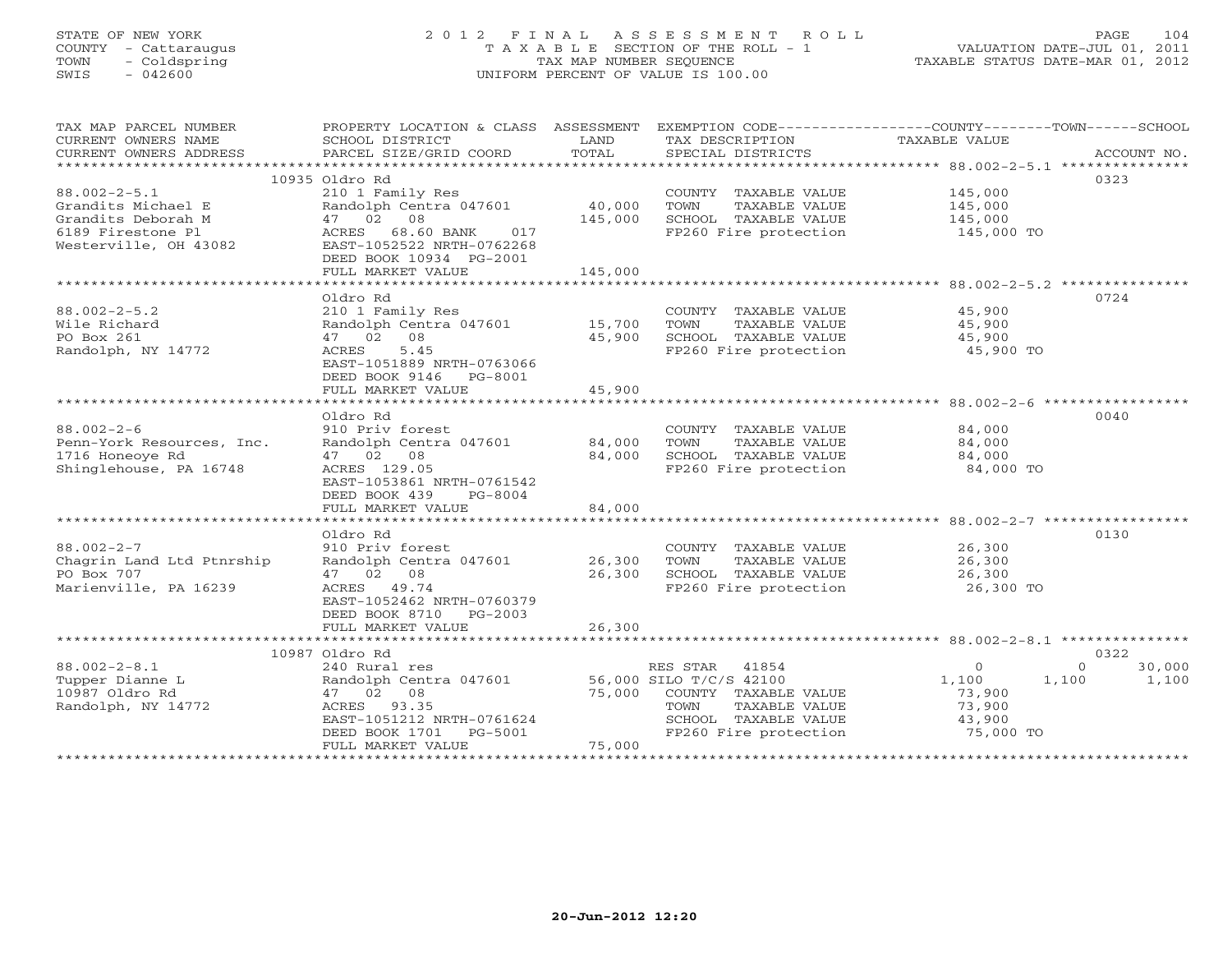STATE OF NEW YORK
COUNTY - Cattaraugus
TOWN - Coldspring
SWIS - 042600

# 2012 FINAL ASSESSMENT ROLL
TAXABLE SECTION OF THE ROLL - 1
TAX MAP NUMBER SEQUENCE
UNIFORM PERCENT OF VALUE IS 100.00

VALUATION DATE-JUL 01, 2011
TAXABLE STATUS DATE-MAR 01, 2012

| TAX MAP PARCEL NUMBER / CURRENT OWNERS NAME / CURRENT OWNERS ADDRESS | PROPERTY LOCATION & CLASS / SCHOOL DISTRICT / PARCEL SIZE/GRID COORD | ASSESSMENT LAND / TOTAL | EXEMPTION CODE / TAX DESCRIPTION / SPECIAL DISTRICTS | COUNTY | TOWN | SCHOOL | ACCOUNT NO. |
|---|---|---|---|---|---|---|---|
| **88.002-2-5.1** | 10935 Oldro Rd | | | | | | 0323 |
| Grandits Michael E | 210 1 Family Res | | COUNTY TAXABLE VALUE | 145,000 | | | |
| Grandits Deborah M | Randolph Centra 047601 | 40,000 | TOWN TAXABLE VALUE | | 145,000 | | |
| 6189 Firestone Pl | 47 02 08 | 145,000 | SCHOOL TAXABLE VALUE | | | 145,000 | |
| Westerville, OH 43082 | ACRES 68.60 BANK 017 | | FP260 Fire protection | 145,000 TO | | | |
| | EAST-1052522 NRTH-0762268 | | | | | | |
| | DEED BOOK 10934 PG-2001 | | | | | | |
| | FULL MARKET VALUE | 145,000 | | | | | |
| **88.002-2-5.2** | Oldro Rd | | | | | | 0724 |
| Wile Richard | 210 1 Family Res | | COUNTY TAXABLE VALUE | 45,900 | | | |
| PO Box 261 | Randolph Centra 047601 | 15,700 | TOWN TAXABLE VALUE | | 45,900 | | |
| Randolph, NY 14772 | 47 02 08 | 45,900 | SCHOOL TAXABLE VALUE | | | 45,900 | |
| | ACRES 5.45 | | FP260 Fire protection | 45,900 TO | | | |
| | EAST-1051889 NRTH-0763066 | | | | | | |
| | DEED BOOK 9146 PG-8001 | | | | | | |
| | FULL MARKET VALUE | 45,900 | | | | | |
| **88.002-2-6** | Oldro Rd | | | | | | 0040 |
| Penn-York Resources, Inc. | 910 Priv forest | | COUNTY TAXABLE VALUE | 84,000 | | | |
| 1716 Honeoye Rd | Randolph Centra 047601 | 84,000 | TOWN TAXABLE VALUE | | 84,000 | | |
| Shinglehouse, PA 16748 | 47 02 08 | 84,000 | SCHOOL TAXABLE VALUE | | | 84,000 | |
| | ACRES 129.05 | | FP260 Fire protection | 84,000 TO | | | |
| | EAST-1053861 NRTH-0761542 | | | | | | |
| | DEED BOOK 439 PG-8004 | | | | | | |
| | FULL MARKET VALUE | 84,000 | | | | | |
| **88.002-2-7** | Oldro Rd | | | | | | 0130 |
| Chagrin Land Ltd Ptnrship | 910 Priv forest | | COUNTY TAXABLE VALUE | 26,300 | | | |
| PO Box 707 | Randolph Centra 047601 | 26,300 | TOWN TAXABLE VALUE | | 26,300 | | |
| Marienville, PA 16239 | 47 02 08 | 26,300 | SCHOOL TAXABLE VALUE | | | 26,300 | |
| | ACRES 49.74 | | FP260 Fire protection | 26,300 TO | | | |
| | EAST-1052462 NRTH-0760379 | | | | | | |
| | DEED BOOK 8710 PG-2003 | | | | | | |
| | FULL MARKET VALUE | 26,300 | | | | | |
| **88.002-2-8.1** | 10987 Oldro Rd | | | | | | 0322 |
| Tupper Dianne L | 240 Rural res | | RES STAR 41854 | 0 | 0 | 30,000 | |
| 10987 Oldro Rd | Randolph Centra 047601 | 56,000 | SILO T/C/S 42100 | 1,100 | 1,100 | 1,100 | |
| Randolph, NY 14772 | 47 02 08 | 75,000 | COUNTY TAXABLE VALUE | 73,900 | | | |
| | ACRES 93.35 | | TOWN TAXABLE VALUE | | 73,900 | | |
| | EAST-1051212 NRTH-0761624 | | SCHOOL TAXABLE VALUE | | | 43,900 | |
| | DEED BOOK 1701 PG-5001 | | FP260 Fire protection | 75,000 TO | | | |
| | FULL MARKET VALUE | 75,000 | | | | | |

20-Jun-2012 12:20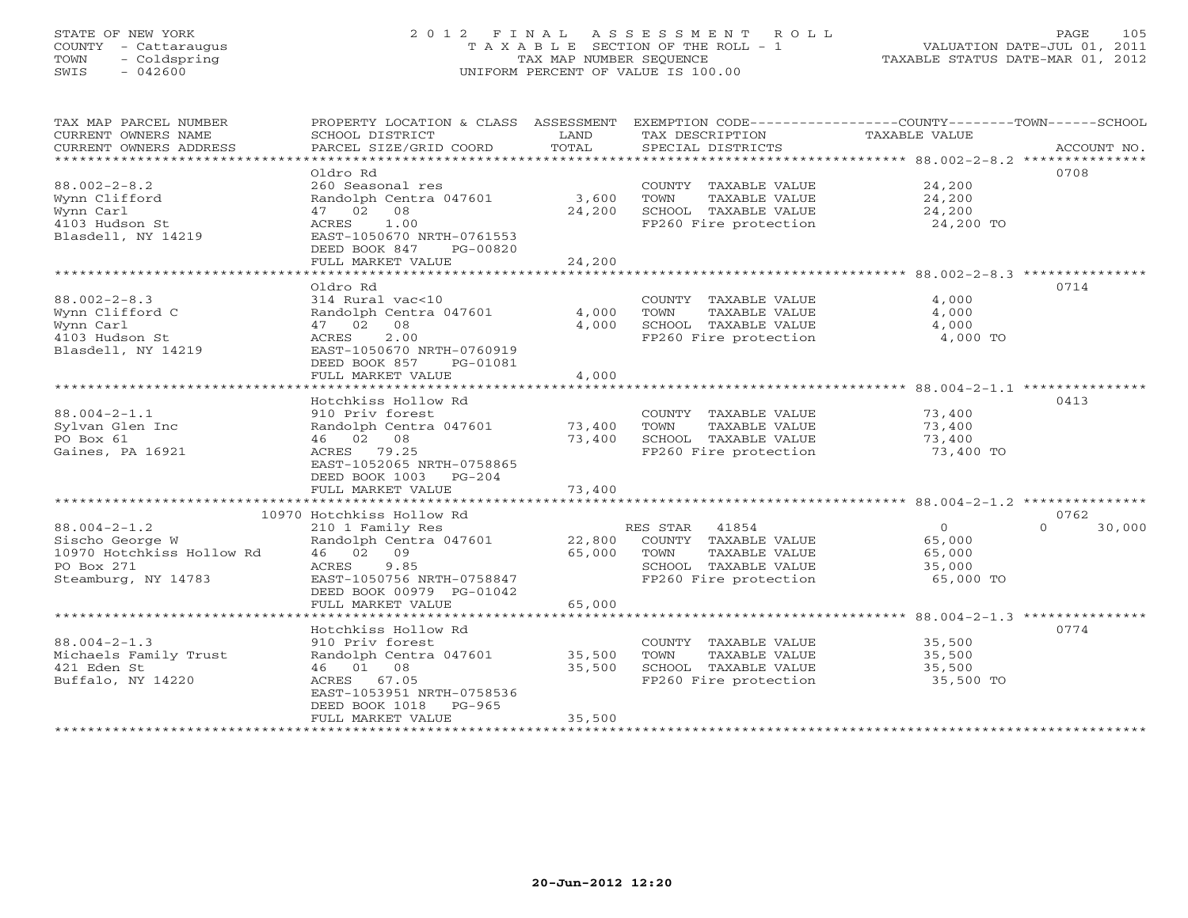STATE OF NEW YORK
COUNTY - Cattaraugus
TOWN - Coldspring
SWIS - 042600

# 2012 FINAL ASSESSMENT ROLL
TAXABLE SECTION OF THE ROLL - 1
TAX MAP NUMBER SEQUENCE
UNIFORM PERCENT OF VALUE IS 100.00

VALUATION DATE-JUL 01, 2011
TAXABLE STATUS DATE-MAR 01, 2012

| TAX MAP PARCEL NUMBER / CURRENT OWNERS NAME / CURRENT OWNERS ADDRESS | PROPERTY LOCATION & CLASS / SCHOOL DISTRICT / PARCEL SIZE/GRID COORD | ASSESSMENT LAND / TOTAL | EXEMPTION CODE / TAX DESCRIPTION / SPECIAL DISTRICTS | COUNTY / TOWN / SCHOOL TAXABLE VALUE | ACCOUNT NO. |
|---|---|---|---|---|---|
| 88.002-2-8.2 | Oldro Rd | | | | 0708 |
| | 260 Seasonal res | | COUNTY TAXABLE VALUE | 24,200 | |
| Wynn Clifford | Randolph Centra 047601 | 3,600 | TOWN TAXABLE VALUE | 24,200 | |
| Wynn Carl | 47 02 08 | 24,200 | SCHOOL TAXABLE VALUE | 24,200 | |
| 4103 Hudson St | ACRES 1.00 | | FP260 Fire protection | 24,200 TO | |
| Blasdell, NY 14219 | EAST-1050670 NRTH-0761553 | | | | |
| | DEED BOOK 847 PG-00820 | | | | |
| | FULL MARKET VALUE | 24,200 | | | |
| 88.002-2-8.3 | Oldro Rd | | | | 0714 |
| | 314 Rural vac<10 | | COUNTY TAXABLE VALUE | 4,000 | |
| Wynn Clifford C | Randolph Centra 047601 | 4,000 | TOWN TAXABLE VALUE | 4,000 | |
| Wynn Carl | 47 02 08 | 4,000 | SCHOOL TAXABLE VALUE | 4,000 | |
| 4103 Hudson St | ACRES 2.00 | | FP260 Fire protection | 4,000 TO | |
| Blasdell, NY 14219 | EAST-1050670 NRTH-0760919 | | | | |
| | DEED BOOK 857 PG-01081 | | | | |
| | FULL MARKET VALUE | 4,000 | | | |
| 88.004-2-1.1 | Hotchkiss Hollow Rd | | | | 0413 |
| | 910 Priv forest | | COUNTY TAXABLE VALUE | 73,400 | |
| Sylvan Glen Inc | Randolph Centra 047601 | 73,400 | TOWN TAXABLE VALUE | 73,400 | |
| PO Box 61 | 46 02 08 | 73,400 | SCHOOL TAXABLE VALUE | 73,400 | |
| Gaines, PA 16921 | ACRES 79.25 | | FP260 Fire protection | 73,400 TO | |
| | EAST-1052065 NRTH-0758865 | | | | |
| | DEED BOOK 1003 PG-204 | | | | |
| | FULL MARKET VALUE | 73,400 | | | |
| 88.004-2-1.2 | 10970 Hotchkiss Hollow Rd | | | | 0762 |
| | 210 1 Family Res | | RES STAR 41854 | 0 / 0 / 30,000 | |
| Sischo George W | Randolph Centra 047601 | 22,800 | COUNTY TAXABLE VALUE | 65,000 | |
| 10970 Hotchkiss Hollow Rd | 46 02 09 | 65,000 | TOWN TAXABLE VALUE | 65,000 | |
| PO Box 271 | ACRES 9.85 | | SCHOOL TAXABLE VALUE | 35,000 | |
| Steamburg, NY 14783 | EAST-1050756 NRTH-0758847 | | FP260 Fire protection | 65,000 TO | |
| | DEED BOOK 00979 PG-01042 | | | | |
| | FULL MARKET VALUE | 65,000 | | | |
| 88.004-2-1.3 | Hotchkiss Hollow Rd | | | | 0774 |
| | 910 Priv forest | | COUNTY TAXABLE VALUE | 35,500 | |
| Michaels Family Trust | Randolph Centra 047601 | 35,500 | TOWN TAXABLE VALUE | 35,500 | |
| 421 Eden St | 46 01 08 | 35,500 | SCHOOL TAXABLE VALUE | 35,500 | |
| Buffalo, NY 14220 | ACRES 67.05 | | FP260 Fire protection | 35,500 TO | |
| | EAST-1053951 NRTH-0758536 | | | | |
| | DEED BOOK 1018 PG-965 | | | | |
| | FULL MARKET VALUE | 35,500 | | | |

20-Jun-2012 12:20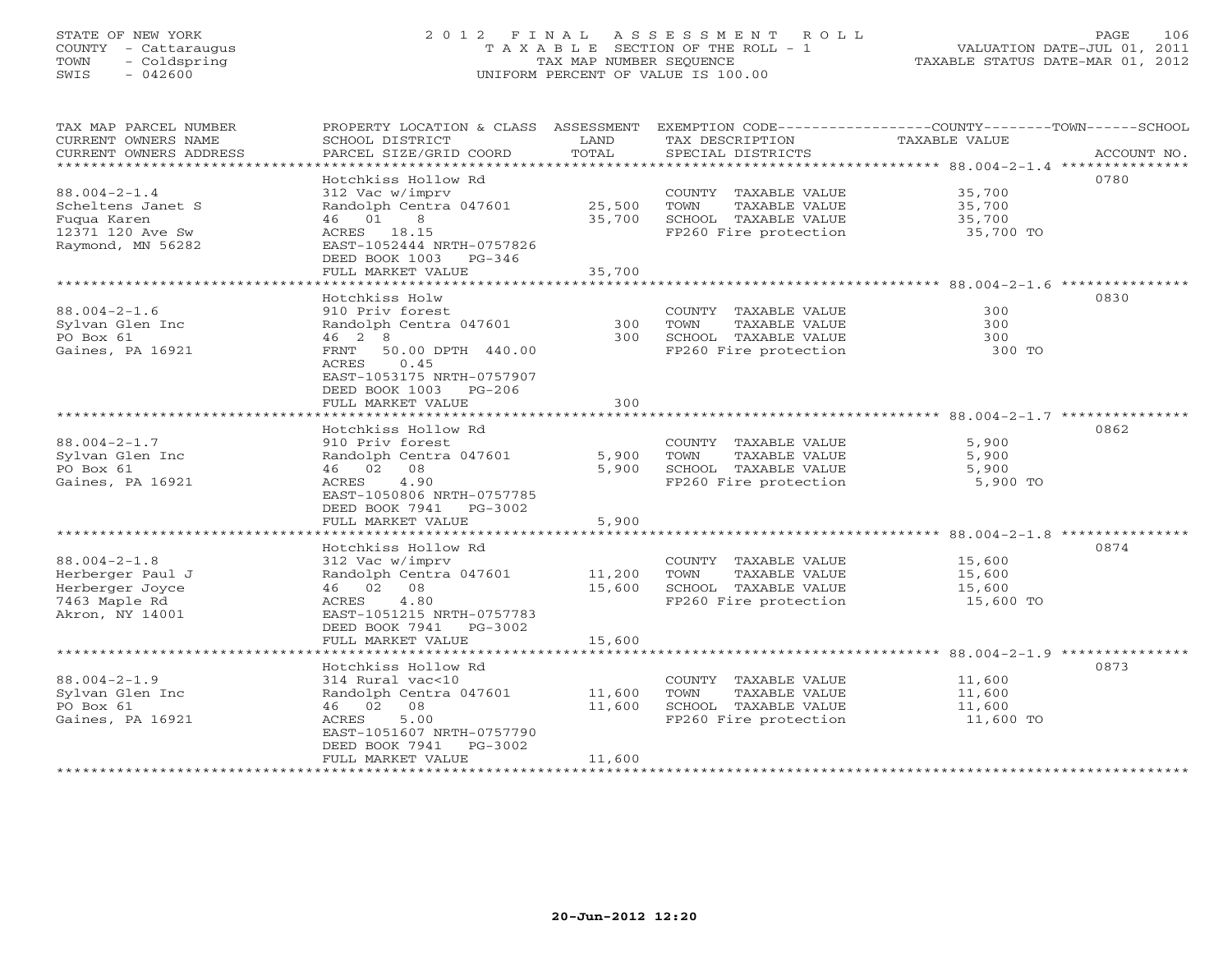STATE OF NEW YORK
COUNTY - Cattaraugus
TOWN - Coldspring
SWIS - 042600

# 2012 FINAL ASSESSMENT ROLL

TAXABLE SECTION OF THE ROLL - 1
TAX MAP NUMBER SEQUENCE
UNIFORM PERCENT OF VALUE IS 100.00

VALUATION DATE-JUL 01, 2011
TAXABLE STATUS DATE-MAR 01, 2012

| TAX MAP PARCEL NUMBER / CURRENT OWNERS NAME / CURRENT OWNERS ADDRESS | PROPERTY LOCATION & CLASS / SCHOOL DISTRICT / PARCEL SIZE/GRID COORD | ASSESSMENT LAND | TOTAL | EXEMPTION CODE / TAX DESCRIPTION / SPECIAL DISTRICTS | TAXABLE VALUE (COUNTY / TOWN / SCHOOL) | ACCOUNT NO. |
|---|---|---|---|---|---|---|
| 88.004-2-1.4 | Hotchkiss Hollow Rd | | | | | 0780 |
| Scheltens Janet S | 312 Vac w/imprv | | | COUNTY TAXABLE VALUE | 35,700 | |
| Fuqua Karen | Randolph Centra 047601 | 25,500 | | TOWN TAXABLE VALUE | 35,700 | |
| 12371 120 Ave Sw | 46 01 8 | | 35,700 | SCHOOL TAXABLE VALUE | 35,700 | |
| Raymond, MN 56282 | ACRES 18.15 | | | FP260 Fire protection | 35,700 TO | |
| | EAST-1052444 NRTH-0757826 | | | | | |
| | DEED BOOK 1003 PG-346 | | | | | |
| | FULL MARKET VALUE | | 35,700 | | | |
| 88.004-2-1.6 | Hotchkiss Holw | | | | | 0830 |
| Sylvan Glen Inc | 910 Priv forest | | | COUNTY TAXABLE VALUE | 300 | |
| PO Box 61 | Randolph Centra 047601 | 300 | | TOWN TAXABLE VALUE | 300 | |
| Gaines, PA 16921 | 46 2 8 | | 300 | SCHOOL TAXABLE VALUE | 300 | |
| | FRNT 50.00 DPTH 440.00 | | | FP260 Fire protection | 300 TO | |
| | ACRES 0.45 | | | | | |
| | EAST-1053175 NRTH-0757907 | | | | | |
| | DEED BOOK 1003 PG-206 | | | | | |
| | FULL MARKET VALUE | | 300 | | | |
| 88.004-2-1.7 | Hotchkiss Hollow Rd | | | | | 0862 |
| Sylvan Glen Inc | 910 Priv forest | | | COUNTY TAXABLE VALUE | 5,900 | |
| PO Box 61 | Randolph Centra 047601 | 5,900 | | TOWN TAXABLE VALUE | 5,900 | |
| Gaines, PA 16921 | 46 02 08 | | 5,900 | SCHOOL TAXABLE VALUE | 5,900 | |
| | ACRES 4.90 | | | FP260 Fire protection | 5,900 TO | |
| | EAST-1050806 NRTH-0757785 | | | | | |
| | DEED BOOK 7941 PG-3002 | | | | | |
| | FULL MARKET VALUE | | 5,900 | | | |
| 88.004-2-1.8 | Hotchkiss Hollow Rd | | | | | 0874 |
| Herberger Paul J | 312 Vac w/imprv | | | COUNTY TAXABLE VALUE | 15,600 | |
| Herberger Joyce | Randolph Centra 047601 | 11,200 | | TOWN TAXABLE VALUE | 15,600 | |
| 7463 Maple Rd | 46 02 08 | | 15,600 | SCHOOL TAXABLE VALUE | 15,600 | |
| Akron, NY 14001 | ACRES 4.80 | | | FP260 Fire protection | 15,600 TO | |
| | EAST-1051215 NRTH-0757783 | | | | | |
| | DEED BOOK 7941 PG-3002 | | | | | |
| | FULL MARKET VALUE | | 15,600 | | | |
| 88.004-2-1.9 | Hotchkiss Hollow Rd | | | | | 0873 |
| Sylvan Glen Inc | 314 Rural vac<10 | | | COUNTY TAXABLE VALUE | 11,600 | |
| PO Box 61 | Randolph Centra 047601 | 11,600 | | TOWN TAXABLE VALUE | 11,600 | |
| Gaines, PA 16921 | 46 02 08 | | 11,600 | SCHOOL TAXABLE VALUE | 11,600 | |
| | ACRES 5.00 | | | FP260 Fire protection | 11,600 TO | |
| | EAST-1051607 NRTH-0757790 | | | | | |
| | DEED BOOK 7941 PG-3002 | | | | | |
| | FULL MARKET VALUE | | 11,600 | | | |

20-Jun-2012 12:20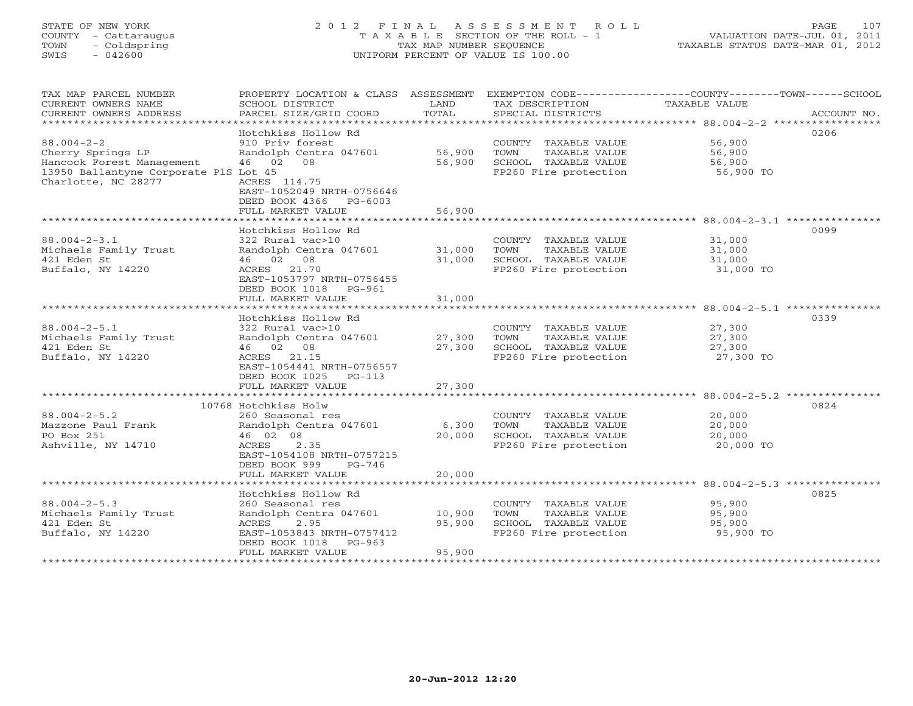STATE OF NEW YORK
COUNTY - Cattaraugus
TOWN - Coldspring
SWIS - 042600

# 2012 FINAL ASSESSMENT ROLL
TAXABLE SECTION OF THE ROLL - 1
TAX MAP NUMBER SEQUENCE
UNIFORM PERCENT OF VALUE IS 100.00

VALUATION DATE-JUL 01, 2011
TAXABLE STATUS DATE-MAR 01, 2012

| TAX MAP PARCEL NUMBER / CURRENT OWNERS NAME / CURRENT OWNERS ADDRESS | PROPERTY LOCATION & CLASS / SCHOOL DISTRICT / PARCEL SIZE/GRID COORD | ASSESSMENT LAND / TOTAL | EXEMPTION CODE / TAX DESCRIPTION / SPECIAL DISTRICTS | TAXABLE VALUE (COUNTY / TOWN / SCHOOL) | ACCOUNT NO. |
|---|---|---|---|---|---|
| 88.004-2-2 | Hotchkiss Hollow Rd | | | | 0206 |
| | 910 Priv forest | | COUNTY TAXABLE VALUE | 56,900 | |
| Cherry Springs LP | Randolph Centra 047601 | 56,900 | TOWN TAXABLE VALUE | 56,900 | |
| Hancock Forest Management | 46 02 08 | 56,900 | SCHOOL TAXABLE VALUE | 56,900 | |
| 13950 Ballantyne Corporate PlS | Lot 45 | | FP260 Fire protection | 56,900 TO | |
| Charlotte, NC 28277 | ACRES 114.75 | | | | |
| | EAST-1052049 NRTH-0756646 | | | | |
| | DEED BOOK 4366 PG-6003 | | | | |
| | FULL MARKET VALUE | 56,900 | | | |
| 88.004-2-3.1 | Hotchkiss Hollow Rd | | | | 0099 |
| | 322 Rural vac>10 | | COUNTY TAXABLE VALUE | 31,000 | |
| Michaels Family Trust | Randolph Centra 047601 | 31,000 | TOWN TAXABLE VALUE | 31,000 | |
| 421 Eden St | 46 02 08 | 31,000 | SCHOOL TAXABLE VALUE | 31,000 | |
| Buffalo, NY 14220 | ACRES 21.70 | | FP260 Fire protection | 31,000 TO | |
| | EAST-1053797 NRTH-0756455 | | | | |
| | DEED BOOK 1018 PG-961 | | | | |
| | FULL MARKET VALUE | 31,000 | | | |
| 88.004-2-5.1 | Hotchkiss Hollow Rd | | | | 0339 |
| | 322 Rural vac>10 | | COUNTY TAXABLE VALUE | 27,300 | |
| Michaels Family Trust | Randolph Centra 047601 | 27,300 | TOWN TAXABLE VALUE | 27,300 | |
| 421 Eden St | 46 02 08 | 27,300 | SCHOOL TAXABLE VALUE | 27,300 | |
| Buffalo, NY 14220 | ACRES 21.15 | | FP260 Fire protection | 27,300 TO | |
| | EAST-1054441 NRTH-0756557 | | | | |
| | DEED BOOK 1025 PG-113 | | | | |
| | FULL MARKET VALUE | 27,300 | | | |
| 88.004-2-5.2 | 10768 Hotchkiss Holw | | | | 0824 |
| | 260 Seasonal res | | COUNTY TAXABLE VALUE | 20,000 | |
| Mazzone Paul Frank | Randolph Centra 047601 | 6,300 | TOWN TAXABLE VALUE | 20,000 | |
| PO Box 251 | 46 02 08 | 20,000 | SCHOOL TAXABLE VALUE | 20,000 | |
| Ashville, NY 14710 | ACRES 2.35 | | FP260 Fire protection | 20,000 TO | |
| | EAST-1054108 NRTH-0757215 | | | | |
| | DEED BOOK 999 PG-746 | | | | |
| | FULL MARKET VALUE | 20,000 | | | |
| 88.004-2-5.3 | Hotchkiss Hollow Rd | | | | 0825 |
| | 260 Seasonal res | | COUNTY TAXABLE VALUE | 95,900 | |
| Michaels Family Trust | Randolph Centra 047601 | 10,900 | TOWN TAXABLE VALUE | 95,900 | |
| 421 Eden St | ACRES 2.95 | 95,900 | SCHOOL TAXABLE VALUE | 95,900 | |
| Buffalo, NY 14220 | EAST-1053843 NRTH-0757412 | | FP260 Fire protection | 95,900 TO | |
| | DEED BOOK 1018 PG-963 | | | | |
| | FULL MARKET VALUE | 95,900 | | | |

20-Jun-2012 12:20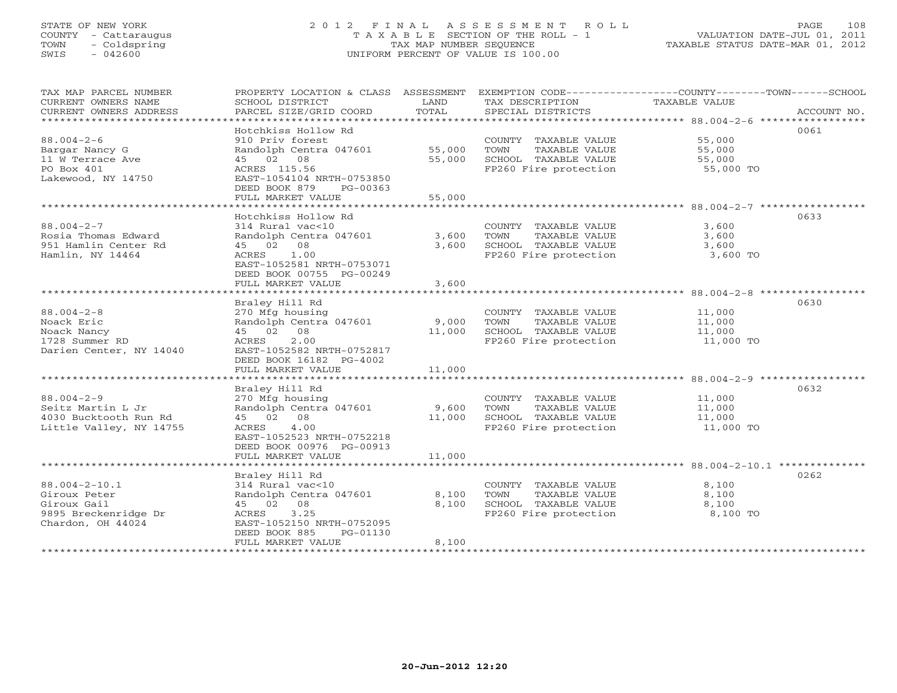STATE OF NEW YORK
COUNTY - Cattaraugus
TOWN - Coldspring
SWIS - 042600

# 2012 FINAL ASSESSMENT ROLL

TAXABLE SECTION OF THE ROLL - 1
TAX MAP NUMBER SEQUENCE
UNIFORM PERCENT OF VALUE IS 100.00

VALUATION DATE-JUL 01, 2011
TAXABLE STATUS DATE-MAR 01, 2012

| TAX MAP PARCEL NUMBER / CURRENT OWNERS NAME / CURRENT OWNERS ADDRESS | PROPERTY LOCATION & CLASS / SCHOOL DISTRICT / PARCEL SIZE/GRID COORD | ASSESSMENT LAND | TOTAL | EXEMPTION CODE / TAX DESCRIPTION / SPECIAL DISTRICTS | TAXABLE VALUE (COUNTY--TOWN--SCHOOL) | ACCOUNT NO. |
|---|---|---|---|---|---|---|
| 88.004-2-6 | Hotchkiss Hollow Rd | | | | | 0061 |
| | 910 Priv forest | | | COUNTY TAXABLE VALUE | 55,000 | |
| Bargar Nancy G | Randolph Centra 047601 | 55,000 | | TOWN TAXABLE VALUE | 55,000 | |
| 11 W Terrace Ave | 45 02 08 | | 55,000 | SCHOOL TAXABLE VALUE | 55,000 | |
| PO Box 401 | ACRES 115.56 | | | FP260 Fire protection | 55,000 TO | |
| Lakewood, NY 14750 | EAST-1054104 NRTH-0753850 | | | | | |
| | DEED BOOK 879 PG-00363 | | | | | |
| | FULL MARKET VALUE | | 55,000 | | | |
| 88.004-2-7 | Hotchkiss Hollow Rd | | | | | 0633 |
| | 314 Rural vac<10 | | | COUNTY TAXABLE VALUE | 3,600 | |
| Rosia Thomas Edward | Randolph Centra 047601 | 3,600 | | TOWN TAXABLE VALUE | 3,600 | |
| 951 Hamlin Center Rd | 45 02 08 | | 3,600 | SCHOOL TAXABLE VALUE | 3,600 | |
| Hamlin, NY 14464 | ACRES 1.00 | | | FP260 Fire protection | 3,600 TO | |
| | EAST-1052581 NRTH-0753071 | | | | | |
| | DEED BOOK 00755 PG-00249 | | | | | |
| | FULL MARKET VALUE | | 3,600 | | | |
| 88.004-2-8 | Braley Hill Rd | | | | | 0630 |
| | 270 Mfg housing | | | COUNTY TAXABLE VALUE | 11,000 | |
| Noack Eric | Randolph Centra 047601 | 9,000 | | TOWN TAXABLE VALUE | 11,000 | |
| Noack Nancy | 45 02 08 | | 11,000 | SCHOOL TAXABLE VALUE | 11,000 | |
| 1728 Summer RD | ACRES 2.00 | | | FP260 Fire protection | 11,000 TO | |
| Darien Center, NY 14040 | EAST-1052582 NRTH-0752817 | | | | | |
| | DEED BOOK 16182 PG-4002 | | | | | |
| | FULL MARKET VALUE | | 11,000 | | | |
| 88.004-2-9 | Braley Hill Rd | | | | | 0632 |
| | 270 Mfg housing | | | COUNTY TAXABLE VALUE | 11,000 | |
| Seitz Martin L Jr | Randolph Centra 047601 | 9,600 | | TOWN TAXABLE VALUE | 11,000 | |
| 4030 Bucktooth Run Rd | 45 02 08 | | 11,000 | SCHOOL TAXABLE VALUE | 11,000 | |
| Little Valley, NY 14755 | ACRES 4.00 | | | FP260 Fire protection | 11,000 TO | |
| | EAST-1052523 NRTH-0752218 | | | | | |
| | DEED BOOK 00976 PG-00913 | | | | | |
| | FULL MARKET VALUE | | 11,000 | | | |
| 88.004-2-10.1 | Braley Hill Rd | | | | | 0262 |
| | 314 Rural vac<10 | | | COUNTY TAXABLE VALUE | 8,100 | |
| Giroux Peter | Randolph Centra 047601 | 8,100 | | TOWN TAXABLE VALUE | 8,100 | |
| Giroux Gail | 45 02 08 | | 8,100 | SCHOOL TAXABLE VALUE | 8,100 | |
| 9895 Breckenridge Dr | ACRES 3.25 | | | FP260 Fire protection | 8,100 TO | |
| Chardon, OH 44024 | EAST-1052150 NRTH-0752095 | | | | | |
| | DEED BOOK 885 PG-01130 | | | | | |
| | FULL MARKET VALUE | | 8,100 | | | |

20-Jun-2012 12:20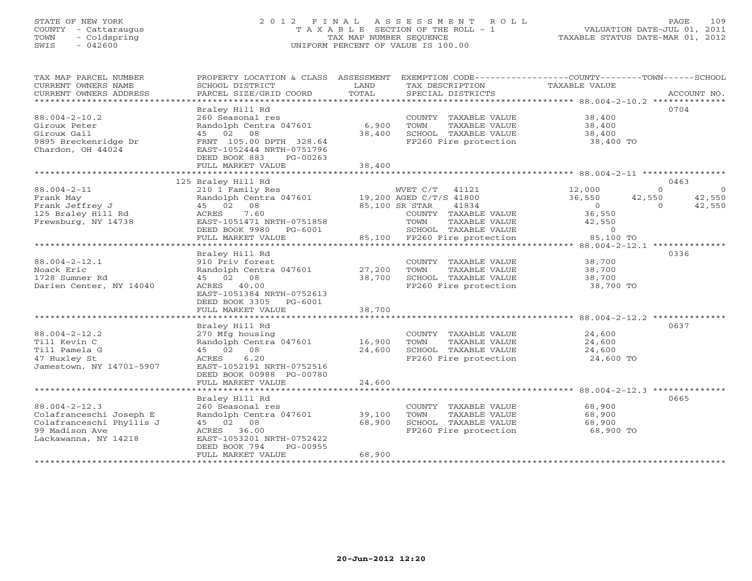STATE OF NEW YORK
COUNTY - Cattaraugus
TOWN - Coldspring
SWIS - 042600

2012 FINAL ASSESSMENT ROLL
TAXABLE SECTION OF THE ROLL - 1
TAX MAP NUMBER SEQUENCE
UNIFORM PERCENT OF VALUE IS 100.00

VALUATION DATE-JUL 01, 2011
TAXABLE STATUS DATE-MAR 01, 2012

| TAX MAP PARCEL NUMBER / CURRENT OWNERS NAME / CURRENT OWNERS ADDRESS | PROPERTY LOCATION & CLASS / SCHOOL DISTRICT / PARCEL SIZE/GRID COORD | ASSESSMENT LAND / TOTAL | EXEMPTION CODE / TAX DESCRIPTION / SPECIAL DISTRICTS | COUNTY TAXABLE VALUE | TOWN | SCHOOL | ACCOUNT NO. |
|---|---|---|---|---|---|---|---|
| **88.004-2-10.2** | Braley Hill Rd | | | | | | 0704 |
| 88.004-2-10.2 | 260 Seasonal res | | COUNTY TAXABLE VALUE | 38,400 | | | |
| Giroux Peter | Randolph Centra 047601 | 6,900 | TOWN TAXABLE VALUE | 38,400 | | | |
| Giroux Gail | 45 02 08 | 38,400 | SCHOOL TAXABLE VALUE | 38,400 | | | |
| 9895 Breckenridge Dr | FRNT 105.00 DPTH 328.64 | | FP260 Fire protection | 38,400 TO | | | |
| Chardon, OH 44024 | EAST-1052444 NRTH-0751796 | | | | | | |
| | DEED BOOK 883 PG-00263 | | | | | | |
| | FULL MARKET VALUE | 38,400 | | | | | |
| **88.004-2-11** | 125 Braley Hill Rd | | | | | | 0463 |
| 88.004-2-11 | 210 1 Family Res | | WVET C/T 41121 | 12,000 | 0 | 0 | |
| Frank May | Randolph Centra 047601 | 19,200 | AGED C/T/S 41800 | 36,550 | 42,550 | 42,550 | |
| Frank Jeffrey J | 45 02 08 | 85,100 | SR STAR 41834 | 0 | 0 | 42,550 | |
| 125 Braley Hill Rd | ACRES 7.60 | | COUNTY TAXABLE VALUE | 36,550 | | | |
| Frewsburg, NY 14738 | EAST-1051471 NRTH-0751858 | | TOWN TAXABLE VALUE | 42,550 | | | |
| | DEED BOOK 9980 PG-6001 | | SCHOOL TAXABLE VALUE | 0 | | | |
| | FULL MARKET VALUE | 85,100 | FP260 Fire protection | 85,100 TO | | | |
| **88.004-2-12.1** | Braley Hill Rd | | | | | | 0336 |
| 88.004-2-12.1 | 910 Priv forest | | COUNTY TAXABLE VALUE | 38,700 | | | |
| Noack Eric | Randolph Centra 047601 | 27,200 | TOWN TAXABLE VALUE | 38,700 | | | |
| 1728 Sumner Rd | 45 02 08 | 38,700 | SCHOOL TAXABLE VALUE | 38,700 | | | |
| Darien Center, NY 14040 | ACRES 40.00 | | FP260 Fire protection | 38,700 TO | | | |
| | EAST-1051384 NRTH-0752613 | | | | | | |
| | DEED BOOK 3305 PG-6001 | | | | | | |
| | FULL MARKET VALUE | 38,700 | | | | | |
| **88.004-2-12.2** | Braley Hill Rd | | | | | | 0637 |
| 88.004-2-12.2 | 270 Mfg housing | | COUNTY TAXABLE VALUE | 24,600 | | | |
| Till Kevin C | Randolph Centra 047601 | 16,900 | TOWN TAXABLE VALUE | 24,600 | | | |
| Till Pamela G | 45 02 08 | 24,600 | SCHOOL TAXABLE VALUE | 24,600 | | | |
| 47 Huxley St | ACRES 6.20 | | FP260 Fire protection | 24,600 TO | | | |
| Jamestown, NY 14701-5907 | EAST-1052191 NRTH-0752516 | | | | | | |
| | DEED BOOK 00988 PG-00780 | | | | | | |
| | FULL MARKET VALUE | 24,600 | | | | | |
| **88.004-2-12.3** | Braley Hill Rd | | | | | | 0665 |
| 88.004-2-12.3 | 260 Seasonal res | | COUNTY TAXABLE VALUE | 68,900 | | | |
| Colafranceschi Joseph E | Randolph Centra 047601 | 39,100 | TOWN TAXABLE VALUE | 68,900 | | | |
| Colafranceschi Phyllis J | 45 02 08 | 68,900 | SCHOOL TAXABLE VALUE | 68,900 | | | |
| 99 Madison Ave | ACRES 36.00 | | FP260 Fire protection | 68,900 TO | | | |
| Lackawanna, NY 14218 | EAST-1053201 NRTH-0752422 | | | | | | |
| | DEED BOOK 794 PG-00955 | | | | | | |
| | FULL MARKET VALUE | 68,900 | | | | | |

20-Jun-2012 12:20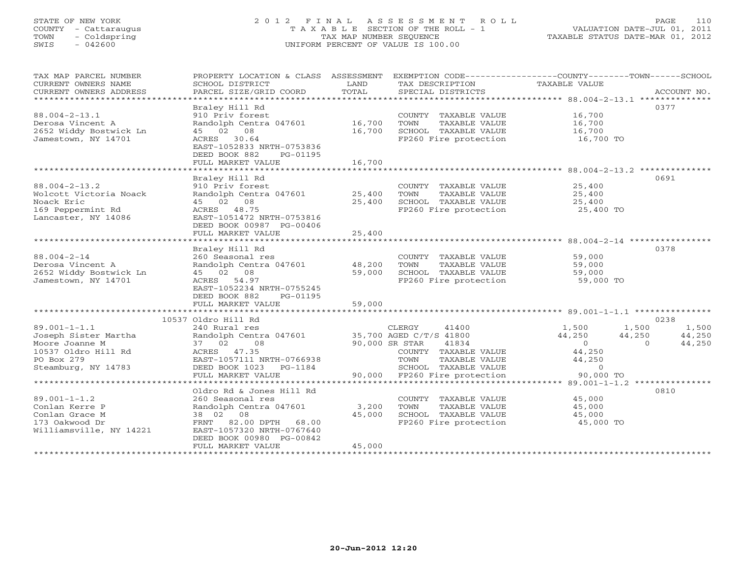STATE OF NEW YORK
COUNTY - Cattaraugus
TOWN - Coldspring
SWIS - 042600

# 2012 FINAL ASSESSMENT ROLL
TAXABLE SECTION OF THE ROLL - 1
TAX MAP NUMBER SEQUENCE
UNIFORM PERCENT OF VALUE IS 100.00

VALUATION DATE-JUL 01, 2011
TAXABLE STATUS DATE-MAR 01, 2012

| TAX MAP PARCEL NUMBER / CURRENT OWNERS NAME / CURRENT OWNERS ADDRESS | PROPERTY LOCATION & CLASS / SCHOOL DISTRICT / PARCEL SIZE/GRID COORD | ASSESSMENT LAND | TOTAL | EXEMPTION CODE / TAX DESCRIPTION / SPECIAL DISTRICTS | COUNTY TAXABLE VALUE | TOWN | SCHOOL | ACCOUNT NO. |
|---|---|---|---|---|---|---|---|---|
| 88.004-2-13.1 | Braley Hill Rd | | | | | | | 0377 |
| 88.004-2-13.1 | 910 Priv forest | | | COUNTY TAXABLE VALUE | 16,700 | | | |
| Derosa Vincent A | Randolph Centra 047601 | 16,700 | | TOWN TAXABLE VALUE | 16,700 | | | |
| 2652 Widdy Bostwick Ln | 45 02 08 | | 16,700 | SCHOOL TAXABLE VALUE | 16,700 | | | |
| Jamestown, NY 14701 | ACRES 30.64 | | | FP260 Fire protection | 16,700 TO | | | |
| | EAST-1052833 NRTH-0753836 | | | | | | | |
| | DEED BOOK 882 PG-01195 | | | | | | | |
| | FULL MARKET VALUE | | 16,700 | | | | | |
| 88.004-2-13.2 | Braley Hill Rd | | | | | | | 0691 |
| 88.004-2-13.2 | 910 Priv forest | | | COUNTY TAXABLE VALUE | 25,400 | | | |
| Wolcott Victoria Noack | Randolph Centra 047601 | 25,400 | | TOWN TAXABLE VALUE | 25,400 | | | |
| Noack Eric | 45 02 08 | | 25,400 | SCHOOL TAXABLE VALUE | 25,400 | | | |
| 169 Peppermint Rd | ACRES 48.75 | | | FP260 Fire protection | 25,400 TO | | | |
| Lancaster, NY 14086 | EAST-1051472 NRTH-0753816 | | | | | | | |
| | DEED BOOK 00987 PG-00406 | | | | | | | |
| | FULL MARKET VALUE | | 25,400 | | | | | |
| 88.004-2-14 | Braley Hill Rd | | | | | | | 0378 |
| 88.004-2-14 | 260 Seasonal res | | | COUNTY TAXABLE VALUE | 59,000 | | | |
| Derosa Vincent A | Randolph Centra 047601 | 48,200 | | TOWN TAXABLE VALUE | 59,000 | | | |
| 2652 Widdy Bostwick Ln | 45 02 08 | | 59,000 | SCHOOL TAXABLE VALUE | 59,000 | | | |
| Jamestown, NY 14701 | ACRES 54.97 | | | FP260 Fire protection | 59,000 TO | | | |
| | EAST-1052234 NRTH-0755245 | | | | | | | |
| | DEED BOOK 882 PG-01195 | | | | | | | |
| | FULL MARKET VALUE | | 59,000 | | | | | |
| 89.001-1-1.1 | 10537 Oldro Hill Rd | | | | | | | 0238 |
| 89.001-1-1.1 | 240 Rural res | | | CLERGY 41400 | 1,500 | 1,500 | 1,500 | |
| Joseph Sister Martha | Randolph Centra 047601 | 35,700 | | AGED C/T/S 41800 | 44,250 | 44,250 | 44,250 | |
| Moore Joanne M | 37 02 08 | | 90,000 | SR STAR 41834 | 0 | 0 | 44,250 | |
| 10537 Oldro Hill Rd | ACRES 47.35 | | | COUNTY TAXABLE VALUE | 44,250 | | | |
| PO Box 279 | EAST-1057111 NRTH-0766938 | | | TOWN TAXABLE VALUE | 44,250 | | | |
| Steamburg, NY 14783 | DEED BOOK 1023 PG-1184 | | | SCHOOL TAXABLE VALUE | 0 | | | |
| | FULL MARKET VALUE | | 90,000 | FP260 Fire protection | 90,000 TO | | | |
| 89.001-1-1.2 | Oldro Rd & Jones Hill Rd | | | | | | | 0810 |
| 89.001-1-1.2 | 260 Seasonal res | | | COUNTY TAXABLE VALUE | 45,000 | | | |
| Conlan Kerre P | Randolph Centra 047601 | 3,200 | | TOWN TAXABLE VALUE | 45,000 | | | |
| Conlan Grace M | 38 02 08 | | 45,000 | SCHOOL TAXABLE VALUE | 45,000 | | | |
| 173 Oakwood Dr | FRNT 82.00 DPTH 68.00 | | | FP260 Fire protection | 45,000 TO | | | |
| Williamsville, NY 14221 | EAST-1057320 NRTH-0767640 | | | | | | | |
| | DEED BOOK 00980 PG-00842 | | | | | | | |
| | FULL MARKET VALUE | | 45,000 | | | | | |

20-Jun-2012 12:20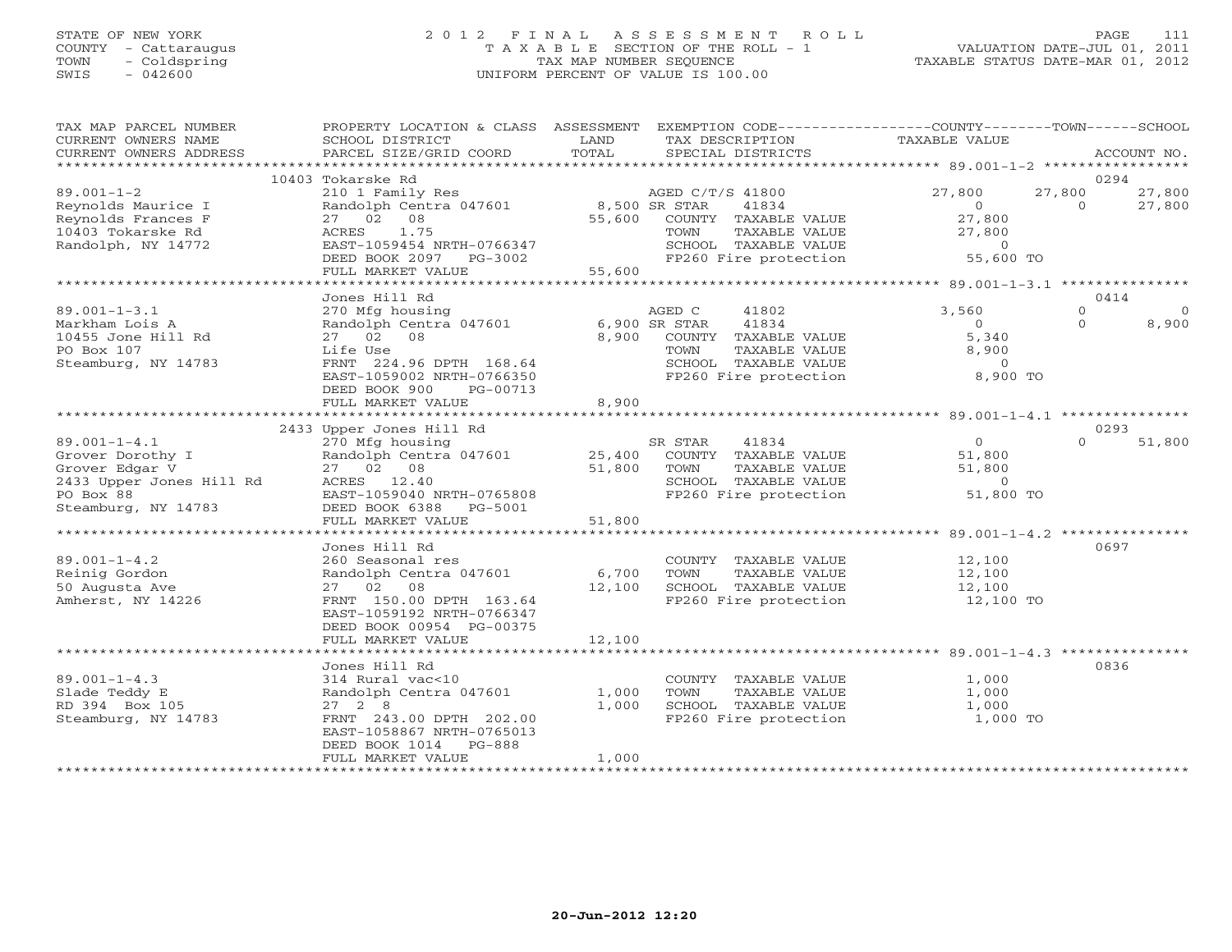STATE OF NEW YORK
COUNTY - Cattaraugus
TOWN - Coldspring
SWIS - 042600

# 2012 FINAL ASSESSMENT ROLL
TAXABLE SECTION OF THE ROLL - 1
TAX MAP NUMBER SEQUENCE
UNIFORM PERCENT OF VALUE IS 100.00

VALUATION DATE-JUL 01, 2011
TAXABLE STATUS DATE-MAR 01, 2012

| TAX MAP PARCEL NUMBER / CURRENT OWNERS NAME / CURRENT OWNERS ADDRESS | PROPERTY LOCATION & CLASS / SCHOOL DISTRICT / PARCEL SIZE/GRID COORD | ASSESSMENT LAND / TOTAL | EXEMPTION CODE / TAX DESCRIPTION / SPECIAL DISTRICTS | COUNTY TAXABLE VALUE | TOWN | SCHOOL / ACCOUNT NO. |
|---|---|---|---|---|---|---|
| 89.001-1-2 | 10403 Tokarske Rd |  |  |  |  | 0294 |
|  | 210 1 Family Res |  | AGED C/T/S 41800 | 27,800 | 27,800 | 27,800 |
| Reynolds Maurice I | Randolph Centra 047601 | 8,500 | SR STAR 41834 | 0 | 0 | 27,800 |
| Reynolds Frances F | 27 02 08 | 55,600 | COUNTY TAXABLE VALUE | 27,800 |  |  |
| 10403 Tokarske Rd | ACRES 1.75 |  | TOWN TAXABLE VALUE | 27,800 |  |  |
| Randolph, NY 14772 | EAST-1059454 NRTH-0766347 |  | SCHOOL TAXABLE VALUE | 0 |  |  |
|  | DEED BOOK 2097 PG-3002 |  | FP260 Fire protection | 55,600 TO |  |  |
|  | FULL MARKET VALUE | 55,600 |  |  |  |  |
| 89.001-1-3.1 | Jones Hill Rd |  |  |  |  | 0414 |
|  | 270 Mfg housing |  | AGED C 41802 | 3,560 | 0 | 0 |
| Markham Lois A | Randolph Centra 047601 | 6,900 | SR STAR 41834 | 0 | 0 | 8,900 |
| 10455 Jone Hill Rd | 27 02 08 | 8,900 | COUNTY TAXABLE VALUE | 5,340 |  |  |
| PO Box 107 | Life Use |  | TOWN TAXABLE VALUE | 8,900 |  |  |
| Steamburg, NY 14783 | FRNT 224.96 DPTH 168.64 |  | SCHOOL TAXABLE VALUE | 0 |  |  |
|  | EAST-1059002 NRTH-0766350 |  | FP260 Fire protection | 8,900 TO |  |  |
|  | DEED BOOK 900 PG-00713 |  |  |  |  |  |
|  | FULL MARKET VALUE | 8,900 |  |  |  |  |
| 89.001-1-4.1 | 2433 Upper Jones Hill Rd |  |  |  |  | 0293 |
|  | 270 Mfg housing |  | SR STAR 41834 | 0 | 0 | 51,800 |
| Grover Dorothy I | Randolph Centra 047601 | 25,400 | COUNTY TAXABLE VALUE | 51,800 |  |  |
| Grover Edgar V | 27 02 08 | 51,800 | TOWN TAXABLE VALUE | 51,800 |  |  |
| 2433 Upper Jones Hill Rd | ACRES 12.40 |  | SCHOOL TAXABLE VALUE | 0 |  |  |
| PO Box 88 | EAST-1059040 NRTH-0765808 |  | FP260 Fire protection | 51,800 TO |  |  |
| Steamburg, NY 14783 | DEED BOOK 6388 PG-5001 |  |  |  |  |  |
|  | FULL MARKET VALUE | 51,800 |  |  |  |  |
| 89.001-1-4.2 | Jones Hill Rd |  |  |  |  | 0697 |
|  | 260 Seasonal res |  | COUNTY TAXABLE VALUE | 12,100 |  |  |
| Reinig Gordon | Randolph Centra 047601 | 6,700 | TOWN TAXABLE VALUE | 12,100 |  |  |
| 50 Augusta Ave | 27 02 08 | 12,100 | SCHOOL TAXABLE VALUE | 12,100 |  |  |
| Amherst, NY 14226 | FRNT 150.00 DPTH 163.64 |  | FP260 Fire protection | 12,100 TO |  |  |
|  | EAST-1059192 NRTH-0766347 |  |  |  |  |  |
|  | DEED BOOK 00954 PG-00375 |  |  |  |  |  |
|  | FULL MARKET VALUE | 12,100 |  |  |  |  |
| 89.001-1-4.3 | Jones Hill Rd |  |  |  |  | 0836 |
|  | 314 Rural vac<10 |  | COUNTY TAXABLE VALUE | 1,000 |  |  |
| Slade Teddy E | Randolph Centra 047601 | 1,000 | TOWN TAXABLE VALUE | 1,000 |  |  |
| RD 394 Box 105 | 27 2 8 | 1,000 | SCHOOL TAXABLE VALUE | 1,000 |  |  |
| Steamburg, NY 14783 | FRNT 243.00 DPTH 202.00 |  | FP260 Fire protection | 1,000 TO |  |  |
|  | EAST-1058867 NRTH-0765013 |  |  |  |  |  |
|  | DEED BOOK 1014 PG-888 |  |  |  |  |  |
|  | FULL MARKET VALUE | 1,000 |  |  |  |  |

20-Jun-2012 12:20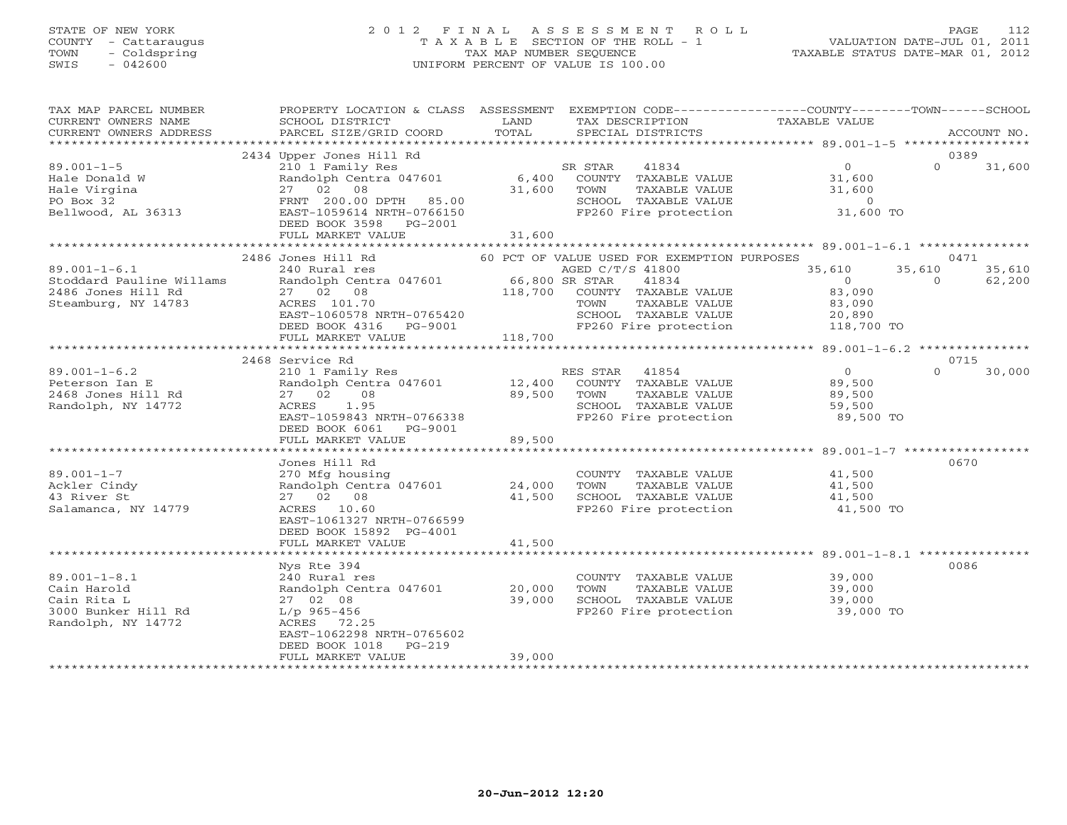STATE OF NEW YORK
COUNTY - Cattaraugus
TOWN - Coldspring
SWIS - 042600

2012 FINAL ASSESSMENT ROLL
TAXABLE SECTION OF THE ROLL - 1
TAX MAP NUMBER SEQUENCE
UNIFORM PERCENT OF VALUE IS 100.00

VALUATION DATE-JUL 01, 2011
TAXABLE STATUS DATE-MAR 01, 2012

| TAX MAP PARCEL NUMBER / CURRENT OWNERS NAME / CURRENT OWNERS ADDRESS | PROPERTY LOCATION & CLASS / SCHOOL DISTRICT / PARCEL SIZE/GRID COORD | ASSESSMENT LAND / TOTAL | EXEMPTION CODE / TAX DESCRIPTION / SPECIAL DISTRICTS | COUNTY TAXABLE VALUE | TOWN | SCHOOL | ACCOUNT NO. |
|---|---|---|---|---|---|---|---|
| **89.001-1-5** | 2434 Upper Jones Hill Rd | | | | | | 0389 |
| Hale Donald W | 210 1 Family Res | | SR STAR 41834 | 0 | 0 | 31,600 | |
| Hale Virgina | Randolph Centra 047601 | 6,400 | COUNTY TAXABLE VALUE | 31,600 | | | |
| PO Box 32 | 27 02 08 | 31,600 | TOWN TAXABLE VALUE | 31,600 | | | |
| Bellwood, AL 36313 | FRNT 200.00 DPTH 85.00 | | SCHOOL TAXABLE VALUE | 0 | | | |
| | EAST-1059614 NRTH-0766150 | | FP260 Fire protection | 31,600 TO | | | |
| | DEED BOOK 3598 PG-2001 | | | | | | |
| | FULL MARKET VALUE | 31,600 | | | | | |
| **89.001-1-6.1** | 2486 Jones Hill Rd | | 60 PCT OF VALUE USED FOR EXEMPTION PURPOSES | | | | 0471 |
| Stoddard Pauline Willams | 240 Rural res | | AGED C/T/S 41800 | 35,610 | 35,610 | 35,610 | |
| 2486 Jones Hill Rd | Randolph Centra 047601 | 66,800 | SR STAR 41834 | 0 | 0 | 62,200 | |
| Steamburg, NY 14783 | 27 02 08 | 118,700 | COUNTY TAXABLE VALUE | 83,090 | | | |
| | ACRES 101.70 | | TOWN TAXABLE VALUE | 83,090 | | | |
| | EAST-1060578 NRTH-0765420 | | SCHOOL TAXABLE VALUE | 20,890 | | | |
| | DEED BOOK 4316 PG-9001 | | FP260 Fire protection | 118,700 TO | | | |
| | FULL MARKET VALUE | 118,700 | | | | | |
| **89.001-1-6.2** | 2468 Service Rd | | | | | | 0715 |
| Peterson Ian E | 210 1 Family Res | | RES STAR 41854 | 0 | 0 | 30,000 | |
| 2468 Jones Hill Rd | Randolph Centra 047601 | 12,400 | COUNTY TAXABLE VALUE | 89,500 | | | |
| Randolph, NY 14772 | 27 02 08 | 89,500 | TOWN TAXABLE VALUE | 89,500 | | | |
| | ACRES 1.95 | | SCHOOL TAXABLE VALUE | 59,500 | | | |
| | EAST-1059843 NRTH-0766338 | | FP260 Fire protection | 89,500 TO | | | |
| | DEED BOOK 6061 PG-9001 | | | | | | |
| | FULL MARKET VALUE | 89,500 | | | | | |
| **89.001-1-7** | Jones Hill Rd | | | | | | 0670 |
| Ackler Cindy | 270 Mfg housing | | COUNTY TAXABLE VALUE | 41,500 | | | |
| 43 River St | Randolph Centra 047601 | 24,000 | TOWN TAXABLE VALUE | 41,500 | | | |
| Salamanca, NY 14779 | 27 02 08 | 41,500 | SCHOOL TAXABLE VALUE | 41,500 | | | |
| | ACRES 10.60 | | FP260 Fire protection | 41,500 TO | | | |
| | EAST-1061327 NRTH-0766599 | | | | | | |
| | DEED BOOK 15892 PG-4001 | | | | | | |
| | FULL MARKET VALUE | 41,500 | | | | | |
| **89.001-1-8.1** | Nys Rte 394 | | | | | | 0086 |
| Cain Harold | 240 Rural res | | COUNTY TAXABLE VALUE | 39,000 | | | |
| Cain Rita L | Randolph Centra 047601 | 20,000 | TOWN TAXABLE VALUE | 39,000 | | | |
| 3000 Bunker Hill Rd | 27 02 08 | 39,000 | SCHOOL TAXABLE VALUE | 39,000 | | | |
| Randolph, NY 14772 | L/p 965-456 | | FP260 Fire protection | 39,000 TO | | | |
| | ACRES 72.25 | | | | | | |
| | EAST-1062298 NRTH-0765602 | | | | | | |
| | DEED BOOK 1018 PG-219 | | | | | | |
| | FULL MARKET VALUE | 39,000 | | | | | |

20-Jun-2012 12:20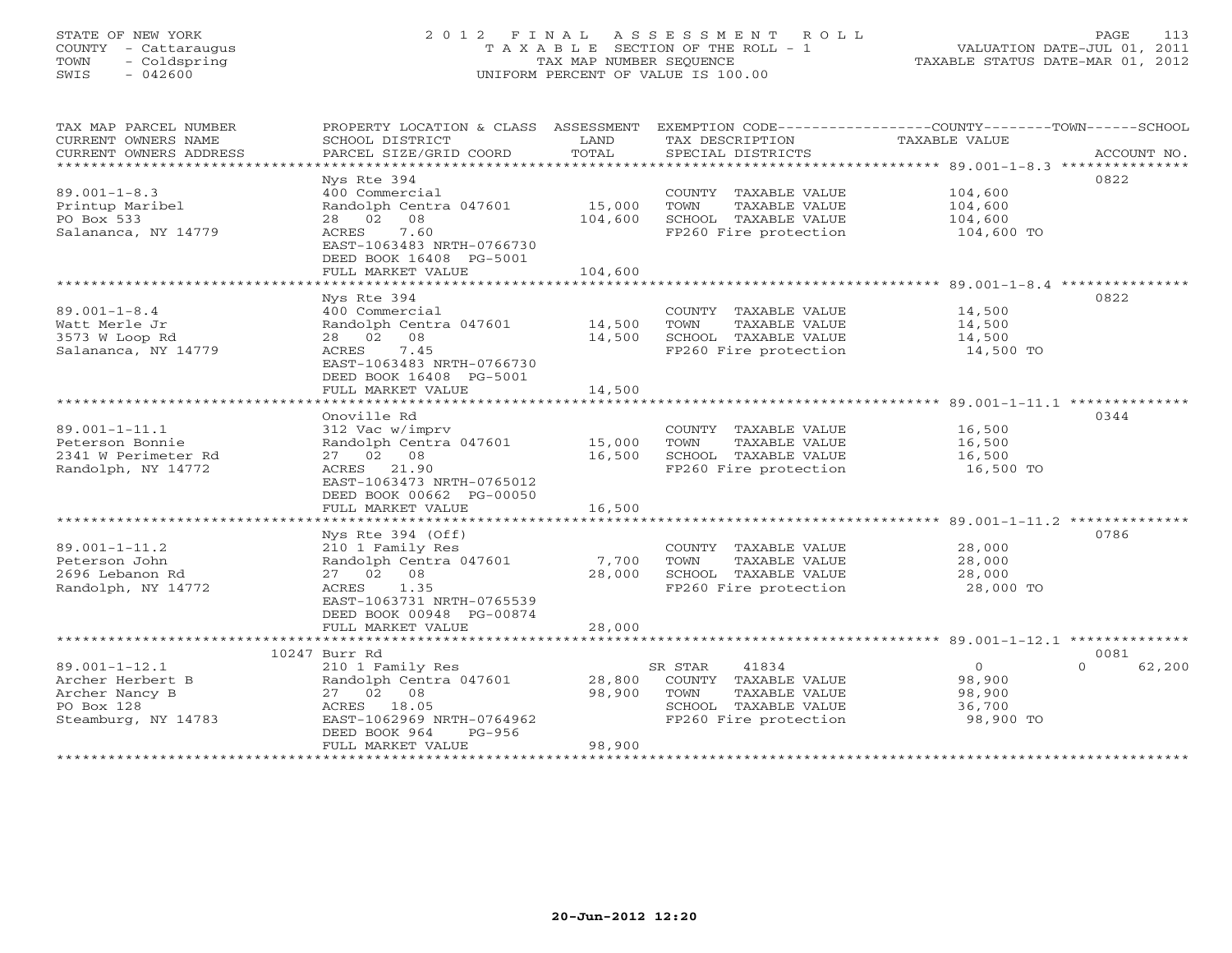STATE OF NEW YORK
COUNTY - Cattaraugus
TOWN - Coldspring
SWIS - 042600

# 2012 FINAL ASSESSMENT ROLL
TAXABLE SECTION OF THE ROLL - 1
TAX MAP NUMBER SEQUENCE
UNIFORM PERCENT OF VALUE IS 100.00

VALUATION DATE-JUL 01, 2011
TAXABLE STATUS DATE-MAR 01, 2012

| TAX MAP PARCEL NUMBER / CURRENT OWNERS NAME / CURRENT OWNERS ADDRESS | PROPERTY LOCATION & CLASS / SCHOOL DISTRICT / PARCEL SIZE/GRID COORD | ASSESSMENT LAND / TOTAL | EXEMPTION CODE / TAX DESCRIPTION / SPECIAL DISTRICTS | COUNTY / TOWN / SCHOOL TAXABLE VALUE | ACCOUNT NO. |
|---|---|---|---|---|---|
| **89.001-1-8.3** | Nys Rte 394 | | | | 0822 |
| 89.001-1-8.3 | 400 Commercial | | COUNTY TAXABLE VALUE | 104,600 | |
| Printup Maribel | Randolph Centra 047601 | 15,000 | TOWN TAXABLE VALUE | 104,600 | |
| PO Box 533 | 28 02 08 | 104,600 | SCHOOL TAXABLE VALUE | 104,600 | |
| Salananca, NY 14779 | ACRES 7.60 | | FP260 Fire protection | 104,600 TO | |
| | EAST-1063483 NRTH-0766730 | | | | |
| | DEED BOOK 16408 PG-5001 | | | | |
| | FULL MARKET VALUE | 104,600 | | | |
| **89.001-1-8.4** | Nys Rte 394 | | | | 0822 |
| 89.001-1-8.4 | 400 Commercial | | COUNTY TAXABLE VALUE | 14,500 | |
| Watt Merle Jr | Randolph Centra 047601 | 14,500 | TOWN TAXABLE VALUE | 14,500 | |
| 3573 W Loop Rd | 28 02 08 | 14,500 | SCHOOL TAXABLE VALUE | 14,500 | |
| Salananca, NY 14779 | ACRES 7.45 | | FP260 Fire protection | 14,500 TO | |
| | EAST-1063483 NRTH-0766730 | | | | |
| | DEED BOOK 16408 PG-5001 | | | | |
| | FULL MARKET VALUE | 14,500 | | | |
| **89.001-1-11.1** | Onoville Rd | | | | 0344 |
| 89.001-1-11.1 | 312 Vac w/imprv | | COUNTY TAXABLE VALUE | 16,500 | |
| Peterson Bonnie | Randolph Centra 047601 | 15,000 | TOWN TAXABLE VALUE | 16,500 | |
| 2341 W Perimeter Rd | 27 02 08 | 16,500 | SCHOOL TAXABLE VALUE | 16,500 | |
| Randolph, NY 14772 | ACRES 21.90 | | FP260 Fire protection | 16,500 TO | |
| | EAST-1063473 NRTH-0765012 | | | | |
| | DEED BOOK 00662 PG-00050 | | | | |
| | FULL MARKET VALUE | 16,500 | | | |
| **89.001-1-11.2** | Nys Rte 394 (Off) | | | | 0786 |
| 89.001-1-11.2 | 210 1 Family Res | | COUNTY TAXABLE VALUE | 28,000 | |
| Peterson John | Randolph Centra 047601 | 7,700 | TOWN TAXABLE VALUE | 28,000 | |
| 2696 Lebanon Rd | 27 02 08 | 28,000 | SCHOOL TAXABLE VALUE | 28,000 | |
| Randolph, NY 14772 | ACRES 1.35 | | FP260 Fire protection | 28,000 TO | |
| | EAST-1063731 NRTH-0765539 | | | | |
| | DEED BOOK 00948 PG-00874 | | | | |
| | FULL MARKET VALUE | 28,000 | | | |
| **89.001-1-12.1** | 10247 Burr Rd | | | | 0081 |
| 89.001-1-12.1 | 210 1 Family Res | | SR STAR 41834 | 0 / 0 / 62,200 | |
| Archer Herbert B | Randolph Centra 047601 | 28,800 | COUNTY TAXABLE VALUE | 98,900 | |
| Archer Nancy B | 27 02 08 | 98,900 | TOWN TAXABLE VALUE | 98,900 | |
| PO Box 128 | ACRES 18.05 | | SCHOOL TAXABLE VALUE | 36,700 | |
| Steamburg, NY 14783 | EAST-1062969 NRTH-0764962 | | FP260 Fire protection | 98,900 TO | |
| | DEED BOOK 964 PG-956 | | | | |
| | FULL MARKET VALUE | 98,900 | | | |

20-Jun-2012 12:20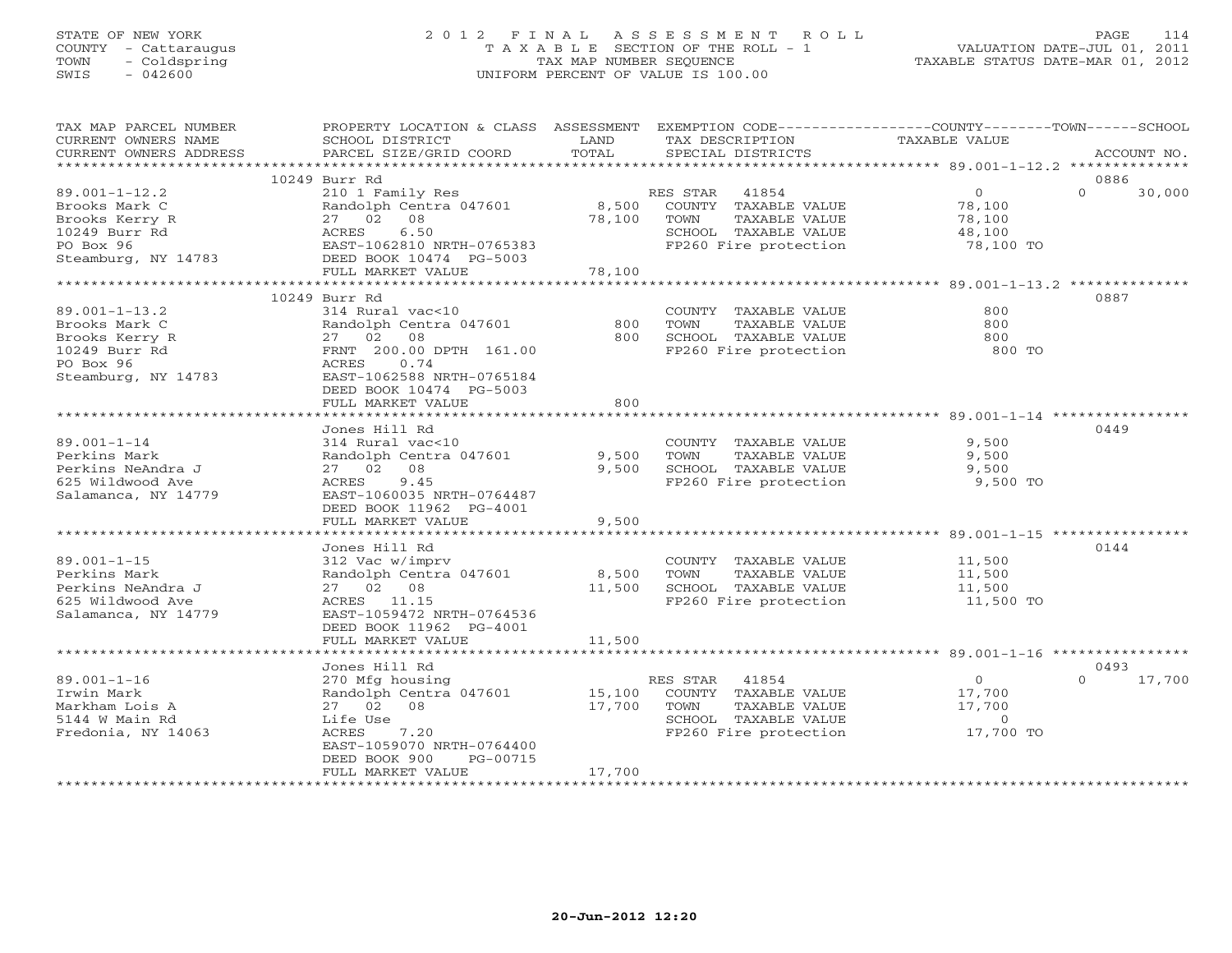STATE OF NEW YORK
COUNTY - Cattaraugus
TOWN - Coldspring
SWIS - 042600

# 2012 FINAL ASSESSMENT ROLL

TAXABLE SECTION OF THE ROLL - 1
TAX MAP NUMBER SEQUENCE
UNIFORM PERCENT OF VALUE IS 100.00

VALUATION DATE-JUL 01, 2011
TAXABLE STATUS DATE-MAR 01, 2012

| TAX MAP PARCEL NUMBER / CURRENT OWNERS NAME / CURRENT OWNERS ADDRESS | PROPERTY LOCATION & CLASS / SCHOOL DISTRICT / PARCEL SIZE/GRID COORD | ASSESSMENT LAND | TOTAL | EXEMPTION CODE / TAX DESCRIPTION / SPECIAL DISTRICTS | COUNTY TAXABLE VALUE | TOWN | SCHOOL | ACCOUNT NO. |
|---|---|---|---|---|---|---|---|---|
| **89.001-1-12.2** | 10249 Burr Rd | | | | | | | 0886 |
| 89.001-1-12.2 | 210 1 Family Res | | | RES STAR 41854 | 0 | 0 | 30,000 | |
| Brooks Mark C | Randolph Centra 047601 | 8,500 | | COUNTY TAXABLE VALUE | 78,100 | | | |
| Brooks Kerry R | 27 02 08 | | 78,100 | TOWN TAXABLE VALUE | 78,100 | | | |
| 10249 Burr Rd | ACRES 6.50 | | | SCHOOL TAXABLE VALUE | 48,100 | | | |
| PO Box 96 | EAST-1062810 NRTH-0765383 | | | FP260 Fire protection | 78,100 TO | | | |
| Steamburg, NY 14783 | DEED BOOK 10474 PG-5003 | | | | | | | |
| | FULL MARKET VALUE | | 78,100 | | | | | |
| **89.001-1-13.2** | 10249 Burr Rd | | | | | | | 0887 |
| 89.001-1-13.2 | 314 Rural vac<10 | | | COUNTY TAXABLE VALUE | 800 | | | |
| Brooks Mark C | Randolph Centra 047601 | 800 | | TOWN TAXABLE VALUE | 800 | | | |
| Brooks Kerry R | 27 02 08 | | 800 | SCHOOL TAXABLE VALUE | 800 | | | |
| 10249 Burr Rd | FRNT 200.00 DPTH 161.00 | | | FP260 Fire protection | 800 TO | | | |
| PO Box 96 | ACRES 0.74 | | | | | | | |
| Steamburg, NY 14783 | EAST-1062588 NRTH-0765184 | | | | | | | |
| | DEED BOOK 10474 PG-5003 | | | | | | | |
| | FULL MARKET VALUE | | 800 | | | | | |
| **89.001-1-14** | Jones Hill Rd | | | | | | | 0449 |
| 89.001-1-14 | 314 Rural vac<10 | | | COUNTY TAXABLE VALUE | 9,500 | | | |
| Perkins Mark | Randolph Centra 047601 | 9,500 | | TOWN TAXABLE VALUE | 9,500 | | | |
| Perkins NeAndra J | 27 02 08 | | 9,500 | SCHOOL TAXABLE VALUE | 9,500 | | | |
| 625 Wildwood Ave | ACRES 9.45 | | | FP260 Fire protection | 9,500 TO | | | |
| Salamanca, NY 14779 | EAST-1060035 NRTH-0764487 | | | | | | | |
| | DEED BOOK 11962 PG-4001 | | | | | | | |
| | FULL MARKET VALUE | | 9,500 | | | | | |
| **89.001-1-15** | Jones Hill Rd | | | | | | | 0144 |
| 89.001-1-15 | 312 Vac w/imprv | | | COUNTY TAXABLE VALUE | 11,500 | | | |
| Perkins Mark | Randolph Centra 047601 | 8,500 | | TOWN TAXABLE VALUE | 11,500 | | | |
| Perkins NeAndra J | 27 02 08 | | 11,500 | SCHOOL TAXABLE VALUE | 11,500 | | | |
| 625 Wildwood Ave | ACRES 11.15 | | | FP260 Fire protection | 11,500 TO | | | |
| Salamanca, NY 14779 | EAST-1059472 NRTH-0764536 | | | | | | | |
| | DEED BOOK 11962 PG-4001 | | | | | | | |
| | FULL MARKET VALUE | | 11,500 | | | | | |
| **89.001-1-16** | Jones Hill Rd | | | | | | | 0493 |
| 89.001-1-16 | 270 Mfg housing | | | RES STAR 41854 | 0 | 0 | 17,700 | |
| Irwin Mark | Randolph Centra 047601 | 15,100 | | COUNTY TAXABLE VALUE | 17,700 | | | |
| Markham Lois A | 27 02 08 | | 17,700 | TOWN TAXABLE VALUE | 17,700 | | | |
| 5144 W Main Rd | Life Use | | | SCHOOL TAXABLE VALUE | 0 | | | |
| Fredonia, NY 14063 | ACRES 7.20 | | | FP260 Fire protection | 17,700 TO | | | |
| | EAST-1059070 NRTH-0764400 | | | | | | | |
| | DEED BOOK 900 PG-00715 | | | | | | | |
| | FULL MARKET VALUE | | 17,700 | | | | | |

20-Jun-2012 12:20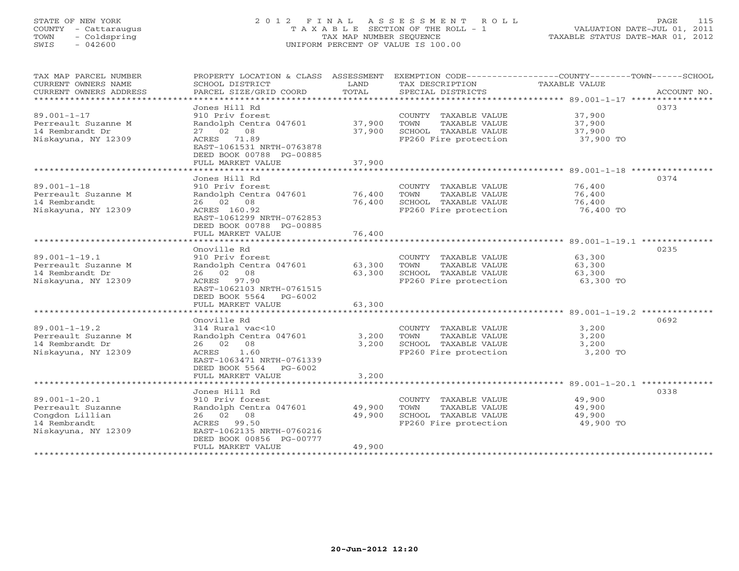STATE OF NEW YORK
COUNTY - Cattaraugus
TOWN - Coldspring
SWIS - 042600

# 2012 FINAL ASSESSMENT ROLL
TAXABLE SECTION OF THE ROLL - 1
TAX MAP NUMBER SEQUENCE
UNIFORM PERCENT OF VALUE IS 100.00

VALUATION DATE-JUL 01, 2011
TAXABLE STATUS DATE-MAR 01, 2012

| TAX MAP PARCEL NUMBER / CURRENT OWNERS NAME / CURRENT OWNERS ADDRESS | PROPERTY LOCATION & CLASS / SCHOOL DISTRICT / PARCEL SIZE/GRID COORD | ASSESSMENT LAND / TOTAL | EXEMPTION CODE / TAX DESCRIPTION / SPECIAL DISTRICTS | COUNTY / TOWN / SCHOOL TAXABLE VALUE | ACCOUNT NO. |
|---|---|---|---|---|---|
| 89.001-1-17 | Jones Hill Rd | | | | 0373 |
| | 910 Priv forest | | COUNTY TAXABLE VALUE | 37,900 | |
| Perreault Suzanne M | Randolph Centra 047601 | 37,900 | TOWN TAXABLE VALUE | 37,900 | |
| 14 Rembrandt Dr | 27 02 08 | 37,900 | SCHOOL TAXABLE VALUE | 37,900 | |
| Niskayuna, NY 12309 | ACRES 71.89 | | FP260 Fire protection | 37,900 TO | |
| | EAST-1061531 NRTH-0763878 | | | | |
| | DEED BOOK 00788 PG-00885 | | | | |
| | FULL MARKET VALUE | 37,900 | | | |
| 89.001-1-18 | Jones Hill Rd | | | | 0374 |
| | 910 Priv forest | | COUNTY TAXABLE VALUE | 76,400 | |
| Perreault Suzanne M | Randolph Centra 047601 | 76,400 | TOWN TAXABLE VALUE | 76,400 | |
| 14 Rembrandt | 26 02 08 | 76,400 | SCHOOL TAXABLE VALUE | 76,400 | |
| Niskayuna, NY 12309 | ACRES 160.92 | | FP260 Fire protection | 76,400 TO | |
| | EAST-1061299 NRTH-0762853 | | | | |
| | DEED BOOK 00788 PG-00885 | | | | |
| | FULL MARKET VALUE | 76,400 | | | |
| 89.001-1-19.1 | Onoville Rd | | | | 0235 |
| | 910 Priv forest | | COUNTY TAXABLE VALUE | 63,300 | |
| Perreault Suzanne M | Randolph Centra 047601 | 63,300 | TOWN TAXABLE VALUE | 63,300 | |
| 14 Rembrandt Dr | 26 02 08 | 63,300 | SCHOOL TAXABLE VALUE | 63,300 | |
| Niskayuna, NY 12309 | ACRES 97.90 | | FP260 Fire protection | 63,300 TO | |
| | EAST-1062103 NRTH-0761515 | | | | |
| | DEED BOOK 5564 PG-6002 | | | | |
| | FULL MARKET VALUE | 63,300 | | | |
| 89.001-1-19.2 | Onoville Rd | | | | 0692 |
| | 314 Rural vac<10 | | COUNTY TAXABLE VALUE | 3,200 | |
| Perreault Suzanne M | Randolph Centra 047601 | 3,200 | TOWN TAXABLE VALUE | 3,200 | |
| 14 Rembrandt Dr | 26 02 08 | 3,200 | SCHOOL TAXABLE VALUE | 3,200 | |
| Niskayuna, NY 12309 | ACRES 1.60 | | FP260 Fire protection | 3,200 TO | |
| | EAST-1063471 NRTH-0761339 | | | | |
| | DEED BOOK 5564 PG-6002 | | | | |
| | FULL MARKET VALUE | 3,200 | | | |
| 89.001-1-20.1 | Jones Hill Rd | | | | 0338 |
| | 910 Priv forest | | COUNTY TAXABLE VALUE | 49,900 | |
| Perreault Suzanne | Randolph Centra 047601 | 49,900 | TOWN TAXABLE VALUE | 49,900 | |
| Congdon Lillian | 26 02 08 | 49,900 | SCHOOL TAXABLE VALUE | 49,900 | |
| 14 Rembrandt | ACRES 99.50 | | FP260 Fire protection | 49,900 TO | |
| Niskayuna, NY 12309 | EAST-1062135 NRTH-0760216 | | | | |
| | DEED BOOK 00856 PG-00777 | | | | |
| | FULL MARKET VALUE | 49,900 | | | |

20-Jun-2012 12:20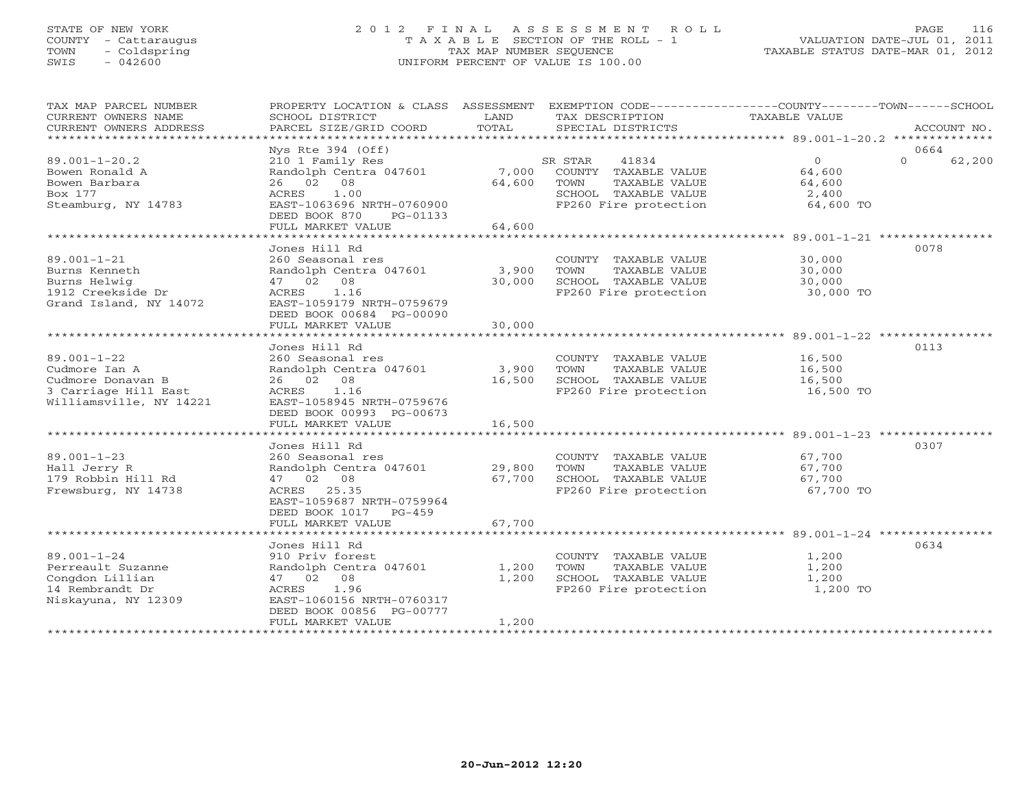STATE OF NEW YORK
COUNTY - Cattaraugus
TOWN - Coldspring
SWIS - 042600

# 2012 FINAL ASSESSMENT ROLL

TAXABLE SECTION OF THE ROLL - 1
TAX MAP NUMBER SEQUENCE
UNIFORM PERCENT OF VALUE IS 100.00

VALUATION DATE-JUL 01, 2011
TAXABLE STATUS DATE-MAR 01, 2012

| TAX MAP PARCEL NUMBER / CURRENT OWNERS NAME / CURRENT OWNERS ADDRESS | PROPERTY LOCATION & CLASS / SCHOOL DISTRICT / PARCEL SIZE/GRID COORD | ASSESSMENT LAND | TOTAL | EXEMPTION CODE / TAX DESCRIPTION / SPECIAL DISTRICTS | COUNTY / TOWN TAXABLE VALUE | SCHOOL | ACCOUNT NO. |
|---|---|---|---|---|---|---|---|
| 89.001-1-20.2 | Nys Rte 394 (Off) | | | | | | 0664 |
| 89.001-1-20.2 | 210 1 Family Res | | | SR STAR 41834 | 0 | 0 | 62,200 |
| Bowen Ronald A | Randolph Centra 047601 | 7,000 | | COUNTY TAXABLE VALUE | 64,600 | | |
| Bowen Barbara | 26 02 08 | | 64,600 | TOWN TAXABLE VALUE | 64,600 | | |
| Box 177 | ACRES 1.00 | | | SCHOOL TAXABLE VALUE | 2,400 | | |
| Steamburg, NY 14783 | EAST-1063696 NRTH-0760900 | | | FP260 Fire protection | 64,600 TO | | |
| | DEED BOOK 870 PG-01133 | | | | | | |
| | FULL MARKET VALUE | | 64,600 | | | | |
| 89.001-1-21 | Jones Hill Rd | | | | | | 0078 |
| 89.001-1-21 | 260 Seasonal res | | | COUNTY TAXABLE VALUE | 30,000 | | |
| Burns Kenneth | Randolph Centra 047601 | 3,900 | | TOWN TAXABLE VALUE | 30,000 | | |
| Burns Helwig | 47 02 08 | | 30,000 | SCHOOL TAXABLE VALUE | 30,000 | | |
| 1912 Creekside Dr | ACRES 1.16 | | | FP260 Fire protection | 30,000 TO | | |
| Grand Island, NY 14072 | EAST-1059179 NRTH-0759679 | | | | | | |
| | DEED BOOK 00684 PG-00090 | | | | | | |
| | FULL MARKET VALUE | | 30,000 | | | | |
| 89.001-1-22 | Jones Hill Rd | | | | | | 0113 |
| 89.001-1-22 | 260 Seasonal res | | | COUNTY TAXABLE VALUE | 16,500 | | |
| Cudmore Ian A | Randolph Centra 047601 | 3,900 | | TOWN TAXABLE VALUE | 16,500 | | |
| Cudmore Donavan B | 26 02 08 | | 16,500 | SCHOOL TAXABLE VALUE | 16,500 | | |
| 3 Carriage Hill East | ACRES 1.16 | | | FP260 Fire protection | 16,500 TO | | |
| Williamsville, NY 14221 | EAST-1058945 NRTH-0759676 | | | | | | |
| | DEED BOOK 00993 PG-00673 | | | | | | |
| | FULL MARKET VALUE | | 16,500 | | | | |
| 89.001-1-23 | Jones Hill Rd | | | | | | 0307 |
| 89.001-1-23 | 260 Seasonal res | | | COUNTY TAXABLE VALUE | 67,700 | | |
| Hall Jerry R | Randolph Centra 047601 | 29,800 | | TOWN TAXABLE VALUE | 67,700 | | |
| 179 Robbin Hill Rd | 47 02 08 | | 67,700 | SCHOOL TAXABLE VALUE | 67,700 | | |
| Frewsburg, NY 14738 | ACRES 25.35 | | | FP260 Fire protection | 67,700 TO | | |
| | EAST-1059687 NRTH-0759964 | | | | | | |
| | DEED BOOK 1017 PG-459 | | | | | | |
| | FULL MARKET VALUE | | 67,700 | | | | |
| 89.001-1-24 | Jones Hill Rd | | | | | | 0634 |
| 89.001-1-24 | 910 Priv forest | | | COUNTY TAXABLE VALUE | 1,200 | | |
| Perreault Suzanne | Randolph Centra 047601 | 1,200 | | TOWN TAXABLE VALUE | 1,200 | | |
| Congdon Lillian | 47 02 08 | | 1,200 | SCHOOL TAXABLE VALUE | 1,200 | | |
| 14 Rembrandt Dr | ACRES 1.96 | | | FP260 Fire protection | 1,200 TO | | |
| Niskayuna, NY 12309 | EAST-1060156 NRTH-0760317 | | | | | | |
| | DEED BOOK 00856 PG-00777 | | | | | | |
| | FULL MARKET VALUE | | 1,200 | | | | |

20-Jun-2012 12:20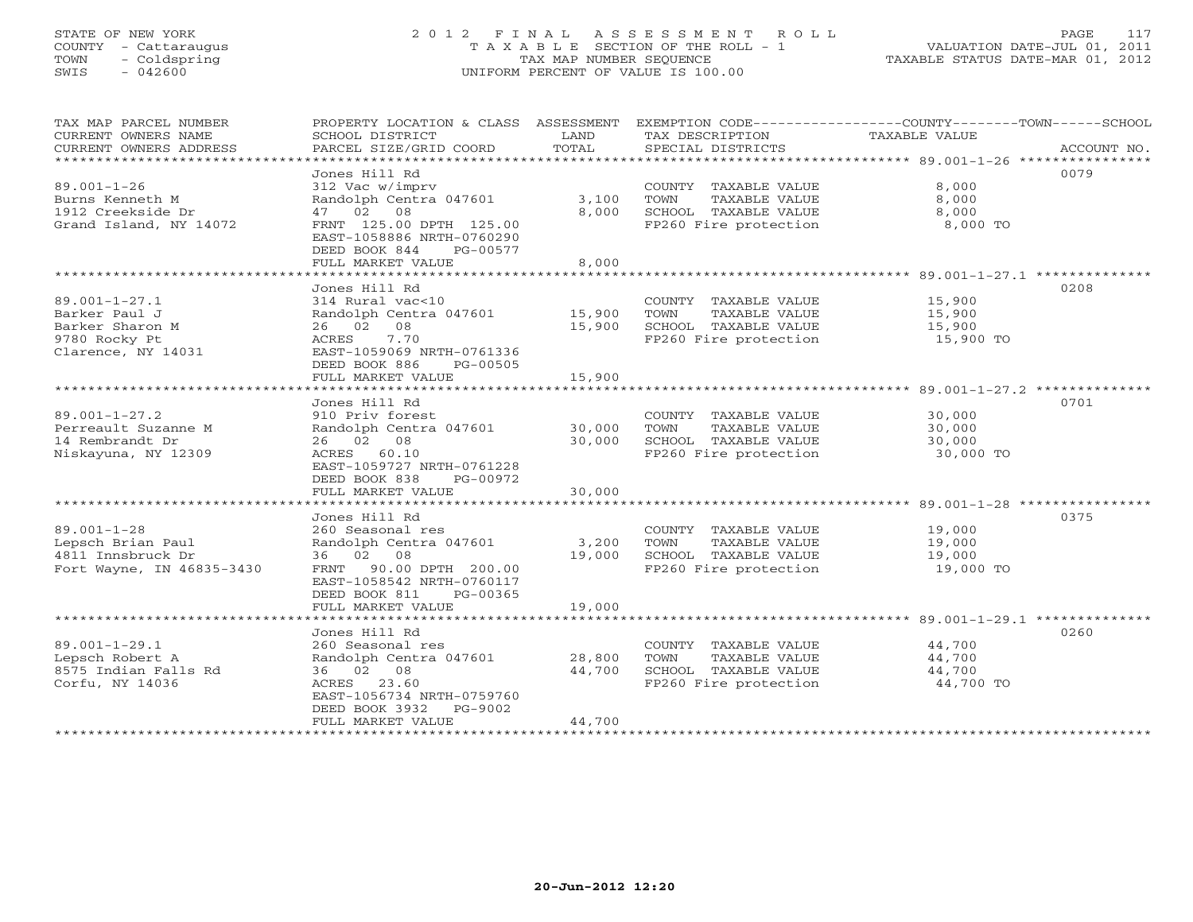STATE OF NEW YORK
COUNTY - Cattaraugus
TOWN - Coldspring
SWIS - 042600

# 2012 FINAL ASSESSMENT ROLL
TAXABLE SECTION OF THE ROLL - 1
TAX MAP NUMBER SEQUENCE
UNIFORM PERCENT OF VALUE IS 100.00

VALUATION DATE-JUL 01, 2011
TAXABLE STATUS DATE-MAR 01, 2012

| TAX MAP PARCEL NUMBER / CURRENT OWNERS NAME / CURRENT OWNERS ADDRESS | PROPERTY LOCATION & CLASS / SCHOOL DISTRICT / PARCEL SIZE/GRID COORD | ASSESSMENT LAND / TOTAL | EXEMPTION CODE / TAX DESCRIPTION / SPECIAL DISTRICTS | COUNTY--------TOWN------SCHOOL TAXABLE VALUE | ACCOUNT NO. |
|---|---|---|---|---|---|
| **89.001-1-26** | Jones Hill Rd | | | | 0079 |
| 89.001-1-26 | 312 Vac w/imprv | | COUNTY TAXABLE VALUE | 8,000 | |
| Burns Kenneth M | Randolph Centra 047601 | 3,100 | TOWN TAXABLE VALUE | 8,000 | |
| 1912 Creekside Dr | 47 02 08 | 8,000 | SCHOOL TAXABLE VALUE | 8,000 | |
| Grand Island, NY 14072 | FRNT 125.00 DPTH 125.00 | | FP260 Fire protection | 8,000 TO | |
| | EAST-1058886 NRTH-0760290 | | | | |
| | DEED BOOK 844 PG-00577 | | | | |
| | FULL MARKET VALUE | 8,000 | | | |
| **89.001-1-27.1** | Jones Hill Rd | | | | 0208 |
| 89.001-1-27.1 | 314 Rural vac<10 | | COUNTY TAXABLE VALUE | 15,900 | |
| Barker Paul J | Randolph Centra 047601 | 15,900 | TOWN TAXABLE VALUE | 15,900 | |
| Barker Sharon M | 26 02 08 | 15,900 | SCHOOL TAXABLE VALUE | 15,900 | |
| 9780 Rocky Pt | ACRES 7.70 | | FP260 Fire protection | 15,900 TO | |
| Clarence, NY 14031 | EAST-1059069 NRTH-0761336 | | | | |
| | DEED BOOK 886 PG-00505 | | | | |
| | FULL MARKET VALUE | 15,900 | | | |
| **89.001-1-27.2** | Jones Hill Rd | | | | 0701 |
| 89.001-1-27.2 | 910 Priv forest | | COUNTY TAXABLE VALUE | 30,000 | |
| Perreault Suzanne M | Randolph Centra 047601 | 30,000 | TOWN TAXABLE VALUE | 30,000 | |
| 14 Rembrandt Dr | 26 02 08 | 30,000 | SCHOOL TAXABLE VALUE | 30,000 | |
| Niskayuna, NY 12309 | ACRES 60.10 | | FP260 Fire protection | 30,000 TO | |
| | EAST-1059727 NRTH-0761228 | | | | |
| | DEED BOOK 838 PG-00972 | | | | |
| | FULL MARKET VALUE | 30,000 | | | |
| **89.001-1-28** | Jones Hill Rd | | | | 0375 |
| 89.001-1-28 | 260 Seasonal res | | COUNTY TAXABLE VALUE | 19,000 | |
| Lepsch Brian Paul | Randolph Centra 047601 | 3,200 | TOWN TAXABLE VALUE | 19,000 | |
| 4811 Innsbruck Dr | 36 02 08 | 19,000 | SCHOOL TAXABLE VALUE | 19,000 | |
| Fort Wayne, IN 46835-3430 | FRNT 90.00 DPTH 200.00 | | FP260 Fire protection | 19,000 TO | |
| | EAST-1058542 NRTH-0760117 | | | | |
| | DEED BOOK 811 PG-00365 | | | | |
| | FULL MARKET VALUE | 19,000 | | | |
| **89.001-1-29.1** | Jones Hill Rd | | | | 0260 |
| 89.001-1-29.1 | 260 Seasonal res | | COUNTY TAXABLE VALUE | 44,700 | |
| Lepsch Robert A | Randolph Centra 047601 | 28,800 | TOWN TAXABLE VALUE | 44,700 | |
| 8575 Indian Falls Rd | 36 02 08 | 44,700 | SCHOOL TAXABLE VALUE | 44,700 | |
| Corfu, NY 14036 | ACRES 23.60 | | FP260 Fire protection | 44,700 TO | |
| | EAST-1056734 NRTH-0759760 | | | | |
| | DEED BOOK 3932 PG-9002 | | | | |
| | FULL MARKET VALUE | 44,700 | | | |

20-Jun-2012 12:20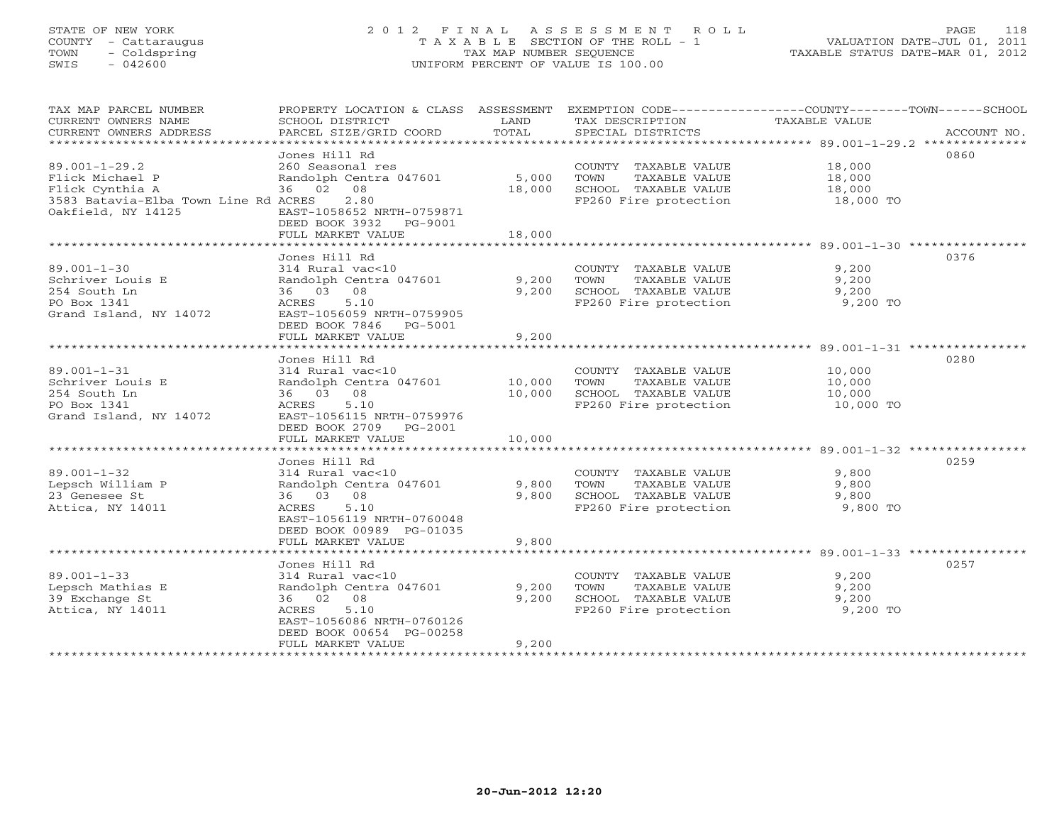STATE OF NEW YORK
COUNTY - Cattaraugus
TOWN - Coldspring
SWIS - 042600

# 2012 FINAL ASSESSMENT ROLL
TAXABLE SECTION OF THE ROLL - 1
TAX MAP NUMBER SEQUENCE
UNIFORM PERCENT OF VALUE IS 100.00

VALUATION DATE-JUL 01, 2011
TAXABLE STATUS DATE-MAR 01, 2012

| TAX MAP PARCEL NUMBER / CURRENT OWNERS NAME / CURRENT OWNERS ADDRESS | PROPERTY LOCATION & CLASS / SCHOOL DISTRICT / PARCEL SIZE/GRID COORD | ASSESSMENT LAND / TOTAL | EXEMPTION CODE / TAX DESCRIPTION / SPECIAL DISTRICTS | COUNTY--------TOWN------SCHOOL TAXABLE VALUE | ACCOUNT NO. |
|---|---|---|---|---|---|
| 89.001-1-29.2 | Jones Hill Rd | | | | 0860 |
| Flick Michael P | 260 Seasonal res | | COUNTY TAXABLE VALUE | 18,000 | |
| Flick Cynthia A | Randolph Centra 047601 | 5,000 | TOWN TAXABLE VALUE | 18,000 | |
| 3583 Batavia-Elba Town Line Rd | 36 02 08 | 18,000 | SCHOOL TAXABLE VALUE | 18,000 | |
| Oakfield, NY 14125 | ACRES 2.80 | | FP260 Fire protection | 18,000 TO | |
| | EAST-1058652 NRTH-0759871 | | | | |
| | DEED BOOK 3932 PG-9001 | | | | |
| | FULL MARKET VALUE | 18,000 | | | |
| 89.001-1-30 | Jones Hill Rd | | | | 0376 |
| Schriver Louis E | 314 Rural vac<10 | | COUNTY TAXABLE VALUE | 9,200 | |
| 254 South Ln | Randolph Centra 047601 | 9,200 | TOWN TAXABLE VALUE | 9,200 | |
| PO Box 1341 | 36 03 08 | 9,200 | SCHOOL TAXABLE VALUE | 9,200 | |
| Grand Island, NY 14072 | ACRES 5.10 | | FP260 Fire protection | 9,200 TO | |
| | EAST-1056059 NRTH-0759905 | | | | |
| | DEED BOOK 7846 PG-5001 | | | | |
| | FULL MARKET VALUE | 9,200 | | | |
| 89.001-1-31 | Jones Hill Rd | | | | 0280 |
| Schriver Louis E | 314 Rural vac<10 | | COUNTY TAXABLE VALUE | 10,000 | |
| 254 South Ln | Randolph Centra 047601 | 10,000 | TOWN TAXABLE VALUE | 10,000 | |
| PO Box 1341 | 36 03 08 | 10,000 | SCHOOL TAXABLE VALUE | 10,000 | |
| Grand Island, NY 14072 | ACRES 5.10 | | FP260 Fire protection | 10,000 TO | |
| | EAST-1056115 NRTH-0759976 | | | | |
| | DEED BOOK 2709 PG-2001 | | | | |
| | FULL MARKET VALUE | 10,000 | | | |
| 89.001-1-32 | Jones Hill Rd | | | | 0259 |
| Lepsch William P | 314 Rural vac<10 | | COUNTY TAXABLE VALUE | 9,800 | |
| 23 Genesee St | Randolph Centra 047601 | 9,800 | TOWN TAXABLE VALUE | 9,800 | |
| Attica, NY 14011 | 36 03 08 | 9,800 | SCHOOL TAXABLE VALUE | 9,800 | |
| | ACRES 5.10 | | FP260 Fire protection | 9,800 TO | |
| | EAST-1056119 NRTH-0760048 | | | | |
| | DEED BOOK 00989 PG-01035 | | | | |
| | FULL MARKET VALUE | 9,800 | | | |
| 89.001-1-33 | Jones Hill Rd | | | | 0257 |
| Lepsch Mathias E | 314 Rural vac<10 | | COUNTY TAXABLE VALUE | 9,200 | |
| 39 Exchange St | Randolph Centra 047601 | 9,200 | TOWN TAXABLE VALUE | 9,200 | |
| Attica, NY 14011 | 36 02 08 | 9,200 | SCHOOL TAXABLE VALUE | 9,200 | |
| | ACRES 5.10 | | FP260 Fire protection | 9,200 TO | |
| | EAST-1056086 NRTH-0760126 | | | | |
| | DEED BOOK 00654 PG-00258 | | | | |
| | FULL MARKET VALUE | 9,200 | | | |

20-Jun-2012 12:20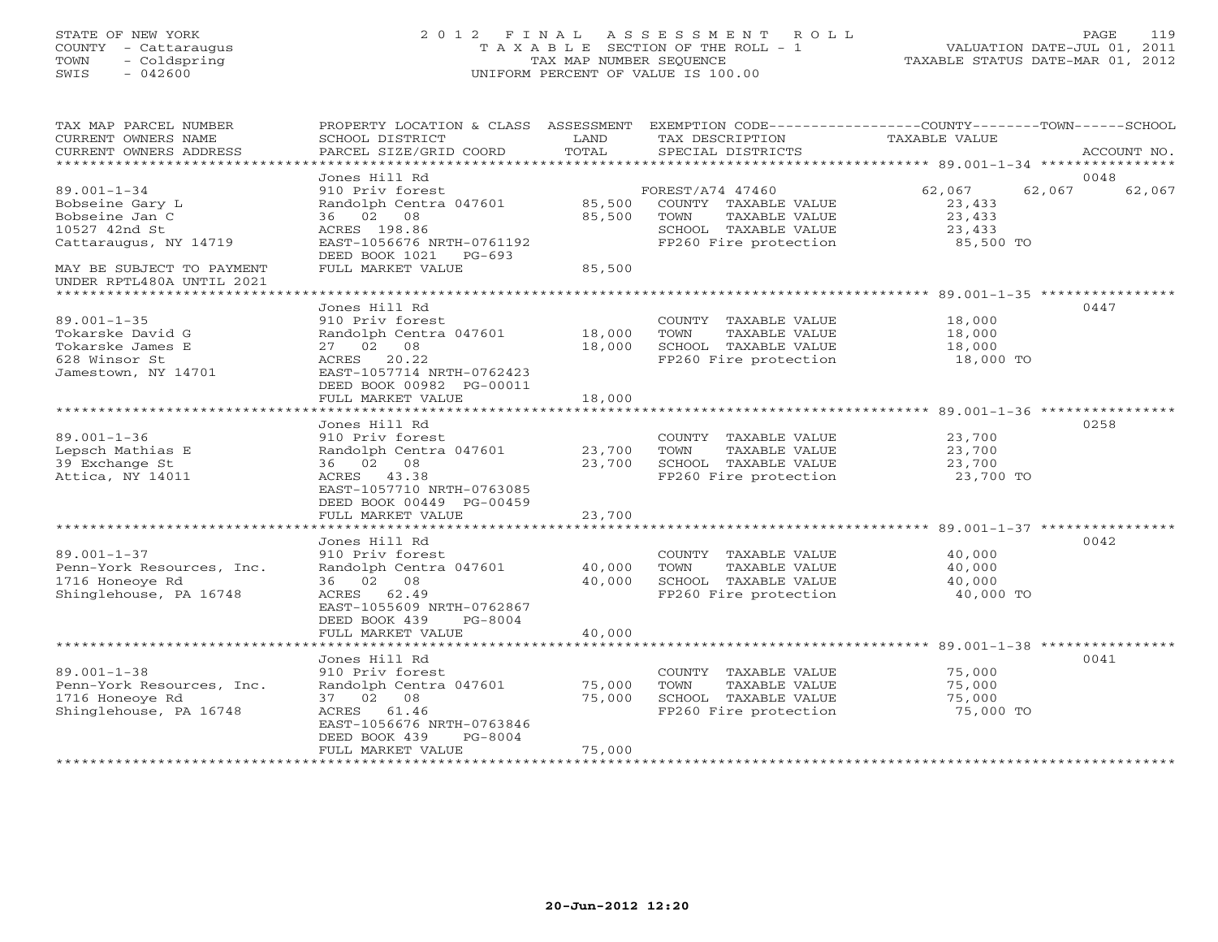STATE OF NEW YORK
COUNTY - Cattaraugus
TOWN - Coldspring
SWIS - 042600

2 0 1 2 F I N A L A S S E S S M E N T R O L L
T A X A B L E SECTION OF THE ROLL - 1
TAX MAP NUMBER SEQUENCE
UNIFORM PERCENT OF VALUE IS 100.00

VALUATION DATE-JUL 01, 2011
TAXABLE STATUS DATE-MAR 01, 2012

| TAX MAP PARCEL NUMBER / CURRENT OWNERS NAME / CURRENT OWNERS ADDRESS | PROPERTY LOCATION & CLASS / SCHOOL DISTRICT / PARCEL SIZE/GRID COORD | ASSESSMENT LAND | TOTAL | EXEMPTION CODE / TAX DESCRIPTION / SPECIAL DISTRICTS | COUNTY TAXABLE VALUE | TOWN | SCHOOL | ACCOUNT NO. |
|---|---|---|---|---|---|---|---|---|
| | Jones Hill Rd | | | | | | | 0048 |
| 89.001-1-34 | 910 Priv forest | | | FOREST/A74 47460 | 62,067 | 62,067 | 62,067 | |
| Bobseine Gary L | Randolph Centra 047601 | 85,500 | | COUNTY TAXABLE VALUE | 23,433 | | | |
| Bobseine Jan C | 36 02 08 | | 85,500 | TOWN TAXABLE VALUE | 23,433 | | | |
| 10527 42nd St | ACRES 198.86 | | | SCHOOL TAXABLE VALUE | 23,433 | | | |
| Cattaraugus, NY 14719 | EAST-1056676 NRTH-0761192 | | | FP260 Fire protection | 85,500 TO | | | |
| | DEED BOOK 1021 PG-693 | | | | | | | |
| MAY BE SUBJECT TO PAYMENT UNDER RPTL480A UNTIL 2021 | FULL MARKET VALUE | | 85,500 | | | | | |
| | Jones Hill Rd | | | | | | | 0447 |
| 89.001-1-35 | 910 Priv forest | | | COUNTY TAXABLE VALUE | 18,000 | | | |
| Tokarske David G | Randolph Centra 047601 | 18,000 | | TOWN TAXABLE VALUE | 18,000 | | | |
| Tokarske James E | 27 02 08 | | 18,000 | SCHOOL TAXABLE VALUE | 18,000 | | | |
| 628 Winsor St | ACRES 20.22 | | | FP260 Fire protection | 18,000 TO | | | |
| Jamestown, NY 14701 | EAST-1057714 NRTH-0762423 | | | | | | | |
| | DEED BOOK 00982 PG-00011 | | | | | | | |
| | FULL MARKET VALUE | | 18,000 | | | | | |
| | Jones Hill Rd | | | | | | | 0258 |
| 89.001-1-36 | 910 Priv forest | | | COUNTY TAXABLE VALUE | 23,700 | | | |
| Lepsch Mathias E | Randolph Centra 047601 | 23,700 | | TOWN TAXABLE VALUE | 23,700 | | | |
| 39 Exchange St | 36 02 08 | | 23,700 | SCHOOL TAXABLE VALUE | 23,700 | | | |
| Attica, NY 14011 | ACRES 43.38 | | | FP260 Fire protection | 23,700 TO | | | |
| | EAST-1057710 NRTH-0763085 | | | | | | | |
| | DEED BOOK 00449 PG-00459 | | | | | | | |
| | FULL MARKET VALUE | | 23,700 | | | | | |
| | Jones Hill Rd | | | | | | | 0042 |
| 89.001-1-37 | 910 Priv forest | | | COUNTY TAXABLE VALUE | 40,000 | | | |
| Penn-York Resources, Inc. | Randolph Centra 047601 | 40,000 | | TOWN TAXABLE VALUE | 40,000 | | | |
| 1716 Honeoye Rd | 36 02 08 | | 40,000 | SCHOOL TAXABLE VALUE | 40,000 | | | |
| Shinglehouse, PA 16748 | ACRES 62.49 | | | FP260 Fire protection | 40,000 TO | | | |
| | EAST-1055609 NRTH-0762867 | | | | | | | |
| | DEED BOOK 439 PG-8004 | | | | | | | |
| | FULL MARKET VALUE | | 40,000 | | | | | |
| | Jones Hill Rd | | | | | | | 0041 |
| 89.001-1-38 | 910 Priv forest | | | COUNTY TAXABLE VALUE | 75,000 | | | |
| Penn-York Resources, Inc. | Randolph Centra 047601 | 75,000 | | TOWN TAXABLE VALUE | 75,000 | | | |
| 1716 Honeoye Rd | 37 02 08 | | 75,000 | SCHOOL TAXABLE VALUE | 75,000 | | | |
| Shinglehouse, PA 16748 | ACRES 61.46 | | | FP260 Fire protection | 75,000 TO | | | |
| | EAST-1056676 NRTH-0763846 | | | | | | | |
| | DEED BOOK 439 PG-8004 | | | | | | | |
| | FULL MARKET VALUE | | 75,000 | | | | | |

20-Jun-2012 12:20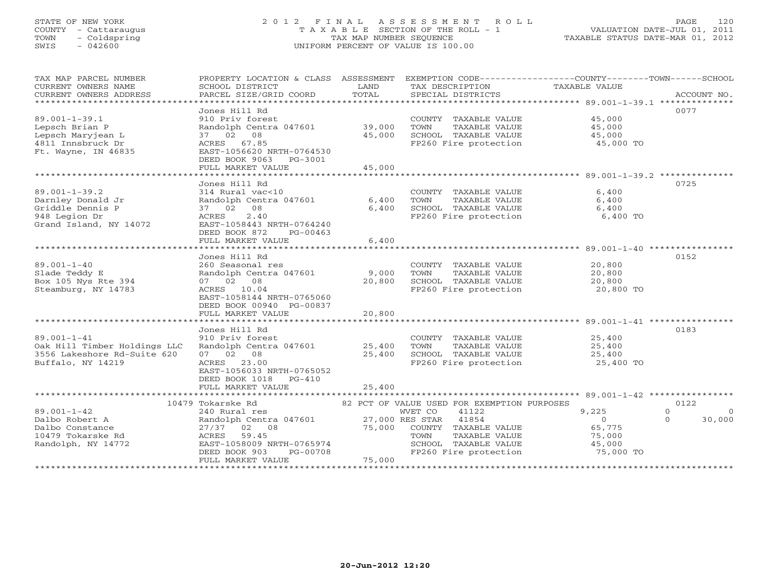STATE OF NEW YORK
COUNTY - Cattaraugus
TOWN - Coldspring
SWIS - 042600

# 2012 FINAL ASSESSMENT ROLL
TAXABLE SECTION OF THE ROLL - 1
TAX MAP NUMBER SEQUENCE
UNIFORM PERCENT OF VALUE IS 100.00

VALUATION DATE-JUL 01, 2011
TAXABLE STATUS DATE-MAR 01, 2012

| TAX MAP PARCEL NUMBER / CURRENT OWNERS NAME / CURRENT OWNERS ADDRESS | PROPERTY LOCATION & CLASS / SCHOOL DISTRICT / PARCEL SIZE/GRID COORD | ASSESSMENT LAND | TOTAL | EXEMPTION CODE / TAX DESCRIPTION / SPECIAL DISTRICTS | COUNTY | TOWN | SCHOOL | ACCOUNT NO. |
|---|---|---|---|---|---|---|---|---|
| | Jones Hill Rd | | | | | | | 0077 |
| 89.001-1-39.1 | 910 Priv forest | | | COUNTY TAXABLE VALUE | 45,000 | | | |
| Lepsch Brian P | Randolph Centra 047601 | 39,000 | | TOWN TAXABLE VALUE | | 45,000 | | |
| Lepsch Maryjean L | 37 02 08 | | 45,000 | SCHOOL TAXABLE VALUE | | | 45,000 | |
| 4811 Innsbruck Dr | ACRES 67.85 | | | FP260 Fire protection | 45,000 TO | | | |
| Ft. Wayne, IN 46835 | EAST-1056620 NRTH-0764530 | | | | | | | |
| | DEED BOOK 9063 PG-3001 | | | | | | | |
| | FULL MARKET VALUE | | 45,000 | | | | | |
| | Jones Hill Rd | | | | | | | 0725 |
| 89.001-1-39.2 | 314 Rural vac<10 | | | COUNTY TAXABLE VALUE | 6,400 | | | |
| Darnley Donald Jr | Randolph Centra 047601 | 6,400 | | TOWN TAXABLE VALUE | | 6,400 | | |
| Griddle Dennis P | 37 02 08 | | 6,400 | SCHOOL TAXABLE VALUE | | | 6,400 | |
| 948 Legion Dr | ACRES 2.40 | | | FP260 Fire protection | 6,400 TO | | | |
| Grand Island, NY 14072 | EAST-1058443 NRTH-0764240 | | | | | | | |
| | DEED BOOK 872 PG-00463 | | | | | | | |
| | FULL MARKET VALUE | | 6,400 | | | | | |
| | Jones Hill Rd | | | | | | | 0152 |
| 89.001-1-40 | 260 Seasonal res | | | COUNTY TAXABLE VALUE | 20,800 | | | |
| Slade Teddy E | Randolph Centra 047601 | 9,000 | | TOWN TAXABLE VALUE | | 20,800 | | |
| Box 105 Nys Rte 394 | 07 02 08 | | 20,800 | SCHOOL TAXABLE VALUE | | | 20,800 | |
| Steamburg, NY 14783 | ACRES 10.04 | | | FP260 Fire protection | 20,800 TO | | | |
| | EAST-1058144 NRTH-0765060 | | | | | | | |
| | DEED BOOK 00940 PG-00837 | | | | | | | |
| | FULL MARKET VALUE | | 20,800 | | | | | |
| | Jones Hill Rd | | | | | | | 0183 |
| 89.001-1-41 | 910 Priv forest | | | COUNTY TAXABLE VALUE | 25,400 | | | |
| Oak Hill Timber Holdings LLC | Randolph Centra 047601 | 25,400 | | TOWN TAXABLE VALUE | | 25,400 | | |
| 3556 Lakeshore Rd-Suite 620 | 07 02 08 | | 25,400 | SCHOOL TAXABLE VALUE | | | 25,400 | |
| Buffalo, NY 14219 | ACRES 23.00 | | | FP260 Fire protection | 25,400 TO | | | |
| | EAST-1056033 NRTH-0765052 | | | | | | | |
| | DEED BOOK 1018 PG-410 | | | | | | | |
| | FULL MARKET VALUE | | 25,400 | | | | | |
| | 10479 Tokarske Rd | | | 82 PCT OF VALUE USED FOR EXEMPTION PURPOSES | | | | 0122 |
| 89.001-1-42 | 240 Rural res | | | WVET CO 41122 | 9,225 | 0 | 0 | |
| Dalbo Robert A | Randolph Centra 047601 | 27,000 | | RES STAR 41854 | 0 | 0 | 30,000 | |
| Dalbo Constance | 27/37 02 08 | | 75,000 | COUNTY TAXABLE VALUE | 65,775 | | | |
| 10479 Tokarske Rd | ACRES 59.45 | | | TOWN TAXABLE VALUE | | 75,000 | | |
| Randolph, NY 14772 | EAST-1058009 NRTH-0765974 | | | SCHOOL TAXABLE VALUE | | | 45,000 | |
| | DEED BOOK 903 PG-00708 | | | FP260 Fire protection | 75,000 TO | | | |
| | FULL MARKET VALUE | | 75,000 | | | | | |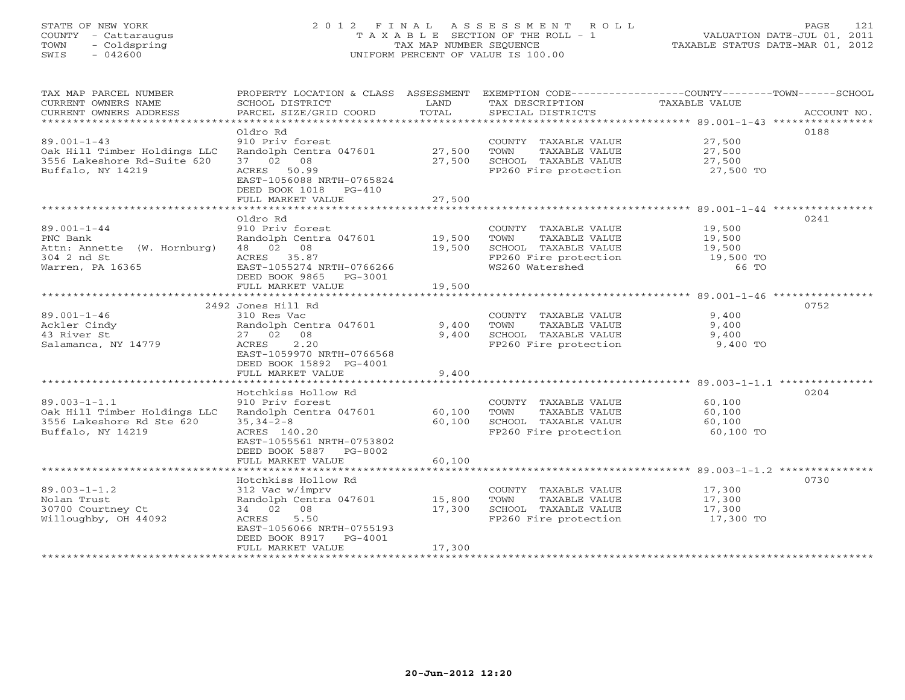STATE OF NEW YORK
COUNTY - Cattaraugus
TOWN - Coldspring
SWIS - 042600

# 2012 FINAL ASSESSMENT ROLL
TAXABLE SECTION OF THE ROLL - 1
TAX MAP NUMBER SEQUENCE
UNIFORM PERCENT OF VALUE IS 100.00

VALUATION DATE-JUL 01, 2011
TAXABLE STATUS DATE-MAR 01, 2012

| TAX MAP PARCEL NUMBER / CURRENT OWNERS NAME / CURRENT OWNERS ADDRESS | PROPERTY LOCATION & CLASS / SCHOOL DISTRICT / PARCEL SIZE/GRID COORD | ASSESSMENT LAND | TOTAL | EXEMPTION CODE / TAX DESCRIPTION / SPECIAL DISTRICTS | COUNTY / TOWN / SCHOOL TAXABLE VALUE | ACCOUNT NO. |
|---|---|---|---|---|---|---|
| 89.001-1-43 | Oldro Rd | | | | | 0188 |
| | 910 Priv forest | | | COUNTY TAXABLE VALUE | 27,500 | |
| Oak Hill Timber Holdings LLC | Randolph Centra 047601 | 27,500 | | TOWN TAXABLE VALUE | 27,500 | |
| 3556 Lakeshore Rd-Suite 620 | 37 02 08 | | 27,500 | SCHOOL TAXABLE VALUE | 27,500 | |
| Buffalo, NY 14219 | ACRES 50.99 | | | FP260 Fire protection | 27,500 TO | |
| | EAST-1056088 NRTH-0765824 | | | | | |
| | DEED BOOK 1018 PG-410 | | | | | |
| | FULL MARKET VALUE | | 27,500 | | | |
| 89.001-1-44 | Oldro Rd | | | | | 0241 |
| | 910 Priv forest | | | COUNTY TAXABLE VALUE | 19,500 | |
| PNC Bank | Randolph Centra 047601 | 19,500 | | TOWN TAXABLE VALUE | 19,500 | |
| Attn: Annette (W. Hornburg) | 48 02 08 | | 19,500 | SCHOOL TAXABLE VALUE | 19,500 | |
| 304 2 nd St | ACRES 35.87 | | | FP260 Fire protection | 19,500 TO | |
| Warren, PA 16365 | EAST-1055274 NRTH-0766266 | | | WS260 Watershed | 66 TO | |
| | DEED BOOK 9865 PG-3001 | | | | | |
| | FULL MARKET VALUE | | 19,500 | | | |
| 89.001-1-46 | 2492 Jones Hill Rd | | | | | 0752 |
| | 310 Res Vac | | | COUNTY TAXABLE VALUE | 9,400 | |
| Ackler Cindy | Randolph Centra 047601 | 9,400 | | TOWN TAXABLE VALUE | 9,400 | |
| 43 River St | 27 02 08 | | 9,400 | SCHOOL TAXABLE VALUE | 9,400 | |
| Salamanca, NY 14779 | ACRES 2.20 | | | FP260 Fire protection | 9,400 TO | |
| | EAST-1059970 NRTH-0766568 | | | | | |
| | DEED BOOK 15892 PG-4001 | | | | | |
| | FULL MARKET VALUE | | 9,400 | | | |
| 89.003-1-1.1 | Hotchkiss Hollow Rd | | | | | 0204 |
| | 910 Priv forest | | | COUNTY TAXABLE VALUE | 60,100 | |
| Oak Hill Timber Holdings LLC | Randolph Centra 047601 | 60,100 | | TOWN TAXABLE VALUE | 60,100 | |
| 3556 Lakeshore Rd Ste 620 | 35,34-2-8 | | 60,100 | SCHOOL TAXABLE VALUE | 60,100 | |
| Buffalo, NY 14219 | ACRES 140.20 | | | FP260 Fire protection | 60,100 TO | |
| | EAST-1055561 NRTH-0753802 | | | | | |
| | DEED BOOK 5887 PG-8002 | | | | | |
| | FULL MARKET VALUE | | 60,100 | | | |
| 89.003-1-1.2 | Hotchkiss Hollow Rd | | | | | 0730 |
| | 312 Vac w/imprv | | | COUNTY TAXABLE VALUE | 17,300 | |
| Nolan Trust | Randolph Centra 047601 | 15,800 | | TOWN TAXABLE VALUE | 17,300 | |
| 30700 Courtney Ct | 34 02 08 | | 17,300 | SCHOOL TAXABLE VALUE | 17,300 | |
| Willoughby, OH 44092 | ACRES 5.50 | | | FP260 Fire protection | 17,300 TO | |
| | EAST-1056066 NRTH-0755193 | | | | | |
| | DEED BOOK 8917 PG-4001 | | | | | |
| | FULL MARKET VALUE | | 17,300 | | | |

20-Jun-2012 12:20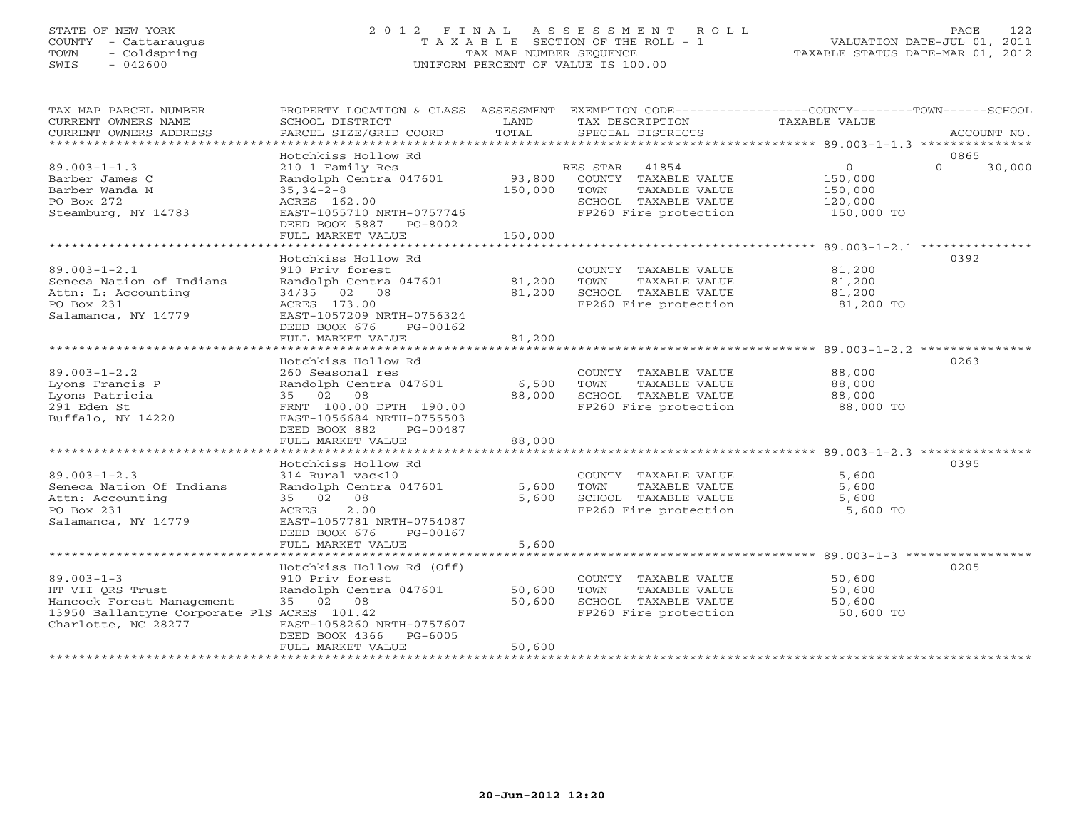STATE OF NEW YORK
COUNTY - Cattaraugus
TOWN - Coldspring
SWIS - 042600

# 2012 FINAL ASSESSMENT ROLL
TAXABLE SECTION OF THE ROLL - 1
TAX MAP NUMBER SEQUENCE
UNIFORM PERCENT OF VALUE IS 100.00

VALUATION DATE-JUL 01, 2011
TAXABLE STATUS DATE-MAR 01, 2012

| TAX MAP PARCEL NUMBER / CURRENT OWNERS NAME / CURRENT OWNERS ADDRESS | PROPERTY LOCATION & CLASS / SCHOOL DISTRICT / PARCEL SIZE/GRID COORD | ASSESSMENT LAND | TOTAL | EXEMPTION CODE / TAX DESCRIPTION / SPECIAL DISTRICTS | COUNTY | TOWN | SCHOOL | ACCOUNT NO. |
|---|---|---|---|---|---|---|---|---|
| 89.003-1-1.3 | Hotchkiss Hollow Rd | | | | | | | 0865 |
| | 210 1 Family Res | | | RES STAR 41854 | 0 | 0 | 30,000 | |
| Barber James C | Randolph Centra 047601 | 93,800 | | COUNTY TAXABLE VALUE | 150,000 | | | |
| Barber Wanda M | 35,34-2-8 | | 150,000 | TOWN TAXABLE VALUE | | 150,000 | | |
| PO Box 272 | ACRES 162.00 | | | SCHOOL TAXABLE VALUE | | | 120,000 | |
| Steamburg, NY 14783 | EAST-1055710 NRTH-0757746 | | | FP260 Fire protection | 150,000 TO | | | |
| | DEED BOOK 5887 PG-8002 | | | | | | | |
| | FULL MARKET VALUE | | 150,000 | | | | | |
| 89.003-1-2.1 | Hotchkiss Hollow Rd | | | | | | | 0392 |
| | 910 Priv forest | | | COUNTY TAXABLE VALUE | 81,200 | | | |
| Seneca Nation of Indians | Randolph Centra 047601 | 81,200 | | TOWN TAXABLE VALUE | | 81,200 | | |
| Attn: L: Accounting | 34/35 02 08 | | 81,200 | SCHOOL TAXABLE VALUE | | | 81,200 | |
| PO Box 231 | ACRES 173.00 | | | FP260 Fire protection | 81,200 TO | | | |
| Salamanca, NY 14779 | EAST-1057209 NRTH-0756324 | | | | | | | |
| | DEED BOOK 676 PG-00162 | | | | | | | |
| | FULL MARKET VALUE | | 81,200 | | | | | |
| 89.003-1-2.2 | Hotchkiss Hollow Rd | | | | | | | 0263 |
| | 260 Seasonal res | | | COUNTY TAXABLE VALUE | 88,000 | | | |
| Lyons Francis P | Randolph Centra 047601 | 6,500 | | TOWN TAXABLE VALUE | | 88,000 | | |
| Lyons Patricia | 35 02 08 | | 88,000 | SCHOOL TAXABLE VALUE | | | 88,000 | |
| 291 Eden St | FRNT 100.00 DPTH 190.00 | | | FP260 Fire protection | 88,000 TO | | | |
| Buffalo, NY 14220 | EAST-1056684 NRTH-0755503 | | | | | | | |
| | DEED BOOK 882 PG-00487 | | | | | | | |
| | FULL MARKET VALUE | | 88,000 | | | | | |
| 89.003-1-2.3 | Hotchkiss Hollow Rd | | | | | | | 0395 |
| | 314 Rural vac<10 | | | COUNTY TAXABLE VALUE | 5,600 | | | |
| Seneca Nation Of Indians | Randolph Centra 047601 | 5,600 | | TOWN TAXABLE VALUE | | 5,600 | | |
| Attn: Accounting | 35 02 08 | | 5,600 | SCHOOL TAXABLE VALUE | | | 5,600 | |
| PO Box 231 | ACRES 2.00 | | | FP260 Fire protection | 5,600 TO | | | |
| Salamanca, NY 14779 | EAST-1057781 NRTH-0754087 | | | | | | | |
| | DEED BOOK 676 PG-00167 | | | | | | | |
| | FULL MARKET VALUE | | 5,600 | | | | | |
| 89.003-1-3 | Hotchkiss Hollow Rd (Off) | | | | | | | 0205 |
| | 910 Priv forest | | | COUNTY TAXABLE VALUE | 50,600 | | | |
| HT VII QRS Trust | Randolph Centra 047601 | 50,600 | | TOWN TAXABLE VALUE | | 50,600 | | |
| Hancock Forest Management | 35 02 08 | | 50,600 | SCHOOL TAXABLE VALUE | | | 50,600 | |
| 13950 Ballantyne Corporate PlS | ACRES 101.42 | | | FP260 Fire protection | 50,600 TO | | | |
| Charlotte, NC 28277 | EAST-1058260 NRTH-0757607 | | | | | | | |
| | DEED BOOK 4366 PG-6005 | | | | | | | |
| | FULL MARKET VALUE | | 50,600 | | | | | |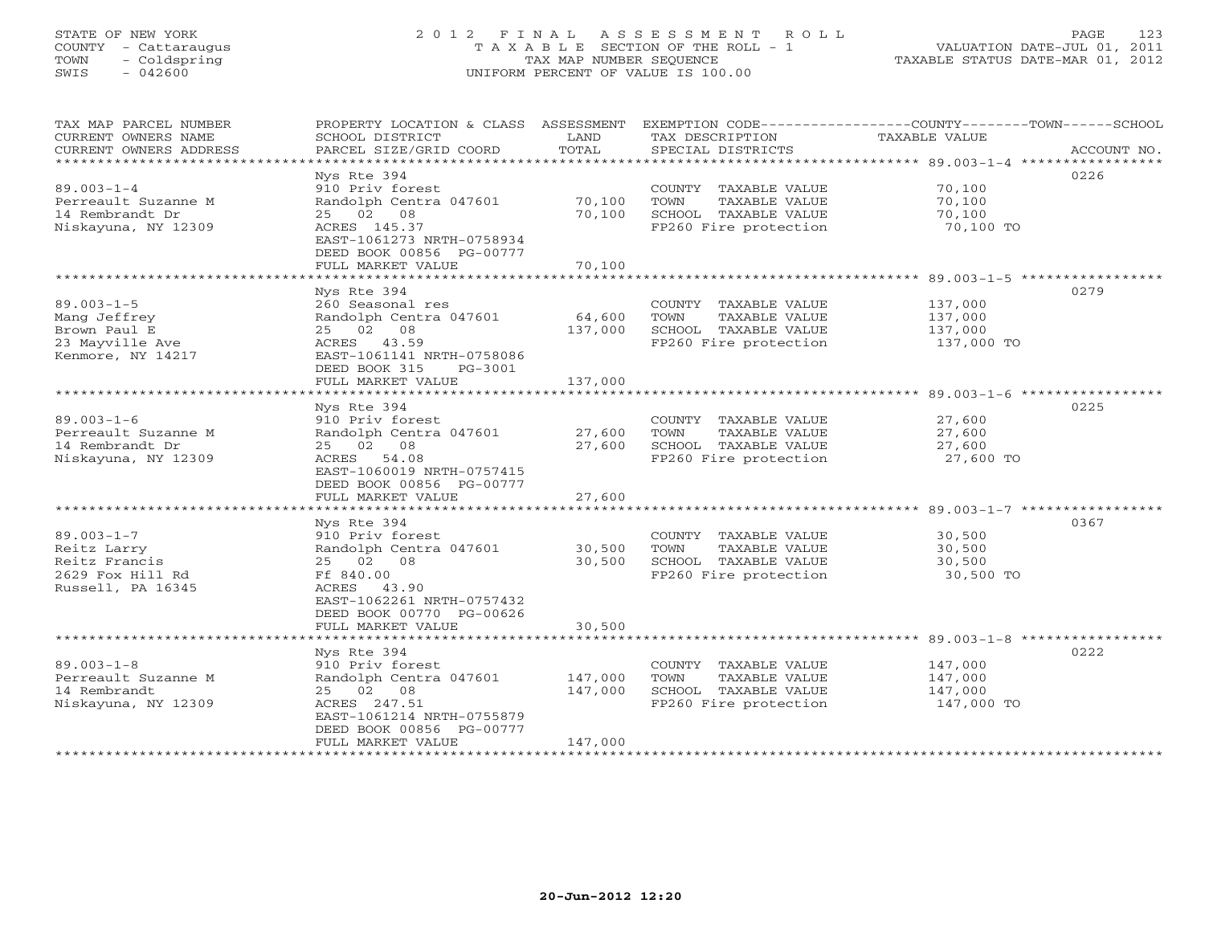STATE OF NEW YORK
COUNTY - Cattaraugus
TOWN - Coldspring
SWIS - 042600

# 2012 FINAL ASSESSMENT ROLL
TAXABLE SECTION OF THE ROLL - 1
TAX MAP NUMBER SEQUENCE
UNIFORM PERCENT OF VALUE IS 100.00

VALUATION DATE-JUL 01, 2011
TAXABLE STATUS DATE-MAR 01, 2012

| TAX MAP PARCEL NUMBER / CURRENT OWNERS NAME / CURRENT OWNERS ADDRESS | PROPERTY LOCATION & CLASS / SCHOOL DISTRICT / PARCEL SIZE/GRID COORD | ASSESSMENT LAND | TOTAL | EXEMPTION CODE / TAX DESCRIPTION / SPECIAL DISTRICTS | TAXABLE VALUE (COUNTY / TOWN / SCHOOL) | ACCOUNT NO. |
|---|---|---|---|---|---|---|
| 89.003-1-4 | Nys Rte 394 | | | | | 0226 |
| Perreault Suzanne M | 910 Priv forest | | | COUNTY TAXABLE VALUE | 70,100 | |
| 14 Rembrandt Dr | Randolph Centra 047601 | 70,100 | | TOWN TAXABLE VALUE | 70,100 | |
| Niskayuna, NY 12309 | 25 02 08 | | 70,100 | SCHOOL TAXABLE VALUE | 70,100 | |
| | ACRES 145.37 | | | FP260 Fire protection | 70,100 TO | |
| | EAST-1061273 NRTH-0758934 | | | | | |
| | DEED BOOK 00856 PG-00777 | | | | | |
| | FULL MARKET VALUE | | 70,100 | | | |
| 89.003-1-5 | Nys Rte 394 | | | | | 0279 |
| Mang Jeffrey | 260 Seasonal res | | | COUNTY TAXABLE VALUE | 137,000 | |
| Brown Paul E | Randolph Centra 047601 | 64,600 | | TOWN TAXABLE VALUE | 137,000 | |
| 23 Mayville Ave | 25 02 08 | | 137,000 | SCHOOL TAXABLE VALUE | 137,000 | |
| Kenmore, NY 14217 | ACRES 43.59 | | | FP260 Fire protection | 137,000 TO | |
| | EAST-1061141 NRTH-0758086 | | | | | |
| | DEED BOOK 315 PG-3001 | | | | | |
| | FULL MARKET VALUE | | 137,000 | | | |
| 89.003-1-6 | Nys Rte 394 | | | | | 0225 |
| Perreault Suzanne M | 910 Priv forest | | | COUNTY TAXABLE VALUE | 27,600 | |
| 14 Rembrandt Dr | Randolph Centra 047601 | 27,600 | | TOWN TAXABLE VALUE | 27,600 | |
| Niskayuna, NY 12309 | 25 02 08 | | 27,600 | SCHOOL TAXABLE VALUE | 27,600 | |
| | ACRES 54.08 | | | FP260 Fire protection | 27,600 TO | |
| | EAST-1060019 NRTH-0757415 | | | | | |
| | DEED BOOK 00856 PG-00777 | | | | | |
| | FULL MARKET VALUE | | 27,600 | | | |
| 89.003-1-7 | Nys Rte 394 | | | | | 0367 |
| Reitz Larry | 910 Priv forest | | | COUNTY TAXABLE VALUE | 30,500 | |
| Reitz Francis | Randolph Centra 047601 | 30,500 | | TOWN TAXABLE VALUE | 30,500 | |
| 2629 Fox Hill Rd | 25 02 08 | | 30,500 | SCHOOL TAXABLE VALUE | 30,500 | |
| Russell, PA 16345 | Ff 840.00 | | | FP260 Fire protection | 30,500 TO | |
| | ACRES 43.90 | | | | | |
| | EAST-1062261 NRTH-0757432 | | | | | |
| | DEED BOOK 00770 PG-00626 | | | | | |
| | FULL MARKET VALUE | | 30,500 | | | |
| 89.003-1-8 | Nys Rte 394 | | | | | 0222 |
| Perreault Suzanne M | 910 Priv forest | | | COUNTY TAXABLE VALUE | 147,000 | |
| 14 Rembrandt | Randolph Centra 047601 | 147,000 | | TOWN TAXABLE VALUE | 147,000 | |
| Niskayuna, NY 12309 | 25 02 08 | | 147,000 | SCHOOL TAXABLE VALUE | 147,000 | |
| | ACRES 247.51 | | | FP260 Fire protection | 147,000 TO | |
| | EAST-1061214 NRTH-0755879 | | | | | |
| | DEED BOOK 00856 PG-00777 | | | | | |
| | FULL MARKET VALUE | | 147,000 | | | |

20-Jun-2012 12:20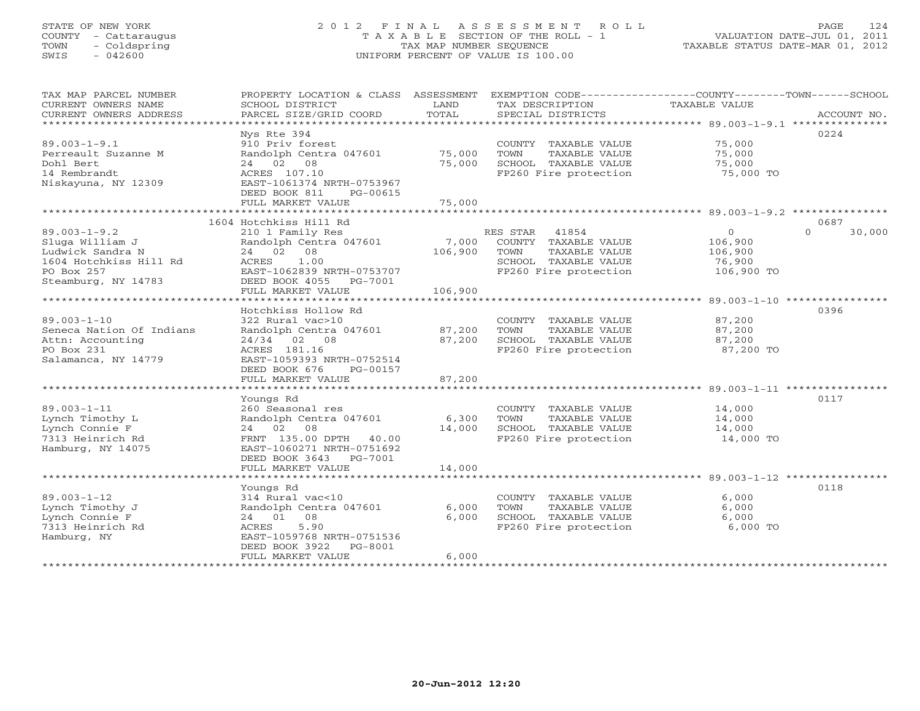STATE OF NEW YORK
COUNTY - Cattaraugus
TOWN - Coldspring
SWIS - 042600

2 0 1 2 F I N A L A S S E S S M E N T R O L L
T A X A B L E SECTION OF THE ROLL - 1
TAX MAP NUMBER SEQUENCE
UNIFORM PERCENT OF VALUE IS 100.00

VALUATION DATE-JUL 01, 2011
TAXABLE STATUS DATE-MAR 01, 2012

| TAX MAP PARCEL NUMBER / CURRENT OWNERS NAME / CURRENT OWNERS ADDRESS | PROPERTY LOCATION & CLASS / SCHOOL DISTRICT / PARCEL SIZE/GRID COORD | ASSESSMENT LAND / TOTAL | EXEMPTION CODE / TAX DESCRIPTION / SPECIAL DISTRICTS | COUNTY / TOWN / SCHOOL TAXABLE VALUE | ACCOUNT NO. |
|---|---|---|---|---|---|
| **89.003-1-9.1** | Nys Rte 394 | | | | 0224 |
| | 910 Priv forest | | COUNTY TAXABLE VALUE | 75,000 | |
| Perreault Suzanne M | Randolph Centra 047601 | 75,000 | TOWN TAXABLE VALUE | 75,000 | |
| Dohl Bert | 24 02 08 | 75,000 | SCHOOL TAXABLE VALUE | 75,000 | |
| 14 Rembrandt | ACRES 107.10 | | FP260 Fire protection | 75,000 TO | |
| Niskayuna, NY 12309 | EAST-1061374 NRTH-0753967 | | | | |
| | DEED BOOK 811 PG-00615 | | | | |
| | FULL MARKET VALUE | 75,000 | | | |
| **89.003-1-9.2** | 1604 Hotchkiss Hill Rd | | | | 0687 |
| | 210 1 Family Res | | RES STAR 41854 | 0 0 30,000 | |
| Sluga William J | Randolph Centra 047601 | 7,000 | COUNTY TAXABLE VALUE | 106,900 | |
| Ludwick Sandra N | 24 02 08 | 106,900 | TOWN TAXABLE VALUE | 106,900 | |
| 1604 Hotchkiss Hill Rd | ACRES 1.00 | | SCHOOL TAXABLE VALUE | 76,900 | |
| PO Box 257 | EAST-1062839 NRTH-0753707 | | FP260 Fire protection | 106,900 TO | |
| Steamburg, NY 14783 | DEED BOOK 4055 PG-7001 | | | | |
| | FULL MARKET VALUE | 106,900 | | | |
| **89.003-1-10** | Hotchkiss Hollow Rd | | | | 0396 |
| | 322 Rural vac>10 | | COUNTY TAXABLE VALUE | 87,200 | |
| Seneca Nation Of Indians | Randolph Centra 047601 | 87,200 | TOWN TAXABLE VALUE | 87,200 | |
| Attn: Accounting | 24/34 02 08 | 87,200 | SCHOOL TAXABLE VALUE | 87,200 | |
| PO Box 231 | ACRES 181.16 | | FP260 Fire protection | 87,200 TO | |
| Salamanca, NY 14779 | EAST-1059393 NRTH-0752514 | | | | |
| | DEED BOOK 676 PG-00157 | | | | |
| | FULL MARKET VALUE | 87,200 | | | |
| **89.003-1-11** | Youngs Rd | | | | 0117 |
| | 260 Seasonal res | | COUNTY TAXABLE VALUE | 14,000 | |
| Lynch Timothy L | Randolph Centra 047601 | 6,300 | TOWN TAXABLE VALUE | 14,000 | |
| Lynch Connie F | 24 02 08 | 14,000 | SCHOOL TAXABLE VALUE | 14,000 | |
| 7313 Heinrich Rd | FRNT 135.00 DPTH 40.00 | | FP260 Fire protection | 14,000 TO | |
| Hamburg, NY 14075 | EAST-1060271 NRTH-0751692 | | | | |
| | DEED BOOK 3643 PG-7001 | | | | |
| | FULL MARKET VALUE | 14,000 | | | |
| **89.003-1-12** | Youngs Rd | | | | 0118 |
| | 314 Rural vac<10 | | COUNTY TAXABLE VALUE | 6,000 | |
| Lynch Timothy J | Randolph Centra 047601 | 6,000 | TOWN TAXABLE VALUE | 6,000 | |
| Lynch Connie F | 24 01 08 | 6,000 | SCHOOL TAXABLE VALUE | 6,000 | |
| 7313 Heinrich Rd | ACRES 5.90 | | FP260 Fire protection | 6,000 TO | |
| Hamburg, NY | EAST-1059768 NRTH-0751536 | | | | |
| | DEED BOOK 3922 PG-8001 | | | | |
| | FULL MARKET VALUE | 6,000 | | | |

20-Jun-2012 12:20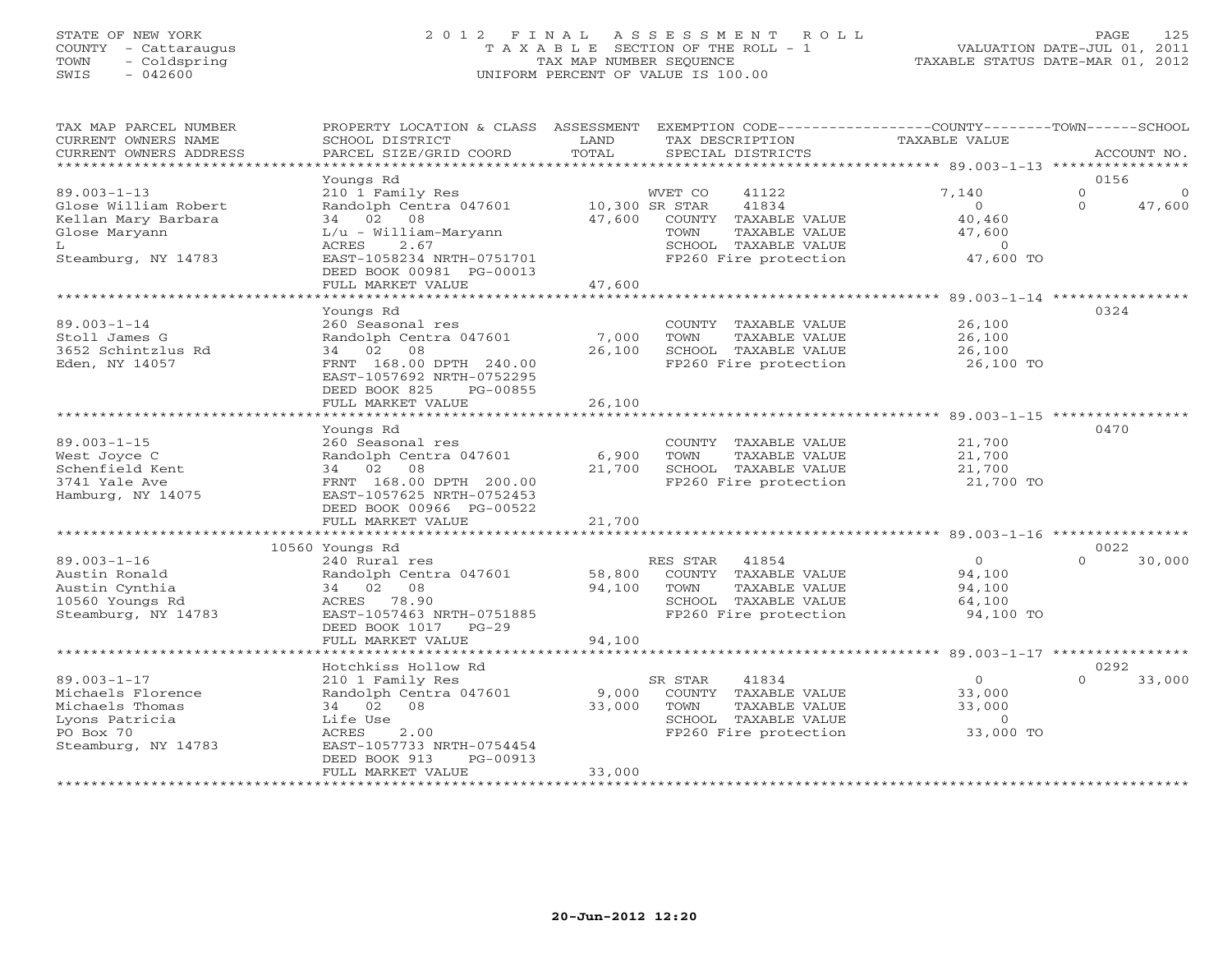STATE OF NEW YORK
COUNTY - Cattaraugus
TOWN - Coldspring
SWIS - 042600

2012 FINAL ASSESSMENT ROLL
TAXABLE SECTION OF THE ROLL - 1
TAX MAP NUMBER SEQUENCE
UNIFORM PERCENT OF VALUE IS 100.00

VALUATION DATE-JUL 01, 2011
TAXABLE STATUS DATE-MAR 01, 2012

| TAX MAP PARCEL NUMBER / CURRENT OWNERS NAME / CURRENT OWNERS ADDRESS | PROPERTY LOCATION & CLASS / SCHOOL DISTRICT / PARCEL SIZE/GRID COORD | ASSESSMENT LAND / TOTAL | EXEMPTION CODE / TAX DESCRIPTION / SPECIAL DISTRICTS | COUNTY TAXABLE VALUE | TOWN | SCHOOL | ACCOUNT NO. |
|---|---|---|---|---|---|---|---|
| 89.003-1-13 | Youngs Rd | | | | | | 0156 |
| Glose William Robert | 210 1 Family Res | | WVET CO 41122 | 7,140 | 0 | 0 | |
| Kellan Mary Barbara | Randolph Centra 047601 | 10,300 | SR STAR 41834 | 0 | 0 | 47,600 | |
| Glose Maryann | 34 02 08 | 47,600 | COUNTY TAXABLE VALUE | 40,460 | | | |
| L | L/u - William-Maryann | | TOWN TAXABLE VALUE | 47,600 | | | |
| Steamburg, NY 14783 | ACRES 2.67 | | SCHOOL TAXABLE VALUE | 0 | | | |
| | EAST-1058234 NRTH-0751701 | | FP260 Fire protection | 47,600 TO | | | |
| | DEED BOOK 00981 PG-00013 | | | | | | |
| | FULL MARKET VALUE | 47,600 | | | | | |
| 89.003-1-14 | Youngs Rd | | | | | | 0324 |
| Stoll James G | 260 Seasonal res | | COUNTY TAXABLE VALUE | 26,100 | | | |
| 3652 Schintzlus Rd | Randolph Centra 047601 | 7,000 | TOWN TAXABLE VALUE | 26,100 | | | |
| Eden, NY 14057 | 34 02 08 | 26,100 | SCHOOL TAXABLE VALUE | 26,100 | | | |
| | FRNT 168.00 DPTH 240.00 | | FP260 Fire protection | 26,100 TO | | | |
| | EAST-1057692 NRTH-0752295 | | | | | | |
| | DEED BOOK 825 PG-00855 | | | | | | |
| | FULL MARKET VALUE | 26,100 | | | | | |
| 89.003-1-15 | Youngs Rd | | | | | | 0470 |
| West Joyce C | 260 Seasonal res | | COUNTY TAXABLE VALUE | 21,700 | | | |
| Schenfield Kent | Randolph Centra 047601 | 6,900 | TOWN TAXABLE VALUE | 21,700 | | | |
| 3741 Yale Ave | 34 02 08 | 21,700 | SCHOOL TAXABLE VALUE | 21,700 | | | |
| Hamburg, NY 14075 | FRNT 168.00 DPTH 200.00 | | FP260 Fire protection | 21,700 TO | | | |
| | EAST-1057625 NRTH-0752453 | | | | | | |
| | DEED BOOK 00966 PG-00522 | | | | | | |
| | FULL MARKET VALUE | 21,700 | | | | | |
| 89.003-1-16 | 10560 Youngs Rd | | | | | | 0022 |
| Austin Ronald | 240 Rural res | | RES STAR 41854 | 0 | 0 | 30,000 | |
| Austin Cynthia | Randolph Centra 047601 | 58,800 | COUNTY TAXABLE VALUE | 94,100 | | | |
| 10560 Youngs Rd | 34 02 08 | 94,100 | TOWN TAXABLE VALUE | 94,100 | | | |
| Steamburg, NY 14783 | ACRES 78.90 | | SCHOOL TAXABLE VALUE | 64,100 | | | |
| | EAST-1057463 NRTH-0751885 | | FP260 Fire protection | 94,100 TO | | | |
| | DEED BOOK 1017 PG-29 | | | | | | |
| | FULL MARKET VALUE | 94,100 | | | | | |
| 89.003-1-17 | Hotchkiss Hollow Rd | | | | | | 0292 |
| Michaels Florence | 210 1 Family Res | | SR STAR 41834 | 0 | 0 | 33,000 | |
| Michaels Thomas | Randolph Centra 047601 | 9,000 | COUNTY TAXABLE VALUE | 33,000 | | | |
| Lyons Patricia | 34 02 08 | 33,000 | TOWN TAXABLE VALUE | 33,000 | | | |
| PO Box 70 | Life Use | | SCHOOL TAXABLE VALUE | 0 | | | |
| Steamburg, NY 14783 | ACRES 2.00 | | FP260 Fire protection | 33,000 TO | | | |
| | EAST-1057733 NRTH-0754454 | | | | | | |
| | DEED BOOK 913 PG-00913 | | | | | | |
| | FULL MARKET VALUE | 33,000 | | | | | |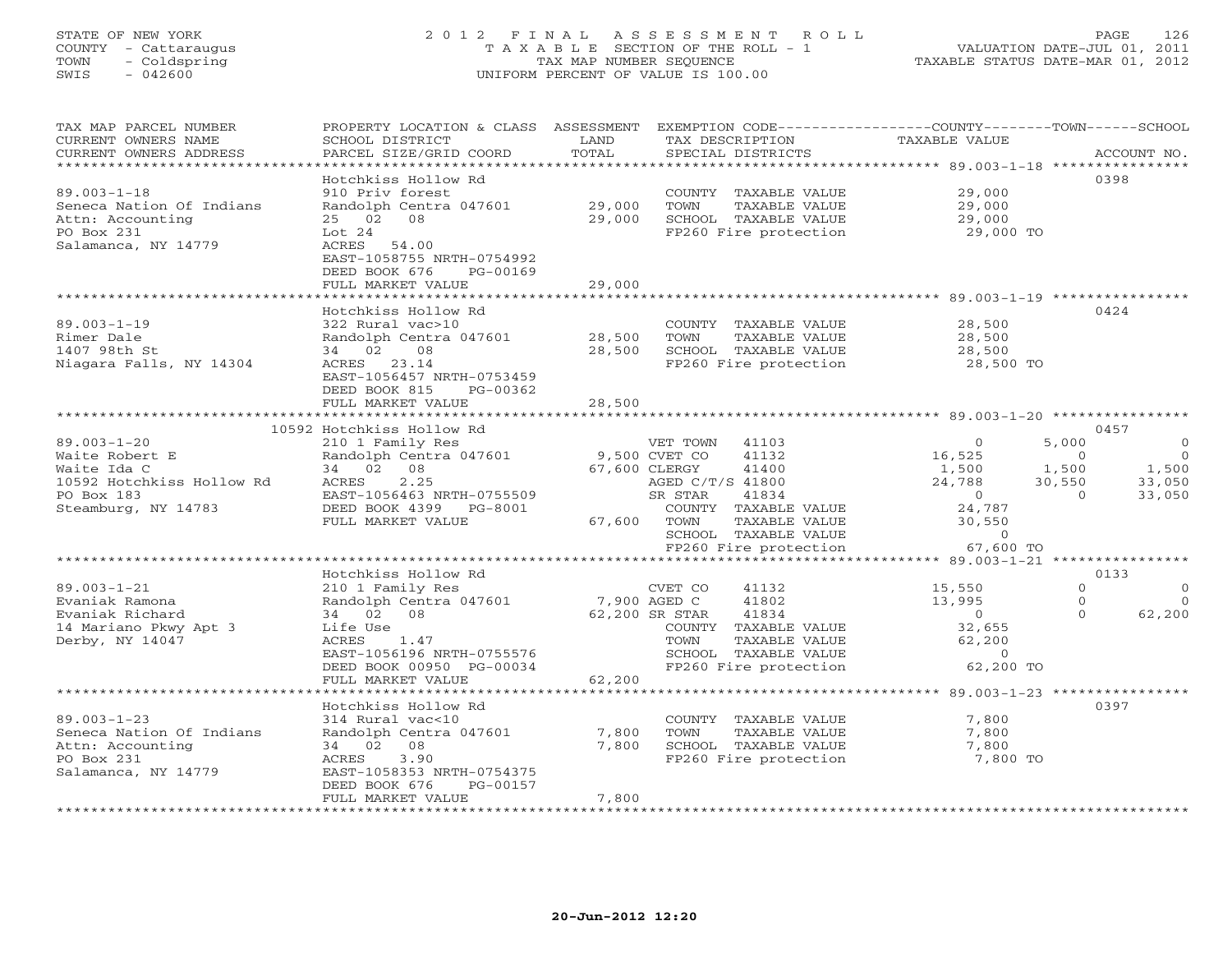STATE OF NEW YORK
COUNTY - Cattaraugus
TOWN - Coldspring
SWIS - 042600

# 2012 FINAL ASSESSMENT ROLL
TAXABLE SECTION OF THE ROLL - 1
TAX MAP NUMBER SEQUENCE
UNIFORM PERCENT OF VALUE IS 100.00

VALUATION DATE-JUL 01, 2011
TAXABLE STATUS DATE-MAR 01, 2012

| TAX MAP PARCEL NUMBER / CURRENT OWNERS NAME / CURRENT OWNERS ADDRESS | PROPERTY LOCATION & CLASS / SCHOOL DISTRICT / PARCEL SIZE/GRID COORD | ASSESSMENT LAND / TOTAL | EXEMPTION CODE / TAX DESCRIPTION / SPECIAL DISTRICTS | COUNTY TAXABLE VALUE | TOWN | SCHOOL | ACCOUNT NO. |
|---|---|---|---|---|---|---|---|
| **89.003-1-18** | Hotchkiss Hollow Rd | | | | | | 0398 |
| Seneca Nation Of Indians | 910 Priv forest | | COUNTY TAXABLE VALUE | 29,000 | | | |
| Attn: Accounting | Randolph Centra 047601 | 29,000 | TOWN TAXABLE VALUE | 29,000 | | | |
| PO Box 231 | 25 02 08 | 29,000 | SCHOOL TAXABLE VALUE | 29,000 | | | |
| Salamanca, NY 14779 | Lot 24 | | FP260 Fire protection | 29,000 TO | | | |
| | ACRES 54.00 | | | | | | |
| | EAST-1058755 NRTH-0754992 | | | | | | |
| | DEED BOOK 676 PG-00169 | | | | | | |
| | FULL MARKET VALUE | 29,000 | | | | | |
| **89.003-1-19** | Hotchkiss Hollow Rd | | | | | | 0424 |
| Rimer Dale | 322 Rural vac>10 | | COUNTY TAXABLE VALUE | 28,500 | | | |
| 1407 98th St | Randolph Centra 047601 | 28,500 | TOWN TAXABLE VALUE | 28,500 | | | |
| Niagara Falls, NY 14304 | 34 02 08 | 28,500 | SCHOOL TAXABLE VALUE | 28,500 | | | |
| | ACRES 23.14 | | FP260 Fire protection | 28,500 TO | | | |
| | EAST-1056457 NRTH-0753459 | | | | | | |
| | DEED BOOK 815 PG-00362 | | | | | | |
| | FULL MARKET VALUE | 28,500 | | | | | |
| **89.003-1-20** | 10592 Hotchkiss Hollow Rd | | | | | | 0457 |
| Waite Robert E | 210 1 Family Res | | VET TOWN 41103 | 0 | 5,000 | 0 | |
| Waite Ida C | Randolph Centra 047601 | 9,500 | CVET CO 41132 | 16,525 | 0 | 0 | |
| 10592 Hotchkiss Hollow Rd | 34 02 08 | 67,600 | CLERGY 41400 | 1,500 | 1,500 | 1,500 | |
| PO Box 183 | ACRES 2.25 | | AGED C/T/S 41800 | 24,788 | 30,550 | 33,050 | |
| Steamburg, NY 14783 | EAST-1056463 NRTH-0755509 | | SR STAR 41834 | 0 | 0 | 33,050 | |
| | DEED BOOK 4399 PG-8001 | | COUNTY TAXABLE VALUE | 24,787 | | | |
| | FULL MARKET VALUE | 67,600 | TOWN TAXABLE VALUE | 30,550 | | | |
| | | | SCHOOL TAXABLE VALUE | 0 | | | |
| | | | FP260 Fire protection | 67,600 TO | | | |
| **89.003-1-21** | Hotchkiss Hollow Rd | | | | | | 0133 |
| Evaniak Ramona | 210 1 Family Res | | CVET CO 41132 | 15,550 | 0 | 0 | |
| Evaniak Richard | Randolph Centra 047601 | 7,900 | AGED C 41802 | 13,995 | 0 | 0 | |
| 14 Mariano Pkwy Apt 3 | 34 02 08 | 62,200 | SR STAR 41834 | 0 | 0 | 62,200 | |
| Derby, NY 14047 | Life Use | | COUNTY TAXABLE VALUE | 32,655 | | | |
| | ACRES 1.47 | | TOWN TAXABLE VALUE | 62,200 | | | |
| | EAST-1056196 NRTH-0755576 | | SCHOOL TAXABLE VALUE | 0 | | | |
| | DEED BOOK 00950 PG-00034 | | FP260 Fire protection | 62,200 TO | | | |
| | FULL MARKET VALUE | 62,200 | | | | | |
| **89.003-1-23** | Hotchkiss Hollow Rd | | | | | | 0397 |
| Seneca Nation Of Indians | 314 Rural vac<10 | | COUNTY TAXABLE VALUE | 7,800 | | | |
| Attn: Accounting | Randolph Centra 047601 | 7,800 | TOWN TAXABLE VALUE | 7,800 | | | |
| PO Box 231 | 34 02 08 | 7,800 | SCHOOL TAXABLE VALUE | 7,800 | | | |
| Salamanca, NY 14779 | ACRES 3.90 | | FP260 Fire protection | 7,800 TO | | | |
| | EAST-1058353 NRTH-0754375 | | | | | | |
| | DEED BOOK 676 PG-00157 | | | | | | |
| | FULL MARKET VALUE | 7,800 | | | | | |

20-Jun-2012 12:20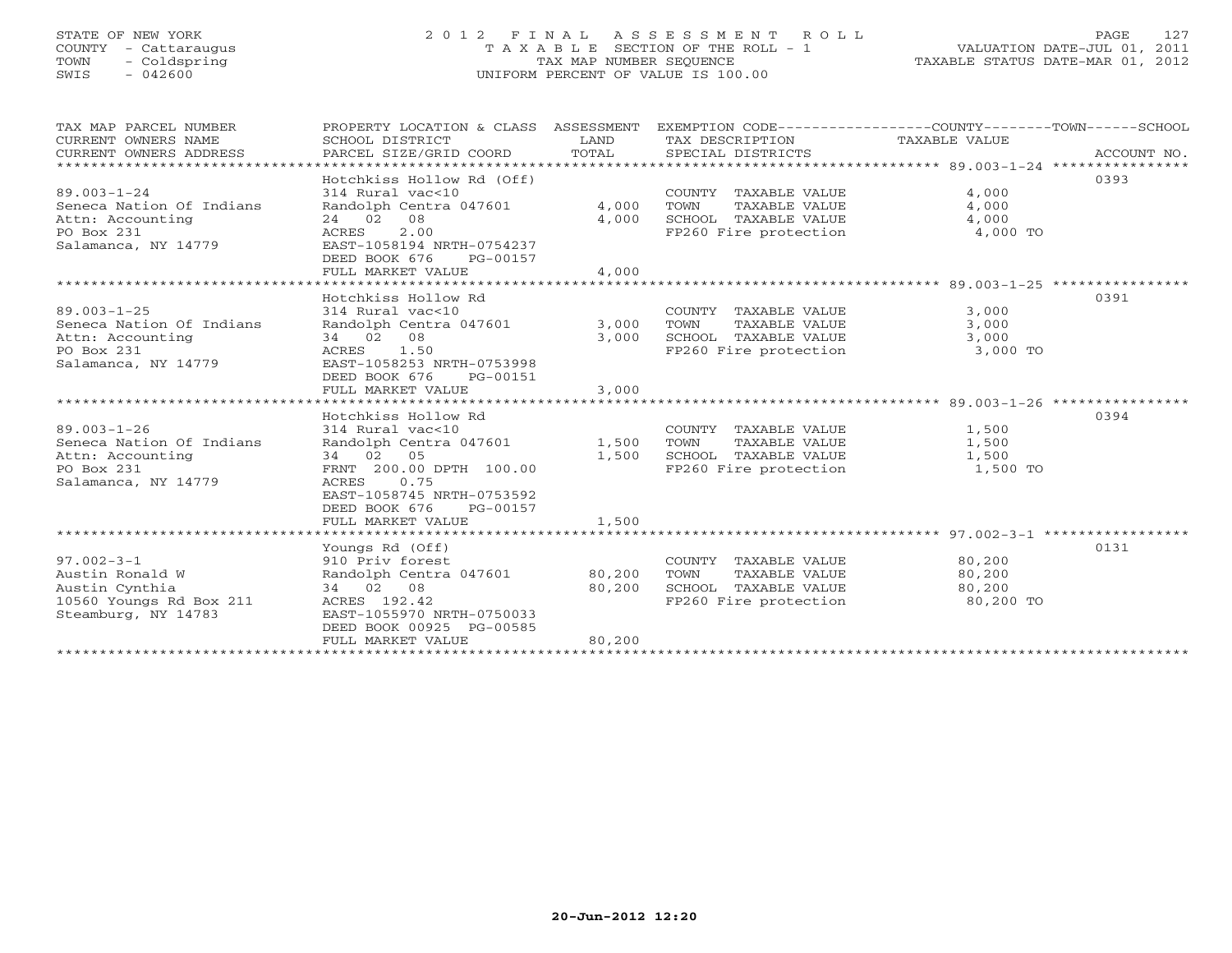STATE OF NEW YORK
COUNTY - Cattaraugus
TOWN - Coldspring
SWIS - 042600

# 2012 FINAL ASSESSMENT ROLL
TAXABLE SECTION OF THE ROLL - 1
TAX MAP NUMBER SEQUENCE
UNIFORM PERCENT OF VALUE IS 100.00

VALUATION DATE-JUL 01, 2011
TAXABLE STATUS DATE-MAR 01, 2012

| TAX MAP PARCEL NUMBER / CURRENT OWNERS NAME / CURRENT OWNERS ADDRESS | PROPERTY LOCATION & CLASS / SCHOOL DISTRICT / PARCEL SIZE/GRID COORD | ASSESSMENT LAND / TOTAL | EXEMPTION CODE / TAX DESCRIPTION / SPECIAL DISTRICTS | TAXABLE VALUE (COUNTY--TOWN--SCHOOL) | ACCOUNT NO. |
|---|---|---|---|---|---|
| 89.003-1-24 | Hotchkiss Hollow Rd (Off) | | | | 0393 |
| | 314 Rural vac<10 | | COUNTY TAXABLE VALUE | 4,000 | |
| Seneca Nation Of Indians | Randolph Centra 047601 | 4,000 | TOWN TAXABLE VALUE | 4,000 | |
| Attn: Accounting | 24 02 08 | 4,000 | SCHOOL TAXABLE VALUE | 4,000 | |
| PO Box 231 | ACRES 2.00 | | FP260 Fire protection | 4,000 TO | |
| Salamanca, NY 14779 | EAST-1058194 NRTH-0754237 | | | | |
| | DEED BOOK 676 PG-00157 | | | | |
| | FULL MARKET VALUE | 4,000 | | | |
| 89.003-1-25 | Hotchkiss Hollow Rd | | | | 0391 |
| | 314 Rural vac<10 | | COUNTY TAXABLE VALUE | 3,000 | |
| Seneca Nation Of Indians | Randolph Centra 047601 | 3,000 | TOWN TAXABLE VALUE | 3,000 | |
| Attn: Accounting | 34 02 08 | 3,000 | SCHOOL TAXABLE VALUE | 3,000 | |
| PO Box 231 | ACRES 1.50 | | FP260 Fire protection | 3,000 TO | |
| Salamanca, NY 14779 | EAST-1058253 NRTH-0753998 | | | | |
| | DEED BOOK 676 PG-00151 | | | | |
| | FULL MARKET VALUE | 3,000 | | | |
| 89.003-1-26 | Hotchkiss Hollow Rd | | | | 0394 |
| | 314 Rural vac<10 | | COUNTY TAXABLE VALUE | 1,500 | |
| Seneca Nation Of Indians | Randolph Centra 047601 | 1,500 | TOWN TAXABLE VALUE | 1,500 | |
| Attn: Accounting | 34 02 05 | 1,500 | SCHOOL TAXABLE VALUE | 1,500 | |
| PO Box 231 | FRNT 200.00 DPTH 100.00 | | FP260 Fire protection | 1,500 TO | |
| Salamanca, NY 14779 | ACRES 0.75 | | | | |
| | EAST-1058745 NRTH-0753592 | | | | |
| | DEED BOOK 676 PG-00157 | | | | |
| | FULL MARKET VALUE | 1,500 | | | |
| 97.002-3-1 | Youngs Rd (Off) | | | | 0131 |
| | 910 Priv forest | | COUNTY TAXABLE VALUE | 80,200 | |
| Austin Ronald W | Randolph Centra 047601 | 80,200 | TOWN TAXABLE VALUE | 80,200 | |
| Austin Cynthia | 34 02 08 | 80,200 | SCHOOL TAXABLE VALUE | 80,200 | |
| 10560 Youngs Rd Box 211 | ACRES 192.42 | | FP260 Fire protection | 80,200 TO | |
| Steamburg, NY 14783 | EAST-1055970 NRTH-0750033 | | | | |
| | DEED BOOK 00925 PG-00585 | | | | |
| | FULL MARKET VALUE | 80,200 | | | |

20-Jun-2012 12:20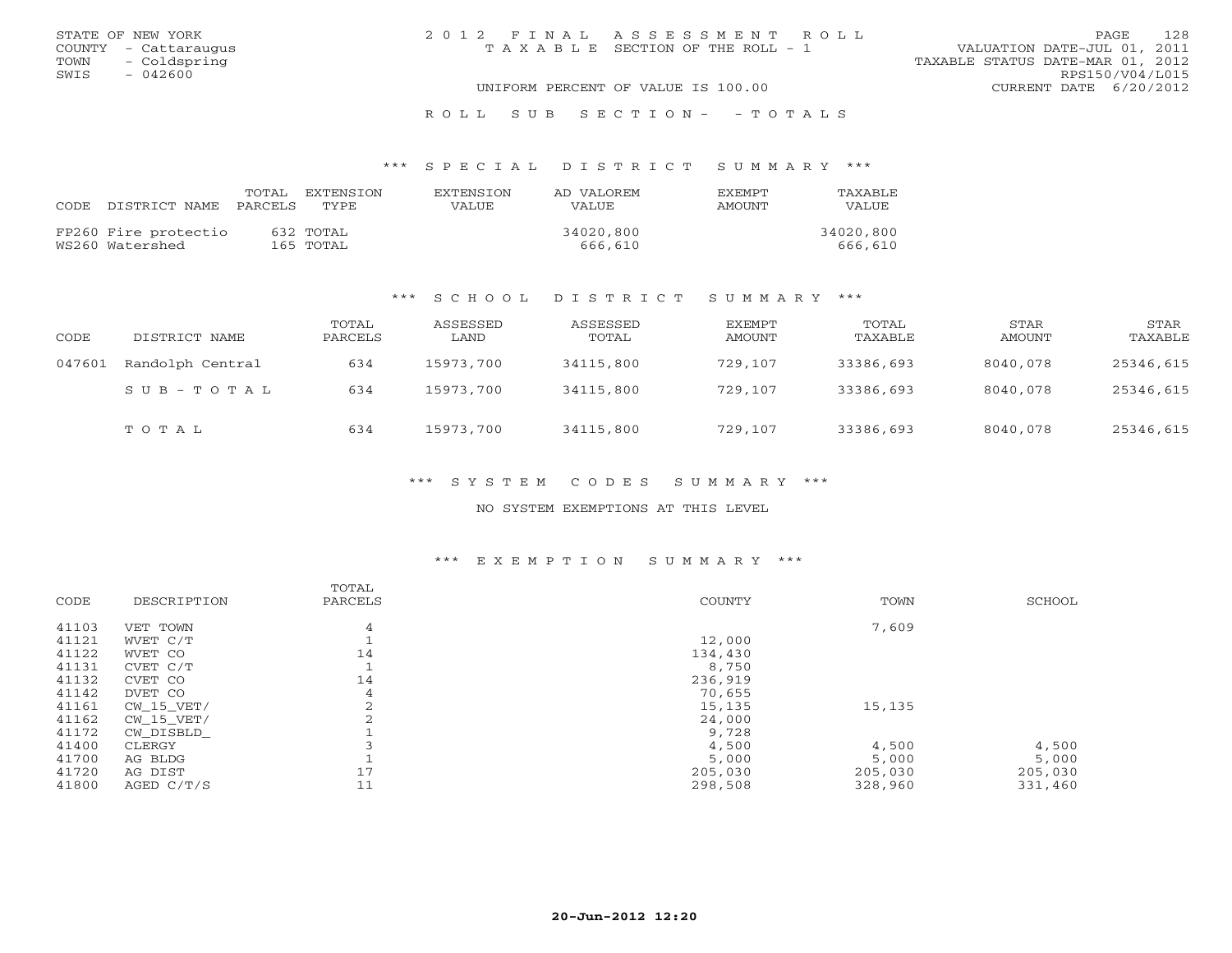STATE OF NEW YORK
COUNTY - Cattaraugus
TOWN - Coldspring
SWIS - 042600

2012 FINAL ASSESSMENT ROLL
TAXABLE SECTION OF THE ROLL - 1

VALUATION DATE-JUL 01, 2011
TAXABLE STATUS DATE-MAR 01, 2012
RPS150/V04/L015
CURRENT DATE 6/20/2012

UNIFORM PERCENT OF VALUE IS 100.00

ROLL SUB SECTION- - TOTALS

### *** SPECIAL DISTRICT SUMMARY ***

| CODE | DISTRICT NAME | TOTAL PARCELS | EXTENSION TYPE | EXTENSION VALUE | AD VALOREM VALUE | EXEMPT AMOUNT | TAXABLE VALUE |
|---|---|---|---|---|---|---|---|
| FP260 | Fire protectio | 632 | TOTAL | | 34020,800 | | 34020,800 |
| WS260 | Watershed | 165 | TOTAL | | 666,610 | | 666,610 |

### *** SCHOOL DISTRICT SUMMARY ***

| CODE | DISTRICT NAME | TOTAL PARCELS | ASSESSED LAND | ASSESSED TOTAL | EXEMPT AMOUNT | TOTAL TAXABLE | STAR AMOUNT | STAR TAXABLE |
|---|---|---|---|---|---|---|---|---|
| 047601 | Randolph Central | 634 | 15973,700 | 34115,800 | 729,107 | 33386,693 | 8040,078 | 25346,615 |
| | SUB-TOTAL | 634 | 15973,700 | 34115,800 | 729,107 | 33386,693 | 8040,078 | 25346,615 |
| | TOTAL | 634 | 15973,700 | 34115,800 | 729,107 | 33386,693 | 8040,078 | 25346,615 |

### *** SYSTEM CODES SUMMARY ***

NO SYSTEM EXEMPTIONS AT THIS LEVEL

### *** EXEMPTION SUMMARY ***

| CODE | DESCRIPTION | TOTAL PARCELS | COUNTY | TOWN | SCHOOL |
|---|---|---|---|---|---|
| 41103 | VET TOWN | 4 | | 7,609 | |
| 41121 | WVET C/T | 1 | 12,000 | | |
| 41122 | WVET CO | 14 | 134,430 | | |
| 41131 | CVET C/T | 1 | 8,750 | | |
| 41132 | CVET CO | 14 | 236,919 | | |
| 41142 | DVET CO | 4 | 70,655 | | |
| 41161 | CW_15_VET/ | 2 | 15,135 | 15,135 | |
| 41162 | CW_15_VET/ | 2 | 24,000 | | |
| 41172 | CW_DISBLD_ | 1 | 9,728 | | |
| 41400 | CLERGY | 3 | 4,500 | 4,500 | 4,500 |
| 41700 | AG BLDG | 1 | 5,000 | 5,000 | 5,000 |
| 41720 | AG DIST | 17 | 205,030 | 205,030 | 205,030 |
| 41800 | AGED C/T/S | 11 | 298,508 | 328,960 | 331,460 |

20-Jun-2012 12:20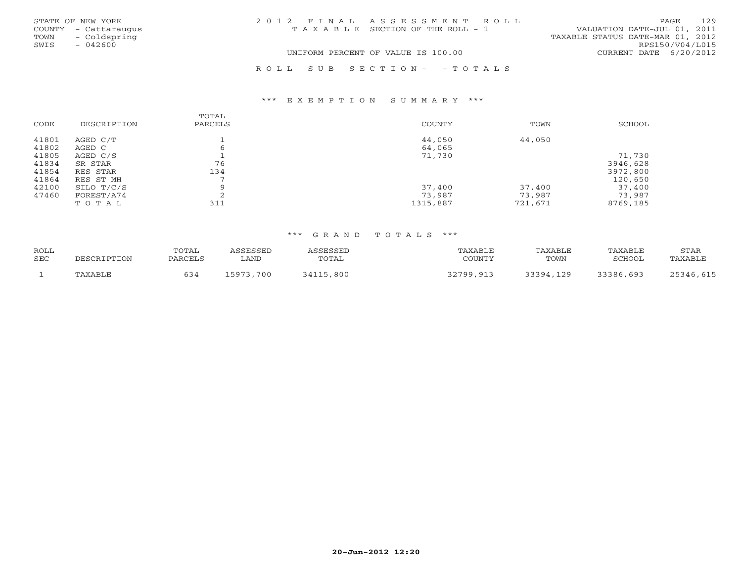STATE OF NEW YORK
COUNTY - Cattaraugus
TOWN - Coldspring
SWIS - 042600

2012 FINAL ASSESSMENT ROLL
TAXABLE SECTION OF THE ROLL - 1
UNIFORM PERCENT OF VALUE IS 100.00

VALUATION DATE-JUL 01, 2011
TAXABLE STATUS DATE-MAR 01, 2012
RPS150/V04/L015
CURRENT DATE 6/20/2012

ROLL SUB SECTION- - TOTALS

*** EXEMPTION SUMMARY ***

| CODE | DESCRIPTION | TOTAL PARCELS | COUNTY | TOWN | SCHOOL |
|---|---|---|---|---|---|
| 41801 | AGED C/T | 1 | 44,050 | 44,050 | |
| 41802 | AGED C | 6 | 64,065 | | |
| 41805 | AGED C/S | 1 | 71,730 | | 71,730 |
| 41834 | SR STAR | 76 | | | 3946,628 |
| 41854 | RES STAR | 134 | | | 3972,800 |
| 41864 | RES ST MH | 7 | | | 120,650 |
| 42100 | SILO T/C/S | 9 | 37,400 | 37,400 | 37,400 |
| 47460 | FOREST/A74 | 2 | 73,987 | 73,987 | 73,987 |
| | T O T A L | 311 | 1315,887 | 721,671 | 8769,185 |

*** GRAND TOTALS ***

| ROLL SEC | DESCRIPTION | TOTAL PARCELS | ASSESSED LAND | ASSESSED TOTAL | TAXABLE COUNTY | TAXABLE TOWN | TAXABLE SCHOOL | STAR TAXABLE |
|---|---|---|---|---|---|---|---|---|
| 1 | TAXABLE | 634 | 15973,700 | 34115,800 | 32799,913 | 33394,129 | 33386,693 | 25346,615 |

20-Jun-2012 12:20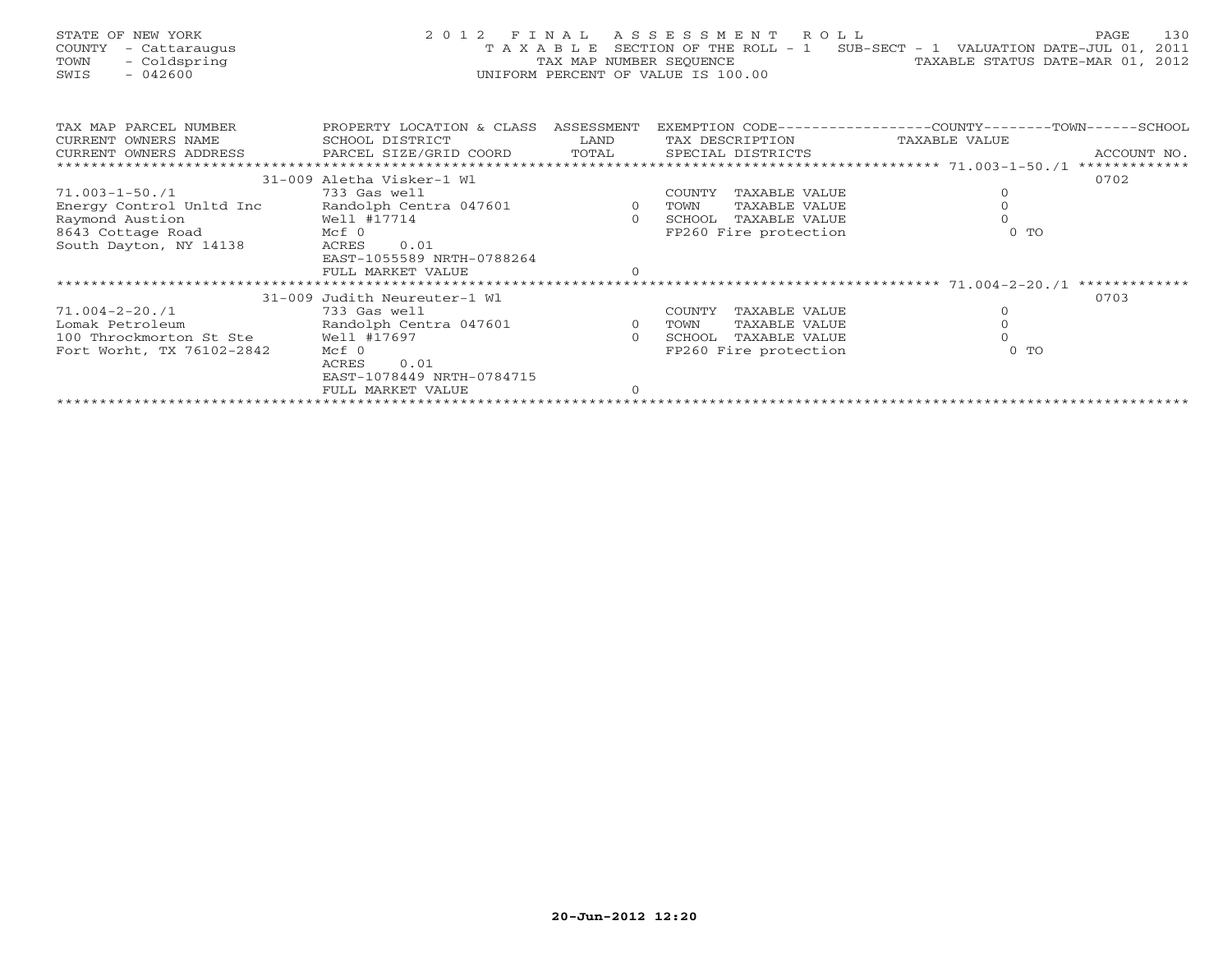STATE OF NEW YORK
COUNTY - Cattaraugus
TOWN - Coldspring
SWIS - 042600

# 2012 FINAL ASSESSMENT ROLL

TAXABLE SECTION OF THE ROLL - 1 SUB-SECT - 1 VALUATION DATE-JUL 01, 2011
TAX MAP NUMBER SEQUENCE TAXABLE STATUS DATE-MAR 01, 2012
UNIFORM PERCENT OF VALUE IS 100.00

| TAX MAP PARCEL NUMBER / CURRENT OWNERS NAME / CURRENT OWNERS ADDRESS | PROPERTY LOCATION & CLASS / SCHOOL DISTRICT / PARCEL SIZE/GRID COORD | ASSESSMENT LAND / TOTAL | EXEMPTION CODE / TAX DESCRIPTION / SPECIAL DISTRICTS | TAXABLE VALUE (COUNTY/TOWN/SCHOOL) | ACCOUNT NO. |
|---|---|---|---|---|---|
| | 31-009 Aletha Visker-1 Wl | | | | 0702 |
| 71.003-1-50./1 | 733 Gas well | | COUNTY TAXABLE VALUE | 0 | |
| Energy Control Unltd Inc | Randolph Centra 047601 | 0 | TOWN TAXABLE VALUE | 0 | |
| Raymond Austion | Well #17714 | 0 | SCHOOL TAXABLE VALUE | 0 | |
| 8643 Cottage Road | Mcf 0 | | FP260 Fire protection | 0 TO | |
| South Dayton, NY 14138 | ACRES 0.01 | | | | |
| | EAST-1055589 NRTH-0788264 | | | | |
| | FULL MARKET VALUE | 0 | | | |
| | 31-009 Judith Neureuter-1 Wl | | | | 0703 |
| 71.004-2-20./1 | 733 Gas well | | COUNTY TAXABLE VALUE | 0 | |
| Lomak Petroleum | Randolph Centra 047601 | 0 | TOWN TAXABLE VALUE | 0 | |
| 100 Throckmorton St Ste | Well #17697 | 0 | SCHOOL TAXABLE VALUE | 0 | |
| Fort Worht, TX 76102-2842 | Mcf 0 | | FP260 Fire protection | 0 TO | |
| | ACRES 0.01 | | | | |
| | EAST-1078449 NRTH-0784715 | | | | |
| | FULL MARKET VALUE | 0 | | | |

20-Jun-2012 12:20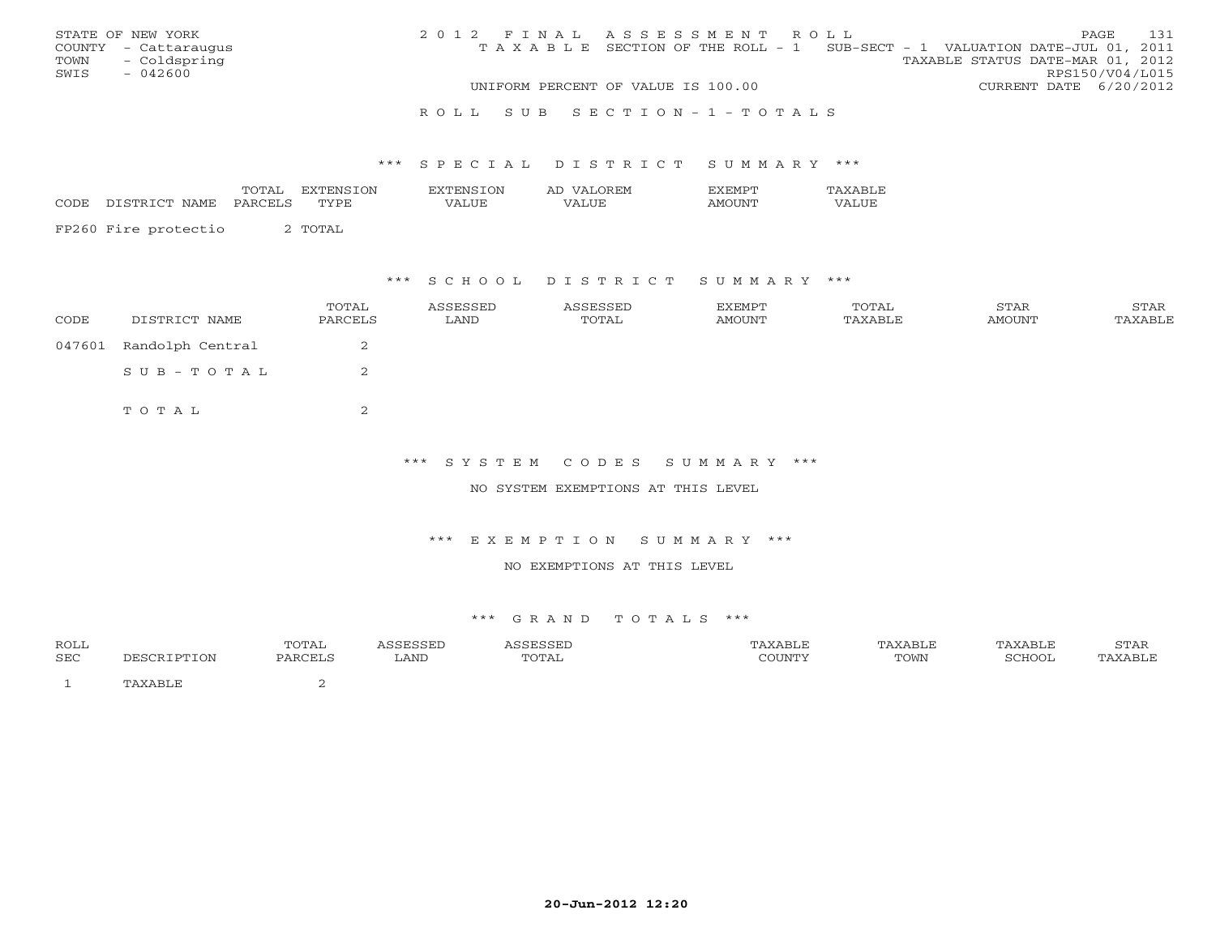STATE OF NEW YORK
COUNTY - Cattaraugus
TOWN - Coldspring
SWIS - 042600

2012 FINAL ASSESSMENT ROLL
TAXABLE SECTION OF THE ROLL - 1 SUB-SECT - 1 VALUATION DATE-JUL 01, 2011
TAXABLE STATUS DATE-MAR 01, 2012
RPS150/V04/L015
UNIFORM PERCENT OF VALUE IS 100.00
CURRENT DATE 6/20/2012

## ROLL SUB SECTION-1-TOTALS

### *** SPECIAL DISTRICT SUMMARY ***

| CODE DISTRICT NAME | TOTAL PARCELS | EXTENSION TYPE | EXTENSION VALUE | AD VALOREM VALUE | EXEMPT AMOUNT | TAXABLE VALUE |
|---|---|---|---|---|---|---|
| FP260 Fire protectio | 2 | TOTAL | | | | |

### *** SCHOOL DISTRICT SUMMARY ***

| CODE | DISTRICT NAME | TOTAL PARCELS | ASSESSED LAND | ASSESSED TOTAL | EXEMPT AMOUNT | TOTAL TAXABLE | STAR AMOUNT | STAR TAXABLE |
|---|---|---|---|---|---|---|---|---|
| 047601 | Randolph Central | 2 | | | | | | |
| | SUB-TOTAL | 2 | | | | | | |
| | TOTAL | 2 | | | | | | |

### *** SYSTEM CODES SUMMARY ***

NO SYSTEM EXEMPTIONS AT THIS LEVEL

### *** EXEMPTION SUMMARY ***

NO EXEMPTIONS AT THIS LEVEL

### *** GRAND TOTALS ***

| ROLL SEC | DESCRIPTION | TOTAL PARCELS | ASSESSED LAND | ASSESSED TOTAL | TAXABLE COUNTY | TAXABLE TOWN | TAXABLE SCHOOL | STAR TAXABLE |
|---|---|---|---|---|---|---|---|---|
| 1 | TAXABLE | 2 | | | | | | |

20-Jun-2012 12:20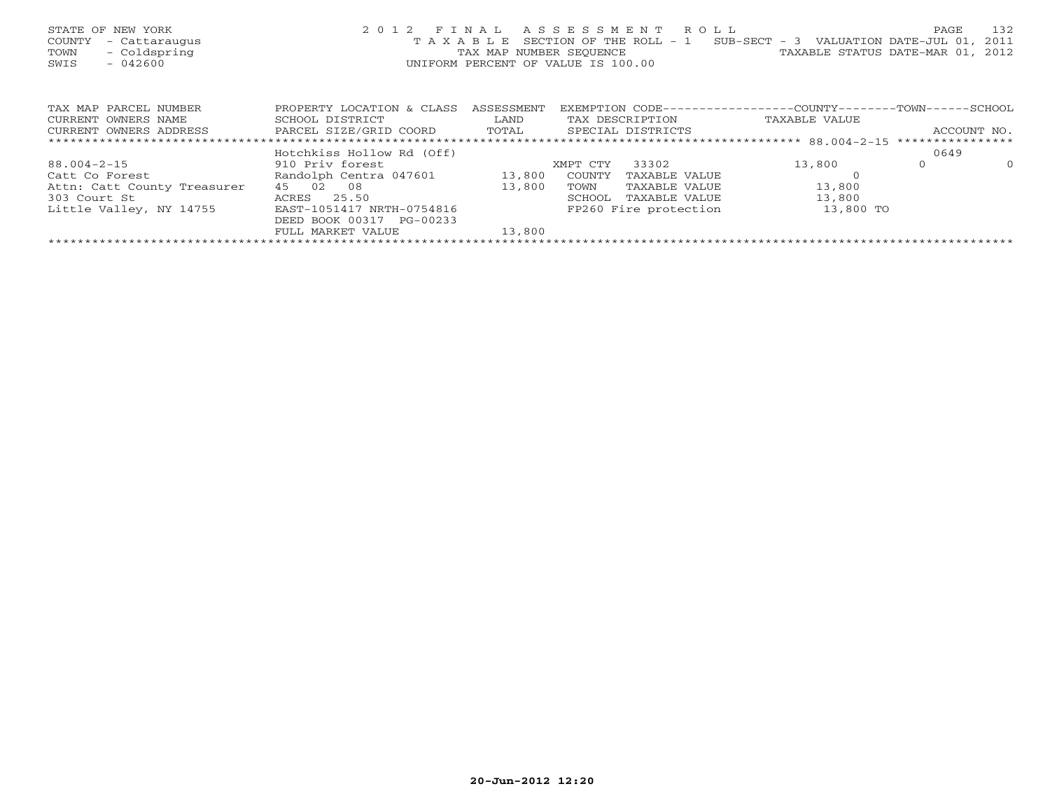STATE OF NEW YORK
COUNTY - Cattaraugus
TOWN - Coldspring
SWIS - 042600

2012 FINAL ASSESSMENT ROLL
TAXABLE SECTION OF THE ROLL - 1 SUB-SECT - 3 VALUATION DATE-JUL 01, 2011
TAX MAP NUMBER SEQUENCE TAXABLE STATUS DATE-MAR 01, 2012
UNIFORM PERCENT OF VALUE IS 100.00

| TAX MAP PARCEL NUMBER / CURRENT OWNERS NAME / CURRENT OWNERS ADDRESS | PROPERTY LOCATION & CLASS / SCHOOL DISTRICT / PARCEL SIZE/GRID COORD | ASSESSMENT LAND / TOTAL | EXEMPTION CODE / TAX DESCRIPTION / SPECIAL DISTRICTS | COUNTY TAXABLE VALUE | TOWN | SCHOOL / ACCOUNT NO. |
|---|---|---|---|---|---|---|
| ******** 88.004-2-15 ******** | Hotchkiss Hollow Rd (Off) | | | | | 0649 |
| 88.004-2-15 | 910 Priv forest | | XMPT CTY 33302 | 13,800 | 0 | 0 |
| Catt Co Forest | Randolph Centra 047601 | 13,800 | COUNTY TAXABLE VALUE | 0 | | |
| Attn: Catt County Treasurer | 45 02 08 | 13,800 | TOWN TAXABLE VALUE | 13,800 | | |
| 303 Court St | ACRES 25.50 | | SCHOOL TAXABLE VALUE | 13,800 | | |
| Little Valley, NY 14755 | EAST-1051417 NRTH-0754816 | | FP260 Fire protection | 13,800 TO | | |
| | DEED BOOK 00317 PG-00233 | | | | | |
| | FULL MARKET VALUE | 13,800 | | | | |

20-Jun-2012 12:20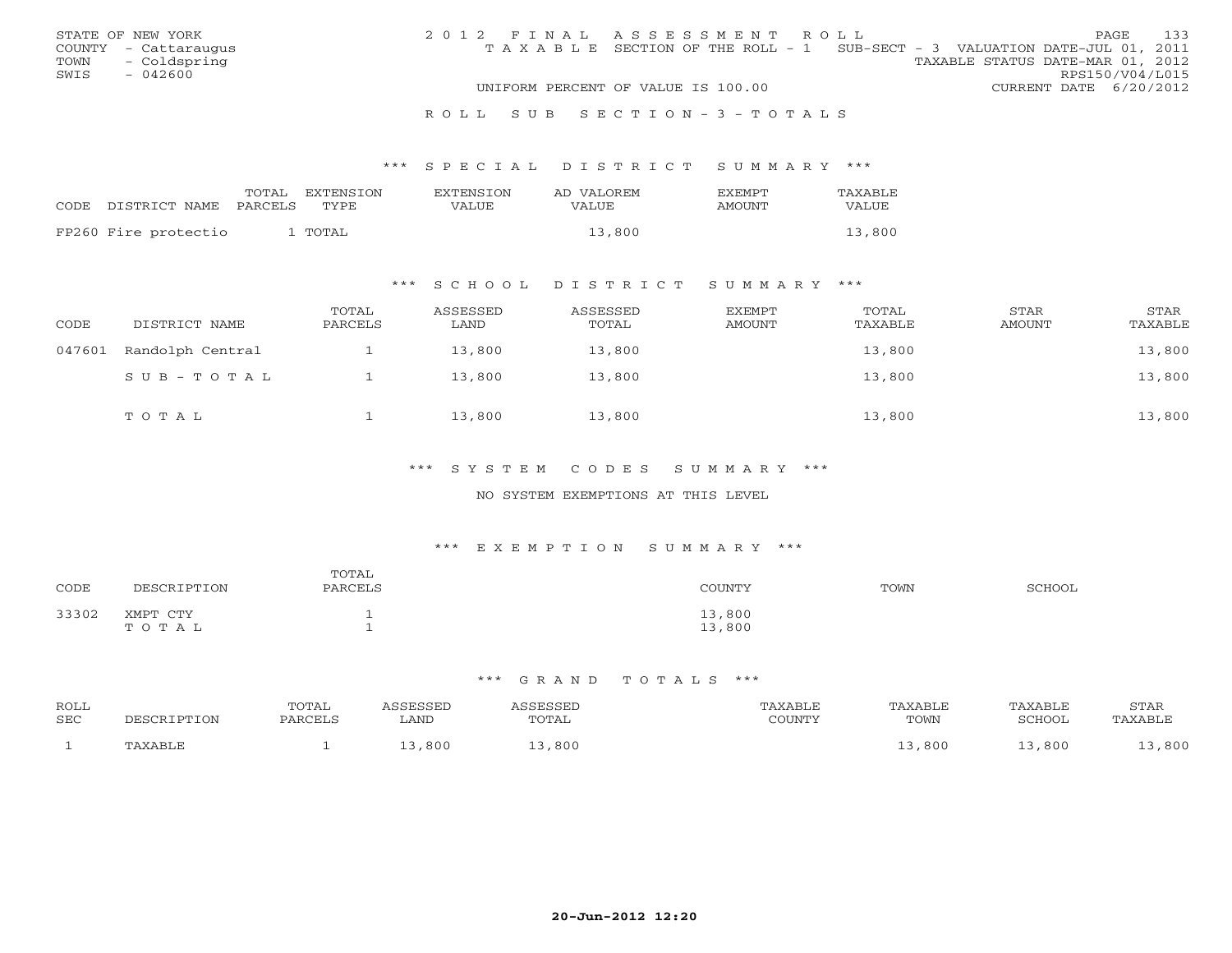STATE OF NEW YORK
COUNTY - Cattaraugus
TOWN - Coldspring
SWIS - 042600

2012 FINAL ASSESSMENT ROLL
TAXABLE SECTION OF THE ROLL - 1 SUB-SECT - 3 VALUATION DATE-JUL 01, 2011
TAXABLE STATUS DATE-MAR 01, 2012
RPS150/V04/L015
UNIFORM PERCENT OF VALUE IS 100.00 CURRENT DATE 6/20/2012

ROLL SUB SECTION-3-TOTALS

## *** SPECIAL DISTRICT SUMMARY ***

| CODE DISTRICT NAME | TOTAL PARCELS | EXTENSION TYPE | EXTENSION VALUE | AD VALOREM VALUE | EXEMPT AMOUNT | TAXABLE VALUE |
|---|---|---|---|---|---|---|
| FP260 Fire protectio | 1 | TOTAL | | 13,800 | | 13,800 |

## *** SCHOOL DISTRICT SUMMARY ***

| CODE | DISTRICT NAME | TOTAL PARCELS | ASSESSED LAND | ASSESSED TOTAL | EXEMPT AMOUNT | TOTAL TAXABLE | STAR AMOUNT | STAR TAXABLE |
|---|---|---|---|---|---|---|---|---|
| 047601 | Randolph Central | 1 | 13,800 | 13,800 | | 13,800 | | 13,800 |
| | SUB-TOTAL | 1 | 13,800 | 13,800 | | 13,800 | | 13,800 |
| | TOTAL | 1 | 13,800 | 13,800 | | 13,800 | | 13,800 |

## *** SYSTEM CODES SUMMARY ***

NO SYSTEM EXEMPTIONS AT THIS LEVEL

## *** EXEMPTION SUMMARY ***

| CODE | DESCRIPTION | TOTAL PARCELS | COUNTY | TOWN | SCHOOL |
|---|---|---|---|---|---|
| 33302 | XMPT CTY | 1 | 13,800 | | |
| | TOTAL | 1 | 13,800 | | |

## *** GRAND TOTALS ***

| ROLL SEC | DESCRIPTION | TOTAL PARCELS | ASSESSED LAND | ASSESSED TOTAL | TAXABLE COUNTY | TAXABLE TOWN | TAXABLE SCHOOL | STAR TAXABLE |
|---|---|---|---|---|---|---|---|---|
| 1 | TAXABLE | 1 | 13,800 | 13,800 | | 13,800 | 13,800 | 13,800 |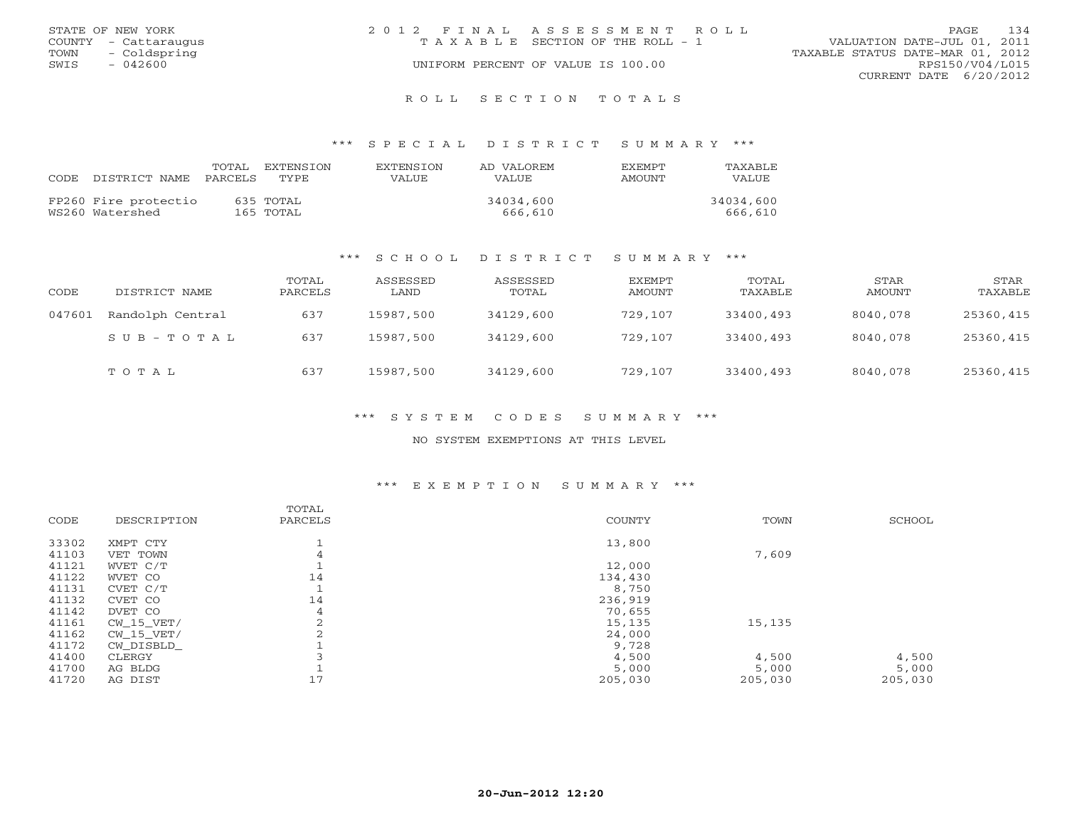STATE OF NEW YORK
COUNTY - Cattaraugus
TOWN - Coldspring
SWIS - 042600

2012 FINAL ASSESSMENT ROLL
TAXABLE SECTION OF THE ROLL - 1
UNIFORM PERCENT OF VALUE IS 100.00

VALUATION DATE-JUL 01, 2011
TAXABLE STATUS DATE-MAR 01, 2012
RPS150/V04/L015
CURRENT DATE 6/20/2012

## ROLL SECTION TOTALS

### *** SPECIAL DISTRICT SUMMARY ***

| CODE | DISTRICT NAME | TOTAL PARCELS | EXTENSION TYPE | EXTENSION VALUE | AD VALOREM VALUE | EXEMPT AMOUNT | TAXABLE VALUE |
|---|---|---|---|---|---|---|---|
| FP260 | Fire protectio | 635 | TOTAL | | 34034,600 | | 34034,600 |
| WS260 | Watershed | 165 | TOTAL | | 666,610 | | 666,610 |

### *** SCHOOL DISTRICT SUMMARY ***

| CODE | DISTRICT NAME | TOTAL PARCELS | ASSESSED LAND | ASSESSED TOTAL | EXEMPT AMOUNT | TOTAL TAXABLE | STAR AMOUNT | STAR TAXABLE |
|---|---|---|---|---|---|---|---|---|
| 047601 | Randolph Central | 637 | 15987,500 | 34129,600 | 729,107 | 33400,493 | 8040,078 | 25360,415 |
| | SUB-TOTAL | 637 | 15987,500 | 34129,600 | 729,107 | 33400,493 | 8040,078 | 25360,415 |
| | TOTAL | 637 | 15987,500 | 34129,600 | 729,107 | 33400,493 | 8040,078 | 25360,415 |

### *** SYSTEM CODES SUMMARY ***

NO SYSTEM EXEMPTIONS AT THIS LEVEL

### *** EXEMPTION SUMMARY ***

| CODE | DESCRIPTION | TOTAL PARCELS | COUNTY | TOWN | SCHOOL |
|---|---|---|---|---|---|
| 33302 | XMPT CTY | 1 | 13,800 | | |
| 41103 | VET TOWN | 4 | | 7,609 | |
| 41121 | WVET C/T | 1 | 12,000 | | |
| 41122 | WVET CO | 14 | 134,430 | | |
| 41131 | CVET C/T | 1 | 8,750 | | |
| 41132 | CVET CO | 14 | 236,919 | | |
| 41142 | DVET CO | 4 | 70,655 | | |
| 41161 | CW_15_VET/ | 2 | 15,135 | 15,135 | |
| 41162 | CW_15_VET/ | 2 | 24,000 | | |
| 41172 | CW_DISBLD_ | 1 | 9,728 | | |
| 41400 | CLERGY | 3 | 4,500 | 4,500 | 4,500 |
| 41700 | AG BLDG | 1 | 5,000 | 5,000 | 5,000 |
| 41720 | AG DIST | 17 | 205,030 | 205,030 | 205,030 |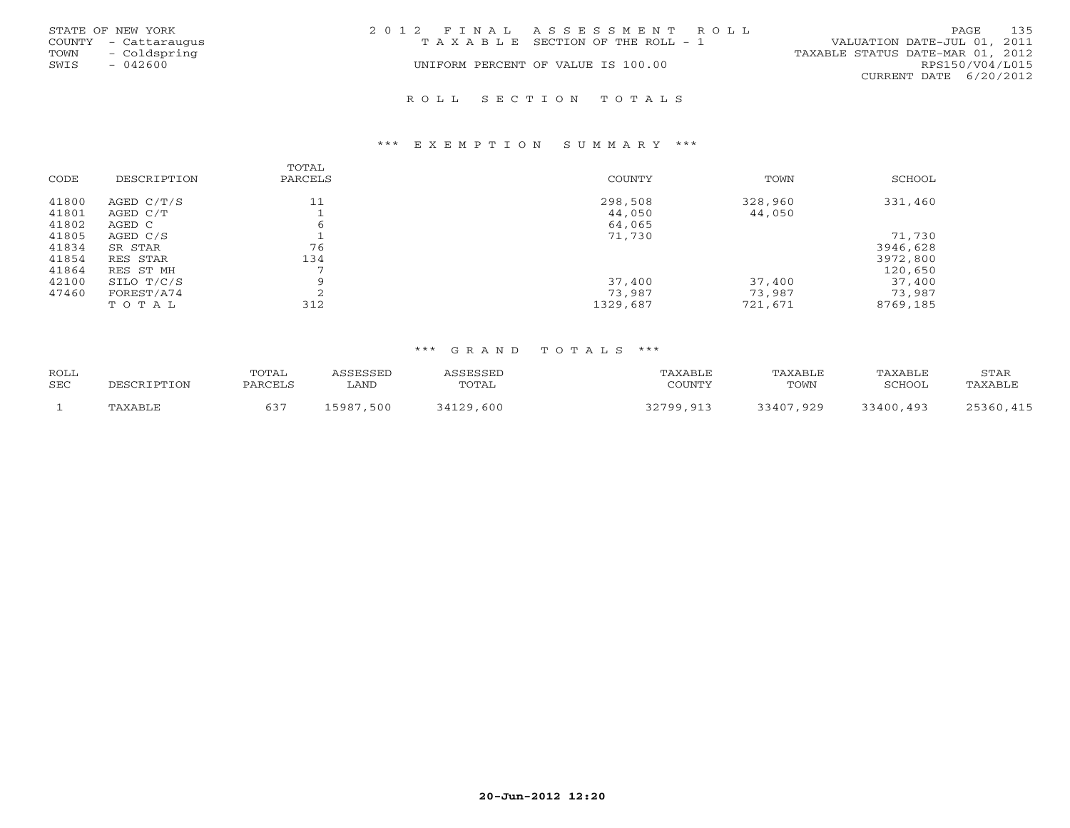STATE OF NEW YORK
COUNTY - Cattaraugus
TOWN - Coldspring
SWIS - 042600

# 2012 FINAL ASSESSMENT ROLL
TAXABLE SECTION OF THE ROLL - 1
UNIFORM PERCENT OF VALUE IS 100.00

VALUATION DATE-JUL 01, 2011
TAXABLE STATUS DATE-MAR 01, 2012
RPS150/V04/L015
CURRENT DATE 6/20/2012

## ROLL SECTION TOTALS

### *** EXEMPTION SUMMARY ***

| CODE | DESCRIPTION | TOTAL PARCELS | COUNTY | TOWN | SCHOOL |
|---|---|---|---|---|---|
| 41800 | AGED C/T/S | 11 | 298,508 | 328,960 | 331,460 |
| 41801 | AGED C/T | 1 | 44,050 | 44,050 | |
| 41802 | AGED C | 6 | 64,065 | | |
| 41805 | AGED C/S | 1 | 71,730 | | 71,730 |
| 41834 | SR STAR | 76 | | | 3946,628 |
| 41854 | RES STAR | 134 | | | 3972,800 |
| 41864 | RES ST MH | 7 | | | 120,650 |
| 42100 | SILO T/C/S | 9 | 37,400 | 37,400 | 37,400 |
| 47460 | FOREST/A74 | 2 | 73,987 | 73,987 | 73,987 |
| | T O T A L | 312 | 1329,687 | 721,671 | 8769,185 |

### *** GRAND TOTALS ***

| ROLL SEC | DESCRIPTION | TOTAL PARCELS | ASSESSED LAND | ASSESSED TOTAL | TAXABLE COUNTY | TAXABLE TOWN | TAXABLE SCHOOL | STAR TAXABLE |
|---|---|---|---|---|---|---|---|---|
| 1 | TAXABLE | 637 | 15987,500 | 34129,600 | 32799,913 | 33407,929 | 33400,493 | 25360,415 |

20-Jun-2012 12:20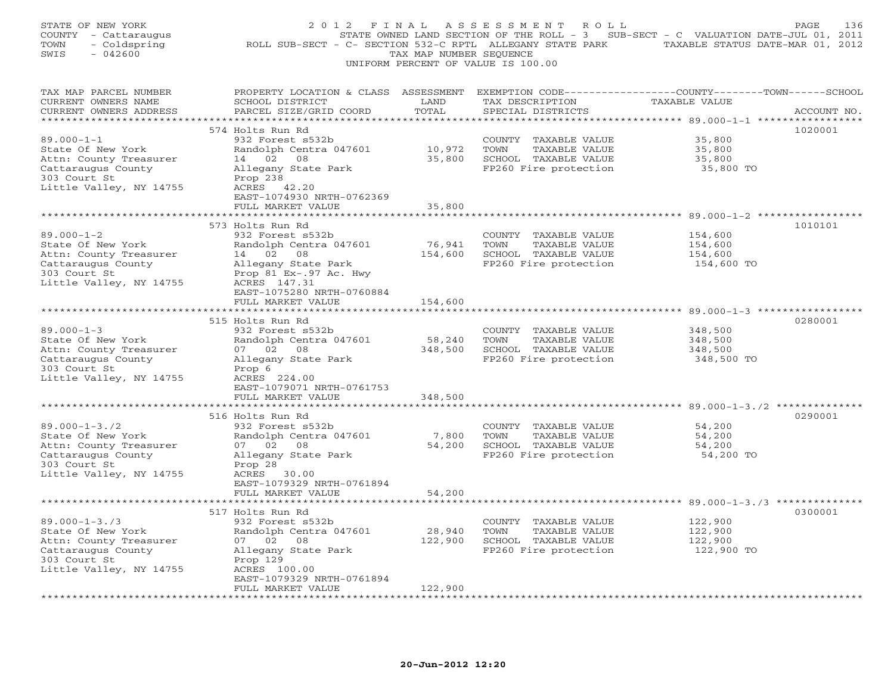STATE OF NEW YORK
COUNTY - Cattaraugus
TOWN - Coldspring
SWIS - 042600

# 2012 FINAL ASSESSMENT ROLL

STATE OWNED LAND SECTION OF THE ROLL - 3 SUB-SECT - C VALUATION DATE-JUL 01, 2011
ROLL SUB-SECT - C- SECTION 532-C RPTL ALLEGANY STATE PARK TAXABLE STATUS DATE-MAR 01, 2012
TAX MAP NUMBER SEQUENCE
UNIFORM PERCENT OF VALUE IS 100.00

| TAX MAP PARCEL NUMBER / CURRENT OWNERS NAME / CURRENT OWNERS ADDRESS | PROPERTY LOCATION & CLASS / SCHOOL DISTRICT / PARCEL SIZE/GRID COORD | ASSESSMENT LAND / TOTAL | EXEMPTION CODE / TAX DESCRIPTION / SPECIAL DISTRICTS | COUNTY--------TOWN------SCHOOL TAXABLE VALUE | ACCOUNT NO. |
|---|---|---|---|---|---|
| 89.000-1-1 | 574 Holts Run Rd | | | | 1020001 |
| 89.000-1-1 | 932 Forest s532b | | COUNTY TAXABLE VALUE | 35,800 | |
| State Of New York | Randolph Centra 047601 | 10,972 | TOWN TAXABLE VALUE | 35,800 | |
| Attn: County Treasurer | 14 02 08 | 35,800 | SCHOOL TAXABLE VALUE | 35,800 | |
| Cattaraugus County | Allegany State Park | | FP260 Fire protection | 35,800 TO | |
| 303 Court St | Prop 238 | | | | |
| Little Valley, NY 14755 | ACRES 42.20 | | | | |
| | EAST-1074930 NRTH-0762369 | | | | |
| | FULL MARKET VALUE | 35,800 | | | |
| 89.000-1-2 | 573 Holts Run Rd | | | | 1010101 |
| 89.000-1-2 | 932 Forest s532b | | COUNTY TAXABLE VALUE | 154,600 | |
| State Of New York | Randolph Centra 047601 | 76,941 | TOWN TAXABLE VALUE | 154,600 | |
| Attn: County Treasurer | 14 02 08 | 154,600 | SCHOOL TAXABLE VALUE | 154,600 | |
| Cattaraugus County | Allegany State Park | | FP260 Fire protection | 154,600 TO | |
| 303 Court St | Prop 81 Ex-.97 Ac. Hwy | | | | |
| Little Valley, NY 14755 | ACRES 147.31 | | | | |
| | EAST-1075280 NRTH-0760884 | | | | |
| | FULL MARKET VALUE | 154,600 | | | |
| 89.000-1-3 | 515 Holts Run Rd | | | | 0280001 |
| 89.000-1-3 | 932 Forest s532b | | COUNTY TAXABLE VALUE | 348,500 | |
| State Of New York | Randolph Centra 047601 | 58,240 | TOWN TAXABLE VALUE | 348,500 | |
| Attn: County Treasurer | 07 02 08 | 348,500 | SCHOOL TAXABLE VALUE | 348,500 | |
| Cattaraugus County | Allegany State Park | | FP260 Fire protection | 348,500 TO | |
| 303 Court St | Prop 6 | | | | |
| Little Valley, NY 14755 | ACRES 224.00 | | | | |
| | EAST-1079071 NRTH-0761753 | | | | |
| | FULL MARKET VALUE | 348,500 | | | |
| 89.000-1-3./2 | 516 Holts Run Rd | | | | 0290001 |
| 89.000-1-3./2 | 932 Forest s532b | | COUNTY TAXABLE VALUE | 54,200 | |
| State Of New York | Randolph Centra 047601 | 7,800 | TOWN TAXABLE VALUE | 54,200 | |
| Attn: County Treasurer | 07 02 08 | 54,200 | SCHOOL TAXABLE VALUE | 54,200 | |
| Cattaraugus County | Allegany State Park | | FP260 Fire protection | 54,200 TO | |
| 303 Court St | Prop 28 | | | | |
| Little Valley, NY 14755 | ACRES 30.00 | | | | |
| | EAST-1079329 NRTH-0761894 | | | | |
| | FULL MARKET VALUE | 54,200 | | | |
| 89.000-1-3./3 | 517 Holts Run Rd | | | | 0300001 |
| 89.000-1-3./3 | 932 Forest s532b | | COUNTY TAXABLE VALUE | 122,900 | |
| State Of New York | Randolph Centra 047601 | 28,940 | TOWN TAXABLE VALUE | 122,900 | |
| Attn: County Treasurer | 07 02 08 | 122,900 | SCHOOL TAXABLE VALUE | 122,900 | |
| Cattaraugus County | Allegany State Park | | FP260 Fire protection | 122,900 TO | |
| 303 Court St | Prop 129 | | | | |
| Little Valley, NY 14755 | ACRES 100.00 | | | | |
| | EAST-1079329 NRTH-0761894 | | | | |
| | FULL MARKET VALUE | 122,900 | | | |

20-Jun-2012 12:20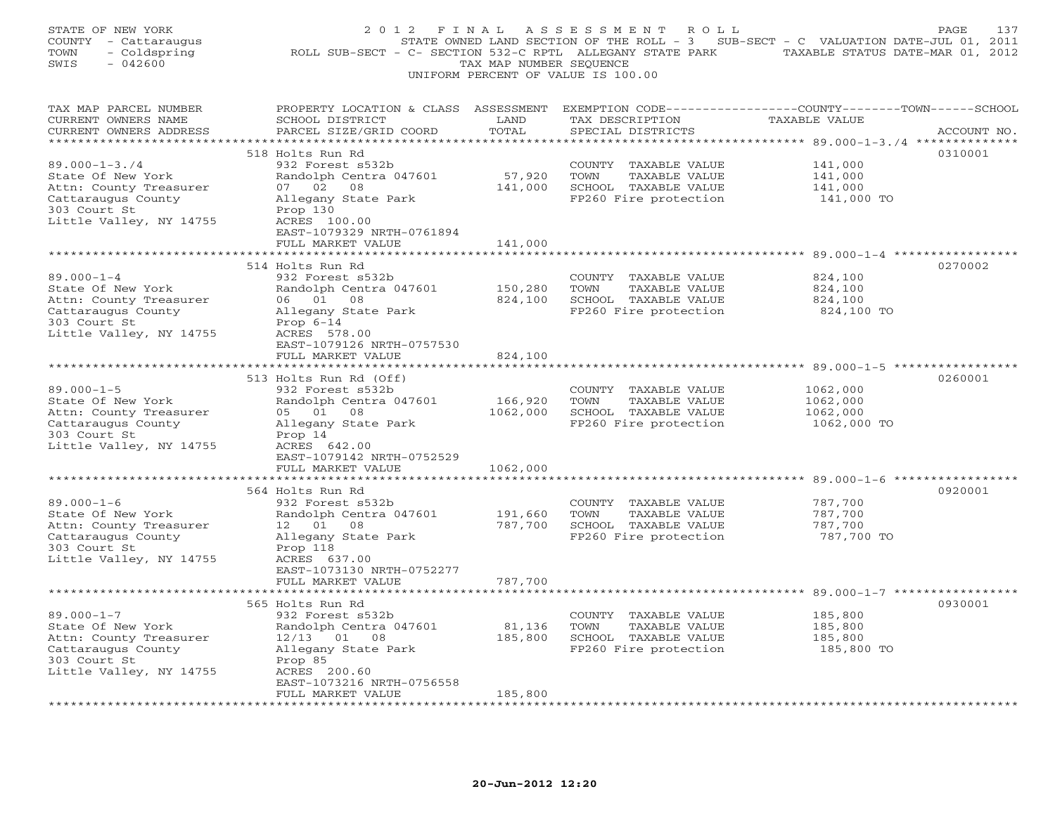STATE OF NEW YORK
COUNTY - Cattaraugus
TOWN - Coldspring
SWIS - 042600

# 2012 FINAL ASSESSMENT ROLL

STATE OWNED LAND SECTION OF THE ROLL - 3 SUB-SECT - C VALUATION DATE-JUL 01, 2011
ROLL SUB-SECT - C- SECTION 532-C RPTL ALLEGANY STATE PARK TAXABLE STATUS DATE-MAR 01, 2012
TAX MAP NUMBER SEQUENCE
UNIFORM PERCENT OF VALUE IS 100.00

| TAX MAP PARCEL NUMBER / CURRENT OWNERS NAME / CURRENT OWNERS ADDRESS | PROPERTY LOCATION & CLASS / SCHOOL DISTRICT / PARCEL SIZE/GRID COORD | ASSESSMENT LAND | TOTAL | EXEMPTION CODE / TAX DESCRIPTION / SPECIAL DISTRICTS | TAXABLE VALUE (COUNTY / TOWN / SCHOOL) | ACCOUNT NO. |
|---|---|---|---|---|---|---|
| **89.000-1-3./4** | 518 Holts Run Rd | | | | | 0310001 |
| State Of New York | 932 Forest s532b | | | COUNTY TAXABLE VALUE | 141,000 | |
| Attn: County Treasurer | Randolph Centra 047601 | 57,920 | | TOWN TAXABLE VALUE | 141,000 | |
| Cattaraugus County | 07 02 08 | | 141,000 | SCHOOL TAXABLE VALUE | 141,000 | |
| 303 Court St | Allegany State Park | | | FP260 Fire protection | 141,000 TO | |
| Little Valley, NY 14755 | Prop 130 | | | | | |
| | ACRES 100.00 | | | | | |
| | EAST-1079329 NRTH-0761894 | | | | | |
| | FULL MARKET VALUE | | 141,000 | | | |
| **89.000-1-4** | 514 Holts Run Rd | | | | | 0270002 |
| State Of New York | 932 Forest s532b | | | COUNTY TAXABLE VALUE | 824,100 | |
| Attn: County Treasurer | Randolph Centra 047601 | 150,280 | | TOWN TAXABLE VALUE | 824,100 | |
| Cattaraugus County | 06 01 08 | | 824,100 | SCHOOL TAXABLE VALUE | 824,100 | |
| 303 Court St | Allegany State Park | | | FP260 Fire protection | 824,100 TO | |
| Little Valley, NY 14755 | Prop 6-14 | | | | | |
| | ACRES 578.00 | | | | | |
| | EAST-1079126 NRTH-0757530 | | | | | |
| | FULL MARKET VALUE | | 824,100 | | | |
| **89.000-1-5** | 513 Holts Run Rd (Off) | | | | | 0260001 |
| State Of New York | 932 Forest s532b | | | COUNTY TAXABLE VALUE | 1062,000 | |
| Attn: County Treasurer | Randolph Centra 047601 | 166,920 | | TOWN TAXABLE VALUE | 1062,000 | |
| Cattaraugus County | 05 01 08 | | 1062,000 | SCHOOL TAXABLE VALUE | 1062,000 | |
| 303 Court St | Allegany State Park | | | FP260 Fire protection | 1062,000 TO | |
| Little Valley, NY 14755 | Prop 14 | | | | | |
| | ACRES 642.00 | | | | | |
| | EAST-1079142 NRTH-0752529 | | | | | |
| | FULL MARKET VALUE | | 1062,000 | | | |
| **89.000-1-6** | 564 Holts Run Rd | | | | | 0920001 |
| State Of New York | 932 Forest s532b | | | COUNTY TAXABLE VALUE | 787,700 | |
| Attn: County Treasurer | Randolph Centra 047601 | 191,660 | | TOWN TAXABLE VALUE | 787,700 | |
| Cattaraugus County | 12 01 08 | | 787,700 | SCHOOL TAXABLE VALUE | 787,700 | |
| 303 Court St | Allegany State Park | | | FP260 Fire protection | 787,700 TO | |
| Little Valley, NY 14755 | Prop 118 | | | | | |
| | ACRES 637.00 | | | | | |
| | EAST-1073130 NRTH-0752277 | | | | | |
| | FULL MARKET VALUE | | 787,700 | | | |
| **89.000-1-7** | 565 Holts Run Rd | | | | | 0930001 |
| State Of New York | 932 Forest s532b | | | COUNTY TAXABLE VALUE | 185,800 | |
| Attn: County Treasurer | Randolph Centra 047601 | 81,136 | | TOWN TAXABLE VALUE | 185,800 | |
| Cattaraugus County | 12/13 01 08 | | 185,800 | SCHOOL TAXABLE VALUE | 185,800 | |
| 303 Court St | Allegany State Park | | | FP260 Fire protection | 185,800 TO | |
| Little Valley, NY 14755 | Prop 85 | | | | | |
| | ACRES 200.60 | | | | | |
| | EAST-1073216 NRTH-0756558 | | | | | |
| | FULL MARKET VALUE | | 185,800 | | | |

20-Jun-2012 12:20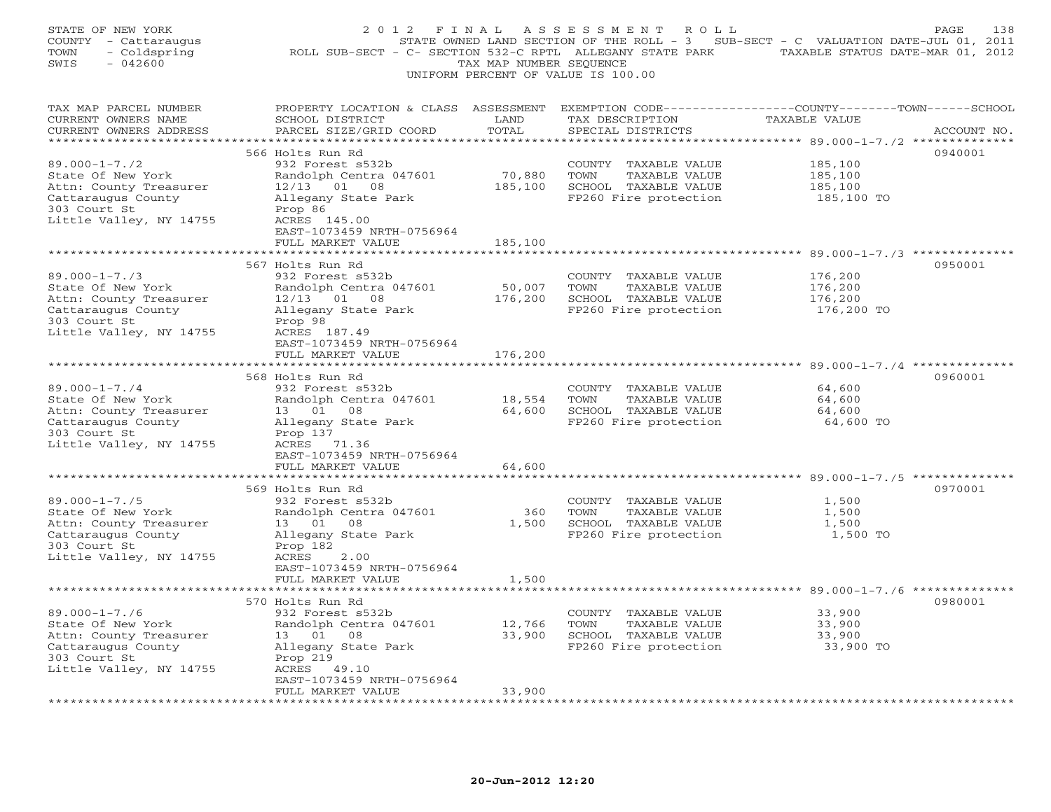STATE OF NEW YORK
COUNTY - Cattaraugus
TOWN - Coldspring
SWIS - 042600

2012 FINAL ASSESSMENT ROLL
STATE OWNED LAND SECTION OF THE ROLL - 3 SUB-SECT - C VALUATION DATE-JUL 01, 2011
ROLL SUB-SECT - C- SECTION 532-C RPTL ALLEGANY STATE PARK TAXABLE STATUS DATE-MAR 01, 2012
TAX MAP NUMBER SEQUENCE
UNIFORM PERCENT OF VALUE IS 100.00

| TAX MAP PARCEL NUMBER / CURRENT OWNERS NAME / CURRENT OWNERS ADDRESS | PROPERTY LOCATION & CLASS / SCHOOL DISTRICT / PARCEL SIZE/GRID COORD | ASSESSMENT LAND | TOTAL | EXEMPTION CODE / TAX DESCRIPTION / SPECIAL DISTRICTS | TAXABLE VALUE (COUNTY / TOWN / SCHOOL) | ACCOUNT NO. |
|---|---|---|---|---|---|---|
| **89.000-1-7./2** | 566 Holts Run Rd | | | | | 0940001 |
| 89.000-1-7./2 | 932 Forest s532b | | | COUNTY TAXABLE VALUE | 185,100 | |
| State Of New York | Randolph Centra 047601 | 70,880 | | TOWN TAXABLE VALUE | 185,100 | |
| Attn: County Treasurer | 12/13 01 08 | | 185,100 | SCHOOL TAXABLE VALUE | 185,100 | |
| Cattaraugus County | Allegany State Park | | | FP260 Fire protection | 185,100 TO | |
| 303 Court St | Prop 86 | | | | | |
| Little Valley, NY 14755 | ACRES 145.00 | | | | | |
| | EAST-1073459 NRTH-0756964 | | | | | |
| | FULL MARKET VALUE | | 185,100 | | | |
| **89.000-1-7./3** | 567 Holts Run Rd | | | | | 0950001 |
| 89.000-1-7./3 | 932 Forest s532b | | | COUNTY TAXABLE VALUE | 176,200 | |
| State Of New York | Randolph Centra 047601 | 50,007 | | TOWN TAXABLE VALUE | 176,200 | |
| Attn: County Treasurer | 12/13 01 08 | | 176,200 | SCHOOL TAXABLE VALUE | 176,200 | |
| Cattaraugus County | Allegany State Park | | | FP260 Fire protection | 176,200 TO | |
| 303 Court St | Prop 98 | | | | | |
| Little Valley, NY 14755 | ACRES 187.49 | | | | | |
| | EAST-1073459 NRTH-0756964 | | | | | |
| | FULL MARKET VALUE | | 176,200 | | | |
| **89.000-1-7./4** | 568 Holts Run Rd | | | | | 0960001 |
| 89.000-1-7./4 | 932 Forest s532b | | | COUNTY TAXABLE VALUE | 64,600 | |
| State Of New York | Randolph Centra 047601 | 18,554 | | TOWN TAXABLE VALUE | 64,600 | |
| Attn: County Treasurer | 13 01 08 | | 64,600 | SCHOOL TAXABLE VALUE | 64,600 | |
| Cattaraugus County | Allegany State Park | | | FP260 Fire protection | 64,600 TO | |
| 303 Court St | Prop 137 | | | | | |
| Little Valley, NY 14755 | ACRES 71.36 | | | | | |
| | EAST-1073459 NRTH-0756964 | | | | | |
| | FULL MARKET VALUE | | 64,600 | | | |
| **89.000-1-7./5** | 569 Holts Run Rd | | | | | 0970001 |
| 89.000-1-7./5 | 932 Forest s532b | | | COUNTY TAXABLE VALUE | 1,500 | |
| State Of New York | Randolph Centra 047601 | 360 | | TOWN TAXABLE VALUE | 1,500 | |
| Attn: County Treasurer | 13 01 08 | | 1,500 | SCHOOL TAXABLE VALUE | 1,500 | |
| Cattaraugus County | Allegany State Park | | | FP260 Fire protection | 1,500 TO | |
| 303 Court St | Prop 182 | | | | | |
| Little Valley, NY 14755 | ACRES 2.00 | | | | | |
| | EAST-1073459 NRTH-0756964 | | | | | |
| | FULL MARKET VALUE | | 1,500 | | | |
| **89.000-1-7./6** | 570 Holts Run Rd | | | | | 0980001 |
| 89.000-1-7./6 | 932 Forest s532b | | | COUNTY TAXABLE VALUE | 33,900 | |
| State Of New York | Randolph Centra 047601 | 12,766 | | TOWN TAXABLE VALUE | 33,900 | |
| Attn: County Treasurer | 13 01 08 | | 33,900 | SCHOOL TAXABLE VALUE | 33,900 | |
| Cattaraugus County | Allegany State Park | | | FP260 Fire protection | 33,900 TO | |
| 303 Court St | Prop 219 | | | | | |
| Little Valley, NY 14755 | ACRES 49.10 | | | | | |
| | EAST-1073459 NRTH-0756964 | | | | | |
| | FULL MARKET VALUE | | 33,900 | | | |

20-Jun-2012 12:20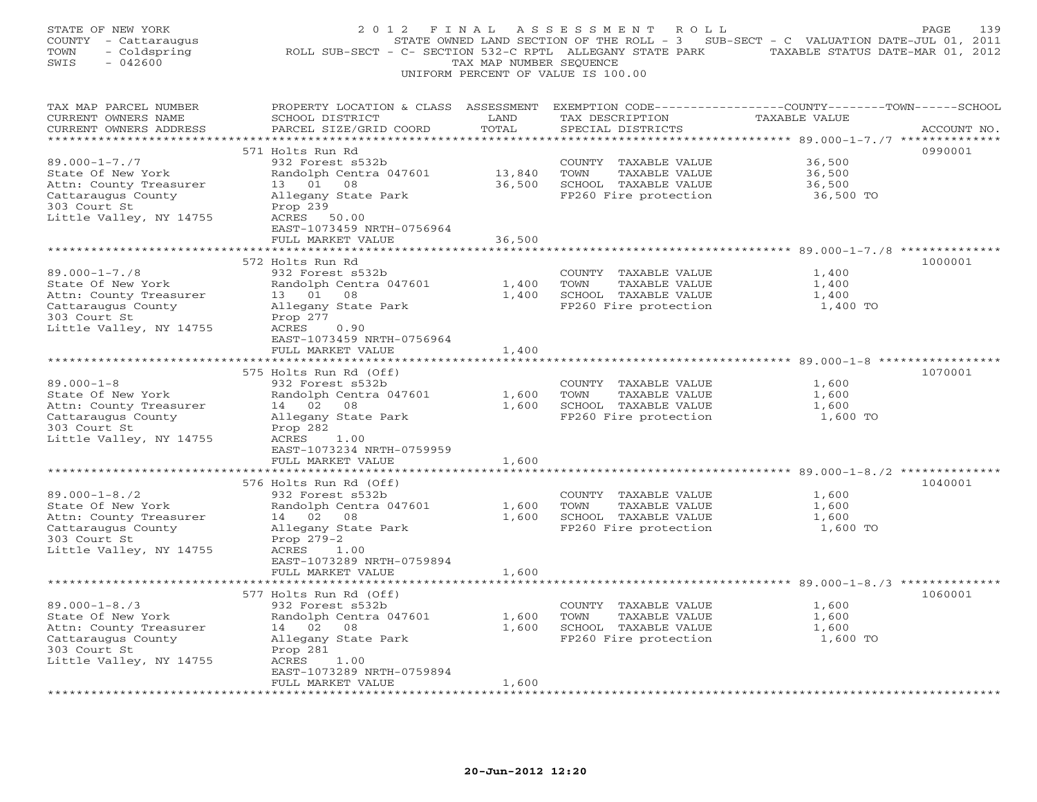STATE OF NEW YORK
COUNTY - Cattaraugus
TOWN - Coldspring
SWIS - 042600

2012 FINAL ASSESSMENT ROLL
STATE OWNED LAND SECTION OF THE ROLL - 3 SUB-SECT - C VALUATION DATE-JUL 01, 2011
ROLL SUB-SECT - C- SECTION 532-C RPTL ALLEGANY STATE PARK TAXABLE STATUS DATE-MAR 01, 2012
TAX MAP NUMBER SEQUENCE
UNIFORM PERCENT OF VALUE IS 100.00

| TAX MAP PARCEL NUMBER / CURRENT OWNERS NAME / CURRENT OWNERS ADDRESS | PROPERTY LOCATION & CLASS / SCHOOL DISTRICT / PARCEL SIZE/GRID COORD | ASSESSMENT LAND / TOTAL | EXEMPTION CODE / TAX DESCRIPTION / SPECIAL DISTRICTS | COUNTY--------TOWN------SCHOOL TAXABLE VALUE | ACCOUNT NO. |
|---|---|---|---|---|---|
| 89.000-1-7./7 | 571 Holts Run Rd | | | | 0990001 |
| 89.000-1-7./7 | 932 Forest s532b | | COUNTY TAXABLE VALUE | 36,500 | |
| State Of New York | Randolph Centra 047601 | 13,840 | TOWN TAXABLE VALUE | 36,500 | |
| Attn: County Treasurer | 13 01 08 | 36,500 | SCHOOL TAXABLE VALUE | 36,500 | |
| Cattaraugus County | Allegany State Park | | FP260 Fire protection | 36,500 TO | |
| 303 Court St | Prop 239 | | | | |
| Little Valley, NY 14755 | ACRES 50.00 | | | | |
| | EAST-1073459 NRTH-0756964 | | | | |
| | FULL MARKET VALUE | 36,500 | | | |
| 89.000-1-7./8 | 572 Holts Run Rd | | | | 1000001 |
| 89.000-1-7./8 | 932 Forest s532b | | COUNTY TAXABLE VALUE | 1,400 | |
| State Of New York | Randolph Centra 047601 | 1,400 | TOWN TAXABLE VALUE | 1,400 | |
| Attn: County Treasurer | 13 01 08 | 1,400 | SCHOOL TAXABLE VALUE | 1,400 | |
| Cattaraugus County | Allegany State Park | | FP260 Fire protection | 1,400 TO | |
| 303 Court St | Prop 277 | | | | |
| Little Valley, NY 14755 | ACRES 0.90 | | | | |
| | EAST-1073459 NRTH-0756964 | | | | |
| | FULL MARKET VALUE | 1,400 | | | |
| 89.000-1-8 | 575 Holts Run Rd (Off) | | | | 1070001 |
| 89.000-1-8 | 932 Forest s532b | | COUNTY TAXABLE VALUE | 1,600 | |
| State Of New York | Randolph Centra 047601 | 1,600 | TOWN TAXABLE VALUE | 1,600 | |
| Attn: County Treasurer | 14 02 08 | 1,600 | SCHOOL TAXABLE VALUE | 1,600 | |
| Cattaraugus County | Allegany State Park | | FP260 Fire protection | 1,600 TO | |
| 303 Court St | Prop 282 | | | | |
| Little Valley, NY 14755 | ACRES 1.00 | | | | |
| | EAST-1073234 NRTH-0759959 | | | | |
| | FULL MARKET VALUE | 1,600 | | | |
| 89.000-1-8./2 | 576 Holts Run Rd (Off) | | | | 1040001 |
| 89.000-1-8./2 | 932 Forest s532b | | COUNTY TAXABLE VALUE | 1,600 | |
| State Of New York | Randolph Centra 047601 | 1,600 | TOWN TAXABLE VALUE | 1,600 | |
| Attn: County Treasurer | 14 02 08 | 1,600 | SCHOOL TAXABLE VALUE | 1,600 | |
| Cattaraugus County | Allegany State Park | | FP260 Fire protection | 1,600 TO | |
| 303 Court St | Prop 279-2 | | | | |
| Little Valley, NY 14755 | ACRES 1.00 | | | | |
| | EAST-1073289 NRTH-0759894 | | | | |
| | FULL MARKET VALUE | 1,600 | | | |
| 89.000-1-8./3 | 577 Holts Run Rd (Off) | | | | 1060001 |
| 89.000-1-8./3 | 932 Forest s532b | | COUNTY TAXABLE VALUE | 1,600 | |
| State Of New York | Randolph Centra 047601 | 1,600 | TOWN TAXABLE VALUE | 1,600 | |
| Attn: County Treasurer | 14 02 08 | 1,600 | SCHOOL TAXABLE VALUE | 1,600 | |
| Cattaraugus County | Allegany State Park | | FP260 Fire protection | 1,600 TO | |
| 303 Court St | Prop 281 | | | | |
| Little Valley, NY 14755 | ACRES 1.00 | | | | |
| | EAST-1073289 NRTH-0759894 | | | | |
| | FULL MARKET VALUE | 1,600 | | | |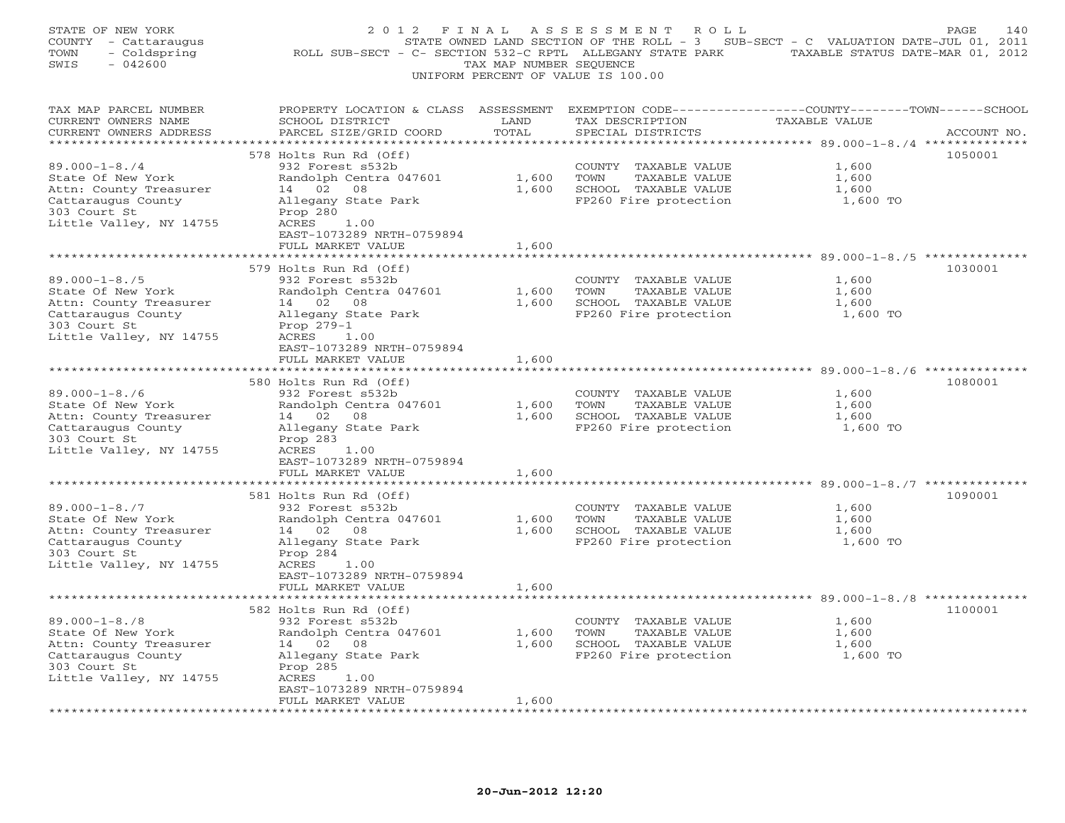STATE OF NEW YORK
COUNTY - Cattaraugus
TOWN - Coldspring
SWIS - 042600

# 2012 FINAL ASSESSMENT ROLL

STATE OWNED LAND SECTION OF THE ROLL - 3 SUB-SECT - C VALUATION DATE-JUL 01, 2011
ROLL SUB-SECT - C- SECTION 532-C RPTL ALLEGANY STATE PARK TAXABLE STATUS DATE-MAR 01, 2012
TAX MAP NUMBER SEQUENCE
UNIFORM PERCENT OF VALUE IS 100.00

| TAX MAP PARCEL NUMBER / CURRENT OWNERS NAME / CURRENT OWNERS ADDRESS | PROPERTY LOCATION & CLASS / SCHOOL DISTRICT / PARCEL SIZE/GRID COORD | ASSESSMENT LAND | TOTAL | EXEMPTION CODE / TAX DESCRIPTION / SPECIAL DISTRICTS | TAXABLE VALUE (COUNTY / TOWN / SCHOOL) | ACCOUNT NO. |
|---|---|---|---|---|---|---|
| | 578 Holts Run Rd (Off) | | | | | 1050001 |
| 89.000-1-8./4 | 932 Forest s532b | | | COUNTY TAXABLE VALUE | 1,600 | |
| State Of New York | Randolph Centra 047601 | 1,600 | | TOWN TAXABLE VALUE | 1,600 | |
| Attn: County Treasurer | 14 02 08 | | 1,600 | SCHOOL TAXABLE VALUE | 1,600 | |
| Cattaraugus County | Allegany State Park | | | FP260 Fire protection | 1,600 TO | |
| 303 Court St | Prop 280 | | | | | |
| Little Valley, NY 14755 | ACRES 1.00 | | | | | |
| | EAST-1073289 NRTH-0759894 | | | | | |
| | FULL MARKET VALUE | | 1,600 | | | |
| | 579 Holts Run Rd (Off) | | | | | 1030001 |
| 89.000-1-8./5 | 932 Forest s532b | | | COUNTY TAXABLE VALUE | 1,600 | |
| State Of New York | Randolph Centra 047601 | 1,600 | | TOWN TAXABLE VALUE | 1,600 | |
| Attn: County Treasurer | 14 02 08 | | 1,600 | SCHOOL TAXABLE VALUE | 1,600 | |
| Cattaraugus County | Allegany State Park | | | FP260 Fire protection | 1,600 TO | |
| 303 Court St | Prop 279-1 | | | | | |
| Little Valley, NY 14755 | ACRES 1.00 | | | | | |
| | EAST-1073289 NRTH-0759894 | | | | | |
| | FULL MARKET VALUE | | 1,600 | | | |
| | 580 Holts Run Rd (Off) | | | | | 1080001 |
| 89.000-1-8./6 | 932 Forest s532b | | | COUNTY TAXABLE VALUE | 1,600 | |
| State Of New York | Randolph Centra 047601 | 1,600 | | TOWN TAXABLE VALUE | 1,600 | |
| Attn: County Treasurer | 14 02 08 | | 1,600 | SCHOOL TAXABLE VALUE | 1,600 | |
| Cattaraugus County | Allegany State Park | | | FP260 Fire protection | 1,600 TO | |
| 303 Court St | Prop 283 | | | | | |
| Little Valley, NY 14755 | ACRES 1.00 | | | | | |
| | EAST-1073289 NRTH-0759894 | | | | | |
| | FULL MARKET VALUE | | 1,600 | | | |
| | 581 Holts Run Rd (Off) | | | | | 1090001 |
| 89.000-1-8./7 | 932 Forest s532b | | | COUNTY TAXABLE VALUE | 1,600 | |
| State Of New York | Randolph Centra 047601 | 1,600 | | TOWN TAXABLE VALUE | 1,600 | |
| Attn: County Treasurer | 14 02 08 | | 1,600 | SCHOOL TAXABLE VALUE | 1,600 | |
| Cattaraugus County | Allegany State Park | | | FP260 Fire protection | 1,600 TO | |
| 303 Court St | Prop 284 | | | | | |
| Little Valley, NY 14755 | ACRES 1.00 | | | | | |
| | EAST-1073289 NRTH-0759894 | | | | | |
| | FULL MARKET VALUE | | 1,600 | | | |
| | 582 Holts Run Rd (Off) | | | | | 1100001 |
| 89.000-1-8./8 | 932 Forest s532b | | | COUNTY TAXABLE VALUE | 1,600 | |
| State Of New York | Randolph Centra 047601 | 1,600 | | TOWN TAXABLE VALUE | 1,600 | |
| Attn: County Treasurer | 14 02 08 | | 1,600 | SCHOOL TAXABLE VALUE | 1,600 | |
| Cattaraugus County | Allegany State Park | | | FP260 Fire protection | 1,600 TO | |
| 303 Court St | Prop 285 | | | | | |
| Little Valley, NY 14755 | ACRES 1.00 | | | | | |
| | EAST-1073289 NRTH-0759894 | | | | | |
| | FULL MARKET VALUE | | 1,600 | | | |

20-Jun-2012 12:20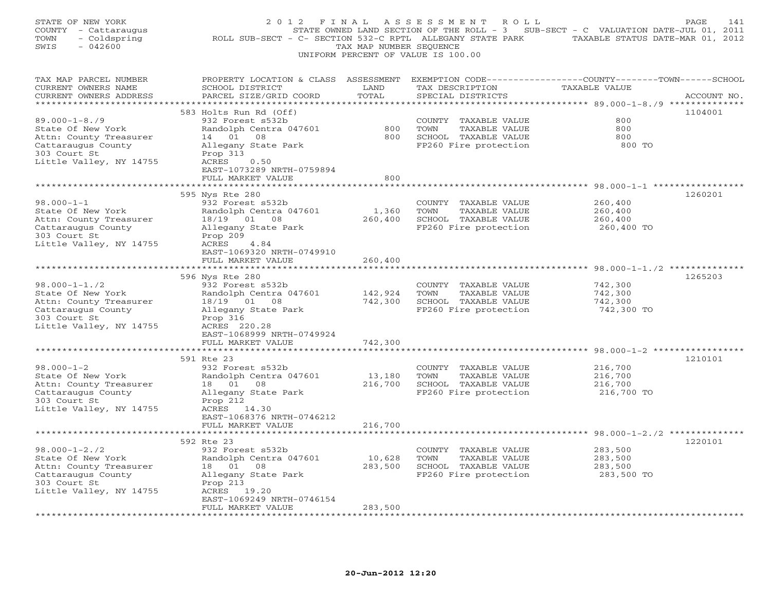STATE OF NEW YORK
COUNTY - Cattaraugus
TOWN - Coldspring
SWIS - 042600

# 2012 FINAL ASSESSMENT ROLL

STATE OWNED LAND SECTION OF THE ROLL - 3 SUB-SECT - C VALUATION DATE-JUL 01, 2011
ROLL SUB-SECT - C- SECTION 532-C RPTL ALLEGANY STATE PARK TAXABLE STATUS DATE-MAR 01, 2012
TAX MAP NUMBER SEQUENCE
UNIFORM PERCENT OF VALUE IS 100.00

| TAX MAP PARCEL NUMBER / CURRENT OWNERS NAME / CURRENT OWNERS ADDRESS | PROPERTY LOCATION & CLASS / SCHOOL DISTRICT / PARCEL SIZE/GRID COORD | ASSESSMENT LAND / TOTAL | EXEMPTION CODE / TAX DESCRIPTION / SPECIAL DISTRICTS | TAXABLE VALUE (COUNTY / TOWN / SCHOOL) | ACCOUNT NO. |
|---|---|---|---|---|---|
| 89.000-1-8./9 | 583 Holts Run Rd (Off) | | | | 1104001 |
| State Of New York | 932 Forest s532b | | COUNTY TAXABLE VALUE | 800 | |
| Attn: County Treasurer | Randolph Centra 047601 | 800 | TOWN TAXABLE VALUE | 800 | |
| Cattaraugus County | 14 01 08 | 800 | SCHOOL TAXABLE VALUE | 800 | |
| 303 Court St | Allegany State Park | | FP260 Fire protection | 800 TO | |
| Little Valley, NY 14755 | Prop 313 | | | | |
| | ACRES 0.50 | | | | |
| | EAST-1073289 NRTH-0759894 | | | | |
| | FULL MARKET VALUE | 800 | | | |
| 98.000-1-1 | 595 Nys Rte 280 | | | | 1260201 |
| State Of New York | 932 Forest s532b | | COUNTY TAXABLE VALUE | 260,400 | |
| Attn: County Treasurer | Randolph Centra 047601 | 1,360 | TOWN TAXABLE VALUE | 260,400 | |
| Cattaraugus County | 18/19 01 08 | 260,400 | SCHOOL TAXABLE VALUE | 260,400 | |
| 303 Court St | Allegany State Park | | FP260 Fire protection | 260,400 TO | |
| Little Valley, NY 14755 | Prop 209 | | | | |
| | ACRES 4.84 | | | | |
| | EAST-1069320 NRTH-0749910 | | | | |
| | FULL MARKET VALUE | 260,400 | | | |
| 98.000-1-1./2 | 596 Nys Rte 280 | | | | 1265203 |
| State Of New York | 932 Forest s532b | | COUNTY TAXABLE VALUE | 742,300 | |
| Attn: County Treasurer | Randolph Centra 047601 | 142,924 | TOWN TAXABLE VALUE | 742,300 | |
| Cattaraugus County | 18/19 01 08 | 742,300 | SCHOOL TAXABLE VALUE | 742,300 | |
| 303 Court St | Allegany State Park | | FP260 Fire protection | 742,300 TO | |
| Little Valley, NY 14755 | Prop 316 | | | | |
| | ACRES 220.28 | | | | |
| | EAST-1068999 NRTH-0749924 | | | | |
| | FULL MARKET VALUE | 742,300 | | | |
| 98.000-1-2 | 591 Rte 23 | | | | 1210101 |
| State Of New York | 932 Forest s532b | | COUNTY TAXABLE VALUE | 216,700 | |
| Attn: County Treasurer | Randolph Centra 047601 | 13,180 | TOWN TAXABLE VALUE | 216,700 | |
| Cattaraugus County | 18 01 08 | 216,700 | SCHOOL TAXABLE VALUE | 216,700 | |
| 303 Court St | Allegany State Park | | FP260 Fire protection | 216,700 TO | |
| Little Valley, NY 14755 | Prop 212 | | | | |
| | ACRES 14.30 | | | | |
| | EAST-1068376 NRTH-0746212 | | | | |
| | FULL MARKET VALUE | 216,700 | | | |
| 98.000-1-2./2 | 592 Rte 23 | | | | 1220101 |
| State Of New York | 932 Forest s532b | | COUNTY TAXABLE VALUE | 283,500 | |
| Attn: County Treasurer | Randolph Centra 047601 | 10,628 | TOWN TAXABLE VALUE | 283,500 | |
| Cattaraugus County | 18 01 08 | 283,500 | SCHOOL TAXABLE VALUE | 283,500 | |
| 303 Court St | Allegany State Park | | FP260 Fire protection | 283,500 TO | |
| Little Valley, NY 14755 | Prop 213 | | | | |
| | ACRES 19.20 | | | | |
| | EAST-1069249 NRTH-0746154 | | | | |
| | FULL MARKET VALUE | 283,500 | | | |

20-Jun-2012 12:20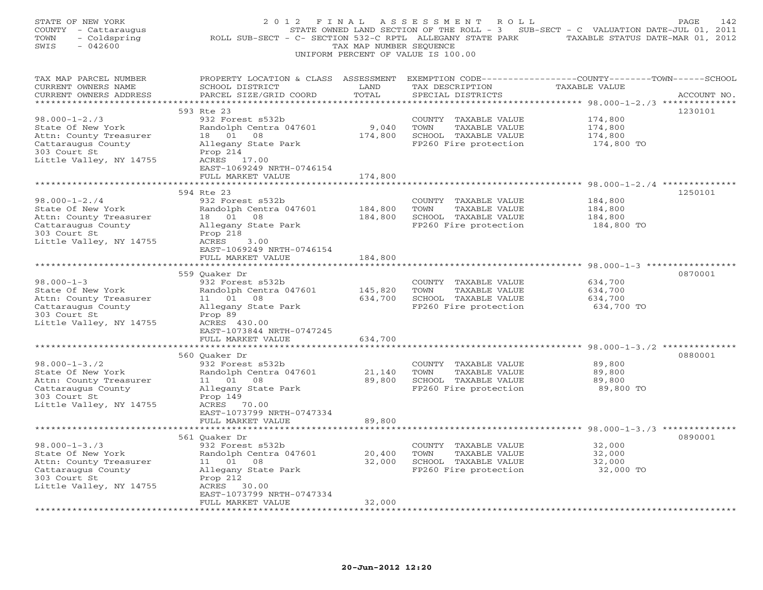STATE OF NEW YORK
COUNTY - Cattaraugus
TOWN - Coldspring
SWIS - 042600

# 2012 FINAL ASSESSMENT ROLL

STATE OWNED LAND SECTION OF THE ROLL - 3 SUB-SECT - C VALUATION DATE-JUL 01, 2011
ROLL SUB-SECT - C- SECTION 532-C RPTL ALLEGANY STATE PARK TAXABLE STATUS DATE-MAR 01, 2012
TAX MAP NUMBER SEQUENCE
UNIFORM PERCENT OF VALUE IS 100.00

| TAX MAP PARCEL NUMBER / CURRENT OWNERS NAME / CURRENT OWNERS ADDRESS | PROPERTY LOCATION & CLASS / SCHOOL DISTRICT / PARCEL SIZE/GRID COORD | ASSESSMENT LAND / TOTAL | EXEMPTION CODE / TAX DESCRIPTION / SPECIAL DISTRICTS | COUNTY--TOWN--SCHOOL TAXABLE VALUE | ACCOUNT NO. |
|---|---|---|---|---|---|
| 98.000-1-2./3 | 593 Rte 23 | | | | 1230101 |
| State Of New York | 932 Forest s532b | | COUNTY TAXABLE VALUE | 174,800 | |
| Attn: County Treasurer | Randolph Centra 047601 | 9,040 | TOWN TAXABLE VALUE | 174,800 | |
| Cattaraugus County | 18 01 08 | 174,800 | SCHOOL TAXABLE VALUE | 174,800 | |
| 303 Court St | Allegany State Park | | FP260 Fire protection | 174,800 TO | |
| Little Valley, NY 14755 | Prop 214 | | | | |
| | ACRES 17.00 | | | | |
| | EAST-1069249 NRTH-0746154 | | | | |
| | FULL MARKET VALUE | 174,800 | | | |
| 98.000-1-2./4 | 594 Rte 23 | | | | 1250101 |
| State Of New York | 932 Forest s532b | | COUNTY TAXABLE VALUE | 184,800 | |
| Attn: County Treasurer | Randolph Centra 047601 | 184,800 | TOWN TAXABLE VALUE | 184,800 | |
| Cattaraugus County | 18 01 08 | 184,800 | SCHOOL TAXABLE VALUE | 184,800 | |
| 303 Court St | Allegany State Park | | FP260 Fire protection | 184,800 TO | |
| Little Valley, NY 14755 | Prop 218 | | | | |
| | ACRES 3.00 | | | | |
| | EAST-1069249 NRTH-0746154 | | | | |
| | FULL MARKET VALUE | 184,800 | | | |
| 98.000-1-3 | 559 Quaker Dr | | | | 0870001 |
| State Of New York | 932 Forest s532b | | COUNTY TAXABLE VALUE | 634,700 | |
| Attn: County Treasurer | Randolph Centra 047601 | 145,820 | TOWN TAXABLE VALUE | 634,700 | |
| Cattaraugus County | 11 01 08 | 634,700 | SCHOOL TAXABLE VALUE | 634,700 | |
| 303 Court St | Allegany State Park | | FP260 Fire protection | 634,700 TO | |
| Little Valley, NY 14755 | Prop 89 | | | | |
| | ACRES 430.00 | | | | |
| | EAST-1073844 NRTH-0747245 | | | | |
| | FULL MARKET VALUE | 634,700 | | | |
| 98.000-1-3./2 | 560 Quaker Dr | | | | 0880001 |
| State Of New York | 932 Forest s532b | | COUNTY TAXABLE VALUE | 89,800 | |
| Attn: County Treasurer | Randolph Centra 047601 | 21,140 | TOWN TAXABLE VALUE | 89,800 | |
| Cattaraugus County | 11 01 08 | 89,800 | SCHOOL TAXABLE VALUE | 89,800 | |
| 303 Court St | Allegany State Park | | FP260 Fire protection | 89,800 TO | |
| Little Valley, NY 14755 | Prop 149 | | | | |
| | ACRES 70.00 | | | | |
| | EAST-1073799 NRTH-0747334 | | | | |
| | FULL MARKET VALUE | 89,800 | | | |
| 98.000-1-3./3 | 561 Quaker Dr | | | | 0890001 |
| State Of New York | 932 Forest s532b | | COUNTY TAXABLE VALUE | 32,000 | |
| Attn: County Treasurer | Randolph Centra 047601 | 20,400 | TOWN TAXABLE VALUE | 32,000 | |
| Cattaraugus County | 11 01 08 | 32,000 | SCHOOL TAXABLE VALUE | 32,000 | |
| 303 Court St | Allegany State Park | | FP260 Fire protection | 32,000 TO | |
| Little Valley, NY 14755 | Prop 212 | | | | |
| | ACRES 30.00 | | | | |
| | EAST-1073799 NRTH-0747334 | | | | |
| | FULL MARKET VALUE | 32,000 | | | |

20-Jun-2012 12:20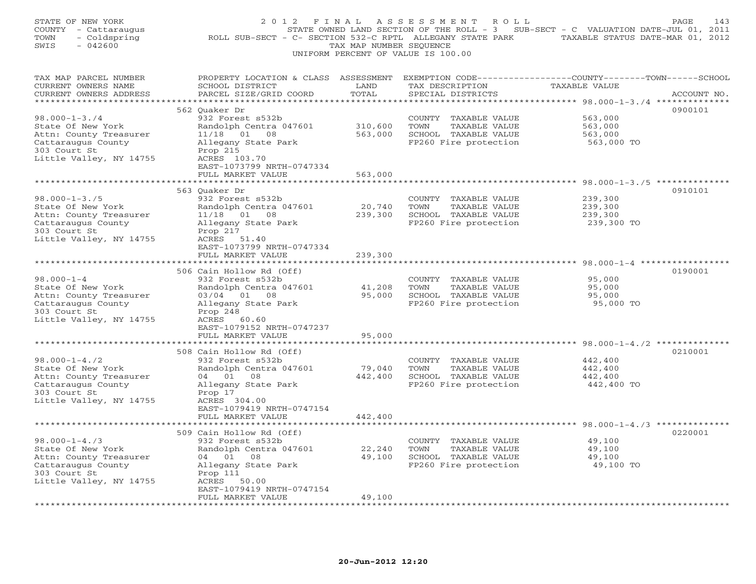STATE OF NEW YORK
COUNTY - Cattaraugus
TOWN - Coldspring
SWIS - 042600

# 2012 FINAL ASSESSMENT ROLL

STATE OWNED LAND SECTION OF THE ROLL - 3 SUB-SECT - C VALUATION DATE-JUL 01, 2011
ROLL SUB-SECT - C- SECTION 532-C RPTL ALLEGANY STATE PARK TAXABLE STATUS DATE-MAR 01, 2012
TAX MAP NUMBER SEQUENCE
UNIFORM PERCENT OF VALUE IS 100.00

| TAX MAP PARCEL NUMBER / CURRENT OWNERS NAME / CURRENT OWNERS ADDRESS | PROPERTY LOCATION & CLASS / SCHOOL DISTRICT / PARCEL SIZE/GRID COORD | ASSESSMENT LAND / TOTAL | EXEMPTION CODE / TAX DESCRIPTION / SPECIAL DISTRICTS | TAXABLE VALUE (COUNTY / TOWN / SCHOOL) | ACCOUNT NO. |
|---|---|---|---|---|---|
| 98.000-1-3./4 | 562 Quaker Dr | | | | 0900101 |
| State Of New York | 932 Forest s532b | | COUNTY TAXABLE VALUE | 563,000 | |
| Attn: County Treasurer | Randolph Centra 047601 | 310,600 | TOWN TAXABLE VALUE | 563,000 | |
| Cattaraugus County | 11/18 01 08 | 563,000 | SCHOOL TAXABLE VALUE | 563,000 | |
| 303 Court St | Allegany State Park | | FP260 Fire protection | 563,000 TO | |
| Little Valley, NY 14755 | Prop 215 | | | | |
| | ACRES 103.70 | | | | |
| | EAST-1073799 NRTH-0747334 | | | | |
| | FULL MARKET VALUE | 563,000 | | | |
| 98.000-1-3./5 | 563 Quaker Dr | | | | 0910101 |
| State Of New York | 932 Forest s532b | | COUNTY TAXABLE VALUE | 239,300 | |
| Attn: County Treasurer | Randolph Centra 047601 | 20,740 | TOWN TAXABLE VALUE | 239,300 | |
| Cattaraugus County | 11/18 01 08 | 239,300 | SCHOOL TAXABLE VALUE | 239,300 | |
| 303 Court St | Allegany State Park | | FP260 Fire protection | 239,300 TO | |
| Little Valley, NY 14755 | Prop 217 | | | | |
| | ACRES 51.40 | | | | |
| | EAST-1073799 NRTH-0747334 | | | | |
| | FULL MARKET VALUE | 239,300 | | | |
| 98.000-1-4 | 506 Cain Hollow Rd (Off) | | | | 0190001 |
| State Of New York | 932 Forest s532b | | COUNTY TAXABLE VALUE | 95,000 | |
| Attn: County Treasurer | Randolph Centra 047601 | 41,208 | TOWN TAXABLE VALUE | 95,000 | |
| Cattaraugus County | 03/04 01 08 | 95,000 | SCHOOL TAXABLE VALUE | 95,000 | |
| 303 Court St | Allegany State Park | | FP260 Fire protection | 95,000 TO | |
| Little Valley, NY 14755 | Prop 248 | | | | |
| | ACRES 60.60 | | | | |
| | EAST-1079152 NRTH-0747237 | | | | |
| | FULL MARKET VALUE | 95,000 | | | |
| 98.000-1-4./2 | 508 Cain Hollow Rd (Off) | | | | 0210001 |
| State Of New York | 932 Forest s532b | | COUNTY TAXABLE VALUE | 442,400 | |
| Attn: County Treasurer | Randolph Centra 047601 | 79,040 | TOWN TAXABLE VALUE | 442,400 | |
| Cattaraugus County | 04 01 08 | 442,400 | SCHOOL TAXABLE VALUE | 442,400 | |
| 303 Court St | Allegany State Park | | FP260 Fire protection | 442,400 TO | |
| Little Valley, NY 14755 | Prop 17 | | | | |
| | ACRES 304.00 | | | | |
| | EAST-1079419 NRTH-0747154 | | | | |
| | FULL MARKET VALUE | 442,400 | | | |
| 98.000-1-4./3 | 509 Cain Hollow Rd (Off) | | | | 0220001 |
| State Of New York | 932 Forest s532b | | COUNTY TAXABLE VALUE | 49,100 | |
| Attn: County Treasurer | Randolph Centra 047601 | 22,240 | TOWN TAXABLE VALUE | 49,100 | |
| Cattaraugus County | 04 01 08 | 49,100 | SCHOOL TAXABLE VALUE | 49,100 | |
| 303 Court St | Allegany State Park | | FP260 Fire protection | 49,100 TO | |
| Little Valley, NY 14755 | Prop 111 | | | | |
| | ACRES 50.00 | | | | |
| | EAST-1079419 NRTH-0747154 | | | | |
| | FULL MARKET VALUE | 49,100 | | | |

20-Jun-2012 12:20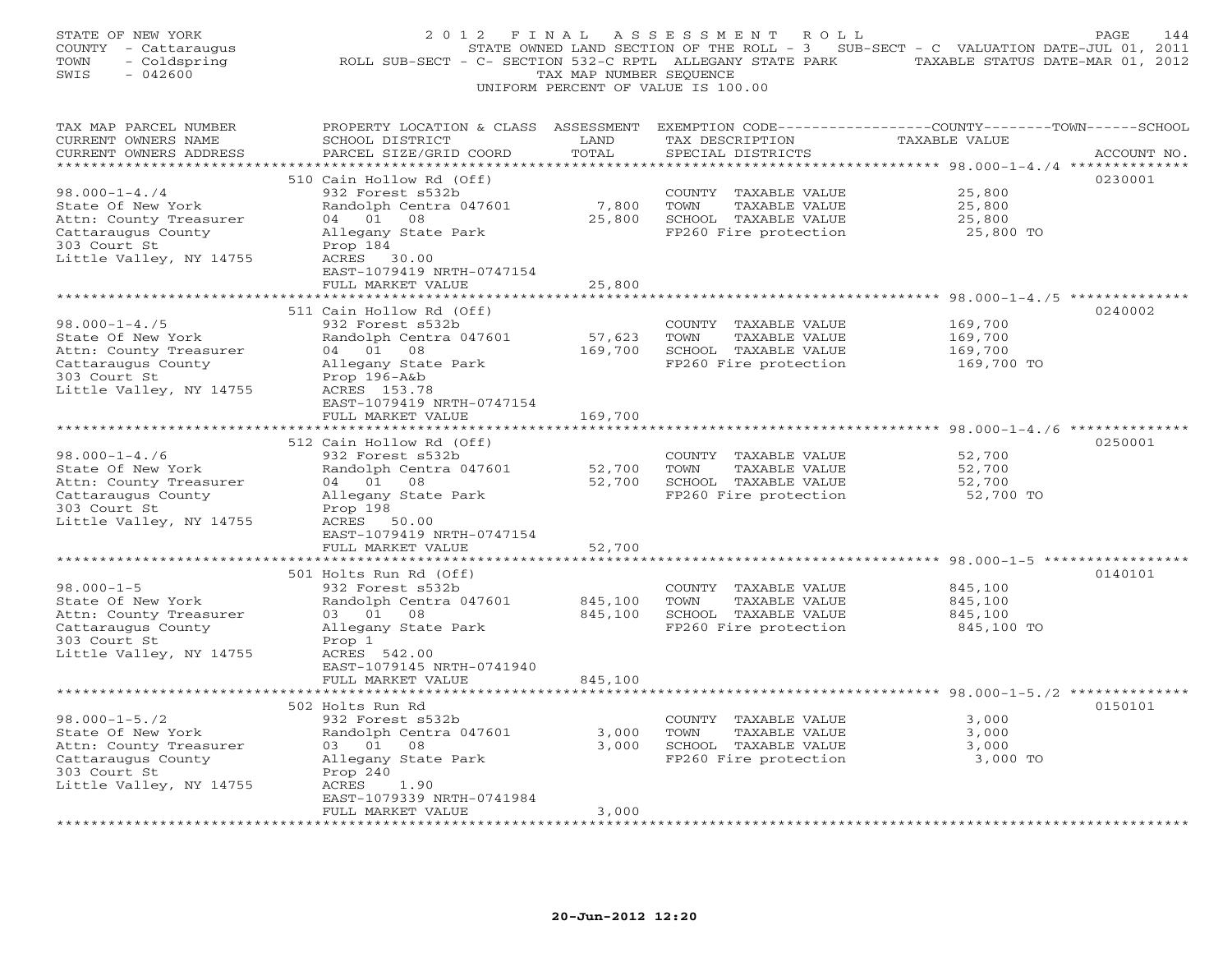STATE OF NEW YORK
COUNTY - Cattaraugus
TOWN - Coldspring
SWIS - 042600

2 0 1 2 F I N A L A S S E S S M E N T R O L L
STATE OWNED LAND SECTION OF THE ROLL - 3 SUB-SECT - C VALUATION DATE-JUL 01, 2011
ROLL SUB-SECT - C- SECTION 532-C RPTL ALLEGANY STATE PARK TAXABLE STATUS DATE-MAR 01, 2012
TAX MAP NUMBER SEQUENCE
UNIFORM PERCENT OF VALUE IS 100.00

| TAX MAP PARCEL NUMBER / CURRENT OWNERS NAME / CURRENT OWNERS ADDRESS | PROPERTY LOCATION & CLASS / SCHOOL DISTRICT / PARCEL SIZE/GRID COORD | ASSESSMENT LAND / TOTAL | EXEMPTION CODE / TAX DESCRIPTION / SPECIAL DISTRICTS | TAXABLE VALUE (COUNTY / TOWN / SCHOOL) | ACCOUNT NO. |
|---|---|---|---|---|---|
| 98.000-1-4./4 | 510 Cain Hollow Rd (Off) | | | | 0230001 |
| State Of New York | 932 Forest s532b | | COUNTY TAXABLE VALUE | 25,800 | |
| Attn: County Treasurer | Randolph Centra 047601 | 7,800 | TOWN TAXABLE VALUE | 25,800 | |
| Cattaraugus County | 04 01 08 | 25,800 | SCHOOL TAXABLE VALUE | 25,800 | |
| 303 Court St | Allegany State Park | | FP260 Fire protection | 25,800 TO | |
| Little Valley, NY 14755 | Prop 184 | | | | |
| | ACRES 30.00 | | | | |
| | EAST-1079419 NRTH-0747154 | | | | |
| | FULL MARKET VALUE | 25,800 | | | |
| 98.000-1-4./5 | 511 Cain Hollow Rd (Off) | | | | 0240002 |
| State Of New York | 932 Forest s532b | | COUNTY TAXABLE VALUE | 169,700 | |
| Attn: County Treasurer | Randolph Centra 047601 | 57,623 | TOWN TAXABLE VALUE | 169,700 | |
| Cattaraugus County | 04 01 08 | 169,700 | SCHOOL TAXABLE VALUE | 169,700 | |
| 303 Court St | Allegany State Park | | FP260 Fire protection | 169,700 TO | |
| Little Valley, NY 14755 | Prop 196-A&b | | | | |
| | ACRES 153.78 | | | | |
| | EAST-1079419 NRTH-0747154 | | | | |
| | FULL MARKET VALUE | 169,700 | | | |
| 98.000-1-4./6 | 512 Cain Hollow Rd (Off) | | | | 0250001 |
| State Of New York | 932 Forest s532b | | COUNTY TAXABLE VALUE | 52,700 | |
| Attn: County Treasurer | Randolph Centra 047601 | 52,700 | TOWN TAXABLE VALUE | 52,700 | |
| Cattaraugus County | 04 01 08 | 52,700 | SCHOOL TAXABLE VALUE | 52,700 | |
| 303 Court St | Allegany State Park | | FP260 Fire protection | 52,700 TO | |
| Little Valley, NY 14755 | Prop 198 | | | | |
| | ACRES 50.00 | | | | |
| | EAST-1079419 NRTH-0747154 | | | | |
| | FULL MARKET VALUE | 52,700 | | | |
| 98.000-1-5 | 501 Holts Run Rd (Off) | | | | 0140101 |
| State Of New York | 932 Forest s532b | | COUNTY TAXABLE VALUE | 845,100 | |
| Attn: County Treasurer | Randolph Centra 047601 | 845,100 | TOWN TAXABLE VALUE | 845,100 | |
| Cattaraugus County | 03 01 08 | 845,100 | SCHOOL TAXABLE VALUE | 845,100 | |
| 303 Court St | Allegany State Park | | FP260 Fire protection | 845,100 TO | |
| Little Valley, NY 14755 | Prop 1 | | | | |
| | ACRES 542.00 | | | | |
| | EAST-1079145 NRTH-0741940 | | | | |
| | FULL MARKET VALUE | 845,100 | | | |
| 98.000-1-5./2 | 502 Holts Run Rd | | | | 0150101 |
| State Of New York | 932 Forest s532b | | COUNTY TAXABLE VALUE | 3,000 | |
| Attn: County Treasurer | Randolph Centra 047601 | 3,000 | TOWN TAXABLE VALUE | 3,000 | |
| Cattaraugus County | 03 01 08 | 3,000 | SCHOOL TAXABLE VALUE | 3,000 | |
| 303 Court St | Allegany State Park | | FP260 Fire protection | 3,000 TO | |
| Little Valley, NY 14755 | Prop 240 | | | | |
| | ACRES 1.90 | | | | |
| | EAST-1079339 NRTH-0741984 | | | | |
| | FULL MARKET VALUE | 3,000 | | | |

20-Jun-2012 12:20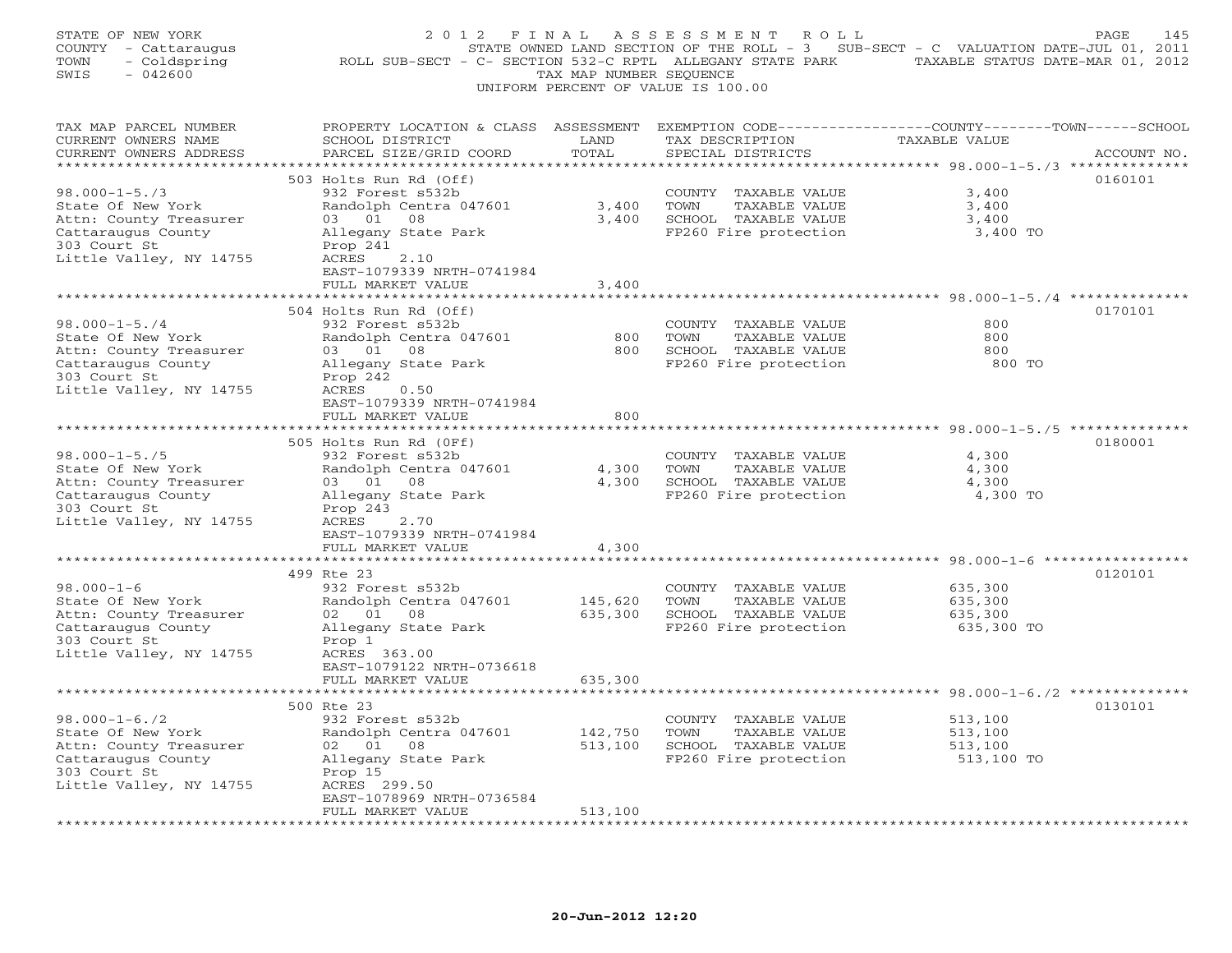STATE OF NEW YORK
COUNTY - Cattaraugus
TOWN - Coldspring
SWIS - 042600

2012 FINAL ASSESSMENT ROLL
STATE OWNED LAND SECTION OF THE ROLL - 3 SUB-SECT - C VALUATION DATE-JUL 01, 2011
ROLL SUB-SECT - C- SECTION 532-C RPTL ALLEGANY STATE PARK TAXABLE STATUS DATE-MAR 01, 2012
TAX MAP NUMBER SEQUENCE
UNIFORM PERCENT OF VALUE IS 100.00

| TAX MAP PARCEL NUMBER / CURRENT OWNERS NAME / CURRENT OWNERS ADDRESS | PROPERTY LOCATION & CLASS / SCHOOL DISTRICT / PARCEL SIZE/GRID COORD | ASSESSMENT LAND / TOTAL | EXEMPTION CODE / TAX DESCRIPTION / SPECIAL DISTRICTS | COUNTY--TOWN--SCHOOL TAXABLE VALUE | ACCOUNT NO. |
|---|---|---|---|---|---|
| 98.000-1-5./3 | 503 Holts Run Rd (Off) | | | | 0160101 |
| | 932 Forest s532b | | COUNTY TAXABLE VALUE | 3,400 | |
| State Of New York | Randolph Centra 047601 | 3,400 | TOWN TAXABLE VALUE | 3,400 | |
| Attn: County Treasurer | 03 01 08 | 3,400 | SCHOOL TAXABLE VALUE | 3,400 | |
| Cattaraugus County | Allegany State Park | | FP260 Fire protection | 3,400 TO | |
| 303 Court St | Prop 241 | | | | |
| Little Valley, NY 14755 | ACRES 2.10 | | | | |
| | EAST-1079339 NRTH-0741984 | | | | |
| | FULL MARKET VALUE | 3,400 | | | |
| 98.000-1-5./4 | 504 Holts Run Rd (Off) | | | | 0170101 |
| | 932 Forest s532b | | COUNTY TAXABLE VALUE | 800 | |
| State Of New York | Randolph Centra 047601 | 800 | TOWN TAXABLE VALUE | 800 | |
| Attn: County Treasurer | 03 01 08 | 800 | SCHOOL TAXABLE VALUE | 800 | |
| Cattaraugus County | Allegany State Park | | FP260 Fire protection | 800 TO | |
| 303 Court St | Prop 242 | | | | |
| Little Valley, NY 14755 | ACRES 0.50 | | | | |
| | EAST-1079339 NRTH-0741984 | | | | |
| | FULL MARKET VALUE | 800 | | | |
| 98.000-1-5./5 | 505 Holts Run Rd (OFf) | | | | 0180001 |
| | 932 Forest s532b | | COUNTY TAXABLE VALUE | 4,300 | |
| State Of New York | Randolph Centra 047601 | 4,300 | TOWN TAXABLE VALUE | 4,300 | |
| Attn: County Treasurer | 03 01 08 | 4,300 | SCHOOL TAXABLE VALUE | 4,300 | |
| Cattaraugus County | Allegany State Park | | FP260 Fire protection | 4,300 TO | |
| 303 Court St | Prop 243 | | | | |
| Little Valley, NY 14755 | ACRES 2.70 | | | | |
| | EAST-1079339 NRTH-0741984 | | | | |
| | FULL MARKET VALUE | 4,300 | | | |
| 98.000-1-6 | 499 Rte 23 | | | | 0120101 |
| | 932 Forest s532b | | COUNTY TAXABLE VALUE | 635,300 | |
| State Of New York | Randolph Centra 047601 | 145,620 | TOWN TAXABLE VALUE | 635,300 | |
| Attn: County Treasurer | 02 01 08 | 635,300 | SCHOOL TAXABLE VALUE | 635,300 | |
| Cattaraugus County | Allegany State Park | | FP260 Fire protection | 635,300 TO | |
| 303 Court St | Prop 1 | | | | |
| Little Valley, NY 14755 | ACRES 363.00 | | | | |
| | EAST-1079122 NRTH-0736618 | | | | |
| | FULL MARKET VALUE | 635,300 | | | |
| 98.000-1-6./2 | 500 Rte 23 | | | | 0130101 |
| | 932 Forest s532b | | COUNTY TAXABLE VALUE | 513,100 | |
| State Of New York | Randolph Centra 047601 | 142,750 | TOWN TAXABLE VALUE | 513,100 | |
| Attn: County Treasurer | 02 01 08 | 513,100 | SCHOOL TAXABLE VALUE | 513,100 | |
| Cattaraugus County | Allegany State Park | | FP260 Fire protection | 513,100 TO | |
| 303 Court St | Prop 15 | | | | |
| Little Valley, NY 14755 | ACRES 299.50 | | | | |
| | EAST-1078969 NRTH-0736584 | | | | |
| | FULL MARKET VALUE | 513,100 | | | |

20-Jun-2012 12:20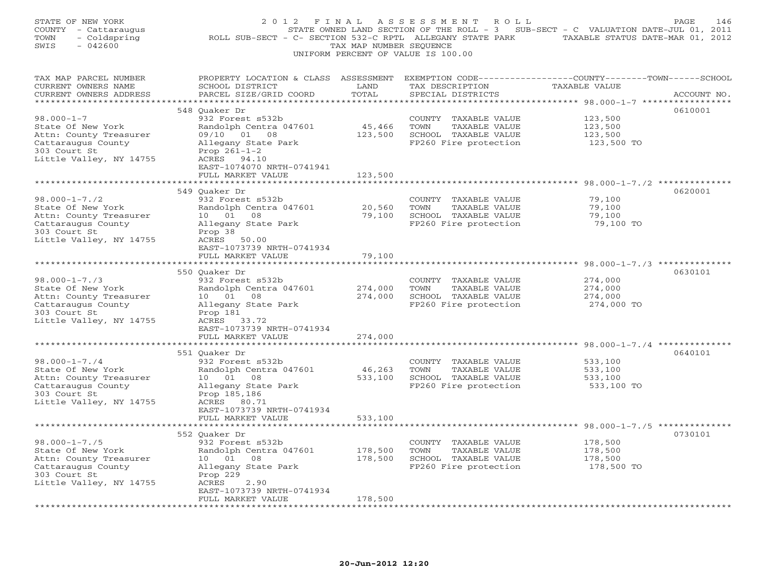STATE OF NEW YORK
COUNTY - Cattaraugus
TOWN - Coldspring
SWIS - 042600

# 2012 FINAL ASSESSMENT ROLL

STATE OWNED LAND SECTION OF THE ROLL - 3 SUB-SECT - C VALUATION DATE-JUL 01, 2011
ROLL SUB-SECT - C- SECTION 532-C RPTL ALLEGANY STATE PARK TAXABLE STATUS DATE-MAR 01, 2012
TAX MAP NUMBER SEQUENCE
UNIFORM PERCENT OF VALUE IS 100.00

| TAX MAP PARCEL NUMBER / CURRENT OWNERS NAME / CURRENT OWNERS ADDRESS | PROPERTY LOCATION & CLASS / SCHOOL DISTRICT / PARCEL SIZE/GRID COORD | ASSESSMENT LAND / TOTAL | EXEMPTION CODE / TAX DESCRIPTION / SPECIAL DISTRICTS | COUNTY--------TOWN------SCHOOL TAXABLE VALUE | ACCOUNT NO. |
|---|---|---|---|---|---|
| | 548 Quaker Dr | | | | 0610001 |
| 98.000-1-7 | 932 Forest s532b | | COUNTY TAXABLE VALUE | 123,500 | |
| State Of New York | Randolph Centra 047601 | 45,466 | TOWN TAXABLE VALUE | 123,500 | |
| Attn: County Treasurer | 09/10 01 08 | 123,500 | SCHOOL TAXABLE VALUE | 123,500 | |
| Cattaraugus County | Allegany State Park | | FP260 Fire protection | 123,500 TO | |
| 303 Court St | Prop 261-1-2 | | | | |
| Little Valley, NY 14755 | ACRES 94.10 | | | | |
| | EAST-1074070 NRTH-0741941 | | | | |
| | FULL MARKET VALUE | 123,500 | | | |
| | 549 Quaker Dr | | | | 0620001 |
| 98.000-1-7./2 | 932 Forest s532b | | COUNTY TAXABLE VALUE | 79,100 | |
| State Of New York | Randolph Centra 047601 | 20,560 | TOWN TAXABLE VALUE | 79,100 | |
| Attn: County Treasurer | 10 01 08 | 79,100 | SCHOOL TAXABLE VALUE | 79,100 | |
| Cattaraugus County | Allegany State Park | | FP260 Fire protection | 79,100 TO | |
| 303 Court St | Prop 38 | | | | |
| Little Valley, NY 14755 | ACRES 50.00 | | | | |
| | EAST-1073739 NRTH-0741934 | | | | |
| | FULL MARKET VALUE | 79,100 | | | |
| | 550 Quaker Dr | | | | 0630101 |
| 98.000-1-7./3 | 932 Forest s532b | | COUNTY TAXABLE VALUE | 274,000 | |
| State Of New York | Randolph Centra 047601 | 274,000 | TOWN TAXABLE VALUE | 274,000 | |
| Attn: County Treasurer | 10 01 08 | 274,000 | SCHOOL TAXABLE VALUE | 274,000 | |
| Cattaraugus County | Allegany State Park | | FP260 Fire protection | 274,000 TO | |
| 303 Court St | Prop 181 | | | | |
| Little Valley, NY 14755 | ACRES 33.72 | | | | |
| | EAST-1073739 NRTH-0741934 | | | | |
| | FULL MARKET VALUE | 274,000 | | | |
| | 551 Quaker Dr | | | | 0640101 |
| 98.000-1-7./4 | 932 Forest s532b | | COUNTY TAXABLE VALUE | 533,100 | |
| State Of New York | Randolph Centra 047601 | 46,263 | TOWN TAXABLE VALUE | 533,100 | |
| Attn: County Treasurer | 10 01 08 | 533,100 | SCHOOL TAXABLE VALUE | 533,100 | |
| Cattaraugus County | Allegany State Park | | FP260 Fire protection | 533,100 TO | |
| 303 Court St | Prop 185,186 | | | | |
| Little Valley, NY 14755 | ACRES 80.71 | | | | |
| | EAST-1073739 NRTH-0741934 | | | | |
| | FULL MARKET VALUE | 533,100 | | | |
| | 552 Quaker Dr | | | | 0730101 |
| 98.000-1-7./5 | 932 Forest s532b | | COUNTY TAXABLE VALUE | 178,500 | |
| State Of New York | Randolph Centra 047601 | 178,500 | TOWN TAXABLE VALUE | 178,500 | |
| Attn: County Treasurer | 10 01 08 | 178,500 | SCHOOL TAXABLE VALUE | 178,500 | |
| Cattaraugus County | Allegany State Park | | FP260 Fire protection | 178,500 TO | |
| 303 Court St | Prop 229 | | | | |
| Little Valley, NY 14755 | ACRES 2.90 | | | | |
| | EAST-1073739 NRTH-0741934 | | | | |
| | FULL MARKET VALUE | 178,500 | | | |

20-Jun-2012 12:20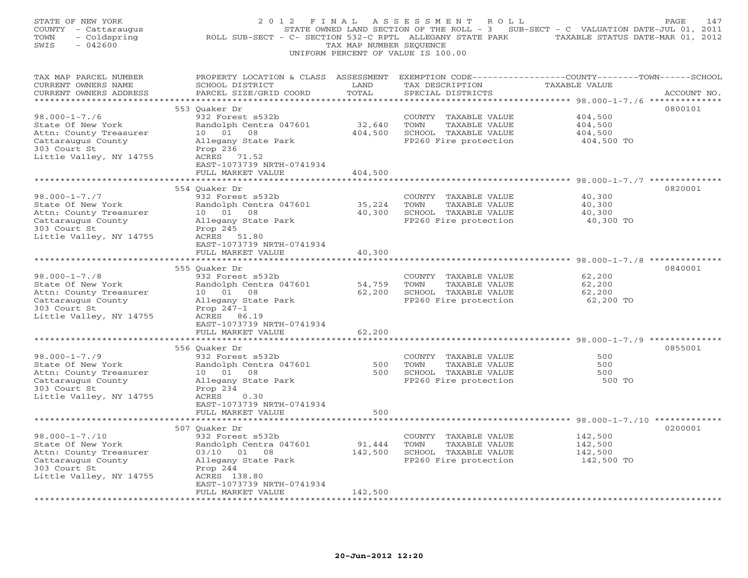STATE OF NEW YORK
COUNTY - Cattaraugus
TOWN - Coldspring
SWIS - 042600

2012 FINAL ASSESSMENT ROLL
STATE OWNED LAND SECTION OF THE ROLL - 3 SUB-SECT - C VALUATION DATE-JUL 01, 2011
ROLL SUB-SECT - C- SECTION 532-C RPTL ALLEGANY STATE PARK TAXABLE STATUS DATE-MAR 01, 2012
TAX MAP NUMBER SEQUENCE
UNIFORM PERCENT OF VALUE IS 100.00

| TAX MAP PARCEL NUMBER / CURRENT OWNERS NAME / CURRENT OWNERS ADDRESS | PROPERTY LOCATION & CLASS / SCHOOL DISTRICT / PARCEL SIZE/GRID COORD | ASSESSMENT LAND / TOTAL | EXEMPTION CODE / TAX DESCRIPTION / SPECIAL DISTRICTS | TAXABLE VALUE (COUNTY / TOWN / SCHOOL) | ACCOUNT NO. |
|---|---|---|---|---|---|
| 98.000-1-7./6 | 553 Quaker Dr | | | | 0800101 |
| | 932 Forest s532b | | COUNTY TAXABLE VALUE | 404,500 | |
| State Of New York | Randolph Centra 047601 | 32,640 | TOWN TAXABLE VALUE | 404,500 | |
| Attn: County Treasurer | 10 01 08 | 404,500 | SCHOOL TAXABLE VALUE | 404,500 | |
| Cattaraugus County | Allegany State Park | | FP260 Fire protection | 404,500 TO | |
| 303 Court St | Prop 236 | | | | |
| Little Valley, NY 14755 | ACRES 71.52 | | | | |
| | EAST-1073739 NRTH-0741934 | | | | |
| | FULL MARKET VALUE | 404,500 | | | |
| 98.000-1-7./7 | 554 Quaker Dr | | | | 0820001 |
| | 932 Forest s532b | | COUNTY TAXABLE VALUE | 40,300 | |
| State Of New York | Randolph Centra 047601 | 35,224 | TOWN TAXABLE VALUE | 40,300 | |
| Attn: County Treasurer | 10 01 08 | 40,300 | SCHOOL TAXABLE VALUE | 40,300 | |
| Cattaraugus County | Allegany State Park | | FP260 Fire protection | 40,300 TO | |
| 303 Court St | Prop 245 | | | | |
| Little Valley, NY 14755 | ACRES 51.80 | | | | |
| | EAST-1073739 NRTH-0741934 | | | | |
| | FULL MARKET VALUE | 40,300 | | | |
| 98.000-1-7./8 | 555 Quaker Dr | | | | 0840001 |
| | 932 Forest s532b | | COUNTY TAXABLE VALUE | 62,200 | |
| State Of New York | Randolph Centra 047601 | 54,759 | TOWN TAXABLE VALUE | 62,200 | |
| Attn: County Treasurer | 10 01 08 | 62,200 | SCHOOL TAXABLE VALUE | 62,200 | |
| Cattaraugus County | Allegany State Park | | FP260 Fire protection | 62,200 TO | |
| 303 Court St | Prop 247-1 | | | | |
| Little Valley, NY 14755 | ACRES 86.19 | | | | |
| | EAST-1073739 NRTH-0741934 | | | | |
| | FULL MARKET VALUE | 62,200 | | | |
| 98.000-1-7./9 | 556 Quaker Dr | | | | 0855001 |
| | 932 Forest s532b | | COUNTY TAXABLE VALUE | 500 | |
| State Of New York | Randolph Centra 047601 | 500 | TOWN TAXABLE VALUE | 500 | |
| Attn: County Treasurer | 10 01 08 | 500 | SCHOOL TAXABLE VALUE | 500 | |
| Cattaraugus County | Allegany State Park | | FP260 Fire protection | 500 TO | |
| 303 Court St | Prop 234 | | | | |
| Little Valley, NY 14755 | ACRES 0.30 | | | | |
| | EAST-1073739 NRTH-0741934 | | | | |
| | FULL MARKET VALUE | 500 | | | |
| 98.000-1-7./10 | 507 Quaker Dr | | | | 0200001 |
| | 932 Forest s532b | | COUNTY TAXABLE VALUE | 142,500 | |
| State Of New York | Randolph Centra 047601 | 91,444 | TOWN TAXABLE VALUE | 142,500 | |
| Attn: County Treasurer | 03/10 01 08 | 142,500 | SCHOOL TAXABLE VALUE | 142,500 | |
| Cattaraugus County | Allegany State Park | | FP260 Fire protection | 142,500 TO | |
| 303 Court St | Prop 244 | | | | |
| Little Valley, NY 14755 | ACRES 138.80 | | | | |
| | EAST-1073739 NRTH-0741934 | | | | |
| | FULL MARKET VALUE | 142,500 | | | |

20-Jun-2012 12:20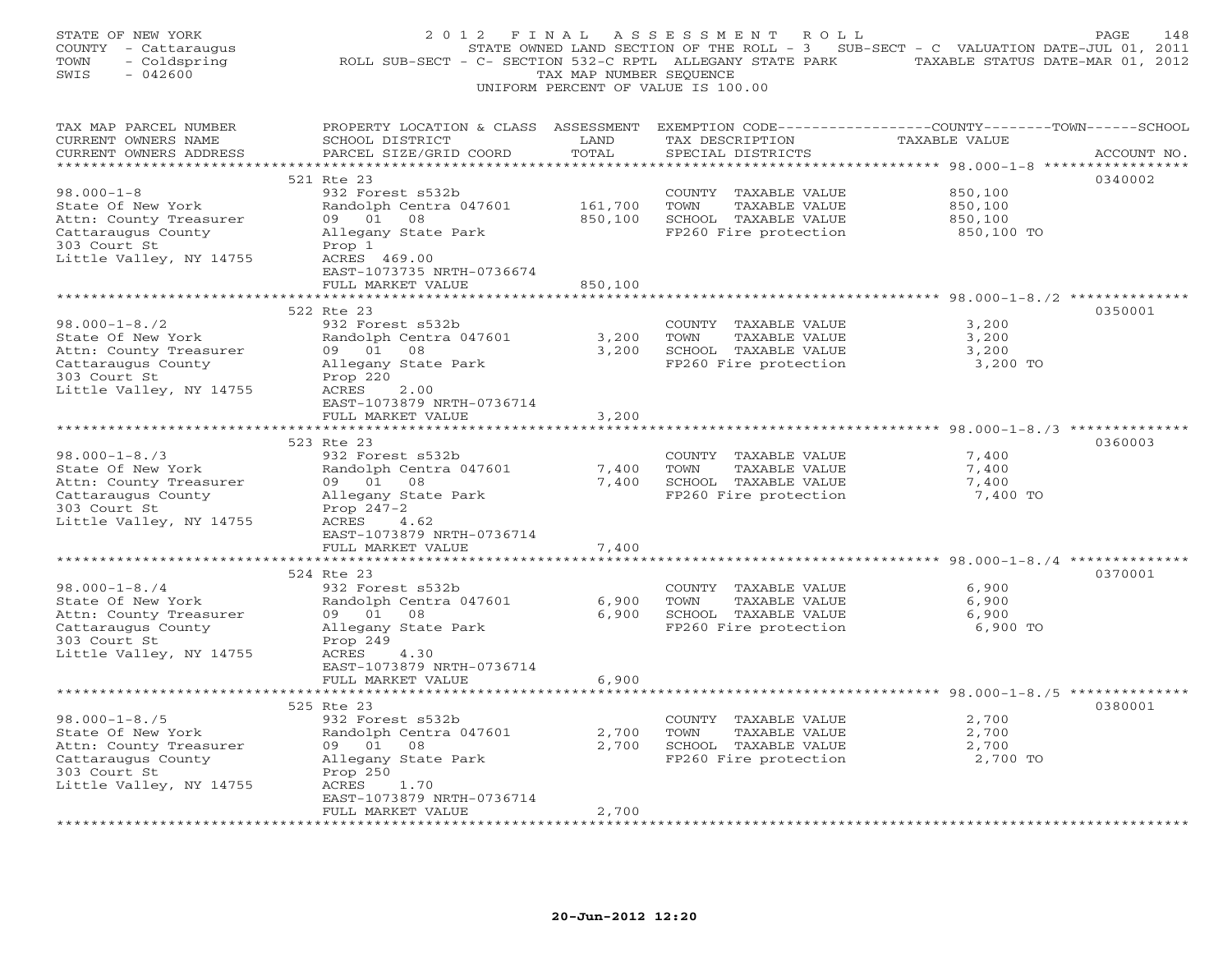STATE OF NEW YORK
COUNTY - Cattaraugus
TOWN - Coldspring
SWIS - 042600

2012 FINAL ASSESSMENT ROLL
STATE OWNED LAND SECTION OF THE ROLL - 3 SUB-SECT - C VALUATION DATE-JUL 01, 2011
ROLL SUB-SECT - C- SECTION 532-C RPTL ALLEGANY STATE PARK TAXABLE STATUS DATE-MAR 01, 2012
TAX MAP NUMBER SEQUENCE
UNIFORM PERCENT OF VALUE IS 100.00

| TAX MAP PARCEL NUMBER / CURRENT OWNERS NAME / CURRENT OWNERS ADDRESS | PROPERTY LOCATION & CLASS / SCHOOL DISTRICT / PARCEL SIZE/GRID COORD | ASSESSMENT LAND | TOTAL | EXEMPTION CODE / TAX DESCRIPTION / SPECIAL DISTRICTS | COUNTY--------TOWN------SCHOOL TAXABLE VALUE | ACCOUNT NO. |
|---|---|---|---|---|---|---|
| 98.000-1-8 | 521 Rte 23 | | | | | 0340002 |
| 98.000-1-8 | 932 Forest s532b | | | COUNTY TAXABLE VALUE | 850,100 | |
| State Of New York | Randolph Centra 047601 | 161,700 | | TOWN TAXABLE VALUE | 850,100 | |
| Attn: County Treasurer | 09 01 08 | | 850,100 | SCHOOL TAXABLE VALUE | 850,100 | |
| Cattaraugus County | Allegany State Park | | | FP260 Fire protection | 850,100 TO | |
| 303 Court St | Prop 1 | | | | | |
| Little Valley, NY 14755 | ACRES 469.00 | | | | | |
| | EAST-1073735 NRTH-0736674 | | | | | |
| | FULL MARKET VALUE | | 850,100 | | | |
| 98.000-1-8./2 | 522 Rte 23 | | | | | 0350001 |
| 98.000-1-8./2 | 932 Forest s532b | | | COUNTY TAXABLE VALUE | 3,200 | |
| State Of New York | Randolph Centra 047601 | 3,200 | | TOWN TAXABLE VALUE | 3,200 | |
| Attn: County Treasurer | 09 01 08 | | 3,200 | SCHOOL TAXABLE VALUE | 3,200 | |
| Cattaraugus County | Allegany State Park | | | FP260 Fire protection | 3,200 TO | |
| 303 Court St | Prop 220 | | | | | |
| Little Valley, NY 14755 | ACRES 2.00 | | | | | |
| | EAST-1073879 NRTH-0736714 | | | | | |
| | FULL MARKET VALUE | | 3,200 | | | |
| 98.000-1-8./3 | 523 Rte 23 | | | | | 0360003 |
| 98.000-1-8./3 | 932 Forest s532b | | | COUNTY TAXABLE VALUE | 7,400 | |
| State Of New York | Randolph Centra 047601 | 7,400 | | TOWN TAXABLE VALUE | 7,400 | |
| Attn: County Treasurer | 09 01 08 | | 7,400 | SCHOOL TAXABLE VALUE | 7,400 | |
| Cattaraugus County | Allegany State Park | | | FP260 Fire protection | 7,400 TO | |
| 303 Court St | Prop 247-2 | | | | | |
| Little Valley, NY 14755 | ACRES 4.62 | | | | | |
| | EAST-1073879 NRTH-0736714 | | | | | |
| | FULL MARKET VALUE | | 7,400 | | | |
| 98.000-1-8./4 | 524 Rte 23 | | | | | 0370001 |
| 98.000-1-8./4 | 932 Forest s532b | | | COUNTY TAXABLE VALUE | 6,900 | |
| State Of New York | Randolph Centra 047601 | 6,900 | | TOWN TAXABLE VALUE | 6,900 | |
| Attn: County Treasurer | 09 01 08 | | 6,900 | SCHOOL TAXABLE VALUE | 6,900 | |
| Cattaraugus County | Allegany State Park | | | FP260 Fire protection | 6,900 TO | |
| 303 Court St | Prop 249 | | | | | |
| Little Valley, NY 14755 | ACRES 4.30 | | | | | |
| | EAST-1073879 NRTH-0736714 | | | | | |
| | FULL MARKET VALUE | | 6,900 | | | |
| 98.000-1-8./5 | 525 Rte 23 | | | | | 0380001 |
| 98.000-1-8./5 | 932 Forest s532b | | | COUNTY TAXABLE VALUE | 2,700 | |
| State Of New York | Randolph Centra 047601 | 2,700 | | TOWN TAXABLE VALUE | 2,700 | |
| Attn: County Treasurer | 09 01 08 | | 2,700 | SCHOOL TAXABLE VALUE | 2,700 | |
| Cattaraugus County | Allegany State Park | | | FP260 Fire protection | 2,700 TO | |
| 303 Court St | Prop 250 | | | | | |
| Little Valley, NY 14755 | ACRES 1.70 | | | | | |
| | EAST-1073879 NRTH-0736714 | | | | | |
| | FULL MARKET VALUE | | 2,700 | | | |

20-Jun-2012 12:20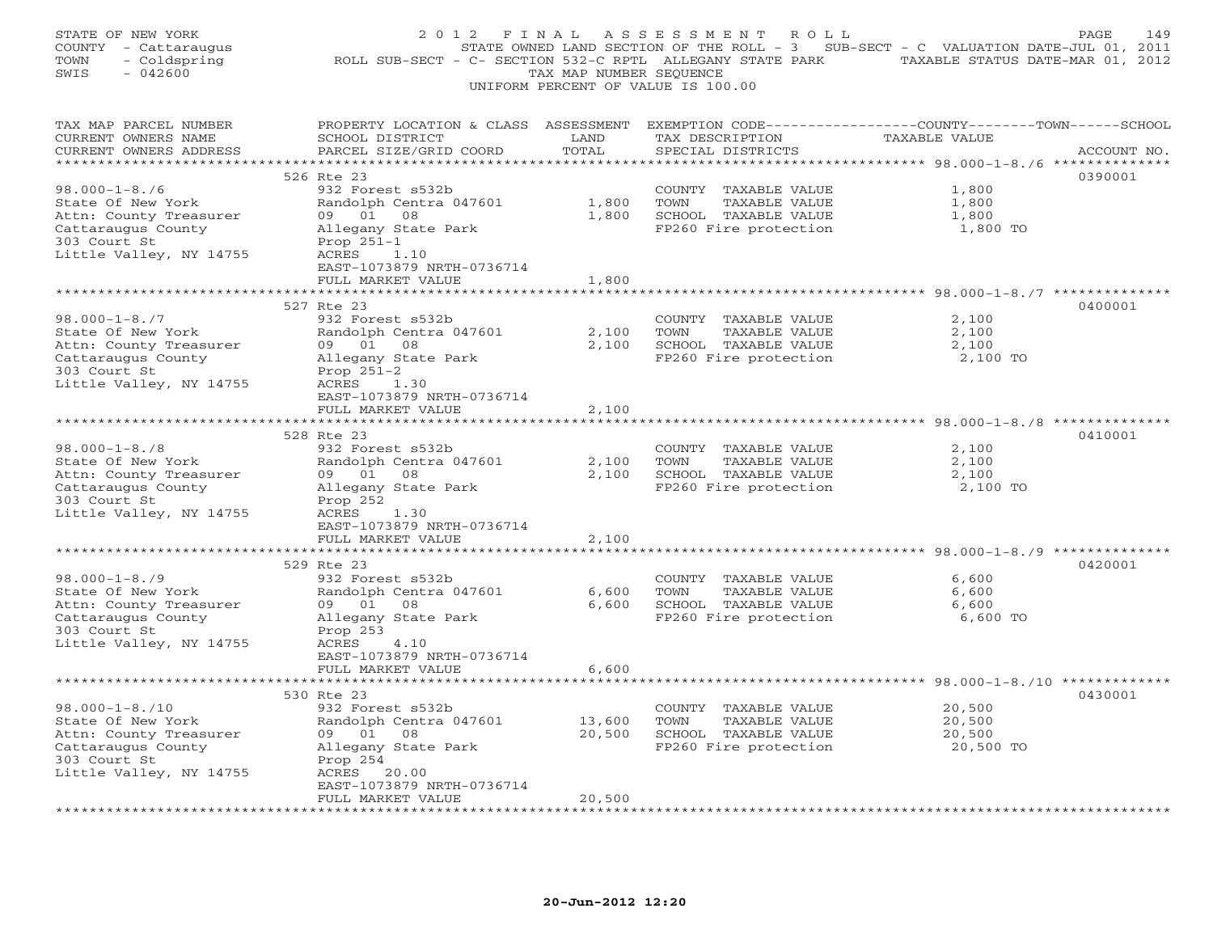STATE OF NEW YORK
COUNTY - Cattaraugus
TOWN - Coldspring
SWIS - 042600

2012 FINAL ASSESSMENT ROLL
STATE OWNED LAND SECTION OF THE ROLL - 3 SUB-SECT - C VALUATION DATE-JUL 01, 2011
ROLL SUB-SECT - C- SECTION 532-C RPTL ALLEGANY STATE PARK TAXABLE STATUS DATE-MAR 01, 2012
TAX MAP NUMBER SEQUENCE
UNIFORM PERCENT OF VALUE IS 100.00

| TAX MAP PARCEL NUMBER / CURRENT OWNERS NAME / CURRENT OWNERS ADDRESS | PROPERTY LOCATION & CLASS / SCHOOL DISTRICT / PARCEL SIZE/GRID COORD | ASSESSMENT LAND | TOTAL | EXEMPTION CODE / TAX DESCRIPTION / SPECIAL DISTRICTS | TAXABLE VALUE (COUNTY / TOWN / SCHOOL) | ACCOUNT NO. |
|---|---|---|---|---|---|---|
| 98.000-1-8./6 | 526 Rte 23 | | | | | 0390001 |
| State Of New York | 932 Forest s532b | | | COUNTY TAXABLE VALUE | 1,800 | |
| Attn: County Treasurer | Randolph Centra 047601 | 1,800 | | TOWN TAXABLE VALUE | 1,800 | |
| Cattaraugus County | 09 01 08 | | 1,800 | SCHOOL TAXABLE VALUE | 1,800 | |
| 303 Court St | Allegany State Park | | | FP260 Fire protection | 1,800 TO | |
| Little Valley, NY 14755 | Prop 251-1 | | | | | |
| | ACRES 1.10 | | | | | |
| | EAST-1073879 NRTH-0736714 | | | | | |
| | FULL MARKET VALUE | | 1,800 | | | |
| 98.000-1-8./7 | 527 Rte 23 | | | | | 0400001 |
| State Of New York | 932 Forest s532b | | | COUNTY TAXABLE VALUE | 2,100 | |
| Attn: County Treasurer | Randolph Centra 047601 | 2,100 | | TOWN TAXABLE VALUE | 2,100 | |
| Cattaraugus County | 09 01 08 | | 2,100 | SCHOOL TAXABLE VALUE | 2,100 | |
| 303 Court St | Allegany State Park | | | FP260 Fire protection | 2,100 TO | |
| Little Valley, NY 14755 | Prop 251-2 | | | | | |
| | ACRES 1.30 | | | | | |
| | EAST-1073879 NRTH-0736714 | | | | | |
| | FULL MARKET VALUE | | 2,100 | | | |
| 98.000-1-8./8 | 528 Rte 23 | | | | | 0410001 |
| State Of New York | 932 Forest s532b | | | COUNTY TAXABLE VALUE | 2,100 | |
| Attn: County Treasurer | Randolph Centra 047601 | 2,100 | | TOWN TAXABLE VALUE | 2,100 | |
| Cattaraugus County | 09 01 08 | | 2,100 | SCHOOL TAXABLE VALUE | 2,100 | |
| 303 Court St | Allegany State Park | | | FP260 Fire protection | 2,100 TO | |
| Little Valley, NY 14755 | Prop 252 | | | | | |
| | ACRES 1.30 | | | | | |
| | EAST-1073879 NRTH-0736714 | | | | | |
| | FULL MARKET VALUE | | 2,100 | | | |
| 98.000-1-8./9 | 529 Rte 23 | | | | | 0420001 |
| State Of New York | 932 Forest s532b | | | COUNTY TAXABLE VALUE | 6,600 | |
| Attn: County Treasurer | Randolph Centra 047601 | 6,600 | | TOWN TAXABLE VALUE | 6,600 | |
| Cattaraugus County | 09 01 08 | | 6,600 | SCHOOL TAXABLE VALUE | 6,600 | |
| 303 Court St | Allegany State Park | | | FP260 Fire protection | 6,600 TO | |
| Little Valley, NY 14755 | Prop 253 | | | | | |
| | ACRES 4.10 | | | | | |
| | EAST-1073879 NRTH-0736714 | | | | | |
| | FULL MARKET VALUE | | 6,600 | | | |
| 98.000-1-8./10 | 530 Rte 23 | | | | | 0430001 |
| State Of New York | 932 Forest s532b | | | COUNTY TAXABLE VALUE | 20,500 | |
| Attn: County Treasurer | Randolph Centra 047601 | 13,600 | | TOWN TAXABLE VALUE | 20,500 | |
| Cattaraugus County | 09 01 08 | | 20,500 | SCHOOL TAXABLE VALUE | 20,500 | |
| 303 Court St | Allegany State Park | | | FP260 Fire protection | 20,500 TO | |
| Little Valley, NY 14755 | Prop 254 | | | | | |
| | ACRES 20.00 | | | | | |
| | EAST-1073879 NRTH-0736714 | | | | | |
| | FULL MARKET VALUE | | 20,500 | | | |

20-Jun-2012 12:20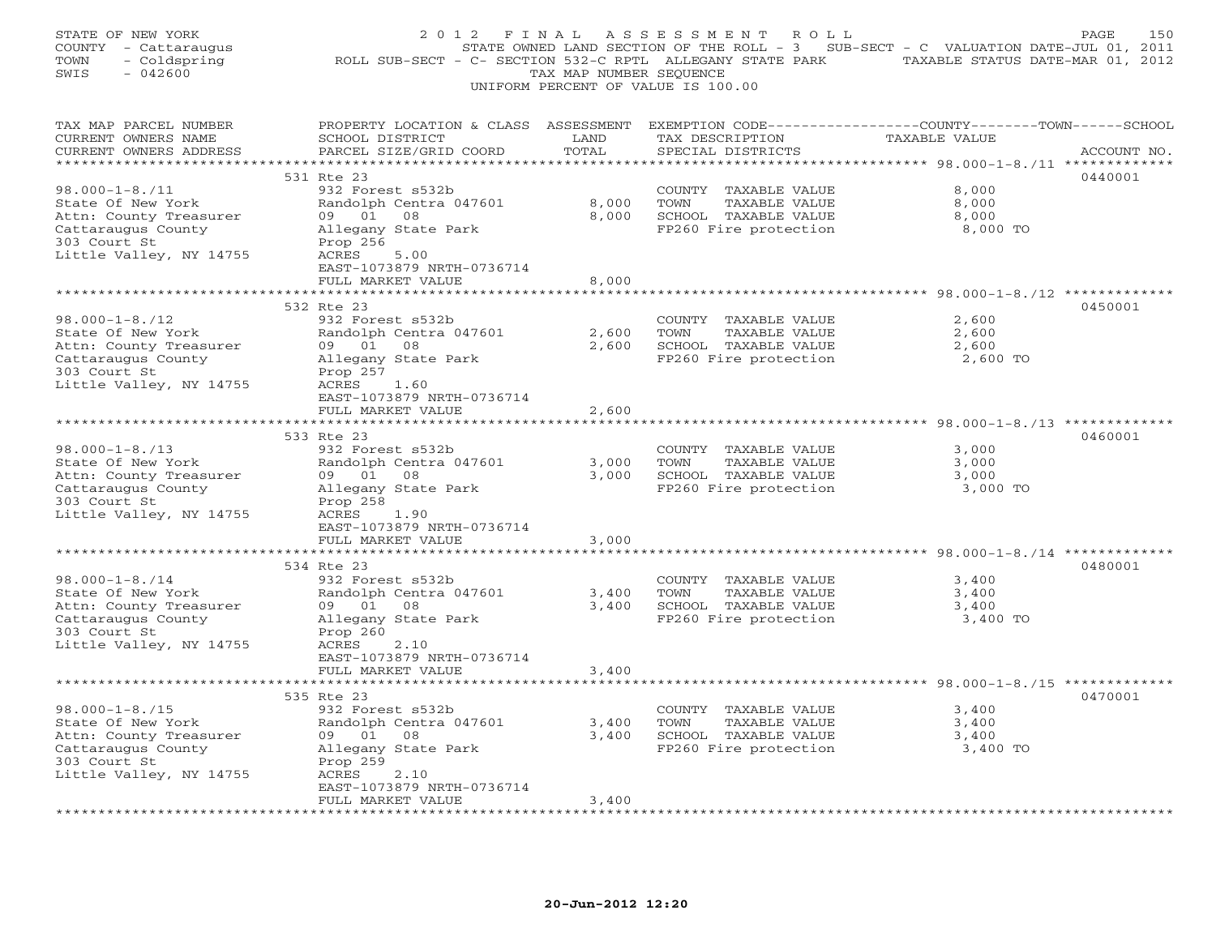STATE OF NEW YORK
COUNTY - Cattaraugus
TOWN - Coldspring
SWIS - 042600

2012 FINAL ASSESSMENT ROLL
STATE OWNED LAND SECTION OF THE ROLL - 3 SUB-SECT - C VALUATION DATE-JUL 01, 2011
ROLL SUB-SECT - C- SECTION 532-C RPTL ALLEGANY STATE PARK TAXABLE STATUS DATE-MAR 01, 2012
TAX MAP NUMBER SEQUENCE
UNIFORM PERCENT OF VALUE IS 100.00

| TAX MAP PARCEL NUMBER / CURRENT OWNERS NAME / CURRENT OWNERS ADDRESS | PROPERTY LOCATION & CLASS / SCHOOL DISTRICT / PARCEL SIZE/GRID COORD | ASSESSMENT LAND | TOTAL | EXEMPTION CODE / TAX DESCRIPTION / SPECIAL DISTRICTS | TAXABLE VALUE | ACCOUNT NO. |
|---|---|---|---|---|---|---|
| 98.000-1-8./11 | 531 Rte 23 | | | | | 0440001 |
| | 932 Forest s532b | | | COUNTY TAXABLE VALUE | 8,000 | |
| State Of New York | Randolph Centra 047601 | 8,000 | | TOWN TAXABLE VALUE | 8,000 | |
| Attn: County Treasurer | 09 01 08 | | 8,000 | SCHOOL TAXABLE VALUE | 8,000 | |
| Cattaraugus County | Allegany State Park | | | FP260 Fire protection | 8,000 TO | |
| 303 Court St | Prop 256 | | | | | |
| Little Valley, NY 14755 | ACRES 5.00 | | | | | |
| | EAST-1073879 NRTH-0736714 | | | | | |
| | FULL MARKET VALUE | | 8,000 | | | |
| 98.000-1-8./12 | 532 Rte 23 | | | | | 0450001 |
| | 932 Forest s532b | | | COUNTY TAXABLE VALUE | 2,600 | |
| State Of New York | Randolph Centra 047601 | 2,600 | | TOWN TAXABLE VALUE | 2,600 | |
| Attn: County Treasurer | 09 01 08 | | 2,600 | SCHOOL TAXABLE VALUE | 2,600 | |
| Cattaraugus County | Allegany State Park | | | FP260 Fire protection | 2,600 TO | |
| 303 Court St | Prop 257 | | | | | |
| Little Valley, NY 14755 | ACRES 1.60 | | | | | |
| | EAST-1073879 NRTH-0736714 | | | | | |
| | FULL MARKET VALUE | | 2,600 | | | |
| 98.000-1-8./13 | 533 Rte 23 | | | | | 0460001 |
| | 932 Forest s532b | | | COUNTY TAXABLE VALUE | 3,000 | |
| State Of New York | Randolph Centra 047601 | 3,000 | | TOWN TAXABLE VALUE | 3,000 | |
| Attn: County Treasurer | 09 01 08 | | 3,000 | SCHOOL TAXABLE VALUE | 3,000 | |
| Cattaraugus County | Allegany State Park | | | FP260 Fire protection | 3,000 TO | |
| 303 Court St | Prop 258 | | | | | |
| Little Valley, NY 14755 | ACRES 1.90 | | | | | |
| | EAST-1073879 NRTH-0736714 | | | | | |
| | FULL MARKET VALUE | | 3,000 | | | |
| 98.000-1-8./14 | 534 Rte 23 | | | | | 0480001 |
| | 932 Forest s532b | | | COUNTY TAXABLE VALUE | 3,400 | |
| State Of New York | Randolph Centra 047601 | 3,400 | | TOWN TAXABLE VALUE | 3,400 | |
| Attn: County Treasurer | 09 01 08 | | 3,400 | SCHOOL TAXABLE VALUE | 3,400 | |
| Cattaraugus County | Allegany State Park | | | FP260 Fire protection | 3,400 TO | |
| 303 Court St | Prop 260 | | | | | |
| Little Valley, NY 14755 | ACRES 2.10 | | | | | |
| | EAST-1073879 NRTH-0736714 | | | | | |
| | FULL MARKET VALUE | | 3,400 | | | |
| 98.000-1-8./15 | 535 Rte 23 | | | | | 0470001 |
| | 932 Forest s532b | | | COUNTY TAXABLE VALUE | 3,400 | |
| State Of New York | Randolph Centra 047601 | 3,400 | | TOWN TAXABLE VALUE | 3,400 | |
| Attn: County Treasurer | 09 01 08 | | 3,400 | SCHOOL TAXABLE VALUE | 3,400 | |
| Cattaraugus County | Allegany State Park | | | FP260 Fire protection | 3,400 TO | |
| 303 Court St | Prop 259 | | | | | |
| Little Valley, NY 14755 | ACRES 2.10 | | | | | |
| | EAST-1073879 NRTH-0736714 | | | | | |
| | FULL MARKET VALUE | | 3,400 | | | |

20-Jun-2012 12:20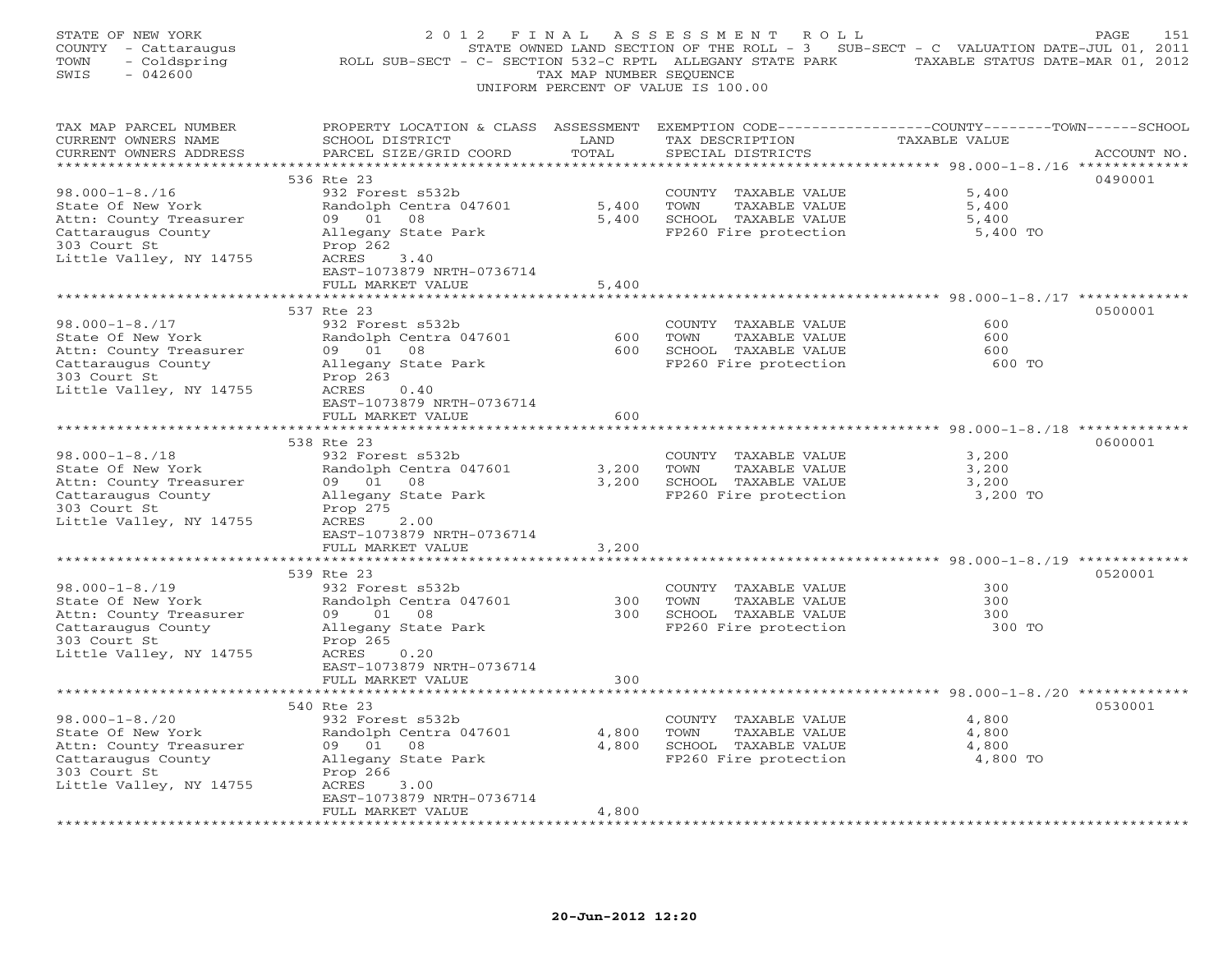STATE OF NEW YORK
COUNTY - Cattaraugus
TOWN - Coldspring
SWIS - 042600

2 0 1 2 F I N A L A S S E S S M E N T R O L L
STATE OWNED LAND SECTION OF THE ROLL - 3 SUB-SECT - C VALUATION DATE-JUL 01, 2011
ROLL SUB-SECT - C- SECTION 532-C RPTL ALLEGANY STATE PARK TAXABLE STATUS DATE-MAR 01, 2012
TAX MAP NUMBER SEQUENCE
UNIFORM PERCENT OF VALUE IS 100.00

| TAX MAP PARCEL NUMBER / CURRENT OWNERS NAME / CURRENT OWNERS ADDRESS | PROPERTY LOCATION & CLASS / SCHOOL DISTRICT / PARCEL SIZE/GRID COORD | ASSESSMENT LAND | TOTAL | EXEMPTION CODE / TAX DESCRIPTION / SPECIAL DISTRICTS | TAXABLE VALUE (COUNTY / TOWN / SCHOOL) | ACCOUNT NO. |
|---|---|---|---|---|---|---|
| 98.000-1-8./16 | 536 Rte 23 | | | | | 0490001 |
| State Of New York | 932 Forest s532b | | | COUNTY TAXABLE VALUE | 5,400 | |
| Attn: County Treasurer | Randolph Centra 047601 | 5,400 | | TOWN TAXABLE VALUE | 5,400 | |
| Cattaraugus County | 09 01 08 | | 5,400 | SCHOOL TAXABLE VALUE | 5,400 | |
| 303 Court St | Allegany State Park | | | FP260 Fire protection | 5,400 TO | |
| Little Valley, NY 14755 | Prop 262 | | | | | |
| | ACRES 3.40 | | | | | |
| | EAST-1073879 NRTH-0736714 | | | | | |
| | FULL MARKET VALUE | | 5,400 | | | |
| 98.000-1-8./17 | 537 Rte 23 | | | | | 0500001 |
| State Of New York | 932 Forest s532b | | | COUNTY TAXABLE VALUE | 600 | |
| Attn: County Treasurer | Randolph Centra 047601 | 600 | | TOWN TAXABLE VALUE | 600 | |
| Cattaraugus County | 09 01 08 | | 600 | SCHOOL TAXABLE VALUE | 600 | |
| 303 Court St | Allegany State Park | | | FP260 Fire protection | 600 TO | |
| Little Valley, NY 14755 | Prop 263 | | | | | |
| | ACRES 0.40 | | | | | |
| | EAST-1073879 NRTH-0736714 | | | | | |
| | FULL MARKET VALUE | | 600 | | | |
| 98.000-1-8./18 | 538 Rte 23 | | | | | 0600001 |
| State Of New York | 932 Forest s532b | | | COUNTY TAXABLE VALUE | 3,200 | |
| Attn: County Treasurer | Randolph Centra 047601 | 3,200 | | TOWN TAXABLE VALUE | 3,200 | |
| Cattaraugus County | 09 01 08 | | 3,200 | SCHOOL TAXABLE VALUE | 3,200 | |
| 303 Court St | Allegany State Park | | | FP260 Fire protection | 3,200 TO | |
| Little Valley, NY 14755 | Prop 275 | | | | | |
| | ACRES 2.00 | | | | | |
| | EAST-1073879 NRTH-0736714 | | | | | |
| | FULL MARKET VALUE | | 3,200 | | | |
| 98.000-1-8./19 | 539 Rte 23 | | | | | 0520001 |
| State Of New York | 932 Forest s532b | | | COUNTY TAXABLE VALUE | 300 | |
| Attn: County Treasurer | Randolph Centra 047601 | 300 | | TOWN TAXABLE VALUE | 300 | |
| Cattaraugus County | 09 01 08 | | 300 | SCHOOL TAXABLE VALUE | 300 | |
| 303 Court St | Allegany State Park | | | FP260 Fire protection | 300 TO | |
| Little Valley, NY 14755 | Prop 265 | | | | | |
| | ACRES 0.20 | | | | | |
| | EAST-1073879 NRTH-0736714 | | | | | |
| | FULL MARKET VALUE | | 300 | | | |
| 98.000-1-8./20 | 540 Rte 23 | | | | | 0530001 |
| State Of New York | 932 Forest s532b | | | COUNTY TAXABLE VALUE | 4,800 | |
| Attn: County Treasurer | Randolph Centra 047601 | 4,800 | | TOWN TAXABLE VALUE | 4,800 | |
| Cattaraugus County | 09 01 08 | | 4,800 | SCHOOL TAXABLE VALUE | 4,800 | |
| 303 Court St | Allegany State Park | | | FP260 Fire protection | 4,800 TO | |
| Little Valley, NY 14755 | Prop 266 | | | | | |
| | ACRES 3.00 | | | | | |
| | EAST-1073879 NRTH-0736714 | | | | | |
| | FULL MARKET VALUE | | 4,800 | | | |

20-Jun-2012 12:20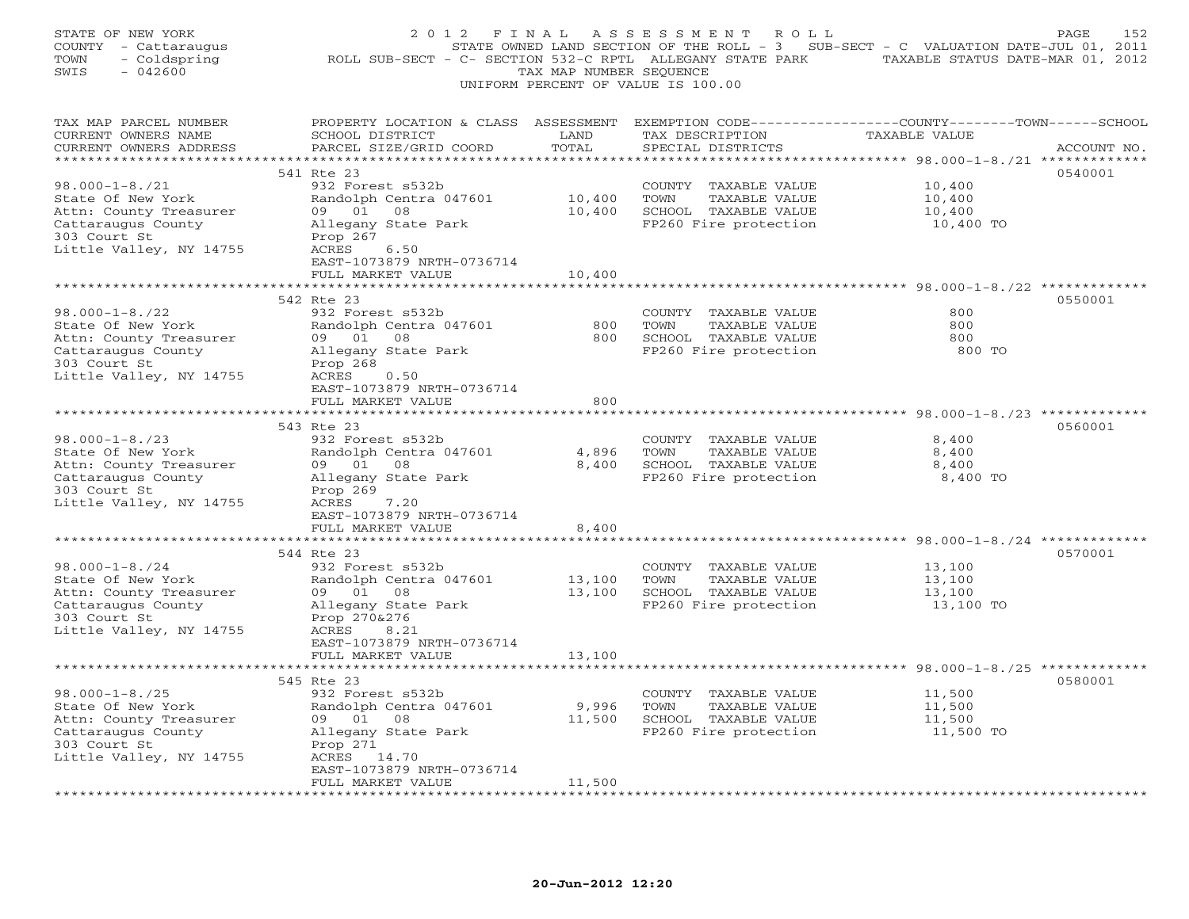STATE OF NEW YORK
COUNTY - Cattaraugus
TOWN - Coldspring
SWIS - 042600

2012 FINAL ASSESSMENT ROLL
STATE OWNED LAND SECTION OF THE ROLL - 3 SUB-SECT - C VALUATION DATE-JUL 01, 2011
ROLL SUB-SECT - C- SECTION 532-C RPTL ALLEGANY STATE PARK TAXABLE STATUS DATE-MAR 01, 2012
TAX MAP NUMBER SEQUENCE
UNIFORM PERCENT OF VALUE IS 100.00

| TAX MAP PARCEL NUMBER / CURRENT OWNERS NAME / CURRENT OWNERS ADDRESS | PROPERTY LOCATION & CLASS / SCHOOL DISTRICT / PARCEL SIZE/GRID COORD | ASSESSMENT LAND | TOTAL | EXEMPTION CODE / TAX DESCRIPTION / SPECIAL DISTRICTS | TAXABLE VALUE (COUNTY / TOWN / SCHOOL) | ACCOUNT NO. |
|---|---|---|---|---|---|---|
| | 541 Rte 23 | | | | | 0540001 |
| 98.000-1-8./21 | 932 Forest s532b | | | COUNTY TAXABLE VALUE | 10,400 | |
| State Of New York | Randolph Centra 047601 | 10,400 | | TOWN TAXABLE VALUE | 10,400 | |
| Attn: County Treasurer | 09 01 08 | | 10,400 | SCHOOL TAXABLE VALUE | 10,400 | |
| Cattaraugus County | Allegany State Park | | | FP260 Fire protection | 10,400 TO | |
| 303 Court St | Prop 267 | | | | | |
| Little Valley, NY 14755 | ACRES 6.50 | | | | | |
| | EAST-1073879 NRTH-0736714 | | | | | |
| | FULL MARKET VALUE | | 10,400 | | | |
| | 542 Rte 23 | | | | | 0550001 |
| 98.000-1-8./22 | 932 Forest s532b | | | COUNTY TAXABLE VALUE | 800 | |
| State Of New York | Randolph Centra 047601 | 800 | | TOWN TAXABLE VALUE | 800 | |
| Attn: County Treasurer | 09 01 08 | | 800 | SCHOOL TAXABLE VALUE | 800 | |
| Cattaraugus County | Allegany State Park | | | FP260 Fire protection | 800 TO | |
| 303 Court St | Prop 268 | | | | | |
| Little Valley, NY 14755 | ACRES 0.50 | | | | | |
| | EAST-1073879 NRTH-0736714 | | | | | |
| | FULL MARKET VALUE | | 800 | | | |
| | 543 Rte 23 | | | | | 0560001 |
| 98.000-1-8./23 | 932 Forest s532b | | | COUNTY TAXABLE VALUE | 8,400 | |
| State Of New York | Randolph Centra 047601 | 4,896 | | TOWN TAXABLE VALUE | 8,400 | |
| Attn: County Treasurer | 09 01 08 | | 8,400 | SCHOOL TAXABLE VALUE | 8,400 | |
| Cattaraugus County | Allegany State Park | | | FP260 Fire protection | 8,400 TO | |
| 303 Court St | Prop 269 | | | | | |
| Little Valley, NY 14755 | ACRES 7.20 | | | | | |
| | EAST-1073879 NRTH-0736714 | | | | | |
| | FULL MARKET VALUE | | 8,400 | | | |
| | 544 Rte 23 | | | | | 0570001 |
| 98.000-1-8./24 | 932 Forest s532b | | | COUNTY TAXABLE VALUE | 13,100 | |
| State Of New York | Randolph Centra 047601 | 13,100 | | TOWN TAXABLE VALUE | 13,100 | |
| Attn: County Treasurer | 09 01 08 | | 13,100 | SCHOOL TAXABLE VALUE | 13,100 | |
| Cattaraugus County | Allegany State Park | | | FP260 Fire protection | 13,100 TO | |
| 303 Court St | Prop 270&276 | | | | | |
| Little Valley, NY 14755 | ACRES 8.21 | | | | | |
| | EAST-1073879 NRTH-0736714 | | | | | |
| | FULL MARKET VALUE | | 13,100 | | | |
| | 545 Rte 23 | | | | | 0580001 |
| 98.000-1-8./25 | 932 Forest s532b | | | COUNTY TAXABLE VALUE | 11,500 | |
| State Of New York | Randolph Centra 047601 | 9,996 | | TOWN TAXABLE VALUE | 11,500 | |
| Attn: County Treasurer | 09 01 08 | | 11,500 | SCHOOL TAXABLE VALUE | 11,500 | |
| Cattaraugus County | Allegany State Park | | | FP260 Fire protection | 11,500 TO | |
| 303 Court St | Prop 271 | | | | | |
| Little Valley, NY 14755 | ACRES 14.70 | | | | | |
| | EAST-1073879 NRTH-0736714 | | | | | |
| | FULL MARKET VALUE | | 11,500 | | | |

20-Jun-2012 12:20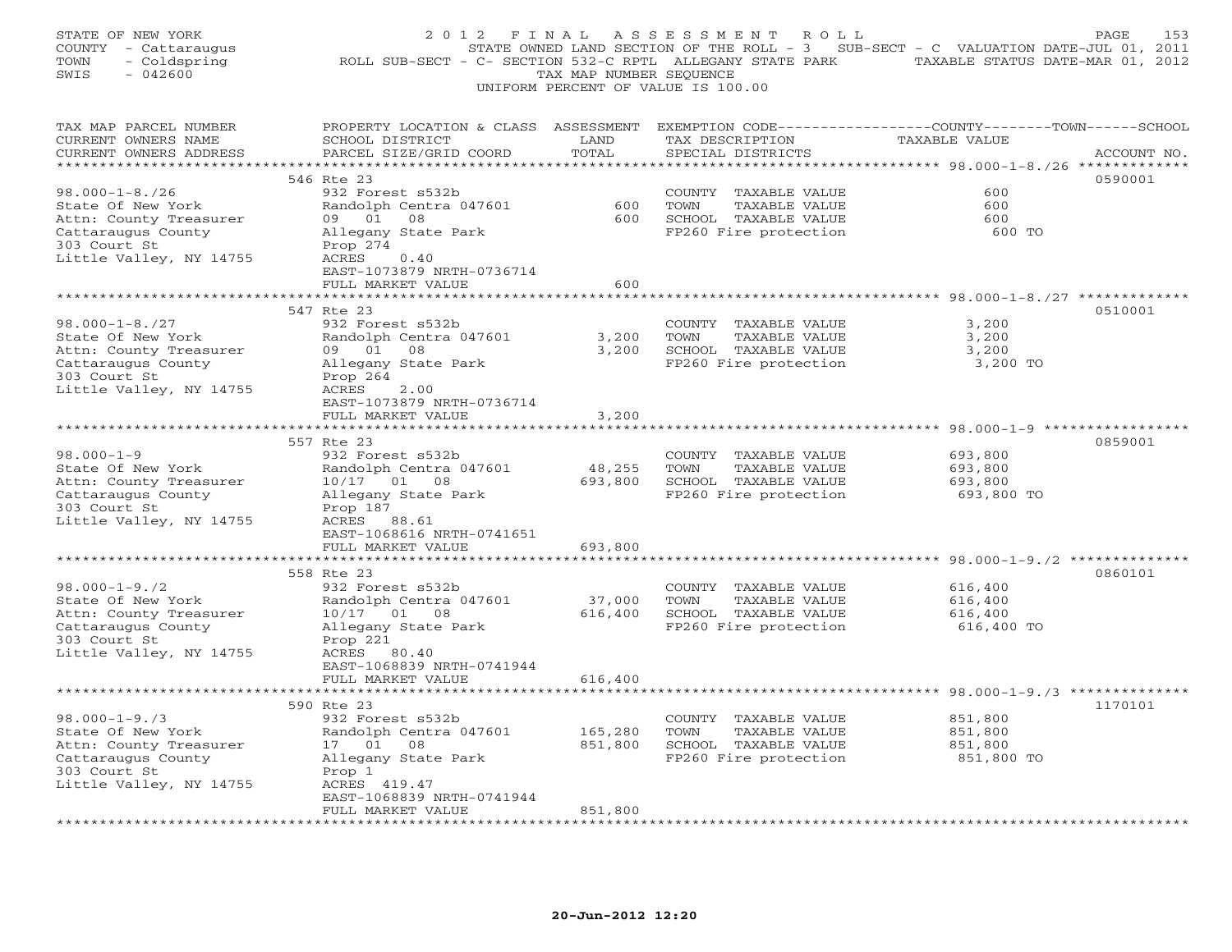STATE OF NEW YORK
COUNTY - Cattaraugus
TOWN - Coldspring
SWIS - 042600

# 2012 FINAL ASSESSMENT ROLL

STATE OWNED LAND SECTION OF THE ROLL - 3 SUB-SECT - C VALUATION DATE-JUL 01, 2011
ROLL SUB-SECT - C- SECTION 532-C RPTL ALLEGANY STATE PARK TAXABLE STATUS DATE-MAR 01, 2012
TAX MAP NUMBER SEQUENCE
UNIFORM PERCENT OF VALUE IS 100.00

| TAX MAP PARCEL NUMBER / CURRENT OWNERS NAME / CURRENT OWNERS ADDRESS | PROPERTY LOCATION & CLASS / SCHOOL DISTRICT / PARCEL SIZE/GRID COORD | ASSESSMENT LAND / TOTAL | EXEMPTION CODE / TAX DESCRIPTION / SPECIAL DISTRICTS | COUNTY / TOWN / SCHOOL TAXABLE VALUE | ACCOUNT NO. |
|---|---|---|---|---|---|
| 98.000-1-8./26 | 546 Rte 23 | | | | 0590001 |
| State Of New York | 932 Forest s532b | | COUNTY TAXABLE VALUE | 600 | |
| Attn: County Treasurer | Randolph Centra 047601 | 600 | TOWN TAXABLE VALUE | 600 | |
| Cattaraugus County | 09 01 08 | 600 | SCHOOL TAXABLE VALUE | 600 | |
| 303 Court St | Allegany State Park | | FP260 Fire protection | 600 TO | |
| Little Valley, NY 14755 | Prop 274 | | | | |
| | ACRES 0.40 | | | | |
| | EAST-1073879 NRTH-0736714 | | | | |
| | FULL MARKET VALUE | 600 | | | |
| 98.000-1-8./27 | 547 Rte 23 | | | | 0510001 |
| State Of New York | 932 Forest s532b | | COUNTY TAXABLE VALUE | 3,200 | |
| Attn: County Treasurer | Randolph Centra 047601 | 3,200 | TOWN TAXABLE VALUE | 3,200 | |
| Cattaraugus County | 09 01 08 | 3,200 | SCHOOL TAXABLE VALUE | 3,200 | |
| 303 Court St | Allegany State Park | | FP260 Fire protection | 3,200 TO | |
| Little Valley, NY 14755 | Prop 264 | | | | |
| | ACRES 2.00 | | | | |
| | EAST-1073879 NRTH-0736714 | | | | |
| | FULL MARKET VALUE | 3,200 | | | |
| 98.000-1-9 | 557 Rte 23 | | | | 0859001 |
| State Of New York | 932 Forest s532b | | COUNTY TAXABLE VALUE | 693,800 | |
| Attn: County Treasurer | Randolph Centra 047601 | 48,255 | TOWN TAXABLE VALUE | 693,800 | |
| Cattaraugus County | 10/17 01 08 | 693,800 | SCHOOL TAXABLE VALUE | 693,800 | |
| 303 Court St | Allegany State Park | | FP260 Fire protection | 693,800 TO | |
| Little Valley, NY 14755 | Prop 187 | | | | |
| | ACRES 88.61 | | | | |
| | EAST-1068616 NRTH-0741651 | | | | |
| | FULL MARKET VALUE | 693,800 | | | |
| 98.000-1-9./2 | 558 Rte 23 | | | | 0860101 |
| State Of New York | 932 Forest s532b | | COUNTY TAXABLE VALUE | 616,400 | |
| Attn: County Treasurer | Randolph Centra 047601 | 37,000 | TOWN TAXABLE VALUE | 616,400 | |
| Cattaraugus County | 10/17 01 08 | 616,400 | SCHOOL TAXABLE VALUE | 616,400 | |
| 303 Court St | Allegany State Park | | FP260 Fire protection | 616,400 TO | |
| Little Valley, NY 14755 | Prop 221 | | | | |
| | ACRES 80.40 | | | | |
| | EAST-1068839 NRTH-0741944 | | | | |
| | FULL MARKET VALUE | 616,400 | | | |
| 98.000-1-9./3 | 590 Rte 23 | | | | 1170101 |
| State Of New York | 932 Forest s532b | | COUNTY TAXABLE VALUE | 851,800 | |
| Attn: County Treasurer | Randolph Centra 047601 | 165,280 | TOWN TAXABLE VALUE | 851,800 | |
| Cattaraugus County | 17 01 08 | 851,800 | SCHOOL TAXABLE VALUE | 851,800 | |
| 303 Court St | Allegany State Park | | FP260 Fire protection | 851,800 TO | |
| Little Valley, NY 14755 | Prop 1 | | | | |
| | ACRES 419.47 | | | | |
| | EAST-1068839 NRTH-0741944 | | | | |
| | FULL MARKET VALUE | 851,800 | | | |

20-Jun-2012 12:20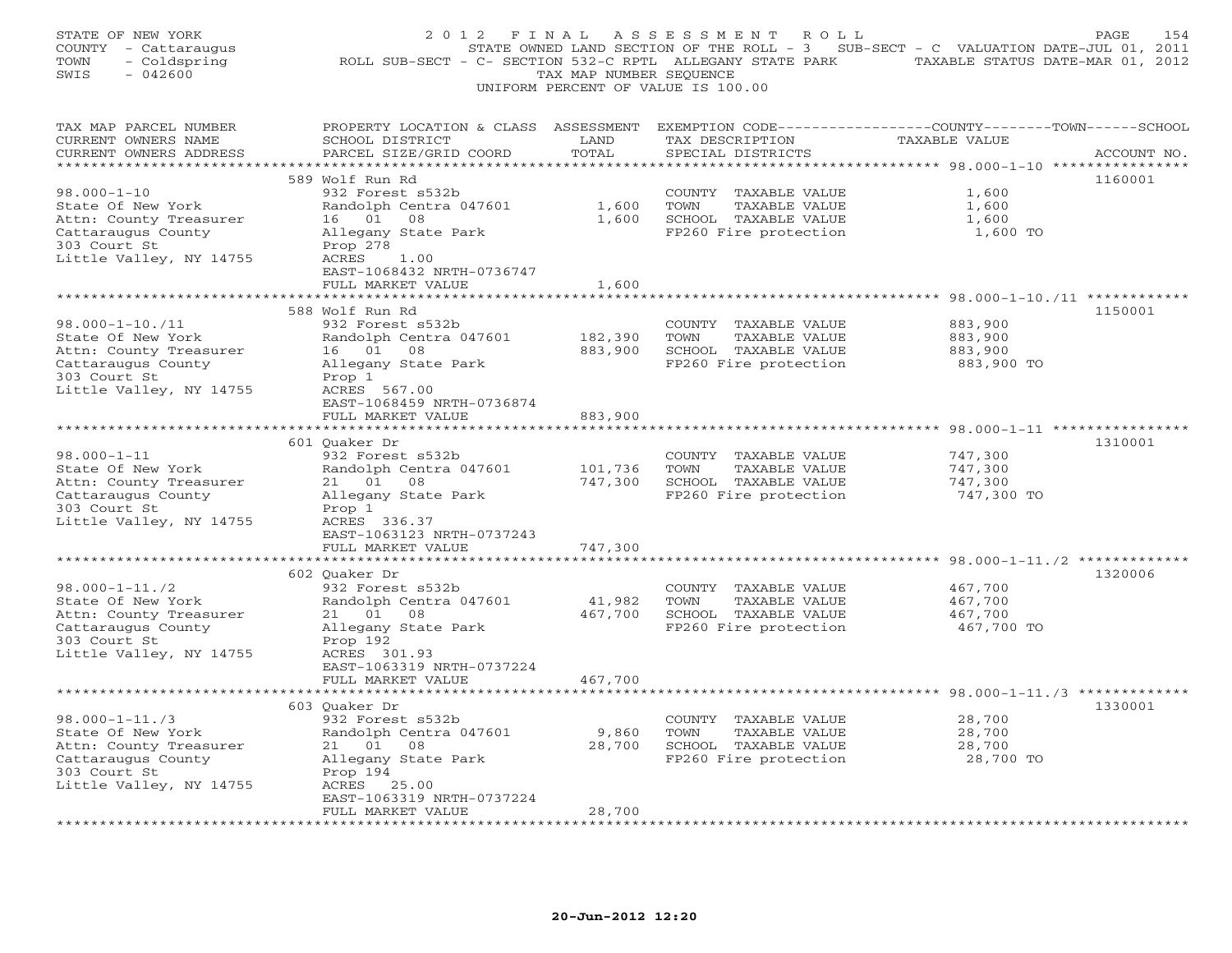STATE OF NEW YORK
COUNTY - Cattaraugus
TOWN - Coldspring
SWIS - 042600

2 0 1 2 F I N A L A S S E S S M E N T R O L L
STATE OWNED LAND SECTION OF THE ROLL - 3 SUB-SECT - C VALUATION DATE-JUL 01, 2011
ROLL SUB-SECT - C- SECTION 532-C RPTL ALLEGANY STATE PARK TAXABLE STATUS DATE-MAR 01, 2012
TAX MAP NUMBER SEQUENCE
UNIFORM PERCENT OF VALUE IS 100.00

| TAX MAP PARCEL NUMBER / CURRENT OWNERS NAME / CURRENT OWNERS ADDRESS | PROPERTY LOCATION & CLASS / SCHOOL DISTRICT / PARCEL SIZE/GRID COORD | ASSESSMENT LAND | TOTAL | EXEMPTION CODE / TAX DESCRIPTION / SPECIAL DISTRICTS | TAXABLE VALUE (COUNTY--TOWN--SCHOOL) | ACCOUNT NO. |
|---|---|---|---|---|---|---|
| 98.000-1-10 | 589 Wolf Run Rd | | | | | 1160001 |
| State Of New York | 932 Forest s532b | | | COUNTY TAXABLE VALUE | 1,600 | |
| Attn: County Treasurer | Randolph Centra 047601 | 1,600 | | TOWN TAXABLE VALUE | 1,600 | |
| Cattaraugus County | 16 01 08 | | 1,600 | SCHOOL TAXABLE VALUE | 1,600 | |
| 303 Court St | Allegany State Park | | | FP260 Fire protection | 1,600 TO | |
| Little Valley, NY 14755 | Prop 278 | | | | | |
| | ACRES 1.00 | | | | | |
| | EAST-1068432 NRTH-0736747 | | | | | |
| | FULL MARKET VALUE | | 1,600 | | | |
| 98.000-1-10./11 | 588 Wolf Run Rd | | | | | 1150001 |
| State Of New York | 932 Forest s532b | | | COUNTY TAXABLE VALUE | 883,900 | |
| Attn: County Treasurer | Randolph Centra 047601 | 182,390 | | TOWN TAXABLE VALUE | 883,900 | |
| Cattaraugus County | 16 01 08 | | 883,900 | SCHOOL TAXABLE VALUE | 883,900 | |
| 303 Court St | Allegany State Park | | | FP260 Fire protection | 883,900 TO | |
| Little Valley, NY 14755 | Prop 1 | | | | | |
| | ACRES 567.00 | | | | | |
| | EAST-1068459 NRTH-0736874 | | | | | |
| | FULL MARKET VALUE | | 883,900 | | | |
| 98.000-1-11 | 601 Quaker Dr | | | | | 1310001 |
| State Of New York | 932 Forest s532b | | | COUNTY TAXABLE VALUE | 747,300 | |
| Attn: County Treasurer | Randolph Centra 047601 | 101,736 | | TOWN TAXABLE VALUE | 747,300 | |
| Cattaraugus County | 21 01 08 | | 747,300 | SCHOOL TAXABLE VALUE | 747,300 | |
| 303 Court St | Allegany State Park | | | FP260 Fire protection | 747,300 TO | |
| Little Valley, NY 14755 | Prop 1 | | | | | |
| | ACRES 336.37 | | | | | |
| | EAST-1063123 NRTH-0737243 | | | | | |
| | FULL MARKET VALUE | | 747,300 | | | |
| 98.000-1-11./2 | 602 Quaker Dr | | | | | 1320006 |
| State Of New York | 932 Forest s532b | | | COUNTY TAXABLE VALUE | 467,700 | |
| Attn: County Treasurer | Randolph Centra 047601 | 41,982 | | TOWN TAXABLE VALUE | 467,700 | |
| Cattaraugus County | 21 01 08 | | 467,700 | SCHOOL TAXABLE VALUE | 467,700 | |
| 303 Court St | Allegany State Park | | | FP260 Fire protection | 467,700 TO | |
| Little Valley, NY 14755 | Prop 192 | | | | | |
| | ACRES 301.93 | | | | | |
| | EAST-1063319 NRTH-0737224 | | | | | |
| | FULL MARKET VALUE | | 467,700 | | | |
| 98.000-1-11./3 | 603 Quaker Dr | | | | | 1330001 |
| State Of New York | 932 Forest s532b | | | COUNTY TAXABLE VALUE | 28,700 | |
| Attn: County Treasurer | Randolph Centra 047601 | 9,860 | | TOWN TAXABLE VALUE | 28,700 | |
| Cattaraugus County | 21 01 08 | | 28,700 | SCHOOL TAXABLE VALUE | 28,700 | |
| 303 Court St | Allegany State Park | | | FP260 Fire protection | 28,700 TO | |
| Little Valley, NY 14755 | Prop 194 | | | | | |
| | ACRES 25.00 | | | | | |
| | EAST-1063319 NRTH-0737224 | | | | | |
| | FULL MARKET VALUE | | 28,700 | | | |

20-Jun-2012 12:20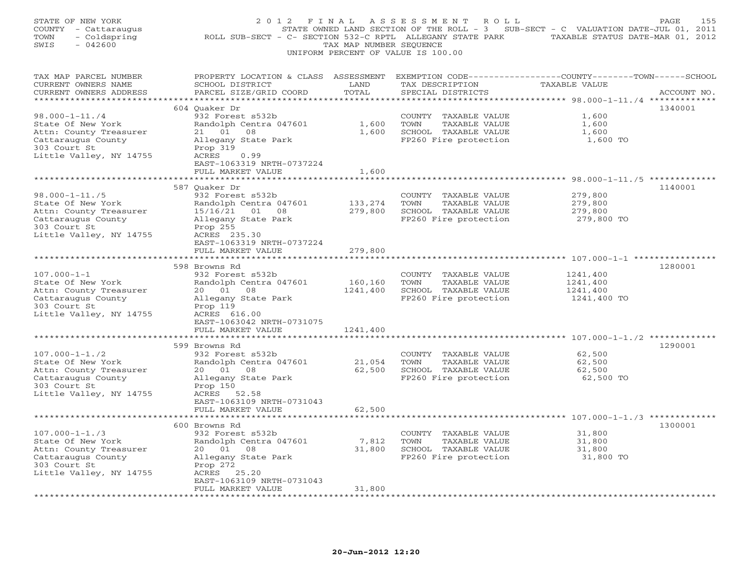STATE OF NEW YORK
COUNTY - Cattaraugus
TOWN - Coldspring
SWIS - 042600

# 2012 FINAL ASSESSMENT ROLL

STATE OWNED LAND SECTION OF THE ROLL - 3 SUB-SECT - C VALUATION DATE-JUL 01, 2011
ROLL SUB-SECT - C- SECTION 532-C RPTL ALLEGANY STATE PARK TAXABLE STATUS DATE-MAR 01, 2012
TAX MAP NUMBER SEQUENCE
UNIFORM PERCENT OF VALUE IS 100.00

| TAX MAP PARCEL NUMBER / CURRENT OWNERS NAME / CURRENT OWNERS ADDRESS | PROPERTY LOCATION & CLASS / SCHOOL DISTRICT / PARCEL SIZE/GRID COORD | ASSESSMENT LAND / TOTAL | EXEMPTION CODE / TAX DESCRIPTION / SPECIAL DISTRICTS | COUNTY--------TOWN------SCHOOL TAXABLE VALUE | ACCOUNT NO. |
|---|---|---|---|---|---|
| 98.000-1-11./4 | 604 Quaker Dr | | | | 1340001 |
| State Of New York | 932 Forest s532b | | COUNTY TAXABLE VALUE | 1,600 | |
| Attn: County Treasurer | Randolph Centra 047601 | 1,600 | TOWN TAXABLE VALUE | 1,600 | |
| Cattaraugus County | 21 01 08 | 1,600 | SCHOOL TAXABLE VALUE | 1,600 | |
| 303 Court St | Allegany State Park | | FP260 Fire protection | 1,600 TO | |
| Little Valley, NY 14755 | Prop 319 | | | | |
| | ACRES 0.99 | | | | |
| | EAST-1063319 NRTH-0737224 | | | | |
| | FULL MARKET VALUE | 1,600 | | | |
| 98.000-1-11./5 | 587 Quaker Dr | | | | 1140001 |
| State Of New York | 932 Forest s532b | | COUNTY TAXABLE VALUE | 279,800 | |
| Attn: County Treasurer | Randolph Centra 047601 | 133,274 | TOWN TAXABLE VALUE | 279,800 | |
| Cattaraugus County | 15/16/21 01 08 | 279,800 | SCHOOL TAXABLE VALUE | 279,800 | |
| 303 Court St | Allegany State Park | | FP260 Fire protection | 279,800 TO | |
| Little Valley, NY 14755 | Prop 255 | | | | |
| | ACRES 235.30 | | | | |
| | EAST-1063319 NRTH-0737224 | | | | |
| | FULL MARKET VALUE | 279,800 | | | |
| 107.000-1-1 | 598 Browns Rd | | | | 1280001 |
| State Of New York | 932 Forest s532b | | COUNTY TAXABLE VALUE | 1241,400 | |
| Attn: County Treasurer | Randolph Centra 047601 | 160,160 | TOWN TAXABLE VALUE | 1241,400 | |
| Cattaraugus County | 20 01 08 | 1241,400 | SCHOOL TAXABLE VALUE | 1241,400 | |
| 303 Court St | Allegany State Park | | FP260 Fire protection | 1241,400 TO | |
| Little Valley, NY 14755 | Prop 119 | | | | |
| | ACRES 616.00 | | | | |
| | EAST-1063042 NRTH-0731075 | | | | |
| | FULL MARKET VALUE | 1241,400 | | | |
| 107.000-1-1./2 | 599 Browns Rd | | | | 1290001 |
| State Of New York | 932 Forest s532b | | COUNTY TAXABLE VALUE | 62,500 | |
| Attn: County Treasurer | Randolph Centra 047601 | 21,054 | TOWN TAXABLE VALUE | 62,500 | |
| Cattaraugus County | 20 01 08 | 62,500 | SCHOOL TAXABLE VALUE | 62,500 | |
| 303 Court St | Allegany State Park | | FP260 Fire protection | 62,500 TO | |
| Little Valley, NY 14755 | Prop 150 | | | | |
| | ACRES 52.58 | | | | |
| | EAST-1063109 NRTH-0731043 | | | | |
| | FULL MARKET VALUE | 62,500 | | | |
| 107.000-1-1./3 | 600 Browns Rd | | | | 1300001 |
| State Of New York | 932 Forest s532b | | COUNTY TAXABLE VALUE | 31,800 | |
| Attn: County Treasurer | Randolph Centra 047601 | 7,812 | TOWN TAXABLE VALUE | 31,800 | |
| Cattaraugus County | 20 01 08 | 31,800 | SCHOOL TAXABLE VALUE | 31,800 | |
| 303 Court St | Allegany State Park | | FP260 Fire protection | 31,800 TO | |
| Little Valley, NY 14755 | Prop 272 | | | | |
| | ACRES 25.20 | | | | |
| | EAST-1063109 NRTH-0731043 | | | | |
| | FULL MARKET VALUE | 31,800 | | | |

20-Jun-2012 12:20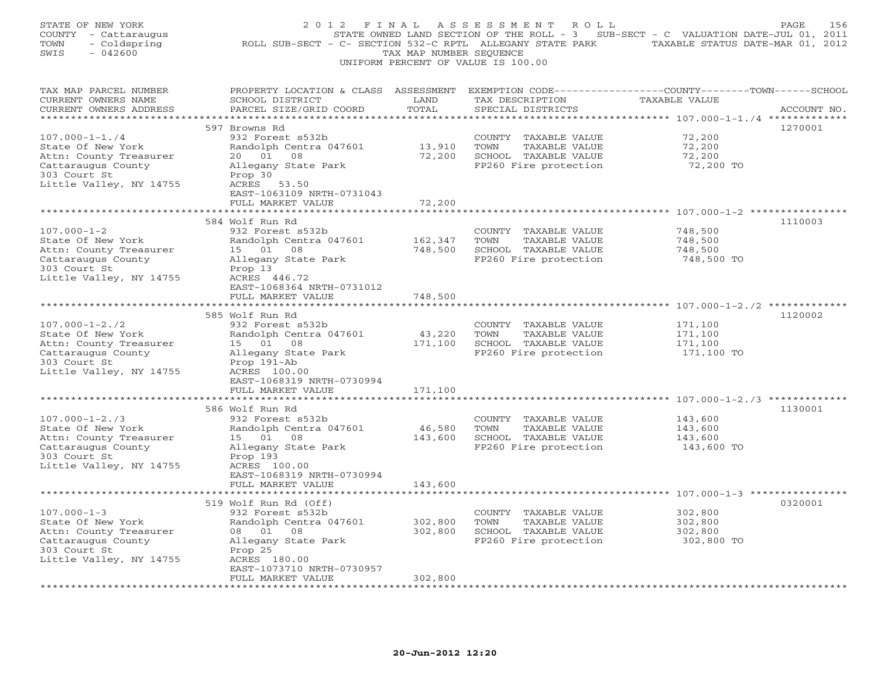STATE OF NEW YORK
COUNTY - Cattaraugus
TOWN - Coldspring
SWIS - 042600

# 2012 FINAL ASSESSMENT ROLL

STATE OWNED LAND SECTION OF THE ROLL - 3 SUB-SECT - C VALUATION DATE-JUL 01, 2011
ROLL SUB-SECT - C- SECTION 532-C RPTL ALLEGANY STATE PARK TAXABLE STATUS DATE-MAR 01, 2012
TAX MAP NUMBER SEQUENCE
UNIFORM PERCENT OF VALUE IS 100.00

| TAX MAP PARCEL NUMBER / CURRENT OWNERS NAME / CURRENT OWNERS ADDRESS | PROPERTY LOCATION & CLASS / SCHOOL DISTRICT / PARCEL SIZE/GRID COORD | ASSESSMENT LAND | TOTAL | EXEMPTION CODE / TAX DESCRIPTION / SPECIAL DISTRICTS | TAXABLE VALUE (COUNTY / TOWN / SCHOOL) | ACCOUNT NO. |
|---|---|---|---|---|---|---|
| 107.000-1-1./4 | 597 Browns Rd | | | | | 1270001 |
| State Of New York | 932 Forest s532b | | | COUNTY TAXABLE VALUE | 72,200 | |
| Attn: County Treasurer | Randolph Centra 047601 | 13,910 | | TOWN TAXABLE VALUE | 72,200 | |
| Cattaraugus County | 20 01 08 | | 72,200 | SCHOOL TAXABLE VALUE | 72,200 | |
| 303 Court St | Allegany State Park | | | FP260 Fire protection | 72,200 TO | |
| Little Valley, NY 14755 | Prop 30 | | | | | |
| | ACRES 53.50 | | | | | |
| | EAST-1063109 NRTH-0731043 | | | | | |
| | FULL MARKET VALUE | | 72,200 | | | |
| 107.000-1-2 | 584 Wolf Run Rd | | | | | 1110003 |
| State Of New York | 932 Forest s532b | | | COUNTY TAXABLE VALUE | 748,500 | |
| Attn: County Treasurer | Randolph Centra 047601 | 162,347 | | TOWN TAXABLE VALUE | 748,500 | |
| Cattaraugus County | 15 01 08 | | 748,500 | SCHOOL TAXABLE VALUE | 748,500 | |
| 303 Court St | Allegany State Park | | | FP260 Fire protection | 748,500 TO | |
| Little Valley, NY 14755 | Prop 13 | | | | | |
| | ACRES 446.72 | | | | | |
| | EAST-1068364 NRTH-0731012 | | | | | |
| | FULL MARKET VALUE | | 748,500 | | | |
| 107.000-1-2./2 | 585 Wolf Run Rd | | | | | 1120002 |
| State Of New York | 932 Forest s532b | | | COUNTY TAXABLE VALUE | 171,100 | |
| Attn: County Treasurer | Randolph Centra 047601 | 43,220 | | TOWN TAXABLE VALUE | 171,100 | |
| Cattaraugus County | 15 01 08 | | 171,100 | SCHOOL TAXABLE VALUE | 171,100 | |
| 303 Court St | Allegany State Park | | | FP260 Fire protection | 171,100 TO | |
| Little Valley, NY 14755 | Prop 191-Ab | | | | | |
| | ACRES 100.00 | | | | | |
| | EAST-1068319 NRTH-0730994 | | | | | |
| | FULL MARKET VALUE | | 171,100 | | | |
| 107.000-1-2./3 | 586 Wolf Run Rd | | | | | 1130001 |
| State Of New York | 932 Forest s532b | | | COUNTY TAXABLE VALUE | 143,600 | |
| Attn: County Treasurer | Randolph Centra 047601 | 46,580 | | TOWN TAXABLE VALUE | 143,600 | |
| Cattaraugus County | 15 01 08 | | 143,600 | SCHOOL TAXABLE VALUE | 143,600 | |
| 303 Court St | Allegany State Park | | | FP260 Fire protection | 143,600 TO | |
| Little Valley, NY 14755 | Prop 193 | | | | | |
| | ACRES 100.00 | | | | | |
| | EAST-1068319 NRTH-0730994 | | | | | |
| | FULL MARKET VALUE | | 143,600 | | | |
| 107.000-1-3 | 519 Wolf Run Rd (Off) | | | | | 0320001 |
| State Of New York | 932 Forest s532b | | | COUNTY TAXABLE VALUE | 302,800 | |
| Attn: County Treasurer | Randolph Centra 047601 | 302,800 | | TOWN TAXABLE VALUE | 302,800 | |
| Cattaraugus County | 08 01 08 | | 302,800 | SCHOOL TAXABLE VALUE | 302,800 | |
| 303 Court St | Allegany State Park | | | FP260 Fire protection | 302,800 TO | |
| Little Valley, NY 14755 | Prop 25 | | | | | |
| | ACRES 180.00 | | | | | |
| | EAST-1073710 NRTH-0730957 | | | | | |
| | FULL MARKET VALUE | | 302,800 | | | |

20-Jun-2012 12:20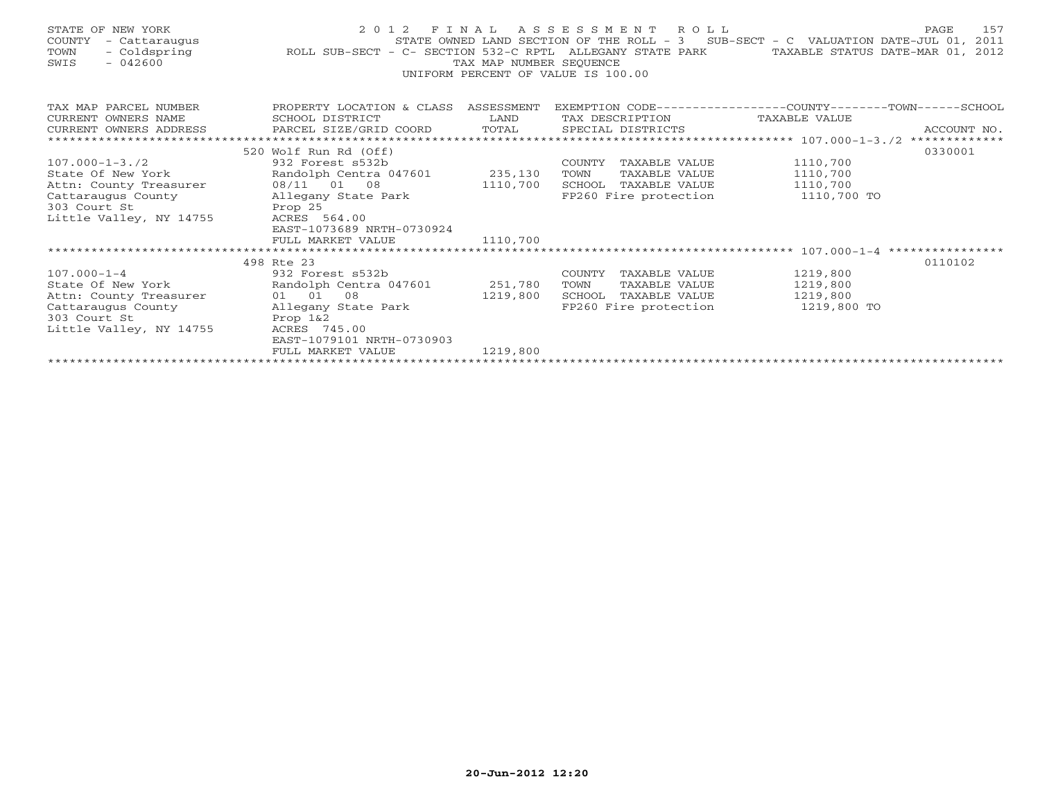STATE OF NEW YORK
COUNTY - Cattaraugus
TOWN - Coldspring
SWIS - 042600

2 0 1 2 F I N A L A S S E S S M E N T R O L L
STATE OWNED LAND SECTION OF THE ROLL - 3 SUB-SECT - C VALUATION DATE-JUL 01, 2011
ROLL SUB-SECT - C- SECTION 532-C RPTL ALLEGANY STATE PARK TAXABLE STATUS DATE-MAR 01, 2012
TAX MAP NUMBER SEQUENCE
UNIFORM PERCENT OF VALUE IS 100.00

| TAX MAP PARCEL NUMBER / CURRENT OWNERS NAME / CURRENT OWNERS ADDRESS | PROPERTY LOCATION & CLASS / SCHOOL DISTRICT / PARCEL SIZE/GRID COORD | ASSESSMENT LAND / TOTAL | EXEMPTION CODE / TAX DESCRIPTION / SPECIAL DISTRICTS | COUNTY--------TOWN------SCHOOL TAXABLE VALUE | ACCOUNT NO. |
|---|---|---|---|---|---|
| 107.000-1-3./2 | 520 Wolf Run Rd (Off) | | | | 0330001 |
| | 932 Forest s532b | | COUNTY TAXABLE VALUE | 1110,700 | |
| State Of New York | Randolph Centra 047601 | 235,130 | TOWN TAXABLE VALUE | 1110,700 | |
| Attn: County Treasurer | 08/11 01 08 | 1110,700 | SCHOOL TAXABLE VALUE | 1110,700 | |
| Cattaraugus County | Allegany State Park | | FP260 Fire protection | 1110,700 TO | |
| 303 Court St | Prop 25 | | | | |
| Little Valley, NY 14755 | ACRES 564.00 | | | | |
| | EAST-1073689 NRTH-0730924 | | | | |
| | FULL MARKET VALUE | 1110,700 | | | |
| 107.000-1-4 | 498 Rte 23 | | | | 0110102 |
| | 932 Forest s532b | | COUNTY TAXABLE VALUE | 1219,800 | |
| State Of New York | Randolph Centra 047601 | 251,780 | TOWN TAXABLE VALUE | 1219,800 | |
| Attn: County Treasurer | 01 01 08 | 1219,800 | SCHOOL TAXABLE VALUE | 1219,800 | |
| Cattaraugus County | Allegany State Park | | FP260 Fire protection | 1219,800 TO | |
| 303 Court St | Prop 1&2 | | | | |
| Little Valley, NY 14755 | ACRES 745.00 | | | | |
| | EAST-1079101 NRTH-0730903 | | | | |
| | FULL MARKET VALUE | 1219,800 | | | |

20-Jun-2012 12:20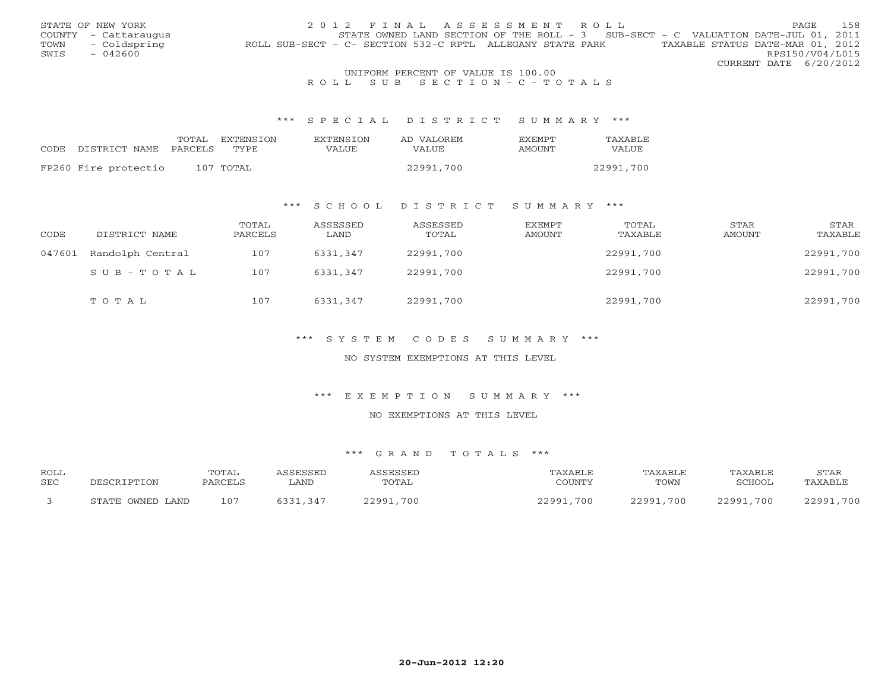STATE OF NEW YORK
COUNTY - Cattaraugus
TOWN - Coldspring
SWIS - 042600

2012 FINAL ASSESSMENT ROLL
STATE OWNED LAND SECTION OF THE ROLL - 3 SUB-SECT - C VALUATION DATE-JUL 01, 2011
ROLL SUB-SECT - C- SECTION 532-C RPTL ALLEGANY STATE PARK TAXABLE STATUS DATE-MAR 01, 2012
RPS150/V04/L015
CURRENT DATE 6/20/2012

UNIFORM PERCENT OF VALUE IS 100.00

ROLL SUB SECTION-C-TOTALS

### *** SPECIAL DISTRICT SUMMARY ***

| CODE | DISTRICT NAME | TOTAL PARCELS | EXTENSION TYPE | EXTENSION VALUE | AD VALOREM VALUE | EXEMPT AMOUNT | TAXABLE VALUE |
|---|---|---|---|---|---|---|---|
| FP260 | Fire protectio | 107 | TOTAL | | 22991,700 | | 22991,700 |

### *** SCHOOL DISTRICT SUMMARY ***

| CODE | DISTRICT NAME | TOTAL PARCELS | ASSESSED LAND | ASSESSED TOTAL | EXEMPT AMOUNT | TOTAL TAXABLE | STAR AMOUNT | STAR TAXABLE |
|---|---|---|---|---|---|---|---|---|
| 047601 | Randolph Central | 107 | 6331,347 | 22991,700 | | 22991,700 | | 22991,700 |
| | SUB-TOTAL | 107 | 6331,347 | 22991,700 | | 22991,700 | | 22991,700 |
| | TOTAL | 107 | 6331,347 | 22991,700 | | 22991,700 | | 22991,700 |

### *** SYSTEM CODES SUMMARY ***

NO SYSTEM EXEMPTIONS AT THIS LEVEL

### *** EXEMPTION SUMMARY ***

NO EXEMPTIONS AT THIS LEVEL

### *** GRAND TOTALS ***

| ROLL SEC | DESCRIPTION | TOTAL PARCELS | ASSESSED LAND | ASSESSED TOTAL | TAXABLE COUNTY | TAXABLE TOWN | TAXABLE SCHOOL | STAR TAXABLE |
|---|---|---|---|---|---|---|---|---|
| 3 | STATE OWNED LAND | 107 | 6331,347 | 22991,700 | 22991,700 | 22991,700 | 22991,700 | 22991,700 |

20-Jun-2012 12:20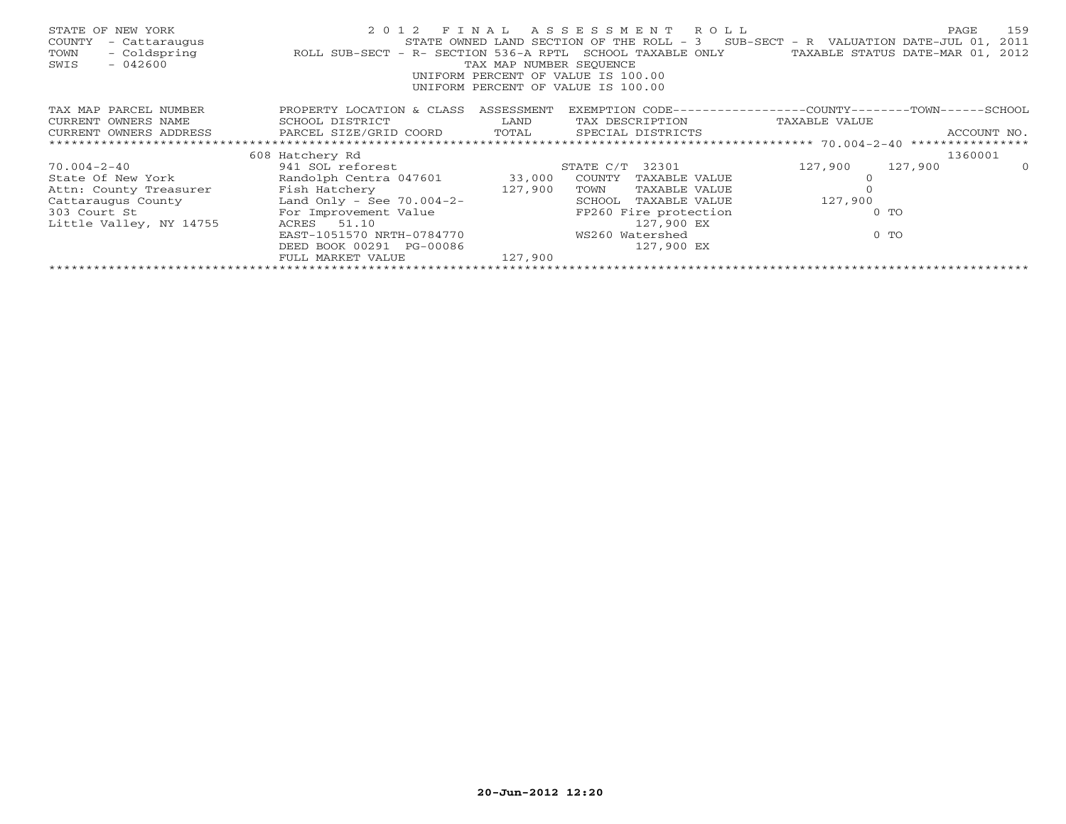STATE OF NEW YORK
COUNTY - Cattaraugus
TOWN - Coldspring
SWIS - 042600

2012 FINAL ASSESSMENT ROLL

STATE OWNED LAND SECTION OF THE ROLL - 3 SUB-SECT - R VALUATION DATE-JUL 01, 2011

ROLL SUB-SECT - R- SECTION 536-A RPTL SCHOOL TAXABLE ONLY TAXABLE STATUS DATE-MAR 01, 2012

TAX MAP NUMBER SEQUENCE

UNIFORM PERCENT OF VALUE IS 100.00

UNIFORM PERCENT OF VALUE IS 100.00

| TAX MAP PARCEL NUMBER / CURRENT OWNERS NAME / CURRENT OWNERS ADDRESS | PROPERTY LOCATION & CLASS / SCHOOL DISTRICT / PARCEL SIZE/GRID COORD | ASSESSMENT LAND / TOTAL | EXEMPTION CODE / TAX DESCRIPTION / SPECIAL DISTRICTS | COUNTY TAXABLE VALUE | TOWN | SCHOOL / ACCOUNT NO. |
|---|---|---|---|---|---|---|
| | 608 Hatchery Rd | | | | | 1360001 |
| 70.004-2-40 | 941 SOL reforest | | STATE C/T 32301 | 127,900 | 127,900 | 0 |
| State Of New York | Randolph Centra 047601 | 33,000 | COUNTY TAXABLE VALUE | 0 | | |
| Attn: County Treasurer | Fish Hatchery | 127,900 | TOWN TAXABLE VALUE | 0 | | |
| Cattaraugus County | Land Only - See 70.004-2- | | SCHOOL TAXABLE VALUE | 127,900 | | |
| 303 Court St | For Improvement Value | | FP260 Fire protection | 0 TO | | |
| Little Valley, NY 14755 | ACRES 51.10 | | 127,900 EX | | | |
| | EAST-1051570 NRTH-0784770 | | WS260 Watershed | 0 TO | | |
| | DEED BOOK 00291 PG-00086 | | 127,900 EX | | | |
| | FULL MARKET VALUE | 127,900 | | | | |

20-Jun-2012 12:20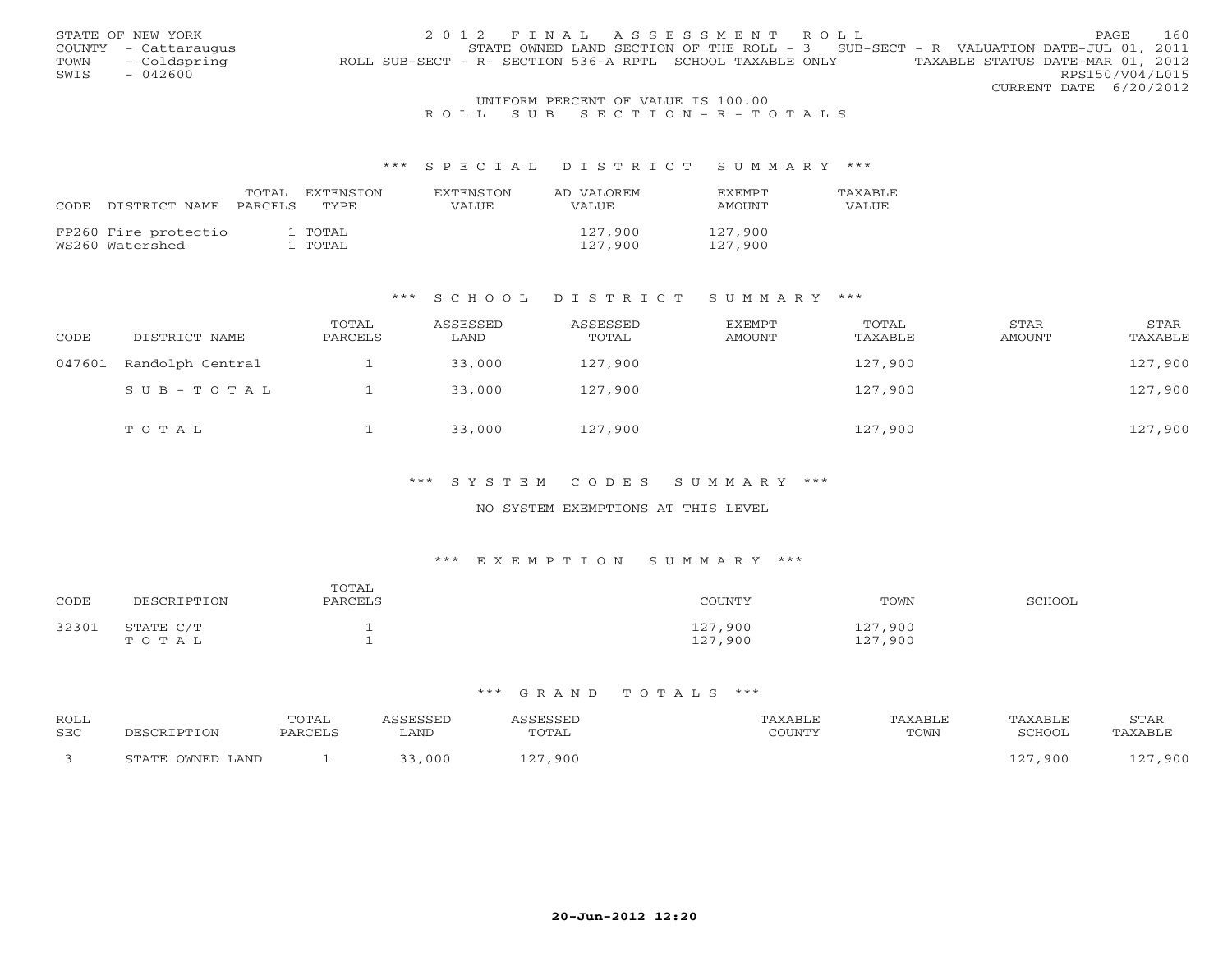STATE OF NEW YORK
COUNTY - Cattaraugus
TOWN - Coldspring
SWIS - 042600

2 0 1 2 F I N A L A S S E S S M E N T R O L L
STATE OWNED LAND SECTION OF THE ROLL - 3 SUB-SECT - R VALUATION DATE-JUL 01, 2011
ROLL SUB-SECT - R- SECTION 536-A RPTL SCHOOL TAXABLE ONLY TAXABLE STATUS DATE-MAR 01, 2012
RPS150/V04/L015
CURRENT DATE 6/20/2012

UNIFORM PERCENT OF VALUE IS 100.00

R O L L S U B S E C T I O N - R - T O T A L S

## *** S P E C I A L D I S T R I C T S U M M A R Y ***

| CODE | DISTRICT NAME | TOTAL PARCELS | EXTENSION TYPE | EXTENSION VALUE | AD VALOREM VALUE | EXEMPT AMOUNT | TAXABLE VALUE |
|---|---|---|---|---|---|---|---|
| FP260 | Fire protectio | 1 | TOTAL | | 127,900 | 127,900 | |
| WS260 | Watershed | 1 | TOTAL | | 127,900 | 127,900 | |

## *** S C H O O L D I S T R I C T S U M M A R Y ***

| CODE | DISTRICT NAME | TOTAL PARCELS | ASSESSED LAND | ASSESSED TOTAL | EXEMPT AMOUNT | TOTAL TAXABLE | STAR AMOUNT | STAR TAXABLE |
|---|---|---|---|---|---|---|---|---|
| 047601 | Randolph Central | 1 | 33,000 | 127,900 | | 127,900 | | 127,900 |
| | S U B - T O T A L | 1 | 33,000 | 127,900 | | 127,900 | | 127,900 |
| | T O T A L | 1 | 33,000 | 127,900 | | 127,900 | | 127,900 |

## *** S Y S T E M C O D E S S U M M A R Y ***

NO SYSTEM EXEMPTIONS AT THIS LEVEL

## *** E X E M P T I O N S U M M A R Y ***

| CODE | DESCRIPTION | TOTAL PARCELS | COUNTY | TOWN | SCHOOL |
|---|---|---|---|---|---|
| 32301 | STATE C/T | 1 | 127,900 | 127,900 | |
| | T O T A L | 1 | 127,900 | 127,900 | |

## *** G R A N D T O T A L S ***

| ROLL SEC | DESCRIPTION | TOTAL PARCELS | ASSESSED LAND | ASSESSED TOTAL | TAXABLE COUNTY | TAXABLE TOWN | TAXABLE SCHOOL | STAR TAXABLE |
|---|---|---|---|---|---|---|---|---|
| 3 | STATE OWNED LAND | 1 | 33,000 | 127,900 | | | 127,900 | 127,900 |

20-Jun-2012 12:20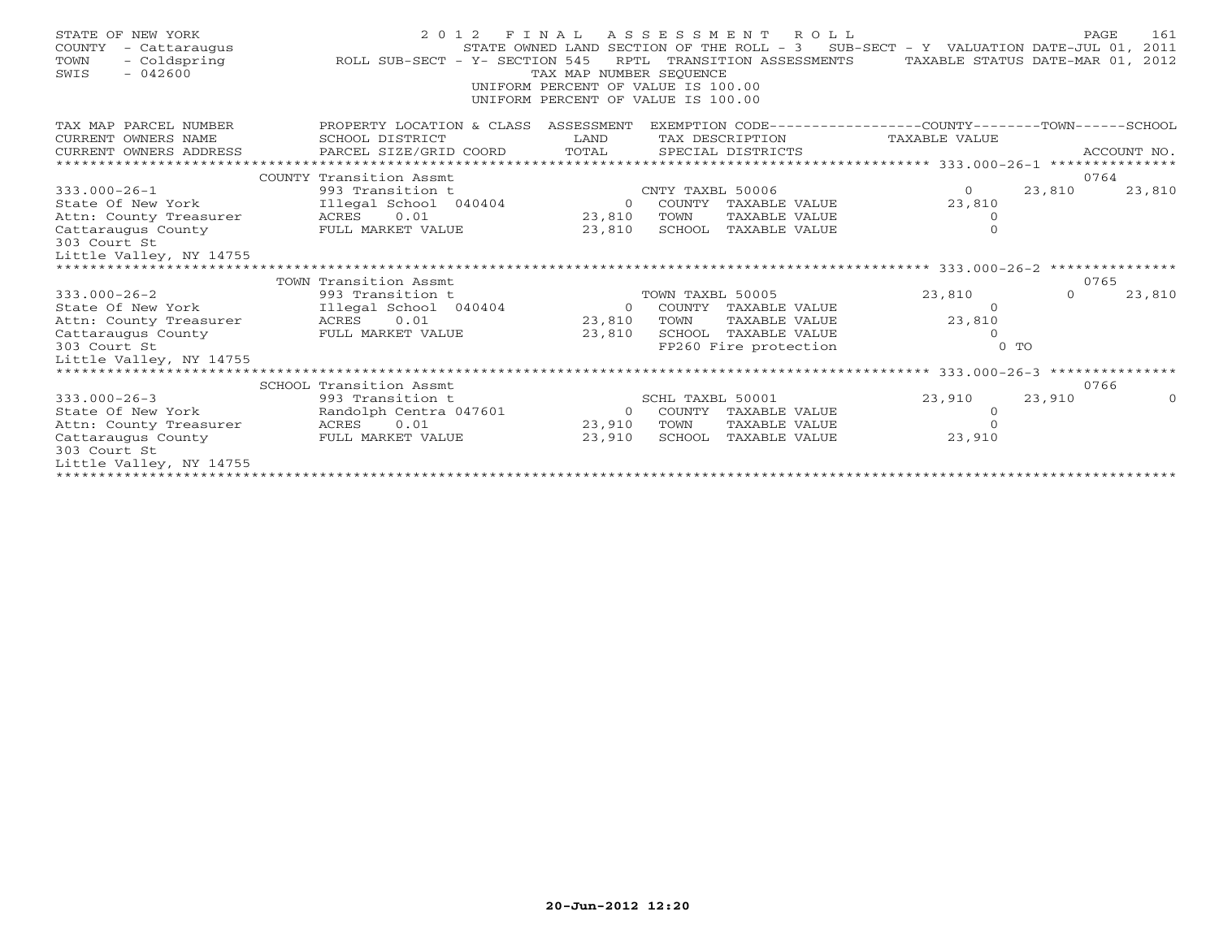STATE OF NEW YORK
COUNTY - Cattaraugus
TOWN - Coldspring
SWIS - 042600

2 0 1 2 F I N A L A S S E S S M E N T R O L L

STATE OWNED LAND SECTION OF THE ROLL - 3 SUB-SECT - Y VALUATION DATE-JUL 01, 2011

ROLL SUB-SECT - Y- SECTION 545 RPTL TRANSITION ASSESSMENTS TAXABLE STATUS DATE-MAR 01, 2012

TAX MAP NUMBER SEQUENCE
UNIFORM PERCENT OF VALUE IS 100.00
UNIFORM PERCENT OF VALUE IS 100.00

| TAX MAP PARCEL NUMBER / CURRENT OWNERS NAME / CURRENT OWNERS ADDRESS | PROPERTY LOCATION & CLASS / SCHOOL DISTRICT / PARCEL SIZE/GRID COORD | ASSESSMENT LAND / TOTAL | EXEMPTION CODE / TAX DESCRIPTION / SPECIAL DISTRICTS | COUNTY TAXABLE VALUE | TOWN | SCHOOL | ACCOUNT NO. |
|---|---|---|---|---|---|---|---|
| 333.000-26-1 | COUNTY Transition Assmt | | | | | | 0764 |
| | 993 Transition t | | CNTY TAXBL 50006 | 0 | 23,810 | 23,810 | |
| State Of New York | Illegal School 040404 | 0 | COUNTY TAXABLE VALUE | 23,810 | | | |
| Attn: County Treasurer | ACRES 0.01 | 23,810 | TOWN TAXABLE VALUE | 0 | | | |
| Cattaraugus County | FULL MARKET VALUE | 23,810 | SCHOOL TAXABLE VALUE | 0 | | | |
| 303 Court St | | | | | | | |
| Little Valley, NY 14755 | | | | | | | |
| 333.000-26-2 | TOWN Transition Assmt | | | | | | 0765 |
| | 993 Transition t | | TOWN TAXBL 50005 | 23,810 | 0 | 23,810 | |
| State Of New York | Illegal School 040404 | 0 | COUNTY TAXABLE VALUE | 0 | | | |
| Attn: County Treasurer | ACRES 0.01 | 23,810 | TOWN TAXABLE VALUE | 23,810 | | | |
| Cattaraugus County | FULL MARKET VALUE | 23,810 | SCHOOL TAXABLE VALUE | 0 | | | |
| 303 Court St | | | FP260 Fire protection | 0 TO | | | |
| Little Valley, NY 14755 | | | | | | | |
| 333.000-26-3 | SCHOOL Transition Assmt | | | | | | 0766 |
| | 993 Transition t | | SCHL TAXBL 50001 | 23,910 | 23,910 | 0 | |
| State Of New York | Randolph Centra 047601 | 0 | COUNTY TAXABLE VALUE | 0 | | | |
| Attn: County Treasurer | ACRES 0.01 | 23,910 | TOWN TAXABLE VALUE | 0 | | | |
| Cattaraugus County | FULL MARKET VALUE | 23,910 | SCHOOL TAXABLE VALUE | 23,910 | | | |
| 303 Court St | | | | | | | |
| Little Valley, NY 14755 | | | | | | | |

20-Jun-2012 12:20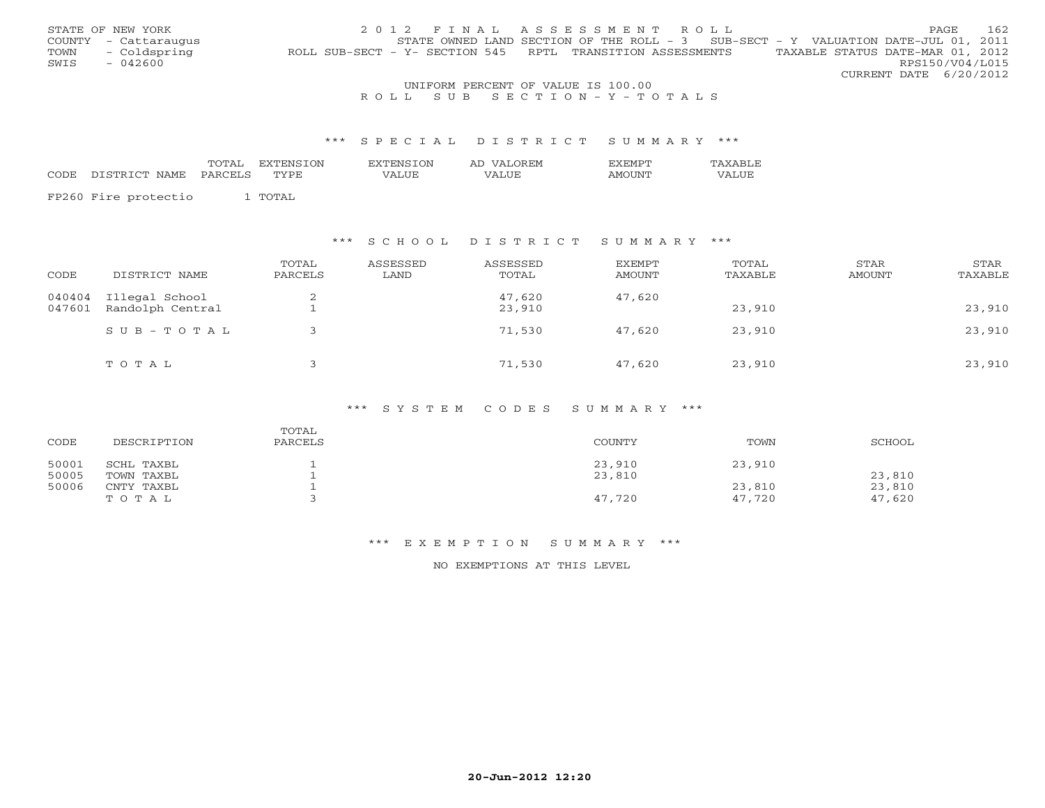STATE OF NEW YORK | 2012 FINAL ASSESSMENT ROLL | PAGE 162
COUNTY - Cattaraugus | STATE OWNED LAND SECTION OF THE ROLL - 3 SUB-SECT - Y VALUATION DATE-JUL 01, 2011
TOWN - Coldspring | ROLL SUB-SECT - Y- SECTION 545 RPTL TRANSITION ASSESSMENTS | TAXABLE STATUS DATE-MAR 01, 2012
SWIS - 042600 | RPS150/V04/L015
CURRENT DATE 6/20/2012

UNIFORM PERCENT OF VALUE IS 100.00

R O L L S U B S E C T I O N - Y - T O T A L S

### *** S P E C I A L D I S T R I C T S U M M A R Y ***

| CODE DISTRICT NAME | TOTAL PARCELS | EXTENSION TYPE | EXTENSION VALUE | AD VALOREM VALUE | EXEMPT AMOUNT | TAXABLE VALUE |
|---|---|---|---|---|---|---|
| FP260 Fire protectio | 1 | TOTAL | | | | |

### *** S C H O O L D I S T R I C T S U M M A R Y ***

| CODE | DISTRICT NAME | TOTAL PARCELS | ASSESSED LAND | ASSESSED TOTAL | EXEMPT AMOUNT | TOTAL TAXABLE | STAR AMOUNT | STAR TAXABLE |
|---|---|---|---|---|---|---|---|---|
| 040404 | Illegal School | 2 | | 47,620 | 47,620 | | | |
| 047601 | Randolph Central | 1 | | 23,910 | | 23,910 | | 23,910 |
| | S U B - T O T A L | 3 | | 71,530 | 47,620 | 23,910 | | 23,910 |
| | T O T A L | 3 | | 71,530 | 47,620 | 23,910 | | 23,910 |

### *** S Y S T E M C O D E S S U M M A R Y ***

| CODE | DESCRIPTION | TOTAL PARCELS | COUNTY | TOWN | SCHOOL |
|---|---|---|---|---|---|
| 50001 | SCHL TAXBL | 1 | 23,910 | 23,910 | |
| 50005 | TOWN TAXBL | 1 | 23,810 | | 23,810 |
| 50006 | CNTY TAXBL | 1 | | 23,810 | 23,810 |
| | T O T A L | 3 | 47,720 | 47,720 | 47,620 |

### *** E X E M P T I O N S U M M A R Y ***

NO EXEMPTIONS AT THIS LEVEL

20-Jun-2012 12:20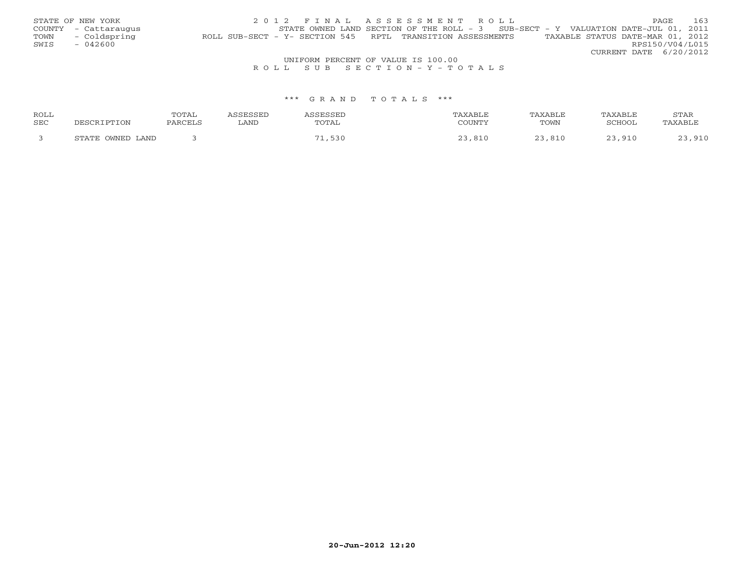STATE OF NEW YORK
COUNTY - Cattaraugus
TOWN - Coldspring
SWIS - 042600

2012 FINAL ASSESSMENT ROLL
STATE OWNED LAND SECTION OF THE ROLL - 3 SUB-SECT - Y VALUATION DATE-JUL 01, 2011
ROLL SUB-SECT - Y- SECTION 545 RPTL TRANSITION ASSESSMENTS TAXABLE STATUS DATE-MAR 01, 2012
RPS150/V04/L015
CURRENT DATE 6/20/2012

UNIFORM PERCENT OF VALUE IS 100.00

R O L L S U B S E C T I O N - Y - T O T A L S

\*\*\* G R A N D T O T A L S \*\*\*

| ROLL SEC | DESCRIPTION | TOTAL PARCELS | ASSESSED LAND | ASSESSED TOTAL | TAXABLE COUNTY | TAXABLE TOWN | TAXABLE SCHOOL | STAR TAXABLE |
|---|---|---|---|---|---|---|---|---|
| 3 | STATE OWNED LAND | 3 | | 71,530 | 23,810 | 23,810 | 23,910 | 23,910 |

20-Jun-2012 12:20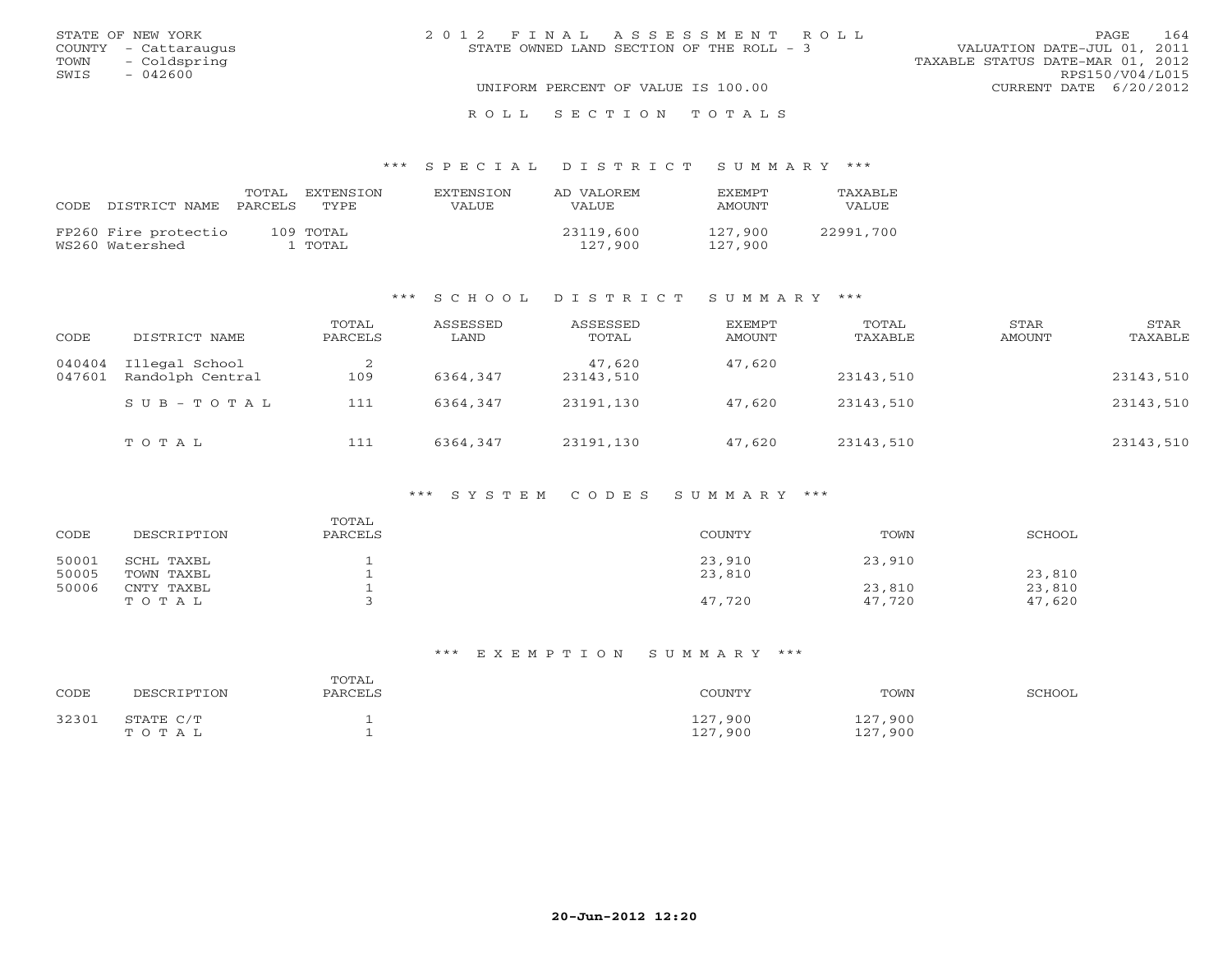STATE OF NEW YORK
COUNTY - Cattaraugus
TOWN - Coldspring
SWIS - 042600

# 2012 FINAL ASSESSMENT ROLL
STATE OWNED LAND SECTION OF THE ROLL - 3

UNIFORM PERCENT OF VALUE IS 100.00

VALUATION DATE-JUL 01, 2011
TAXABLE STATUS DATE-MAR 01, 2012
RPS150/V04/L015
CURRENT DATE 6/20/2012

## ROLL SECTION TOTALS

### *** SPECIAL DISTRICT SUMMARY ***

| CODE | DISTRICT NAME | TOTAL PARCELS | EXTENSION TYPE | EXTENSION VALUE | AD VALOREM VALUE | EXEMPT AMOUNT | TAXABLE VALUE |
|---|---|---|---|---|---|---|---|
| FP260 | Fire protectio | 109 | TOTAL | | 23119,600 | 127,900 | 22991,700 |
| WS260 | Watershed | 1 | TOTAL | | 127,900 | 127,900 | |

### *** SCHOOL DISTRICT SUMMARY ***

| CODE | DISTRICT NAME | TOTAL PARCELS | ASSESSED LAND | ASSESSED TOTAL | EXEMPT AMOUNT | TOTAL TAXABLE | STAR AMOUNT | STAR TAXABLE |
|---|---|---|---|---|---|---|---|---|
| 040404 | Illegal School | 2 | | 47,620 | 47,620 | | | |
| 047601 | Randolph Central | 109 | 6364,347 | 23143,510 | | 23143,510 | | 23143,510 |
| | SUB-TOTAL | 111 | 6364,347 | 23191,130 | 47,620 | 23143,510 | | 23143,510 |
| | TOTAL | 111 | 6364,347 | 23191,130 | 47,620 | 23143,510 | | 23143,510 |

### *** SYSTEM CODES SUMMARY ***

| CODE | DESCRIPTION | TOTAL PARCELS | COUNTY | TOWN | SCHOOL |
|---|---|---|---|---|---|
| 50001 | SCHL TAXBL | 1 | 23,910 | 23,910 | |
| 50005 | TOWN TAXBL | 1 | 23,810 | | 23,810 |
| 50006 | CNTY TAXBL | 1 | | 23,810 | 23,810 |
| | TOTAL | 3 | 47,720 | 47,720 | 47,620 |

### *** EXEMPTION SUMMARY ***

| CODE | DESCRIPTION | TOTAL PARCELS | COUNTY | TOWN | SCHOOL |
|---|---|---|---|---|---|
| 32301 | STATE C/T | 1 | 127,900 | 127,900 | |
| | TOTAL | 1 | 127,900 | 127,900 | |

20-Jun-2012 12:20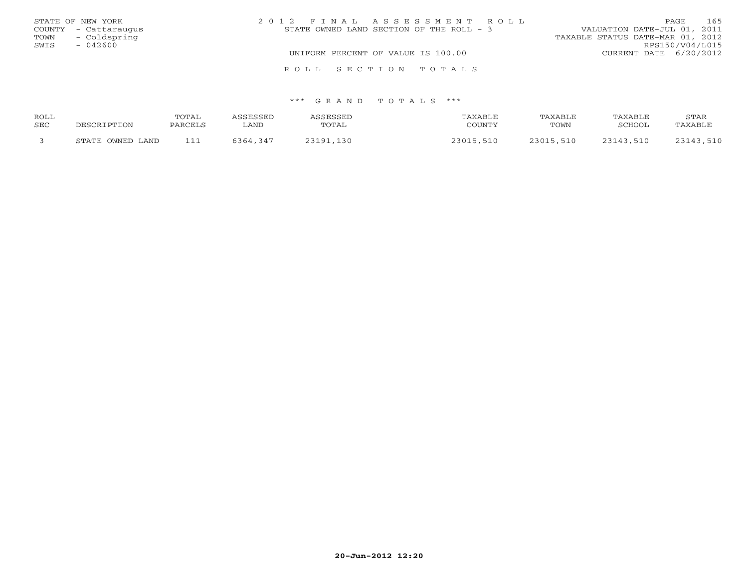STATE OF NEW YORK
COUNTY - Cattaraugus
TOWN - Coldspring
SWIS - 042600

# 2012 FINAL ASSESSMENT ROLL

STATE OWNED LAND SECTION OF THE ROLL - 3

UNIFORM PERCENT OF VALUE IS 100.00

VALUATION DATE-JUL 01, 2011
TAXABLE STATUS DATE-MAR 01, 2012
RPS150/V04/L015
CURRENT DATE 6/20/2012

## ROLL SECTION TOTALS

### *** GRAND TOTALS ***

| ROLL SEC | DESCRIPTION | TOTAL PARCELS | ASSESSED LAND | ASSESSED TOTAL | TAXABLE COUNTY | TAXABLE TOWN | TAXABLE SCHOOL | STAR TAXABLE |
|---|---|---|---|---|---|---|---|---|
| 3 | STATE OWNED LAND | 111 | 6364,347 | 23191,130 | 23015,510 | 23015,510 | 23143,510 | 23143,510 |

20-Jun-2012 12:20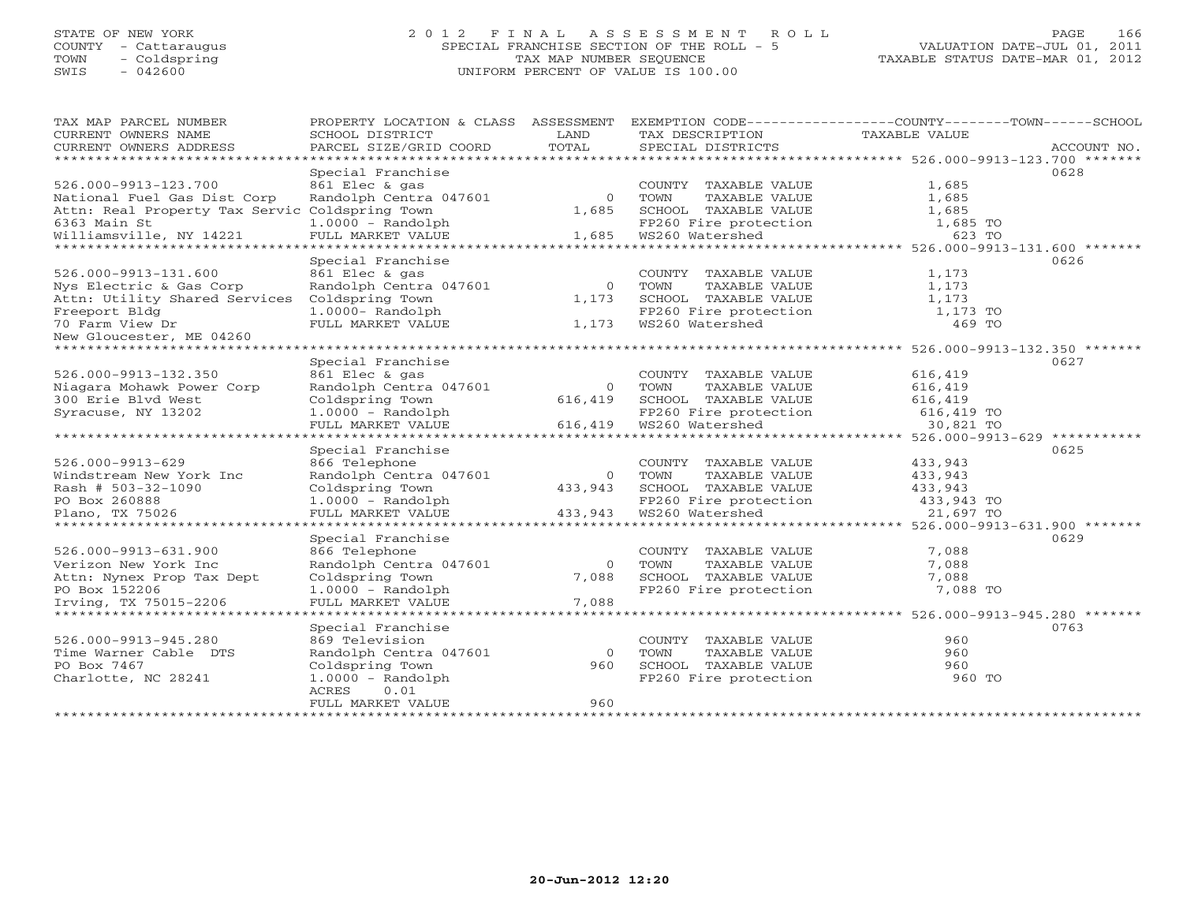STATE OF NEW YORK
COUNTY - Cattaraugus
TOWN - Coldspring
SWIS - 042600

# 2012 FINAL ASSESSMENT ROLL

SPECIAL FRANCHISE SECTION OF THE ROLL - 5
TAX MAP NUMBER SEQUENCE
UNIFORM PERCENT OF VALUE IS 100.00

VALUATION DATE-JUL 01, 2011
TAXABLE STATUS DATE-MAR 01, 2012

| TAX MAP PARCEL NUMBER / CURRENT OWNERS NAME / CURRENT OWNERS ADDRESS | PROPERTY LOCATION & CLASS / SCHOOL DISTRICT / PARCEL SIZE/GRID COORD | ASSESSMENT LAND | TOTAL | EXEMPTION CODE / TAX DESCRIPTION / SPECIAL DISTRICTS | TAXABLE VALUE (COUNTY / TOWN / SCHOOL) | ACCOUNT NO. |
|---|---|---|---|---|---|---|
| 526.000-9913-123.700 | Special Franchise | | | | | 0628 |
| | 861 Elec & gas | | | COUNTY TAXABLE VALUE | 1,685 | |
| National Fuel Gas Dist Corp | Randolph Centra 047601 | 0 | | TOWN TAXABLE VALUE | 1,685 | |
| Attn: Real Property Tax Servic | Coldspring Town | | 1,685 | SCHOOL TAXABLE VALUE | 1,685 | |
| 6363 Main St | 1.0000 - Randolph | | | FP260 Fire protection | 1,685 TO | |
| Williamsville, NY 14221 | FULL MARKET VALUE | | 1,685 | WS260 Watershed | 623 TO | |
| 526.000-9913-131.600 | Special Franchise | | | | | 0626 |
| | 861 Elec & gas | | | COUNTY TAXABLE VALUE | 1,173 | |
| Nys Electric & Gas Corp | Randolph Centra 047601 | 0 | | TOWN TAXABLE VALUE | 1,173 | |
| Attn: Utility Shared Services | Coldspring Town | | 1,173 | SCHOOL TAXABLE VALUE | 1,173 | |
| Freeport Bldg | 1.0000- Randolph | | | FP260 Fire protection | 1,173 TO | |
| 70 Farm View Dr | FULL MARKET VALUE | | 1,173 | WS260 Watershed | 469 TO | |
| New Gloucester, ME 04260 | | | | | | |
| 526.000-9913-132.350 | Special Franchise | | | | | 0627 |
| | 861 Elec & gas | | | COUNTY TAXABLE VALUE | 616,419 | |
| Niagara Mohawk Power Corp | Randolph Centra 047601 | 0 | | TOWN TAXABLE VALUE | 616,419 | |
| 300 Erie Blvd West | Coldspring Town | | 616,419 | SCHOOL TAXABLE VALUE | 616,419 | |
| Syracuse, NY 13202 | 1.0000 - Randolph | | | FP260 Fire protection | 616,419 TO | |
| | FULL MARKET VALUE | | 616,419 | WS260 Watershed | 30,821 TO | |
| 526.000-9913-629 | Special Franchise | | | | | 0625 |
| | 866 Telephone | | | COUNTY TAXABLE VALUE | 433,943 | |
| Windstream New York Inc | Randolph Centra 047601 | 0 | | TOWN TAXABLE VALUE | 433,943 | |
| Rash # 503-32-1090 | Coldspring Town | | 433,943 | SCHOOL TAXABLE VALUE | 433,943 | |
| PO Box 260888 | 1.0000 - Randolph | | | FP260 Fire protection | 433,943 TO | |
| Plano, TX 75026 | FULL MARKET VALUE | | 433,943 | WS260 Watershed | 21,697 TO | |
| 526.000-9913-631.900 | Special Franchise | | | | | 0629 |
| | 866 Telephone | | | COUNTY TAXABLE VALUE | 7,088 | |
| Verizon New York Inc | Randolph Centra 047601 | 0 | | TOWN TAXABLE VALUE | 7,088 | |
| Attn: Nynex Prop Tax Dept | Coldspring Town | | 7,088 | SCHOOL TAXABLE VALUE | 7,088 | |
| PO Box 152206 | 1.0000 - Randolph | | | FP260 Fire protection | 7,088 TO | |
| Irving, TX 75015-2206 | FULL MARKET VALUE | | 7,088 | | | |
| 526.000-9913-945.280 | Special Franchise | | | | | 0763 |
| | 869 Television | | | COUNTY TAXABLE VALUE | 960 | |
| Time Warner Cable DTS | Randolph Centra 047601 | 0 | | TOWN TAXABLE VALUE | 960 | |
| PO Box 7467 | Coldspring Town | | 960 | SCHOOL TAXABLE VALUE | 960 | |
| Charlotte, NC 28241 | 1.0000 - Randolph | | | FP260 Fire protection | 960 TO | |
| | ACRES 0.01 | | | | | |
| | FULL MARKET VALUE | | 960 | | | |

20-Jun-2012 12:20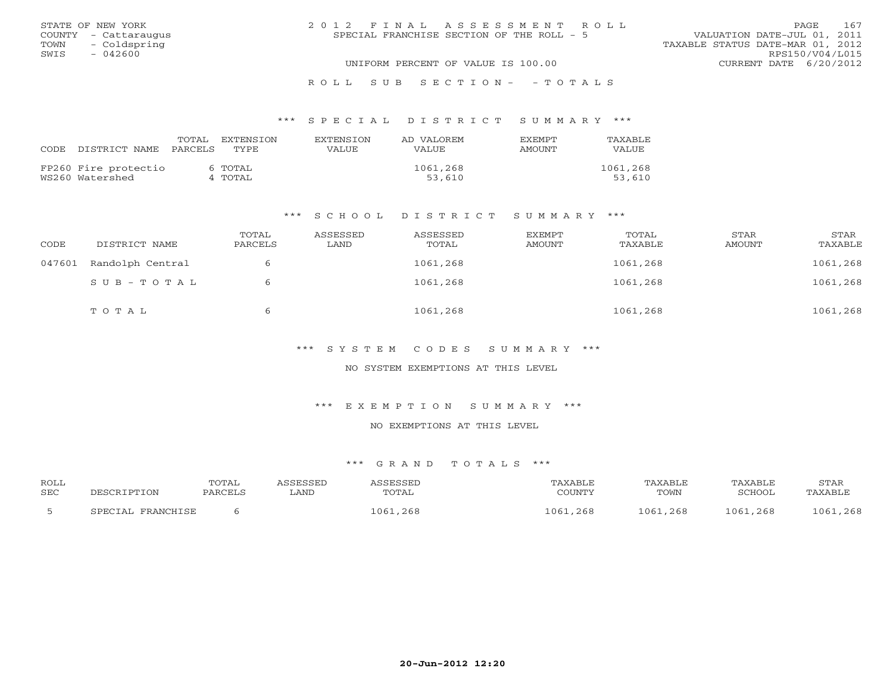STATE OF NEW YORK
COUNTY - Cattaraugus
TOWN - Coldspring
SWIS - 042600

2012 FINAL ASSESSMENT ROLL
SPECIAL FRANCHISE SECTION OF THE ROLL - 5
UNIFORM PERCENT OF VALUE IS 100.00

VALUATION DATE-JUL 01, 2011
TAXABLE STATUS DATE-MAR 01, 2012
RPS150/V04/L015
CURRENT DATE 6/20/2012

ROLL SUB SECTION- - TOTALS

### *** SPECIAL DISTRICT SUMMARY ***

| CODE | DISTRICT NAME | TOTAL PARCELS | EXTENSION TYPE | EXTENSION VALUE | AD VALOREM VALUE | EXEMPT AMOUNT | TAXABLE VALUE |
|---|---|---|---|---|---|---|---|
| FP260 | Fire protectio | 6 | TOTAL | | 1061,268 | | 1061,268 |
| WS260 | Watershed | 4 | TOTAL | | 53,610 | | 53,610 |

### *** SCHOOL DISTRICT SUMMARY ***

| CODE | DISTRICT NAME | TOTAL PARCELS | ASSESSED LAND | ASSESSED TOTAL | EXEMPT AMOUNT | TOTAL TAXABLE | STAR AMOUNT | STAR TAXABLE |
|---|---|---|---|---|---|---|---|---|
| 047601 | Randolph Central | 6 | | 1061,268 | | 1061,268 | | 1061,268 |
| | SUB-TOTAL | 6 | | 1061,268 | | 1061,268 | | 1061,268 |
| | TOTAL | 6 | | 1061,268 | | 1061,268 | | 1061,268 |

### *** SYSTEM CODES SUMMARY ***

NO SYSTEM EXEMPTIONS AT THIS LEVEL

### *** EXEMPTION SUMMARY ***

NO EXEMPTIONS AT THIS LEVEL

### *** GRAND TOTALS ***

| ROLL SEC | DESCRIPTION | TOTAL PARCELS | ASSESSED LAND | ASSESSED TOTAL | TAXABLE COUNTY | TAXABLE TOWN | TAXABLE SCHOOL | STAR TAXABLE |
|---|---|---|---|---|---|---|---|---|
| 5 | SPECIAL FRANCHISE | 6 | | 1061,268 | 1061,268 | 1061,268 | 1061,268 | 1061,268 |

20-Jun-2012 12:20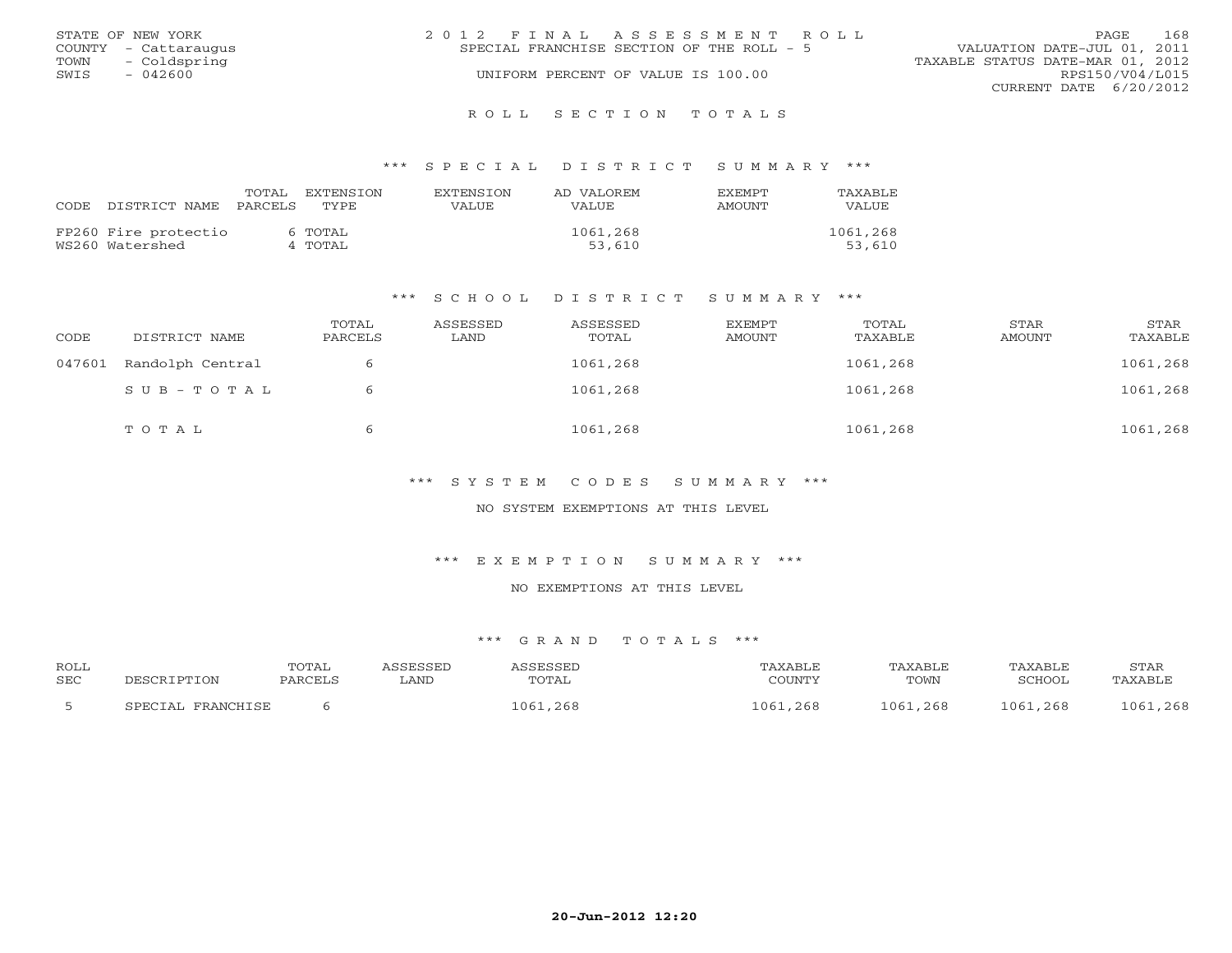STATE OF NEW YORK
COUNTY - Cattaraugus
TOWN - Coldspring
SWIS - 042600

2012 FINAL ASSESSMENT ROLL
SPECIAL FRANCHISE SECTION OF THE ROLL - 5
UNIFORM PERCENT OF VALUE IS 100.00

VALUATION DATE-JUL 01, 2011
TAXABLE STATUS DATE-MAR 01, 2012
RPS150/V04/L015
CURRENT DATE 6/20/2012

## ROLL SECTION TOTALS

### *** SPECIAL DISTRICT SUMMARY ***

| CODE | DISTRICT NAME | TOTAL PARCELS | EXTENSION TYPE | EXTENSION VALUE | AD VALOREM VALUE | EXEMPT AMOUNT | TAXABLE VALUE |
|---|---|---|---|---|---|---|---|
| FP260 | Fire protectio | 6 | TOTAL | | 1061,268 | | 1061,268 |
| WS260 | Watershed | 4 | TOTAL | | 53,610 | | 53,610 |

### *** SCHOOL DISTRICT SUMMARY ***

| CODE | DISTRICT NAME | TOTAL PARCELS | ASSESSED LAND | ASSESSED TOTAL | EXEMPT AMOUNT | TOTAL TAXABLE | STAR AMOUNT | STAR TAXABLE |
|---|---|---|---|---|---|---|---|---|
| 047601 | Randolph Central | 6 | | 1061,268 | | 1061,268 | | 1061,268 |
| | SUB-TOTAL | 6 | | 1061,268 | | 1061,268 | | 1061,268 |
| | TOTAL | 6 | | 1061,268 | | 1061,268 | | 1061,268 |

### *** SYSTEM CODES SUMMARY ***

NO SYSTEM EXEMPTIONS AT THIS LEVEL

### *** EXEMPTION SUMMARY ***

NO EXEMPTIONS AT THIS LEVEL

### *** GRAND TOTALS ***

| ROLL SEC | DESCRIPTION | TOTAL PARCELS | ASSESSED LAND | ASSESSED TOTAL | TAXABLE COUNTY | TAXABLE TOWN | TAXABLE SCHOOL | STAR TAXABLE |
|---|---|---|---|---|---|---|---|---|
| 5 | SPECIAL FRANCHISE | 6 | | 1061,268 | 1061,268 | 1061,268 | 1061,268 | 1061,268 |

20-Jun-2012 12:20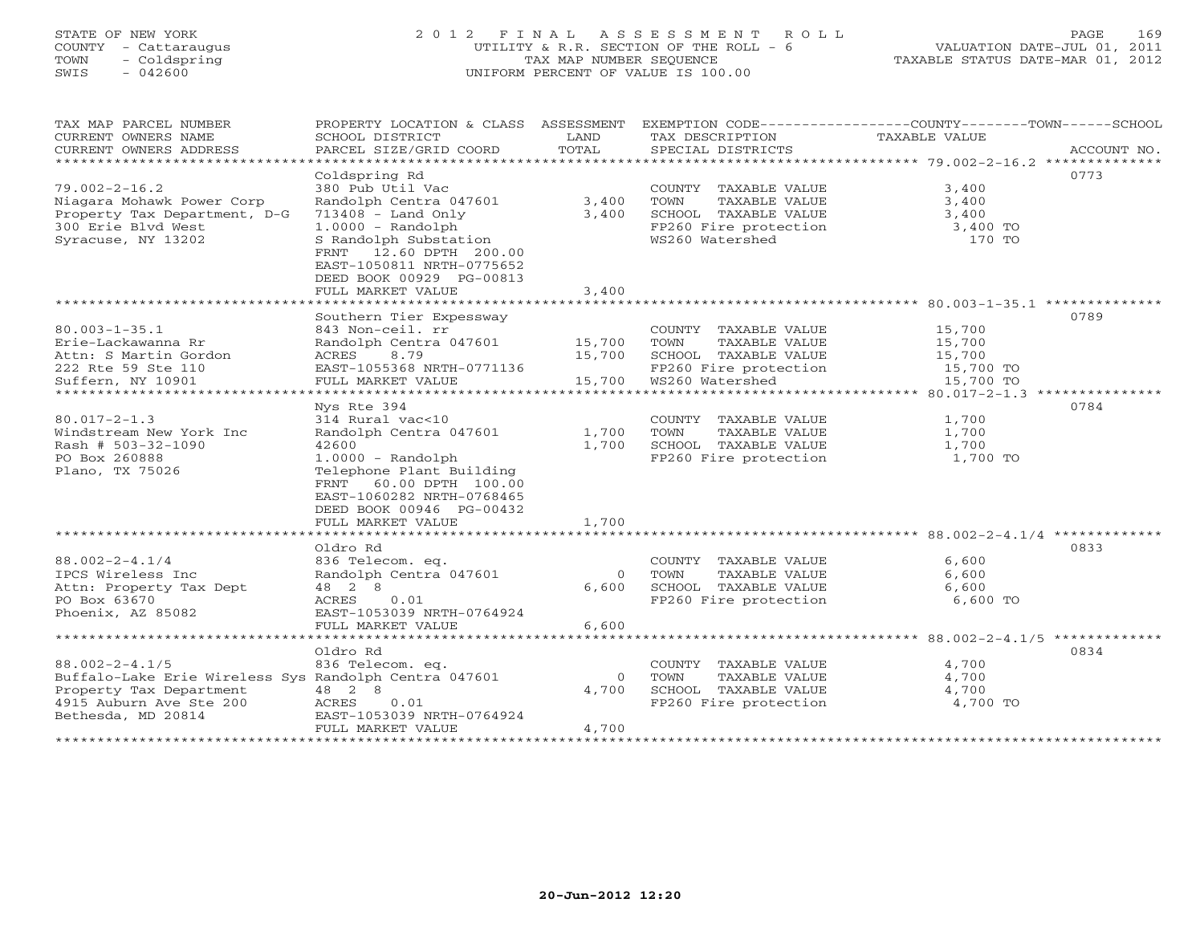STATE OF NEW YORK
COUNTY - Cattaraugus
TOWN - Coldspring
SWIS - 042600

2012 FINAL ASSESSMENT ROLL
UTILITY & R.R. SECTION OF THE ROLL - 6
TAX MAP NUMBER SEQUENCE
UNIFORM PERCENT OF VALUE IS 100.00

VALUATION DATE-JUL 01, 2011
TAXABLE STATUS DATE-MAR 01, 2012

| TAX MAP PARCEL NUMBER / CURRENT OWNERS NAME / CURRENT OWNERS ADDRESS | PROPERTY LOCATION & CLASS / SCHOOL DISTRICT / PARCEL SIZE/GRID COORD | ASSESSMENT LAND | TOTAL | EXEMPTION CODE / TAX DESCRIPTION / SPECIAL DISTRICTS | COUNTY--------TOWN------SCHOOL TAXABLE VALUE | ACCOUNT NO. |
|---|---|---|---|---|---|---|
| 79.002-2-16.2 | Coldspring Rd | | | | | 0773 |
| | 380 Pub Util Vac | | | COUNTY TAXABLE VALUE | 3,400 | |
| Niagara Mohawk Power Corp | Randolph Centra 047601 | 3,400 | | TOWN TAXABLE VALUE | 3,400 | |
| Property Tax Department, D-G | 713408 - Land Only | | 3,400 | SCHOOL TAXABLE VALUE | 3,400 | |
| 300 Erie Blvd West | 1.0000 - Randolph | | | FP260 Fire protection | 3,400 TO | |
| Syracuse, NY 13202 | S Randolph Substation | | | WS260 Watershed | 170 TO | |
| | FRNT 12.60 DPTH 200.00 | | | | | |
| | EAST-1050811 NRTH-0775652 | | | | | |
| | DEED BOOK 00929 PG-00813 | | | | | |
| | FULL MARKET VALUE | | 3,400 | | | |
| 80.003-1-35.1 | Southern Tier Expessway | | | | | 0789 |
| | 843 Non-ceil. rr | | | COUNTY TAXABLE VALUE | 15,700 | |
| Erie-Lackawanna Rr | Randolph Centra 047601 | 15,700 | | TOWN TAXABLE VALUE | 15,700 | |
| Attn: S Martin Gordon | ACRES 8.79 | | 15,700 | SCHOOL TAXABLE VALUE | 15,700 | |
| 222 Rte 59 Ste 110 | EAST-1055368 NRTH-0771136 | | | FP260 Fire protection | 15,700 TO | |
| Suffern, NY 10901 | FULL MARKET VALUE | | 15,700 | WS260 Watershed | 15,700 TO | |
| 80.017-2-1.3 | Nys Rte 394 | | | | | 0784 |
| | 314 Rural vac<10 | | | COUNTY TAXABLE VALUE | 1,700 | |
| Windstream New York Inc | Randolph Centra 047601 | 1,700 | | TOWN TAXABLE VALUE | 1,700 | |
| Rash # 503-32-1090 | 42600 | | 1,700 | SCHOOL TAXABLE VALUE | 1,700 | |
| PO Box 260888 | 1.0000 - Randolph | | | FP260 Fire protection | 1,700 TO | |
| Plano, TX 75026 | Telephone Plant Building | | | | | |
| | FRNT 60.00 DPTH 100.00 | | | | | |
| | EAST-1060282 NRTH-0768465 | | | | | |
| | DEED BOOK 00946 PG-00432 | | | | | |
| | FULL MARKET VALUE | | 1,700 | | | |
| 88.002-2-4.1/4 | Oldro Rd | | | | | 0833 |
| | 836 Telecom. eq. | | | COUNTY TAXABLE VALUE | 6,600 | |
| IPCS Wireless Inc | Randolph Centra 047601 | 0 | | TOWN TAXABLE VALUE | 6,600 | |
| Attn: Property Tax Dept | 48 2 8 | | 6,600 | SCHOOL TAXABLE VALUE | 6,600 | |
| PO Box 63670 | ACRES 0.01 | | | FP260 Fire protection | 6,600 TO | |
| Phoenix, AZ 85082 | EAST-1053039 NRTH-0764924 | | | | | |
| | FULL MARKET VALUE | | 6,600 | | | |
| 88.002-2-4.1/5 | Oldro Rd | | | | | 0834 |
| | 836 Telecom. eq. | | | COUNTY TAXABLE VALUE | 4,700 | |
| Buffalo-Lake Erie Wireless Sys | Randolph Centra 047601 | 0 | | TOWN TAXABLE VALUE | 4,700 | |
| Property Tax Department | 48 2 8 | | 4,700 | SCHOOL TAXABLE VALUE | 4,700 | |
| 4915 Auburn Ave Ste 200 | ACRES 0.01 | | | FP260 Fire protection | 4,700 TO | |
| Bethesda, MD 20814 | EAST-1053039 NRTH-0764924 | | | | | |
| | FULL MARKET VALUE | | 4,700 | | | |

20-Jun-2012 12:20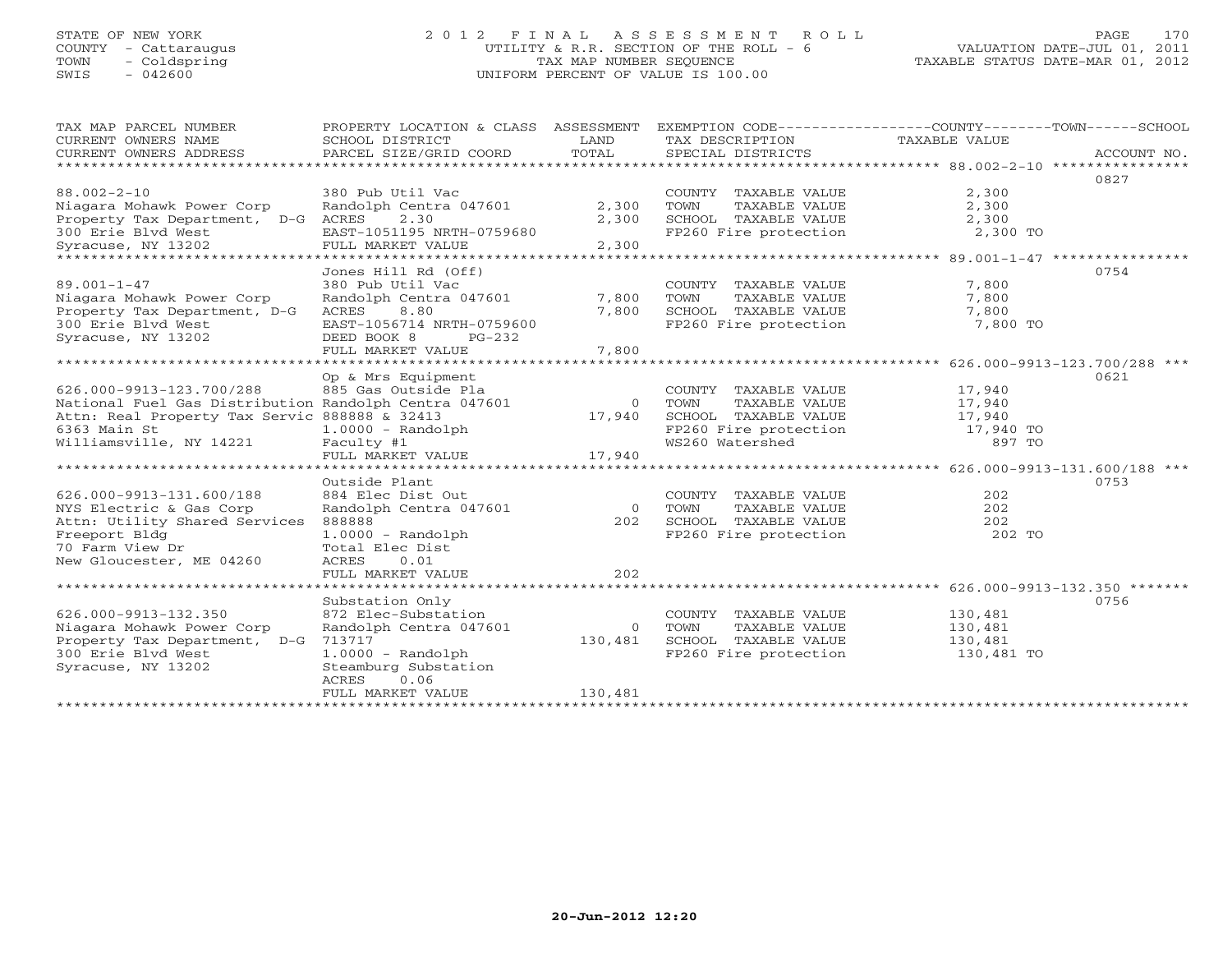STATE OF NEW YORK
COUNTY - Cattaraugus
TOWN - Coldspring
SWIS - 042600

# 2012 FINAL ASSESSMENT ROLL
UTILITY & R.R. SECTION OF THE ROLL - 6
TAX MAP NUMBER SEQUENCE
UNIFORM PERCENT OF VALUE IS 100.00

VALUATION DATE-JUL 01, 2011
TAXABLE STATUS DATE-MAR 01, 2012

| TAX MAP PARCEL NUMBER / CURRENT OWNERS NAME / CURRENT OWNERS ADDRESS | PROPERTY LOCATION & CLASS / SCHOOL DISTRICT / PARCEL SIZE/GRID COORD | ASSESSMENT LAND / TOTAL | EXEMPTION CODE / TAX DESCRIPTION / SPECIAL DISTRICTS | COUNTY--------TOWN------SCHOOL TAXABLE VALUE | ACCOUNT NO. |
|---|---|---|---|---|---|
| 88.002-2-10 | 380 Pub Util Vac | | COUNTY TAXABLE VALUE | 2,300 | 0827 |
| Niagara Mohawk Power Corp | Randolph Centra 047601 | 2,300 | TOWN TAXABLE VALUE | 2,300 | |
| Property Tax Department, D-G | ACRES 2.30 | 2,300 | SCHOOL TAXABLE VALUE | 2,300 | |
| 300 Erie Blvd West | EAST-1051195 NRTH-0759680 | | FP260 Fire protection | 2,300 TO | |
| Syracuse, NY 13202 | FULL MARKET VALUE | 2,300 | | | |
| 89.001-1-47 | Jones Hill Rd (Off) | | | | 0754 |
| | 380 Pub Util Vac | | COUNTY TAXABLE VALUE | 7,800 | |
| Niagara Mohawk Power Corp | Randolph Centra 047601 | 7,800 | TOWN TAXABLE VALUE | 7,800 | |
| Property Tax Department, D-G | ACRES 8.80 | 7,800 | SCHOOL TAXABLE VALUE | 7,800 | |
| 300 Erie Blvd West | EAST-1056714 NRTH-0759600 | | FP260 Fire protection | 7,800 TO | |
| Syracuse, NY 13202 | DEED BOOK 8 PG-232 | | | | |
| | FULL MARKET VALUE | 7,800 | | | |
| 626.000-9913-123.700/288 | Op & Mrs Equipment | | | | 0621 |
| | 885 Gas Outside Pla | | COUNTY TAXABLE VALUE | 17,940 | |
| National Fuel Gas Distribution | Randolph Centra 047601 | 0 | TOWN TAXABLE VALUE | 17,940 | |
| Attn: Real Property Tax Servic | 888888 & 32413 | 17,940 | SCHOOL TAXABLE VALUE | 17,940 | |
| 6363 Main St | 1.0000 - Randolph | | FP260 Fire protection | 17,940 TO | |
| Williamsville, NY 14221 | Faculty #1 | | WS260 Watershed | 897 TO | |
| | FULL MARKET VALUE | 17,940 | | | |
| 626.000-9913-131.600/188 | Outside Plant | | | | 0753 |
| | 884 Elec Dist Out | | COUNTY TAXABLE VALUE | 202 | |
| NYS Electric & Gas Corp | Randolph Centra 047601 | 0 | TOWN TAXABLE VALUE | 202 | |
| Attn: Utility Shared Services | 888888 | 202 | SCHOOL TAXABLE VALUE | 202 | |
| Freeport Bldg | 1.0000 - Randolph | | FP260 Fire protection | 202 TO | |
| 70 Farm View Dr | Total Elec Dist | | | | |
| New Gloucester, ME 04260 | ACRES 0.01 | | | | |
| | FULL MARKET VALUE | 202 | | | |
| 626.000-9913-132.350 | Substation Only | | | | 0756 |
| | 872 Elec-Substation | | COUNTY TAXABLE VALUE | 130,481 | |
| Niagara Mohawk Power Corp | Randolph Centra 047601 | 0 | TOWN TAXABLE VALUE | 130,481 | |
| Property Tax Department, D-G | 713717 | 130,481 | SCHOOL TAXABLE VALUE | 130,481 | |
| 300 Erie Blvd West | 1.0000 - Randolph | | FP260 Fire protection | 130,481 TO | |
| Syracuse, NY 13202 | Steamburg Substation | | | | |
| | ACRES 0.06 | | | | |
| | FULL MARKET VALUE | 130,481 | | | |

20-Jun-2012 12:20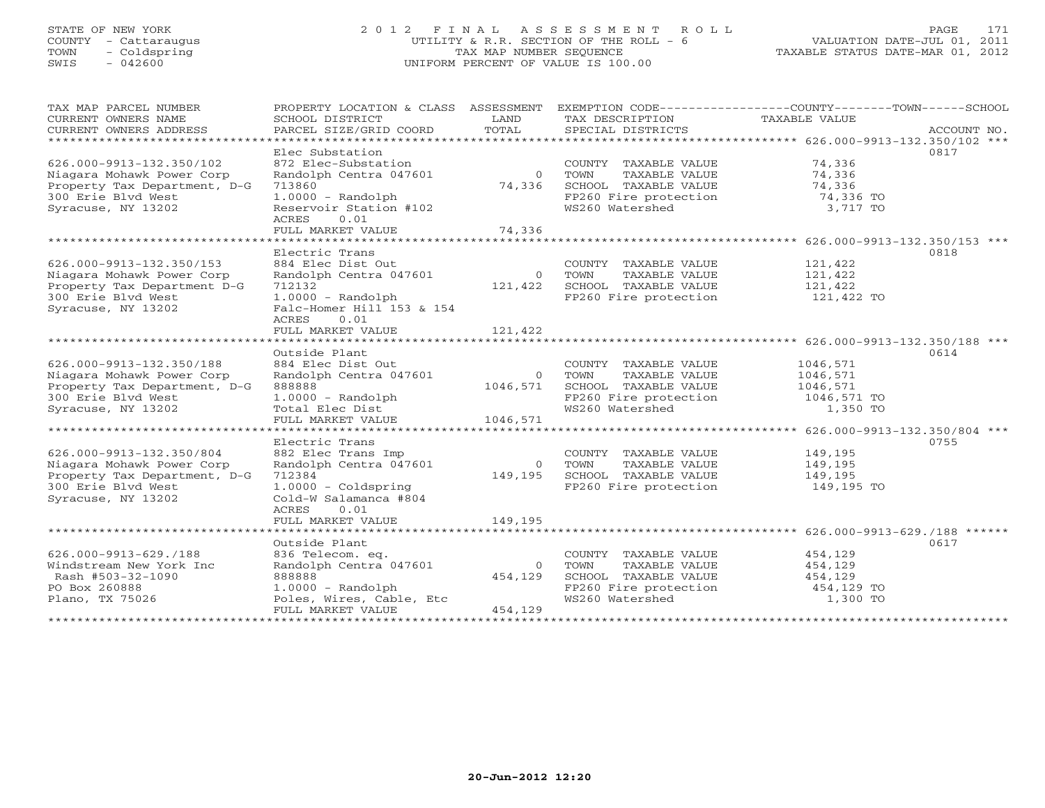STATE OF NEW YORK
COUNTY - Cattaraugus
TOWN - Coldspring
SWIS - 042600

# 2012 FINAL ASSESSMENT ROLL

UTILITY & R.R. SECTION OF THE ROLL - 6
TAX MAP NUMBER SEQUENCE
UNIFORM PERCENT OF VALUE IS 100.00

VALUATION DATE-JUL 01, 2011
TAXABLE STATUS DATE-MAR 01, 2012

| TAX MAP PARCEL NUMBER / CURRENT OWNERS NAME / CURRENT OWNERS ADDRESS | PROPERTY LOCATION & CLASS / SCHOOL DISTRICT / PARCEL SIZE/GRID COORD | ASSESSMENT LAND / TOTAL | EXEMPTION CODE / TAX DESCRIPTION / SPECIAL DISTRICTS | COUNTY--------TOWN------SCHOOL TAXABLE VALUE | ACCOUNT NO. |
|---|---|---|---|---|---|
| **626.000-9913-132.350/102** | Elec Substation | | | | 0817 |
| 626.000-9913-132.350/102 | 872 Elec-Substation | | COUNTY TAXABLE VALUE | 74,336 | |
| Niagara Mohawk Power Corp | Randolph Centra 047601 | 0 | TOWN TAXABLE VALUE | 74,336 | |
| Property Tax Department, D-G | 713860 | 74,336 | SCHOOL TAXABLE VALUE | 74,336 | |
| 300 Erie Blvd West | 1.0000 - Randolph | | FP260 Fire protection | 74,336 TO | |
| Syracuse, NY 13202 | Reservoir Station #102 | | WS260 Watershed | 3,717 TO | |
| | ACRES 0.01 | | | | |
| | FULL MARKET VALUE | 74,336 | | | |
| **626.000-9913-132.350/153** | Electric Trans | | | | 0818 |
| 626.000-9913-132.350/153 | 884 Elec Dist Out | | COUNTY TAXABLE VALUE | 121,422 | |
| Niagara Mohawk Power Corp | Randolph Centra 047601 | 0 | TOWN TAXABLE VALUE | 121,422 | |
| Property Tax Department D-G | 712132 | 121,422 | SCHOOL TAXABLE VALUE | 121,422 | |
| 300 Erie Blvd West | 1.0000 - Randolph | | FP260 Fire protection | 121,422 TO | |
| Syracuse, NY 13202 | Falc-Homer Hill 153 & 154 | | | | |
| | ACRES 0.01 | | | | |
| | FULL MARKET VALUE | 121,422 | | | |
| **626.000-9913-132.350/188** | Outside Plant | | | | 0614 |
| 626.000-9913-132.350/188 | 884 Elec Dist Out | | COUNTY TAXABLE VALUE | 1046,571 | |
| Niagara Mohawk Power Corp | Randolph Centra 047601 | 0 | TOWN TAXABLE VALUE | 1046,571 | |
| Property Tax Department, D-G | 888888 | 1046,571 | SCHOOL TAXABLE VALUE | 1046,571 | |
| 300 Erie Blvd West | 1.0000 - Randolph | | FP260 Fire protection | 1046,571 TO | |
| Syracuse, NY 13202 | Total Elec Dist | | WS260 Watershed | 1,350 TO | |
| | FULL MARKET VALUE | 1046,571 | | | |
| **626.000-9913-132.350/804** | Electric Trans | | | | 0755 |
| 626.000-9913-132.350/804 | 882 Elec Trans Imp | | COUNTY TAXABLE VALUE | 149,195 | |
| Niagara Mohawk Power Corp | Randolph Centra 047601 | 0 | TOWN TAXABLE VALUE | 149,195 | |
| Property Tax Department, D-G | 712384 | 149,195 | SCHOOL TAXABLE VALUE | 149,195 | |
| 300 Erie Blvd West | 1.0000 - Coldspring | | FP260 Fire protection | 149,195 TO | |
| Syracuse, NY 13202 | Cold-W Salamanca #804 | | | | |
| | ACRES 0.01 | | | | |
| | FULL MARKET VALUE | 149,195 | | | |
| **626.000-9913-629./188** | Outside Plant | | | | 0617 |
| 626.000-9913-629./188 | 836 Telecom. eq. | | COUNTY TAXABLE VALUE | 454,129 | |
| Windstream New York Inc | Randolph Centra 047601 | 0 | TOWN TAXABLE VALUE | 454,129 | |
| Rash #503-32-1090 | 888888 | 454,129 | SCHOOL TAXABLE VALUE | 454,129 | |
| PO Box 260888 | 1.0000 - Randolph | | FP260 Fire protection | 454,129 TO | |
| Plano, TX 75026 | Poles, Wires, Cable, Etc | | WS260 Watershed | 1,300 TO | |
| | FULL MARKET VALUE | 454,129 | | | |

20-Jun-2012 12:20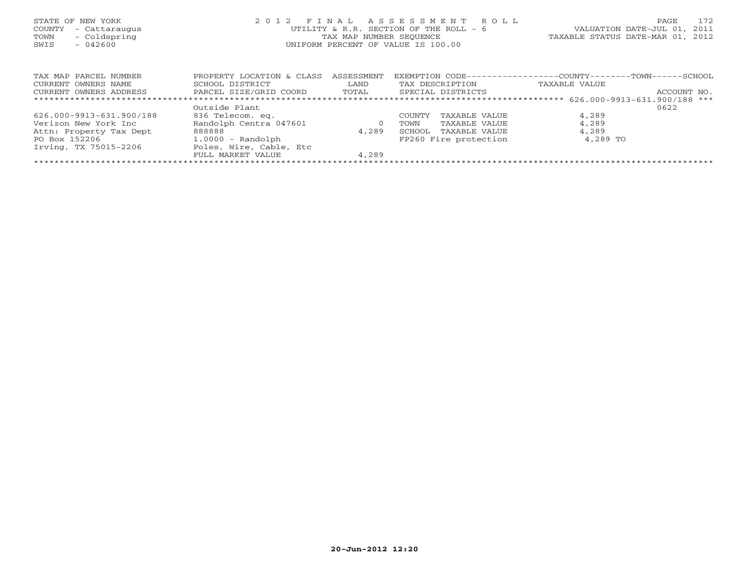STATE OF NEW YORK
COUNTY - Cattaraugus
TOWN - Coldspring
SWIS - 042600

2 0 1 2 F I N A L A S S E S S M E N T R O L L
UTILITY & R.R. SECTION OF THE ROLL - 6
TAX MAP NUMBER SEQUENCE
UNIFORM PERCENT OF VALUE IS 100.00

VALUATION DATE-JUL 01, 2011
TAXABLE STATUS DATE-MAR 01, 2012

| TAX MAP PARCEL NUMBER / CURRENT OWNERS NAME / CURRENT OWNERS ADDRESS | PROPERTY LOCATION & CLASS / SCHOOL DISTRICT / PARCEL SIZE/GRID COORD | ASSESSMENT LAND / TOTAL | EXEMPTION CODE / TAX DESCRIPTION / SPECIAL DISTRICTS | COUNTY--------TOWN------SCHOOL TAXABLE VALUE | ACCOUNT NO. |
|---|---|---|---|---|---|
| 626.000-9913-631.900/188 | Outside Plant | | | | 0622 |
| | 836 Telecom. eq. | | COUNTY TAXABLE VALUE | 4,289 | |
| Verizon New York Inc | Randolph Centra 047601 | 0 | TOWN TAXABLE VALUE | 4,289 | |
| Attn: Property Tax Dept | 888888 | 4,289 | SCHOOL TAXABLE VALUE | 4,289 | |
| PO Box 152206 | 1.0000 - Randolph | | FP260 Fire protection | 4,289 TO | |
| Irving, TX 75015-2206 | Poles, Wire, Cable, Etc | | | | |
| | FULL MARKET VALUE | 4,289 | | | |

20-Jun-2012 12:20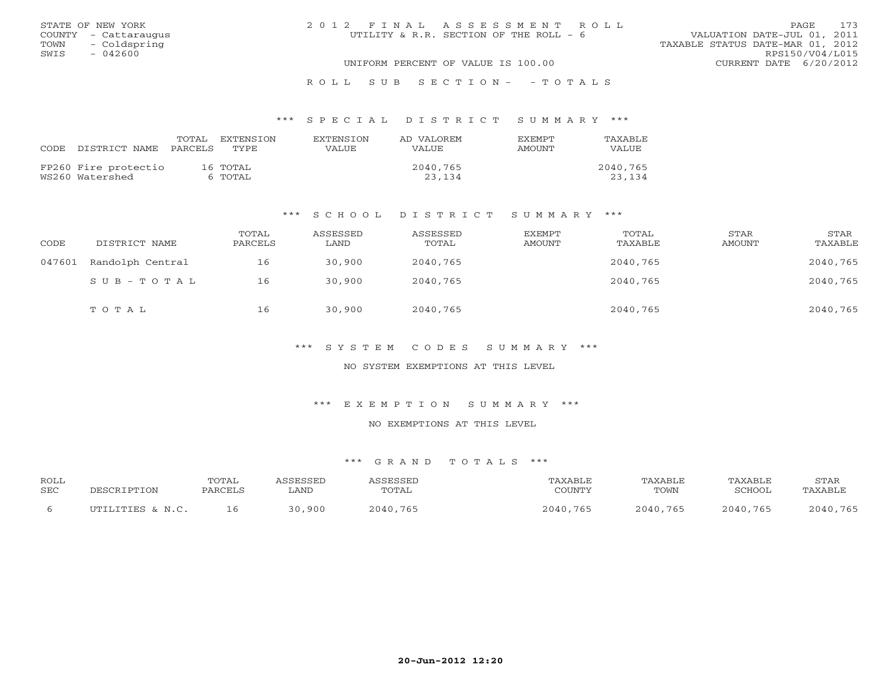STATE OF NEW YORK
COUNTY - Cattaraugus
TOWN - Coldspring
SWIS - 042600

# 2012 FINAL ASSESSMENT ROLL

UTILITY & R.R. SECTION OF THE ROLL - 6

UNIFORM PERCENT OF VALUE IS 100.00

VALUATION DATE-JUL 01, 2011
TAXABLE STATUS DATE-MAR 01, 2012
RPS150/V04/L015
CURRENT DATE 6/20/2012

## ROLL SUB SECTION- - TOTALS

### *** SPECIAL DISTRICT SUMMARY ***

| CODE | DISTRICT NAME | TOTAL PARCELS | EXTENSION TYPE | EXTENSION VALUE | AD VALOREM VALUE | EXEMPT AMOUNT | TAXABLE VALUE |
|---|---|---|---|---|---|---|---|
| FP260 | Fire protectio | 16 | TOTAL | | 2040,765 | | 2040,765 |
| WS260 | Watershed | 6 | TOTAL | | 23,134 | | 23,134 |

### *** SCHOOL DISTRICT SUMMARY ***

| CODE | DISTRICT NAME | TOTAL PARCELS | ASSESSED LAND | ASSESSED TOTAL | EXEMPT AMOUNT | TOTAL TAXABLE | STAR AMOUNT | STAR TAXABLE |
|---|---|---|---|---|---|---|---|---|
| 047601 | Randolph Central | 16 | 30,900 | 2040,765 | | 2040,765 | | 2040,765 |
| | S U B - T O T A L | 16 | 30,900 | 2040,765 | | 2040,765 | | 2040,765 |
| | T O T A L | 16 | 30,900 | 2040,765 | | 2040,765 | | 2040,765 |

### *** SYSTEM CODES SUMMARY ***

NO SYSTEM EXEMPTIONS AT THIS LEVEL

### *** EXEMPTION SUMMARY ***

NO EXEMPTIONS AT THIS LEVEL

### *** GRAND TOTALS ***

| ROLL SEC | DESCRIPTION | TOTAL PARCELS | ASSESSED LAND | ASSESSED TOTAL | TAXABLE COUNTY | TAXABLE TOWN | TAXABLE SCHOOL | STAR TAXABLE |
|---|---|---|---|---|---|---|---|---|
| 6 | UTILITIES & N.C. | 16 | 30,900 | 2040,765 | 2040,765 | 2040,765 | 2040,765 | 2040,765 |

20-Jun-2012 12:20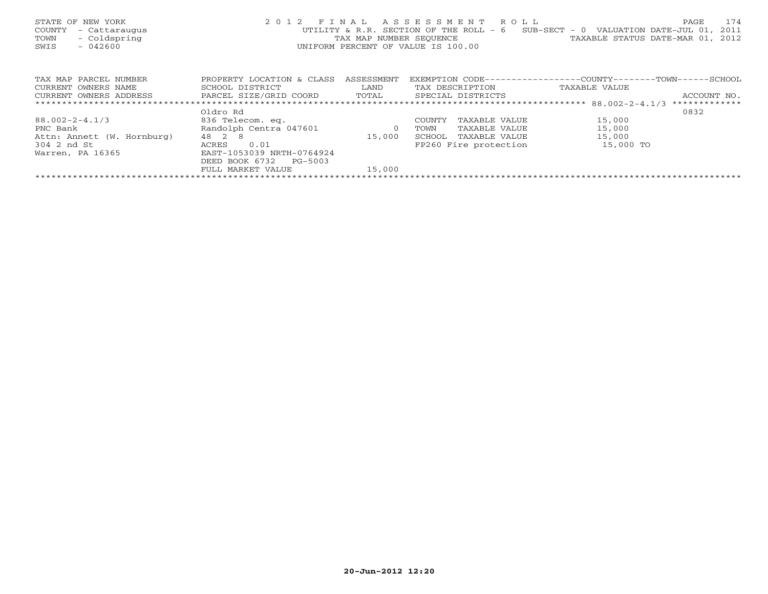STATE OF NEW YORK
COUNTY - Cattaraugus
TOWN - Coldspring
SWIS - 042600

2 0 1 2 F I N A L A S S E S S M E N T R O L L
UTILITY & R.R. SECTION OF THE ROLL - 6 SUB-SECT - 0 VALUATION DATE-JUL 01, 2011
TAX MAP NUMBER SEQUENCE TAXABLE STATUS DATE-MAR 01, 2012
UNIFORM PERCENT OF VALUE IS 100.00

| TAX MAP PARCEL NUMBER<br>CURRENT OWNERS NAME<br>CURRENT OWNERS ADDRESS | PROPERTY LOCATION & CLASS<br>SCHOOL DISTRICT<br>PARCEL SIZE/GRID COORD | ASSESSMENT<br>LAND<br>TOTAL | EXEMPTION CODE-----COUNTY-----TOWN-----SCHOOL<br>TAX DESCRIPTION<br>SPECIAL DISTRICTS | TAXABLE VALUE | ACCOUNT NO. |
|---|---|---|---|---|---|
| ************************************** | | | | 88.002-2-4.1/3 | ************* |
| | Oldro Rd | | | | 0832 |
| 88.002-2-4.1/3 | 836 Telecom. eq. | | COUNTY TAXABLE VALUE | 15,000 | |
| PNC Bank | Randolph Centra 047601 | 0 | TOWN TAXABLE VALUE | 15,000 | |
| Attn: Annett (W. Hornburg) | 48 2 8 | 15,000 | SCHOOL TAXABLE VALUE | 15,000 | |
| 304 2 nd St | ACRES 0.01 | | FP260 Fire protection | 15,000 TO | |
| Warren, PA 16365 | EAST-1053039 NRTH-0764924 | | | | |
| | DEED BOOK 6732 PG-5003 | | | | |
| | FULL MARKET VALUE | 15,000 | | | |

20-Jun-2012 12:20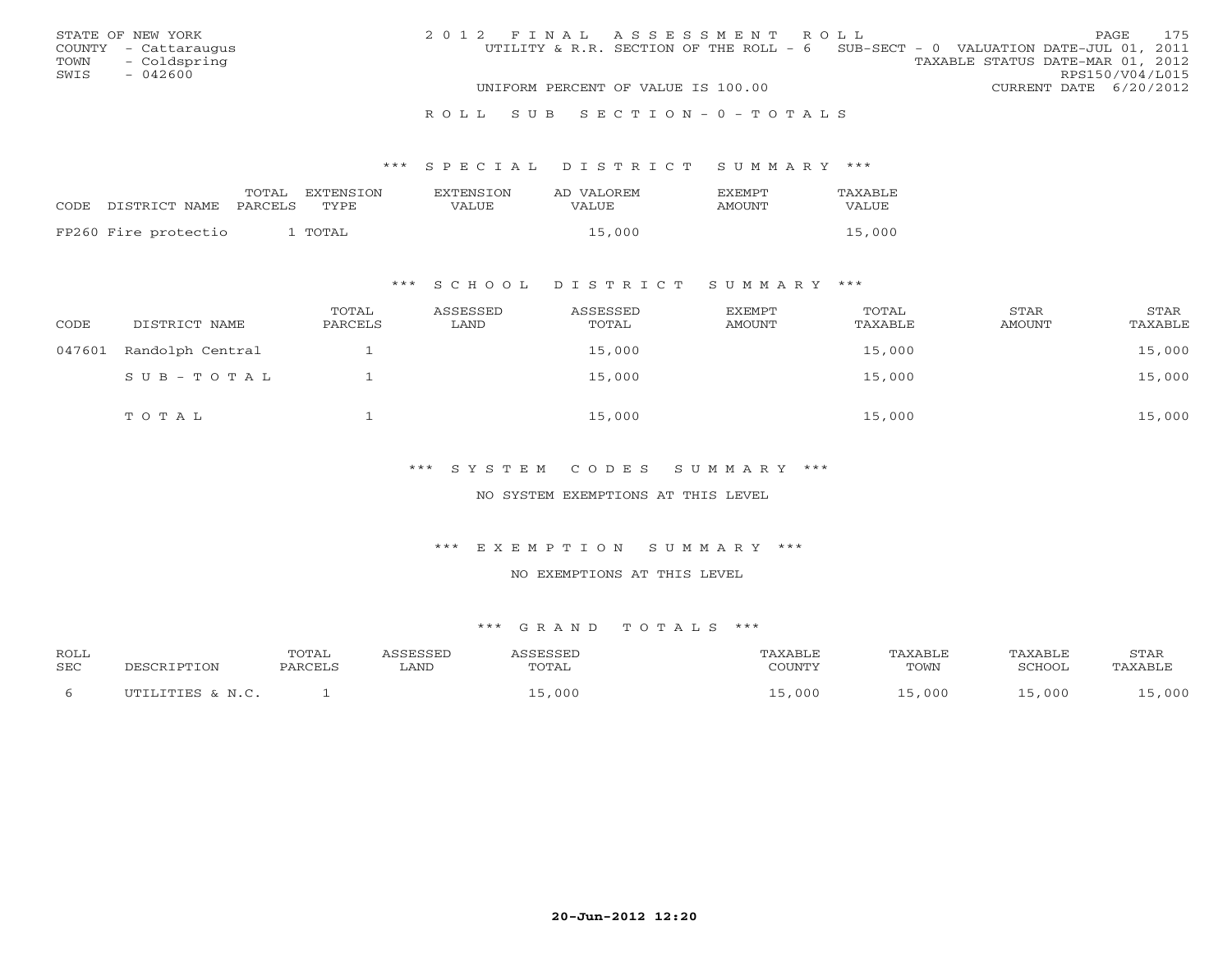STATE OF NEW YORK
COUNTY - Cattaraugus
TOWN - Coldspring
SWIS - 042600

2 0 1 2 F I N A L A S S E S S M E N T R O L L
UTILITY & R.R. SECTION OF THE ROLL - 6 SUB-SECT - 0 VALUATION DATE-JUL 01, 2011
TAXABLE STATUS DATE-MAR 01, 2012
RPS150/V04/L015
UNIFORM PERCENT OF VALUE IS 100.00
CURRENT DATE 6/20/2012

R O L L S U B S E C T I O N - 0 - T O T A L S

*** S P E C I A L D I S T R I C T S U M M A R Y ***

| CODE DISTRICT NAME | TOTAL PARCELS | EXTENSION TYPE | EXTENSION VALUE | AD VALOREM VALUE | EXEMPT AMOUNT | TAXABLE VALUE |
|---|---|---|---|---|---|---|
| FP260 Fire protectio | 1 | TOTAL | | 15,000 | | 15,000 |

*** S C H O O L D I S T R I C T S U M M A R Y ***

| CODE | DISTRICT NAME | TOTAL PARCELS | ASSESSED LAND | ASSESSED TOTAL | EXEMPT AMOUNT | TOTAL TAXABLE | STAR AMOUNT | STAR TAXABLE |
|---|---|---|---|---|---|---|---|---|
| 047601 | Randolph Central | 1 | | 15,000 | | 15,000 | | 15,000 |
| | S U B - T O T A L | 1 | | 15,000 | | 15,000 | | 15,000 |
| | T O T A L | 1 | | 15,000 | | 15,000 | | 15,000 |

*** S Y S T E M C O D E S S U M M A R Y ***

NO SYSTEM EXEMPTIONS AT THIS LEVEL

*** E X E M P T I O N S U M M A R Y ***

NO EXEMPTIONS AT THIS LEVEL

*** G R A N D T O T A L S ***

| ROLL SEC | DESCRIPTION | TOTAL PARCELS | ASSESSED LAND | ASSESSED TOTAL | TAXABLE COUNTY | TAXABLE TOWN | TAXABLE SCHOOL | STAR TAXABLE |
|---|---|---|---|---|---|---|---|---|
| 6 | UTILITIES & N.C. | 1 | | 15,000 | 15,000 | 15,000 | 15,000 | 15,000 |

20-Jun-2012 12:20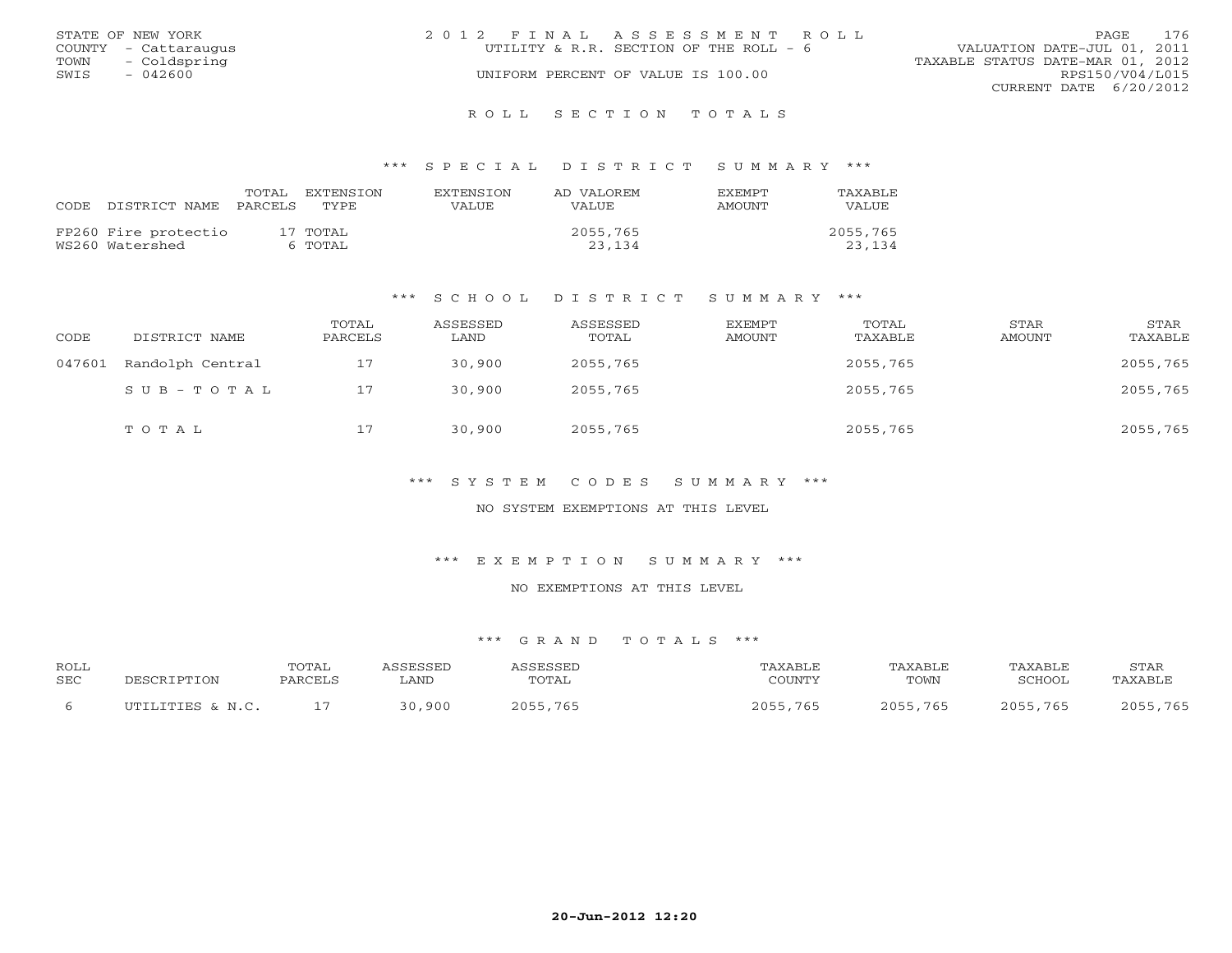STATE OF NEW YORK
COUNTY - Cattaraugus
TOWN - Coldspring
SWIS - 042600

2012 FINAL ASSESSMENT ROLL
UTILITY & R.R. SECTION OF THE ROLL - 6
UNIFORM PERCENT OF VALUE IS 100.00

VALUATION DATE-JUL 01, 2011
TAXABLE STATUS DATE-MAR 01, 2012
RPS150/V04/L015
CURRENT DATE 6/20/2012

## ROLL SECTION TOTALS

### *** SPECIAL DISTRICT SUMMARY ***

| CODE | DISTRICT NAME | TOTAL PARCELS | EXTENSION TYPE | EXTENSION VALUE | AD VALOREM VALUE | EXEMPT AMOUNT | TAXABLE VALUE |
|---|---|---|---|---|---|---|---|
| FP260 | Fire protectio | 17 | TOTAL | | 2055,765 | | 2055,765 |
| WS260 | Watershed | 6 | TOTAL | | 23,134 | | 23,134 |

### *** SCHOOL DISTRICT SUMMARY ***

| CODE | DISTRICT NAME | TOTAL PARCELS | ASSESSED LAND | ASSESSED TOTAL | EXEMPT AMOUNT | TOTAL TAXABLE | STAR AMOUNT | STAR TAXABLE |
|---|---|---|---|---|---|---|---|---|
| 047601 | Randolph Central | 17 | 30,900 | 2055,765 | | 2055,765 | | 2055,765 |
| | SUB-TOTAL | 17 | 30,900 | 2055,765 | | 2055,765 | | 2055,765 |
| | TOTAL | 17 | 30,900 | 2055,765 | | 2055,765 | | 2055,765 |

### *** SYSTEM CODES SUMMARY ***

NO SYSTEM EXEMPTIONS AT THIS LEVEL

### *** EXEMPTION SUMMARY ***

NO EXEMPTIONS AT THIS LEVEL

### *** GRAND TOTALS ***

| ROLL SEC | DESCRIPTION | TOTAL PARCELS | ASSESSED LAND | ASSESSED TOTAL | TAXABLE COUNTY | TAXABLE TOWN | TAXABLE SCHOOL | STAR TAXABLE |
|---|---|---|---|---|---|---|---|---|
| 6 | UTILITIES & N.C. | 17 | 30,900 | 2055,765 | 2055,765 | 2055,765 | 2055,765 | 2055,765 |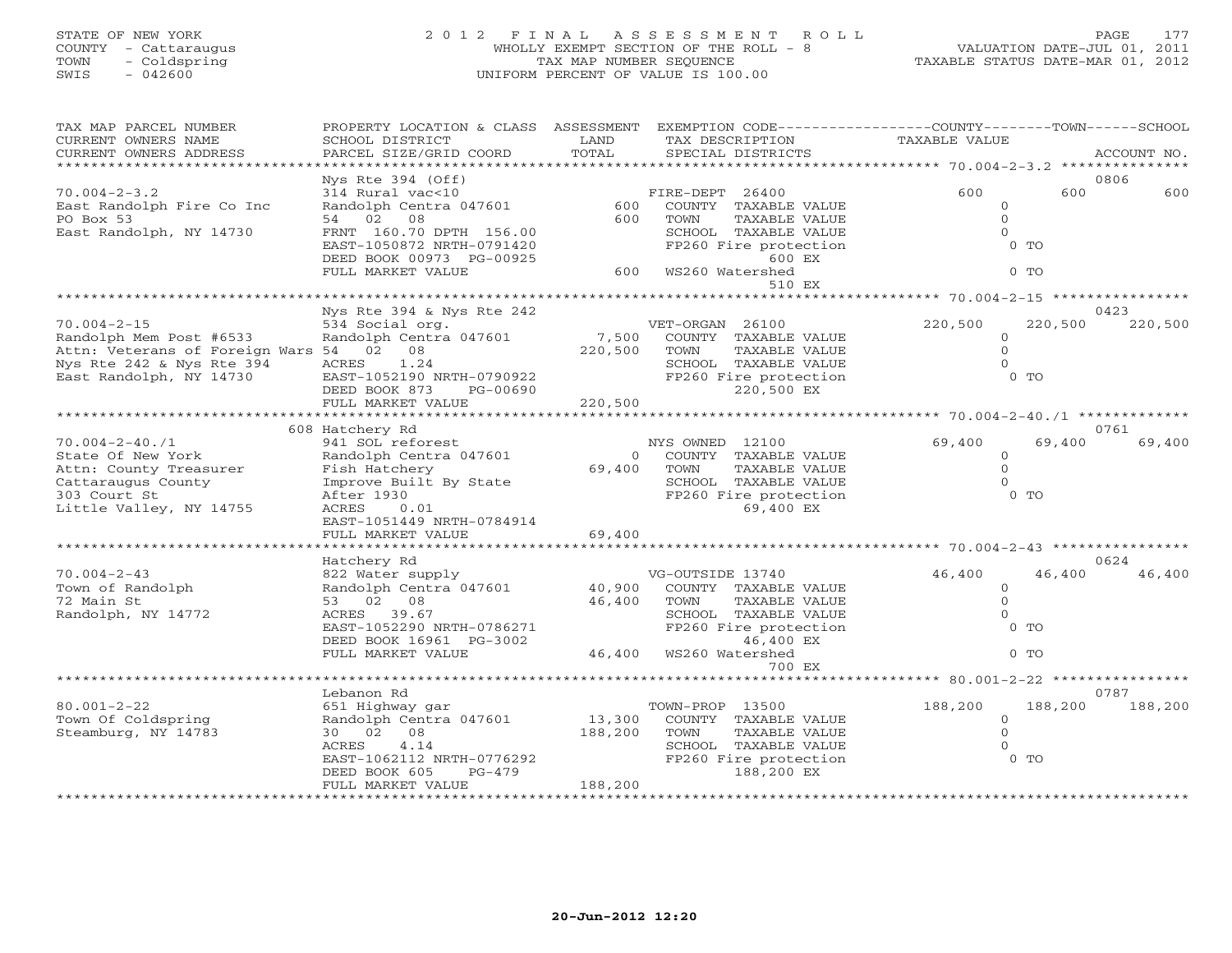STATE OF NEW YORK
COUNTY - Cattaraugus
TOWN - Coldspring
SWIS - 042600

# 2012 FINAL ASSESSMENT ROLL

WHOLLY EXEMPT SECTION OF THE ROLL - 8
TAX MAP NUMBER SEQUENCE
UNIFORM PERCENT OF VALUE IS 100.00

VALUATION DATE-JUL 01, 2011
TAXABLE STATUS DATE-MAR 01, 2012

| TAX MAP PARCEL NUMBER / CURRENT OWNERS NAME / CURRENT OWNERS ADDRESS | PROPERTY LOCATION & CLASS / SCHOOL DISTRICT / PARCEL SIZE/GRID COORD | ASSESSMENT LAND / TOTAL | EXEMPTION CODE / TAX DESCRIPTION / SPECIAL DISTRICTS | COUNTY TAXABLE VALUE | TOWN | SCHOOL / ACCOUNT NO. |
|---|---|---|---|---|---|---|
| 70.004-2-3.2 | Nys Rte 394 (Off) | | | | | 0806 |
| 70.004-2-3.2 | 314 Rural vac<10 | | FIRE-DEPT 26400 | 600 | 600 | 600 |
| East Randolph Fire Co Inc | Randolph Centra 047601 | 600 | COUNTY TAXABLE VALUE | 0 | | |
| PO Box 53 | 54 02 08 | 600 | TOWN TAXABLE VALUE | 0 | | |
| East Randolph, NY 14730 | FRNT 160.70 DPTH 156.00 | | SCHOOL TAXABLE VALUE | 0 | | |
| | EAST-1050872 NRTH-0791420 | | FP260 Fire protection | 0 TO | | |
| | DEED BOOK 00973 PG-00925 | | 600 EX | | | |
| | FULL MARKET VALUE | 600 | WS260 Watershed | 0 TO | | |
| | | | 510 EX | | | |
| 70.004-2-15 | Nys Rte 394 & Nys Rte 242 | | | | | 0423 |
| 70.004-2-15 | 534 Social org. | | VET-ORGAN 26100 | 220,500 | 220,500 | 220,500 |
| Randolph Mem Post #6533 | Randolph Centra 047601 | 7,500 | COUNTY TAXABLE VALUE | 0 | | |
| Attn: Veterans of Foreign Wars | 54 02 08 | 220,500 | TOWN TAXABLE VALUE | 0 | | |
| Nys Rte 242 & Nys Rte 394 | ACRES 1.24 | | SCHOOL TAXABLE VALUE | 0 | | |
| East Randolph, NY 14730 | EAST-1052190 NRTH-0790922 | | FP260 Fire protection | 0 TO | | |
| | DEED BOOK 873 PG-00690 | | 220,500 EX | | | |
| | FULL MARKET VALUE | 220,500 | | | | |
| 70.004-2-40./1 | 608 Hatchery Rd | | | | | 0761 |
| 70.004-2-40./1 | 941 SOL reforest | | NYS OWNED 12100 | 69,400 | 69,400 | 69,400 |
| State Of New York | Randolph Centra 047601 | 0 | COUNTY TAXABLE VALUE | 0 | | |
| Attn: County Treasurer | Fish Hatchery | 69,400 | TOWN TAXABLE VALUE | 0 | | |
| Cattaraugus County | Improve Built By State | | SCHOOL TAXABLE VALUE | 0 | | |
| 303 Court St | After 1930 | | FP260 Fire protection | 0 TO | | |
| Little Valley, NY 14755 | ACRES 0.01 | | 69,400 EX | | | |
| | EAST-1051449 NRTH-0784914 | | | | | |
| | FULL MARKET VALUE | 69,400 | | | | |
| 70.004-2-43 | Hatchery Rd | | | | | 0624 |
| 70.004-2-43 | 822 Water supply | | VG-OUTSIDE 13740 | 46,400 | 46,400 | 46,400 |
| Town of Randolph | Randolph Centra 047601 | 40,900 | COUNTY TAXABLE VALUE | 0 | | |
| 72 Main St | 53 02 08 | 46,400 | TOWN TAXABLE VALUE | 0 | | |
| Randolph, NY 14772 | ACRES 39.67 | | SCHOOL TAXABLE VALUE | 0 | | |
| | EAST-1052290 NRTH-0786271 | | FP260 Fire protection | 0 TO | | |
| | DEED BOOK 16961 PG-3002 | | 46,400 EX | | | |
| | FULL MARKET VALUE | 46,400 | WS260 Watershed | 0 TO | | |
| | | | 700 EX | | | |
| 80.001-2-22 | Lebanon Rd | | | | | 0787 |
| 80.001-2-22 | 651 Highway gar | | TOWN-PROP 13500 | 188,200 | 188,200 | 188,200 |
| Town Of Coldspring | Randolph Centra 047601 | 13,300 | COUNTY TAXABLE VALUE | 0 | | |
| Steamburg, NY 14783 | 30 02 08 | 188,200 | TOWN TAXABLE VALUE | 0 | | |
| | ACRES 4.14 | | SCHOOL TAXABLE VALUE | 0 | | |
| | EAST-1062112 NRTH-0776292 | | FP260 Fire protection | 0 TO | | |
| | DEED BOOK 605 PG-479 | | 188,200 EX | | | |
| | FULL MARKET VALUE | 188,200 | | | | |

20-Jun-2012 12:20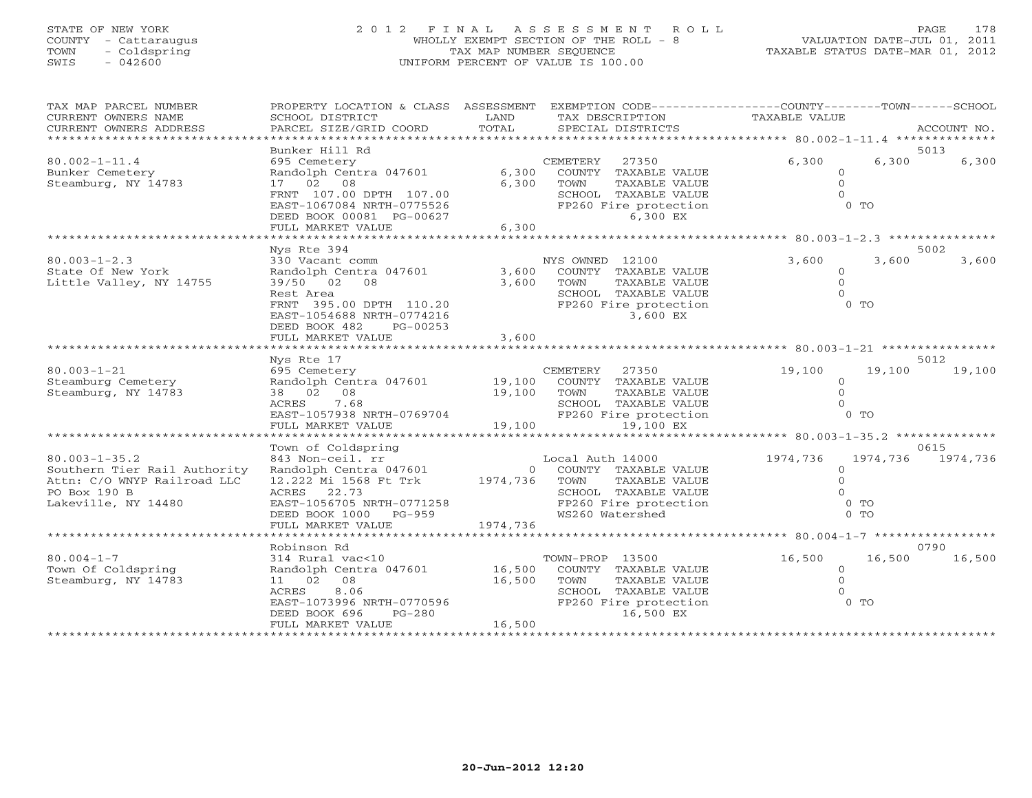STATE OF NEW YORK
COUNTY - Cattaraugus
TOWN - Coldspring
SWIS - 042600

# 2012 FINAL ASSESSMENT ROLL

WHOLLY EXEMPT SECTION OF THE ROLL - 8
TAX MAP NUMBER SEQUENCE
UNIFORM PERCENT OF VALUE IS 100.00

VALUATION DATE-JUL 01, 2011
TAXABLE STATUS DATE-MAR 01, 2012

| TAX MAP PARCEL NUMBER / CURRENT OWNERS NAME / CURRENT OWNERS ADDRESS | PROPERTY LOCATION & CLASS / SCHOOL DISTRICT / PARCEL SIZE/GRID COORD | ASSESSMENT LAND / TOTAL | EXEMPTION CODE / TAX DESCRIPTION / SPECIAL DISTRICTS | COUNTY TAXABLE VALUE | TOWN | SCHOOL | ACCOUNT NO. |
|---|---|---|---|---|---|---|---|
| 80.002-1-11.4 | Bunker Hill Rd | | | | | | 5013 |
| Bunker Cemetery | 695 Cemetery | | CEMETERY 27350 | 6,300 | 6,300 | 6,300 | |
| Steamburg, NY 14783 | Randolph Centra 047601 | 6,300 | COUNTY TAXABLE VALUE | 0 | | | |
| | 17 02 08 | 6,300 | TOWN TAXABLE VALUE | 0 | | | |
| | FRNT 107.00 DPTH 107.00 | | SCHOOL TAXABLE VALUE | 0 | | | |
| | EAST-1067084 NRTH-0775526 | | FP260 Fire protection 6,300 EX | 0 TO | | | |
| | DEED BOOK 00081 PG-00627 | | | | | | |
| | FULL MARKET VALUE | 6,300 | | | | | |
| 80.003-1-2.3 | Nys Rte 394 | | | | | | 5002 |
| State Of New York | 330 Vacant comm | | NYS OWNED 12100 | 3,600 | 3,600 | 3,600 | |
| Little Valley, NY 14755 | Randolph Centra 047601 | 3,600 | COUNTY TAXABLE VALUE | 0 | | | |
| | 39/50 02 08 | 3,600 | TOWN TAXABLE VALUE | 0 | | | |
| | Rest Area | | SCHOOL TAXABLE VALUE | 0 | | | |
| | FRNT 395.00 DPTH 110.20 | | FP260 Fire protection 3,600 EX | 0 TO | | | |
| | EAST-1054688 NRTH-0774216 | | | | | | |
| | DEED BOOK 482 PG-00253 | | | | | | |
| | FULL MARKET VALUE | 3,600 | | | | | |
| 80.003-1-21 | Nys Rte 17 | | | | | | 5012 |
| Steamburg Cemetery | 695 Cemetery | | CEMETERY 27350 | 19,100 | 19,100 | 19,100 | |
| Steamburg, NY 14783 | Randolph Centra 047601 | 19,100 | COUNTY TAXABLE VALUE | 0 | | | |
| | 38 02 08 | 19,100 | TOWN TAXABLE VALUE | 0 | | | |
| | ACRES 7.68 | | SCHOOL TAXABLE VALUE | 0 | | | |
| | EAST-1057938 NRTH-0769704 | | FP260 Fire protection 19,100 EX | 0 TO | | | |
| | FULL MARKET VALUE | 19,100 | | | | | |
| 80.003-1-35.2 | Town of Coldspring | | | | | | 0615 |
| Southern Tier Rail Authority | 843 Non-ceil. rr | | Local Auth 14000 | 1974,736 | 1974,736 | 1974,736 | |
| Attn: C/O WNYP Railroad LLC | Randolph Centra 047601 | 0 | COUNTY TAXABLE VALUE | 0 | | | |
| PO Box 190 B | 12.222 Mi 1568 Ft Trk | 1974,736 | TOWN TAXABLE VALUE | 0 | | | |
| Lakeville, NY 14480 | ACRES 22.73 | | SCHOOL TAXABLE VALUE | 0 | | | |
| | EAST-1056705 NRTH-0771258 | | FP260 Fire protection | 0 TO | | | |
| | DEED BOOK 1000 PG-959 | | WS260 Watershed | 0 TO | | | |
| | FULL MARKET VALUE | 1974,736 | | | | | |
| 80.004-1-7 | Robinson Rd | | | | | | 0790 |
| Town Of Coldspring | 314 Rural vac<10 | | TOWN-PROP 13500 | 16,500 | 16,500 | 16,500 | |
| Steamburg, NY 14783 | Randolph Centra 047601 | 16,500 | COUNTY TAXABLE VALUE | 0 | | | |
| | 11 02 08 | 16,500 | TOWN TAXABLE VALUE | 0 | | | |
| | ACRES 8.06 | | SCHOOL TAXABLE VALUE | 0 | | | |
| | EAST-1073996 NRTH-0770596 | | FP260 Fire protection 16,500 EX | 0 TO | | | |
| | DEED BOOK 696 PG-280 | | | | | | |
| | FULL MARKET VALUE | 16,500 | | | | | |

20-Jun-2012 12:20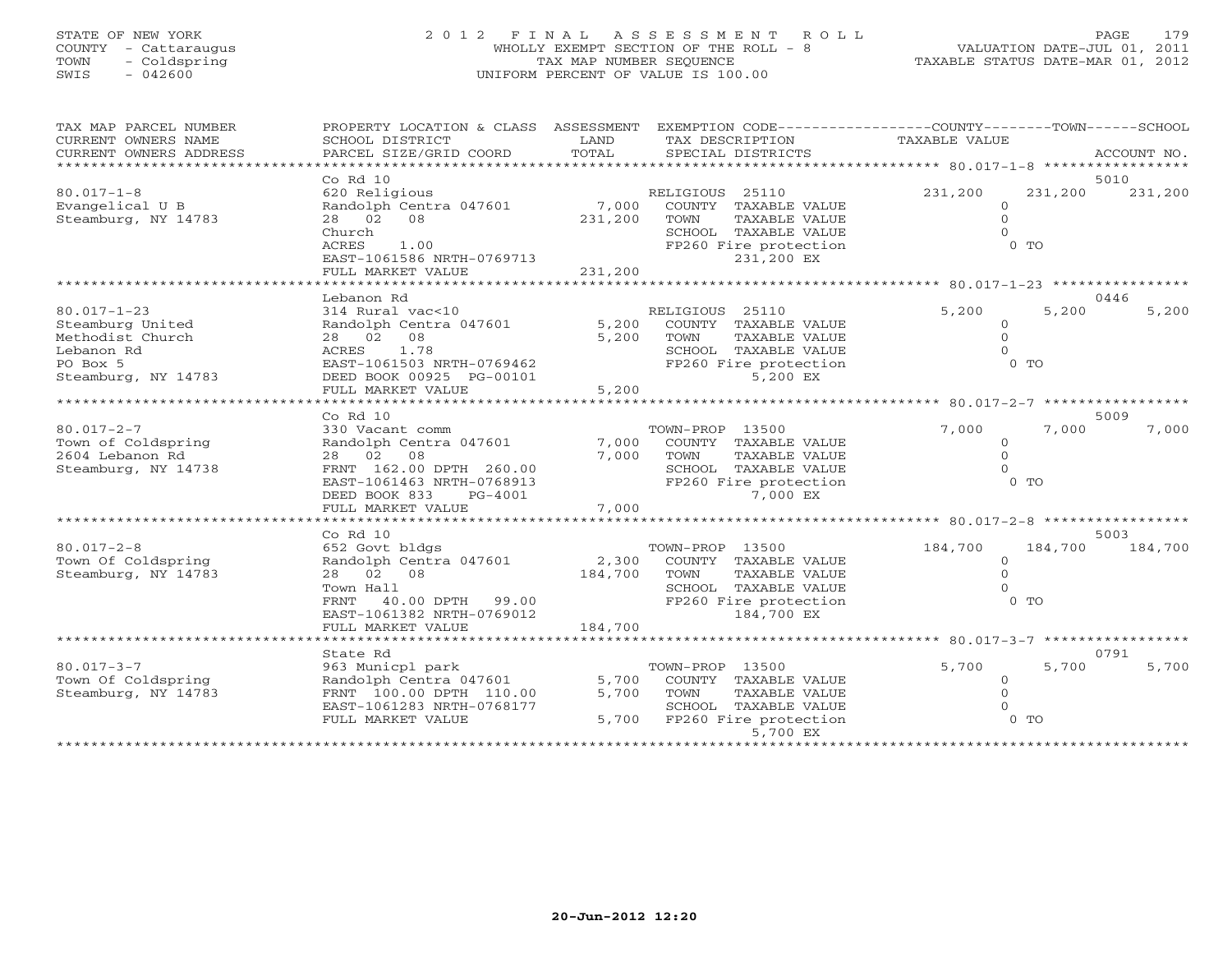STATE OF NEW YORK
COUNTY - Cattaraugus
TOWN - Coldspring
SWIS - 042600

# 2012 FINAL ASSESSMENT ROLL

WHOLLY EXEMPT SECTION OF THE ROLL - 8
TAX MAP NUMBER SEQUENCE
UNIFORM PERCENT OF VALUE IS 100.00

VALUATION DATE-JUL 01, 2011
TAXABLE STATUS DATE-MAR 01, 2012

| TAX MAP PARCEL NUMBER / CURRENT OWNERS NAME / CURRENT OWNERS ADDRESS | PROPERTY LOCATION & CLASS / SCHOOL DISTRICT / PARCEL SIZE/GRID COORD | ASSESSMENT LAND / TOTAL | EXEMPTION CODE / TAX DESCRIPTION / SPECIAL DISTRICTS | COUNTY TAXABLE VALUE | TOWN | SCHOOL | ACCOUNT NO. |
|---|---|---|---|---|---|---|---|
| 80.017-1-8 | Co Rd 10 | | | | | | 5010 |
| Evangelical U B | 620 Religious | | RELIGIOUS 25110 | 231,200 | 231,200 | 231,200 | |
| Steamburg, NY 14783 | Randolph Centra 047601 | 7,000 | COUNTY TAXABLE VALUE | 0 | | | |
| | 28 02 08 | 231,200 | TOWN TAXABLE VALUE | 0 | | | |
| | Church | | SCHOOL TAXABLE VALUE | 0 | | | |
| | ACRES 1.00 | | FP260 Fire protection | 0 TO | | | |
| | EAST-1061586 NRTH-0769713 | | 231,200 EX | | | | |
| | FULL MARKET VALUE | 231,200 | | | | | |
| 80.017-1-23 | Lebanon Rd | | | | | | 0446 |
| Steamburg United | 314 Rural vac<10 | | RELIGIOUS 25110 | 5,200 | 5,200 | 5,200 | |
| Methodist Church | Randolph Centra 047601 | 5,200 | COUNTY TAXABLE VALUE | 0 | | | |
| Lebanon Rd | 28 02 08 | 5,200 | TOWN TAXABLE VALUE | 0 | | | |
| PO Box 5 | ACRES 1.78 | | SCHOOL TAXABLE VALUE | 0 | | | |
| Steamburg, NY 14783 | EAST-1061503 NRTH-0769462 | | FP260 Fire protection | 0 TO | | | |
| | DEED BOOK 00925 PG-00101 | | 5,200 EX | | | | |
| | FULL MARKET VALUE | 5,200 | | | | | |
| 80.017-2-7 | Co Rd 10 | | | | | | 5009 |
| Town of Coldspring | 330 Vacant comm | | TOWN-PROP 13500 | 7,000 | 7,000 | 7,000 | |
| 2604 Lebanon Rd | Randolph Centra 047601 | 7,000 | COUNTY TAXABLE VALUE | 0 | | | |
| Steamburg, NY 14738 | 28 02 08 | 7,000 | TOWN TAXABLE VALUE | 0 | | | |
| | FRNT 162.00 DPTH 260.00 | | SCHOOL TAXABLE VALUE | 0 | | | |
| | EAST-1061463 NRTH-0768913 | | FP260 Fire protection | 0 TO | | | |
| | DEED BOOK 833 PG-4001 | | 7,000 EX | | | | |
| | FULL MARKET VALUE | 7,000 | | | | | |
| 80.017-2-8 | Co Rd 10 | | | | | | 5003 |
| Town Of Coldspring | 652 Govt bldgs | | TOWN-PROP 13500 | 184,700 | 184,700 | 184,700 | |
| Steamburg, NY 14783 | Randolph Centra 047601 | 2,300 | COUNTY TAXABLE VALUE | 0 | | | |
| | 28 02 08 | 184,700 | TOWN TAXABLE VALUE | 0 | | | |
| | Town Hall | | SCHOOL TAXABLE VALUE | 0 | | | |
| | FRNT 40.00 DPTH 99.00 | | FP260 Fire protection | 0 TO | | | |
| | EAST-1061382 NRTH-0769012 | | 184,700 EX | | | | |
| | FULL MARKET VALUE | 184,700 | | | | | |
| 80.017-3-7 | State Rd | | | | | | 0791 |
| Town Of Coldspring | 963 Municpl park | | TOWN-PROP 13500 | 5,700 | 5,700 | 5,700 | |
| Steamburg, NY 14783 | Randolph Centra 047601 | 5,700 | COUNTY TAXABLE VALUE | 0 | | | |
| | FRNT 100.00 DPTH 110.00 | 5,700 | TOWN TAXABLE VALUE | 0 | | | |
| | EAST-1061283 NRTH-0768177 | | SCHOOL TAXABLE VALUE | 0 | | | |
| | FULL MARKET VALUE | 5,700 | FP260 Fire protection | 0 TO | | | |
| | | | 5,700 EX | | | | |

20-Jun-2012 12:20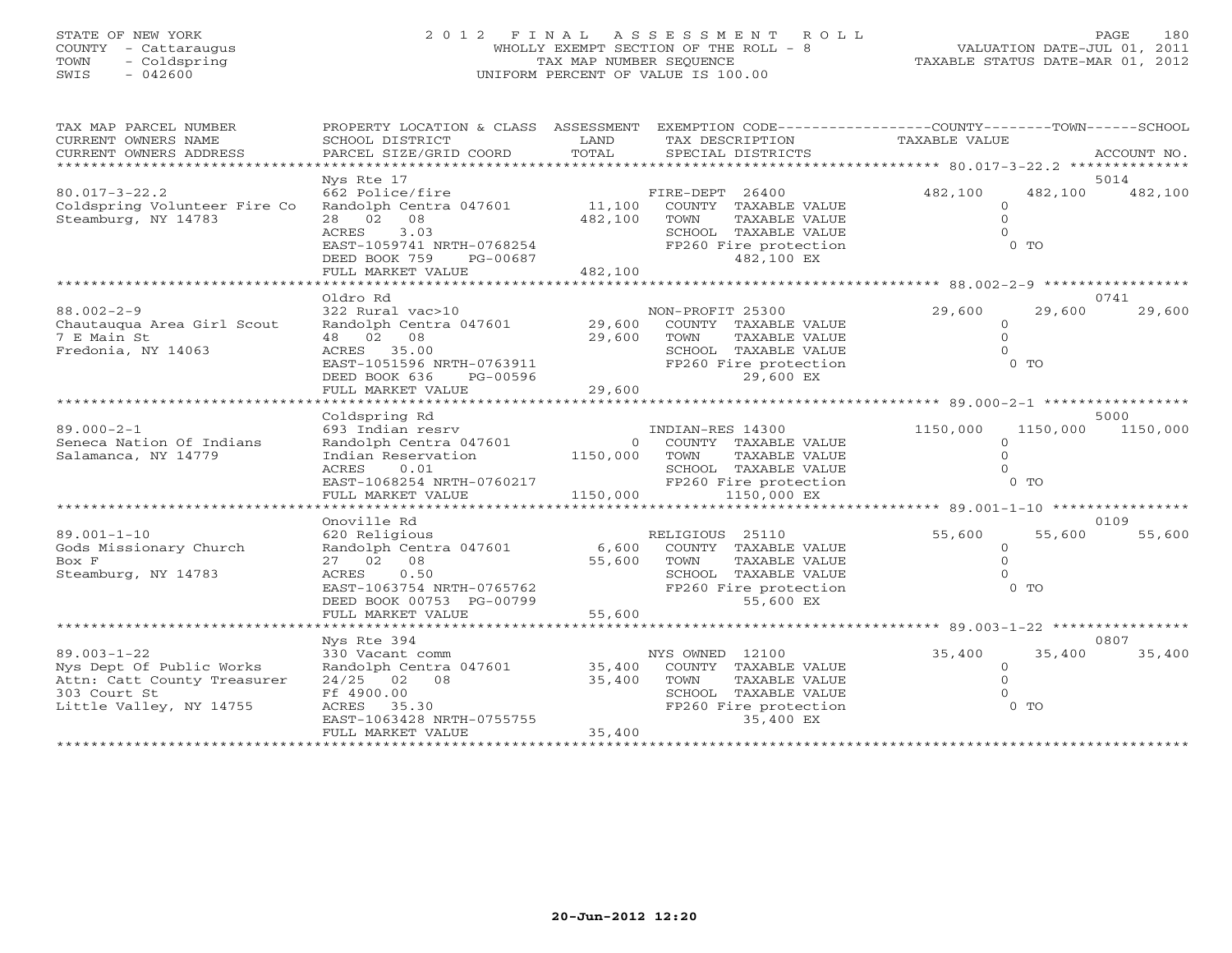STATE OF NEW YORK
COUNTY - Cattaraugus
TOWN - Coldspring
SWIS - 042600

# 2012 FINAL ASSESSMENT ROLL

WHOLLY EXEMPT SECTION OF THE ROLL - 8
TAX MAP NUMBER SEQUENCE
UNIFORM PERCENT OF VALUE IS 100.00

VALUATION DATE-JUL 01, 2011
TAXABLE STATUS DATE-MAR 01, 2012

| TAX MAP PARCEL NUMBER / CURRENT OWNERS NAME / CURRENT OWNERS ADDRESS | PROPERTY LOCATION & CLASS / SCHOOL DISTRICT / PARCEL SIZE/GRID COORD | ASSESSMENT LAND | TOTAL | EXEMPTION CODE / TAX DESCRIPTION / SPECIAL DISTRICTS | COUNTY TAXABLE VALUE | TOWN | SCHOOL / ACCOUNT NO. |
|---|---|---|---|---|---|---|---|
| **80.017-3-22.2** | Nys Rte 17 | | | | | | 5014 |
| 80.017-3-22.2 | 662 Police/fire | | | FIRE-DEPT 26400 | 482,100 | 482,100 | 482,100 |
| Coldspring Volunteer Fire Co | Randolph Centra 047601 | 11,100 | | COUNTY TAXABLE VALUE | 0 | | |
| Steamburg, NY 14783 | 28 02 08 | | 482,100 | TOWN TAXABLE VALUE | 0 | | |
| | ACRES 3.03 | | | SCHOOL TAXABLE VALUE | 0 | | |
| | EAST-1059741 NRTH-0768254 | | | FP260 Fire protection | 0 TO | | |
| | DEED BOOK 759 PG-00687 | | | 482,100 EX | | | |
| | FULL MARKET VALUE | | 482,100 | | | | |
| **88.002-2-9** | Oldro Rd | | | | | | 0741 |
| 88.002-2-9 | 322 Rural vac>10 | | | NON-PROFIT 25300 | 29,600 | 29,600 | 29,600 |
| Chautauqua Area Girl Scout | Randolph Centra 047601 | 29,600 | | COUNTY TAXABLE VALUE | 0 | | |
| 7 E Main St | 48 02 08 | | 29,600 | TOWN TAXABLE VALUE | 0 | | |
| Fredonia, NY 14063 | ACRES 35.00 | | | SCHOOL TAXABLE VALUE | 0 | | |
| | EAST-1051596 NRTH-0763911 | | | FP260 Fire protection | 0 TO | | |
| | DEED BOOK 636 PG-00596 | | | 29,600 EX | | | |
| | FULL MARKET VALUE | | 29,600 | | | | |
| **89.000-2-1** | Coldspring Rd | | | | | | 5000 |
| 89.000-2-1 | 693 Indian resrv | | | INDIAN-RES 14300 | 1150,000 | 1150,000 | 1150,000 |
| Seneca Nation Of Indians | Randolph Centra 047601 | 0 | | COUNTY TAXABLE VALUE | 0 | | |
| Salamanca, NY 14779 | Indian Reservation | | 1150,000 | TOWN TAXABLE VALUE | 0 | | |
| | ACRES 0.01 | | | SCHOOL TAXABLE VALUE | 0 | | |
| | EAST-1068254 NRTH-0760217 | | | FP260 Fire protection | 0 TO | | |
| | FULL MARKET VALUE | | 1150,000 | 1150,000 EX | | | |
| **89.001-1-10** | Onoville Rd | | | | | | 0109 |
| 89.001-1-10 | 620 Religious | | | RELIGIOUS 25110 | 55,600 | 55,600 | 55,600 |
| Gods Missionary Church | Randolph Centra 047601 | 6,600 | | COUNTY TAXABLE VALUE | 0 | | |
| Box F | 27 02 08 | | 55,600 | TOWN TAXABLE VALUE | 0 | | |
| Steamburg, NY 14783 | ACRES 0.50 | | | SCHOOL TAXABLE VALUE | 0 | | |
| | EAST-1063754 NRTH-0765762 | | | FP260 Fire protection | 0 TO | | |
| | DEED BOOK 00753 PG-00799 | | | 55,600 EX | | | |
| | FULL MARKET VALUE | | 55,600 | | | | |
| **89.003-1-22** | Nys Rte 394 | | | | | | 0807 |
| 89.003-1-22 | 330 Vacant comm | | | NYS OWNED 12100 | 35,400 | 35,400 | 35,400 |
| Nys Dept Of Public Works | Randolph Centra 047601 | 35,400 | | COUNTY TAXABLE VALUE | 0 | | |
| Attn: Catt County Treasurer | 24/25 02 08 | | 35,400 | TOWN TAXABLE VALUE | 0 | | |
| 303 Court St | Ff 4900.00 | | | SCHOOL TAXABLE VALUE | 0 | | |
| Little Valley, NY 14755 | ACRES 35.30 | | | FP260 Fire protection | 0 TO | | |
| | EAST-1063428 NRTH-0755755 | | | 35,400 EX | | | |
| | FULL MARKET VALUE | | 35,400 | | | | |

20-Jun-2012 12:20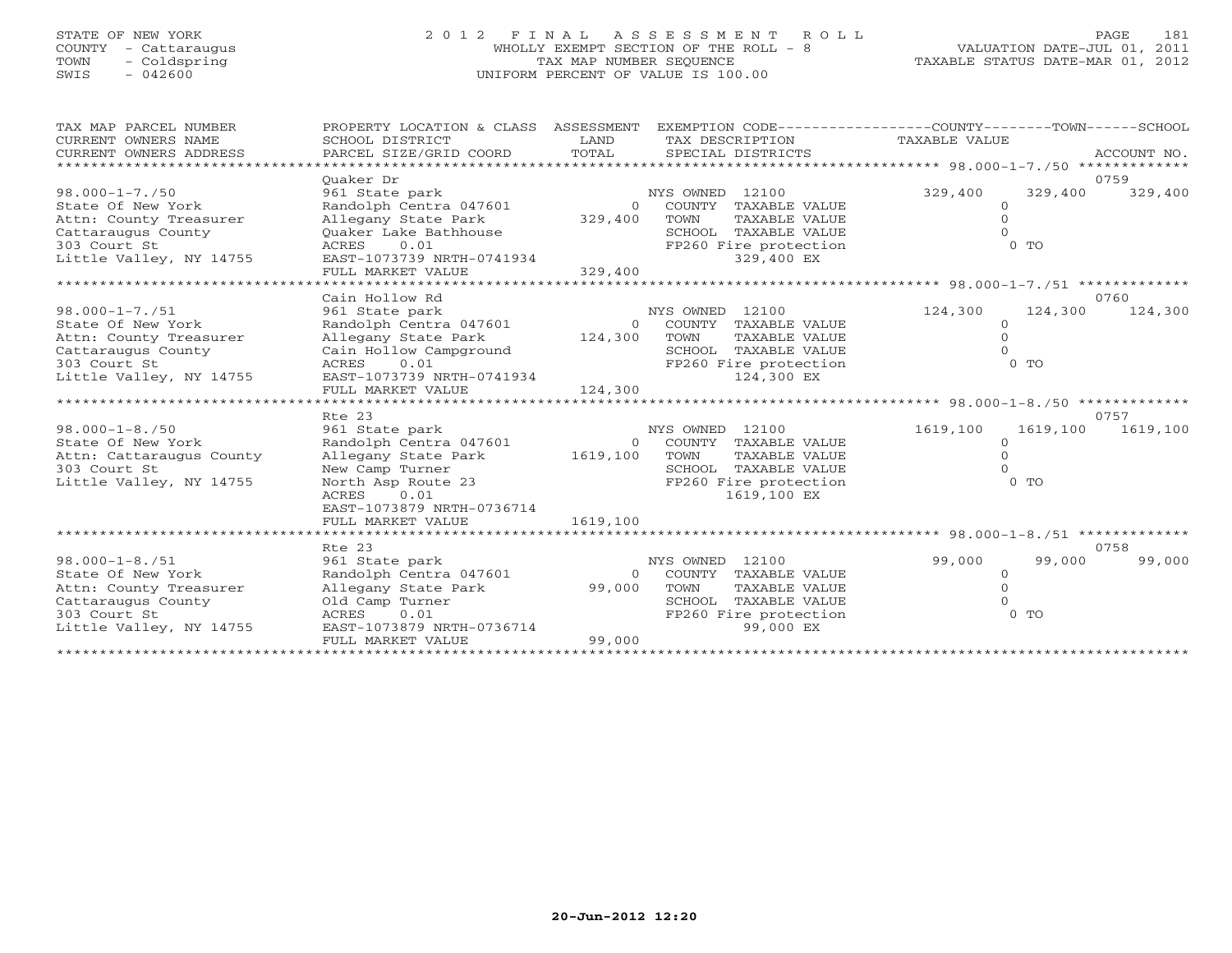STATE OF NEW YORK
COUNTY - Cattaraugus
TOWN - Coldspring
SWIS - 042600

# 2012 FINAL ASSESSMENT ROLL

WHOLLY EXEMPT SECTION OF THE ROLL - 8
TAX MAP NUMBER SEQUENCE
UNIFORM PERCENT OF VALUE IS 100.00

VALUATION DATE-JUL 01, 2011
TAXABLE STATUS DATE-MAR 01, 2012

| TAX MAP PARCEL NUMBER / CURRENT OWNERS NAME / CURRENT OWNERS ADDRESS | PROPERTY LOCATION & CLASS / SCHOOL DISTRICT / PARCEL SIZE/GRID COORD | ASSESSMENT LAND / TOTAL | EXEMPTION CODE / TAX DESCRIPTION / SPECIAL DISTRICTS | COUNTY TAXABLE VALUE | TOWN | SCHOOL / ACCOUNT NO. |
|---|---|---|---|---|---|---|
| 98.000-1-7./50 | Quaker Dr | | | | | 0759 |
| State Of New York | 961 State park | | NYS OWNED 12100 | 329,400 | 329,400 | 329,400 |
| Attn: County Treasurer | Randolph Centra 047601 | 0 | COUNTY TAXABLE VALUE | 0 | | |
| Cattaraugus County | Allegany State Park | 329,400 | TOWN TAXABLE VALUE | 0 | | |
| 303 Court St | Quaker Lake Bathhouse | | SCHOOL TAXABLE VALUE | 0 | | |
| Little Valley, NY 14755 | ACRES 0.01 | | FP260 Fire protection | 0 TO | | |
| | EAST-1073739 NRTH-0741934 | | 329,400 EX | | | |
| | FULL MARKET VALUE | 329,400 | | | | |
| 98.000-1-7./51 | Cain Hollow Rd | | | | | 0760 |
| State Of New York | 961 State park | | NYS OWNED 12100 | 124,300 | 124,300 | 124,300 |
| Attn: County Treasurer | Randolph Centra 047601 | 0 | COUNTY TAXABLE VALUE | 0 | | |
| Cattaraugus County | Allegany State Park | 124,300 | TOWN TAXABLE VALUE | 0 | | |
| 303 Court St | Cain Hollow Campground | | SCHOOL TAXABLE VALUE | 0 | | |
| Little Valley, NY 14755 | ACRES 0.01 | | FP260 Fire protection | 0 TO | | |
| | EAST-1073739 NRTH-0741934 | | 124,300 EX | | | |
| | FULL MARKET VALUE | 124,300 | | | | |
| 98.000-1-8./50 | Rte 23 | | | | | 0757 |
| State Of New York | 961 State park | | NYS OWNED 12100 | 1619,100 | 1619,100 | 1619,100 |
| Attn: Cattaraugus County | Randolph Centra 047601 | 0 | COUNTY TAXABLE VALUE | 0 | | |
| 303 Court St | Allegany State Park | 1619,100 | TOWN TAXABLE VALUE | 0 | | |
| Little Valley, NY 14755 | New Camp Turner | | SCHOOL TAXABLE VALUE | 0 | | |
| | North Asp Route 23 | | FP260 Fire protection | 0 TO | | |
| | ACRES 0.01 | | 1619,100 EX | | | |
| | EAST-1073879 NRTH-0736714 | | | | | |
| | FULL MARKET VALUE | 1619,100 | | | | |
| 98.000-1-8./51 | Rte 23 | | | | | 0758 |
| State Of New York | 961 State park | | NYS OWNED 12100 | 99,000 | 99,000 | 99,000 |
| Attn: County Treasurer | Randolph Centra 047601 | 0 | COUNTY TAXABLE VALUE | 0 | | |
| Cattaraugus County | Allegany State Park | 99,000 | TOWN TAXABLE VALUE | 0 | | |
| 303 Court St | Old Camp Turner | | SCHOOL TAXABLE VALUE | 0 | | |
| Little Valley, NY 14755 | ACRES 0.01 | | FP260 Fire protection | 0 TO | | |
| | EAST-1073879 NRTH-0736714 | | 99,000 EX | | | |
| | FULL MARKET VALUE | 99,000 | | | | |

20-Jun-2012 12:20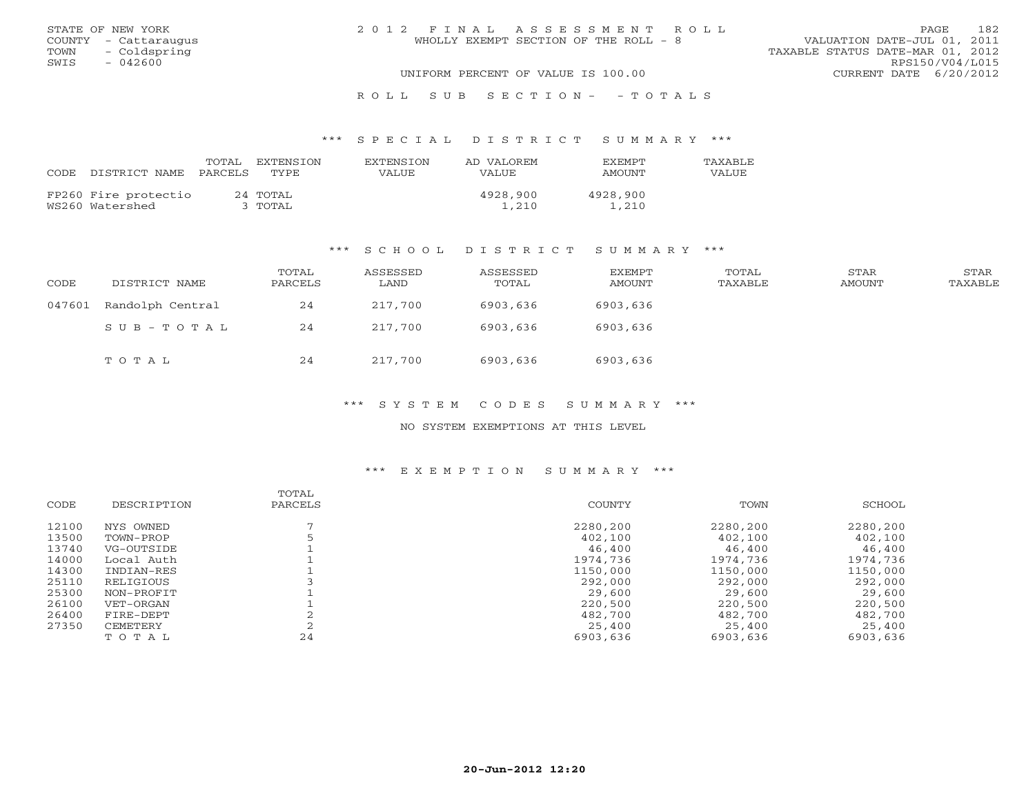STATE OF NEW YORK
COUNTY - Cattaraugus
TOWN - Coldspring
SWIS - 042600

2012 FINAL ASSESSMENT ROLL
WHOLLY EXEMPT SECTION OF THE ROLL - 8
UNIFORM PERCENT OF VALUE IS 100.00

VALUATION DATE-JUL 01, 2011
TAXABLE STATUS DATE-MAR 01, 2012
RPS150/V04/L015
CURRENT DATE 6/20/2012

ROLL SUB SECTION- - TOTALS

### *** SPECIAL DISTRICT SUMMARY ***

| CODE | DISTRICT NAME | TOTAL PARCELS | EXTENSION TYPE | EXTENSION VALUE | AD VALOREM VALUE | EXEMPT AMOUNT | TAXABLE VALUE |
|---|---|---|---|---|---|---|---|
| FP260 | Fire protectio | 24 | TOTAL | | 4928,900 | 4928,900 | |
| WS260 | Watershed | 3 | TOTAL | | 1,210 | 1,210 | |

### *** SCHOOL DISTRICT SUMMARY ***

| CODE | DISTRICT NAME | TOTAL PARCELS | ASSESSED LAND | ASSESSED TOTAL | EXEMPT AMOUNT | TOTAL TAXABLE | STAR AMOUNT | STAR TAXABLE |
|---|---|---|---|---|---|---|---|---|
| 047601 | Randolph Central | 24 | 217,700 | 6903,636 | 6903,636 | | | |
| | SUB-TOTAL | 24 | 217,700 | 6903,636 | 6903,636 | | | |
| | TOTAL | 24 | 217,700 | 6903,636 | 6903,636 | | | |

### *** SYSTEM CODES SUMMARY ***

NO SYSTEM EXEMPTIONS AT THIS LEVEL

### *** EXEMPTION SUMMARY ***

| CODE | DESCRIPTION | TOTAL PARCELS | COUNTY | TOWN | SCHOOL |
|---|---|---|---|---|---|
| 12100 | NYS OWNED | 7 | 2280,200 | 2280,200 | 2280,200 |
| 13500 | TOWN-PROP | 5 | 402,100 | 402,100 | 402,100 |
| 13740 | VG-OUTSIDE | 1 | 46,400 | 46,400 | 46,400 |
| 14000 | Local Auth | 1 | 1974,736 | 1974,736 | 1974,736 |
| 14300 | INDIAN-RES | 1 | 1150,000 | 1150,000 | 1150,000 |
| 25110 | RELIGIOUS | 3 | 292,000 | 292,000 | 292,000 |
| 25300 | NON-PROFIT | 1 | 29,600 | 29,600 | 29,600 |
| 26100 | VET-ORGAN | 1 | 220,500 | 220,500 | 220,500 |
| 26400 | FIRE-DEPT | 2 | 482,700 | 482,700 | 482,700 |
| 27350 | CEMETERY | 2 | 25,400 | 25,400 | 25,400 |
| | TOTAL | 24 | 6903,636 | 6903,636 | 6903,636 |

20-Jun-2012 12:20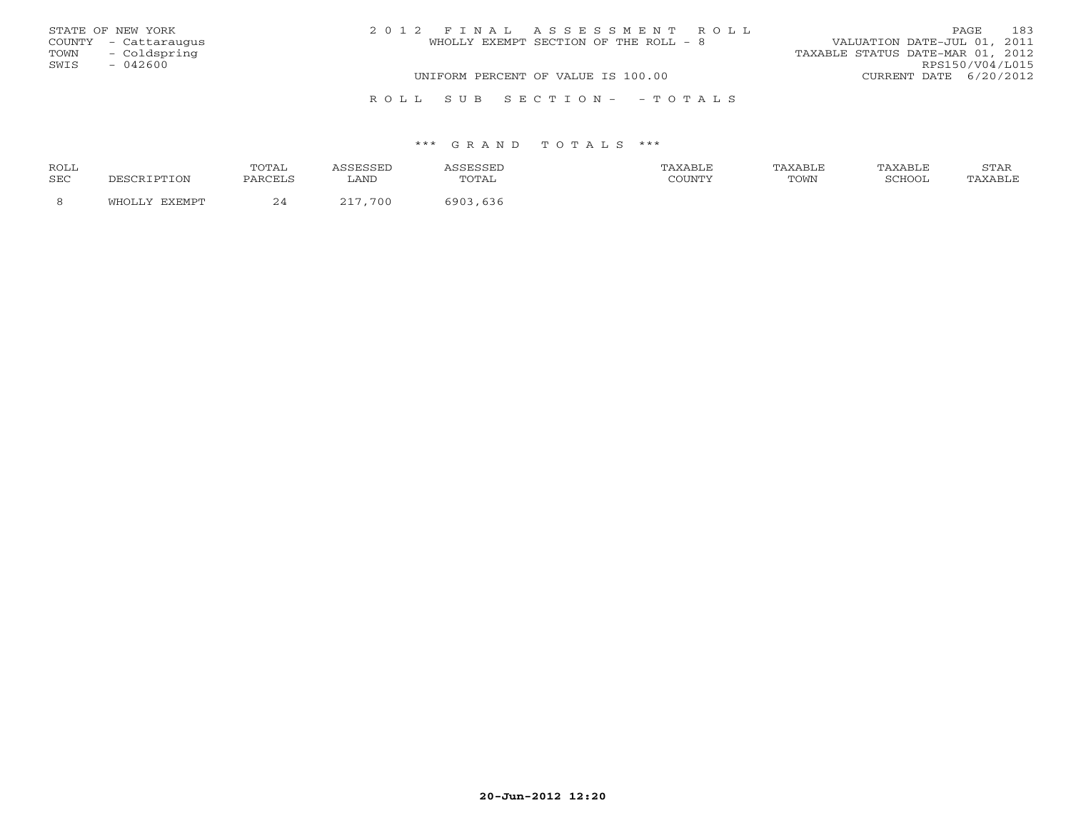STATE OF NEW YORK
COUNTY - Cattaraugus
TOWN - Coldspring
SWIS - 042600

2 0 1 2 F I N A L A S S E S S M E N T R O L L
WHOLLY EXEMPT SECTION OF THE ROLL - 8

VALUATION DATE-JUL 01, 2011
TAXABLE STATUS DATE-MAR 01, 2012
RPS150/V04/L015

UNIFORM PERCENT OF VALUE IS 100.00

CURRENT DATE 6/20/2012

R O L L S U B S E C T I O N - - T O T A L S

\*\*\* G R A N D T O T A L S \*\*\*

| ROLL SEC | DESCRIPTION | TOTAL PARCELS | ASSESSED LAND | ASSESSED TOTAL | TAXABLE COUNTY | TAXABLE TOWN | TAXABLE SCHOOL | STAR TAXABLE |
|---|---|---|---|---|---|---|---|---|
| 8 | WHOLLY EXEMPT | 24 | 217,700 | 6903,636 | | | | |

20-Jun-2012 12:20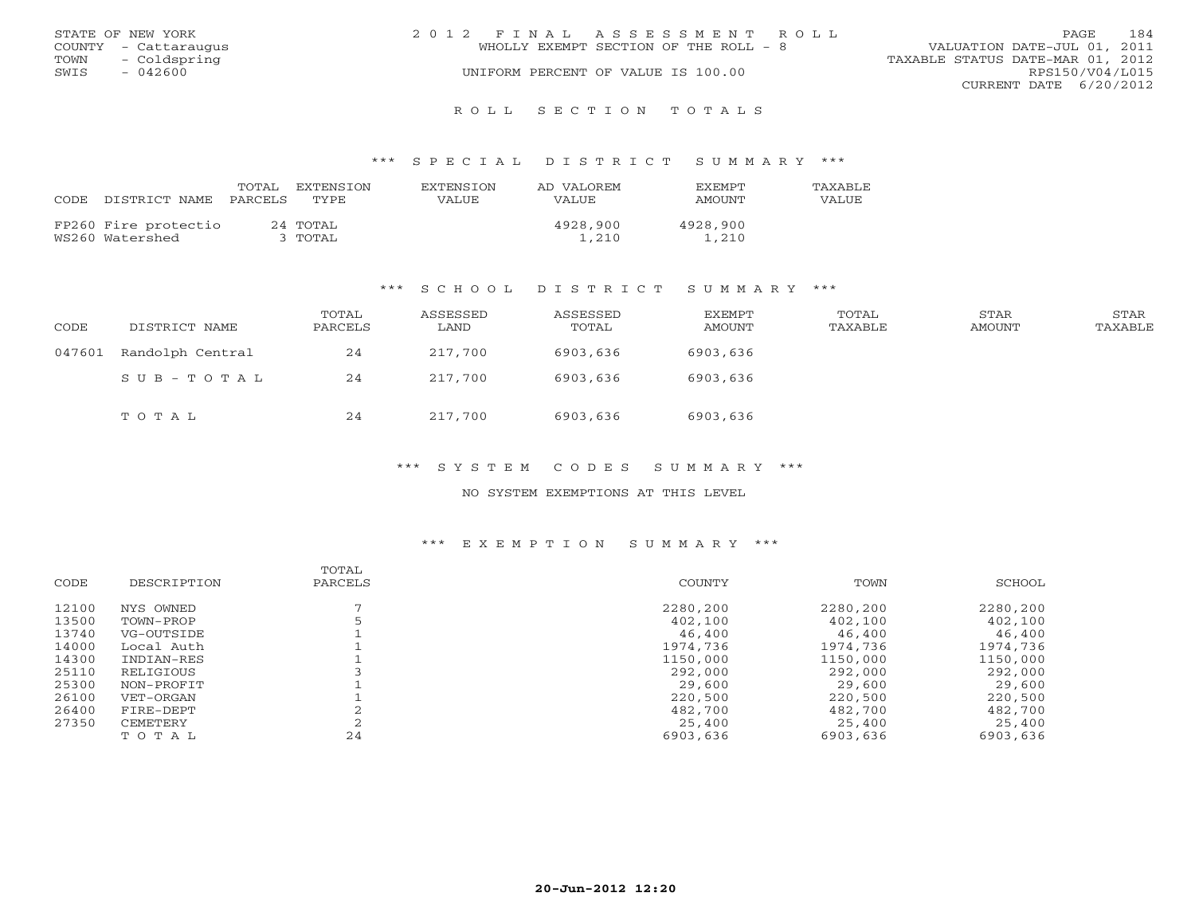STATE OF NEW YORK
COUNTY - Cattaraugus
TOWN - Coldspring
SWIS - 042600

2012 FINAL ASSESSMENT ROLL
WHOLLY EXEMPT SECTION OF THE ROLL - 8
UNIFORM PERCENT OF VALUE IS 100.00

VALUATION DATE-JUL 01, 2011
TAXABLE STATUS DATE-MAR 01, 2012
RPS150/V04/L015
CURRENT DATE 6/20/2012

## ROLL SECTION TOTALS

### *** SPECIAL DISTRICT SUMMARY ***

| CODE | DISTRICT NAME | TOTAL PARCELS | EXTENSION TYPE | EXTENSION VALUE | AD VALOREM VALUE | EXEMPT AMOUNT | TAXABLE VALUE |
|---|---|---|---|---|---|---|---|
| FP260 | Fire protectio | 24 | TOTAL | | 4928,900 | 4928,900 | |
| WS260 | Watershed | 3 | TOTAL | | 1,210 | 1,210 | |

### *** SCHOOL DISTRICT SUMMARY ***

| CODE | DISTRICT NAME | TOTAL PARCELS | ASSESSED LAND | ASSESSED TOTAL | EXEMPT AMOUNT | TOTAL TAXABLE | STAR AMOUNT | STAR TAXABLE |
|---|---|---|---|---|---|---|---|---|
| 047601 | Randolph Central | 24 | 217,700 | 6903,636 | 6903,636 | | | |
| | SUB-TOTAL | 24 | 217,700 | 6903,636 | 6903,636 | | | |
| | TOTAL | 24 | 217,700 | 6903,636 | 6903,636 | | | |

### *** SYSTEM CODES SUMMARY ***

NO SYSTEM EXEMPTIONS AT THIS LEVEL

### *** EXEMPTION SUMMARY ***

| CODE | DESCRIPTION | TOTAL PARCELS | COUNTY | TOWN | SCHOOL |
|---|---|---|---|---|---|
| 12100 | NYS OWNED | 7 | 2280,200 | 2280,200 | 2280,200 |
| 13500 | TOWN-PROP | 5 | 402,100 | 402,100 | 402,100 |
| 13740 | VG-OUTSIDE | 1 | 46,400 | 46,400 | 46,400 |
| 14000 | Local Auth | 1 | 1974,736 | 1974,736 | 1974,736 |
| 14300 | INDIAN-RES | 1 | 1150,000 | 1150,000 | 1150,000 |
| 25110 | RELIGIOUS | 3 | 292,000 | 292,000 | 292,000 |
| 25300 | NON-PROFIT | 1 | 29,600 | 29,600 | 29,600 |
| 26100 | VET-ORGAN | 1 | 220,500 | 220,500 | 220,500 |
| 26400 | FIRE-DEPT | 2 | 482,700 | 482,700 | 482,700 |
| 27350 | CEMETERY | 2 | 25,400 | 25,400 | 25,400 |
| | TOTAL | 24 | 6903,636 | 6903,636 | 6903,636 |

20-Jun-2012 12:20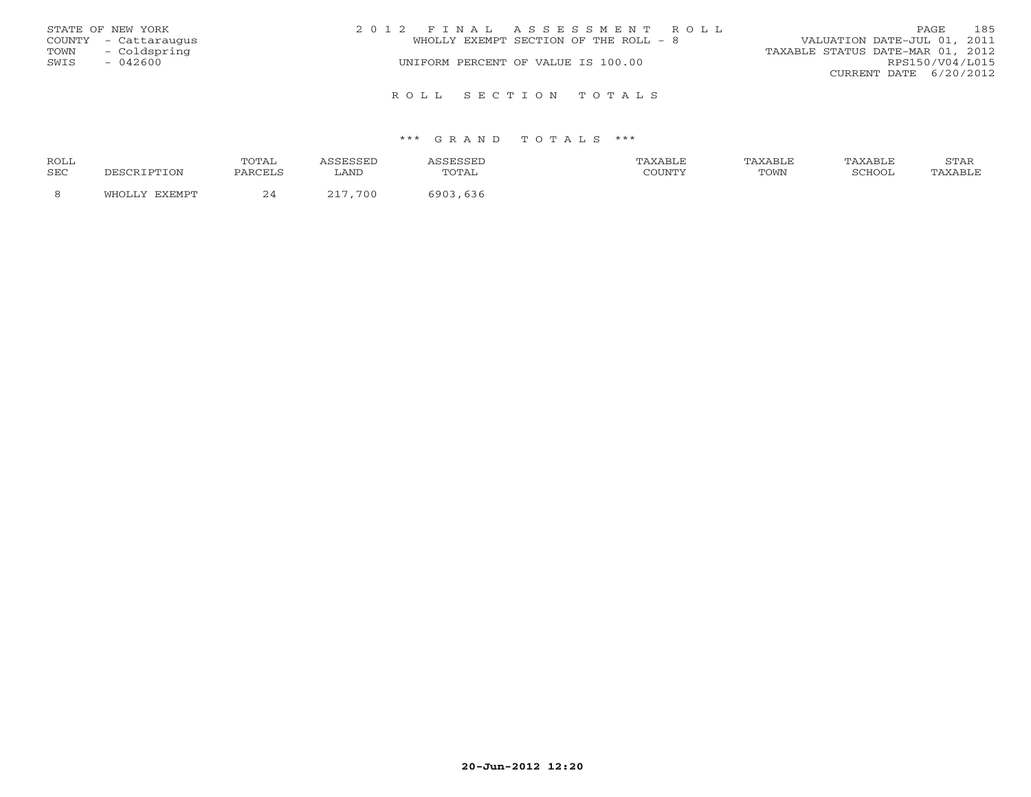STATE OF NEW YORK
COUNTY - Cattaraugus
TOWN - Coldspring
SWIS - 042600

2 0 1 2 F I N A L A S S E S S M E N T R O L L
WHOLLY EXEMPT SECTION OF THE ROLL - 8
UNIFORM PERCENT OF VALUE IS 100.00

VALUATION DATE-JUL 01, 2011
TAXABLE STATUS DATE-MAR 01, 2012
RPS150/V04/L015
CURRENT DATE 6/20/2012

R O L L S E C T I O N T O T A L S

\*\*\* G R A N D T O T A L S \*\*\*

| ROLL SEC | DESCRIPTION | TOTAL PARCELS | ASSESSED LAND | ASSESSED TOTAL | TAXABLE COUNTY | TAXABLE TOWN | TAXABLE SCHOOL | STAR TAXABLE |
|---|---|---|---|---|---|---|---|---|
| 8 | WHOLLY EXEMPT | 24 | 217,700 | 6903,636 | | | | |

20-Jun-2012 12:20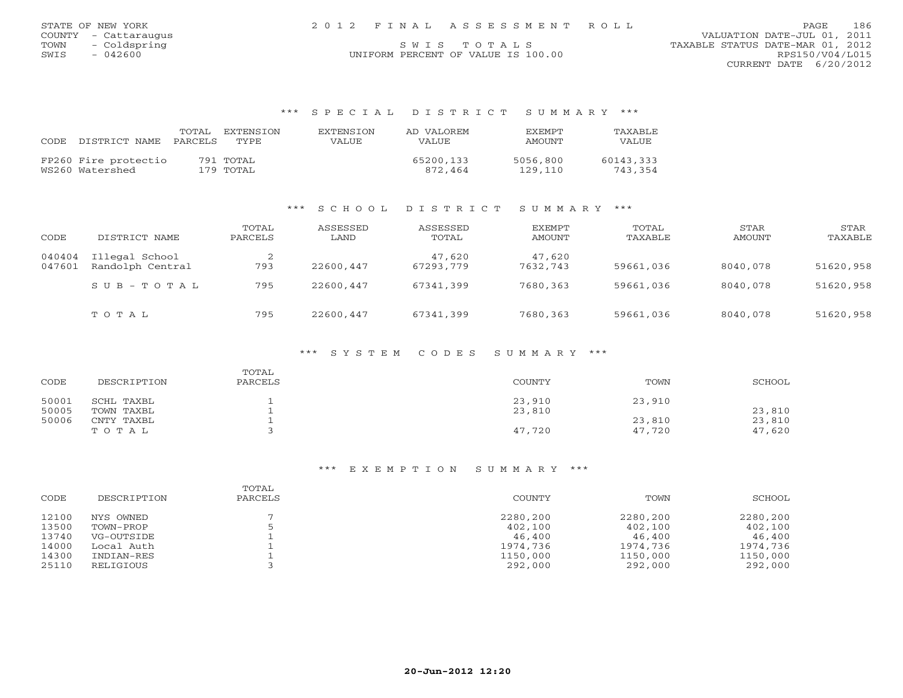STATE OF NEW YORK
COUNTY - Cattaraugus
TOWN - Coldspring
SWIS - 042600

2012 FINAL ASSESSMENT ROLL

SWIS TOTALS

UNIFORM PERCENT OF VALUE IS 100.00

VALUATION DATE-JUL 01, 2011
TAXABLE STATUS DATE-MAR 01, 2012
RPS150/V04/L015
CURRENT DATE 6/20/2012

## *** SPECIAL DISTRICT SUMMARY ***

| CODE | DISTRICT NAME | TOTAL PARCELS | EXTENSION TYPE | EXTENSION VALUE | AD VALOREM VALUE | EXEMPT AMOUNT | TAXABLE VALUE |
|---|---|---|---|---|---|---|---|
| FP260 | Fire protectio | 791 | TOTAL | | 65200,133 | 5056,800 | 60143,333 |
| WS260 | Watershed | 179 | TOTAL | | 872,464 | 129,110 | 743,354 |

## *** SCHOOL DISTRICT SUMMARY ***

| CODE | DISTRICT NAME | TOTAL PARCELS | ASSESSED LAND | ASSESSED TOTAL | EXEMPT AMOUNT | TOTAL TAXABLE | STAR AMOUNT | STAR TAXABLE |
|---|---|---|---|---|---|---|---|---|
| 040404 | Illegal School | 2 | | 47,620 | 47,620 | | | |
| 047601 | Randolph Central | 793 | 22600,447 | 67293,779 | 7632,743 | 59661,036 | 8040,078 | 51620,958 |
| | S U B - T O T A L | 795 | 22600,447 | 67341,399 | 7680,363 | 59661,036 | 8040,078 | 51620,958 |
| | T O T A L | 795 | 22600,447 | 67341,399 | 7680,363 | 59661,036 | 8040,078 | 51620,958 |

## *** SYSTEM CODES SUMMARY ***

| CODE | DESCRIPTION | TOTAL PARCELS | COUNTY | TOWN | SCHOOL |
|---|---|---|---|---|---|
| 50001 | SCHL TAXBL | 1 | 23,910 | 23,910 | |
| 50005 | TOWN TAXBL | 1 | 23,810 | | 23,810 |
| 50006 | CNTY TAXBL | 1 | | 23,810 | 23,810 |
| | T O T A L | 3 | 47,720 | 47,720 | 47,620 |

## *** EXEMPTION SUMMARY ***

| CODE | DESCRIPTION | TOTAL PARCELS | COUNTY | TOWN | SCHOOL |
|---|---|---|---|---|---|
| 12100 | NYS OWNED | 7 | 2280,200 | 2280,200 | 2280,200 |
| 13500 | TOWN-PROP | 5 | 402,100 | 402,100 | 402,100 |
| 13740 | VG-OUTSIDE | 1 | 46,400 | 46,400 | 46,400 |
| 14000 | Local Auth | 1 | 1974,736 | 1974,736 | 1974,736 |
| 14300 | INDIAN-RES | 1 | 1150,000 | 1150,000 | 1150,000 |
| 25110 | RELIGIOUS | 3 | 292,000 | 292,000 | 292,000 |

20-Jun-2012 12:20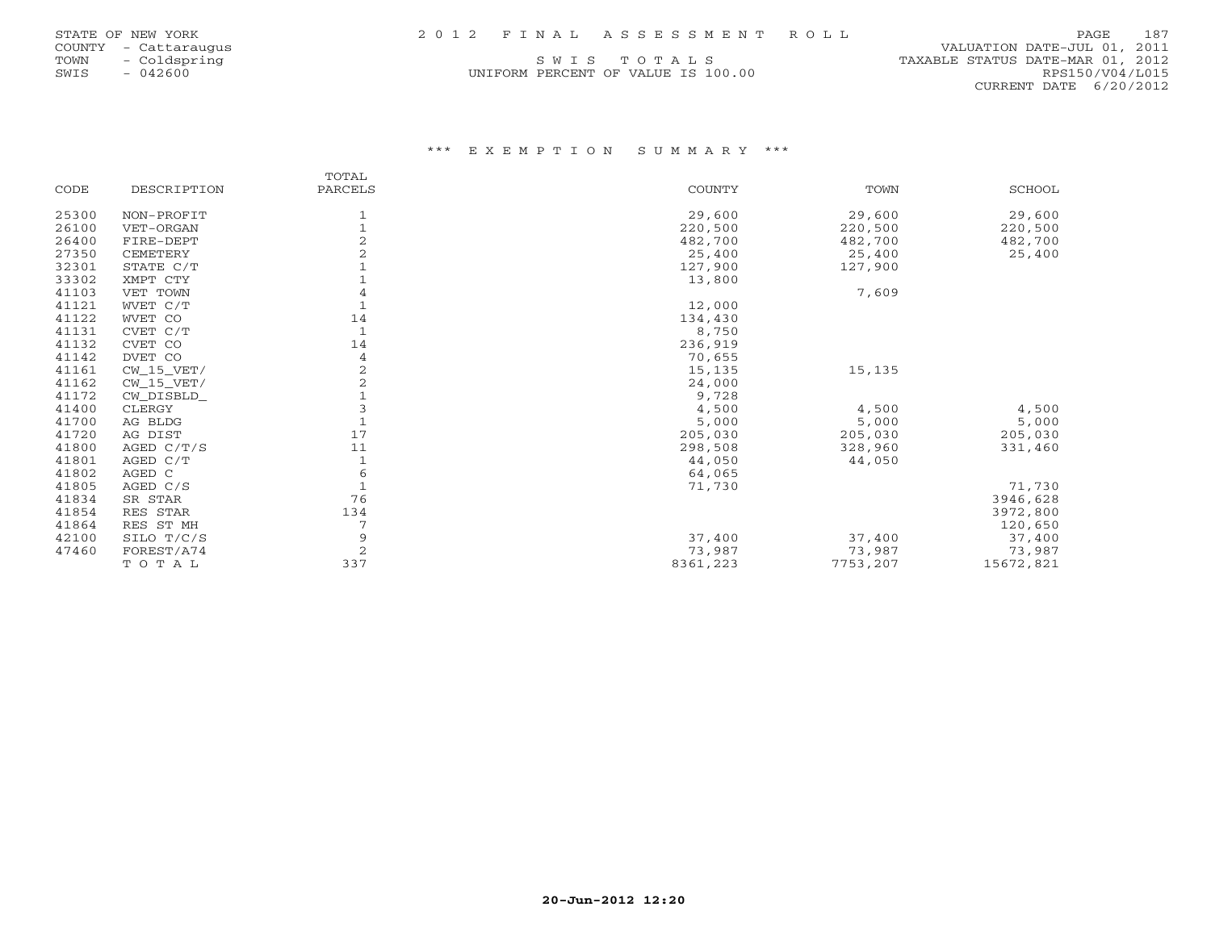STATE OF NEW YORK
COUNTY - Cattaraugus
TOWN - Coldspring
SWIS - 042600

2012 FINAL ASSESSMENT ROLL

SWIS TOTALS

UNIFORM PERCENT OF VALUE IS 100.00

VALUATION DATE-JUL 01, 2011
TAXABLE STATUS DATE-MAR 01, 2012
RPS150/V04/L015
CURRENT DATE 6/20/2012

*** EXEMPTION SUMMARY ***

| CODE | DESCRIPTION | TOTAL PARCELS | COUNTY | TOWN | SCHOOL |
|---|---|---|---|---|---|
| 25300 | NON-PROFIT | 1 | 29,600 | 29,600 | 29,600 |
| 26100 | VET-ORGAN | 1 | 220,500 | 220,500 | 220,500 |
| 26400 | FIRE-DEPT | 2 | 482,700 | 482,700 | 482,700 |
| 27350 | CEMETERY | 2 | 25,400 | 25,400 | 25,400 |
| 32301 | STATE C/T | 1 | 127,900 | 127,900 | |
| 33302 | XMPT CTY | 1 | 13,800 | | |
| 41103 | VET TOWN | 4 | | 7,609 | |
| 41121 | WVET C/T | 1 | 12,000 | | |
| 41122 | WVET CO | 14 | 134,430 | | |
| 41131 | CVET C/T | 1 | 8,750 | | |
| 41132 | CVET CO | 14 | 236,919 | | |
| 41142 | DVET CO | 4 | 70,655 | | |
| 41161 | CW_15_VET/ | 2 | 15,135 | 15,135 | |
| 41162 | CW_15_VET/ | 2 | 24,000 | | |
| 41172 | CW_DISBLD_ | 1 | 9,728 | | |
| 41400 | CLERGY | 3 | 4,500 | 4,500 | 4,500 |
| 41700 | AG BLDG | 1 | 5,000 | 5,000 | 5,000 |
| 41720 | AG DIST | 17 | 205,030 | 205,030 | 205,030 |
| 41800 | AGED C/T/S | 11 | 298,508 | 328,960 | 331,460 |
| 41801 | AGED C/T | 1 | 44,050 | 44,050 | |
| 41802 | AGED C | 6 | 64,065 | | |
| 41805 | AGED C/S | 1 | 71,730 | | 71,730 |
| 41834 | SR STAR | 76 | | | 3946,628 |
| 41854 | RES STAR | 134 | | | 3972,800 |
| 41864 | RES ST MH | 7 | | | 120,650 |
| 42100 | SILO T/C/S | 9 | 37,400 | 37,400 | 37,400 |
| 47460 | FOREST/A74 | 2 | 73,987 | 73,987 | 73,987 |
| | TOTAL | 337 | 8361,223 | 7753,207 | 15672,821 |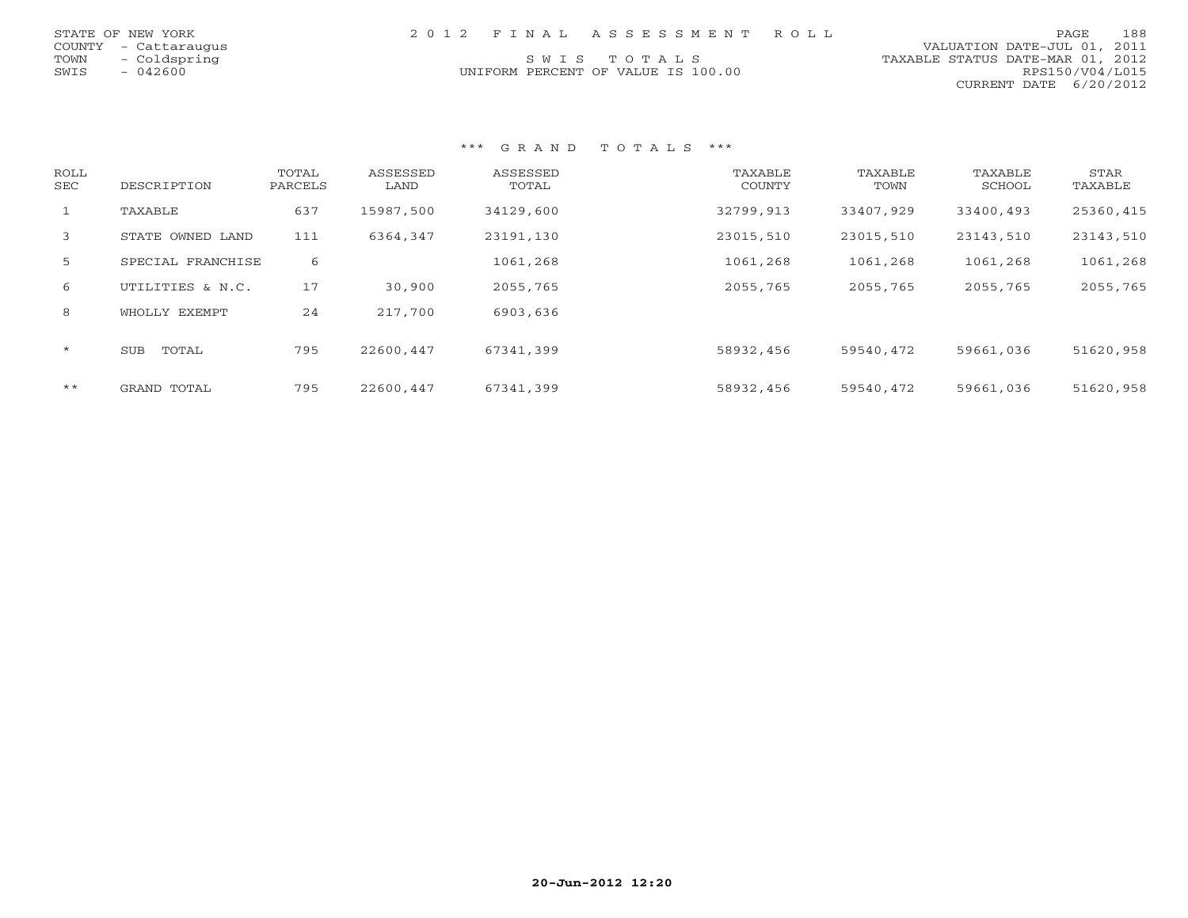STATE OF NEW YORK
COUNTY - Cattaraugus
TOWN - Coldspring
SWIS - 042600

2 0 1 2 F I N A L A S S E S S M E N T R O L L

S W I S T O T A L S

UNIFORM PERCENT OF VALUE IS 100.00

VALUATION DATE-JUL 01, 2011
TAXABLE STATUS DATE-MAR 01, 2012
RPS150/V04/L015
CURRENT DATE 6/20/2012

### *** G R A N D T O T A L S ***

| ROLL SEC | DESCRIPTION | TOTAL PARCELS | ASSESSED LAND | ASSESSED TOTAL | TAXABLE COUNTY | TAXABLE TOWN | TAXABLE SCHOOL | STAR TAXABLE |
|---|---|---|---|---|---|---|---|---|
| 1 | TAXABLE | 637 | 15987,500 | 34129,600 | 32799,913 | 33407,929 | 33400,493 | 25360,415 |
| 3 | STATE OWNED LAND | 111 | 6364,347 | 23191,130 | 23015,510 | 23015,510 | 23143,510 | 23143,510 |
| 5 | SPECIAL FRANCHISE | 6 | | 1061,268 | 1061,268 | 1061,268 | 1061,268 | 1061,268 |
| 6 | UTILITIES & N.C. | 17 | 30,900 | 2055,765 | 2055,765 | 2055,765 | 2055,765 | 2055,765 |
| 8 | WHOLLY EXEMPT | 24 | 217,700 | 6903,636 | | | | |
| * | SUB TOTAL | 795 | 22600,447 | 67341,399 | 58932,456 | 59540,472 | 59661,036 | 51620,958 |
| ** | GRAND TOTAL | 795 | 22600,447 | 67341,399 | 58932,456 | 59540,472 | 59661,036 | 51620,958 |

20-Jun-2012 12:20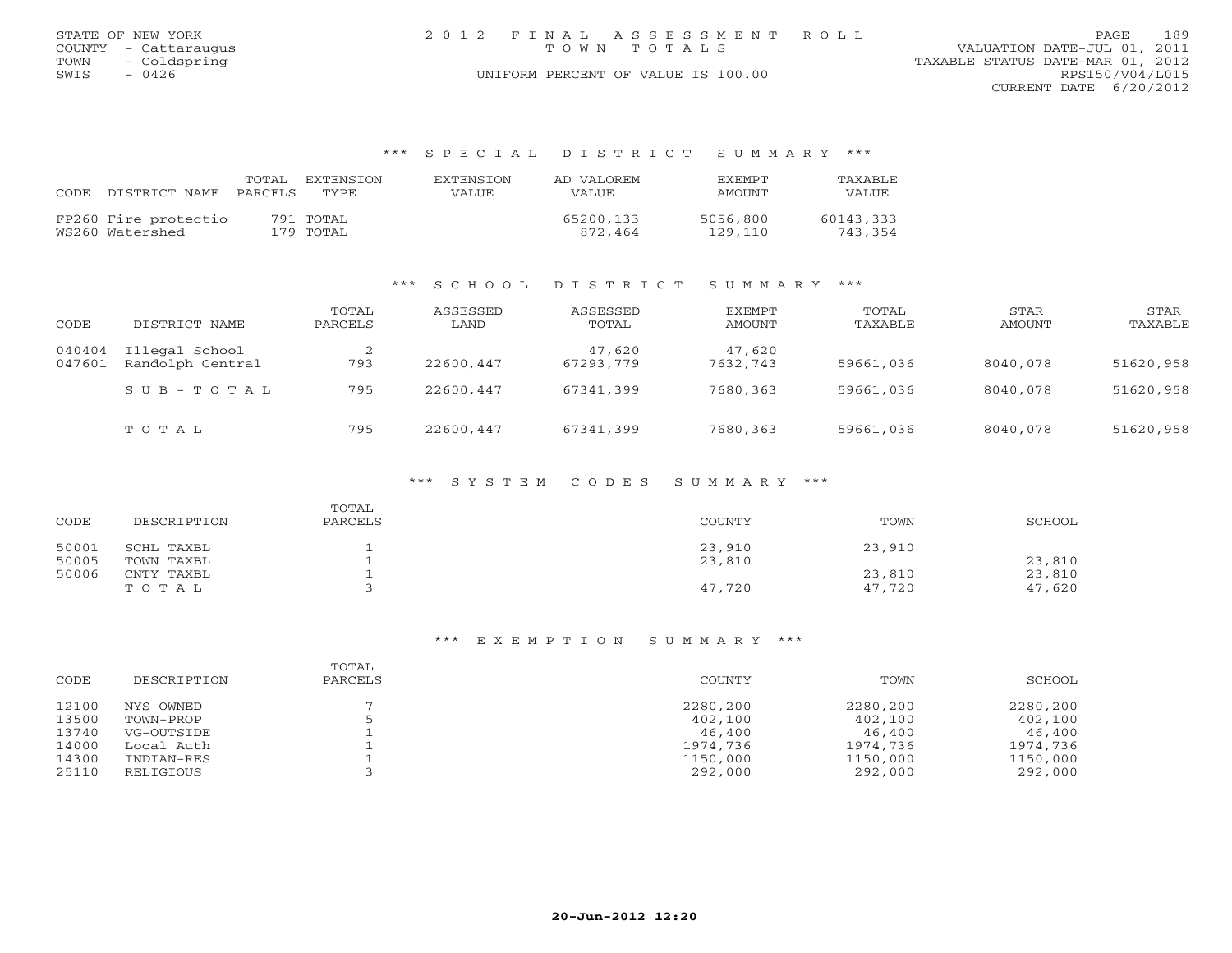STATE OF NEW YORK
COUNTY - Cattaraugus
TOWN - Coldspring
SWIS - 0426

2012 FINAL ASSESSMENT ROLL
TOWN TOTALS
UNIFORM PERCENT OF VALUE IS 100.00

VALUATION DATE-JUL 01, 2011
TAXABLE STATUS DATE-MAR 01, 2012
RPS150/V04/L015
CURRENT DATE 6/20/2012

## *** SPECIAL DISTRICT SUMMARY ***

| CODE | DISTRICT NAME | TOTAL PARCELS | EXTENSION TYPE | EXTENSION VALUE | AD VALOREM VALUE | EXEMPT AMOUNT | TAXABLE VALUE |
|---|---|---|---|---|---|---|---|
| FP260 | Fire protectio | 791 | TOTAL | | 65200,133 | 5056,800 | 60143,333 |
| WS260 | Watershed | 179 | TOTAL | | 872,464 | 129,110 | 743,354 |

## *** SCHOOL DISTRICT SUMMARY ***

| CODE | DISTRICT NAME | TOTAL PARCELS | ASSESSED LAND | ASSESSED TOTAL | EXEMPT AMOUNT | TOTAL TAXABLE | STAR AMOUNT | STAR TAXABLE |
|---|---|---|---|---|---|---|---|---|
| 040404 | Illegal School | 2 | | 47,620 | 47,620 | | | |
| 047601 | Randolph Central | 793 | 22600,447 | 67293,779 | 7632,743 | 59661,036 | 8040,078 | 51620,958 |
| | SUB-TOTAL | 795 | 22600,447 | 67341,399 | 7680,363 | 59661,036 | 8040,078 | 51620,958 |
| | TOTAL | 795 | 22600,447 | 67341,399 | 7680,363 | 59661,036 | 8040,078 | 51620,958 |

## *** SYSTEM CODES SUMMARY ***

| CODE | DESCRIPTION | TOTAL PARCELS | COUNTY | TOWN | SCHOOL |
|---|---|---|---|---|---|
| 50001 | SCHL TAXBL | 1 | 23,910 | 23,910 | |
| 50005 | TOWN TAXBL | 1 | 23,810 | | 23,810 |
| 50006 | CNTY TAXBL | 1 | | 23,810 | 23,810 |
| | TOTAL | 3 | 47,720 | 47,720 | 47,620 |

## *** EXEMPTION SUMMARY ***

| CODE | DESCRIPTION | TOTAL PARCELS | COUNTY | TOWN | SCHOOL |
|---|---|---|---|---|---|
| 12100 | NYS OWNED | 7 | 2280,200 | 2280,200 | 2280,200 |
| 13500 | TOWN-PROP | 5 | 402,100 | 402,100 | 402,100 |
| 13740 | VG-OUTSIDE | 1 | 46,400 | 46,400 | 46,400 |
| 14000 | Local Auth | 1 | 1974,736 | 1974,736 | 1974,736 |
| 14300 | INDIAN-RES | 1 | 1150,000 | 1150,000 | 1150,000 |
| 25110 | RELIGIOUS | 3 | 292,000 | 292,000 | 292,000 |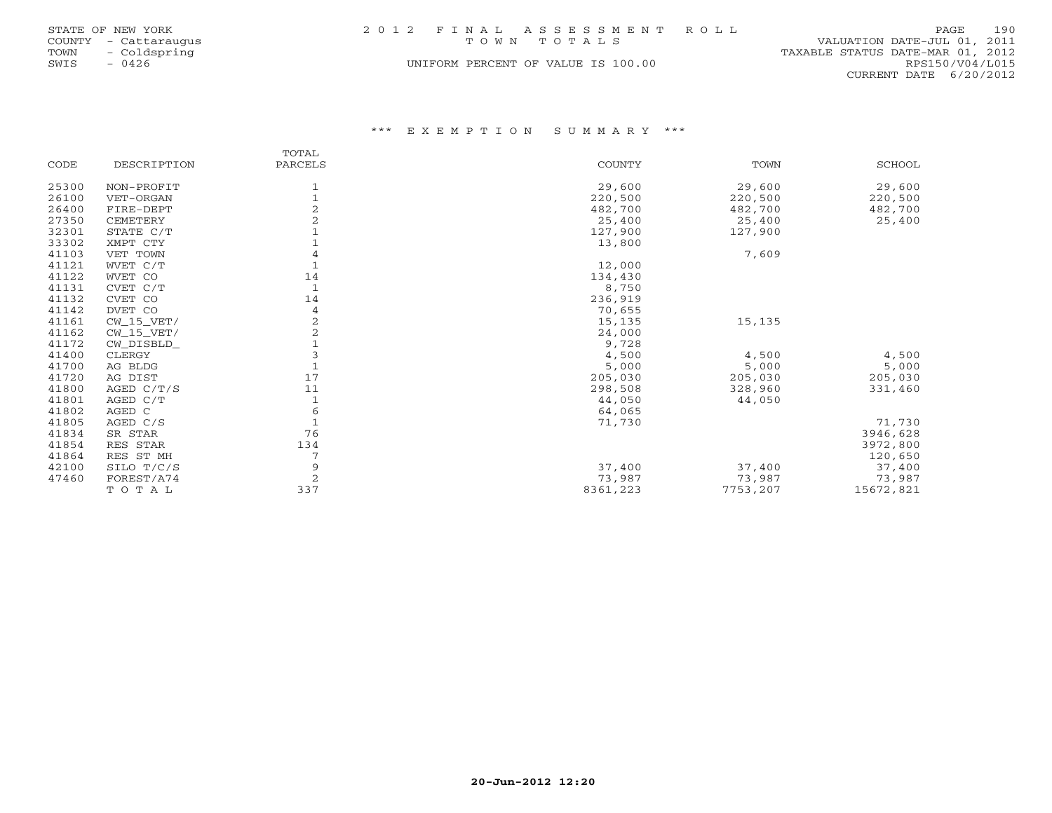STATE OF NEW YORK
COUNTY - Cattaraugus
TOWN - Coldspring
SWIS - 0426

2012 FINAL ASSESSMENT ROLL
TOWN TOTALS
UNIFORM PERCENT OF VALUE IS 100.00

VALUATION DATE-JUL 01, 2011
TAXABLE STATUS DATE-MAR 01, 2012
RPS150/V04/L015
CURRENT DATE 6/20/2012

### *** EXEMPTION SUMMARY ***

| CODE | DESCRIPTION | TOTAL PARCELS | COUNTY | TOWN | SCHOOL |
|---|---|---|---|---|---|
| 25300 | NON-PROFIT | 1 | 29,600 | 29,600 | 29,600 |
| 26100 | VET-ORGAN | 1 | 220,500 | 220,500 | 220,500 |
| 26400 | FIRE-DEPT | 2 | 482,700 | 482,700 | 482,700 |
| 27350 | CEMETERY | 2 | 25,400 | 25,400 | 25,400 |
| 32301 | STATE C/T | 1 | 127,900 | 127,900 | |
| 33302 | XMPT CTY | 1 | 13,800 | | |
| 41103 | VET TOWN | 4 | | 7,609 | |
| 41121 | WVET C/T | 1 | 12,000 | | |
| 41122 | WVET CO | 14 | 134,430 | | |
| 41131 | CVET C/T | 1 | 8,750 | | |
| 41132 | CVET CO | 14 | 236,919 | | |
| 41142 | DVET CO | 4 | 70,655 | | |
| 41161 | CW_15_VET/ | 2 | 15,135 | 15,135 | |
| 41162 | CW_15_VET/ | 2 | 24,000 | | |
| 41172 | CW_DISBLD_ | 1 | 9,728 | | |
| 41400 | CLERGY | 3 | 4,500 | 4,500 | 4,500 |
| 41700 | AG BLDG | 1 | 5,000 | 5,000 | 5,000 |
| 41720 | AG DIST | 17 | 205,030 | 205,030 | 205,030 |
| 41800 | AGED C/T/S | 11 | 298,508 | 328,960 | 331,460 |
| 41801 | AGED C/T | 1 | 44,050 | 44,050 | |
| 41802 | AGED C | 6 | 64,065 | | |
| 41805 | AGED C/S | 1 | 71,730 | | 71,730 |
| 41834 | SR STAR | 76 | | | 3946,628 |
| 41854 | RES STAR | 134 | | | 3972,800 |
| 41864 | RES ST MH | 7 | | | 120,650 |
| 42100 | SILO T/C/S | 9 | 37,400 | 37,400 | 37,400 |
| 47460 | FOREST/A74 | 2 | 73,987 | 73,987 | 73,987 |
| | TOTAL | 337 | 8361,223 | 7753,207 | 15672,821 |

20-Jun-2012 12:20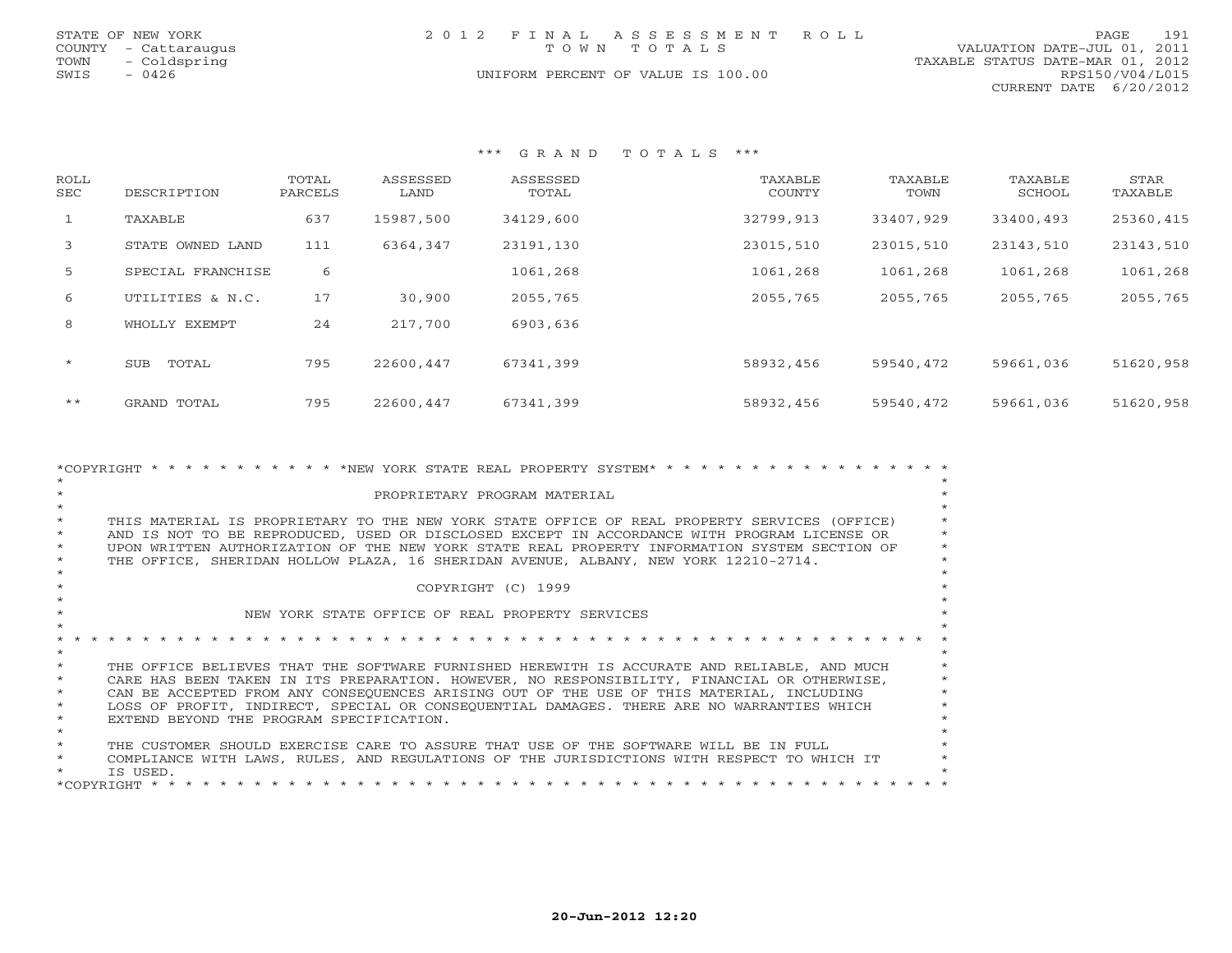STATE OF NEW YORK
COUNTY - Cattaraugus
TOWN - Coldspring
SWIS - 0426

2012 FINAL ASSESSMENT ROLL
TOWN TOTALS
UNIFORM PERCENT OF VALUE IS 100.00

VALUATION DATE-JUL 01, 2011
TAXABLE STATUS DATE-MAR 01, 2012
RPS150/V04/L015
CURRENT DATE 6/20/2012

### *** GRAND TOTALS ***

| ROLL SEC | DESCRIPTION | TOTAL PARCELS | ASSESSED LAND | ASSESSED TOTAL | TAXABLE COUNTY | TAXABLE TOWN | TAXABLE SCHOOL | STAR TAXABLE |
|---|---|---|---|---|---|---|---|---|
| 1 | TAXABLE | 637 | 15987,500 | 34129,600 | 32799,913 | 33407,929 | 33400,493 | 25360,415 |
| 3 | STATE OWNED LAND | 111 | 6364,347 | 23191,130 | 23015,510 | 23015,510 | 23143,510 | 23143,510 |
| 5 | SPECIAL FRANCHISE | 6 | | 1061,268 | 1061,268 | 1061,268 | 1061,268 | 1061,268 |
| 6 | UTILITIES & N.C. | 17 | 30,900 | 2055,765 | 2055,765 | 2055,765 | 2055,765 | 2055,765 |
| 8 | WHOLLY EXEMPT | 24 | 217,700 | 6903,636 | | | | |
| * | SUB TOTAL | 795 | 22600,447 | 67341,399 | 58932,456 | 59540,472 | 59661,036 | 51620,958 |
| ** | GRAND TOTAL | 795 | 22600,447 | 67341,399 | 58932,456 | 59540,472 | 59661,036 | 51620,958 |

*COPYRIGHT * * * * * * * * * * * *NEW YORK STATE REAL PROPERTY SYSTEM* * * * * * * * * * * * * * * * * * *

PROPRIETARY PROGRAM MATERIAL

THIS MATERIAL IS PROPRIETARY TO THE NEW YORK STATE OFFICE OF REAL PROPERTY SERVICES (OFFICE) AND IS NOT TO BE REPRODUCED, USED OR DISCLOSED EXCEPT IN ACCORDANCE WITH PROGRAM LICENSE OR UPON WRITTEN AUTHORIZATION OF THE NEW YORK STATE REAL PROPERTY INFORMATION SYSTEM SECTION OF THE OFFICE, SHERIDAN HOLLOW PLAZA, 16 SHERIDAN AVENUE, ALBANY, NEW YORK 12210-2714.

COPYRIGHT (C) 1999

NEW YORK STATE OFFICE OF REAL PROPERTY SERVICES

THE OFFICE BELIEVES THAT THE SOFTWARE FURNISHED HEREWITH IS ACCURATE AND RELIABLE, AND MUCH CARE HAS BEEN TAKEN IN ITS PREPARATION. HOWEVER, NO RESPONSIBILITY, FINANCIAL OR OTHERWISE, CAN BE ACCEPTED FROM ANY CONSEQUENCES ARISING OUT OF THE USE OF THIS MATERIAL, INCLUDING LOSS OF PROFIT, INDIRECT, SPECIAL OR CONSEQUENTIAL DAMAGES. THERE ARE NO WARRANTIES WHICH EXTEND BEYOND THE PROGRAM SPECIFICATION.

THE CUSTOMER SHOULD EXERCISE CARE TO ASSURE THAT USE OF THE SOFTWARE WILL BE IN FULL COMPLIANCE WITH LAWS, RULES, AND REGULATIONS OF THE JURISDICTIONS WITH RESPECT TO WHICH IT IS USED.

*COPYRIGHT * * * * * * * * * * * * * * * * * * * * * * * * * * * * * * * * * * * * * * * * * * * * *

20-Jun-2012 12:20